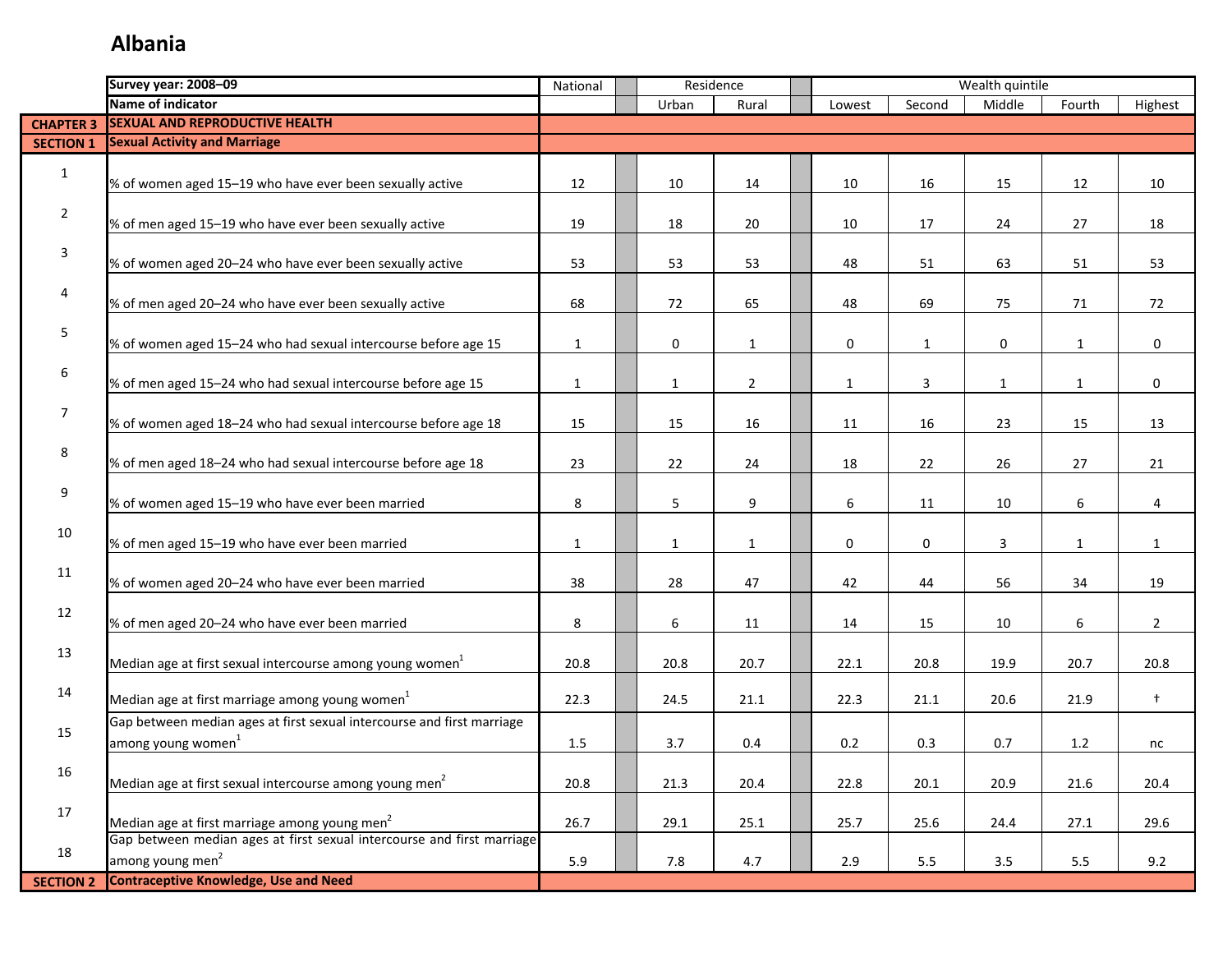# Albania

| | Survey year: 2008–09 | National | Residence | | Wealth quintile | | | | |
|---|---|---|---|---|---|---|---|---|---|
| | Name of indicator | | Urban | Rural | Lowest | Second | Middle | Fourth | Highest |
| CHAPTER 3 | SEXUAL AND REPRODUCTIVE HEALTH | | | | | | | | |
| SECTION 1 | Sexual Activity and Marriage | | | | | | | | |
| 1 | % of women aged 15–19 who have ever been sexually active | 12 | 10 | 14 | 10 | 16 | 15 | 12 | 10 |
| 2 | % of men aged 15–19 who have ever been sexually active | 19 | 18 | 20 | 10 | 17 | 24 | 27 | 18 |
| 3 | % of women aged 20–24 who have ever been sexually active | 53 | 53 | 53 | 48 | 51 | 63 | 51 | 53 |
| 4 | % of men aged 20–24 who have ever been sexually active | 68 | 72 | 65 | 48 | 69 | 75 | 71 | 72 |
| 5 | % of women aged 15–24 who had sexual intercourse before age 15 | 1 | 0 | 1 | 0 | 1 | 0 | 1 | 0 |
| 6 | % of men aged 15–24 who had sexual intercourse before age 15 | 1 | 1 | 2 | 1 | 3 | 1 | 1 | 0 |
| 7 | % of women aged 18–24 who had sexual intercourse before age 18 | 15 | 15 | 16 | 11 | 16 | 23 | 15 | 13 |
| 8 | % of men aged 18–24 who had sexual intercourse before age 18 | 23 | 22 | 24 | 18 | 22 | 26 | 27 | 21 |
| 9 | % of women aged 15–19 who have ever been married | 8 | 5 | 9 | 6 | 11 | 10 | 6 | 4 |
| 10 | % of men aged 15–19 who have ever been married | 1 | 1 | 1 | 0 | 0 | 3 | 1 | 1 |
| 11 | % of women aged 20–24 who have ever been married | 38 | 28 | 47 | 42 | 44 | 56 | 34 | 19 |
| 12 | % of men aged 20–24 who have ever been married | 8 | 6 | 11 | 14 | 15 | 10 | 6 | 2 |
| 13 | Median age at first sexual intercourse among young women[1] | 20.8 | 20.8 | 20.7 | 22.1 | 20.8 | 19.9 | 20.7 | 20.8 |
| 14 | Median age at first marriage among young women[1] | 22.3 | 24.5 | 21.1 | 22.3 | 21.1 | 20.6 | 21.9 | † |
| 15 | Gap between median ages at first sexual intercourse and first marriage among young women[1] | 1.5 | 3.7 | 0.4 | 0.2 | 0.3 | 0.7 | 1.2 | nc |
| 16 | Median age at first sexual intercourse among young men[2] | 20.8 | 21.3 | 20.4 | 22.8 | 20.1 | 20.9 | 21.6 | 20.4 |
| 17 | Median age at first marriage among young men[2] | 26.7 | 29.1 | 25.1 | 25.7 | 25.6 | 24.4 | 27.1 | 29.6 |
| 18 | Gap between median ages at first sexual intercourse and first marriage among young men[2] | 5.9 | 7.8 | 4.7 | 2.9 | 5.5 | 3.5 | 5.5 | 9.2 |
| SECTION 2 | Contraceptive Knowledge, Use and Need | | | | | | | | |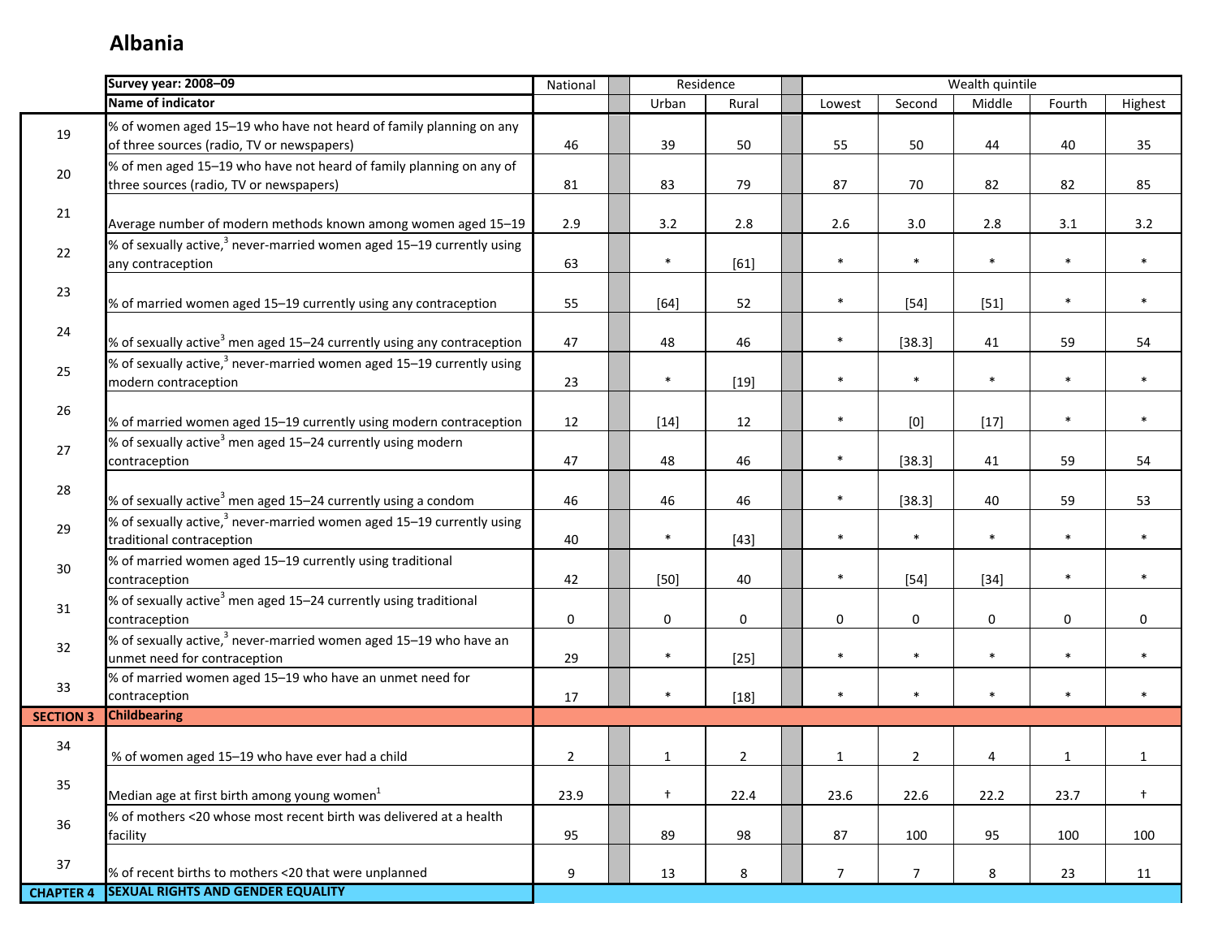# Albania

| | Survey year: 2008–09 | National | Residence | | Wealth quintile | | | | |
|---|---|---|---|---|---|---|---|---|---|
| | Name of indicator | | Urban | Rural | Lowest | Second | Middle | Fourth | Highest |
| 19 | % of women aged 15–19 who have not heard of family planning on any of three sources (radio, TV or newspapers) | 46 | 39 | 50 | 55 | 50 | 44 | 40 | 35 |
| 20 | % of men aged 15–19 who have not heard of family planning on any of three sources (radio, TV or newspapers) | 81 | 83 | 79 | 87 | 70 | 82 | 82 | 85 |
| 21 | Average number of modern methods known among women aged 15–19 | 2.9 | 3.2 | 2.8 | 2.6 | 3.0 | 2.8 | 3.1 | 3.2 |
| 22 | % of sexually active,[3] never-married women aged 15–19 currently using any contraception | 63 | * | [61] | * | * | * | * | * |
| 23 | % of married women aged 15–19 currently using any contraception | 55 | [64] | 52 | * | [54] | [51] | * | * |
| 24 | % of sexually active[3] men aged 15–24 currently using any contraception | 47 | 48 | 46 | * | [38.3] | 41 | 59 | 54 |
| 25 | % of sexually active,[3] never-married women aged 15–19 currently using modern contraception | 23 | * | [19] | * | * | * | * | * |
| 26 | % of married women aged 15–19 currently using modern contraception | 12 | [14] | 12 | * | [0] | [17] | * | * |
| 27 | % of sexually active[3] men aged 15–24 currently using modern contraception | 47 | 48 | 46 | * | [38.3] | 41 | 59 | 54 |
| 28 | % of sexually active[3] men aged 15–24 currently using a condom | 46 | 46 | 46 | * | [38.3] | 40 | 59 | 53 |
| 29 | % of sexually active,[3] never-married women aged 15–19 currently using traditional contraception | 40 | * | [43] | * | * | * | * | * |
| 30 | % of married women aged 15–19 currently using traditional contraception | 42 | [50] | 40 | * | [54] | [34] | * | * |
| 31 | % of sexually active[3] men aged 15–24 currently using traditional contraception | 0 | 0 | 0 | 0 | 0 | 0 | 0 | 0 |
| 32 | % of sexually active,[3] never-married women aged 15–19 who have an unmet need for contraception | 29 | * | [25] | * | * | * | * | * |
| 33 | % of married women aged 15–19 who have an unmet need for contraception | 17 | * | [18] | * | * | * | * | * |
| **SECTION 3** | **Childbearing** | | | | | | | | |
| 34 | % of women aged 15–19 who have ever had a child | 2 | 1 | 2 | 1 | 2 | 4 | 1 | 1 |
| 35 | Median age at first birth among young women[1] | 23.9 | † | 22.4 | 23.6 | 22.6 | 22.2 | 23.7 | † |
| 36 | % of mothers <20 whose most recent birth was delivered at a health facility | 95 | 89 | 98 | 87 | 100 | 95 | 100 | 100 |
| 37 | % of recent births to mothers <20 that were unplanned | 9 | 13 | 8 | 7 | 7 | 8 | 23 | 11 |
| **CHAPTER 4** | **SEXUAL RIGHTS AND GENDER EQUALITY** | | | | | | | | |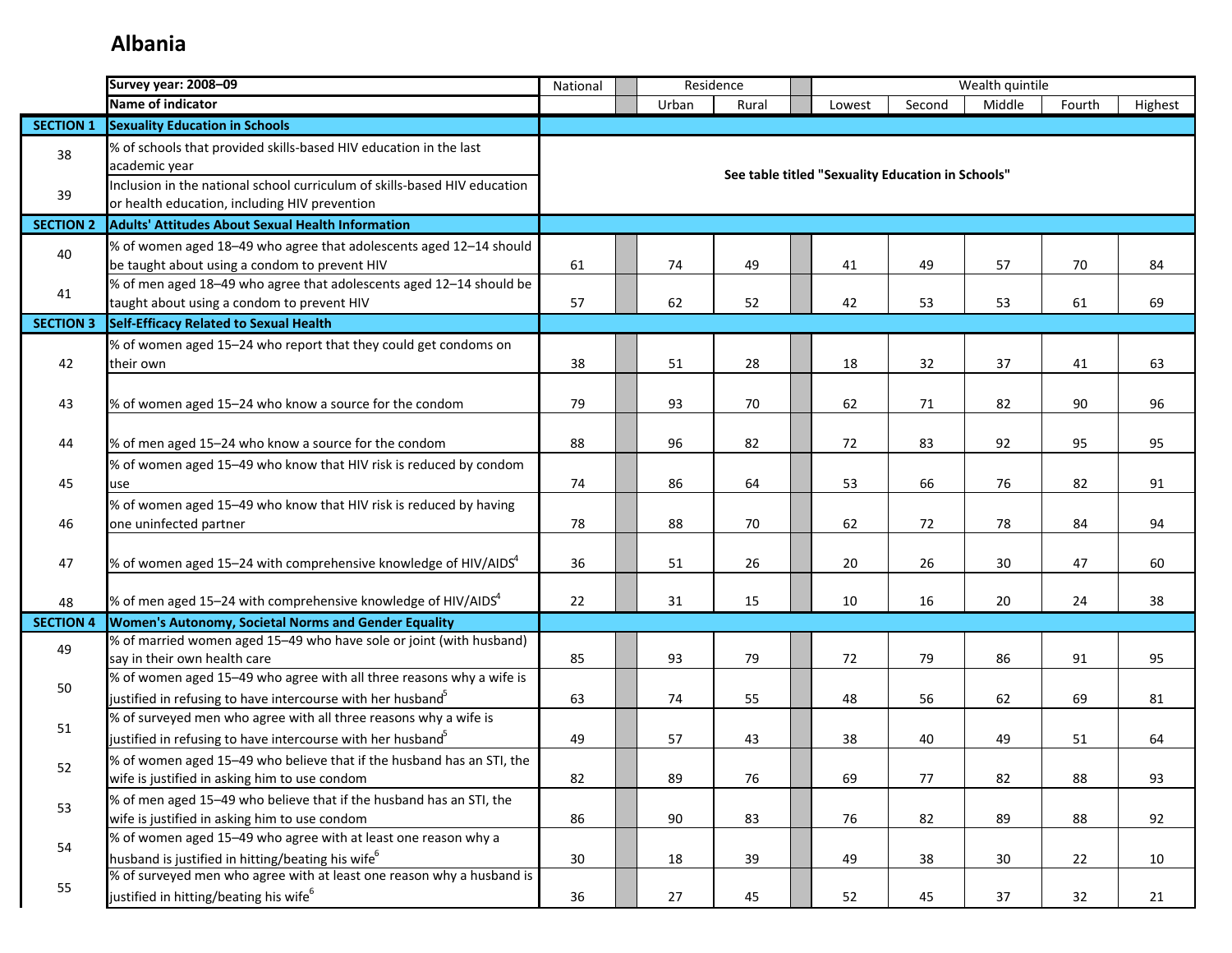# Albania

| | Survey year: 2008–09 | National | Residence | | Wealth quintile | | | | |
|---|---|---|---|---|---|---|---|---|---|
| | Name of indicator | | Urban | Rural | Lowest | Second | Middle | Fourth | Highest |
| SECTION 1 | Sexuality Education in Schools | | | | | | | | |
| 38 | % of schools that provided skills-based HIV education in the last academic year | See table titled "Sexuality Education in Schools" | | | | | | | |
| 39 | Inclusion in the national school curriculum of skills-based HIV education or health education, including HIV prevention | See table titled "Sexuality Education in Schools" | | | | | | | |
| SECTION 2 | Adults' Attitudes About Sexual Health Information | | | | | | | | |
| 40 | % of women aged 18–49 who agree that adolescents aged 12–14 should be taught about using a condom to prevent HIV | 61 | 74 | 49 | 41 | 49 | 57 | 70 | 84 |
| 41 | % of men aged 18–49 who agree that adolescents aged 12–14 should be taught about using a condom to prevent HIV | 57 | 62 | 52 | 42 | 53 | 53 | 61 | 69 |
| SECTION 3 | Self-Efficacy Related to Sexual Health | | | | | | | | |
| 42 | % of women aged 15–24 who report that they could get condoms on their own | 38 | 51 | 28 | 18 | 32 | 37 | 41 | 63 |
| 43 | % of women aged 15–24 who know a source for the condom | 79 | 93 | 70 | 62 | 71 | 82 | 90 | 96 |
| 44 | % of men aged 15–24 who know a source for the condom | 88 | 96 | 82 | 72 | 83 | 92 | 95 | 95 |
| 45 | % of women aged 15–49 who know that HIV risk is reduced by condom use | 74 | 86 | 64 | 53 | 66 | 76 | 82 | 91 |
| 46 | % of women aged 15–49 who know that HIV risk is reduced by having one uninfected partner | 78 | 88 | 70 | 62 | 72 | 78 | 84 | 94 |
| 47 | % of women aged 15–24 with comprehensive knowledge of HIV/AIDS[4] | 36 | 51 | 26 | 20 | 26 | 30 | 47 | 60 |
| 48 | % of men aged 15–24 with comprehensive knowledge of HIV/AIDS[4] | 22 | 31 | 15 | 10 | 16 | 20 | 24 | 38 |
| SECTION 4 | Women's Autonomy, Societal Norms and Gender Equality | | | | | | | | |
| 49 | % of married women aged 15–49 who have sole or joint (with husband) say in their own health care | 85 | 93 | 79 | 72 | 79 | 86 | 91 | 95 |
| 50 | % of women aged 15–49 who agree with all three reasons why a wife is justified in refusing to have intercourse with her husband[5] | 63 | 74 | 55 | 48 | 56 | 62 | 69 | 81 |
| 51 | % of surveyed men who agree with all three reasons why a wife is justified in refusing to have intercourse with her husband[5] | 49 | 57 | 43 | 38 | 40 | 49 | 51 | 64 |
| 52 | % of women aged 15–49 who believe that if the husband has an STI, the wife is justified in asking him to use condom | 82 | 89 | 76 | 69 | 77 | 82 | 88 | 93 |
| 53 | % of men aged 15–49 who believe that if the husband has an STI, the wife is justified in asking him to use condom | 86 | 90 | 83 | 76 | 82 | 89 | 88 | 92 |
| 54 | % of women aged 15–49 who agree with at least one reason why a husband is justified in hitting/beating his wife[6] | 30 | 18 | 39 | 49 | 38 | 30 | 22 | 10 |
| 55 | % of surveyed men who agree with at least one reason why a husband is justified in hitting/beating his wife[6] | 36 | 27 | 45 | 52 | 45 | 37 | 32 | 21 |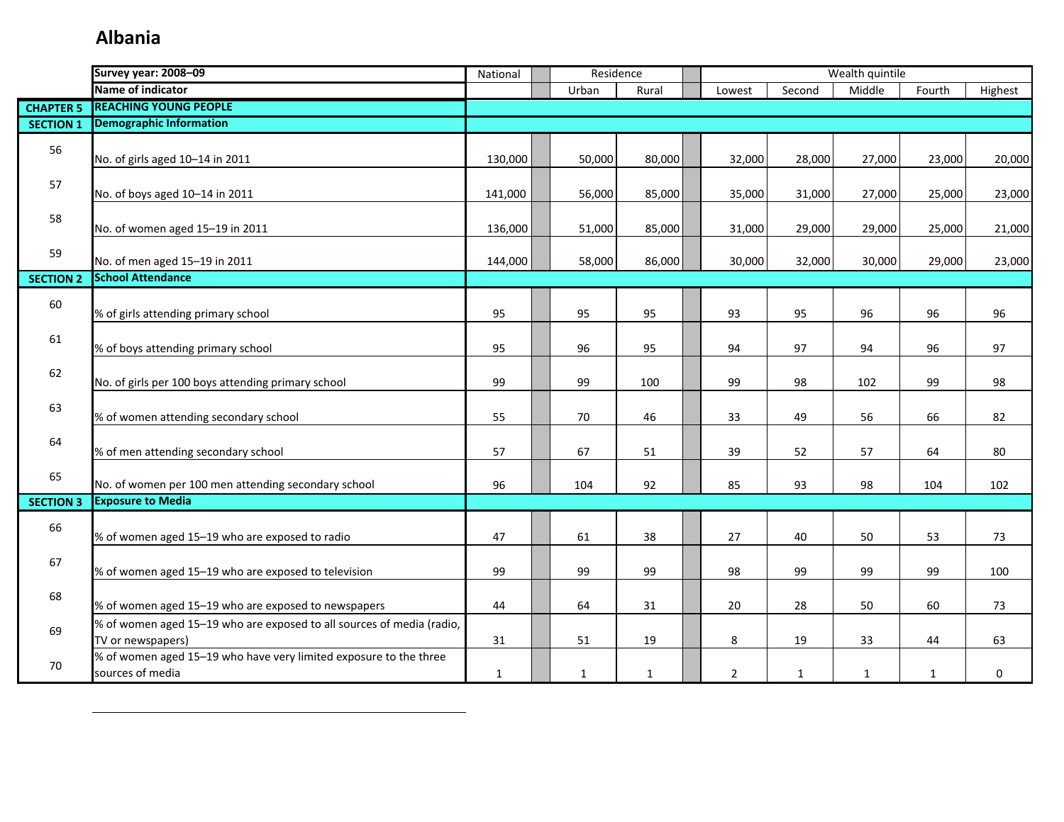# Albania

| | Survey year: 2008–09 | National | Residence | | Wealth quintile | | | | |
|---|---|---|---|---|---|---|---|---|---|
| | Name of indicator | | Urban | Rural | Lowest | Second | Middle | Fourth | Highest |
| CHAPTER 5 | REACHING YOUNG PEOPLE | | | | | | | | |
| SECTION 1 | Demographic Information | | | | | | | | |
| 56 | No. of girls aged 10–14 in 2011 | 130,000 | 50,000 | 80,000 | 32,000 | 28,000 | 27,000 | 23,000 | 20,000 |
| 57 | No. of boys aged 10–14 in 2011 | 141,000 | 56,000 | 85,000 | 35,000 | 31,000 | 27,000 | 25,000 | 23,000 |
| 58 | No. of women aged 15–19 in 2011 | 136,000 | 51,000 | 85,000 | 31,000 | 29,000 | 29,000 | 25,000 | 21,000 |
| 59 | No. of men aged 15–19 in 2011 | 144,000 | 58,000 | 86,000 | 30,000 | 32,000 | 30,000 | 29,000 | 23,000 |
| SECTION 2 | School Attendance | | | | | | | | |
| 60 | % of girls attending primary school | 95 | 95 | 95 | 93 | 95 | 96 | 96 | 96 |
| 61 | % of boys attending primary school | 95 | 96 | 95 | 94 | 97 | 94 | 96 | 97 |
| 62 | No. of girls per 100 boys attending primary school | 99 | 99 | 100 | 99 | 98 | 102 | 99 | 98 |
| 63 | % of women attending secondary school | 55 | 70 | 46 | 33 | 49 | 56 | 66 | 82 |
| 64 | % of men attending secondary school | 57 | 67 | 51 | 39 | 52 | 57 | 64 | 80 |
| 65 | No. of women per 100 men attending secondary school | 96 | 104 | 92 | 85 | 93 | 98 | 104 | 102 |
| SECTION 3 | Exposure to Media | | | | | | | | |
| 66 | % of women aged 15–19 who are exposed to radio | 47 | 61 | 38 | 27 | 40 | 50 | 53 | 73 |
| 67 | % of women aged 15–19 who are exposed to television | 99 | 99 | 99 | 98 | 99 | 99 | 99 | 100 |
| 68 | % of women aged 15–19 who are exposed to newspapers | 44 | 64 | 31 | 20 | 28 | 50 | 60 | 73 |
| 69 | % of women aged 15–19 who are exposed to all sources of media (radio, TV or newspapers) | 31 | 51 | 19 | 8 | 19 | 33 | 44 | 63 |
| 70 | % of women aged 15–19 who have very limited exposure to the three sources of media | 1 | 1 | 1 | 2 | 1 | 1 | 1 | 0 |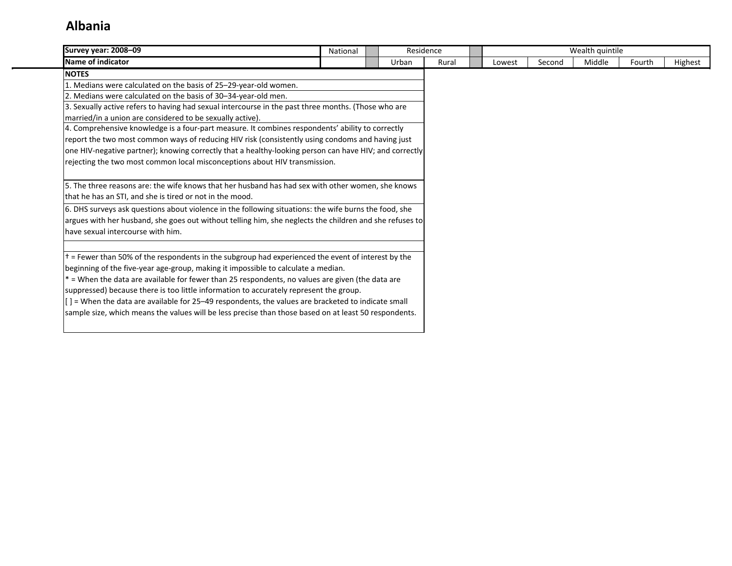# Albania

| Survey year: 2008–09 | National | | Residence | | | Wealth quintile | | | | |
|---|---|---|---|---|---|---|---|---|---|---|
| Name of indicator | | | Urban | Rural | | Lowest | Second | Middle | Fourth | Highest |

**NOTES**

1. Medians were calculated on the basis of 25–29-year-old women.
2. Medians were calculated on the basis of 30–34-year-old men.
3. Sexually active refers to having had sexual intercourse in the past three months. (Those who are married/in a union are considered to be sexually active).
4. Comprehensive knowledge is a four-part measure. It combines respondents' ability to correctly report the two most common ways of reducing HIV risk (consistently using condoms and having just one HIV-negative partner); knowing correctly that a healthy-looking person can have HIV; and correctly rejecting the two most common local misconceptions about HIV transmission.
5. The three reasons are: the wife knows that her husband has had sex with other women, she knows that he has an STI, and she is tired or not in the mood.
6. DHS surveys ask questions about violence in the following situations: the wife burns the food, she argues with her husband, she goes out without telling him, she neglects the children and she refuses to have sexual intercourse with him.

† = Fewer than 50% of the respondents in the subgroup had experienced the event of interest by the beginning of the five-year age-group, making it impossible to calculate a median.
* = When the data are available for fewer than 25 respondents, no values are given (the data are suppressed) because there is too little information to accurately represent the group.
[ ] = When the data are available for 25–49 respondents, the values are bracketed to indicate small sample size, which means the values will be less precise than those based on at least 50 respondents.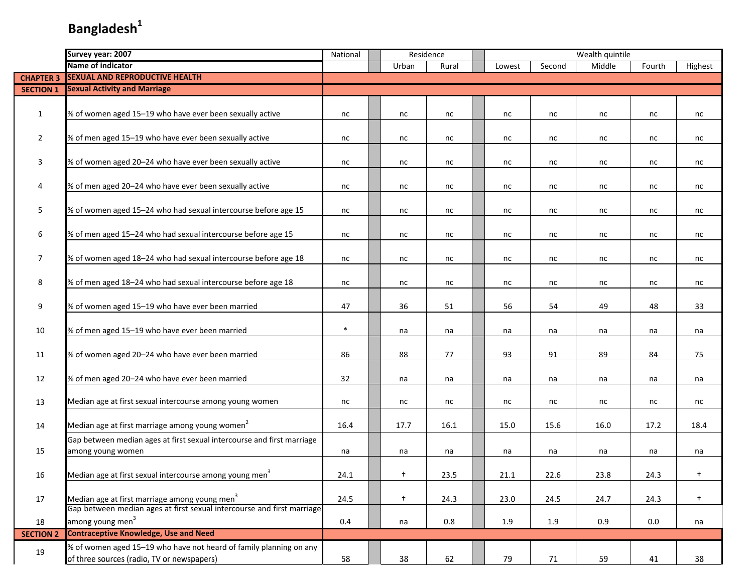# Bangladesh[1]

| | Survey year: 2007 | National | Residence | | Wealth quintile | | | | |
|---|---|---|---|---|---|---|---|---|---|
| | Name of indicator | | Urban | Rural | Lowest | Second | Middle | Fourth | Highest |
| CHAPTER 3 | SEXUAL AND REPRODUCTIVE HEALTH | | | | | | | | |
| SECTION 1 | Sexual Activity and Marriage | | | | | | | | |
| 1 | % of women aged 15–19 who have ever been sexually active | nc | nc | nc | nc | nc | nc | nc | nc |
| 2 | % of men aged 15–19 who have ever been sexually active | nc | nc | nc | nc | nc | nc | nc | nc |
| 3 | % of women aged 20–24 who have ever been sexually active | nc | nc | nc | nc | nc | nc | nc | nc |
| 4 | % of men aged 20–24 who have ever been sexually active | nc | nc | nc | nc | nc | nc | nc | nc |
| 5 | % of women aged 15–24 who had sexual intercourse before age 15 | nc | nc | nc | nc | nc | nc | nc | nc |
| 6 | % of men aged 15–24 who had sexual intercourse before age 15 | nc | nc | nc | nc | nc | nc | nc | nc |
| 7 | % of women aged 18–24 who had sexual intercourse before age 18 | nc | nc | nc | nc | nc | nc | nc | nc |
| 8 | % of men aged 18–24 who had sexual intercourse before age 18 | nc | nc | nc | nc | nc | nc | nc | nc |
| 9 | % of women aged 15–19 who have ever been married | 47 | 36 | 51 | 56 | 54 | 49 | 48 | 33 |
| 10 | % of men aged 15–19 who have ever been married | * | na | na | na | na | na | na | na |
| 11 | % of women aged 20–24 who have ever been married | 86 | 88 | 77 | 93 | 91 | 89 | 84 | 75 |
| 12 | % of men aged 20–24 who have ever been married | 32 | na | na | na | na | na | na | na |
| 13 | Median age at first sexual intercourse among young women | nc | nc | nc | nc | nc | nc | nc | nc |
| 14 | Median age at first marriage among young women[2] | 16.4 | 17.7 | 16.1 | 15.0 | 15.6 | 16.0 | 17.2 | 18.4 |
| 15 | Gap between median ages at first sexual intercourse and first marriage among young women | na | na | na | na | na | na | na | na |
| 16 | Median age at first sexual intercourse among young men[3] | 24.1 | † | 23.5 | 21.1 | 22.6 | 23.8 | 24.3 | † |
| 17 | Median age at first marriage among young men[3] | 24.5 | † | 24.3 | 23.0 | 24.5 | 24.7 | 24.3 | † |
| 18 | Gap between median ages at first sexual intercourse and first marriage among young men[3] | 0.4 | na | 0.8 | 1.9 | 1.9 | 0.9 | 0.0 | na |
| SECTION 2 | Contraceptive Knowledge, Use and Need | | | | | | | | |
| 19 | % of women aged 15–19 who have not heard of family planning on any of three sources (radio, TV or newspapers) | 58 | 38 | 62 | 79 | 71 | 59 | 41 | 38 |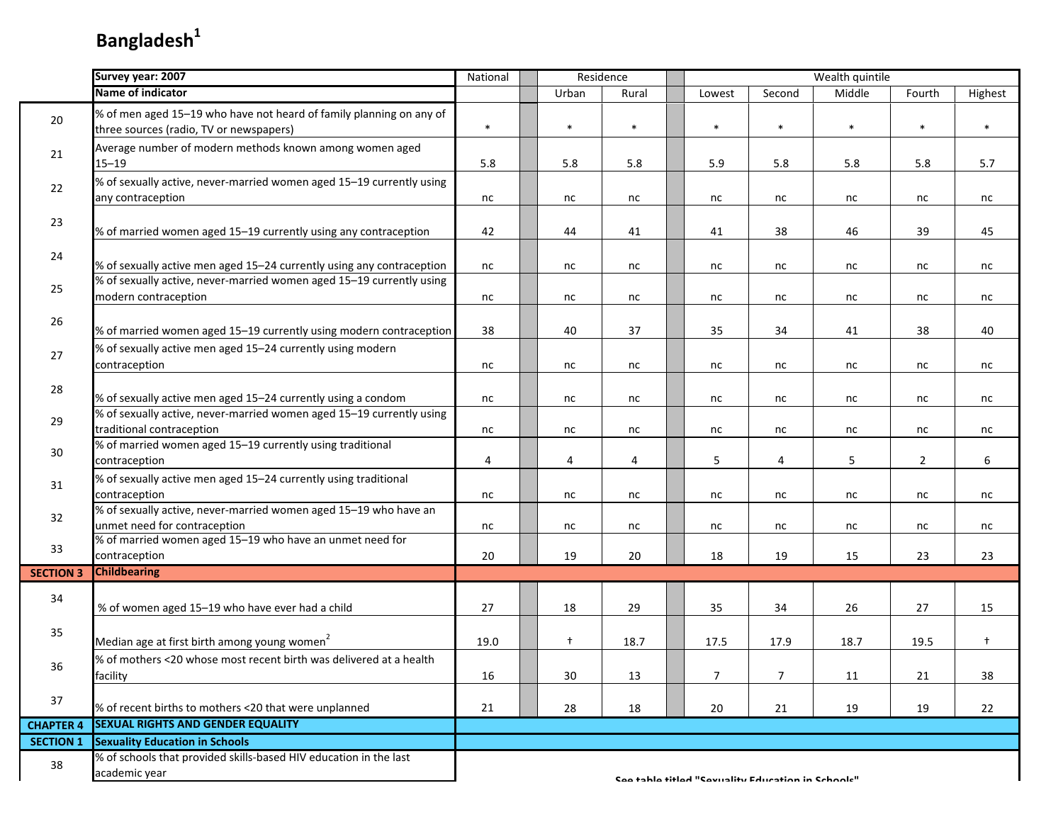# Bangladesh[1]

| | Survey year: 2007 | National | Residence | | Wealth quintile | | | | |
|---|---|---|---|---|---|---|---|---|---|
| | Name of indicator | | Urban | Rural | Lowest | Second | Middle | Fourth | Highest |
| 20 | % of men aged 15–19 who have not heard of family planning on any of three sources (radio, TV or newspapers) | * | * | * | * | * | * | * | * |
| 21 | Average number of modern methods known among women aged 15–19 | 5.8 | 5.8 | 5.8 | 5.9 | 5.8 | 5.8 | 5.8 | 5.7 |
| 22 | % of sexually active, never-married women aged 15–19 currently using any contraception | nc | nc | nc | nc | nc | nc | nc | nc |
| 23 | % of married women aged 15–19 currently using any contraception | 42 | 44 | 41 | 41 | 38 | 46 | 39 | 45 |
| 24 | % of sexually active men aged 15–24 currently using any contraception | nc | nc | nc | nc | nc | nc | nc | nc |
| 25 | % of sexually active, never-married women aged 15–19 currently using modern contraception | nc | nc | nc | nc | nc | nc | nc | nc |
| 26 | % of married women aged 15–19 currently using modern contraception | 38 | 40 | 37 | 35 | 34 | 41 | 38 | 40 |
| 27 | % of sexually active men aged 15–24 currently using modern contraception | nc | nc | nc | nc | nc | nc | nc | nc |
| 28 | % of sexually active men aged 15–24 currently using a condom | nc | nc | nc | nc | nc | nc | nc | nc |
| 29 | % of sexually active, never-married women aged 15–19 currently using traditional contraception | nc | nc | nc | nc | nc | nc | nc | nc |
| 30 | % of married women aged 15–19 currently using traditional contraception | 4 | 4 | 4 | 5 | 4 | 5 | 2 | 6 |
| 31 | % of sexually active men aged 15–24 currently using traditional contraception | nc | nc | nc | nc | nc | nc | nc | nc |
| 32 | % of sexually active, never-married women aged 15–19 who have an unmet need for contraception | nc | nc | nc | nc | nc | nc | nc | nc |
| 33 | % of married women aged 15–19 who have an unmet need for contraception | 20 | 19 | 20 | 18 | 19 | 15 | 23 | 23 |
| **SECTION 3** | **Childbearing** | | | | | | | | |
| 34 | % of women aged 15–19 who have ever had a child | 27 | 18 | 29 | 35 | 34 | 26 | 27 | 15 |
| 35 | Median age at first birth among young women[2] | 19.0 | † | 18.7 | 17.5 | 17.9 | 18.7 | 19.5 | † |
| 36 | % of mothers <20 whose most recent birth was delivered at a health facility | 16 | 30 | 13 | 7 | 7 | 11 | 21 | 38 |
| 37 | % of recent births to mothers <20 that were unplanned | 21 | 28 | 18 | 20 | 21 | 19 | 19 | 22 |
| **CHAPTER 4** | **SEXUAL RIGHTS AND GENDER EQUALITY** | | | | | | | | |
| **SECTION 1** | **Sexuality Education in Schools** | | | | | | | | |
| 38 | % of schools that provided skills-based HIV education in the last academic year | See table titled "Sexuality Education in Schools" | | | | | | | |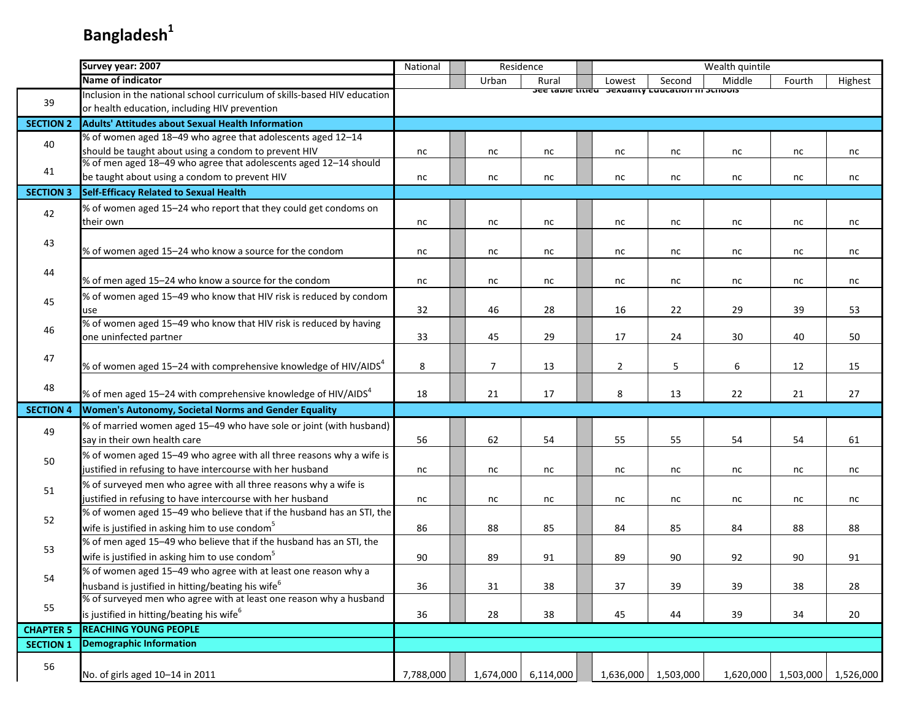# Bangladesh[1]

| | Survey year: 2007 | National | | Residence | | | Wealth quintile | | | | |
|---|---|---|---|---|---|---|---|---|---|---|---|
| | Name of indicator | | | Urban | Rural | | Lowest | Second | Middle | Fourth | Highest |
| 39 | Inclusion in the national school curriculum of skills-based HIV education or health education, including HIV prevention | See table titled "Sexuality Education in Schools" | | | | | | | | | |
| SECTION 2 | Adults' Attitudes about Sexual Health Information | | | | | | | | | | |
| 40 | % of women aged 18–49 who agree that adolescents aged 12–14 should be taught about using a condom to prevent HIV | nc | | nc | nc | | nc | nc | nc | nc | nc |
| 41 | % of men aged 18–49 who agree that adolescents aged 12–14 should be taught about using a condom to prevent HIV | nc | | nc | nc | | nc | nc | nc | nc | nc |
| SECTION 3 | Self-Efficacy Related to Sexual Health | | | | | | | | | | |
| 42 | % of women aged 15–24 who report that they could get condoms on their own | nc | | nc | nc | | nc | nc | nc | nc | nc |
| 43 | % of women aged 15–24 who know a source for the condom | nc | | nc | nc | | nc | nc | nc | nc | nc |
| 44 | % of men aged 15–24 who know a source for the condom | nc | | nc | nc | | nc | nc | nc | nc | nc |
| 45 | % of women aged 15–49 who know that HIV risk is reduced by condom use | 32 | | 46 | 28 | | 16 | 22 | 29 | 39 | 53 |
| 46 | % of women aged 15–49 who know that HIV risk is reduced by having one uninfected partner | 33 | | 45 | 29 | | 17 | 24 | 30 | 40 | 50 |
| 47 | % of women aged 15–24 with comprehensive knowledge of HIV/AIDS[4] | 8 | | 7 | 13 | | 2 | 5 | 6 | 12 | 15 |
| 48 | % of men aged 15–24 with comprehensive knowledge of HIV/AIDS[4] | 18 | | 21 | 17 | | 8 | 13 | 22 | 21 | 27 |
| SECTION 4 | Women's Autonomy, Societal Norms and Gender Equality | | | | | | | | | | |
| 49 | % of married women aged 15–49 who have sole or joint (with husband) say in their own health care | 56 | | 62 | 54 | | 55 | 55 | 54 | 54 | 61 |
| 50 | % of women aged 15–49 who agree with all three reasons why a wife is justified in refusing to have intercourse with her husband | nc | | nc | nc | | nc | nc | nc | nc | nc |
| 51 | % of surveyed men who agree with all three reasons why a wife is justified in refusing to have intercourse with her husband | nc | | nc | nc | | nc | nc | nc | nc | nc |
| 52 | % of women aged 15–49 who believe that if the husband has an STI, the wife is justified in asking him to use condom[5] | 86 | | 88 | 85 | | 84 | 85 | 84 | 88 | 88 |
| 53 | % of men aged 15–49 who believe that if the husband has an STI, the wife is justified in asking him to use condom[5] | 90 | | 89 | 91 | | 89 | 90 | 92 | 90 | 91 |
| 54 | % of women aged 15–49 who agree with at least one reason why a husband is justified in hitting/beating his wife[6] | 36 | | 31 | 38 | | 37 | 39 | 39 | 38 | 28 |
| 55 | % of surveyed men who agree with at least one reason why a husband is justified in hitting/beating his wife[6] | 36 | | 28 | 38 | | 45 | 44 | 39 | 34 | 20 |
| CHAPTER 5 | REACHING YOUNG PEOPLE | | | | | | | | | | |
| SECTION 1 | Demographic Information | | | | | | | | | | |
| 56 | No. of girls aged 10–14 in 2011 | 7,788,000 | | 1,674,000 | 6,114,000 | | 1,636,000 | 1,503,000 | 1,620,000 | 1,503,000 | 1,526,000 |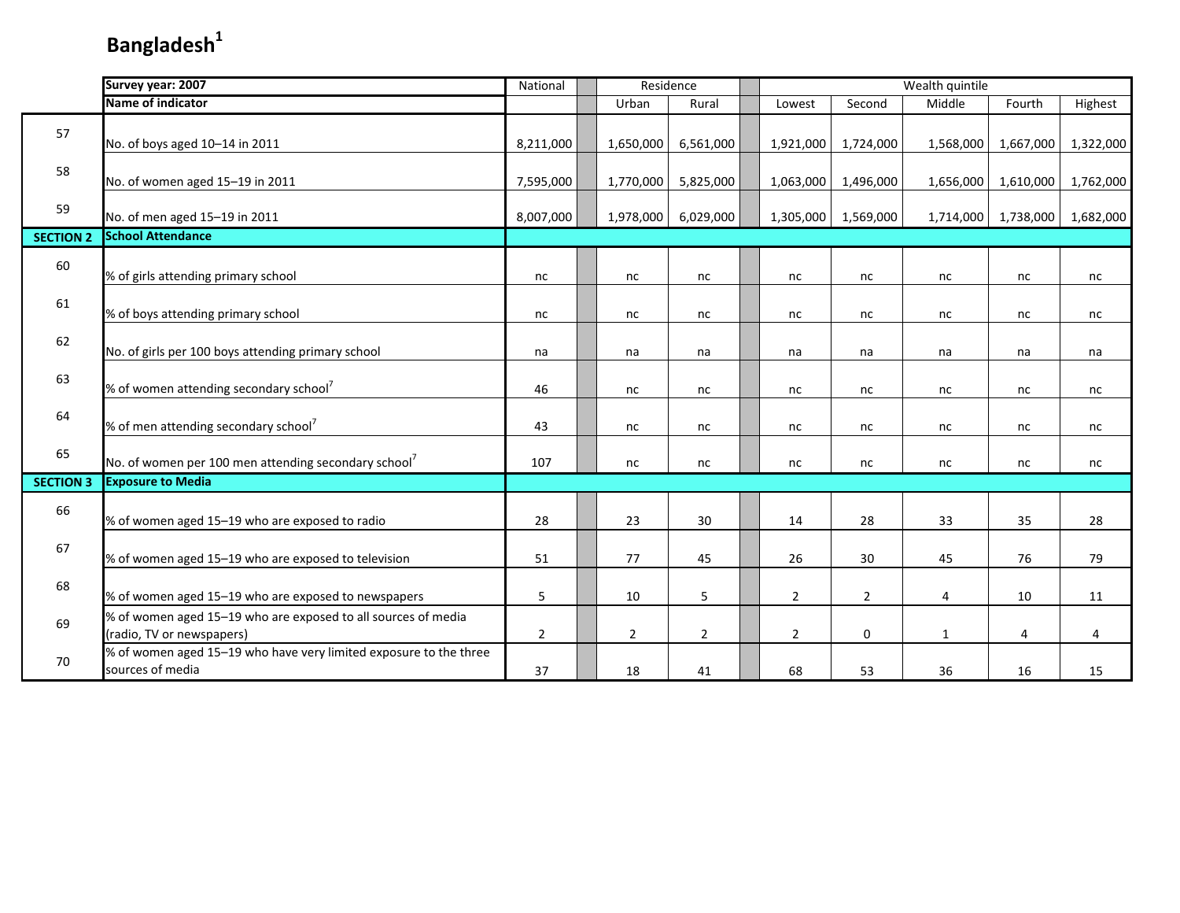# Bangladesh[1]

| | Survey year: 2007 | National | Residence | | Wealth quintile | | | | |
|---|---|---|---|---|---|---|---|---|---|
| | Name of indicator | | Urban | Rural | Lowest | Second | Middle | Fourth | Highest |
| 57 | No. of boys aged 10–14 in 2011 | 8,211,000 | 1,650,000 | 6,561,000 | 1,921,000 | 1,724,000 | 1,568,000 | 1,667,000 | 1,322,000 |
| 58 | No. of women aged 15–19 in 2011 | 7,595,000 | 1,770,000 | 5,825,000 | 1,063,000 | 1,496,000 | 1,656,000 | 1,610,000 | 1,762,000 |
| 59 | No. of men aged 15–19 in 2011 | 8,007,000 | 1,978,000 | 6,029,000 | 1,305,000 | 1,569,000 | 1,714,000 | 1,738,000 | 1,682,000 |
| **SECTION 2** | **School Attendance** | | | | | | | | |
| 60 | % of girls attending primary school | nc | nc | nc | nc | nc | nc | nc | nc |
| 61 | % of boys attending primary school | nc | nc | nc | nc | nc | nc | nc | nc |
| 62 | No. of girls per 100 boys attending primary school | na | na | na | na | na | na | na | na |
| 63 | % of women attending secondary school[7] | 46 | nc | nc | nc | nc | nc | nc | nc |
| 64 | % of men attending secondary school[7] | 43 | nc | nc | nc | nc | nc | nc | nc |
| 65 | No. of women per 100 men attending secondary school[7] | 107 | nc | nc | nc | nc | nc | nc | nc |
| **SECTION 3** | **Exposure to Media** | | | | | | | | |
| 66 | % of women aged 15–19 who are exposed to radio | 28 | 23 | 30 | 14 | 28 | 33 | 35 | 28 |
| 67 | % of women aged 15–19 who are exposed to television | 51 | 77 | 45 | 26 | 30 | 45 | 76 | 79 |
| 68 | % of women aged 15–19 who are exposed to newspapers | 5 | 10 | 5 | 2 | 2 | 4 | 10 | 11 |
| 69 | % of women aged 15–19 who are exposed to all sources of media (radio, TV or newspapers) | 2 | 2 | 2 | 2 | 0 | 1 | 4 | 4 |
| 70 | % of women aged 15–19 who have very limited exposure to the three sources of media | 37 | 18 | 41 | 68 | 53 | 36 | 16 | 15 |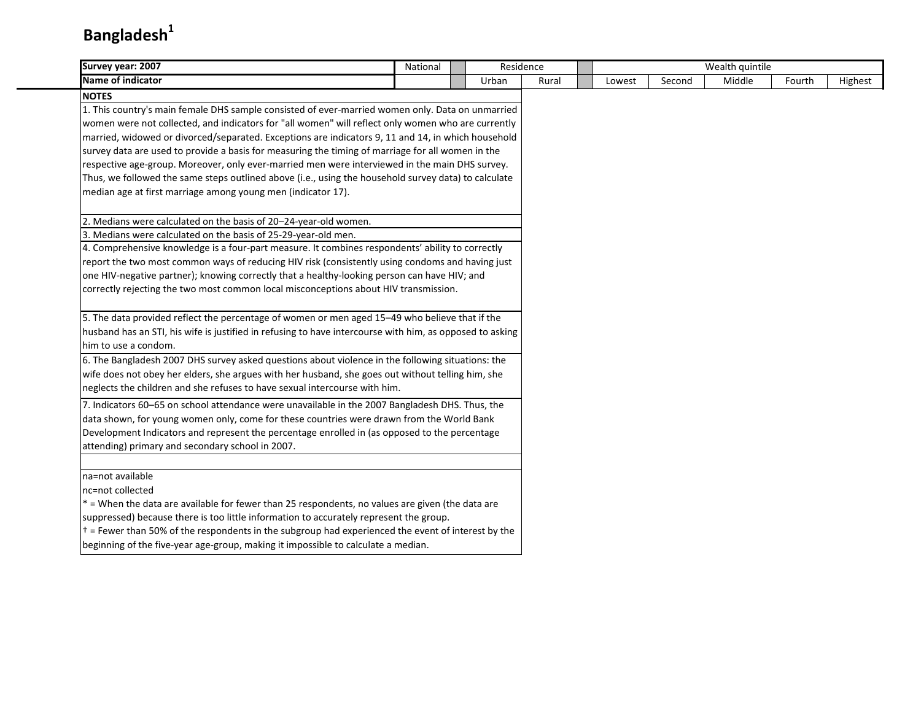# Bangladesh[1]

| Survey year: 2007 | National | | Residence | | | Wealth quintile | | | | |
|---|---|---|---|---|---|---|---|---|---|---|
| Name of indicator | | | Urban | Rural | | Lowest | Second | Middle | Fourth | Highest |

**NOTES**

1. This country's main female DHS sample consisted of ever-married women only. Data on unmarried women were not collected, and indicators for "all women" will reflect only women who are currently married, widowed or divorced/separated. Exceptions are indicators 9, 11 and 14, in which household survey data are used to provide a basis for measuring the timing of marriage for all women in the respective age-group. Moreover, only ever-married men were interviewed in the main DHS survey. Thus, we followed the same steps outlined above (i.e., using the household survey data) to calculate median age at first marriage among young men (indicator 17).

2. Medians were calculated on the basis of 20–24-year-old women.

3. Medians were calculated on the basis of 25-29-year-old men.

4. Comprehensive knowledge is a four-part measure. It combines respondents' ability to correctly report the two most common ways of reducing HIV risk (consistently using condoms and having just one HIV-negative partner); knowing correctly that a healthy-looking person can have HIV; and correctly rejecting the two most common local misconceptions about HIV transmission.

5. The data provided reflect the percentage of women or men aged 15–49 who believe that if the husband has an STI, his wife is justified in refusing to have intercourse with him, as opposed to asking him to use a condom.

6. The Bangladesh 2007 DHS survey asked questions about violence in the following situations: the wife does not obey her elders, she argues with her husband, she goes out without telling him, she neglects the children and she refuses to have sexual intercourse with him.

7. Indicators 60–65 on school attendance were unavailable in the 2007 Bangladesh DHS. Thus, the data shown, for young women only, come for these countries were drawn from the World Bank Development Indicators and represent the percentage enrolled in (as opposed to the percentage attending) primary and secondary school in 2007.

na=not available

nc=not collected

* = When the data are available for fewer than 25 respondents, no values are given (the data are suppressed) because there is too little information to accurately represent the group.

† = Fewer than 50% of the respondents in the subgroup had experienced the event of interest by the beginning of the five-year age-group, making it impossible to calculate a median.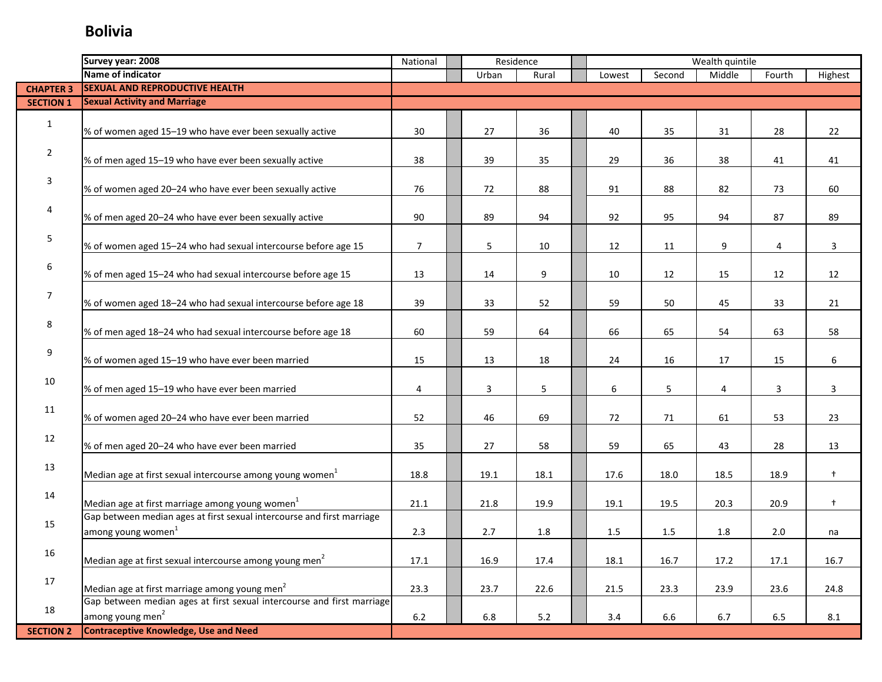# Bolivia

| | Survey year: 2008 | National | Residence | | Wealth quintile | | | | |
|---|---|---|---|---|---|---|---|---|---|
| | Name of indicator | | Urban | Rural | Lowest | Second | Middle | Fourth | Highest |
| **CHAPTER 3** | **SEXUAL AND REPRODUCTIVE HEALTH** | | | | | | | | |
| **SECTION 1** | **Sexual Activity and Marriage** | | | | | | | | |
| 1 | % of women aged 15–19 who have ever been sexually active | 30 | 27 | 36 | 40 | 35 | 31 | 28 | 22 |
| 2 | % of men aged 15–19 who have ever been sexually active | 38 | 39 | 35 | 29 | 36 | 38 | 41 | 41 |
| 3 | % of women aged 20–24 who have ever been sexually active | 76 | 72 | 88 | 91 | 88 | 82 | 73 | 60 |
| 4 | % of men aged 20–24 who have ever been sexually active | 90 | 89 | 94 | 92 | 95 | 94 | 87 | 89 |
| 5 | % of women aged 15–24 who had sexual intercourse before age 15 | 7 | 5 | 10 | 12 | 11 | 9 | 4 | 3 |
| 6 | % of men aged 15–24 who had sexual intercourse before age 15 | 13 | 14 | 9 | 10 | 12 | 15 | 12 | 12 |
| 7 | % of women aged 18–24 who had sexual intercourse before age 18 | 39 | 33 | 52 | 59 | 50 | 45 | 33 | 21 |
| 8 | % of men aged 18–24 who had sexual intercourse before age 18 | 60 | 59 | 64 | 66 | 65 | 54 | 63 | 58 |
| 9 | % of women aged 15–19 who have ever been married | 15 | 13 | 18 | 24 | 16 | 17 | 15 | 6 |
| 10 | % of men aged 15–19 who have ever been married | 4 | 3 | 5 | 6 | 5 | 4 | 3 | 3 |
| 11 | % of women aged 20–24 who have ever been married | 52 | 46 | 69 | 72 | 71 | 61 | 53 | 23 |
| 12 | % of men aged 20–24 who have ever been married | 35 | 27 | 58 | 59 | 65 | 43 | 28 | 13 |
| 13 | Median age at first sexual intercourse among young women[1] | 18.8 | 19.1 | 18.1 | 17.6 | 18.0 | 18.5 | 18.9 | † |
| 14 | Median age at first marriage among young women[1] | 21.1 | 21.8 | 19.9 | 19.1 | 19.5 | 20.3 | 20.9 | † |
| 15 | Gap between median ages at first sexual intercourse and first marriage among young women[1] | 2.3 | 2.7 | 1.8 | 1.5 | 1.5 | 1.8 | 2.0 | na |
| 16 | Median age at first sexual intercourse among young men[2] | 17.1 | 16.9 | 17.4 | 18.1 | 16.7 | 17.2 | 17.1 | 16.7 |
| 17 | Median age at first marriage among young men[2] | 23.3 | 23.7 | 22.6 | 21.5 | 23.3 | 23.9 | 23.6 | 24.8 |
| 18 | Gap between median ages at first sexual intercourse and first marriage among young men[2] | 6.2 | 6.8 | 5.2 | 3.4 | 6.6 | 6.7 | 6.5 | 8.1 |
| **SECTION 2** | **Contraceptive Knowledge, Use and Need** | | | | | | | | |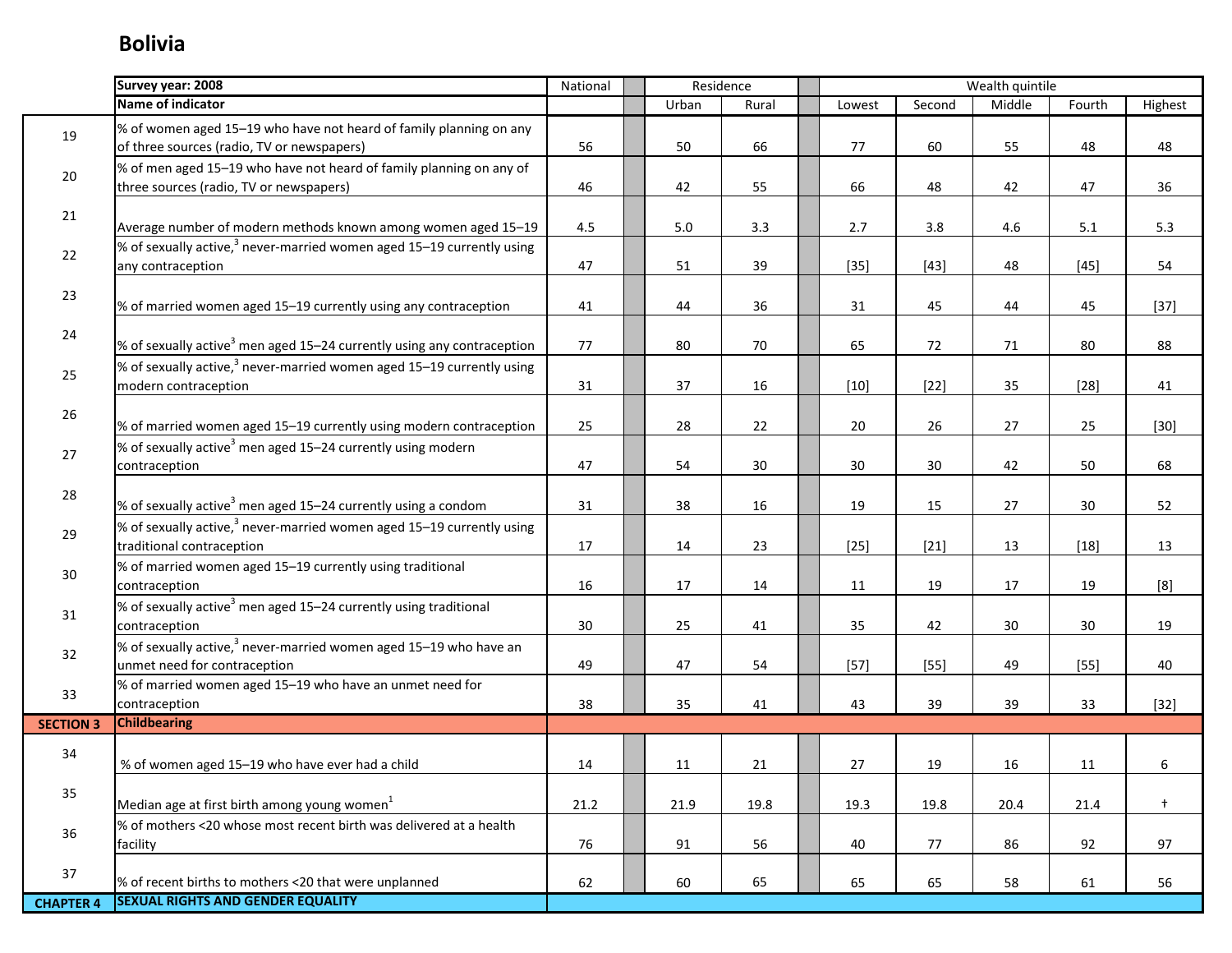# Bolivia

| | Survey year: 2008 | National | Residence | | Wealth quintile | | | | |
|---|---|---|---|---|---|---|---|---|---|
| | Name of indicator | | Urban | Rural | Lowest | Second | Middle | Fourth | Highest |
| 19 | % of women aged 15–19 who have not heard of family planning on any of three sources (radio, TV or newspapers) | 56 | 50 | 66 | 77 | 60 | 55 | 48 | 48 |
| 20 | % of men aged 15–19 who have not heard of family planning on any of three sources (radio, TV or newspapers) | 46 | 42 | 55 | 66 | 48 | 42 | 47 | 36 |
| 21 | Average number of modern methods known among women aged 15–19 | 4.5 | 5.0 | 3.3 | 2.7 | 3.8 | 4.6 | 5.1 | 5.3 |
| 22 | % of sexually active,[3] never-married women aged 15–19 currently using any contraception | 47 | 51 | 39 | [35] | [43] | 48 | [45] | 54 |
| 23 | % of married women aged 15–19 currently using any contraception | 41 | 44 | 36 | 31 | 45 | 44 | 45 | [37] |
| 24 | % of sexually active[3] men aged 15–24 currently using any contraception | 77 | 80 | 70 | 65 | 72 | 71 | 80 | 88 |
| 25 | % of sexually active,[3] never-married women aged 15–19 currently using modern contraception | 31 | 37 | 16 | [10] | [22] | 35 | [28] | 41 |
| 26 | % of married women aged 15–19 currently using modern contraception | 25 | 28 | 22 | 20 | 26 | 27 | 25 | [30] |
| 27 | % of sexually active[3] men aged 15–24 currently using modern contraception | 47 | 54 | 30 | 30 | 30 | 42 | 50 | 68 |
| 28 | % of sexually active[3] men aged 15–24 currently using a condom | 31 | 38 | 16 | 19 | 15 | 27 | 30 | 52 |
| 29 | % of sexually active,[3] never-married women aged 15–19 currently using traditional contraception | 17 | 14 | 23 | [25] | [21] | 13 | [18] | 13 |
| 30 | % of married women aged 15–19 currently using traditional contraception | 16 | 17 | 14 | 11 | 19 | 17 | 19 | [8] |
| 31 | % of sexually active[3] men aged 15–24 currently using traditional contraception | 30 | 25 | 41 | 35 | 42 | 30 | 30 | 19 |
| 32 | % of sexually active,[3] never-married women aged 15–19 who have an unmet need for contraception | 49 | 47 | 54 | [57] | [55] | 49 | [55] | 40 |
| 33 | % of married women aged 15–19 who have an unmet need for contraception | 38 | 35 | 41 | 43 | 39 | 39 | 33 | [32] |
| **SECTION 3** | **Childbearing** | | | | | | | | |
| 34 | % of women aged 15–19 who have ever had a child | 14 | 11 | 21 | 27 | 19 | 16 | 11 | 6 |
| 35 | Median age at first birth among young women[1] | 21.2 | 21.9 | 19.8 | 19.3 | 19.8 | 20.4 | 21.4 | † |
| 36 | % of mothers <20 whose most recent birth was delivered at a health facility | 76 | 91 | 56 | 40 | 77 | 86 | 92 | 97 |
| 37 | % of recent births to mothers <20 that were unplanned | 62 | 60 | 65 | 65 | 65 | 58 | 61 | 56 |
| **CHAPTER 4** | **SEXUAL RIGHTS AND GENDER EQUALITY** | | | | | | | | |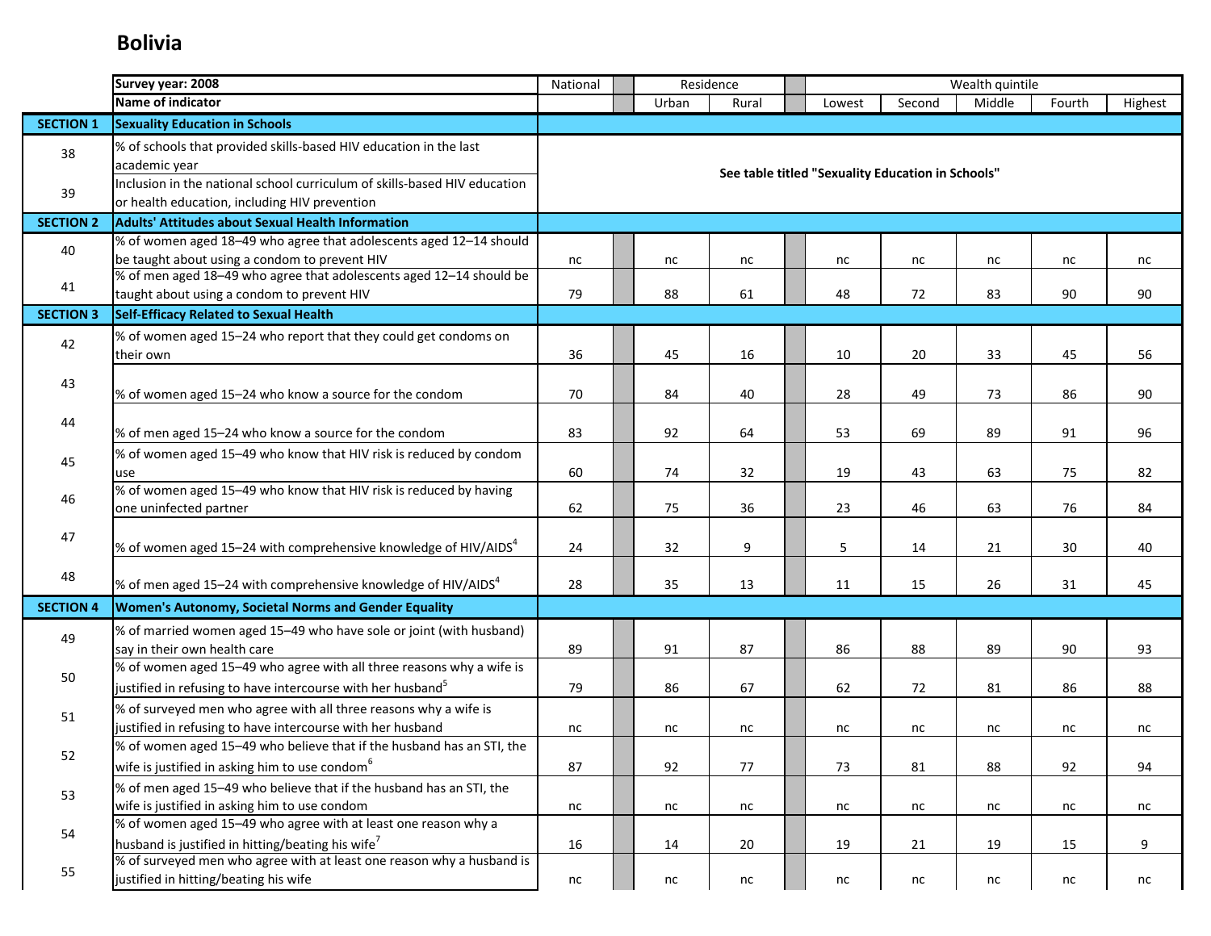# Bolivia

| | Survey year: 2008 | National | Residence | | Wealth quintile | | | | |
|---|---|---|---|---|---|---|---|---|---|
| | Name of indicator | | Urban | Rural | Lowest | Second | Middle | Fourth | Highest |
| **SECTION 1** | **Sexuality Education in Schools** | | | | | | | | |
| 38 | % of schools that provided skills-based HIV education in the last academic year | **See table titled "Sexuality Education in Schools"** | | | | | | | |
| 39 | Inclusion in the national school curriculum of skills-based HIV education or health education, including HIV prevention | | | | | | | | |
| **SECTION 2** | **Adults' Attitudes about Sexual Health Information** | | | | | | | | |
| 40 | % of women aged 18–49 who agree that adolescents aged 12–14 should be taught about using a condom to prevent HIV | nc | nc | nc | nc | nc | nc | nc | nc |
| 41 | % of men aged 18–49 who agree that adolescents aged 12–14 should be taught about using a condom to prevent HIV | 79 | 88 | 61 | 48 | 72 | 83 | 90 | 90 |
| **SECTION 3** | **Self-Efficacy Related to Sexual Health** | | | | | | | | |
| 42 | % of women aged 15–24 who report that they could get condoms on their own | 36 | 45 | 16 | 10 | 20 | 33 | 45 | 56 |
| 43 | % of women aged 15–24 who know a source for the condom | 70 | 84 | 40 | 28 | 49 | 73 | 86 | 90 |
| 44 | % of men aged 15–24 who know a source for the condom | 83 | 92 | 64 | 53 | 69 | 89 | 91 | 96 |
| 45 | % of women aged 15–49 who know that HIV risk is reduced by condom use | 60 | 74 | 32 | 19 | 43 | 63 | 75 | 82 |
| 46 | % of women aged 15–49 who know that HIV risk is reduced by having one uninfected partner | 62 | 75 | 36 | 23 | 46 | 63 | 76 | 84 |
| 47 | % of women aged 15–24 with comprehensive knowledge of HIV/AIDS[4] | 24 | 32 | 9 | 5 | 14 | 21 | 30 | 40 |
| 48 | % of men aged 15–24 with comprehensive knowledge of HIV/AIDS[4] | 28 | 35 | 13 | 11 | 15 | 26 | 31 | 45 |
| **SECTION 4** | **Women's Autonomy, Societal Norms and Gender Equality** | | | | | | | | |
| 49 | % of married women aged 15–49 who have sole or joint (with husband) say in their own health care | 89 | 91 | 87 | 86 | 88 | 89 | 90 | 93 |
| 50 | % of women aged 15–49 who agree with all three reasons why a wife is justified in refusing to have intercourse with her husband[5] | 79 | 86 | 67 | 62 | 72 | 81 | 86 | 88 |
| 51 | % of surveyed men who agree with all three reasons why a wife is justified in refusing to have intercourse with her husband | nc | nc | nc | nc | nc | nc | nc | nc |
| 52 | % of women aged 15–49 who believe that if the husband has an STI, the wife is justified in asking him to use condom[6] | 87 | 92 | 77 | 73 | 81 | 88 | 92 | 94 |
| 53 | % of men aged 15–49 who believe that if the husband has an STI, the wife is justified in asking him to use condom | nc | nc | nc | nc | nc | nc | nc | nc |
| 54 | % of women aged 15–49 who agree with at least one reason why a husband is justified in hitting/beating his wife[7] | 16 | 14 | 20 | 19 | 21 | 19 | 15 | 9 |
| 55 | % of surveyed men who agree with at least one reason why a husband is justified in hitting/beating his wife | nc | nc | nc | nc | nc | nc | nc | nc |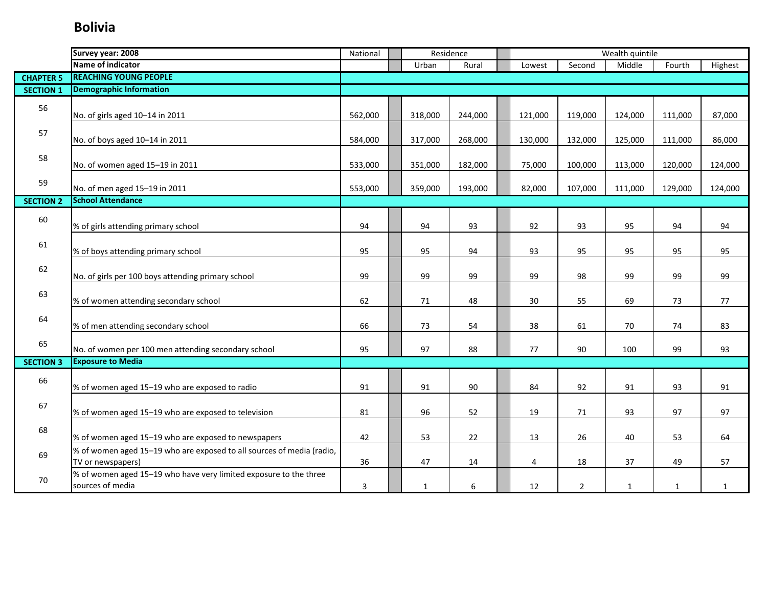# Bolivia

| | Survey year: 2008 | National | Residence | | Wealth quintile | | | | |
|---|---|---|---|---|---|---|---|---|---|
| | Name of indicator | | Urban | Rural | Lowest | Second | Middle | Fourth | Highest |
| **CHAPTER 5** | **REACHING YOUNG PEOPLE** | | | | | | | | |
| **SECTION 1** | **Demographic Information** | | | | | | | | |
| 56 | No. of girls aged 10–14 in 2011 | 562,000 | 318,000 | 244,000 | 121,000 | 119,000 | 124,000 | 111,000 | 87,000 |
| 57 | No. of boys aged 10–14 in 2011 | 584,000 | 317,000 | 268,000 | 130,000 | 132,000 | 125,000 | 111,000 | 86,000 |
| 58 | No. of women aged 15–19 in 2011 | 533,000 | 351,000 | 182,000 | 75,000 | 100,000 | 113,000 | 120,000 | 124,000 |
| 59 | No. of men aged 15–19 in 2011 | 553,000 | 359,000 | 193,000 | 82,000 | 107,000 | 111,000 | 129,000 | 124,000 |
| **SECTION 2** | **School Attendance** | | | | | | | | |
| 60 | % of girls attending primary school | 94 | 94 | 93 | 92 | 93 | 95 | 94 | 94 |
| 61 | % of boys attending primary school | 95 | 95 | 94 | 93 | 95 | 95 | 95 | 95 |
| 62 | No. of girls per 100 boys attending primary school | 99 | 99 | 99 | 99 | 98 | 99 | 99 | 99 |
| 63 | % of women attending secondary school | 62 | 71 | 48 | 30 | 55 | 69 | 73 | 77 |
| 64 | % of men attending secondary school | 66 | 73 | 54 | 38 | 61 | 70 | 74 | 83 |
| 65 | No. of women per 100 men attending secondary school | 95 | 97 | 88 | 77 | 90 | 100 | 99 | 93 |
| **SECTION 3** | **Exposure to Media** | | | | | | | | |
| 66 | % of women aged 15–19 who are exposed to radio | 91 | 91 | 90 | 84 | 92 | 91 | 93 | 91 |
| 67 | % of women aged 15–19 who are exposed to television | 81 | 96 | 52 | 19 | 71 | 93 | 97 | 97 |
| 68 | % of women aged 15–19 who are exposed to newspapers | 42 | 53 | 22 | 13 | 26 | 40 | 53 | 64 |
| 69 | % of women aged 15–19 who are exposed to all sources of media (radio, TV or newspapers) | 36 | 47 | 14 | 4 | 18 | 37 | 49 | 57 |
| 70 | % of women aged 15–19 who have very limited exposure to the three sources of media | 3 | 1 | 6 | 12 | 2 | 1 | 1 | 1 |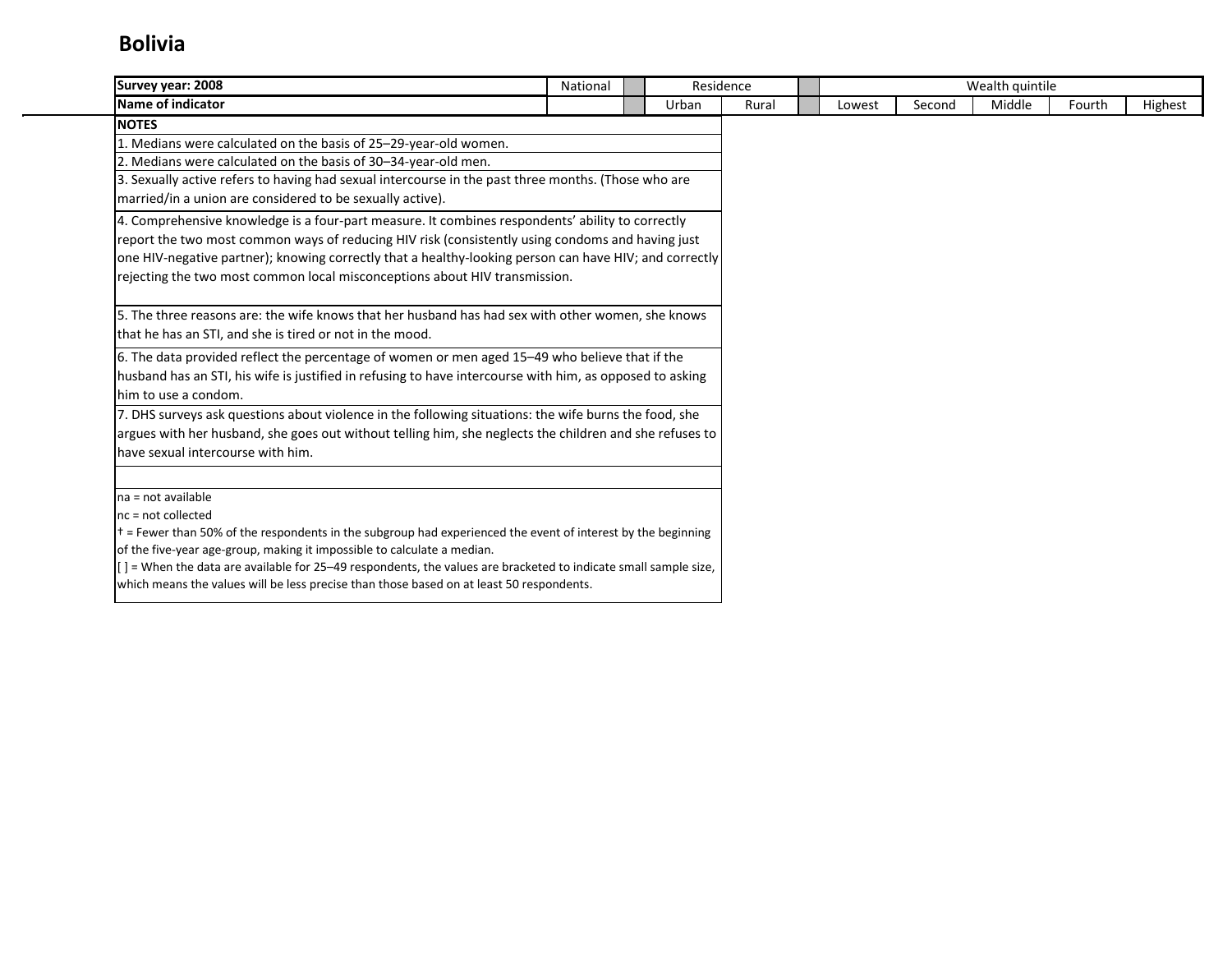# Bolivia

| Survey year: 2008 | National | | Residence | | | Wealth quintile | | | | |
|---|---|---|---|---|---|---|---|---|---|---|
| Name of indicator | | | Urban | Rural | | Lowest | Second | Middle | Fourth | Highest |

**NOTES**

1. Medians were calculated on the basis of 25–29-year-old women.
2. Medians were calculated on the basis of 30–34-year-old men.
3. Sexually active refers to having had sexual intercourse in the past three months. (Those who are married/in a union are considered to be sexually active).
4. Comprehensive knowledge is a four-part measure. It combines respondents' ability to correctly report the two most common ways of reducing HIV risk (consistently using condoms and having just one HIV-negative partner); knowing correctly that a healthy-looking person can have HIV; and correctly rejecting the two most common local misconceptions about HIV transmission.
5. The three reasons are: the wife knows that her husband has had sex with other women, she knows that he has an STI, and she is tired or not in the mood.
6. The data provided reflect the percentage of women or men aged 15–49 who believe that if the husband has an STI, his wife is justified in refusing to have intercourse with him, as opposed to asking him to use a condom.
7. DHS surveys ask questions about violence in the following situations: the wife burns the food, she argues with her husband, she goes out without telling him, she neglects the children and she refuses to have sexual intercourse with him.

na = not available
nc = not collected
† = Fewer than 50% of the respondents in the subgroup had experienced the event of interest by the beginning of the five-year age-group, making it impossible to calculate a median.
[ ] = When the data are available for 25–49 respondents, the values are bracketed to indicate small sample size, which means the values will be less precise than those based on at least 50 respondents.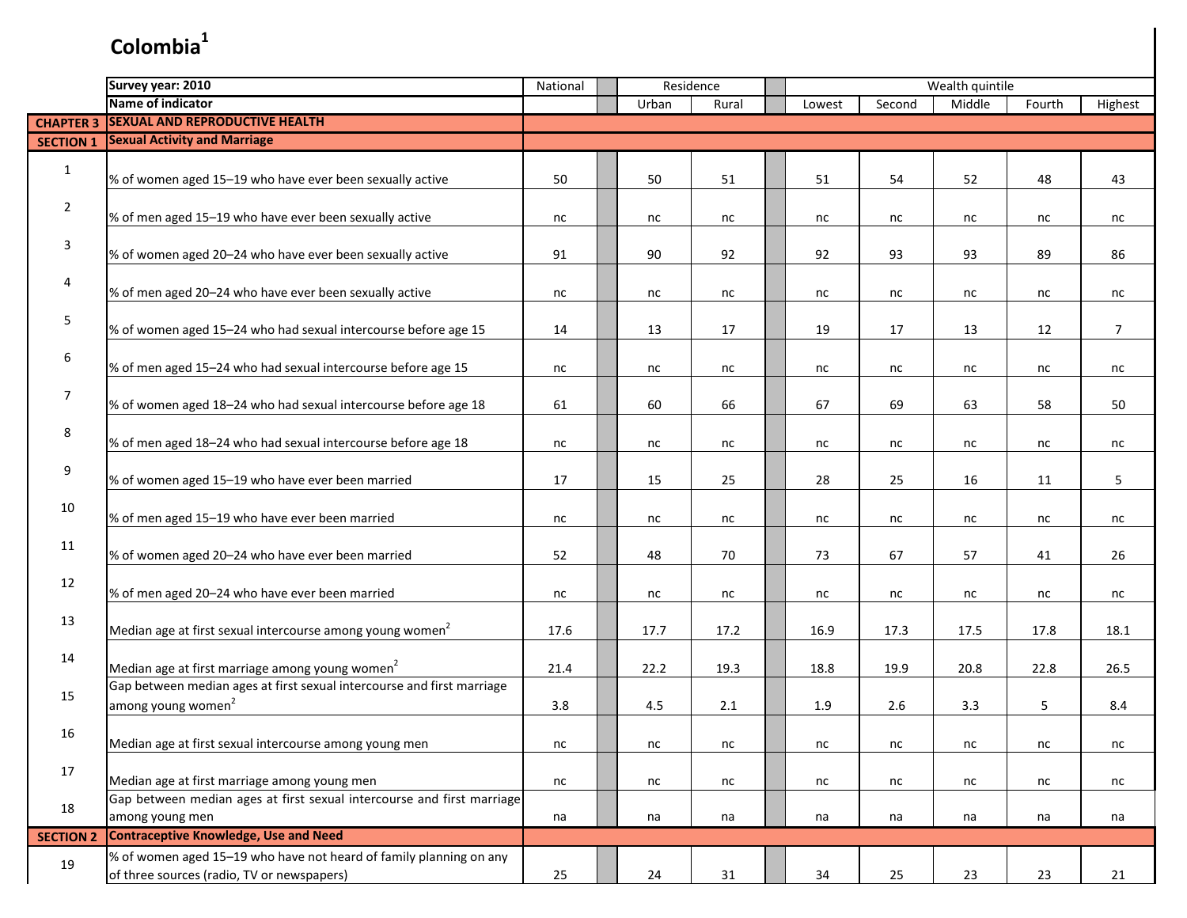# Colombia[1]

| | Survey year: 2010 | National | Residence | | Wealth quintile | | | | |
|---|---|---|---|---|---|---|---|---|---|
| | Name of indicator | | Urban | Rural | Lowest | Second | Middle | Fourth | Highest |
| CHAPTER 3 | SEXUAL AND REPRODUCTIVE HEALTH | | | | | | | | |
| SECTION 1 | Sexual Activity and Marriage | | | | | | | | |
| 1 | % of women aged 15–19 who have ever been sexually active | 50 | 50 | 51 | 51 | 54 | 52 | 48 | 43 |
| 2 | % of men aged 15–19 who have ever been sexually active | nc | nc | nc | nc | nc | nc | nc | nc |
| 3 | % of women aged 20–24 who have ever been sexually active | 91 | 90 | 92 | 92 | 93 | 93 | 89 | 86 |
| 4 | % of men aged 20–24 who have ever been sexually active | nc | nc | nc | nc | nc | nc | nc | nc |
| 5 | % of women aged 15–24 who had sexual intercourse before age 15 | 14 | 13 | 17 | 19 | 17 | 13 | 12 | 7 |
| 6 | % of men aged 15–24 who had sexual intercourse before age 15 | nc | nc | nc | nc | nc | nc | nc | nc |
| 7 | % of women aged 18–24 who had sexual intercourse before age 18 | 61 | 60 | 66 | 67 | 69 | 63 | 58 | 50 |
| 8 | % of men aged 18–24 who had sexual intercourse before age 18 | nc | nc | nc | nc | nc | nc | nc | nc |
| 9 | % of women aged 15–19 who have ever been married | 17 | 15 | 25 | 28 | 25 | 16 | 11 | 5 |
| 10 | % of men aged 15–19 who have ever been married | nc | nc | nc | nc | nc | nc | nc | nc |
| 11 | % of women aged 20–24 who have ever been married | 52 | 48 | 70 | 73 | 67 | 57 | 41 | 26 |
| 12 | % of men aged 20–24 who have ever been married | nc | nc | nc | nc | nc | nc | nc | nc |
| 13 | Median age at first sexual intercourse among young women[2] | 17.6 | 17.7 | 17.2 | 16.9 | 17.3 | 17.5 | 17.8 | 18.1 |
| 14 | Median age at first marriage among young women[2] | 21.4 | 22.2 | 19.3 | 18.8 | 19.9 | 20.8 | 22.8 | 26.5 |
| 15 | Gap between median ages at first sexual intercourse and first marriage among young women[2] | 3.8 | 4.5 | 2.1 | 1.9 | 2.6 | 3.3 | 5 | 8.4 |
| 16 | Median age at first sexual intercourse among young men | nc | nc | nc | nc | nc | nc | nc | nc |
| 17 | Median age at first marriage among young men | nc | nc | nc | nc | nc | nc | nc | nc |
| 18 | Gap between median ages at first sexual intercourse and first marriage among young men | na | na | na | na | na | na | na | na |
| SECTION 2 | Contraceptive Knowledge, Use and Need | | | | | | | | |
| 19 | % of women aged 15–19 who have not heard of family planning on any of three sources (radio, TV or newspapers) | 25 | 24 | 31 | 34 | 25 | 23 | 23 | 21 |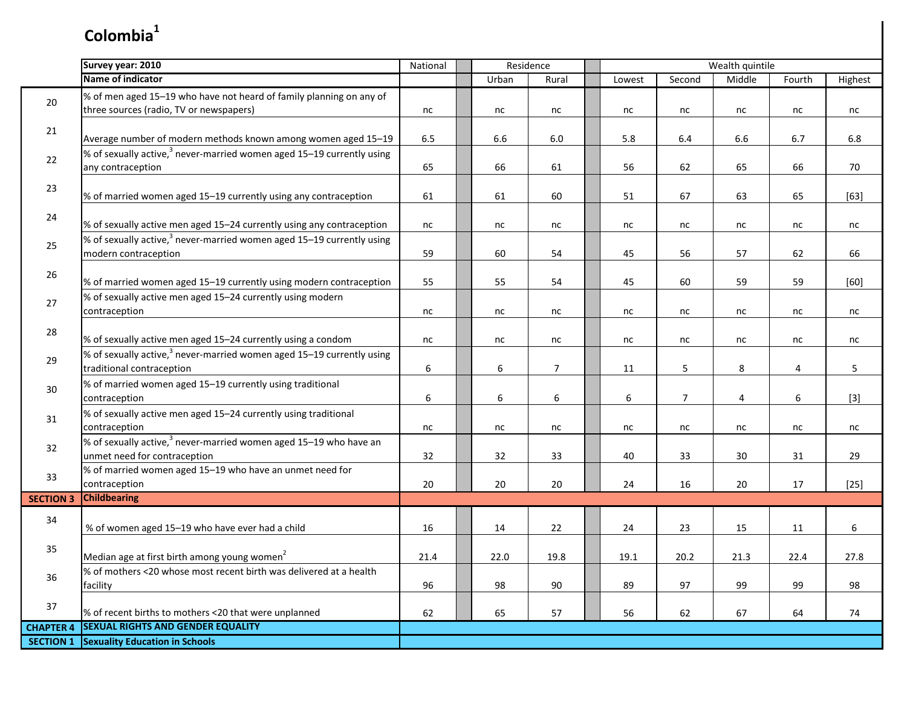# Colombia[1]

| | Survey year: 2010 | National | Residence | | Wealth quintile | | | | |
|---|---|---|---|---|---|---|---|---|---|
| | Name of indicator | | Urban | Rural | Lowest | Second | Middle | Fourth | Highest |
| 20 | % of men aged 15–19 who have not heard of family planning on any of three sources (radio, TV or newspapers) | nc | nc | nc | nc | nc | nc | nc | nc |
| 21 | Average number of modern methods known among women aged 15–19 | 6.5 | 6.6 | 6.0 | 5.8 | 6.4 | 6.6 | 6.7 | 6.8 |
| 22 | % of sexually active,[3] never-married women aged 15–19 currently using any contraception | 65 | 66 | 61 | 56 | 62 | 65 | 66 | 70 |
| 23 | % of married women aged 15–19 currently using any contraception | 61 | 61 | 60 | 51 | 67 | 63 | 65 | [63] |
| 24 | % of sexually active men aged 15–24 currently using any contraception | nc | nc | nc | nc | nc | nc | nc | nc |
| 25 | % of sexually active,[3] never-married women aged 15–19 currently using modern contraception | 59 | 60 | 54 | 45 | 56 | 57 | 62 | 66 |
| 26 | % of married women aged 15–19 currently using modern contraception | 55 | 55 | 54 | 45 | 60 | 59 | 59 | [60] |
| 27 | % of sexually active men aged 15–24 currently using modern contraception | nc | nc | nc | nc | nc | nc | nc | nc |
| 28 | % of sexually active men aged 15–24 currently using a condom | nc | nc | nc | nc | nc | nc | nc | nc |
| 29 | % of sexually active,[3] never-married women aged 15–19 currently using traditional contraception | 6 | 6 | 7 | 11 | 5 | 8 | 4 | 5 |
| 30 | % of married women aged 15–19 currently using traditional contraception | 6 | 6 | 6 | 6 | 7 | 4 | 6 | [3] |
| 31 | % of sexually active men aged 15–24 currently using traditional contraception | nc | nc | nc | nc | nc | nc | nc | nc |
| 32 | % of sexually active,[3] never-married women aged 15–19 who have an unmet need for contraception | 32 | 32 | 33 | 40 | 33 | 30 | 31 | 29 |
| 33 | % of married women aged 15–19 who have an unmet need for contraception | 20 | 20 | 20 | 24 | 16 | 20 | 17 | [25] |
| **SECTION 3** | **Childbearing** | | | | | | | | |
| 34 | % of women aged 15–19 who have ever had a child | 16 | 14 | 22 | 24 | 23 | 15 | 11 | 6 |
| 35 | Median age at first birth among young women[2] | 21.4 | 22.0 | 19.8 | 19.1 | 20.2 | 21.3 | 22.4 | 27.8 |
| 36 | % of mothers <20 whose most recent birth was delivered at a health facility | 96 | 98 | 90 | 89 | 97 | 99 | 99 | 98 |
| 37 | % of recent births to mothers <20 that were unplanned | 62 | 65 | 57 | 56 | 62 | 67 | 64 | 74 |
| **CHAPTER 4** | **SEXUAL RIGHTS AND GENDER EQUALITY** | | | | | | | | |
| **SECTION 1** | **Sexuality Education in Schools** | | | | | | | | |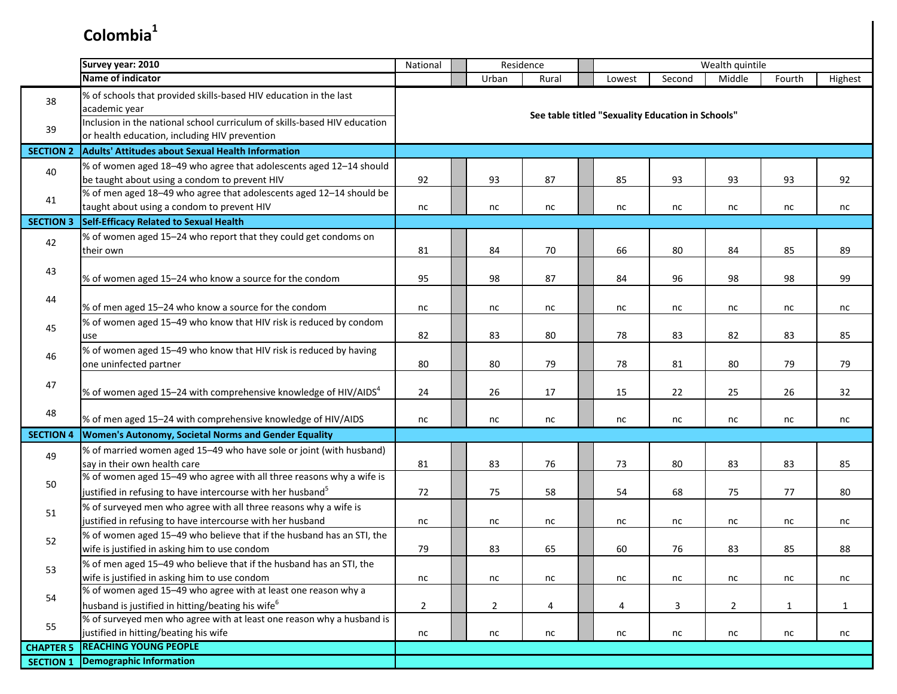# Colombia[1]

| | Survey year: 2010 | National | | Residence | | | Wealth quintile | | | | |
|---|---|---|---|---|---|---|---|---|---|---|---|
| | Name of indicator | | | Urban | Rural | | Lowest | Second | Middle | Fourth | Highest |
| 38 | % of schools that provided skills-based HIV education in the last academic year | See table titled "Sexuality Education in Schools" | | | | | | | | | |
| 39 | Inclusion in the national school curriculum of skills-based HIV education or health education, including HIV prevention | | | | | | | | | | |
| SECTION 2 | Adults' Attitudes about Sexual Health Information | | | | | | | | | | |
| 40 | % of women aged 18–49 who agree that adolescents aged 12–14 should be taught about using a condom to prevent HIV | 92 | | 93 | 87 | | 85 | 93 | 93 | 93 | 92 |
| 41 | % of men aged 18–49 who agree that adolescents aged 12–14 should be taught about using a condom to prevent HIV | nc | | nc | nc | | nc | nc | nc | nc | nc |
| SECTION 3 | Self-Efficacy Related to Sexual Health | | | | | | | | | | |
| 42 | % of women aged 15–24 who report that they could get condoms on their own | 81 | | 84 | 70 | | 66 | 80 | 84 | 85 | 89 |
| 43 | % of women aged 15–24 who know a source for the condom | 95 | | 98 | 87 | | 84 | 96 | 98 | 98 | 99 |
| 44 | % of men aged 15–24 who know a source for the condom | nc | | nc | nc | | nc | nc | nc | nc | nc |
| 45 | % of women aged 15–49 who know that HIV risk is reduced by condom use | 82 | | 83 | 80 | | 78 | 83 | 82 | 83 | 85 |
| 46 | % of women aged 15–49 who know that HIV risk is reduced by having one uninfected partner | 80 | | 80 | 79 | | 78 | 81 | 80 | 79 | 79 |
| 47 | % of women aged 15–24 with comprehensive knowledge of HIV/AIDS[4] | 24 | | 26 | 17 | | 15 | 22 | 25 | 26 | 32 |
| 48 | % of men aged 15–24 with comprehensive knowledge of HIV/AIDS | nc | | nc | nc | | nc | nc | nc | nc | nc |
| SECTION 4 | Women's Autonomy, Societal Norms and Gender Equality | | | | | | | | | | |
| 49 | % of married women aged 15–49 who have sole or joint (with husband) say in their own health care | 81 | | 83 | 76 | | 73 | 80 | 83 | 83 | 85 |
| 50 | % of women aged 15–49 who agree with all three reasons why a wife is justified in refusing to have intercourse with her husband[5] | 72 | | 75 | 58 | | 54 | 68 | 75 | 77 | 80 |
| 51 | % of surveyed men who agree with all three reasons why a wife is justified in refusing to have intercourse with her husband | nc | | nc | nc | | nc | nc | nc | nc | nc |
| 52 | % of women aged 15–49 who believe that if the husband has an STI, the wife is justified in asking him to use condom | 79 | | 83 | 65 | | 60 | 76 | 83 | 85 | 88 |
| 53 | % of men aged 15–49 who believe that if the husband has an STI, the wife is justified in asking him to use condom | nc | | nc | nc | | nc | nc | nc | nc | nc |
| 54 | % of women aged 15–49 who agree with at least one reason why a husband is justified in hitting/beating his wife[6] | 2 | | 2 | 4 | | 4 | 3 | 2 | 1 | 1 |
| 55 | % of surveyed men who agree with at least one reason why a husband is justified in hitting/beating his wife | nc | | nc | nc | | nc | nc | nc | nc | nc |
| CHAPTER 5 | REACHING YOUNG PEOPLE | | | | | | | | | | |
| SECTION 1 | Demographic Information | | | | | | | | | | |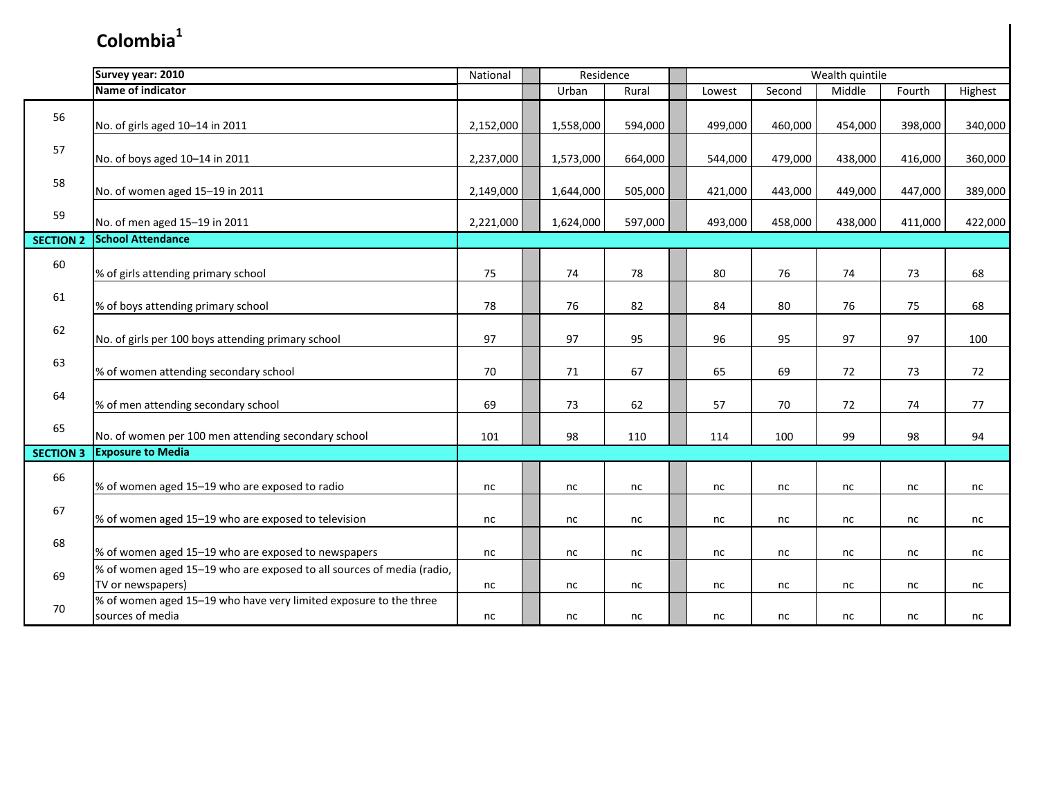# Colombia[1]

| | Survey year: 2010 | National | | Residence | | | Wealth quintile | | | | |
|---|---|---|---|---|---|---|---|---|---|---|---|
| | Name of indicator | | | Urban | Rural | | Lowest | Second | Middle | Fourth | Highest |
| 56 | No. of girls aged 10–14 in 2011 | 2,152,000 | | 1,558,000 | 594,000 | | 499,000 | 460,000 | 454,000 | 398,000 | 340,000 |
| 57 | No. of boys aged 10–14 in 2011 | 2,237,000 | | 1,573,000 | 664,000 | | 544,000 | 479,000 | 438,000 | 416,000 | 360,000 |
| 58 | No. of women aged 15–19 in 2011 | 2,149,000 | | 1,644,000 | 505,000 | | 421,000 | 443,000 | 449,000 | 447,000 | 389,000 |
| 59 | No. of men aged 15–19 in 2011 | 2,221,000 | | 1,624,000 | 597,000 | | 493,000 | 458,000 | 438,000 | 411,000 | 422,000 |
| **SECTION 2** | **School Attendance** | | | | | | | | | | |
| 60 | % of girls attending primary school | 75 | | 74 | 78 | | 80 | 76 | 74 | 73 | 68 |
| 61 | % of boys attending primary school | 78 | | 76 | 82 | | 84 | 80 | 76 | 75 | 68 |
| 62 | No. of girls per 100 boys attending primary school | 97 | | 97 | 95 | | 96 | 95 | 97 | 97 | 100 |
| 63 | % of women attending secondary school | 70 | | 71 | 67 | | 65 | 69 | 72 | 73 | 72 |
| 64 | % of men attending secondary school | 69 | | 73 | 62 | | 57 | 70 | 72 | 74 | 77 |
| 65 | No. of women per 100 men attending secondary school | 101 | | 98 | 110 | | 114 | 100 | 99 | 98 | 94 |
| **SECTION 3** | **Exposure to Media** | | | | | | | | | | |
| 66 | % of women aged 15–19 who are exposed to radio | nc | | nc | nc | | nc | nc | nc | nc | nc |
| 67 | % of women aged 15–19 who are exposed to television | nc | | nc | nc | | nc | nc | nc | nc | nc |
| 68 | % of women aged 15–19 who are exposed to newspapers | nc | | nc | nc | | nc | nc | nc | nc | nc |
| 69 | % of women aged 15–19 who are exposed to all sources of media (radio, TV or newspapers) | nc | | nc | nc | | nc | nc | nc | nc | nc |
| 70 | % of women aged 15–19 who have very limited exposure to the three sources of media | nc | | nc | nc | | nc | nc | nc | nc | nc |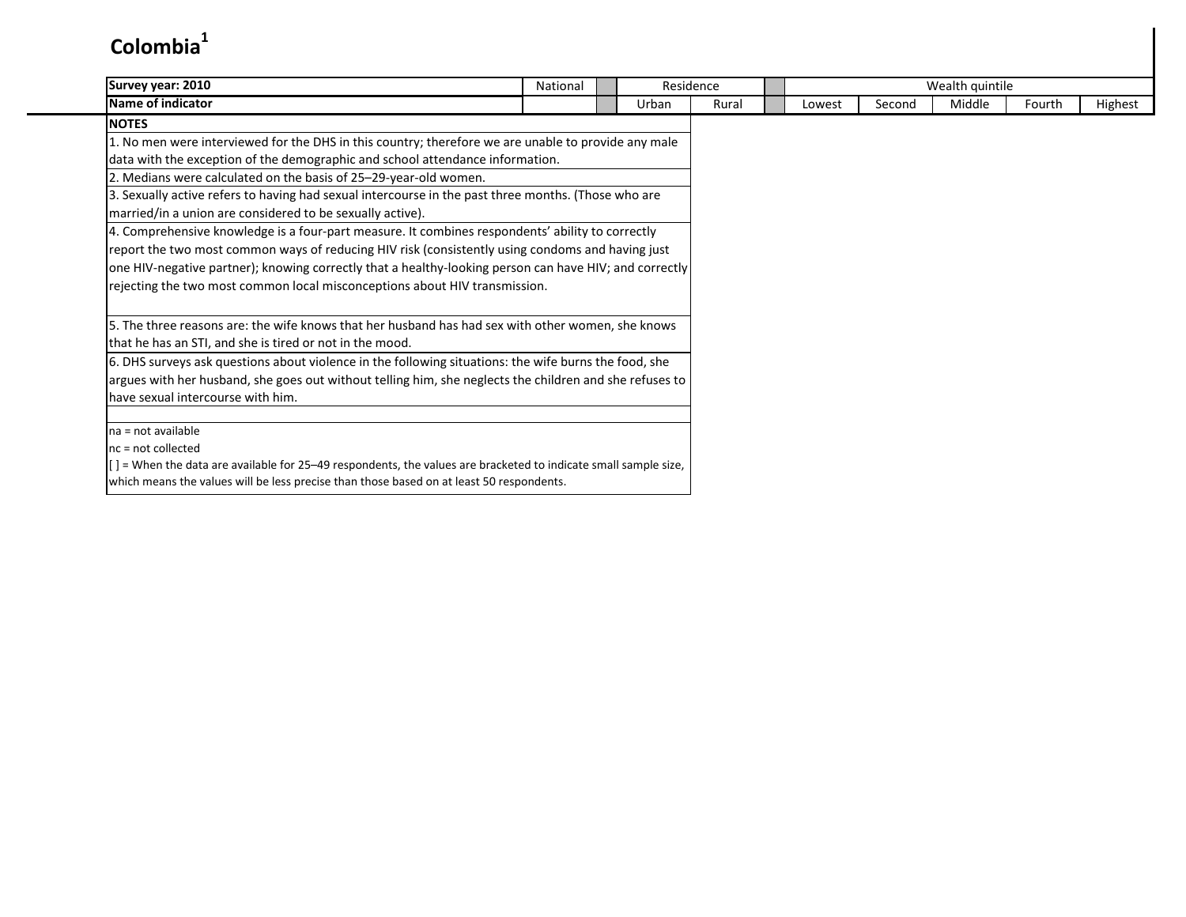## Colombia[1]

| Survey year: 2010 | National | | Residence | | | Wealth quintile | | | | |
|---|---|---|---|---|---|---|---|---|---|---|
| Name of indicator | | | Urban | Rural | | Lowest | Second | Middle | Fourth | Highest |

**NOTES**

1. No men were interviewed for the DHS in this country; therefore we are unable to provide any male data with the exception of the demographic and school attendance information.
2. Medians were calculated on the basis of 25–29-year-old women.
3. Sexually active refers to having had sexual intercourse in the past three months. (Those who are married/in a union are considered to be sexually active).
4. Comprehensive knowledge is a four-part measure. It combines respondents' ability to correctly report the two most common ways of reducing HIV risk (consistently using condoms and having just one HIV-negative partner); knowing correctly that a healthy-looking person can have HIV; and correctly rejecting the two most common local misconceptions about HIV transmission.
5. The three reasons are: the wife knows that her husband has had sex with other women, she knows that he has an STI, and she is tired or not in the mood.
6. DHS surveys ask questions about violence in the following situations: the wife burns the food, she argues with her husband, she goes out without telling him, she neglects the children and she refuses to have sexual intercourse with him.

na = not available
nc = not collected
[ ] = When the data are available for 25–49 respondents, the values are bracketed to indicate small sample size, which means the values will be less precise than those based on at least 50 respondents.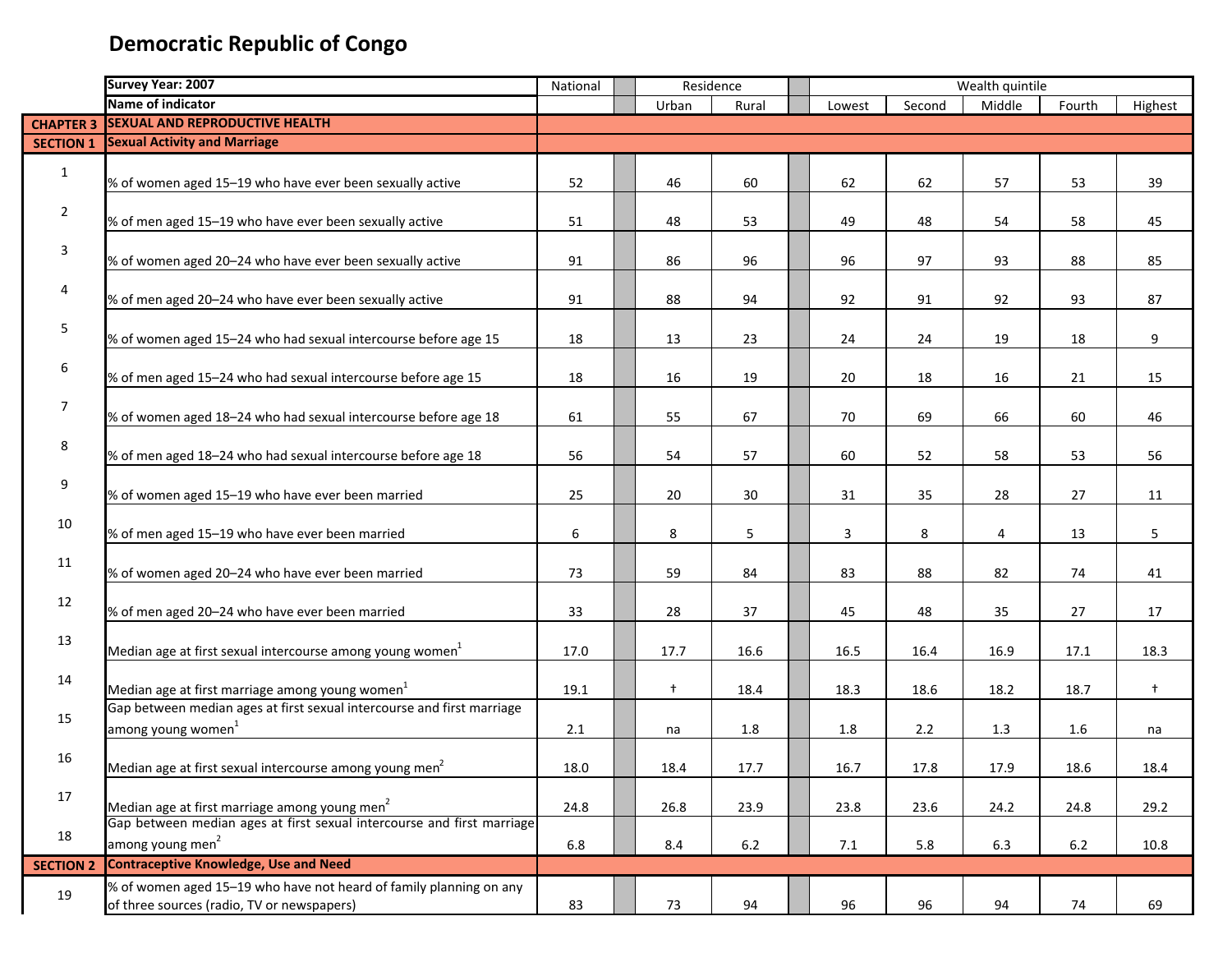# Democratic Republic of Congo

| | Survey Year: 2007 | National | Residence | | Wealth quintile | | | | |
|---|---|---|---|---|---|---|---|---|---|
| | Name of indicator | | Urban | Rural | Lowest | Second | Middle | Fourth | Highest |
| CHAPTER 3 | SEXUAL AND REPRODUCTIVE HEALTH | | | | | | | | |
| SECTION 1 | Sexual Activity and Marriage | | | | | | | | |
| 1 | % of women aged 15–19 who have ever been sexually active | 52 | 46 | 60 | 62 | 62 | 57 | 53 | 39 |
| 2 | % of men aged 15–19 who have ever been sexually active | 51 | 48 | 53 | 49 | 48 | 54 | 58 | 45 |
| 3 | % of women aged 20–24 who have ever been sexually active | 91 | 86 | 96 | 96 | 97 | 93 | 88 | 85 |
| 4 | % of men aged 20–24 who have ever been sexually active | 91 | 88 | 94 | 92 | 91 | 92 | 93 | 87 |
| 5 | % of women aged 15–24 who had sexual intercourse before age 15 | 18 | 13 | 23 | 24 | 24 | 19 | 18 | 9 |
| 6 | % of men aged 15–24 who had sexual intercourse before age 15 | 18 | 16 | 19 | 20 | 18 | 16 | 21 | 15 |
| 7 | % of women aged 18–24 who had sexual intercourse before age 18 | 61 | 55 | 67 | 70 | 69 | 66 | 60 | 46 |
| 8 | % of men aged 18–24 who had sexual intercourse before age 18 | 56 | 54 | 57 | 60 | 52 | 58 | 53 | 56 |
| 9 | % of women aged 15–19 who have ever been married | 25 | 20 | 30 | 31 | 35 | 28 | 27 | 11 |
| 10 | % of men aged 15–19 who have ever been married | 6 | 8 | 5 | 3 | 8 | 4 | 13 | 5 |
| 11 | % of women aged 20–24 who have ever been married | 73 | 59 | 84 | 83 | 88 | 82 | 74 | 41 |
| 12 | % of men aged 20–24 who have ever been married | 33 | 28 | 37 | 45 | 48 | 35 | 27 | 17 |
| 13 | Median age at first sexual intercourse among young women[1] | 17.0 | 17.7 | 16.6 | 16.5 | 16.4 | 16.9 | 17.1 | 18.3 |
| 14 | Median age at first marriage among young women[1] | 19.1 | † | 18.4 | 18.3 | 18.6 | 18.2 | 18.7 | † |
| 15 | Gap between median ages at first sexual intercourse and first marriage among young women[1] | 2.1 | na | 1.8 | 1.8 | 2.2 | 1.3 | 1.6 | na |
| 16 | Median age at first sexual intercourse among young men[2] | 18.0 | 18.4 | 17.7 | 16.7 | 17.8 | 17.9 | 18.6 | 18.4 |
| 17 | Median age at first marriage among young men[2] | 24.8 | 26.8 | 23.9 | 23.8 | 23.6 | 24.2 | 24.8 | 29.2 |
| 18 | Gap between median ages at first sexual intercourse and first marriage among young men[2] | 6.8 | 8.4 | 6.2 | 7.1 | 5.8 | 6.3 | 6.2 | 10.8 |
| SECTION 2 | Contraceptive Knowledge, Use and Need | | | | | | | | |
| 19 | % of women aged 15–19 who have not heard of family planning on any of three sources (radio, TV or newspapers) | 83 | 73 | 94 | 96 | 96 | 94 | 74 | 69 |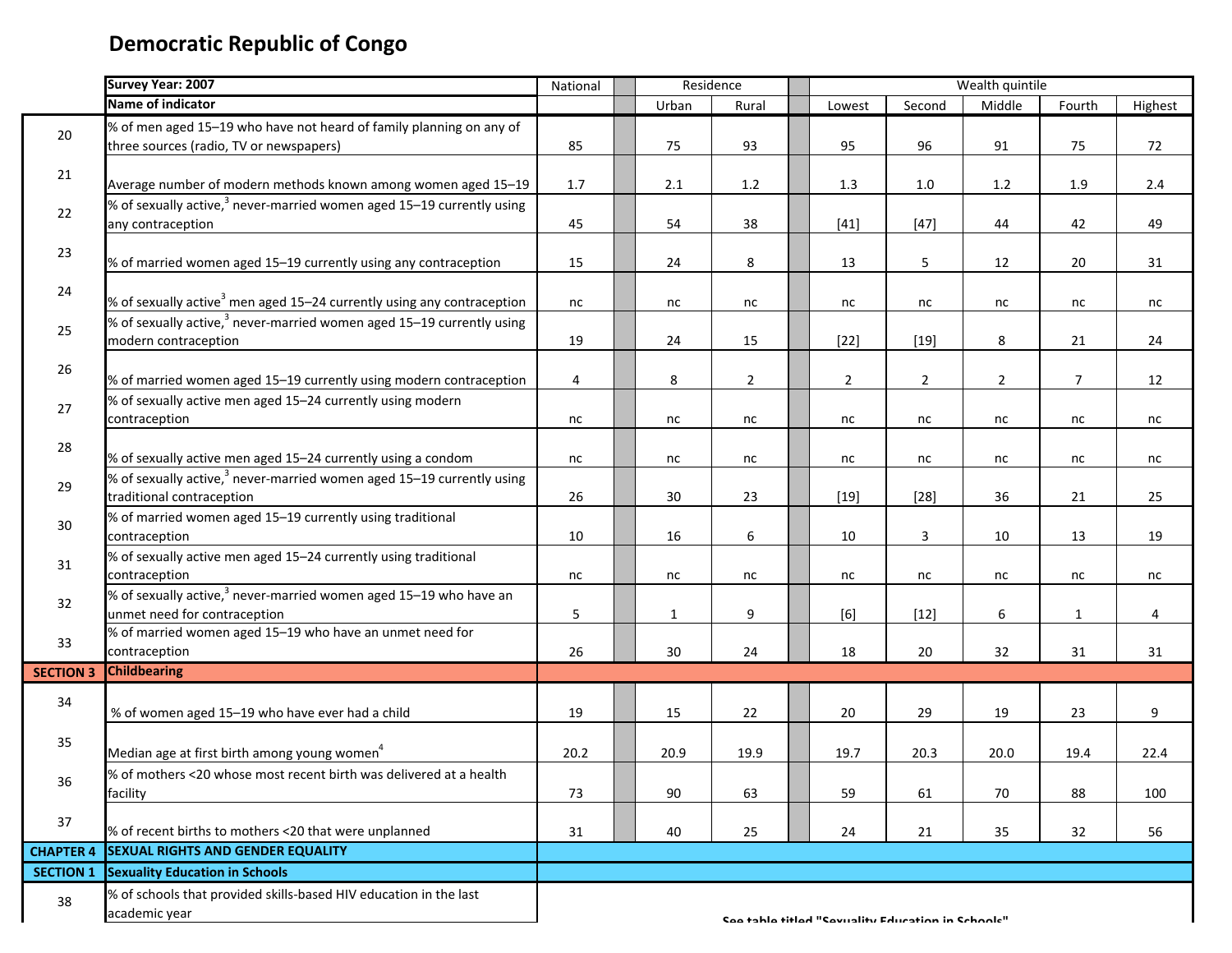# Democratic Republic of Congo

| | Survey Year: 2007 | National | Residence | | Wealth quintile | | | | |
|---|---|---|---|---|---|---|---|---|---|
| | Name of indicator | | Urban | Rural | Lowest | Second | Middle | Fourth | Highest |
| 20 | % of men aged 15–19 who have not heard of family planning on any of three sources (radio, TV or newspapers) | 85 | 75 | 93 | 95 | 96 | 91 | 75 | 72 |
| 21 | Average number of modern methods known among women aged 15–19 | 1.7 | 2.1 | 1.2 | 1.3 | 1.0 | 1.2 | 1.9 | 2.4 |
| 22 | % of sexually active,[3] never-married women aged 15–19 currently using any contraception | 45 | 54 | 38 | [41] | [47] | 44 | 42 | 49 |
| 23 | % of married women aged 15–19 currently using any contraception | 15 | 24 | 8 | 13 | 5 | 12 | 20 | 31 |
| 24 | % of sexually active[3] men aged 15–24 currently using any contraception | nc | nc | nc | nc | nc | nc | nc | nc |
| 25 | % of sexually active,[3] never-married women aged 15–19 currently using modern contraception | 19 | 24 | 15 | [22] | [19] | 8 | 21 | 24 |
| 26 | % of married women aged 15–19 currently using modern contraception | 4 | 8 | 2 | 2 | 2 | 2 | 7 | 12 |
| 27 | % of sexually active men aged 15–24 currently using modern contraception | nc | nc | nc | nc | nc | nc | nc | nc |
| 28 | % of sexually active men aged 15–24 currently using a condom | nc | nc | nc | nc | nc | nc | nc | nc |
| 29 | % of sexually active,[3] never-married women aged 15–19 currently using traditional contraception | 26 | 30 | 23 | [19] | [28] | 36 | 21 | 25 |
| 30 | % of married women aged 15–19 currently using traditional contraception | 10 | 16 | 6 | 10 | 3 | 10 | 13 | 19 |
| 31 | % of sexually active men aged 15–24 currently using traditional contraception | nc | nc | nc | nc | nc | nc | nc | nc |
| 32 | % of sexually active,[3] never-married women aged 15–19 who have an unmet need for contraception | 5 | 1 | 9 | [6] | [12] | 6 | 1 | 4 |
| 33 | % of married women aged 15–19 who have an unmet need for contraception | 26 | 30 | 24 | 18 | 20 | 32 | 31 | 31 |
| **SECTION 3** | **Childbearing** | | | | | | | | |
| 34 | % of women aged 15–19 who have ever had a child | 19 | 15 | 22 | 20 | 29 | 19 | 23 | 9 |
| 35 | Median age at first birth among young women[4] | 20.2 | 20.9 | 19.9 | 19.7 | 20.3 | 20.0 | 19.4 | 22.4 |
| 36 | % of mothers <20 whose most recent birth was delivered at a health facility | 73 | 90 | 63 | 59 | 61 | 70 | 88 | 100 |
| 37 | % of recent births to mothers <20 that were unplanned | 31 | 40 | 25 | 24 | 21 | 35 | 32 | 56 |
| **CHAPTER 4** | **SEXUAL RIGHTS AND GENDER EQUALITY** | | | | | | | | |
| **SECTION 1** | **Sexuality Education in Schools** | | | | | | | | |
| 38 | % of schools that provided skills-based HIV education in the last academic year | See table titled "Sexuality Education in Schools" | | | | | | | |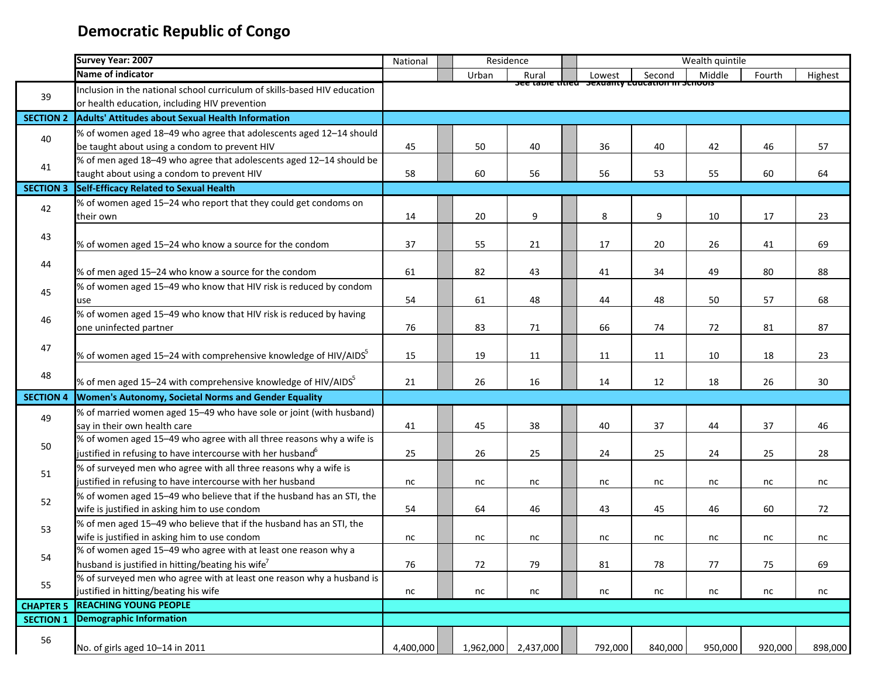# Democratic Republic of Congo

| | Survey Year: 2007 | National | Residence | | Wealth quintile | | | | |
|---|---|---|---|---|---|---|---|---|---|
| | Name of indicator | | Urban | Rural | Lowest | Second | Middle | Fourth | Highest |
| 39 | Inclusion in the national school curriculum of skills-based HIV education or health education, including HIV prevention | See table titled "Sexuality Education in Schools" | | | | | | | |
| **SECTION 2** | **Adults' Attitudes about Sexual Health Information** | | | | | | | | |
| 40 | % of women aged 18–49 who agree that adolescents aged 12–14 should be taught about using a condom to prevent HIV | 45 | 50 | 40 | 36 | 40 | 42 | 46 | 57 |
| 41 | % of men aged 18–49 who agree that adolescents aged 12–14 should be taught about using a condom to prevent HIV | 58 | 60 | 56 | 56 | 53 | 55 | 60 | 64 |
| **SECTION 3** | **Self-Efficacy Related to Sexual Health** | | | | | | | | |
| 42 | % of women aged 15–24 who report that they could get condoms on their own | 14 | 20 | 9 | 8 | 9 | 10 | 17 | 23 |
| 43 | % of women aged 15–24 who know a source for the condom | 37 | 55 | 21 | 17 | 20 | 26 | 41 | 69 |
| 44 | % of men aged 15–24 who know a source for the condom | 61 | 82 | 43 | 41 | 34 | 49 | 80 | 88 |
| 45 | % of women aged 15–49 who know that HIV risk is reduced by condom use | 54 | 61 | 48 | 44 | 48 | 50 | 57 | 68 |
| 46 | % of women aged 15–49 who know that HIV risk is reduced by having one uninfected partner | 76 | 83 | 71 | 66 | 74 | 72 | 81 | 87 |
| 47 | % of women aged 15–24 with comprehensive knowledge of HIV/AIDS[5] | 15 | 19 | 11 | 11 | 11 | 10 | 18 | 23 |
| 48 | % of men aged 15–24 with comprehensive knowledge of HIV/AIDS[5] | 21 | 26 | 16 | 14 | 12 | 18 | 26 | 30 |
| **SECTION 4** | **Women's Autonomy, Societal Norms and Gender Equality** | | | | | | | | |
| 49 | % of married women aged 15–49 who have sole or joint (with husband) say in their own health care | 41 | 45 | 38 | 40 | 37 | 44 | 37 | 46 |
| 50 | % of women aged 15–49 who agree with all three reasons why a wife is justified in refusing to have intercourse with her husband[6] | 25 | 26 | 25 | 24 | 25 | 24 | 25 | 28 |
| 51 | % of surveyed men who agree with all three reasons why a wife is justified in refusing to have intercourse with her husband | nc | nc | nc | nc | nc | nc | nc | nc |
| 52 | % of women aged 15–49 who believe that if the husband has an STI, the wife is justified in asking him to use condom | 54 | 64 | 46 | 43 | 45 | 46 | 60 | 72 |
| 53 | % of men aged 15–49 who believe that if the husband has an STI, the wife is justified in asking him to use condom | nc | nc | nc | nc | nc | nc | nc | nc |
| 54 | % of women aged 15–49 who agree with at least one reason why a husband is justified in hitting/beating his wife[7] | 76 | 72 | 79 | 81 | 78 | 77 | 75 | 69 |
| 55 | % of surveyed men who agree with at least one reason why a husband is justified in hitting/beating his wife | nc | nc | nc | nc | nc | nc | nc | nc |
| **CHAPTER 5** | **REACHING YOUNG PEOPLE** | | | | | | | | |
| **SECTION 1** | **Demographic Information** | | | | | | | | |
| 56 | No. of girls aged 10–14 in 2011 | 4,400,000 | 1,962,000 | 2,437,000 | 792,000 | 840,000 | 950,000 | 920,000 | 898,000 |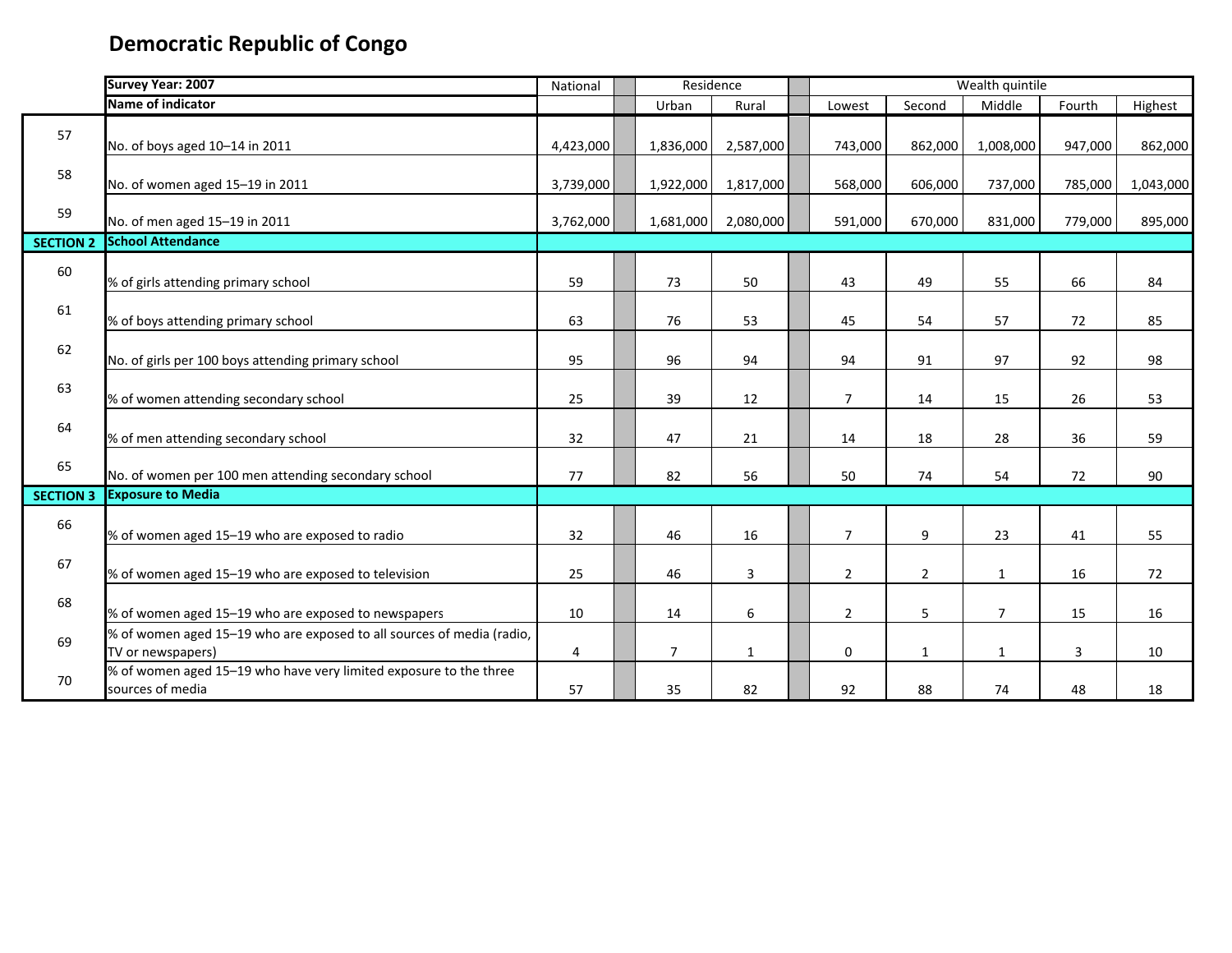# Democratic Republic of Congo

| | Survey Year: 2007 | National | Residence | | Wealth quintile | | | | |
|---|---|---|---|---|---|---|---|---|---|
| | Name of indicator | | Urban | Rural | Lowest | Second | Middle | Fourth | Highest |
| 57 | No. of boys aged 10–14 in 2011 | 4,423,000 | 1,836,000 | 2,587,000 | 743,000 | 862,000 | 1,008,000 | 947,000 | 862,000 |
| 58 | No. of women aged 15–19 in 2011 | 3,739,000 | 1,922,000 | 1,817,000 | 568,000 | 606,000 | 737,000 | 785,000 | 1,043,000 |
| 59 | No. of men aged 15–19 in 2011 | 3,762,000 | 1,681,000 | 2,080,000 | 591,000 | 670,000 | 831,000 | 779,000 | 895,000 |
| **SECTION 2** | **School Attendance** | | | | | | | | |
| 60 | % of girls attending primary school | 59 | 73 | 50 | 43 | 49 | 55 | 66 | 84 |
| 61 | % of boys attending primary school | 63 | 76 | 53 | 45 | 54 | 57 | 72 | 85 |
| 62 | No. of girls per 100 boys attending primary school | 95 | 96 | 94 | 94 | 91 | 97 | 92 | 98 |
| 63 | % of women attending secondary school | 25 | 39 | 12 | 7 | 14 | 15 | 26 | 53 |
| 64 | % of men attending secondary school | 32 | 47 | 21 | 14 | 18 | 28 | 36 | 59 |
| 65 | No. of women per 100 men attending secondary school | 77 | 82 | 56 | 50 | 74 | 54 | 72 | 90 |
| **SECTION 3** | **Exposure to Media** | | | | | | | | |
| 66 | % of women aged 15–19 who are exposed to radio | 32 | 46 | 16 | 7 | 9 | 23 | 41 | 55 |
| 67 | % of women aged 15–19 who are exposed to television | 25 | 46 | 3 | 2 | 2 | 1 | 16 | 72 |
| 68 | % of women aged 15–19 who are exposed to newspapers | 10 | 14 | 6 | 2 | 5 | 7 | 15 | 16 |
| 69 | % of women aged 15–19 who are exposed to all sources of media (radio, TV or newspapers) | 4 | 7 | 1 | 0 | 1 | 1 | 3 | 10 |
| 70 | % of women aged 15–19 who have very limited exposure to the three sources of media | 57 | 35 | 82 | 92 | 88 | 74 | 48 | 18 |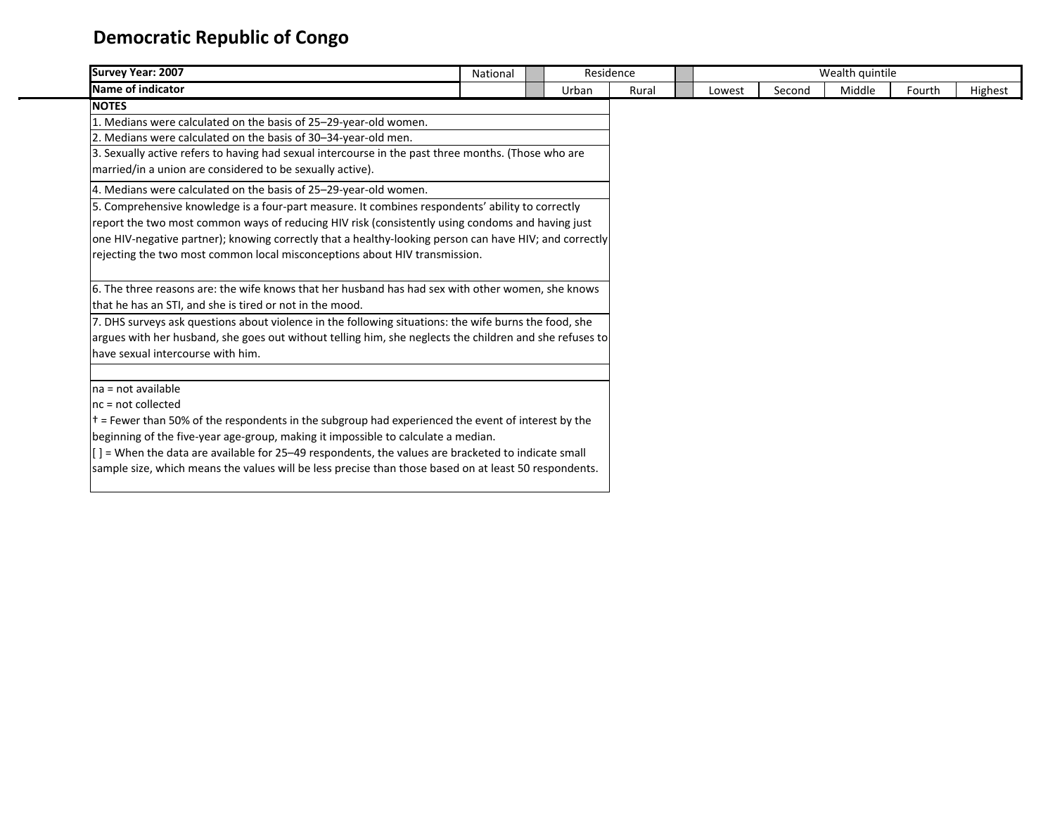# Democratic Republic of Congo

| Survey Year: 2007 | National | | Residence | | | Wealth quintile | | | | |
|---|---|---|---|---|---|---|---|---|---|---|
| Name of indicator | | | Urban | Rural | | Lowest | Second | Middle | Fourth | Highest |

**NOTES**

1. Medians were calculated on the basis of 25–29-year-old women.

2. Medians were calculated on the basis of 30–34-year-old men.

3. Sexually active refers to having had sexual intercourse in the past three months. (Those who are married/in a union are considered to be sexually active).

4. Medians were calculated on the basis of 25–29-year-old women.

5. Comprehensive knowledge is a four-part measure. It combines respondents' ability to correctly report the two most common ways of reducing HIV risk (consistently using condoms and having just one HIV-negative partner); knowing correctly that a healthy-looking person can have HIV; and correctly rejecting the two most common local misconceptions about HIV transmission.

6. The three reasons are: the wife knows that her husband has had sex with other women, she knows that he has an STI, and she is tired or not in the mood.

7. DHS surveys ask questions about violence in the following situations: the wife burns the food, she argues with her husband, she goes out without telling him, she neglects the children and she refuses to have sexual intercourse with him.

na = not available
nc = not collected
† = Fewer than 50% of the respondents in the subgroup had experienced the event of interest by the beginning of the five-year age-group, making it impossible to calculate a median.
[ ] = When the data are available for 25–49 respondents, the values are bracketed to indicate small sample size, which means the values will be less precise than those based on at least 50 respondents.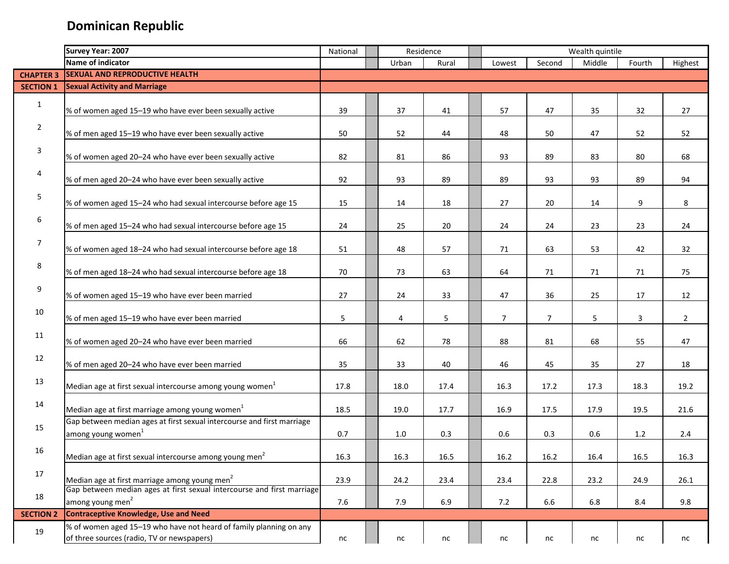# Dominican Republic

| | Survey Year: 2007 | National | Residence | | Wealth quintile | | | | |
|---|---|---|---|---|---|---|---|---|---|
| | Name of indicator | | Urban | Rural | Lowest | Second | Middle | Fourth | Highest |
| CHAPTER 3 | SEXUAL AND REPRODUCTIVE HEALTH | | | | | | | | |
| SECTION 1 | Sexual Activity and Marriage | | | | | | | | |
| 1 | % of women aged 15–19 who have ever been sexually active | 39 | 37 | 41 | 57 | 47 | 35 | 32 | 27 |
| 2 | % of men aged 15–19 who have ever been sexually active | 50 | 52 | 44 | 48 | 50 | 47 | 52 | 52 |
| 3 | % of women aged 20–24 who have ever been sexually active | 82 | 81 | 86 | 93 | 89 | 83 | 80 | 68 |
| 4 | % of men aged 20–24 who have ever been sexually active | 92 | 93 | 89 | 89 | 93 | 93 | 89 | 94 |
| 5 | % of women aged 15–24 who had sexual intercourse before age 15 | 15 | 14 | 18 | 27 | 20 | 14 | 9 | 8 |
| 6 | % of men aged 15–24 who had sexual intercourse before age 15 | 24 | 25 | 20 | 24 | 24 | 23 | 23 | 24 |
| 7 | % of women aged 18–24 who had sexual intercourse before age 18 | 51 | 48 | 57 | 71 | 63 | 53 | 42 | 32 |
| 8 | % of men aged 18–24 who had sexual intercourse before age 18 | 70 | 73 | 63 | 64 | 71 | 71 | 71 | 75 |
| 9 | % of women aged 15–19 who have ever been married | 27 | 24 | 33 | 47 | 36 | 25 | 17 | 12 |
| 10 | % of men aged 15–19 who have ever been married | 5 | 4 | 5 | 7 | 7 | 5 | 3 | 2 |
| 11 | % of women aged 20–24 who have ever been married | 66 | 62 | 78 | 88 | 81 | 68 | 55 | 47 |
| 12 | % of men aged 20–24 who have ever been married | 35 | 33 | 40 | 46 | 45 | 35 | 27 | 18 |
| 13 | Median age at first sexual intercourse among young women[1] | 17.8 | 18.0 | 17.4 | 16.3 | 17.2 | 17.3 | 18.3 | 19.2 |
| 14 | Median age at first marriage among young women[1] | 18.5 | 19.0 | 17.7 | 16.9 | 17.5 | 17.9 | 19.5 | 21.6 |
| 15 | Gap between median ages at first sexual intercourse and first marriage among young women[1] | 0.7 | 1.0 | 0.3 | 0.6 | 0.3 | 0.6 | 1.2 | 2.4 |
| 16 | Median age at first sexual intercourse among young men[2] | 16.3 | 16.3 | 16.5 | 16.2 | 16.2 | 16.4 | 16.5 | 16.3 |
| 17 | Median age at first marriage among young men[2] | 23.9 | 24.2 | 23.4 | 23.4 | 22.8 | 23.2 | 24.9 | 26.1 |
| 18 | Gap between median ages at first sexual intercourse and first marriage among young men[2] | 7.6 | 7.9 | 6.9 | 7.2 | 6.6 | 6.8 | 8.4 | 9.8 |
| SECTION 2 | Contraceptive Knowledge, Use and Need | | | | | | | | |
| 19 | % of women aged 15–19 who have not heard of family planning on any of three sources (radio, TV or newspapers) | nc | nc | nc | nc | nc | nc | nc | nc |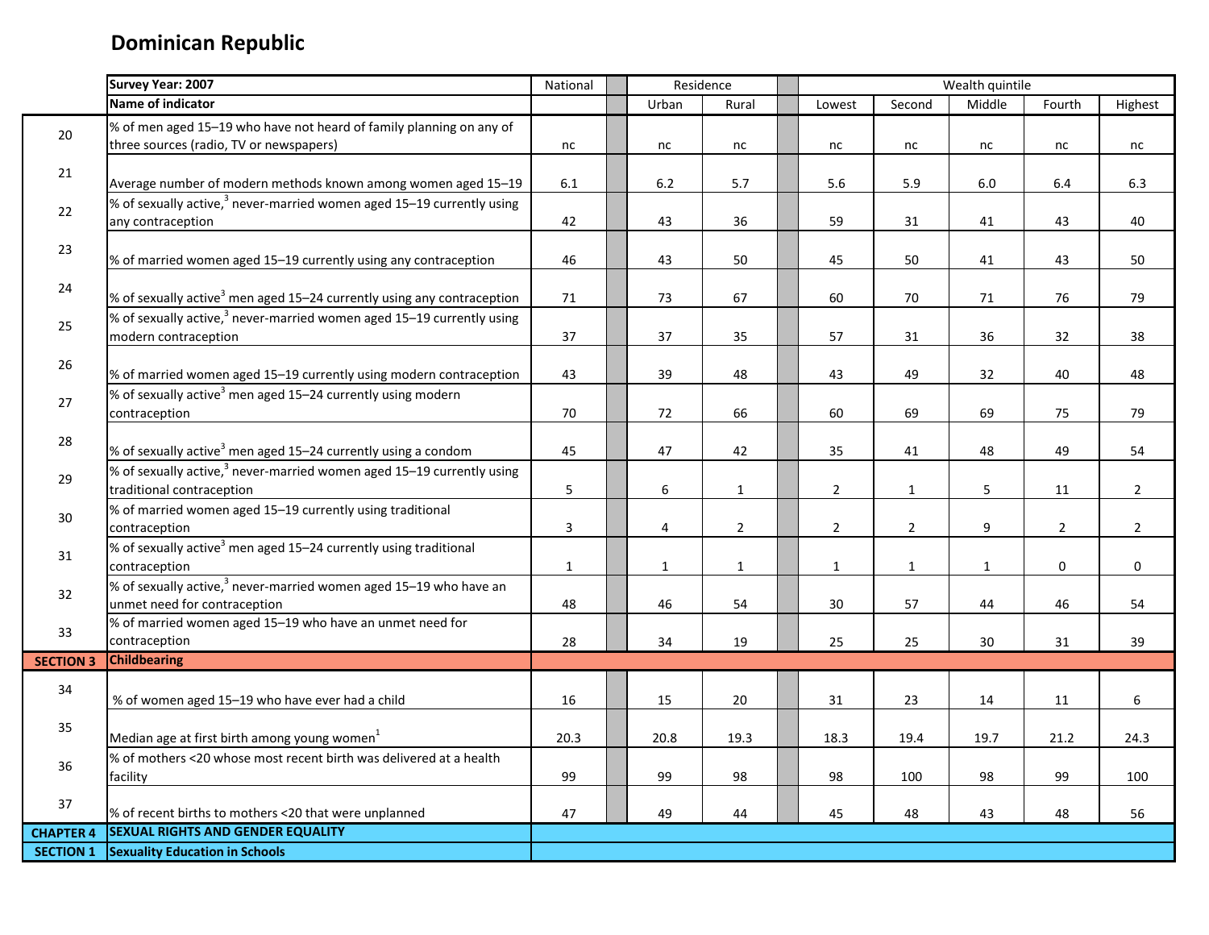# Dominican Republic

| | Survey Year: 2007 | National | Residence | | Wealth quintile | | | | |
|---|---|---|---|---|---|---|---|---|---|
| | Name of indicator | | Urban | Rural | Lowest | Second | Middle | Fourth | Highest |
| 20 | % of men aged 15–19 who have not heard of family planning on any of three sources (radio, TV or newspapers) | nc | nc | nc | nc | nc | nc | nc | nc |
| 21 | Average number of modern methods known among women aged 15–19 | 6.1 | 6.2 | 5.7 | 5.6 | 5.9 | 6.0 | 6.4 | 6.3 |
| 22 | % of sexually active,[3] never-married women aged 15–19 currently using any contraception | 42 | 43 | 36 | 59 | 31 | 41 | 43 | 40 |
| 23 | % of married women aged 15–19 currently using any contraception | 46 | 43 | 50 | 45 | 50 | 41 | 43 | 50 |
| 24 | % of sexually active[3] men aged 15–24 currently using any contraception | 71 | 73 | 67 | 60 | 70 | 71 | 76 | 79 |
| 25 | % of sexually active,[3] never-married women aged 15–19 currently using modern contraception | 37 | 37 | 35 | 57 | 31 | 36 | 32 | 38 |
| 26 | % of married women aged 15–19 currently using modern contraception | 43 | 39 | 48 | 43 | 49 | 32 | 40 | 48 |
| 27 | % of sexually active[3] men aged 15–24 currently using modern contraception | 70 | 72 | 66 | 60 | 69 | 69 | 75 | 79 |
| 28 | % of sexually active[3] men aged 15–24 currently using a condom | 45 | 47 | 42 | 35 | 41 | 48 | 49 | 54 |
| 29 | % of sexually active,[3] never-married women aged 15–19 currently using traditional contraception | 5 | 6 | 1 | 2 | 1 | 5 | 11 | 2 |
| 30 | % of married women aged 15–19 currently using traditional contraception | 3 | 4 | 2 | 2 | 2 | 9 | 2 | 2 |
| 31 | % of sexually active[3] men aged 15–24 currently using traditional contraception | 1 | 1 | 1 | 1 | 1 | 1 | 0 | 0 |
| 32 | % of sexually active,[3] never-married women aged 15–19 who have an unmet need for contraception | 48 | 46 | 54 | 30 | 57 | 44 | 46 | 54 |
| 33 | % of married women aged 15–19 who have an unmet need for contraception | 28 | 34 | 19 | 25 | 25 | 30 | 31 | 39 |
| **SECTION 3** | **Childbearing** | | | | | | | | |
| 34 | % of women aged 15–19 who have ever had a child | 16 | 15 | 20 | 31 | 23 | 14 | 11 | 6 |
| 35 | Median age at first birth among young women[1] | 20.3 | 20.8 | 19.3 | 18.3 | 19.4 | 19.7 | 21.2 | 24.3 |
| 36 | % of mothers <20 whose most recent birth was delivered at a health facility | 99 | 99 | 98 | 98 | 100 | 98 | 99 | 100 |
| 37 | % of recent births to mothers <20 that were unplanned | 47 | 49 | 44 | 45 | 48 | 43 | 48 | 56 |
| **CHAPTER 4** | **SEXUAL RIGHTS AND GENDER EQUALITY** | | | | | | | | |
| **SECTION 1** | **Sexuality Education in Schools** | | | | | | | | |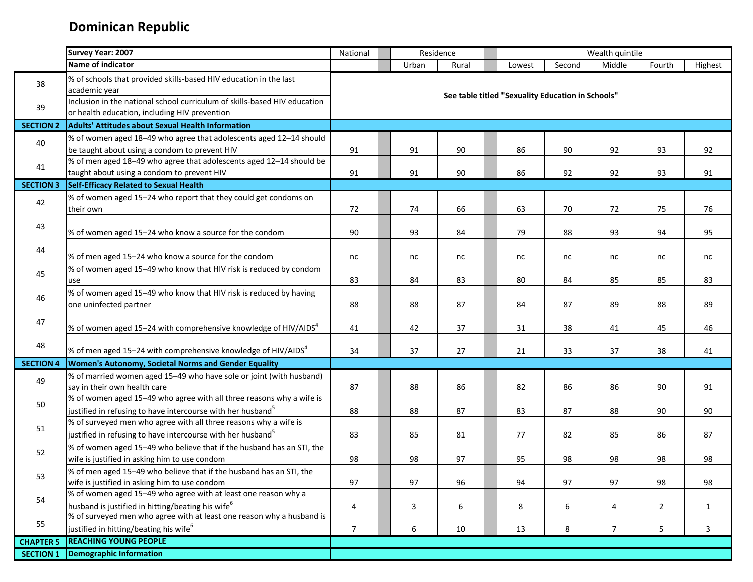# Dominican Republic

| | Survey Year: 2007 | National | Residence | | Wealth quintile | | | | |
|---|---|---|---|---|---|---|---|---|---|
| | Name of indicator | | Urban | Rural | Lowest | Second | Middle | Fourth | Highest |
| 38 | % of schools that provided skills-based HIV education in the last academic year | See table titled "Sexuality Education in Schools" | | | | | | | |
| 39 | Inclusion in the national school curriculum of skills-based HIV education or health education, including HIV prevention | | | | | | | | |
| **SECTION 2** | **Adults' Attitudes about Sexual Health Information** | | | | | | | | |
| 40 | % of women aged 18–49 who agree that adolescents aged 12–14 should be taught about using a condom to prevent HIV | 91 | 91 | 90 | 86 | 90 | 92 | 93 | 92 |
| 41 | % of men aged 18–49 who agree that adolescents aged 12–14 should be taught about using a condom to prevent HIV | 91 | 91 | 90 | 86 | 92 | 92 | 93 | 91 |
| **SECTION 3** | **Self-Efficacy Related to Sexual Health** | | | | | | | | |
| 42 | % of women aged 15–24 who report that they could get condoms on their own | 72 | 74 | 66 | 63 | 70 | 72 | 75 | 76 |
| 43 | % of women aged 15–24 who know a source for the condom | 90 | 93 | 84 | 79 | 88 | 93 | 94 | 95 |
| 44 | % of men aged 15–24 who know a source for the condom | nc | nc | nc | nc | nc | nc | nc | nc |
| 45 | % of women aged 15–49 who know that HIV risk is reduced by condom use | 83 | 84 | 83 | 80 | 84 | 85 | 85 | 83 |
| 46 | % of women aged 15–49 who know that HIV risk is reduced by having one uninfected partner | 88 | 88 | 87 | 84 | 87 | 89 | 88 | 89 |
| 47 | % of women aged 15–24 with comprehensive knowledge of HIV/AIDS[4] | 41 | 42 | 37 | 31 | 38 | 41 | 45 | 46 |
| 48 | % of men aged 15–24 with comprehensive knowledge of HIV/AIDS[4] | 34 | 37 | 27 | 21 | 33 | 37 | 38 | 41 |
| **SECTION 4** | **Women's Autonomy, Societal Norms and Gender Equality** | | | | | | | | |
| 49 | % of married women aged 15–49 who have sole or joint (with husband) say in their own health care | 87 | 88 | 86 | 82 | 86 | 86 | 90 | 91 |
| 50 | % of women aged 15–49 who agree with all three reasons why a wife is justified in refusing to have intercourse with her husband[5] | 88 | 88 | 87 | 83 | 87 | 88 | 90 | 90 |
| 51 | % of surveyed men who agree with all three reasons why a wife is justified in refusing to have intercourse with her husband[5] | 83 | 85 | 81 | 77 | 82 | 85 | 86 | 87 |
| 52 | % of women aged 15–49 who believe that if the husband has an STI, the wife is justified in asking him to use condom | 98 | 98 | 97 | 95 | 98 | 98 | 98 | 98 |
| 53 | % of men aged 15–49 who believe that if the husband has an STI, the wife is justified in asking him to use condom | 97 | 97 | 96 | 94 | 97 | 97 | 98 | 98 |
| 54 | % of women aged 15–49 who agree with at least one reason why a husband is justified in hitting/beating his wife[6] | 4 | 3 | 6 | 8 | 6 | 4 | 2 | 1 |
| 55 | % of surveyed men who agree with at least one reason why a husband is justified in hitting/beating his wife[6] | 7 | 6 | 10 | 13 | 8 | 7 | 5 | 3 |
| **CHAPTER 5** | **REACHING YOUNG PEOPLE** | | | | | | | | |
| **SECTION 1** | **Demographic Information** | | | | | | | | |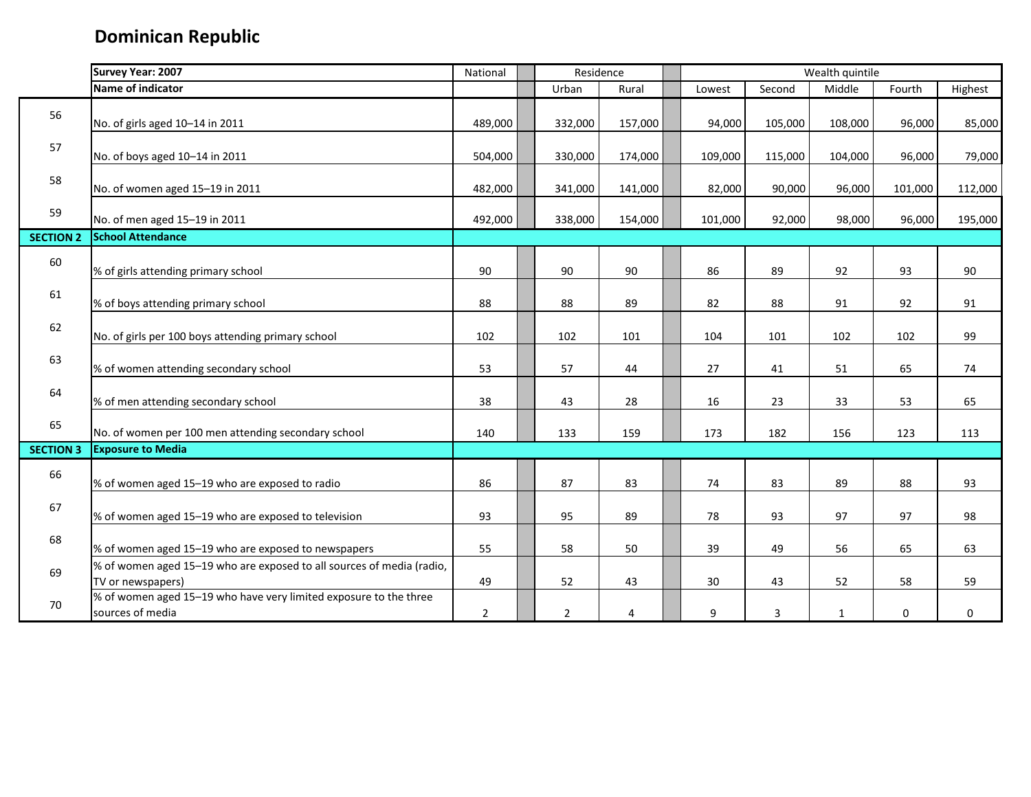# Dominican Republic

| | Survey Year: 2007 | National | Residence | | Wealth quintile | | | | |
|---|---|---|---|---|---|---|---|---|---|
| | Name of indicator | | Urban | Rural | Lowest | Second | Middle | Fourth | Highest |
| 56 | No. of girls aged 10–14 in 2011 | 489,000 | 332,000 | 157,000 | 94,000 | 105,000 | 108,000 | 96,000 | 85,000 |
| 57 | No. of boys aged 10–14 in 2011 | 504,000 | 330,000 | 174,000 | 109,000 | 115,000 | 104,000 | 96,000 | 79,000 |
| 58 | No. of women aged 15–19 in 2011 | 482,000 | 341,000 | 141,000 | 82,000 | 90,000 | 96,000 | 101,000 | 112,000 |
| 59 | No. of men aged 15–19 in 2011 | 492,000 | 338,000 | 154,000 | 101,000 | 92,000 | 98,000 | 96,000 | 195,000 |
| **SECTION 2** | **School Attendance** | | | | | | | | |
| 60 | % of girls attending primary school | 90 | 90 | 90 | 86 | 89 | 92 | 93 | 90 |
| 61 | % of boys attending primary school | 88 | 88 | 89 | 82 | 88 | 91 | 92 | 91 |
| 62 | No. of girls per 100 boys attending primary school | 102 | 102 | 101 | 104 | 101 | 102 | 102 | 99 |
| 63 | % of women attending secondary school | 53 | 57 | 44 | 27 | 41 | 51 | 65 | 74 |
| 64 | % of men attending secondary school | 38 | 43 | 28 | 16 | 23 | 33 | 53 | 65 |
| 65 | No. of women per 100 men attending secondary school | 140 | 133 | 159 | 173 | 182 | 156 | 123 | 113 |
| **SECTION 3** | **Exposure to Media** | | | | | | | | |
| 66 | % of women aged 15–19 who are exposed to radio | 86 | 87 | 83 | 74 | 83 | 89 | 88 | 93 |
| 67 | % of women aged 15–19 who are exposed to television | 93 | 95 | 89 | 78 | 93 | 97 | 97 | 98 |
| 68 | % of women aged 15–19 who are exposed to newspapers | 55 | 58 | 50 | 39 | 49 | 56 | 65 | 63 |
| 69 | % of women aged 15–19 who are exposed to all sources of media (radio, TV or newspapers) | 49 | 52 | 43 | 30 | 43 | 52 | 58 | 59 |
| 70 | % of women aged 15–19 who have very limited exposure to the three sources of media | 2 | 2 | 4 | 9 | 3 | 1 | 0 | 0 |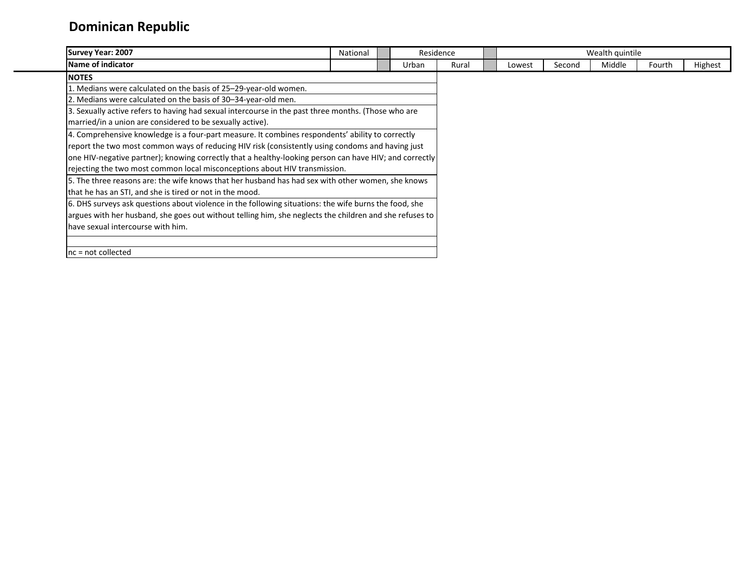# Dominican Republic

| Survey Year: 2007 | National | | Residence | | | Wealth quintile | | | | |
|---|---|---|---|---|---|---|---|---|---|---|
| Name of indicator | | | Urban | Rural | | Lowest | Second | Middle | Fourth | Highest |

**NOTES**

1. Medians were calculated on the basis of 25–29-year-old women.
2. Medians were calculated on the basis of 30–34-year-old men.
3. Sexually active refers to having had sexual intercourse in the past three months. (Those who are married/in a union are considered to be sexually active).
4. Comprehensive knowledge is a four-part measure. It combines respondents' ability to correctly report the two most common ways of reducing HIV risk (consistently using condoms and having just one HIV-negative partner); knowing correctly that a healthy-looking person can have HIV; and correctly rejecting the two most common local misconceptions about HIV transmission.
5. The three reasons are: the wife knows that her husband has had sex with other women, she knows that he has an STI, and she is tired or not in the mood.
6. DHS surveys ask questions about violence in the following situations: the wife burns the food, she argues with her husband, she goes out without telling him, she neglects the children and she refuses to have sexual intercourse with him.

nc = not collected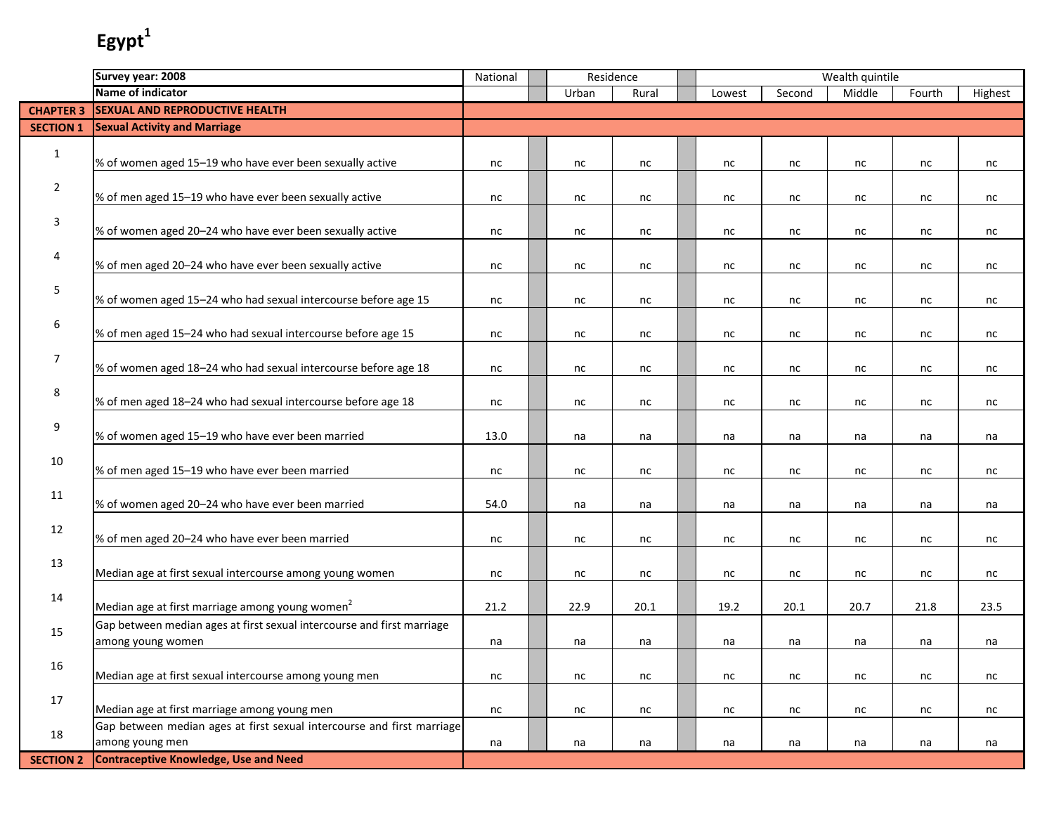# Egypt[1]

| | Survey year: 2008 | National | Residence | | Wealth quintile | | | | |
|---|---|---|---|---|---|---|---|---|---|
| | Name of indicator | | Urban | Rural | Lowest | Second | Middle | Fourth | Highest |
| **CHAPTER 3** | **SEXUAL AND REPRODUCTIVE HEALTH** | | | | | | | | |
| **SECTION 1** | **Sexual Activity and Marriage** | | | | | | | | |
| 1 | % of women aged 15–19 who have ever been sexually active | nc | nc | nc | nc | nc | nc | nc | nc |
| 2 | % of men aged 15–19 who have ever been sexually active | nc | nc | nc | nc | nc | nc | nc | nc |
| 3 | % of women aged 20–24 who have ever been sexually active | nc | nc | nc | nc | nc | nc | nc | nc |
| 4 | % of men aged 20–24 who have ever been sexually active | nc | nc | nc | nc | nc | nc | nc | nc |
| 5 | % of women aged 15–24 who had sexual intercourse before age 15 | nc | nc | nc | nc | nc | nc | nc | nc |
| 6 | % of men aged 15–24 who had sexual intercourse before age 15 | nc | nc | nc | nc | nc | nc | nc | nc |
| 7 | % of women aged 18–24 who had sexual intercourse before age 18 | nc | nc | nc | nc | nc | nc | nc | nc |
| 8 | % of men aged 18–24 who had sexual intercourse before age 18 | nc | nc | nc | nc | nc | nc | nc | nc |
| 9 | % of women aged 15–19 who have ever been married | 13.0 | na | na | na | na | na | na | na |
| 10 | % of men aged 15–19 who have ever been married | nc | nc | nc | nc | nc | nc | nc | nc |
| 11 | % of women aged 20–24 who have ever been married | 54.0 | na | na | na | na | na | na | na |
| 12 | % of men aged 20–24 who have ever been married | nc | nc | nc | nc | nc | nc | nc | nc |
| 13 | Median age at first sexual intercourse among young women | nc | nc | nc | nc | nc | nc | nc | nc |
| 14 | Median age at first marriage among young women[2] | 21.2 | 22.9 | 20.1 | 19.2 | 20.1 | 20.7 | 21.8 | 23.5 |
| 15 | Gap between median ages at first sexual intercourse and first marriage among young women | na | na | na | na | na | na | na | na |
| 16 | Median age at first sexual intercourse among young men | nc | nc | nc | nc | nc | nc | nc | nc |
| 17 | Median age at first marriage among young men | nc | nc | nc | nc | nc | nc | nc | nc |
| 18 | Gap between median ages at first sexual intercourse and first marriage among young men | na | na | na | na | na | na | na | na |
| **SECTION 2** | **Contraceptive Knowledge, Use and Need** | | | | | | | | |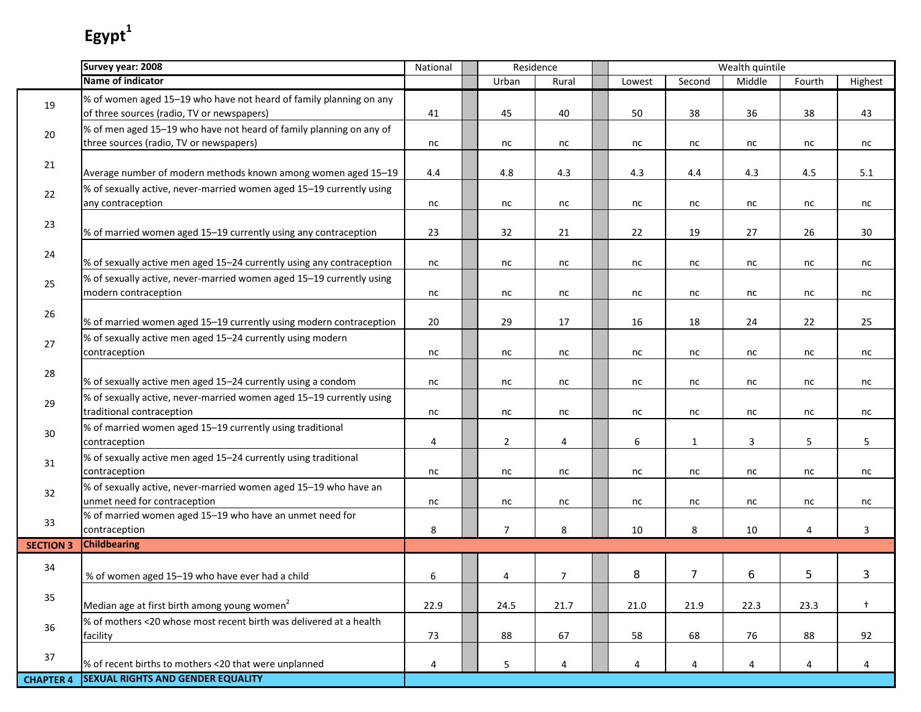# Egypt[1]

| | Survey year: 2008 | National | Residence | | Wealth quintile | | | | |
|---|---|---|---|---|---|---|---|---|---|
| | Name of indicator | | Urban | Rural | Lowest | Second | Middle | Fourth | Highest |
| 19 | % of women aged 15–19 who have not heard of family planning on any of three sources (radio, TV or newspapers) | 41 | 45 | 40 | 50 | 38 | 36 | 38 | 43 |
| 20 | % of men aged 15–19 who have not heard of family planning on any of three sources (radio, TV or newspapers) | nc | nc | nc | nc | nc | nc | nc | nc |
| 21 | Average number of modern methods known among women aged 15–19 | 4.4 | 4.8 | 4.3 | 4.3 | 4.4 | 4.3 | 4.5 | 5.1 |
| 22 | % of sexually active, never-married women aged 15–19 currently using any contraception | nc | nc | nc | nc | nc | nc | nc | nc |
| 23 | % of married women aged 15–19 currently using any contraception | 23 | 32 | 21 | 22 | 19 | 27 | 26 | 30 |
| 24 | % of sexually active men aged 15–24 currently using any contraception | nc | nc | nc | nc | nc | nc | nc | nc |
| 25 | % of sexually active, never-married women aged 15–19 currently using modern contraception | nc | nc | nc | nc | nc | nc | nc | nc |
| 26 | % of married women aged 15–19 currently using modern contraception | 20 | 29 | 17 | 16 | 18 | 24 | 22 | 25 |
| 27 | % of sexually active men aged 15–24 currently using modern contraception | nc | nc | nc | nc | nc | nc | nc | nc |
| 28 | % of sexually active men aged 15–24 currently using a condom | nc | nc | nc | nc | nc | nc | nc | nc |
| 29 | % of sexually active, never-married women aged 15–19 currently using traditional contraception | nc | nc | nc | nc | nc | nc | nc | nc |
| 30 | % of married women aged 15–19 currently using traditional contraception | 4 | 2 | 4 | 6 | 1 | 3 | 5 | 5 |
| 31 | % of sexually active men aged 15–24 currently using traditional contraception | nc | nc | nc | nc | nc | nc | nc | nc |
| 32 | % of sexually active, never-married women aged 15–19 who have an unmet need for contraception | nc | nc | nc | nc | nc | nc | nc | nc |
| 33 | % of married women aged 15–19 who have an unmet need for contraception | 8 | 7 | 8 | 10 | 8 | 10 | 4 | 3 |
| SECTION 3 | Childbearing | | | | | | | | |
| 34 | % of women aged 15–19 who have ever had a child | 6 | 4 | 7 | 8 | 7 | 6 | 5 | 3 |
| 35 | Median age at first birth among young women[2] | 22.9 | 24.5 | 21.7 | 21.0 | 21.9 | 22.3 | 23.3 | † |
| 36 | % of mothers <20 whose most recent birth was delivered at a health facility | 73 | 88 | 67 | 58 | 68 | 76 | 88 | 92 |
| 37 | % of recent births to mothers <20 that were unplanned | 4 | 5 | 4 | 4 | 4 | 4 | 4 | 4 |
| CHAPTER 4 | SEXUAL RIGHTS AND GENDER EQUALITY | | | | | | | | |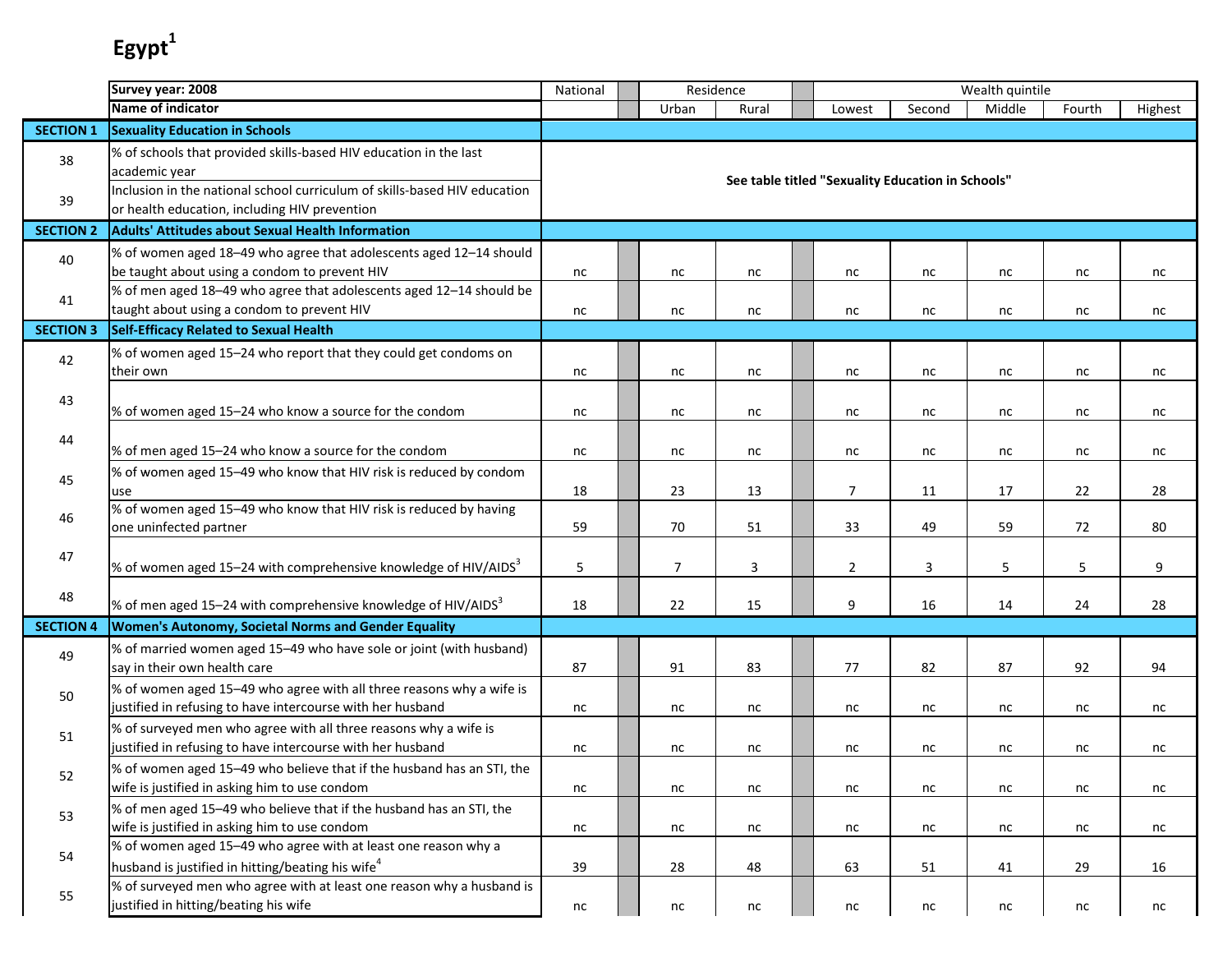# Egypt[1]

| | Survey year: 2008 | National | Residence | | Wealth quintile | | | | |
|---|---|---|---|---|---|---|---|---|---|
| | Name of indicator | | Urban | Rural | Lowest | Second | Middle | Fourth | Highest |
| **SECTION 1** | **Sexuality Education in Schools** | | | | | | | | |
| 38 | % of schools that provided skills-based HIV education in the last academic year | See table titled "Sexuality Education in Schools" | | | | | | | |
| 39 | Inclusion in the national school curriculum of skills-based HIV education or health education, including HIV prevention | See table titled "Sexuality Education in Schools" | | | | | | | |
| **SECTION 2** | **Adults' Attitudes about Sexual Health Information** | | | | | | | | |
| 40 | % of women aged 18–49 who agree that adolescents aged 12–14 should be taught about using a condom to prevent HIV | nc | nc | nc | nc | nc | nc | nc | nc |
| 41 | % of men aged 18–49 who agree that adolescents aged 12–14 should be taught about using a condom to prevent HIV | nc | nc | nc | nc | nc | nc | nc | nc |
| **SECTION 3** | **Self-Efficacy Related to Sexual Health** | | | | | | | | |
| 42 | % of women aged 15–24 who report that they could get condoms on their own | nc | nc | nc | nc | nc | nc | nc | nc |
| 43 | % of women aged 15–24 who know a source for the condom | nc | nc | nc | nc | nc | nc | nc | nc |
| 44 | % of men aged 15–24 who know a source for the condom | nc | nc | nc | nc | nc | nc | nc | nc |
| 45 | % of women aged 15–49 who know that HIV risk is reduced by condom use | 18 | 23 | 13 | 7 | 11 | 17 | 22 | 28 |
| 46 | % of women aged 15–49 who know that HIV risk is reduced by having one uninfected partner | 59 | 70 | 51 | 33 | 49 | 59 | 72 | 80 |
| 47 | % of women aged 15–24 with comprehensive knowledge of HIV/AIDS[3] | 5 | 7 | 3 | 2 | 3 | 5 | 5 | 9 |
| 48 | % of men aged 15–24 with comprehensive knowledge of HIV/AIDS[3] | 18 | 22 | 15 | 9 | 16 | 14 | 24 | 28 |
| **SECTION 4** | **Women's Autonomy, Societal Norms and Gender Equality** | | | | | | | | |
| 49 | % of married women aged 15–49 who have sole or joint (with husband) say in their own health care | 87 | 91 | 83 | 77 | 82 | 87 | 92 | 94 |
| 50 | % of women aged 15–49 who agree with all three reasons why a wife is justified in refusing to have intercourse with her husband | nc | nc | nc | nc | nc | nc | nc | nc |
| 51 | % of surveyed men who agree with all three reasons why a wife is justified in refusing to have intercourse with her husband | nc | nc | nc | nc | nc | nc | nc | nc |
| 52 | % of women aged 15–49 who believe that if the husband has an STI, the wife is justified in asking him to use condom | nc | nc | nc | nc | nc | nc | nc | nc |
| 53 | % of men aged 15–49 who believe that if the husband has an STI, the wife is justified in asking him to use condom | nc | nc | nc | nc | nc | nc | nc | nc |
| 54 | % of women aged 15–49 who agree with at least one reason why a husband is justified in hitting/beating his wife[4] | 39 | 28 | 48 | 63 | 51 | 41 | 29 | 16 |
| 55 | % of surveyed men who agree with at least one reason why a husband is justified in hitting/beating his wife | nc | nc | nc | nc | nc | nc | nc | nc |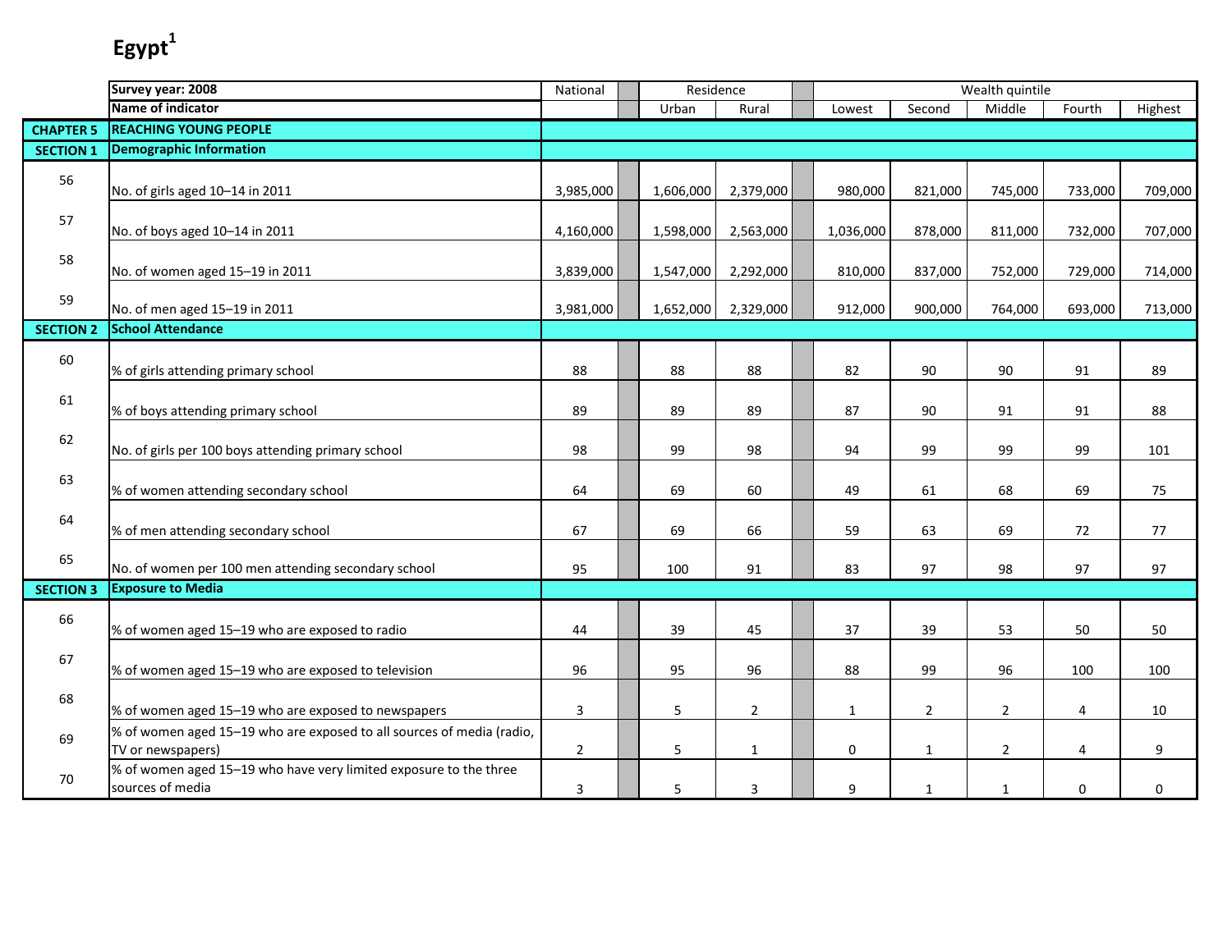# Egypt[1]

| | Survey year: 2008 | National | Residence | | Wealth quintile | | | | |
|---|---|---|---|---|---|---|---|---|---|
| | Name of indicator | | Urban | Rural | Lowest | Second | Middle | Fourth | Highest |
| **CHAPTER 5** | **REACHING YOUNG PEOPLE** | | | | | | | | |
| **SECTION 1** | **Demographic Information** | | | | | | | | |
| 56 | No. of girls aged 10–14 in 2011 | 3,985,000 | 1,606,000 | 2,379,000 | 980,000 | 821,000 | 745,000 | 733,000 | 709,000 |
| 57 | No. of boys aged 10–14 in 2011 | 4,160,000 | 1,598,000 | 2,563,000 | 1,036,000 | 878,000 | 811,000 | 732,000 | 707,000 |
| 58 | No. of women aged 15–19 in 2011 | 3,839,000 | 1,547,000 | 2,292,000 | 810,000 | 837,000 | 752,000 | 729,000 | 714,000 |
| 59 | No. of men aged 15–19 in 2011 | 3,981,000 | 1,652,000 | 2,329,000 | 912,000 | 900,000 | 764,000 | 693,000 | 713,000 |
| **SECTION 2** | **School Attendance** | | | | | | | | |
| 60 | % of girls attending primary school | 88 | 88 | 88 | 82 | 90 | 90 | 91 | 89 |
| 61 | % of boys attending primary school | 89 | 89 | 89 | 87 | 90 | 91 | 91 | 88 |
| 62 | No. of girls per 100 boys attending primary school | 98 | 99 | 98 | 94 | 99 | 99 | 99 | 101 |
| 63 | % of women attending secondary school | 64 | 69 | 60 | 49 | 61 | 68 | 69 | 75 |
| 64 | % of men attending secondary school | 67 | 69 | 66 | 59 | 63 | 69 | 72 | 77 |
| 65 | No. of women per 100 men attending secondary school | 95 | 100 | 91 | 83 | 97 | 98 | 97 | 97 |
| **SECTION 3** | **Exposure to Media** | | | | | | | | |
| 66 | % of women aged 15–19 who are exposed to radio | 44 | 39 | 45 | 37 | 39 | 53 | 50 | 50 |
| 67 | % of women aged 15–19 who are exposed to television | 96 | 95 | 96 | 88 | 99 | 96 | 100 | 100 |
| 68 | % of women aged 15–19 who are exposed to newspapers | 3 | 5 | 2 | 1 | 2 | 2 | 4 | 10 |
| 69 | % of women aged 15–19 who are exposed to all sources of media (radio, TV or newspapers) | 2 | 5 | 1 | 0 | 1 | 2 | 4 | 9 |
| 70 | % of women aged 15–19 who have very limited exposure to the three sources of media | 3 | 5 | 3 | 9 | 1 | 1 | 0 | 0 |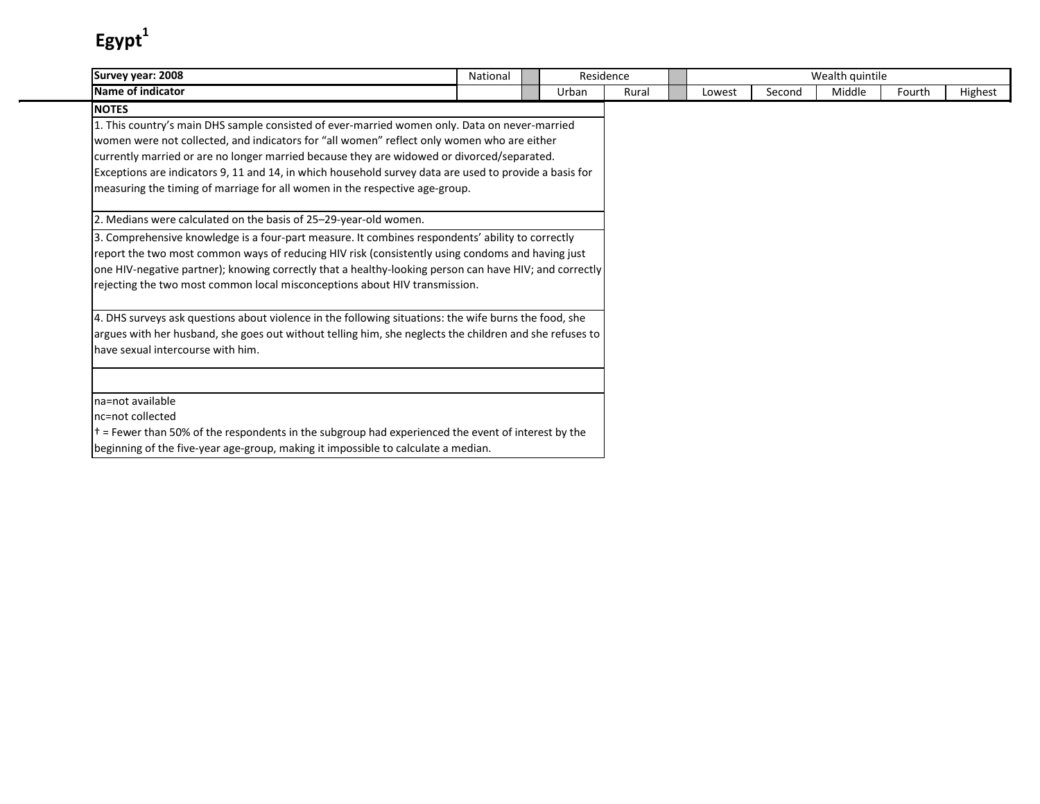# Egypt[1]

| Survey year: 2008 | National | | Residence | | | Wealth quintile | | | | |
|---|---|---|---|---|---|---|---|---|---|---|
| **Name of indicator** | | | Urban | Rural | | Lowest | Second | Middle | Fourth | Highest |

**NOTES**

1. This country's main DHS sample consisted of ever-married women only. Data on never-married women were not collected, and indicators for "all women" reflect only women who are either currently married or are no longer married because they are widowed or divorced/separated. Exceptions are indicators 9, 11 and 14, in which household survey data are used to provide a basis for measuring the timing of marriage for all women in the respective age-group.

2. Medians were calculated on the basis of 25–29-year-old women.

3. Comprehensive knowledge is a four-part measure. It combines respondents' ability to correctly report the two most common ways of reducing HIV risk (consistently using condoms and having just one HIV-negative partner); knowing correctly that a healthy-looking person can have HIV; and correctly rejecting the two most common local misconceptions about HIV transmission.

4. DHS surveys ask questions about violence in the following situations: the wife burns the food, she argues with her husband, she goes out without telling him, she neglects the children and she refuses to have sexual intercourse with him.

na=not available
nc=not collected
† = Fewer than 50% of the respondents in the subgroup had experienced the event of interest by the beginning of the five-year age-group, making it impossible to calculate a median.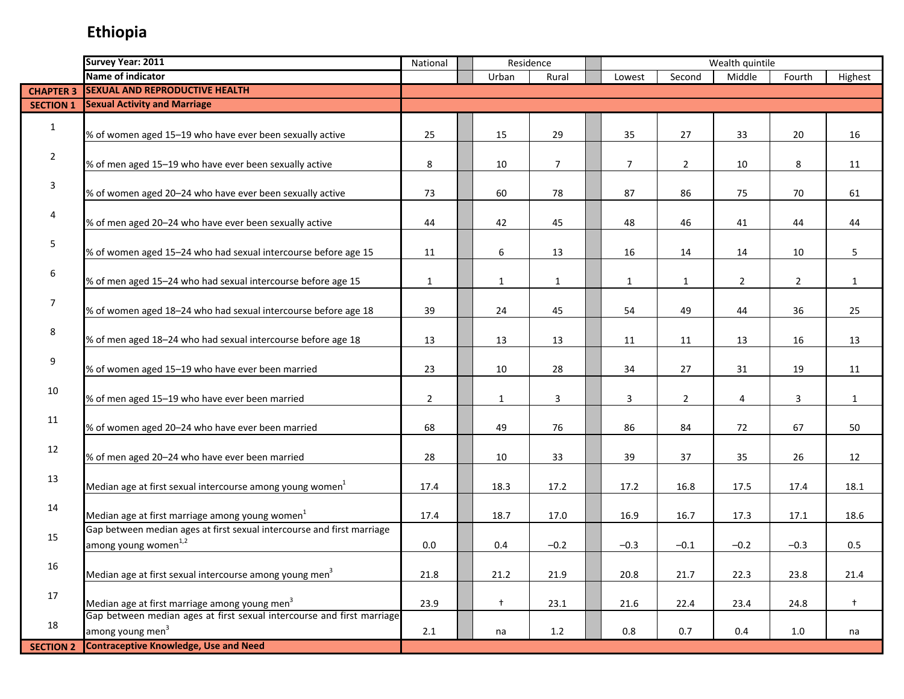# Ethiopia

| | Survey Year: 2011 | National | Residence | | Wealth quintile | | | | |
|---|---|---|---|---|---|---|---|---|---|
| | Name of indicator | | Urban | Rural | Lowest | Second | Middle | Fourth | Highest |
| CHAPTER 3 | SEXUAL AND REPRODUCTIVE HEALTH | | | | | | | | |
| SECTION 1 | Sexual Activity and Marriage | | | | | | | | |
| 1 | % of women aged 15–19 who have ever been sexually active | 25 | 15 | 29 | 35 | 27 | 33 | 20 | 16 |
| 2 | % of men aged 15–19 who have ever been sexually active | 8 | 10 | 7 | 7 | 2 | 10 | 8 | 11 |
| 3 | % of women aged 20–24 who have ever been sexually active | 73 | 60 | 78 | 87 | 86 | 75 | 70 | 61 |
| 4 | % of men aged 20–24 who have ever been sexually active | 44 | 42 | 45 | 48 | 46 | 41 | 44 | 44 |
| 5 | % of women aged 15–24 who had sexual intercourse before age 15 | 11 | 6 | 13 | 16 | 14 | 14 | 10 | 5 |
| 6 | % of men aged 15–24 who had sexual intercourse before age 15 | 1 | 1 | 1 | 1 | 1 | 2 | 2 | 1 |
| 7 | % of women aged 18–24 who had sexual intercourse before age 18 | 39 | 24 | 45 | 54 | 49 | 44 | 36 | 25 |
| 8 | % of men aged 18–24 who had sexual intercourse before age 18 | 13 | 13 | 13 | 11 | 11 | 13 | 16 | 13 |
| 9 | % of women aged 15–19 who have ever been married | 23 | 10 | 28 | 34 | 27 | 31 | 19 | 11 |
| 10 | % of men aged 15–19 who have ever been married | 2 | 1 | 3 | 3 | 2 | 4 | 3 | 1 |
| 11 | % of women aged 20–24 who have ever been married | 68 | 49 | 76 | 86 | 84 | 72 | 67 | 50 |
| 12 | % of men aged 20–24 who have ever been married | 28 | 10 | 33 | 39 | 37 | 35 | 26 | 12 |
| 13 | Median age at first sexual intercourse among young women[1] | 17.4 | 18.3 | 17.2 | 17.2 | 16.8 | 17.5 | 17.4 | 18.1 |
| 14 | Median age at first marriage among young women[1] | 17.4 | 18.7 | 17.0 | 16.9 | 16.7 | 17.3 | 17.1 | 18.6 |
| 15 | Gap between median ages at first sexual intercourse and first marriage among young women[1,2] | 0.0 | 0.4 | –0.2 | –0.3 | –0.1 | –0.2 | –0.3 | 0.5 |
| 16 | Median age at first sexual intercourse among young men[3] | 21.8 | 21.2 | 21.9 | 20.8 | 21.7 | 22.3 | 23.8 | 21.4 |
| 17 | Median age at first marriage among young men[3] | 23.9 | † | 23.1 | 21.6 | 22.4 | 23.4 | 24.8 | † |
| 18 | Gap between median ages at first sexual intercourse and first marriage among young men[3] | 2.1 | na | 1.2 | 0.8 | 0.7 | 0.4 | 1.0 | na |
| SECTION 2 | Contraceptive Knowledge, Use and Need | | | | | | | | |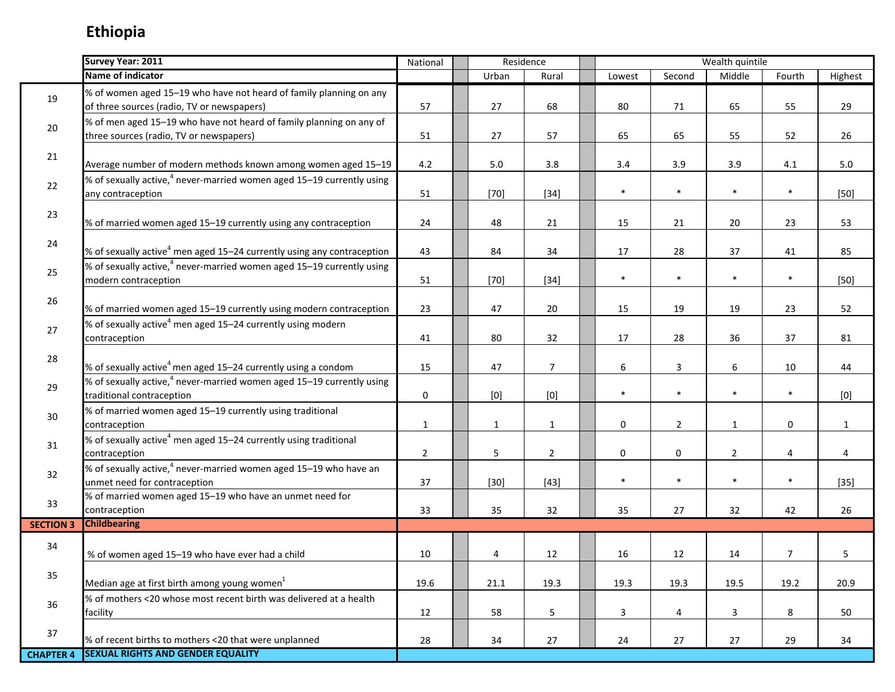# Ethiopia

| | Survey Year: 2011 | National | Residence | | Wealth quintile | | | | |
|---|---|---|---|---|---|---|---|---|---|
| | Name of indicator | | Urban | Rural | Lowest | Second | Middle | Fourth | Highest |
| 19 | % of women aged 15–19 who have not heard of family planning on any of three sources (radio, TV or newspapers) | 57 | 27 | 68 | 80 | 71 | 65 | 55 | 29 |
| 20 | % of men aged 15–19 who have not heard of family planning on any of three sources (radio, TV or newspapers) | 51 | 27 | 57 | 65 | 65 | 55 | 52 | 26 |
| 21 | Average number of modern methods known among women aged 15–19 | 4.2 | 5.0 | 3.8 | 3.4 | 3.9 | 3.9 | 4.1 | 5.0 |
| 22 | % of sexually active,[4] never-married women aged 15–19 currently using any contraception | 51 | [70] | [34] | * | * | * | * | [50] |
| 23 | % of married women aged 15–19 currently using any contraception | 24 | 48 | 21 | 15 | 21 | 20 | 23 | 53 |
| 24 | % of sexually active[4] men aged 15–24 currently using any contraception | 43 | 84 | 34 | 17 | 28 | 37 | 41 | 85 |
| 25 | % of sexually active,[4] never-married women aged 15–19 currently using modern contraception | 51 | [70] | [34] | * | * | * | * | [50] |
| 26 | % of married women aged 15–19 currently using modern contraception | 23 | 47 | 20 | 15 | 19 | 19 | 23 | 52 |
| 27 | % of sexually active[4] men aged 15–24 currently using modern contraception | 41 | 80 | 32 | 17 | 28 | 36 | 37 | 81 |
| 28 | % of sexually active[4] men aged 15–24 currently using a condom | 15 | 47 | 7 | 6 | 3 | 6 | 10 | 44 |
| 29 | % of sexually active,[4] never-married women aged 15–19 currently using traditional contraception | 0 | [0] | [0] | * | * | * | * | [0] |
| 30 | % of married women aged 15–19 currently using traditional contraception | 1 | 1 | 1 | 0 | 2 | 1 | 0 | 1 |
| 31 | % of sexually active[4] men aged 15–24 currently using traditional contraception | 2 | 5 | 2 | 0 | 0 | 2 | 4 | 4 |
| 32 | % of sexually active,[4] never-married women aged 15–19 who have an unmet need for contraception | 37 | [30] | [43] | * | * | * | * | [35] |
| 33 | % of married women aged 15–19 who have an unmet need for contraception | 33 | 35 | 32 | 35 | 27 | 32 | 42 | 26 |
| **SECTION 3** | **Childbearing** | | | | | | | | |
| 34 | % of women aged 15–19 who have ever had a child | 10 | 4 | 12 | 16 | 12 | 14 | 7 | 5 |
| 35 | Median age at first birth among young women[1] | 19.6 | 21.1 | 19.3 | 19.3 | 19.3 | 19.5 | 19.2 | 20.9 |
| 36 | % of mothers <20 whose most recent birth was delivered at a health facility | 12 | 58 | 5 | 3 | 4 | 3 | 8 | 50 |
| 37 | % of recent births to mothers <20 that were unplanned | 28 | 34 | 27 | 24 | 27 | 27 | 29 | 34 |
| **CHAPTER 4** | **SEXUAL RIGHTS AND GENDER EQUALITY** | | | | | | | | |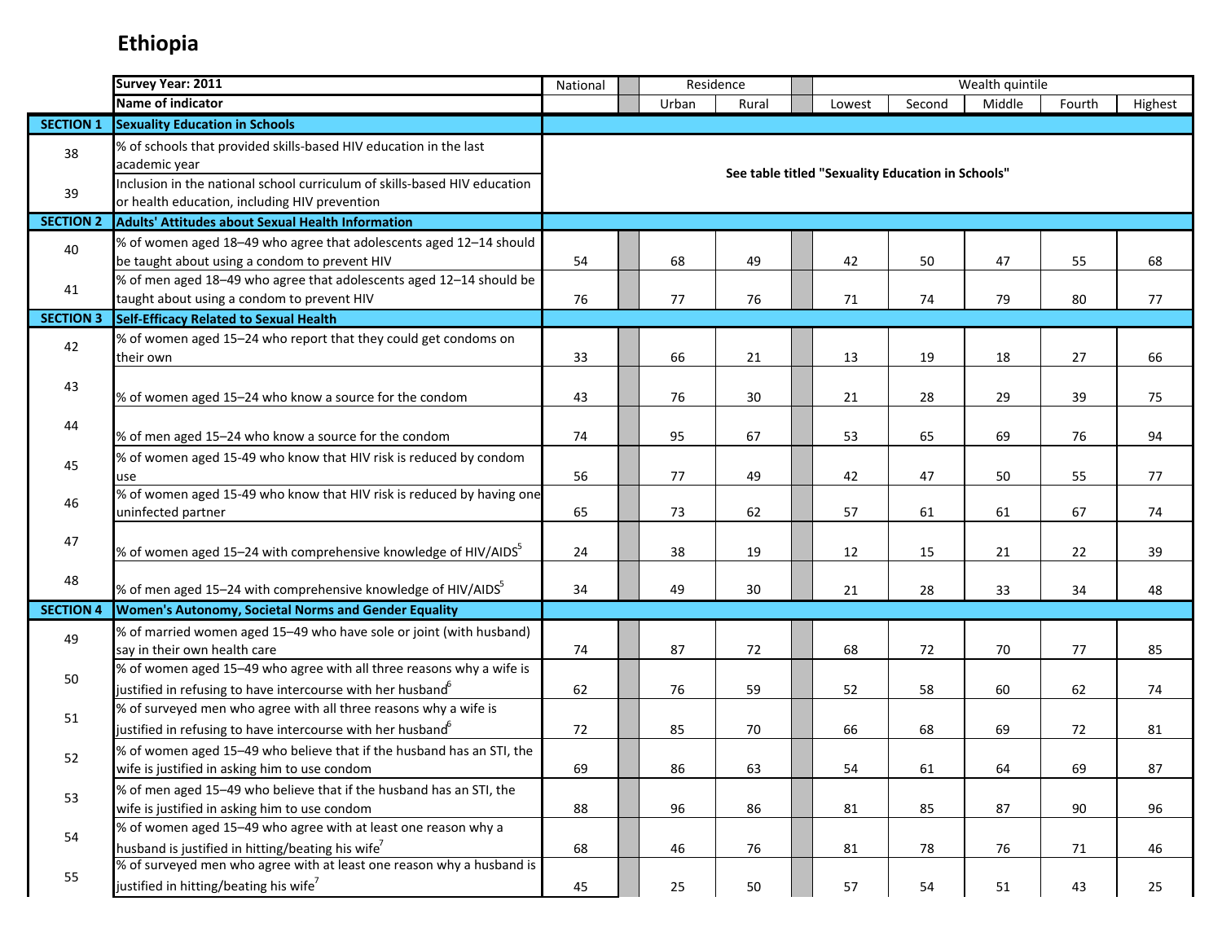# Ethiopia

| | Survey Year: 2011 | National | Residence | | Wealth quintile | | | | |
|---|---|---|---|---|---|---|---|---|---|
| | Name of indicator | | Urban | Rural | Lowest | Second | Middle | Fourth | Highest |
| **SECTION 1** | **Sexuality Education in Schools** | | | | | | | | |
| 38 | % of schools that provided skills-based HIV education in the last academic year | See table titled "Sexuality Education in Schools" | | | | | | | |
| 39 | Inclusion in the national school curriculum of skills-based HIV education or health education, including HIV prevention | See table titled "Sexuality Education in Schools" | | | | | | | |
| **SECTION 2** | **Adults' Attitudes about Sexual Health Information** | | | | | | | | |
| 40 | % of women aged 18–49 who agree that adolescents aged 12–14 should be taught about using a condom to prevent HIV | 54 | 68 | 49 | 42 | 50 | 47 | 55 | 68 |
| 41 | % of men aged 18–49 who agree that adolescents aged 12–14 should be taught about using a condom to prevent HIV | 76 | 77 | 76 | 71 | 74 | 79 | 80 | 77 |
| **SECTION 3** | **Self-Efficacy Related to Sexual Health** | | | | | | | | |
| 42 | % of women aged 15–24 who report that they could get condoms on their own | 33 | 66 | 21 | 13 | 19 | 18 | 27 | 66 |
| 43 | % of women aged 15–24 who know a source for the condom | 43 | 76 | 30 | 21 | 28 | 29 | 39 | 75 |
| 44 | % of men aged 15–24 who know a source for the condom | 74 | 95 | 67 | 53 | 65 | 69 | 76 | 94 |
| 45 | % of women aged 15-49 who know that HIV risk is reduced by condom use | 56 | 77 | 49 | 42 | 47 | 50 | 55 | 77 |
| 46 | % of women aged 15-49 who know that HIV risk is reduced by having one uninfected partner | 65 | 73 | 62 | 57 | 61 | 61 | 67 | 74 |
| 47 | % of women aged 15–24 with comprehensive knowledge of HIV/AIDS[5] | 24 | 38 | 19 | 12 | 15 | 21 | 22 | 39 |
| 48 | % of men aged 15–24 with comprehensive knowledge of HIV/AIDS[5] | 34 | 49 | 30 | 21 | 28 | 33 | 34 | 48 |
| **SECTION 4** | **Women's Autonomy, Societal Norms and Gender Equality** | | | | | | | | |
| 49 | % of married women aged 15–49 who have sole or joint (with husband) say in their own health care | 74 | 87 | 72 | 68 | 72 | 70 | 77 | 85 |
| 50 | % of women aged 15–49 who agree with all three reasons why a wife is justified in refusing to have intercourse with her husband[6] | 62 | 76 | 59 | 52 | 58 | 60 | 62 | 74 |
| 51 | % of surveyed men who agree with all three reasons why a wife is justified in refusing to have intercourse with her husband[6] | 72 | 85 | 70 | 66 | 68 | 69 | 72 | 81 |
| 52 | % of women aged 15–49 who believe that if the husband has an STI, the wife is justified in asking him to use condom | 69 | 86 | 63 | 54 | 61 | 64 | 69 | 87 |
| 53 | % of men aged 15–49 who believe that if the husband has an STI, the wife is justified in asking him to use condom | 88 | 96 | 86 | 81 | 85 | 87 | 90 | 96 |
| 54 | % of women aged 15–49 who agree with at least one reason why a husband is justified in hitting/beating his wife[7] | 68 | 46 | 76 | 81 | 78 | 76 | 71 | 46 |
| 55 | % of surveyed men who agree with at least one reason why a husband is justified in hitting/beating his wife[7] | 45 | 25 | 50 | 57 | 54 | 51 | 43 | 25 |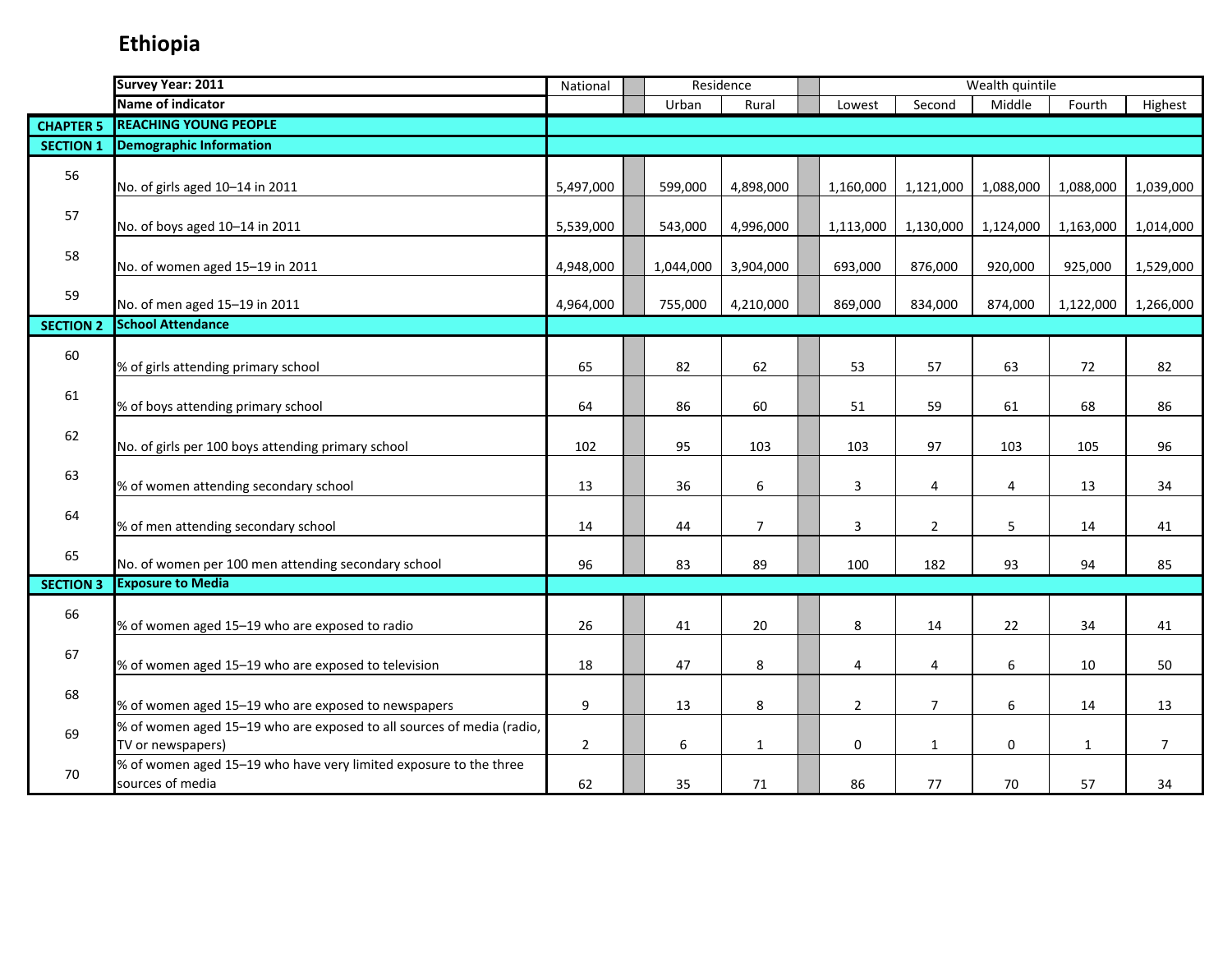# Ethiopia

| | Survey Year: 2011 | National | | Residence | | | Wealth quintile | | | | |
|---|---|---|---|---|---|---|---|---|---|---|---|
| | Name of indicator | | | Urban | Rural | | Lowest | Second | Middle | Fourth | Highest |
| **CHAPTER 5** | **REACHING YOUNG PEOPLE** | | | | | | | | | | |
| **SECTION 1** | **Demographic Information** | | | | | | | | | | |
| 56 | No. of girls aged 10–14 in 2011 | 5,497,000 | | 599,000 | 4,898,000 | | 1,160,000 | 1,121,000 | 1,088,000 | 1,088,000 | 1,039,000 |
| 57 | No. of boys aged 10–14 in 2011 | 5,539,000 | | 543,000 | 4,996,000 | | 1,113,000 | 1,130,000 | 1,124,000 | 1,163,000 | 1,014,000 |
| 58 | No. of women aged 15–19 in 2011 | 4,948,000 | | 1,044,000 | 3,904,000 | | 693,000 | 876,000 | 920,000 | 925,000 | 1,529,000 |
| 59 | No. of men aged 15–19 in 2011 | 4,964,000 | | 755,000 | 4,210,000 | | 869,000 | 834,000 | 874,000 | 1,122,000 | 1,266,000 |
| **SECTION 2** | **School Attendance** | | | | | | | | | | |
| 60 | % of girls attending primary school | 65 | | 82 | 62 | | 53 | 57 | 63 | 72 | 82 |
| 61 | % of boys attending primary school | 64 | | 86 | 60 | | 51 | 59 | 61 | 68 | 86 |
| 62 | No. of girls per 100 boys attending primary school | 102 | | 95 | 103 | | 103 | 97 | 103 | 105 | 96 |
| 63 | % of women attending secondary school | 13 | | 36 | 6 | | 3 | 4 | 4 | 13 | 34 |
| 64 | % of men attending secondary school | 14 | | 44 | 7 | | 3 | 2 | 5 | 14 | 41 |
| 65 | No. of women per 100 men attending secondary school | 96 | | 83 | 89 | | 100 | 182 | 93 | 94 | 85 |
| **SECTION 3** | **Exposure to Media** | | | | | | | | | | |
| 66 | % of women aged 15–19 who are exposed to radio | 26 | | 41 | 20 | | 8 | 14 | 22 | 34 | 41 |
| 67 | % of women aged 15–19 who are exposed to television | 18 | | 47 | 8 | | 4 | 4 | 6 | 10 | 50 |
| 68 | % of women aged 15–19 who are exposed to newspapers | 9 | | 13 | 8 | | 2 | 7 | 6 | 14 | 13 |
| 69 | % of women aged 15–19 who are exposed to all sources of media (radio, TV or newspapers) | 2 | | 6 | 1 | | 0 | 1 | 0 | 1 | 7 |
| 70 | % of women aged 15–19 who have very limited exposure to the three sources of media | 62 | | 35 | 71 | | 86 | 77 | 70 | 57 | 34 |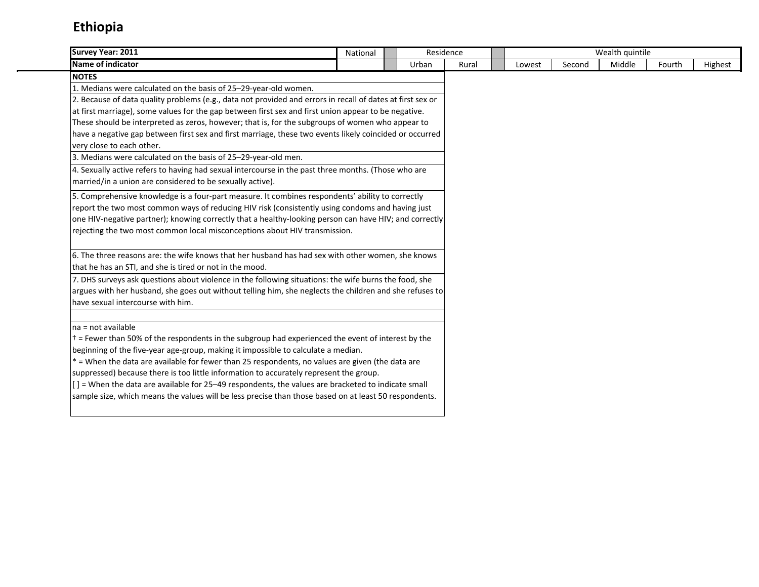# Ethiopia

| Survey Year: 2011 | National | | Residence | | | Wealth quintile | | | | |
|---|---|---|---|---|---|---|---|---|---|---|
| Name of indicator | | | Urban | Rural | | Lowest | Second | Middle | Fourth | Highest |

**NOTES**

1. Medians were calculated on the basis of 25–29-year-old women.

2. Because of data quality problems (e.g., data not provided and errors in recall of dates at first sex or at first marriage), some values for the gap between first sex and first union appear to be negative. These should be interpreted as zeros, however; that is, for the subgroups of women who appear to have a negative gap between first sex and first marriage, these two events likely coincided or occurred very close to each other.

3. Medians were calculated on the basis of 25–29-year-old men.

4. Sexually active refers to having had sexual intercourse in the past three months. (Those who are married/in a union are considered to be sexually active).

5. Comprehensive knowledge is a four-part measure. It combines respondents' ability to correctly report the two most common ways of reducing HIV risk (consistently using condoms and having just one HIV-negative partner); knowing correctly that a healthy-looking person can have HIV; and correctly rejecting the two most common local misconceptions about HIV transmission.

6. The three reasons are: the wife knows that her husband has had sex with other women, she knows that he has an STI, and she is tired or not in the mood.

7. DHS surveys ask questions about violence in the following situations: the wife burns the food, she argues with her husband, she goes out without telling him, she neglects the children and she refuses to have sexual intercourse with him.

na = not available
† = Fewer than 50% of the respondents in the subgroup had experienced the event of interest by the beginning of the five-year age-group, making it impossible to calculate a median.
* = When the data are available for fewer than 25 respondents, no values are given (the data are suppressed) because there is too little information to accurately represent the group.
[ ] = When the data are available for 25–49 respondents, the values are bracketed to indicate small sample size, which means the values will be less precise than those based on at least 50 respondents.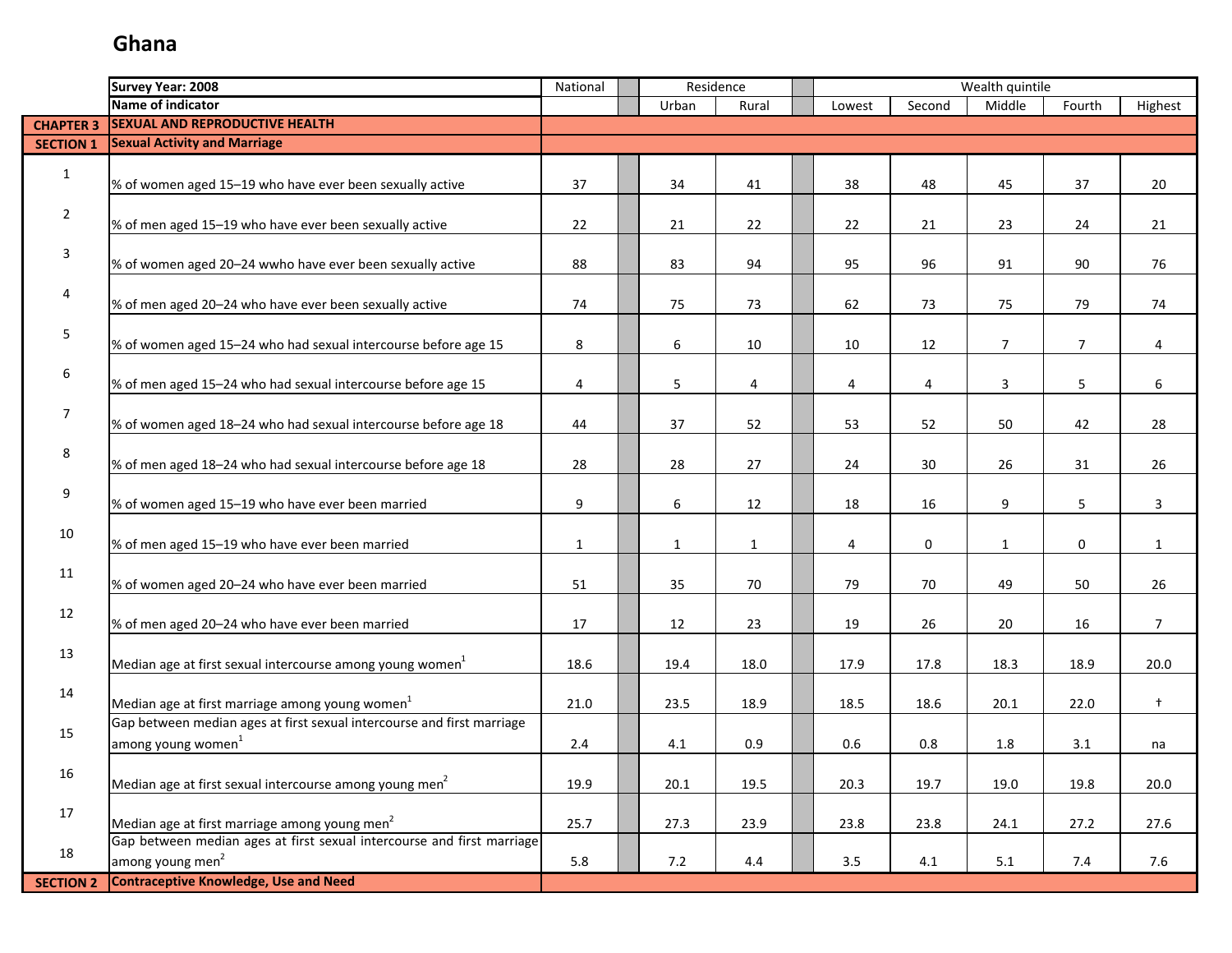# Ghana

| | Survey Year: 2008 | National | Residence | | Wealth quintile | | | | |
|---|---|---|---|---|---|---|---|---|---|
| | Name of indicator | | Urban | Rural | Lowest | Second | Middle | Fourth | Highest |
| CHAPTER 3 | SEXUAL AND REPRODUCTIVE HEALTH | | | | | | | | |
| SECTION 1 | Sexual Activity and Marriage | | | | | | | | |
| 1 | % of women aged 15–19 who have ever been sexually active | 37 | 34 | 41 | 38 | 48 | 45 | 37 | 20 |
| 2 | % of men aged 15–19 who have ever been sexually active | 22 | 21 | 22 | 22 | 21 | 23 | 24 | 21 |
| 3 | % of women aged 20–24 wwho have ever been sexually active | 88 | 83 | 94 | 95 | 96 | 91 | 90 | 76 |
| 4 | % of men aged 20–24 who have ever been sexually active | 74 | 75 | 73 | 62 | 73 | 75 | 79 | 74 |
| 5 | % of women aged 15–24 who had sexual intercourse before age 15 | 8 | 6 | 10 | 10 | 12 | 7 | 7 | 4 |
| 6 | % of men aged 15–24 who had sexual intercourse before age 15 | 4 | 5 | 4 | 4 | 4 | 3 | 5 | 6 |
| 7 | % of women aged 18–24 who had sexual intercourse before age 18 | 44 | 37 | 52 | 53 | 52 | 50 | 42 | 28 |
| 8 | % of men aged 18–24 who had sexual intercourse before age 18 | 28 | 28 | 27 | 24 | 30 | 26 | 31 | 26 |
| 9 | % of women aged 15–19 who have ever been married | 9 | 6 | 12 | 18 | 16 | 9 | 5 | 3 |
| 10 | % of men aged 15–19 who have ever been married | 1 | 1 | 1 | 4 | 0 | 1 | 0 | 1 |
| 11 | % of women aged 20–24 who have ever been married | 51 | 35 | 70 | 79 | 70 | 49 | 50 | 26 |
| 12 | % of men aged 20–24 who have ever been married | 17 | 12 | 23 | 19 | 26 | 20 | 16 | 7 |
| 13 | Median age at first sexual intercourse among young women[1] | 18.6 | 19.4 | 18.0 | 17.9 | 17.8 | 18.3 | 18.9 | 20.0 |
| 14 | Median age at first marriage among young women[1] | 21.0 | 23.5 | 18.9 | 18.5 | 18.6 | 20.1 | 22.0 | † |
| 15 | Gap between median ages at first sexual intercourse and first marriage among young women[1] | 2.4 | 4.1 | 0.9 | 0.6 | 0.8 | 1.8 | 3.1 | na |
| 16 | Median age at first sexual intercourse among young men[2] | 19.9 | 20.1 | 19.5 | 20.3 | 19.7 | 19.0 | 19.8 | 20.0 |
| 17 | Median age at first marriage among young men[2] | 25.7 | 27.3 | 23.9 | 23.8 | 23.8 | 24.1 | 27.2 | 27.6 |
| 18 | Gap between median ages at first sexual intercourse and first marriage among young men[2] | 5.8 | 7.2 | 4.4 | 3.5 | 4.1 | 5.1 | 7.4 | 7.6 |
| SECTION 2 | Contraceptive Knowledge, Use and Need | | | | | | | | |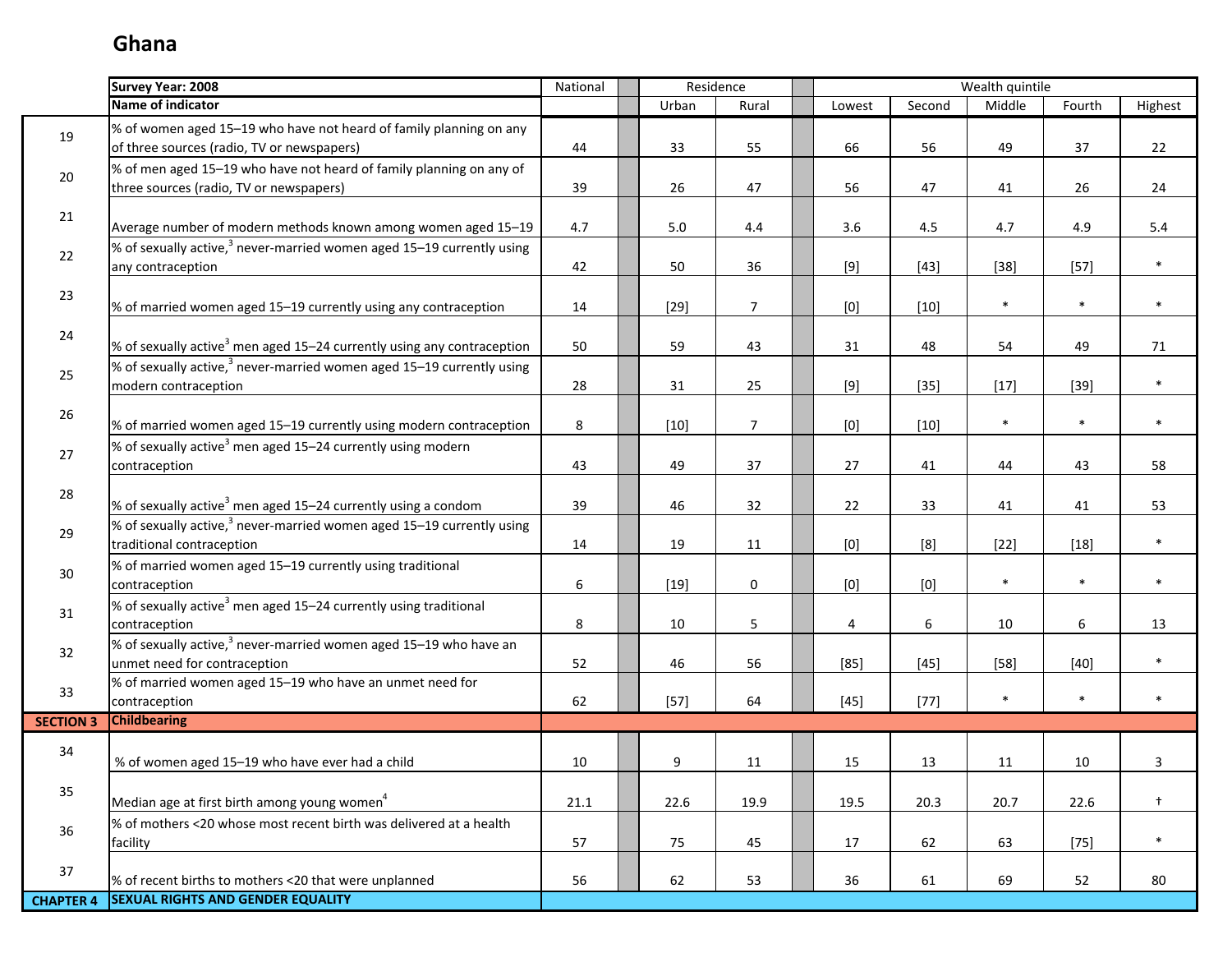# Ghana

| | Survey Year: 2008 | National | Residence | | Wealth quintile | | | | |
|---|---|---|---|---|---|---|---|---|---|
| | Name of indicator | | Urban | Rural | Lowest | Second | Middle | Fourth | Highest |
| 19 | % of women aged 15–19 who have not heard of family planning on any of three sources (radio, TV or newspapers) | 44 | 33 | 55 | 66 | 56 | 49 | 37 | 22 |
| 20 | % of men aged 15–19 who have not heard of family planning on any of three sources (radio, TV or newspapers) | 39 | 26 | 47 | 56 | 47 | 41 | 26 | 24 |
| 21 | Average number of modern methods known among women aged 15–19 | 4.7 | 5.0 | 4.4 | 3.6 | 4.5 | 4.7 | 4.9 | 5.4 |
| 22 | % of sexually active,[3] never-married women aged 15–19 currently using any contraception | 42 | 50 | 36 | [9] | [43] | [38] | [57] | * |
| 23 | % of married women aged 15–19 currently using any contraception | 14 | [29] | 7 | [0] | [10] | * | * | * |
| 24 | % of sexually active[3] men aged 15–24 currently using any contraception | 50 | 59 | 43 | 31 | 48 | 54 | 49 | 71 |
| 25 | % of sexually active,[3] never-married women aged 15–19 currently using modern contraception | 28 | 31 | 25 | [9] | [35] | [17] | [39] | * |
| 26 | % of married women aged 15–19 currently using modern contraception | 8 | [10] | 7 | [0] | [10] | * | * | * |
| 27 | % of sexually active[3] men aged 15–24 currently using modern contraception | 43 | 49 | 37 | 27 | 41 | 44 | 43 | 58 |
| 28 | % of sexually active[3] men aged 15–24 currently using a condom | 39 | 46 | 32 | 22 | 33 | 41 | 41 | 53 |
| 29 | % of sexually active,[3] never-married women aged 15–19 currently using traditional contraception | 14 | 19 | 11 | [0] | [8] | [22] | [18] | * |
| 30 | % of married women aged 15–19 currently using traditional contraception | 6 | [19] | 0 | [0] | [0] | * | * | * |
| 31 | % of sexually active[3] men aged 15–24 currently using traditional contraception | 8 | 10 | 5 | 4 | 6 | 10 | 6 | 13 |
| 32 | % of sexually active,[3] never-married women aged 15–19 who have an unmet need for contraception | 52 | 46 | 56 | [85] | [45] | [58] | [40] | * |
| 33 | % of married women aged 15–19 who have an unmet need for contraception | 62 | [57] | 64 | [45] | [77] | * | * | * |
| SECTION 3 | **Childbearing** | | | | | | | | |
| 34 | % of women aged 15–19 who have ever had a child | 10 | 9 | 11 | 15 | 13 | 11 | 10 | 3 |
| 35 | Median age at first birth among young women[4] | 21.1 | 22.6 | 19.9 | 19.5 | 20.3 | 20.7 | 22.6 | † |
| 36 | % of mothers <20 whose most recent birth was delivered at a health facility | 57 | 75 | 45 | 17 | 62 | 63 | [75] | * |
| 37 | % of recent births to mothers <20 that were unplanned | 56 | 62 | 53 | 36 | 61 | 69 | 52 | 80 |
| CHAPTER 4 | **SEXUAL RIGHTS AND GENDER EQUALITY** | | | | | | | | |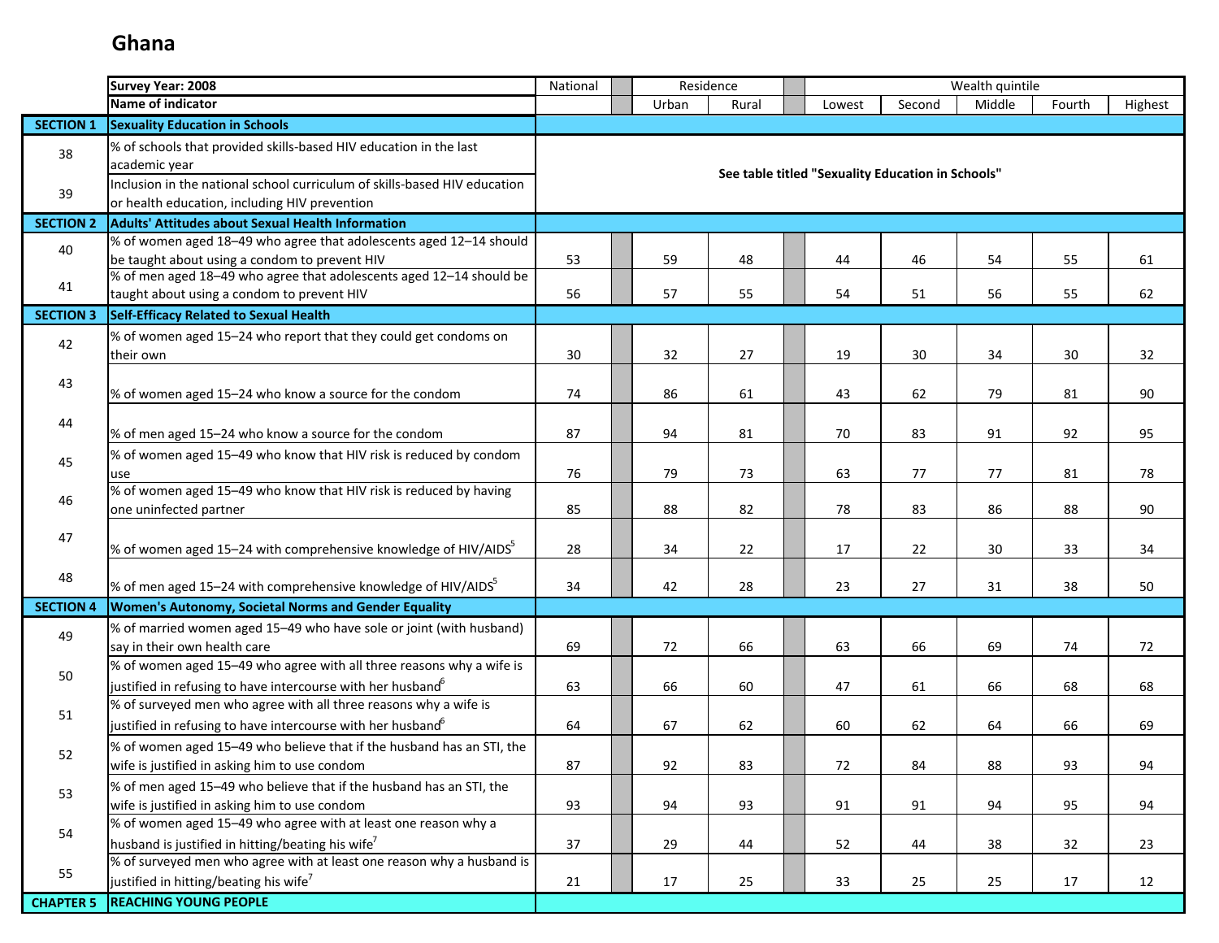# Ghana

| | Survey Year: 2008 | National | Residence | | Wealth quintile | | | | |
|---|---|---|---|---|---|---|---|---|---|
| | Name of indicator | | Urban | Rural | Lowest | Second | Middle | Fourth | Highest |
| **SECTION 1** | **Sexuality Education in Schools** | | | | | | | | |
| 38 | % of schools that provided skills-based HIV education in the last academic year | **See table titled "Sexuality Education in Schools"** | | | | | | | |
| 39 | Inclusion in the national school curriculum of skills-based HIV education or health education, including HIV prevention | | | | | | | | |
| **SECTION 2** | **Adults' Attitudes about Sexual Health Information** | | | | | | | | |
| 40 | % of women aged 18–49 who agree that adolescents aged 12–14 should be taught about using a condom to prevent HIV | 53 | 59 | 48 | 44 | 46 | 54 | 55 | 61 |
| 41 | % of men aged 18–49 who agree that adolescents aged 12–14 should be taught about using a condom to prevent HIV | 56 | 57 | 55 | 54 | 51 | 56 | 55 | 62 |
| **SECTION 3** | **Self-Efficacy Related to Sexual Health** | | | | | | | | |
| 42 | % of women aged 15–24 who report that they could get condoms on their own | 30 | 32 | 27 | 19 | 30 | 34 | 30 | 32 |
| 43 | % of women aged 15–24 who know a source for the condom | 74 | 86 | 61 | 43 | 62 | 79 | 81 | 90 |
| 44 | % of men aged 15–24 who know a source for the condom | 87 | 94 | 81 | 70 | 83 | 91 | 92 | 95 |
| 45 | % of women aged 15–49 who know that HIV risk is reduced by condom use | 76 | 79 | 73 | 63 | 77 | 77 | 81 | 78 |
| 46 | % of women aged 15–49 who know that HIV risk is reduced by having one uninfected partner | 85 | 88 | 82 | 78 | 83 | 86 | 88 | 90 |
| 47 | % of women aged 15–24 with comprehensive knowledge of HIV/AIDS[5] | 28 | 34 | 22 | 17 | 22 | 30 | 33 | 34 |
| 48 | % of men aged 15–24 with comprehensive knowledge of HIV/AIDS[5] | 34 | 42 | 28 | 23 | 27 | 31 | 38 | 50 |
| **SECTION 4** | **Women's Autonomy, Societal Norms and Gender Equality** | | | | | | | | |
| 49 | % of married women aged 15–49 who have sole or joint (with husband) say in their own health care | 69 | 72 | 66 | 63 | 66 | 69 | 74 | 72 |
| 50 | % of women aged 15–49 who agree with all three reasons why a wife is justified in refusing to have intercourse with her husband[6] | 63 | 66 | 60 | 47 | 61 | 66 | 68 | 68 |
| 51 | % of surveyed men who agree with all three reasons why a wife is justified in refusing to have intercourse with her husband[6] | 64 | 67 | 62 | 60 | 62 | 64 | 66 | 69 |
| 52 | % of women aged 15–49 who believe that if the husband has an STI, the wife is justified in asking him to use condom | 87 | 92 | 83 | 72 | 84 | 88 | 93 | 94 |
| 53 | % of men aged 15–49 who believe that if the husband has an STI, the wife is justified in asking him to use condom | 93 | 94 | 93 | 91 | 91 | 94 | 95 | 94 |
| 54 | % of women aged 15–49 who agree with at least one reason why a husband is justified in hitting/beating his wife[7] | 37 | 29 | 44 | 52 | 44 | 38 | 32 | 23 |
| 55 | % of surveyed men who agree with at least one reason why a husband is justified in hitting/beating his wife[7] | 21 | 17 | 25 | 33 | 25 | 25 | 17 | 12 |
| **CHAPTER 5** | **REACHING YOUNG PEOPLE** | | | | | | | | |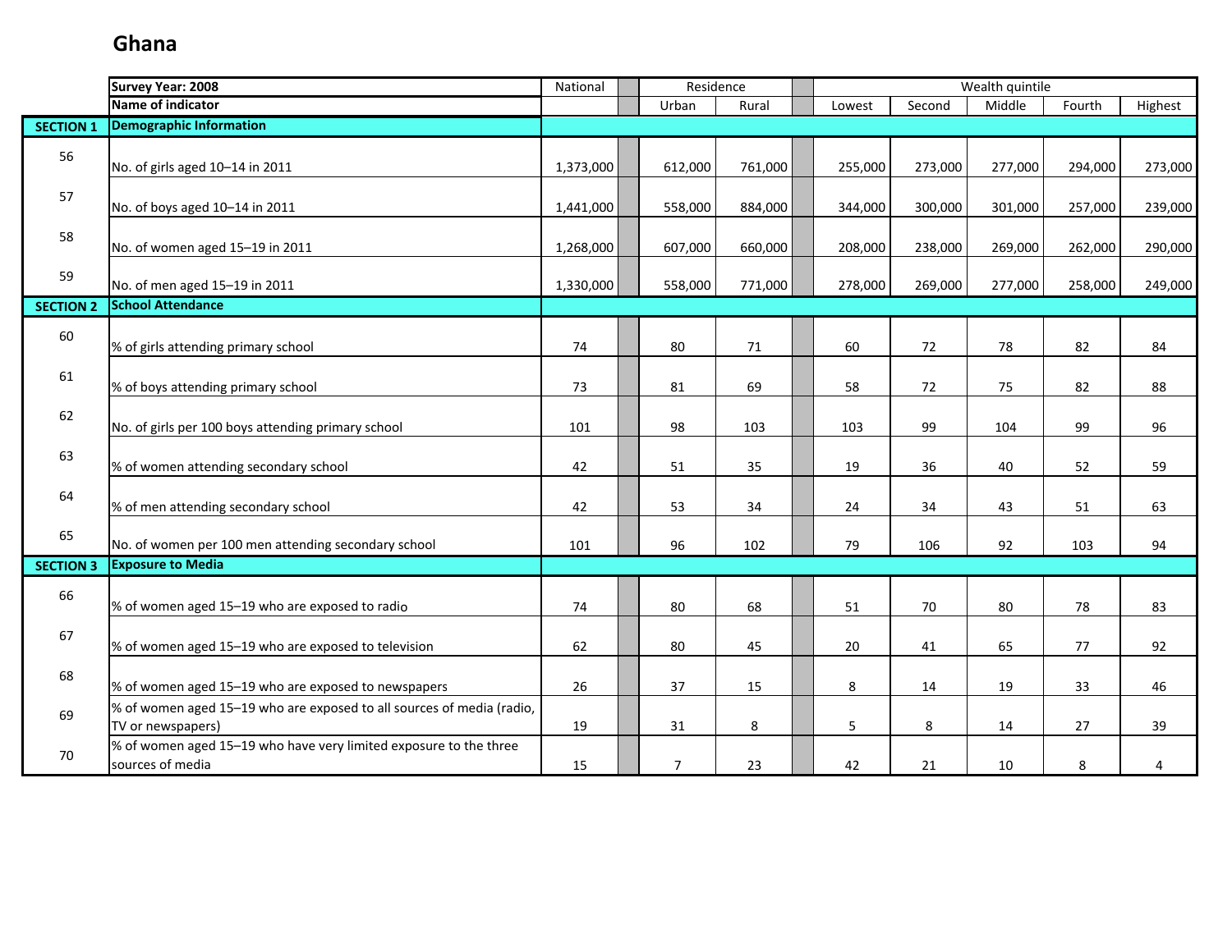# Ghana

| | Survey Year: 2008 | National | Residence | | Wealth quintile | | | | |
|---|---|---|---|---|---|---|---|---|---|
| | Name of indicator | | Urban | Rural | Lowest | Second | Middle | Fourth | Highest |
| **SECTION 1** | **Demographic Information** | | | | | | | | |
| 56 | No. of girls aged 10–14 in 2011 | 1,373,000 | 612,000 | 761,000 | 255,000 | 273,000 | 277,000 | 294,000 | 273,000 |
| 57 | No. of boys aged 10–14 in 2011 | 1,441,000 | 558,000 | 884,000 | 344,000 | 300,000 | 301,000 | 257,000 | 239,000 |
| 58 | No. of women aged 15–19 in 2011 | 1,268,000 | 607,000 | 660,000 | 208,000 | 238,000 | 269,000 | 262,000 | 290,000 |
| 59 | No. of men aged 15–19 in 2011 | 1,330,000 | 558,000 | 771,000 | 278,000 | 269,000 | 277,000 | 258,000 | 249,000 |
| **SECTION 2** | **School Attendance** | | | | | | | | |
| 60 | % of girls attending primary school | 74 | 80 | 71 | 60 | 72 | 78 | 82 | 84 |
| 61 | % of boys attending primary school | 73 | 81 | 69 | 58 | 72 | 75 | 82 | 88 |
| 62 | No. of girls per 100 boys attending primary school | 101 | 98 | 103 | 103 | 99 | 104 | 99 | 96 |
| 63 | % of women attending secondary school | 42 | 51 | 35 | 19 | 36 | 40 | 52 | 59 |
| 64 | % of men attending secondary school | 42 | 53 | 34 | 24 | 34 | 43 | 51 | 63 |
| 65 | No. of women per 100 men attending secondary school | 101 | 96 | 102 | 79 | 106 | 92 | 103 | 94 |
| **SECTION 3** | **Exposure to Media** | | | | | | | | |
| 66 | % of women aged 15–19 who are exposed to radio | 74 | 80 | 68 | 51 | 70 | 80 | 78 | 83 |
| 67 | % of women aged 15–19 who are exposed to television | 62 | 80 | 45 | 20 | 41 | 65 | 77 | 92 |
| 68 | % of women aged 15–19 who are exposed to newspapers | 26 | 37 | 15 | 8 | 14 | 19 | 33 | 46 |
| 69 | % of women aged 15–19 who are exposed to all sources of media (radio, TV or newspapers) | 19 | 31 | 8 | 5 | 8 | 14 | 27 | 39 |
| 70 | % of women aged 15–19 who have very limited exposure to the three sources of media | 15 | 7 | 23 | 42 | 21 | 10 | 8 | 4 |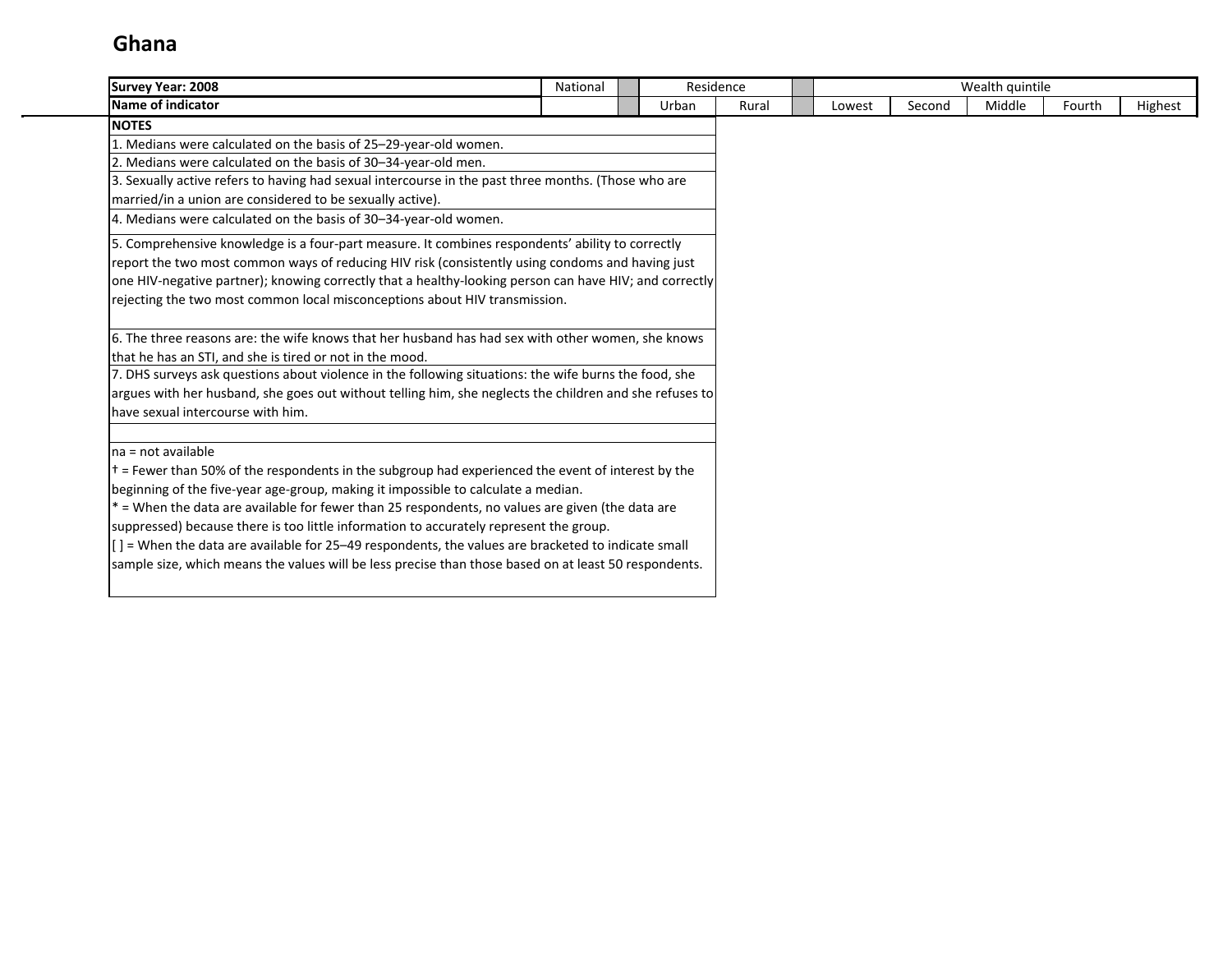# Ghana

| Survey Year: 2008 | National | | Residence | | | Wealth quintile | | | | |
|---|---|---|---|---|---|---|---|---|---|---|
| **Name of indicator** | | | Urban | Rural | | Lowest | Second | Middle | Fourth | Highest |

**NOTES**

1. Medians were calculated on the basis of 25–29-year-old women.
2. Medians were calculated on the basis of 30–34-year-old men.
3. Sexually active refers to having had sexual intercourse in the past three months. (Those who are married/in a union are considered to be sexually active).
4. Medians were calculated on the basis of 30–34-year-old women.
5. Comprehensive knowledge is a four-part measure. It combines respondents' ability to correctly report the two most common ways of reducing HIV risk (consistently using condoms and having just one HIV-negative partner); knowing correctly that a healthy-looking person can have HIV; and correctly rejecting the two most common local misconceptions about HIV transmission.
6. The three reasons are: the wife knows that her husband has had sex with other women, she knows that he has an STI, and she is tired or not in the mood.
7. DHS surveys ask questions about violence in the following situations: the wife burns the food, she argues with her husband, she goes out without telling him, she neglects the children and she refuses to have sexual intercourse with him.

na = not available

† = Fewer than 50% of the respondents in the subgroup had experienced the event of interest by the beginning of the five-year age-group, making it impossible to calculate a median.

* = When the data are available for fewer than 25 respondents, no values are given (the data are suppressed) because there is too little information to accurately represent the group.

[ ] = When the data are available for 25–49 respondents, the values are bracketed to indicate small sample size, which means the values will be less precise than those based on at least 50 respondents.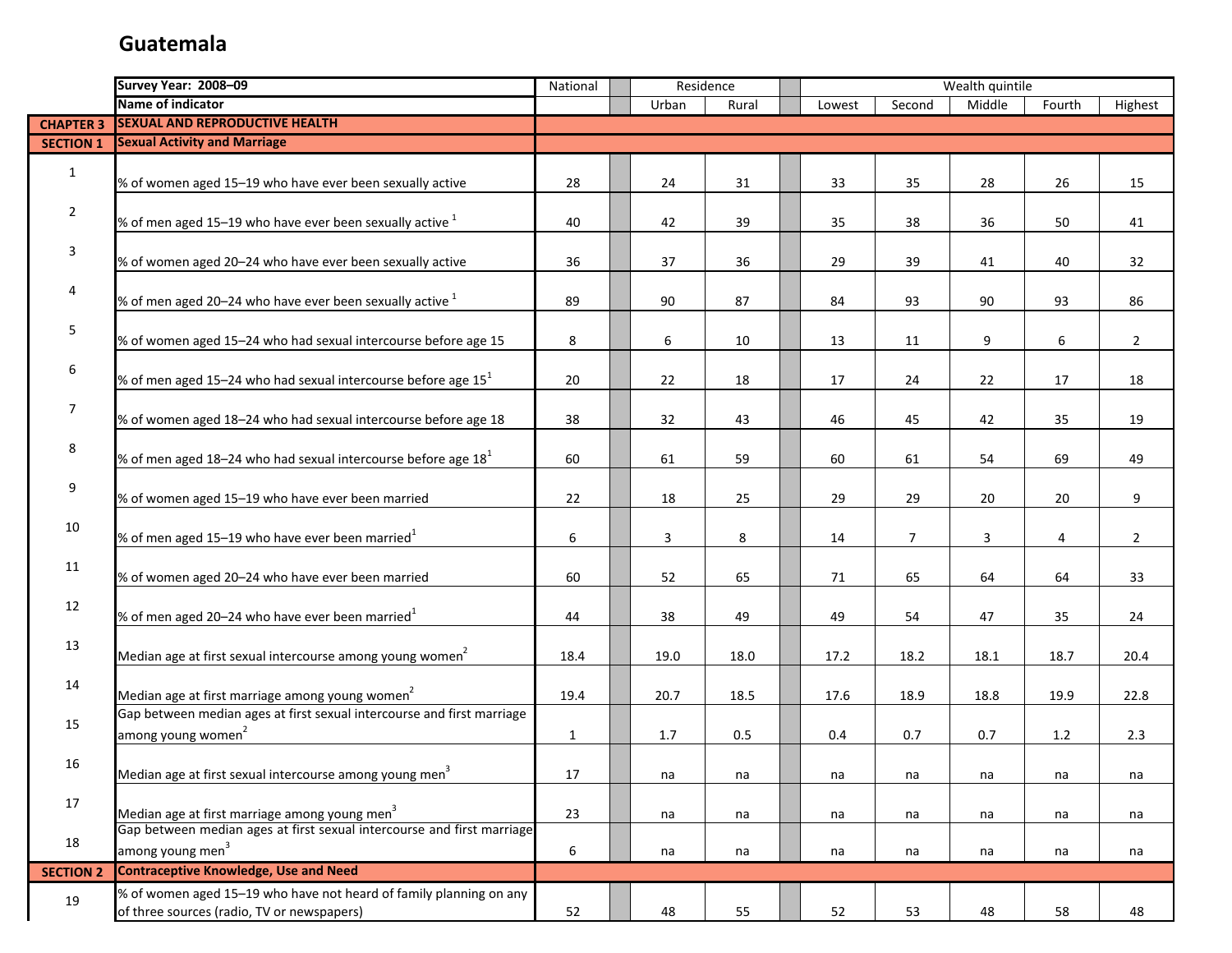# Guatemala

| | Survey Year: 2008–09 | National | Residence | | Wealth quintile | | | | |
|---|---|---|---|---|---|---|---|---|---|
| | Name of indicator | | Urban | Rural | Lowest | Second | Middle | Fourth | Highest |
| **CHAPTER 3** | **SEXUAL AND REPRODUCTIVE HEALTH** | | | | | | | | |
| **SECTION 1** | **Sexual Activity and Marriage** | | | | | | | | |
| 1 | % of women aged 15–19 who have ever been sexually active | 28 | 24 | 31 | 33 | 35 | 28 | 26 | 15 |
| 2 | % of men aged 15–19 who have ever been sexually active [1] | 40 | 42 | 39 | 35 | 38 | 36 | 50 | 41 |
| 3 | % of women aged 20–24 who have ever been sexually active | 36 | 37 | 36 | 29 | 39 | 41 | 40 | 32 |
| 4 | % of men aged 20–24 who have ever been sexually active [1] | 89 | 90 | 87 | 84 | 93 | 90 | 93 | 86 |
| 5 | % of women aged 15–24 who had sexual intercourse before age 15 | 8 | 6 | 10 | 13 | 11 | 9 | 6 | 2 |
| 6 | % of men aged 15–24 who had sexual intercourse before age 15[1] | 20 | 22 | 18 | 17 | 24 | 22 | 17 | 18 |
| 7 | % of women aged 18–24 who had sexual intercourse before age 18 | 38 | 32 | 43 | 46 | 45 | 42 | 35 | 19 |
| 8 | % of men aged 18–24 who had sexual intercourse before age 18[1] | 60 | 61 | 59 | 60 | 61 | 54 | 69 | 49 |
| 9 | % of women aged 15–19 who have ever been married | 22 | 18 | 25 | 29 | 29 | 20 | 20 | 9 |
| 10 | % of men aged 15–19 who have ever been married[1] | 6 | 3 | 8 | 14 | 7 | 3 | 4 | 2 |
| 11 | % of women aged 20–24 who have ever been married | 60 | 52 | 65 | 71 | 65 | 64 | 64 | 33 |
| 12 | % of men aged 20–24 who have ever been married[1] | 44 | 38 | 49 | 49 | 54 | 47 | 35 | 24 |
| 13 | Median age at first sexual intercourse among young women[2] | 18.4 | 19.0 | 18.0 | 17.2 | 18.2 | 18.1 | 18.7 | 20.4 |
| 14 | Median age at first marriage among young women[2] | 19.4 | 20.7 | 18.5 | 17.6 | 18.9 | 18.8 | 19.9 | 22.8 |
| 15 | Gap between median ages at first sexual intercourse and first marriage among young women[2] | 1 | 1.7 | 0.5 | 0.4 | 0.7 | 0.7 | 1.2 | 2.3 |
| 16 | Median age at first sexual intercourse among young men[3] | 17 | na | na | na | na | na | na | na |
| 17 | Median age at first marriage among young men[3] | 23 | na | na | na | na | na | na | na |
| 18 | Gap between median ages at first sexual intercourse and first marriage among young men[3] | 6 | na | na | na | na | na | na | na |
| **SECTION 2** | **Contraceptive Knowledge, Use and Need** | | | | | | | | |
| 19 | % of women aged 15–19 who have not heard of family planning on any of three sources (radio, TV or newspapers) | 52 | 48 | 55 | 52 | 53 | 48 | 58 | 48 |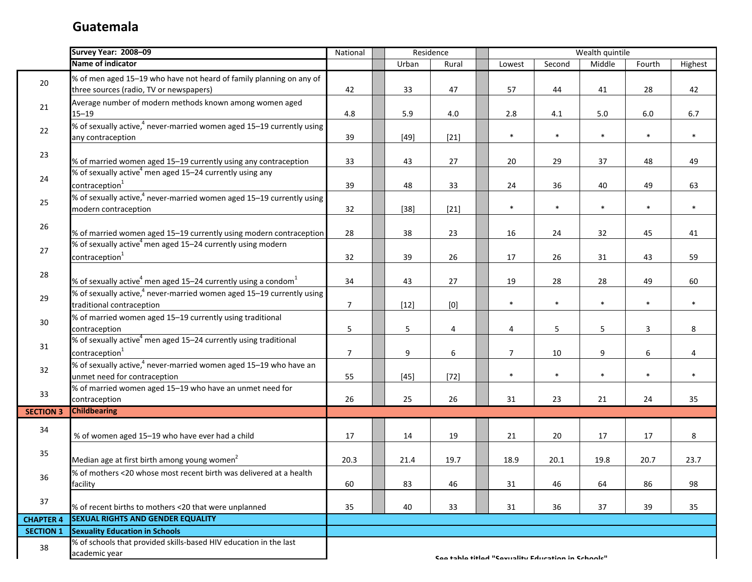# Guatemala

| | Survey Year: 2008–09 | National | Residence | | Wealth quintile | | | | |
|---|---|---|---|---|---|---|---|---|---|
| | Name of indicator | | Urban | Rural | Lowest | Second | Middle | Fourth | Highest |
| 20 | % of men aged 15–19 who have not heard of family planning on any of three sources (radio, TV or newspapers) | 42 | 33 | 47 | 57 | 44 | 41 | 28 | 42 |
| 21 | Average number of modern methods known among women aged 15–19 | 4.8 | 5.9 | 4.0 | 2.8 | 4.1 | 5.0 | 6.0 | 6.7 |
| 22 | % of sexually active,[4] never-married women aged 15–19 currently using any contraception | 39 | [49] | [21] | * | * | * | * | * |
| 23 | % of married women aged 15–19 currently using any contraception | 33 | 43 | 27 | 20 | 29 | 37 | 48 | 49 |
| 24 | % of sexually active[4] men aged 15–24 currently using any contraception[1] | 39 | 48 | 33 | 24 | 36 | 40 | 49 | 63 |
| 25 | % of sexually active,[4] never-married women aged 15–19 currently using modern contraception | 32 | [38] | [21] | * | * | * | * | * |
| 26 | % of married women aged 15–19 currently using modern contraception | 28 | 38 | 23 | 16 | 24 | 32 | 45 | 41 |
| 27 | % of sexually active[4] men aged 15–24 currently using modern contraception[1] | 32 | 39 | 26 | 17 | 26 | 31 | 43 | 59 |
| 28 | % of sexually active[4] men aged 15–24 currently using a condom[1] | 34 | 43 | 27 | 19 | 28 | 28 | 49 | 60 |
| 29 | % of sexually active,[4] never-married women aged 15–19 currently using traditional contraception | 7 | [12] | [0] | * | * | * | * | * |
| 30 | % of married women aged 15–19 currently using traditional contraception | 5 | 5 | 4 | 4 | 5 | 5 | 3 | 8 |
| 31 | % of sexually active[4] men aged 15–24 currently using traditional contraception[1] | 7 | 9 | 6 | 7 | 10 | 9 | 6 | 4 |
| 32 | % of sexually active,[4] never-married women aged 15–19 who have an unmet need for contraception | 55 | [45] | [72] | * | * | * | * | * |
| 33 | % of married women aged 15–19 who have an unmet need for contraception | 26 | 25 | 26 | 31 | 23 | 21 | 24 | 35 |
| **SECTION 3** | **Childbearing** | | | | | | | | |
| 34 | % of women aged 15–19 who have ever had a child | 17 | 14 | 19 | 21 | 20 | 17 | 17 | 8 |
| 35 | Median age at first birth among young women[2] | 20.3 | 21.4 | 19.7 | 18.9 | 20.1 | 19.8 | 20.7 | 23.7 |
| 36 | % of mothers <20 whose most recent birth was delivered at a health facility | 60 | 83 | 46 | 31 | 46 | 64 | 86 | 98 |
| 37 | % of recent births to mothers <20 that were unplanned | 35 | 40 | 33 | 31 | 36 | 37 | 39 | 35 |
| **CHAPTER 4** | **SEXUAL RIGHTS AND GENDER EQUALITY** | | | | | | | | |
| **SECTION 1** | **Sexuality Education in Schools** | | | | | | | | |
| 38 | % of schools that provided skills-based HIV education in the last academic year | See table titled "Sexuality Education in Schools" | | | | | | | |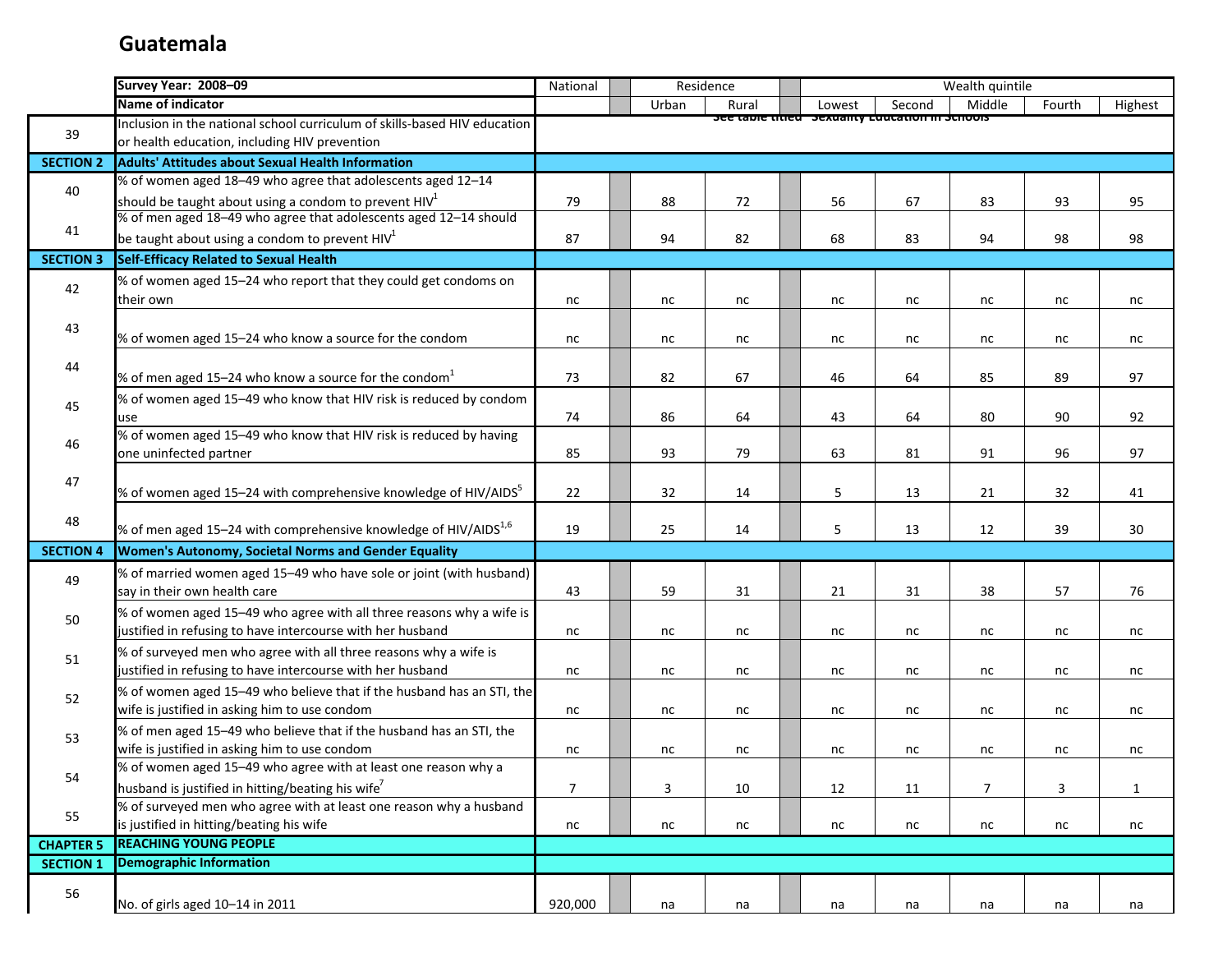# Guatemala

| | Survey Year: 2008–09 | National | | Residence | | | Wealth quintile | | | | |
|---|---|---|---|---|---|---|---|---|---|---|---|
| | Name of indicator | | | Urban | Rural | | Lowest | Second | Middle | Fourth | Highest |
| 39 | Inclusion in the national school curriculum of skills-based HIV education or health education, including HIV prevention | See table titled "Sexuality Education in Schools" | | | | | | | | | |
| SECTION 2 | Adults' Attitudes about Sexual Health Information | | | | | | | | | | |
| 40 | % of women aged 18–49 who agree that adolescents aged 12–14 should be taught about using a condom to prevent HIV[1] | 79 | | 88 | 72 | | 56 | 67 | 83 | 93 | 95 |
| 41 | % of men aged 18–49 who agree that adolescents aged 12–14 should be taught about using a condom to prevent HIV[1] | 87 | | 94 | 82 | | 68 | 83 | 94 | 98 | 98 |
| SECTION 3 | Self-Efficacy Related to Sexual Health | | | | | | | | | | |
| 42 | % of women aged 15–24 who report that they could get condoms on their own | nc | | nc | nc | | nc | nc | nc | nc | nc |
| 43 | % of women aged 15–24 who know a source for the condom | nc | | nc | nc | | nc | nc | nc | nc | nc |
| 44 | % of men aged 15–24 who know a source for the condom[1] | 73 | | 82 | 67 | | 46 | 64 | 85 | 89 | 97 |
| 45 | % of women aged 15–49 who know that HIV risk is reduced by condom use | 74 | | 86 | 64 | | 43 | 64 | 80 | 90 | 92 |
| 46 | % of women aged 15–49 who know that HIV risk is reduced by having one uninfected partner | 85 | | 93 | 79 | | 63 | 81 | 91 | 96 | 97 |
| 47 | % of women aged 15–24 with comprehensive knowledge of HIV/AIDS[5] | 22 | | 32 | 14 | | 5 | 13 | 21 | 32 | 41 |
| 48 | % of men aged 15–24 with comprehensive knowledge of HIV/AIDS[1,6] | 19 | | 25 | 14 | | 5 | 13 | 12 | 39 | 30 |
| SECTION 4 | Women's Autonomy, Societal Norms and Gender Equality | | | | | | | | | | |
| 49 | % of married women aged 15–49 who have sole or joint (with husband) say in their own health care | 43 | | 59 | 31 | | 21 | 31 | 38 | 57 | 76 |
| 50 | % of women aged 15–49 who agree with all three reasons why a wife is justified in refusing to have intercourse with her husband | nc | | nc | nc | | nc | nc | nc | nc | nc |
| 51 | % of surveyed men who agree with all three reasons why a wife is justified in refusing to have intercourse with her husband | nc | | nc | nc | | nc | nc | nc | nc | nc |
| 52 | % of women aged 15–49 who believe that if the husband has an STI, the wife is justified in asking him to use condom | nc | | nc | nc | | nc | nc | nc | nc | nc |
| 53 | % of men aged 15–49 who believe that if the husband has an STI, the wife is justified in asking him to use condom | nc | | nc | nc | | nc | nc | nc | nc | nc |
| 54 | % of women aged 15–49 who agree with at least one reason why a husband is justified in hitting/beating his wife[7] | 7 | | 3 | 10 | | 12 | 11 | 7 | 3 | 1 |
| 55 | % of surveyed men who agree with at least one reason why a husband is justified in hitting/beating his wife | nc | | nc | nc | | nc | nc | nc | nc | nc |
| CHAPTER 5 | REACHING YOUNG PEOPLE | | | | | | | | | | |
| SECTION 1 | Demographic Information | | | | | | | | | | |
| 56 | No. of girls aged 10–14 in 2011 | 920,000 | | na | na | | na | na | na | na | na |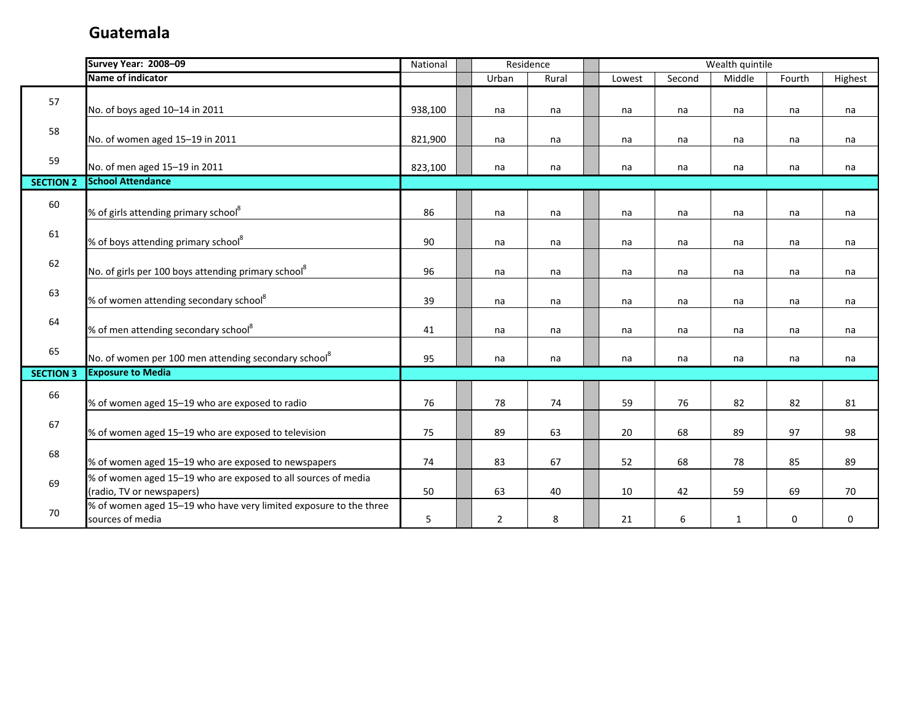# Guatemala

| | Survey Year: 2008–09 | National | Residence | | Wealth quintile | | | | |
|---|---|---|---|---|---|---|---|---|---|
| | Name of indicator | | Urban | Rural | Lowest | Second | Middle | Fourth | Highest |
| 57 | No. of boys aged 10–14 in 2011 | 938,100 | na | na | na | na | na | na | na |
| 58 | No. of women aged 15–19 in 2011 | 821,900 | na | na | na | na | na | na | na |
| 59 | No. of men aged 15–19 in 2011 | 823,100 | na | na | na | na | na | na | na |
| **SECTION 2** | **School Attendance** | | | | | | | | |
| 60 | % of girls attending primary school[8] | 86 | na | na | na | na | na | na | na |
| 61 | % of boys attending primary school[8] | 90 | na | na | na | na | na | na | na |
| 62 | No. of girls per 100 boys attending primary school[8] | 96 | na | na | na | na | na | na | na |
| 63 | % of women attending secondary school[8] | 39 | na | na | na | na | na | na | na |
| 64 | % of men attending secondary school[8] | 41 | na | na | na | na | na | na | na |
| 65 | No. of women per 100 men attending secondary school[8] | 95 | na | na | na | na | na | na | na |
| **SECTION 3** | **Exposure to Media** | | | | | | | | |
| 66 | % of women aged 15–19 who are exposed to radio | 76 | 78 | 74 | 59 | 76 | 82 | 82 | 81 |
| 67 | % of women aged 15–19 who are exposed to television | 75 | 89 | 63 | 20 | 68 | 89 | 97 | 98 |
| 68 | % of women aged 15–19 who are exposed to newspapers | 74 | 83 | 67 | 52 | 68 | 78 | 85 | 89 |
| 69 | % of women aged 15–19 who are exposed to all sources of media (radio, TV or newspapers) | 50 | 63 | 40 | 10 | 42 | 59 | 69 | 70 |
| 70 | % of women aged 15–19 who have very limited exposure to the three sources of media | 5 | 2 | 8 | 21 | 6 | 1 | 0 | 0 |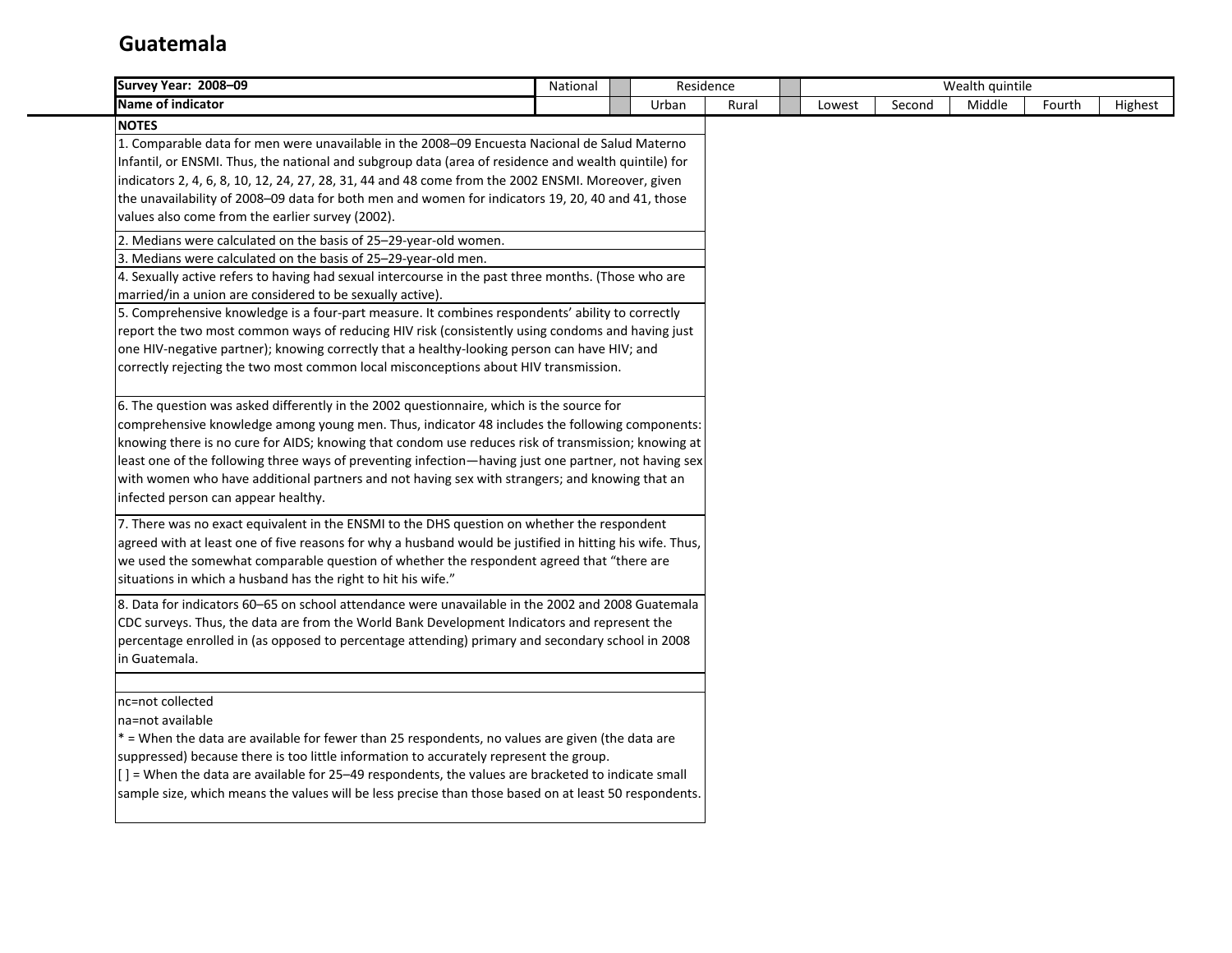# Guatemala

| Survey Year: 2008–09 | National | | Residence | | | Wealth quintile | | | | |
|---|---|---|---|---|---|---|---|---|---|---|
| **Name of indicator** | | | Urban | Rural | | Lowest | Second | Middle | Fourth | Highest |

**NOTES**

1. Comparable data for men were unavailable in the 2008–09 Encuesta Nacional de Salud Materno Infantil, or ENSMI. Thus, the national and subgroup data (area of residence and wealth quintile) for indicators 2, 4, 6, 8, 10, 12, 24, 27, 28, 31, 44 and 48 come from the 2002 ENSMI. Moreover, given the unavailability of 2008–09 data for both men and women for indicators 19, 20, 40 and 41, those values also come from the earlier survey (2002).

2. Medians were calculated on the basis of 25–29-year-old women.

3. Medians were calculated on the basis of 25–29-year-old men.

4. Sexually active refers to having had sexual intercourse in the past three months. (Those who are married/in a union are considered to be sexually active).

5. Comprehensive knowledge is a four-part measure. It combines respondents' ability to correctly report the two most common ways of reducing HIV risk (consistently using condoms and having just one HIV-negative partner); knowing correctly that a healthy-looking person can have HIV; and correctly rejecting the two most common local misconceptions about HIV transmission.

6. The question was asked differently in the 2002 questionnaire, which is the source for comprehensive knowledge among young men. Thus, indicator 48 includes the following components: knowing there is no cure for AIDS; knowing that condom use reduces risk of transmission; knowing at least one of the following three ways of preventing infection—having just one partner, not having sex with women who have additional partners and not having sex with strangers; and knowing that an infected person can appear healthy.

7. There was no exact equivalent in the ENSMI to the DHS question on whether the respondent agreed with at least one of five reasons for why a husband would be justified in hitting his wife. Thus, we used the somewhat comparable question of whether the respondent agreed that "there are situations in which a husband has the right to hit his wife."

8. Data for indicators 60–65 on school attendance were unavailable in the 2002 and 2008 Guatemala CDC surveys. Thus, the data are from the World Bank Development Indicators and represent the percentage enrolled in (as opposed to percentage attending) primary and secondary school in 2008 in Guatemala.

nc=not collected
na=not available
* = When the data are available for fewer than 25 respondents, no values are given (the data are suppressed) because there is too little information to accurately represent the group.
[ ] = When the data are available for 25–49 respondents, the values are bracketed to indicate small sample size, which means the values will be less precise than those based on at least 50 respondents.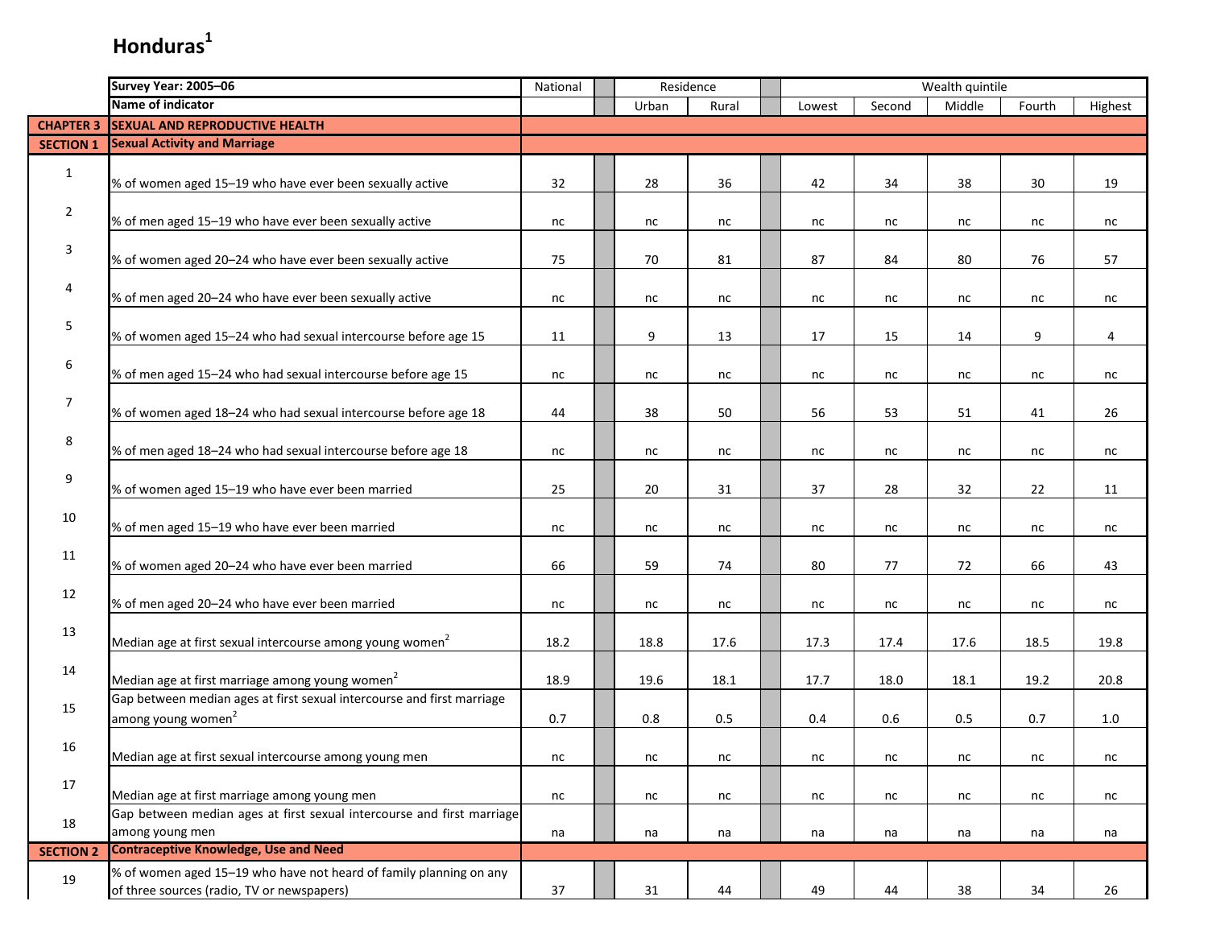# Honduras[1]

| | Survey Year: 2005–06 | National | Residence | | Wealth quintile | | | | |
|---|---|---|---|---|---|---|---|---|---|
| | Name of indicator | | Urban | Rural | Lowest | Second | Middle | Fourth | Highest |
| **CHAPTER 3** | **SEXUAL AND REPRODUCTIVE HEALTH** | | | | | | | | |
| **SECTION 1** | **Sexual Activity and Marriage** | | | | | | | | |
| 1 | % of women aged 15–19 who have ever been sexually active | 32 | 28 | 36 | 42 | 34 | 38 | 30 | 19 |
| 2 | % of men aged 15–19 who have ever been sexually active | nc | nc | nc | nc | nc | nc | nc | nc |
| 3 | % of women aged 20–24 who have ever been sexually active | 75 | 70 | 81 | 87 | 84 | 80 | 76 | 57 |
| 4 | % of men aged 20–24 who have ever been sexually active | nc | nc | nc | nc | nc | nc | nc | nc |
| 5 | % of women aged 15–24 who had sexual intercourse before age 15 | 11 | 9 | 13 | 17 | 15 | 14 | 9 | 4 |
| 6 | % of men aged 15–24 who had sexual intercourse before age 15 | nc | nc | nc | nc | nc | nc | nc | nc |
| 7 | % of women aged 18–24 who had sexual intercourse before age 18 | 44 | 38 | 50 | 56 | 53 | 51 | 41 | 26 |
| 8 | % of men aged 18–24 who had sexual intercourse before age 18 | nc | nc | nc | nc | nc | nc | nc | nc |
| 9 | % of women aged 15–19 who have ever been married | 25 | 20 | 31 | 37 | 28 | 32 | 22 | 11 |
| 10 | % of men aged 15–19 who have ever been married | nc | nc | nc | nc | nc | nc | nc | nc |
| 11 | % of women aged 20–24 who have ever been married | 66 | 59 | 74 | 80 | 77 | 72 | 66 | 43 |
| 12 | % of men aged 20–24 who have ever been married | nc | nc | nc | nc | nc | nc | nc | nc |
| 13 | Median age at first sexual intercourse among young women[2] | 18.2 | 18.8 | 17.6 | 17.3 | 17.4 | 17.6 | 18.5 | 19.8 |
| 14 | Median age at first marriage among young women[2] | 18.9 | 19.6 | 18.1 | 17.7 | 18.0 | 18.1 | 19.2 | 20.8 |
| 15 | Gap between median ages at first sexual intercourse and first marriage among young women[2] | 0.7 | 0.8 | 0.5 | 0.4 | 0.6 | 0.5 | 0.7 | 1.0 |
| 16 | Median age at first sexual intercourse among young men | nc | nc | nc | nc | nc | nc | nc | nc |
| 17 | Median age at first marriage among young men | nc | nc | nc | nc | nc | nc | nc | nc |
| 18 | Gap between median ages at first sexual intercourse and first marriage among young men | na | na | na | na | na | na | na | na |
| **SECTION 2** | **Contraceptive Knowledge, Use and Need** | | | | | | | | |
| 19 | % of women aged 15–19 who have not heard of family planning on any of three sources (radio, TV or newspapers) | 37 | 31 | 44 | 49 | 44 | 38 | 34 | 26 |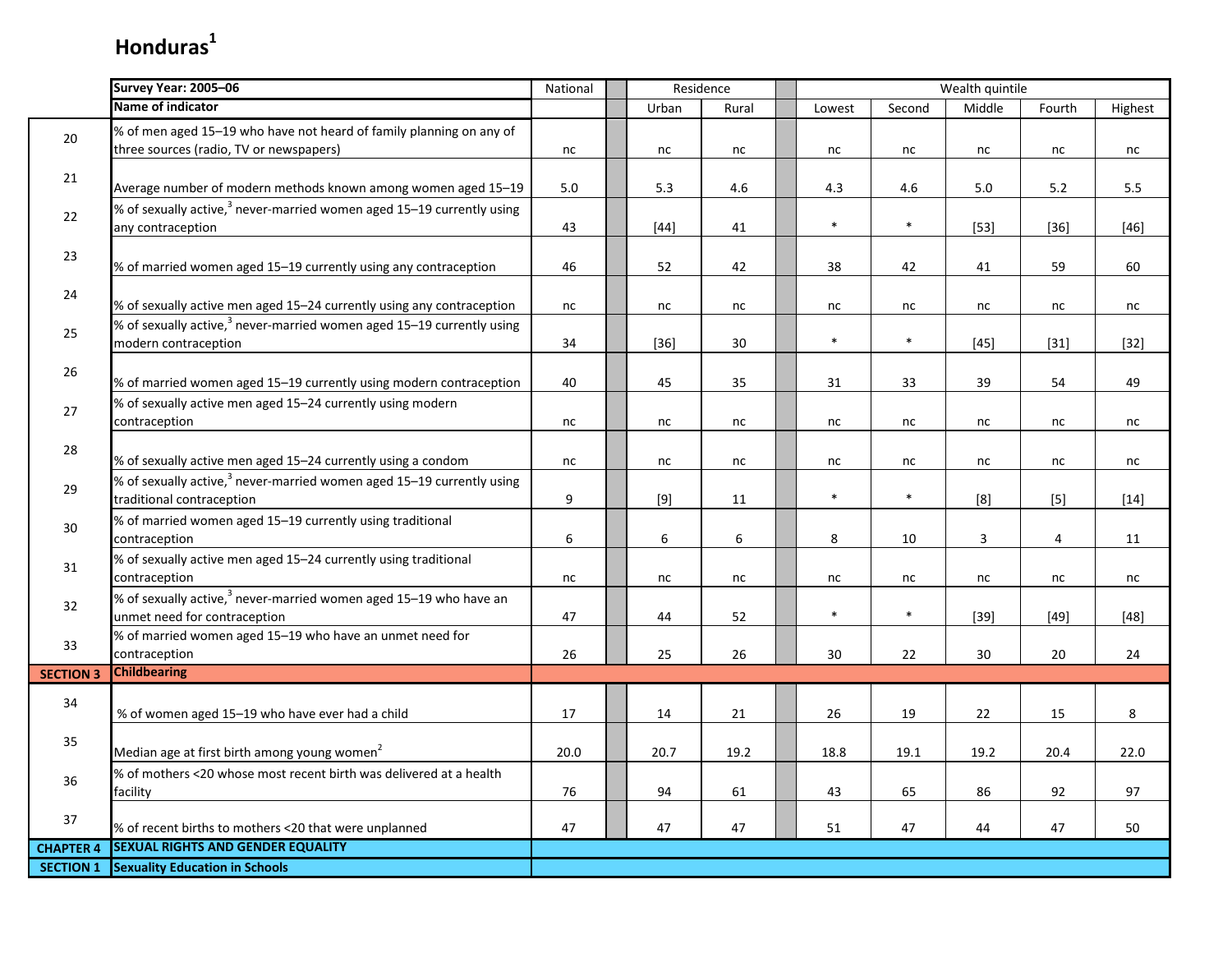# Honduras[1]

| | Survey Year: 2005–06 | National | Residence | | Wealth quintile | | | | |
|---|---|---|---|---|---|---|---|---|---|
| | Name of indicator | | Urban | Rural | Lowest | Second | Middle | Fourth | Highest |
| 20 | % of men aged 15–19 who have not heard of family planning on any of three sources (radio, TV or newspapers) | nc | nc | nc | nc | nc | nc | nc | nc |
| 21 | Average number of modern methods known among women aged 15–19 | 5.0 | 5.3 | 4.6 | 4.3 | 4.6 | 5.0 | 5.2 | 5.5 |
| 22 | % of sexually active,[3] never-married women aged 15–19 currently using any contraception | 43 | [44] | 41 | * | * | [53] | [36] | [46] |
| 23 | % of married women aged 15–19 currently using any contraception | 46 | 52 | 42 | 38 | 42 | 41 | 59 | 60 |
| 24 | % of sexually active men aged 15–24 currently using any contraception | nc | nc | nc | nc | nc | nc | nc | nc |
| 25 | % of sexually active,[3] never-married women aged 15–19 currently using modern contraception | 34 | [36] | 30 | * | * | [45] | [31] | [32] |
| 26 | % of married women aged 15–19 currently using modern contraception | 40 | 45 | 35 | 31 | 33 | 39 | 54 | 49 |
| 27 | % of sexually active men aged 15–24 currently using modern contraception | nc | nc | nc | nc | nc | nc | nc | nc |
| 28 | % of sexually active men aged 15–24 currently using a condom | nc | nc | nc | nc | nc | nc | nc | nc |
| 29 | % of sexually active,[3] never-married women aged 15–19 currently using traditional contraception | 9 | [9] | 11 | * | * | [8] | [5] | [14] |
| 30 | % of married women aged 15–19 currently using traditional contraception | 6 | 6 | 6 | 8 | 10 | 3 | 4 | 11 |
| 31 | % of sexually active men aged 15–24 currently using traditional contraception | nc | nc | nc | nc | nc | nc | nc | nc |
| 32 | % of sexually active,[3] never-married women aged 15–19 who have an unmet need for contraception | 47 | 44 | 52 | * | * | [39] | [49] | [48] |
| 33 | % of married women aged 15–19 who have an unmet need for contraception | 26 | 25 | 26 | 30 | 22 | 30 | 20 | 24 |
| SECTION 3 | Childbearing | | | | | | | | |
| 34 | % of women aged 15–19 who have ever had a child | 17 | 14 | 21 | 26 | 19 | 22 | 15 | 8 |
| 35 | Median age at first birth among young women[2] | 20.0 | 20.7 | 19.2 | 18.8 | 19.1 | 19.2 | 20.4 | 22.0 |
| 36 | % of mothers <20 whose most recent birth was delivered at a health facility | 76 | 94 | 61 | 43 | 65 | 86 | 92 | 97 |
| 37 | % of recent births to mothers <20 that were unplanned | 47 | 47 | 47 | 51 | 47 | 44 | 47 | 50 |
| CHAPTER 4 | SEXUAL RIGHTS AND GENDER EQUALITY | | | | | | | | |
| SECTION 1 | Sexuality Education in Schools | | | | | | | | |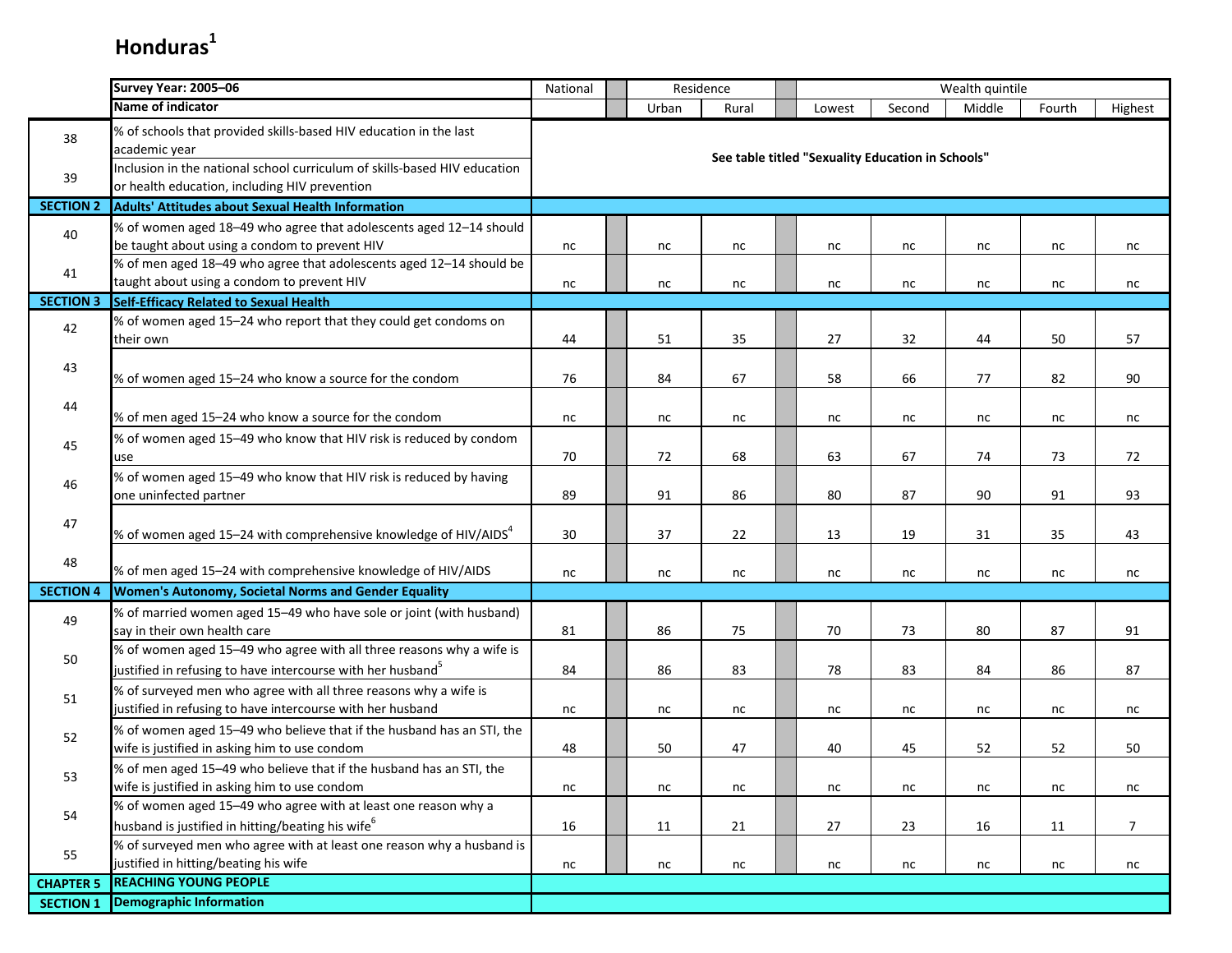# Honduras[1]

| | Survey Year: 2005–06 | National | | Residence | | | Wealth quintile | | | | |
|---|---|---|---|---|---|---|---|---|---|---|---|
| | Name of indicator | | | Urban | Rural | | Lowest | Second | Middle | Fourth | Highest |
| 38 | % of schools that provided skills-based HIV education in the last academic year | See table titled "Sexuality Education in Schools" | | | | | | | | | |
| 39 | Inclusion in the national school curriculum of skills-based HIV education or health education, including HIV prevention | See table titled "Sexuality Education in Schools" | | | | | | | | | |
| SECTION 2 | Adults' Attitudes about Sexual Health Information | | | | | | | | | | |
| 40 | % of women aged 18–49 who agree that adolescents aged 12–14 should be taught about using a condom to prevent HIV | nc | | nc | nc | | nc | nc | nc | nc | nc |
| 41 | % of men aged 18–49 who agree that adolescents aged 12–14 should be taught about using a condom to prevent HIV | nc | | nc | nc | | nc | nc | nc | nc | nc |
| SECTION 3 | Self-Efficacy Related to Sexual Health | | | | | | | | | | |
| 42 | % of women aged 15–24 who report that they could get condoms on their own | 44 | | 51 | 35 | | 27 | 32 | 44 | 50 | 57 |
| 43 | % of women aged 15–24 who know a source for the condom | 76 | | 84 | 67 | | 58 | 66 | 77 | 82 | 90 |
| 44 | % of men aged 15–24 who know a source for the condom | nc | | nc | nc | | nc | nc | nc | nc | nc |
| 45 | % of women aged 15–49 who know that HIV risk is reduced by condom use | 70 | | 72 | 68 | | 63 | 67 | 74 | 73 | 72 |
| 46 | % of women aged 15–49 who know that HIV risk is reduced by having one uninfected partner | 89 | | 91 | 86 | | 80 | 87 | 90 | 91 | 93 |
| 47 | % of women aged 15–24 with comprehensive knowledge of HIV/AIDS[4] | 30 | | 37 | 22 | | 13 | 19 | 31 | 35 | 43 |
| 48 | % of men aged 15–24 with comprehensive knowledge of HIV/AIDS | nc | | nc | nc | | nc | nc | nc | nc | nc |
| SECTION 4 | Women's Autonomy, Societal Norms and Gender Equality | | | | | | | | | | |
| 49 | % of married women aged 15–49 who have sole or joint (with husband) say in their own health care | 81 | | 86 | 75 | | 70 | 73 | 80 | 87 | 91 |
| 50 | % of women aged 15–49 who agree with all three reasons why a wife is justified in refusing to have intercourse with her husband[5] | 84 | | 86 | 83 | | 78 | 83 | 84 | 86 | 87 |
| 51 | % of surveyed men who agree with all three reasons why a wife is justified in refusing to have intercourse with her husband | nc | | nc | nc | | nc | nc | nc | nc | nc |
| 52 | % of women aged 15–49 who believe that if the husband has an STI, the wife is justified in asking him to use condom | 48 | | 50 | 47 | | 40 | 45 | 52 | 52 | 50 |
| 53 | % of men aged 15–49 who believe that if the husband has an STI, the wife is justified in asking him to use condom | nc | | nc | nc | | nc | nc | nc | nc | nc |
| 54 | % of women aged 15–49 who agree with at least one reason why a husband is justified in hitting/beating his wife[6] | 16 | | 11 | 21 | | 27 | 23 | 16 | 11 | 7 |
| 55 | % of surveyed men who agree with at least one reason why a husband is justified in hitting/beating his wife | nc | | nc | nc | | nc | nc | nc | nc | nc |
| CHAPTER 5 | REACHING YOUNG PEOPLE | | | | | | | | | | |
| SECTION 1 | Demographic Information | | | | | | | | | | |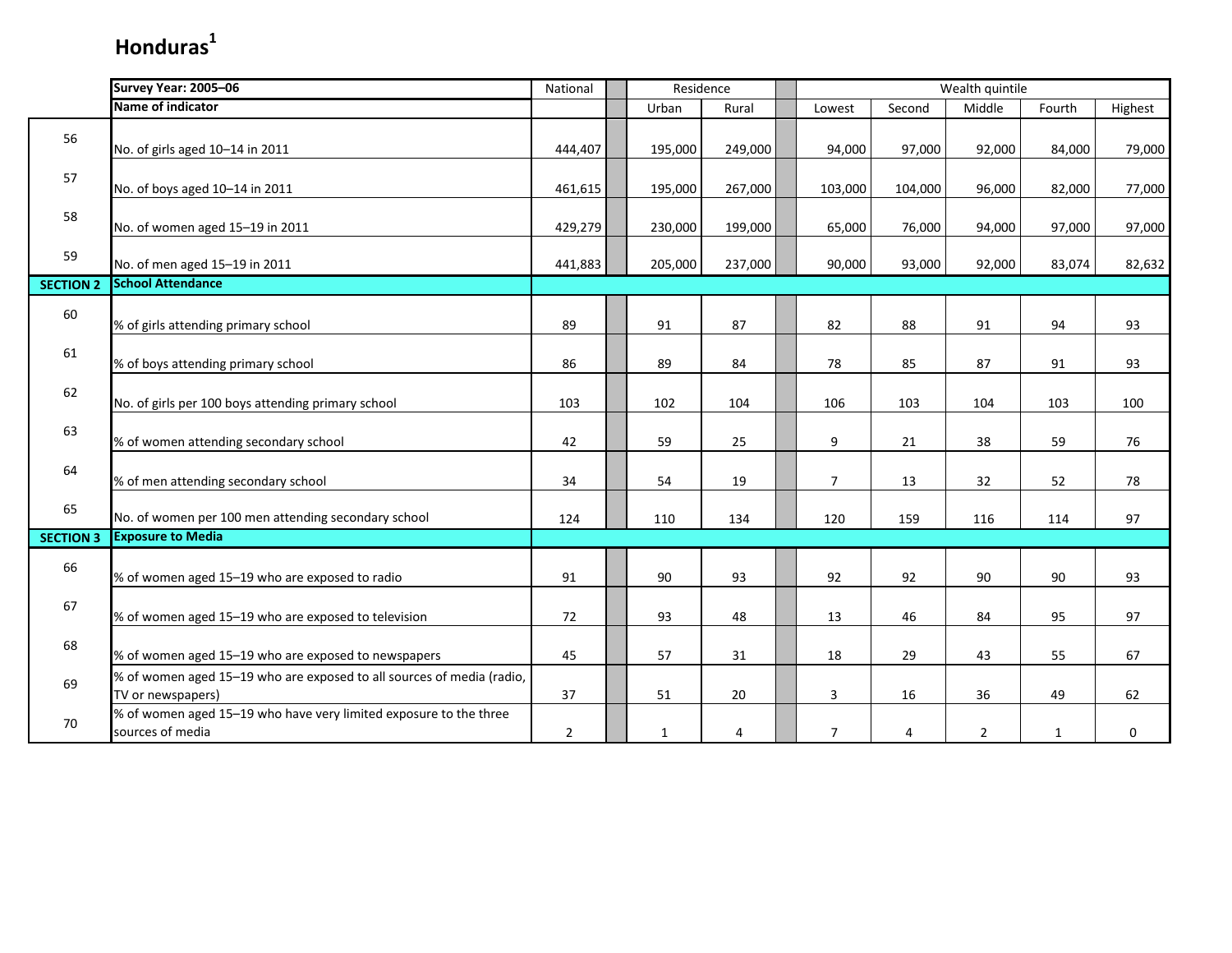# Honduras[1]

| | Survey Year: 2005–06 | National | | Residence | | | Wealth quintile | | | | |
|---|---|---|---|---|---|---|---|---|---|---|---|
| | Name of indicator | | | Urban | Rural | | Lowest | Second | Middle | Fourth | Highest |
| 56 | No. of girls aged 10–14 in 2011 | 444,407 | | 195,000 | 249,000 | | 94,000 | 97,000 | 92,000 | 84,000 | 79,000 |
| 57 | No. of boys aged 10–14 in 2011 | 461,615 | | 195,000 | 267,000 | | 103,000 | 104,000 | 96,000 | 82,000 | 77,000 |
| 58 | No. of women aged 15–19 in 2011 | 429,279 | | 230,000 | 199,000 | | 65,000 | 76,000 | 94,000 | 97,000 | 97,000 |
| 59 | No. of men aged 15–19 in 2011 | 441,883 | | 205,000 | 237,000 | | 90,000 | 93,000 | 92,000 | 83,074 | 82,632 |
| **SECTION 2** | **School Attendance** | | | | | | | | | | |
| 60 | % of girls attending primary school | 89 | | 91 | 87 | | 82 | 88 | 91 | 94 | 93 |
| 61 | % of boys attending primary school | 86 | | 89 | 84 | | 78 | 85 | 87 | 91 | 93 |
| 62 | No. of girls per 100 boys attending primary school | 103 | | 102 | 104 | | 106 | 103 | 104 | 103 | 100 |
| 63 | % of women attending secondary school | 42 | | 59 | 25 | | 9 | 21 | 38 | 59 | 76 |
| 64 | % of men attending secondary school | 34 | | 54 | 19 | | 7 | 13 | 32 | 52 | 78 |
| 65 | No. of women per 100 men attending secondary school | 124 | | 110 | 134 | | 120 | 159 | 116 | 114 | 97 |
| **SECTION 3** | **Exposure to Media** | | | | | | | | | | |
| 66 | % of women aged 15–19 who are exposed to radio | 91 | | 90 | 93 | | 92 | 92 | 90 | 90 | 93 |
| 67 | % of women aged 15–19 who are exposed to television | 72 | | 93 | 48 | | 13 | 46 | 84 | 95 | 97 |
| 68 | % of women aged 15–19 who are exposed to newspapers | 45 | | 57 | 31 | | 18 | 29 | 43 | 55 | 67 |
| 69 | % of women aged 15–19 who are exposed to all sources of media (radio, TV or newspapers) | 37 | | 51 | 20 | | 3 | 16 | 36 | 49 | 62 |
| 70 | % of women aged 15–19 who have very limited exposure to the three sources of media | 2 | | 1 | 4 | | 7 | 4 | 2 | 1 | 0 |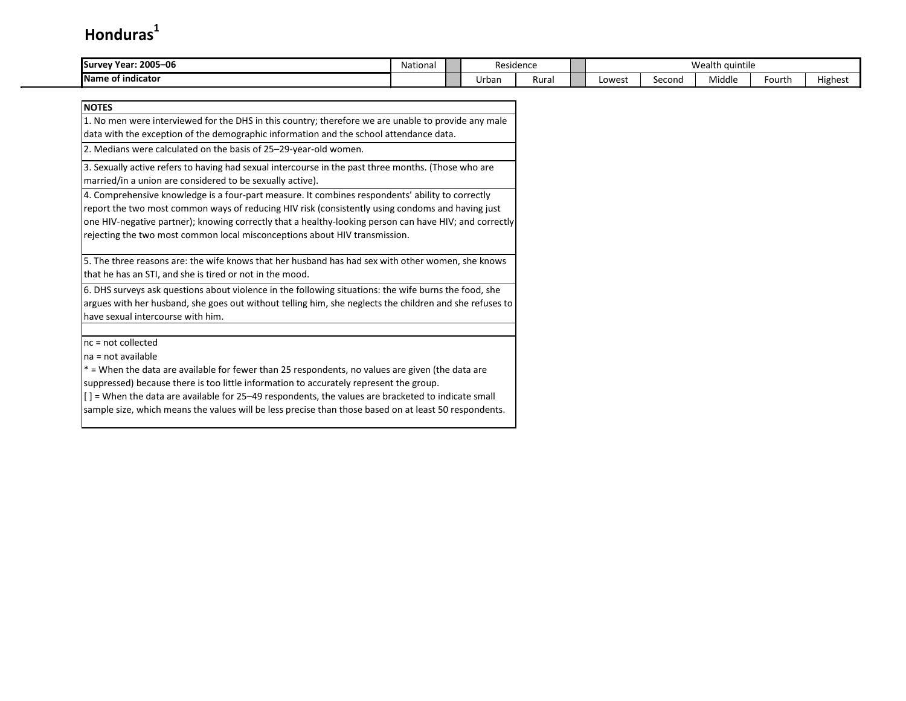# Honduras[1]

| Survey Year: 2005–06 | National | | Residence | | | Wealth quintile | | | | |
|---|---|---|---|---|---|---|---|---|---|---|
| Name of indicator | | | Urban | Rural | | Lowest | Second | Middle | Fourth | Highest |

| NOTES |
|---|
| 1. No men were interviewed for the DHS in this country; therefore we are unable to provide any male data with the exception of the demographic information and the school attendance data. |
| 2. Medians were calculated on the basis of 25–29-year-old women. |
| 3. Sexually active refers to having had sexual intercourse in the past three months. (Those who are married/in a union are considered to be sexually active). |
| 4. Comprehensive knowledge is a four-part measure. It combines respondents' ability to correctly report the two most common ways of reducing HIV risk (consistently using condoms and having just one HIV-negative partner); knowing correctly that a healthy-looking person can have HIV; and correctly rejecting the two most common local misconceptions about HIV transmission. |
| 5. The three reasons are: the wife knows that her husband has had sex with other women, she knows that he has an STI, and she is tired or not in the mood. |
| 6. DHS surveys ask questions about violence in the following situations: the wife burns the food, she argues with her husband, she goes out without telling him, she neglects the children and she refuses to have sexual intercourse with him. |
| |
| nc = not collected<br>na = not available<br>* = When the data are available for fewer than 25 respondents, no values are given (the data are suppressed) because there is too little information to accurately represent the group.<br>[ ] = When the data are available for 25–49 respondents, the values are bracketed to indicate small sample size, which means the values will be less precise than those based on at least 50 respondents. |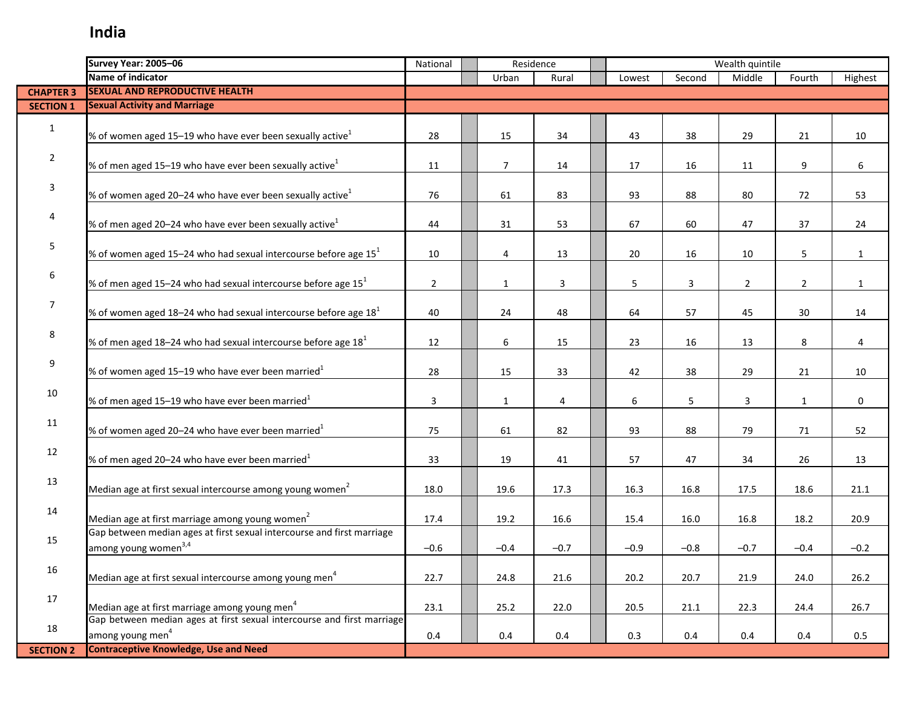# India

| | Survey Year: 2005–06 | National | Residence | | Wealth quintile | | | | |
|---|---|---|---|---|---|---|---|---|---|
| | Name of indicator | | Urban | Rural | Lowest | Second | Middle | Fourth | Highest |
| CHAPTER 3 | SEXUAL AND REPRODUCTIVE HEALTH | | | | | | | | |
| SECTION 1 | Sexual Activity and Marriage | | | | | | | | |
| 1 | % of women aged 15–19 who have ever been sexually active[1] | 28 | 15 | 34 | 43 | 38 | 29 | 21 | 10 |
| 2 | % of men aged 15–19 who have ever been sexually active[1] | 11 | 7 | 14 | 17 | 16 | 11 | 9 | 6 |
| 3 | % of women aged 20–24 who have ever been sexually active[1] | 76 | 61 | 83 | 93 | 88 | 80 | 72 | 53 |
| 4 | % of men aged 20–24 who have ever been sexually active[1] | 44 | 31 | 53 | 67 | 60 | 47 | 37 | 24 |
| 5 | % of women aged 15–24 who had sexual intercourse before age 15[1] | 10 | 4 | 13 | 20 | 16 | 10 | 5 | 1 |
| 6 | % of men aged 15–24 who had sexual intercourse before age 15[1] | 2 | 1 | 3 | 5 | 3 | 2 | 2 | 1 |
| 7 | % of women aged 18–24 who had sexual intercourse before age 18[1] | 40 | 24 | 48 | 64 | 57 | 45 | 30 | 14 |
| 8 | % of men aged 18–24 who had sexual intercourse before age 18[1] | 12 | 6 | 15 | 23 | 16 | 13 | 8 | 4 |
| 9 | % of women aged 15–19 who have ever been married[1] | 28 | 15 | 33 | 42 | 38 | 29 | 21 | 10 |
| 10 | % of men aged 15–19 who have ever been married[1] | 3 | 1 | 4 | 6 | 5 | 3 | 1 | 0 |
| 11 | % of women aged 20–24 who have ever been married[1] | 75 | 61 | 82 | 93 | 88 | 79 | 71 | 52 |
| 12 | % of men aged 20–24 who have ever been married[1] | 33 | 19 | 41 | 57 | 47 | 34 | 26 | 13 |
| 13 | Median age at first sexual intercourse among young women[2] | 18.0 | 19.6 | 17.3 | 16.3 | 16.8 | 17.5 | 18.6 | 21.1 |
| 14 | Median age at first marriage among young women[2] | 17.4 | 19.2 | 16.6 | 15.4 | 16.0 | 16.8 | 18.2 | 20.9 |
| 15 | Gap between median ages at first sexual intercourse and first marriage among young women[3,4] | −0.6 | −0.4 | −0.7 | −0.9 | −0.8 | −0.7 | −0.4 | −0.2 |
| 16 | Median age at first sexual intercourse among young men[4] | 22.7 | 24.8 | 21.6 | 20.2 | 20.7 | 21.9 | 24.0 | 26.2 |
| 17 | Median age at first marriage among young men[4] | 23.1 | 25.2 | 22.0 | 20.5 | 21.1 | 22.3 | 24.4 | 26.7 |
| 18 | Gap between median ages at first sexual intercourse and first marriage among young men[4] | 0.4 | 0.4 | 0.4 | 0.3 | 0.4 | 0.4 | 0.4 | 0.5 |
| SECTION 2 | Contraceptive Knowledge, Use and Need | | | | | | | | |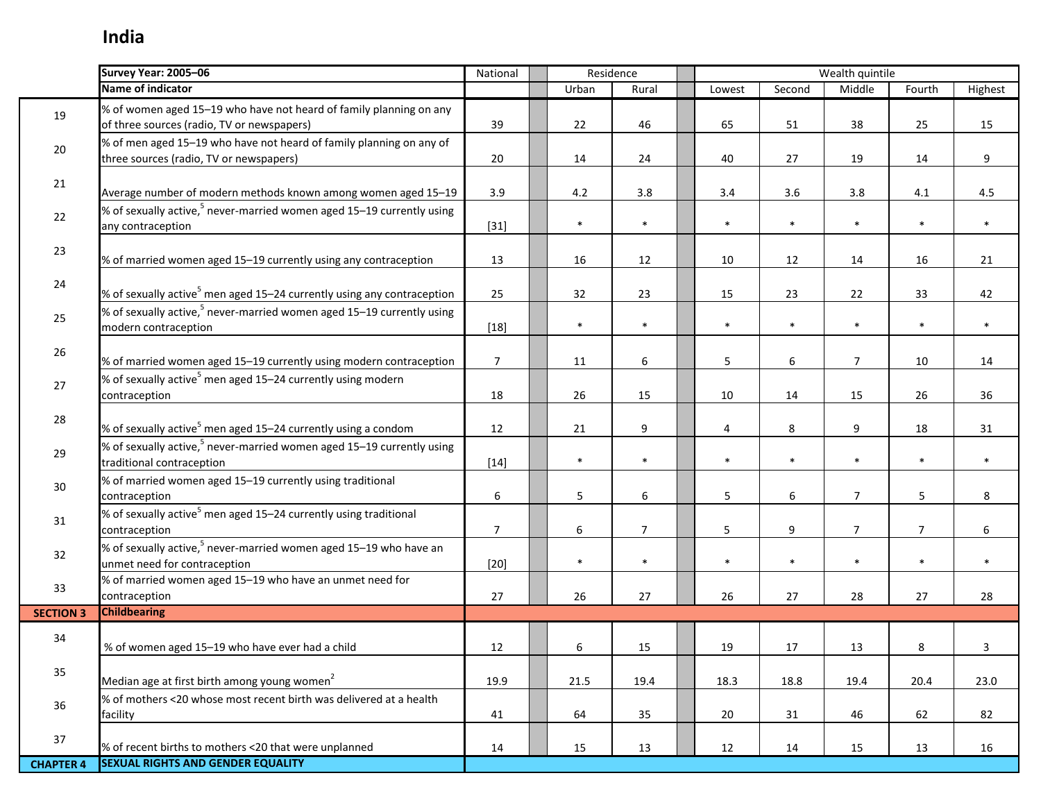# India

| | Survey Year: 2005–06 | National | Residence | | Wealth quintile | | | | |
|---|---|---|---|---|---|---|---|---|---|
| | Name of indicator | | Urban | Rural | Lowest | Second | Middle | Fourth | Highest |
| 19 | % of women aged 15–19 who have not heard of family planning on any of three sources (radio, TV or newspapers) | 39 | 22 | 46 | 65 | 51 | 38 | 25 | 15 |
| 20 | % of men aged 15–19 who have not heard of family planning on any of three sources (radio, TV or newspapers) | 20 | 14 | 24 | 40 | 27 | 19 | 14 | 9 |
| 21 | Average number of modern methods known among women aged 15–19 | 3.9 | 4.2 | 3.8 | 3.4 | 3.6 | 3.8 | 4.1 | 4.5 |
| 22 | % of sexually active,[5] never-married women aged 15–19 currently using any contraception | [31] | * | * | * | * | * | * | * |
| 23 | % of married women aged 15–19 currently using any contraception | 13 | 16 | 12 | 10 | 12 | 14 | 16 | 21 |
| 24 | % of sexually active[5] men aged 15–24 currently using any contraception | 25 | 32 | 23 | 15 | 23 | 22 | 33 | 42 |
| 25 | % of sexually active,[5] never-married women aged 15–19 currently using modern contraception | [18] | * | * | * | * | * | * | * |
| 26 | % of married women aged 15–19 currently using modern contraception | 7 | 11 | 6 | 5 | 6 | 7 | 10 | 14 |
| 27 | % of sexually active[5] men aged 15–24 currently using modern contraception | 18 | 26 | 15 | 10 | 14 | 15 | 26 | 36 |
| 28 | % of sexually active[5] men aged 15–24 currently using a condom | 12 | 21 | 9 | 4 | 8 | 9 | 18 | 31 |
| 29 | % of sexually active,[5] never-married women aged 15–19 currently using traditional contraception | [14] | * | * | * | * | * | * | * |
| 30 | % of married women aged 15–19 currently using traditional contraception | 6 | 5 | 6 | 5 | 6 | 7 | 5 | 8 |
| 31 | % of sexually active[5] men aged 15–24 currently using traditional contraception | 7 | 6 | 7 | 5 | 9 | 7 | 7 | 6 |
| 32 | % of sexually active,[5] never-married women aged 15–19 who have an unmet need for contraception | [20] | * | * | * | * | * | * | * |
| 33 | % of married women aged 15–19 who have an unmet need for contraception | 27 | 26 | 27 | 26 | 27 | 28 | 27 | 28 |
| **SECTION 3** | **Childbearing** | | | | | | | | |
| 34 | % of women aged 15–19 who have ever had a child | 12 | 6 | 15 | 19 | 17 | 13 | 8 | 3 |
| 35 | Median age at first birth among young women[2] | 19.9 | 21.5 | 19.4 | 18.3 | 18.8 | 19.4 | 20.4 | 23.0 |
| 36 | % of mothers <20 whose most recent birth was delivered at a health facility | 41 | 64 | 35 | 20 | 31 | 46 | 62 | 82 |
| 37 | % of recent births to mothers <20 that were unplanned | 14 | 15 | 13 | 12 | 14 | 15 | 13 | 16 |
| **CHAPTER 4** | **SEXUAL RIGHTS AND GENDER EQUALITY** | | | | | | | | |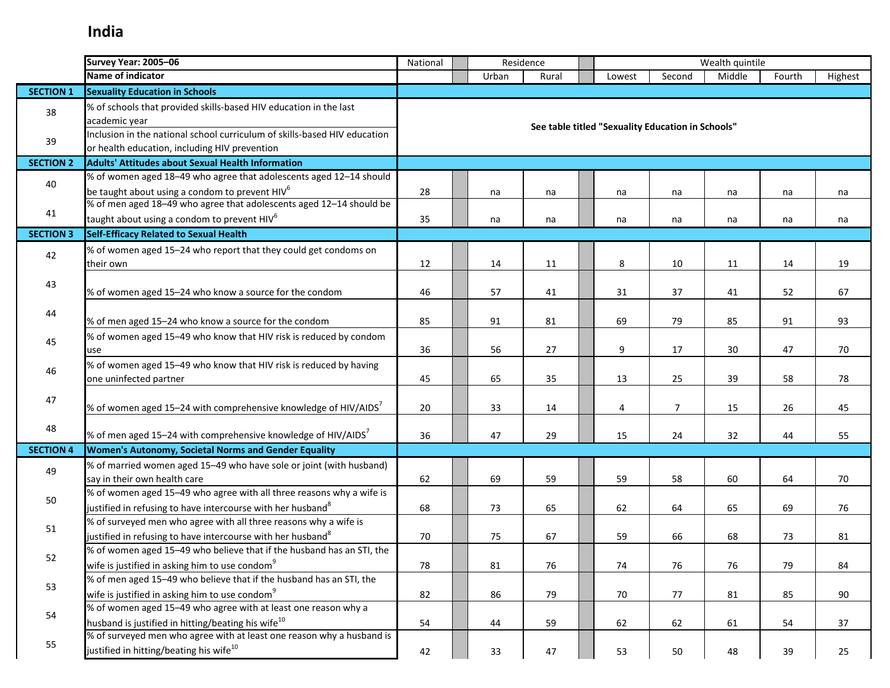# India

| Survey Year: 2005–06 | | National | Residence | | Wealth quintile | | | | |
|---|---|---|---|---|---|---|---|---|---|
| | Name of indicator | | Urban | Rural | Lowest | Second | Middle | Fourth | Highest |
| **SECTION 1** | **Sexuality Education in Schools** | | | | | | | | |
| 38 | % of schools that provided skills-based HIV education in the last academic year | See table titled "Sexuality Education in Schools" | | | | | | | |
| 39 | Inclusion in the national school curriculum of skills-based HIV education or health education, including HIV prevention | | | | | | | | |
| **SECTION 2** | **Adults' Attitudes about Sexual Health Information** | | | | | | | | |
| 40 | % of women aged 18–49 who agree that adolescents aged 12–14 should be taught about using a condom to prevent HIV[6] | 28 | na | na | na | na | na | na | na |
| 41 | % of men aged 18–49 who agree that adolescents aged 12–14 should be taught about using a condom to prevent HIV[6] | 35 | na | na | na | na | na | na | na |
| **SECTION 3** | **Self-Efficacy Related to Sexual Health** | | | | | | | | |
| 42 | % of women aged 15–24 who report that they could get condoms on their own | 12 | 14 | 11 | 8 | 10 | 11 | 14 | 19 |
| 43 | % of women aged 15–24 who know a source for the condom | 46 | 57 | 41 | 31 | 37 | 41 | 52 | 67 |
| 44 | % of men aged 15–24 who know a source for the condom | 85 | 91 | 81 | 69 | 79 | 85 | 91 | 93 |
| 45 | % of women aged 15–49 who know that HIV risk is reduced by condom use | 36 | 56 | 27 | 9 | 17 | 30 | 47 | 70 |
| 46 | % of women aged 15–49 who know that HIV risk is reduced by having one uninfected partner | 45 | 65 | 35 | 13 | 25 | 39 | 58 | 78 |
| 47 | % of women aged 15–24 with comprehensive knowledge of HIV/AIDS[7] | 20 | 33 | 14 | 4 | 7 | 15 | 26 | 45 |
| 48 | % of men aged 15–24 with comprehensive knowledge of HIV/AIDS[7] | 36 | 47 | 29 | 15 | 24 | 32 | 44 | 55 |
| **SECTION 4** | **Women's Autonomy, Societal Norms and Gender Equality** | | | | | | | | |
| 49 | % of married women aged 15–49 who have sole or joint (with husband) say in their own health care | 62 | 69 | 59 | 59 | 58 | 60 | 64 | 70 |
| 50 | % of women aged 15–49 who agree with all three reasons why a wife is justified in refusing to have intercourse with her husband[8] | 68 | 73 | 65 | 62 | 64 | 65 | 69 | 76 |
| 51 | % of surveyed men who agree with all three reasons why a wife is justified in refusing to have intercourse with her husband[8] | 70 | 75 | 67 | 59 | 66 | 68 | 73 | 81 |
| 52 | % of women aged 15–49 who believe that if the husband has an STI, the wife is justified in asking him to use condom[9] | 78 | 81 | 76 | 74 | 76 | 76 | 79 | 84 |
| 53 | % of men aged 15–49 who believe that if the husband has an STI, the wife is justified in asking him to use condom[9] | 82 | 86 | 79 | 70 | 77 | 81 | 85 | 90 |
| 54 | % of women aged 15–49 who agree with at least one reason why a husband is justified in hitting/beating his wife[10] | 54 | 44 | 59 | 62 | 62 | 61 | 54 | 37 |
| 55 | % of surveyed men who agree with at least one reason why a husband is justified in hitting/beating his wife[10] | 42 | 33 | 47 | 53 | 50 | 48 | 39 | 25 |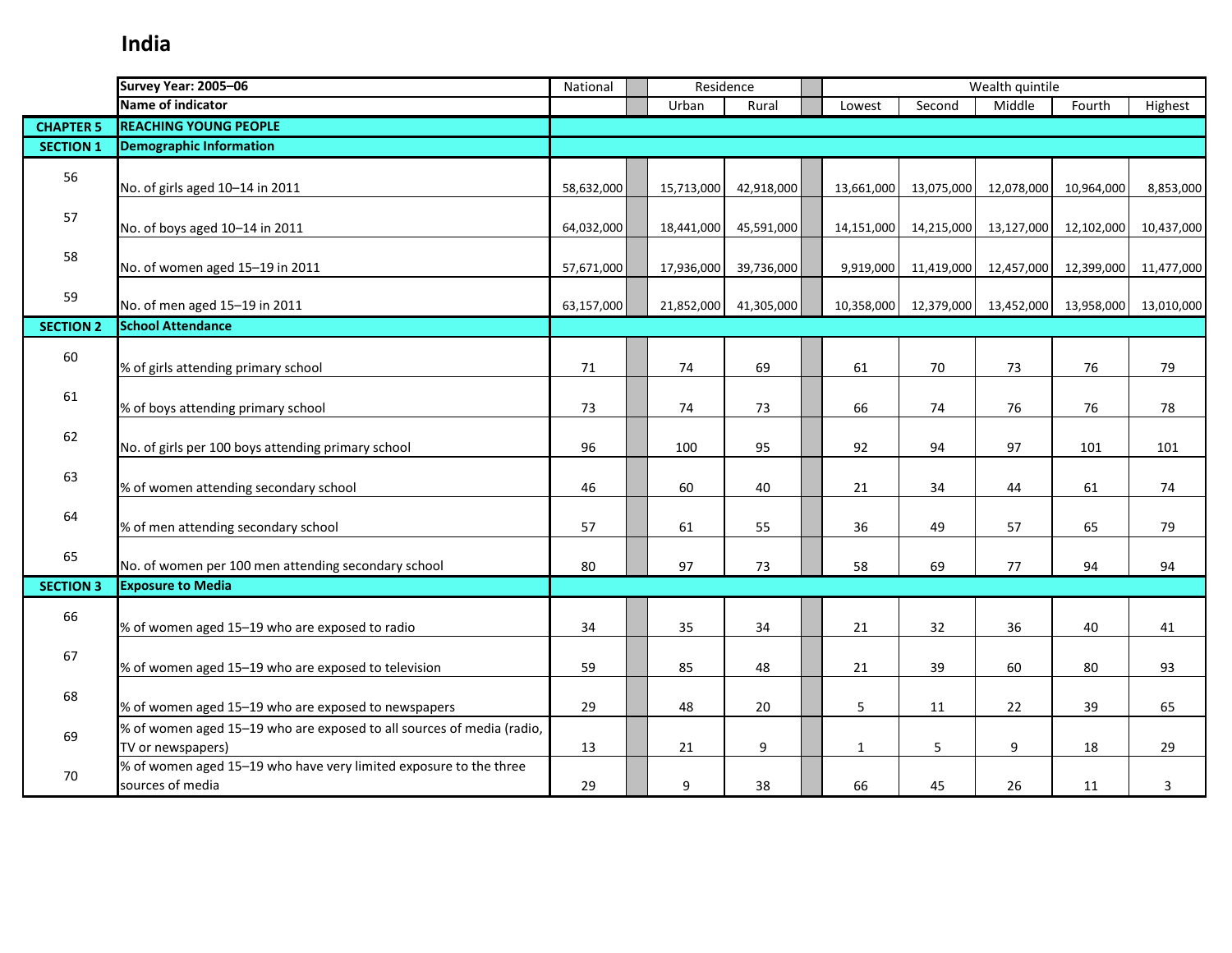# India

| | Survey Year: 2005–06 | National | Residence | | Wealth quintile | | | | |
|---|---|---|---|---|---|---|---|---|---|
| | Name of indicator | | Urban | Rural | Lowest | Second | Middle | Fourth | Highest |
| **CHAPTER 5** | **REACHING YOUNG PEOPLE** | | | | | | | | |
| **SECTION 1** | **Demographic Information** | | | | | | | | |
| 56 | No. of girls aged 10–14 in 2011 | 58,632,000 | 15,713,000 | 42,918,000 | 13,661,000 | 13,075,000 | 12,078,000 | 10,964,000 | 8,853,000 |
| 57 | No. of boys aged 10–14 in 2011 | 64,032,000 | 18,441,000 | 45,591,000 | 14,151,000 | 14,215,000 | 13,127,000 | 12,102,000 | 10,437,000 |
| 58 | No. of women aged 15–19 in 2011 | 57,671,000 | 17,936,000 | 39,736,000 | 9,919,000 | 11,419,000 | 12,457,000 | 12,399,000 | 11,477,000 |
| 59 | No. of men aged 15–19 in 2011 | 63,157,000 | 21,852,000 | 41,305,000 | 10,358,000 | 12,379,000 | 13,452,000 | 13,958,000 | 13,010,000 |
| **SECTION 2** | **School Attendance** | | | | | | | | |
| 60 | % of girls attending primary school | 71 | 74 | 69 | 61 | 70 | 73 | 76 | 79 |
| 61 | % of boys attending primary school | 73 | 74 | 73 | 66 | 74 | 76 | 76 | 78 |
| 62 | No. of girls per 100 boys attending primary school | 96 | 100 | 95 | 92 | 94 | 97 | 101 | 101 |
| 63 | % of women attending secondary school | 46 | 60 | 40 | 21 | 34 | 44 | 61 | 74 |
| 64 | % of men attending secondary school | 57 | 61 | 55 | 36 | 49 | 57 | 65 | 79 |
| 65 | No. of women per 100 men attending secondary school | 80 | 97 | 73 | 58 | 69 | 77 | 94 | 94 |
| **SECTION 3** | **Exposure to Media** | | | | | | | | |
| 66 | % of women aged 15–19 who are exposed to radio | 34 | 35 | 34 | 21 | 32 | 36 | 40 | 41 |
| 67 | % of women aged 15–19 who are exposed to television | 59 | 85 | 48 | 21 | 39 | 60 | 80 | 93 |
| 68 | % of women aged 15–19 who are exposed to newspapers | 29 | 48 | 20 | 5 | 11 | 22 | 39 | 65 |
| 69 | % of women aged 15–19 who are exposed to all sources of media (radio, TV or newspapers) | 13 | 21 | 9 | 1 | 5 | 9 | 18 | 29 |
| 70 | % of women aged 15–19 who have very limited exposure to the three sources of media | 29 | 9 | 38 | 66 | 45 | 26 | 11 | 3 |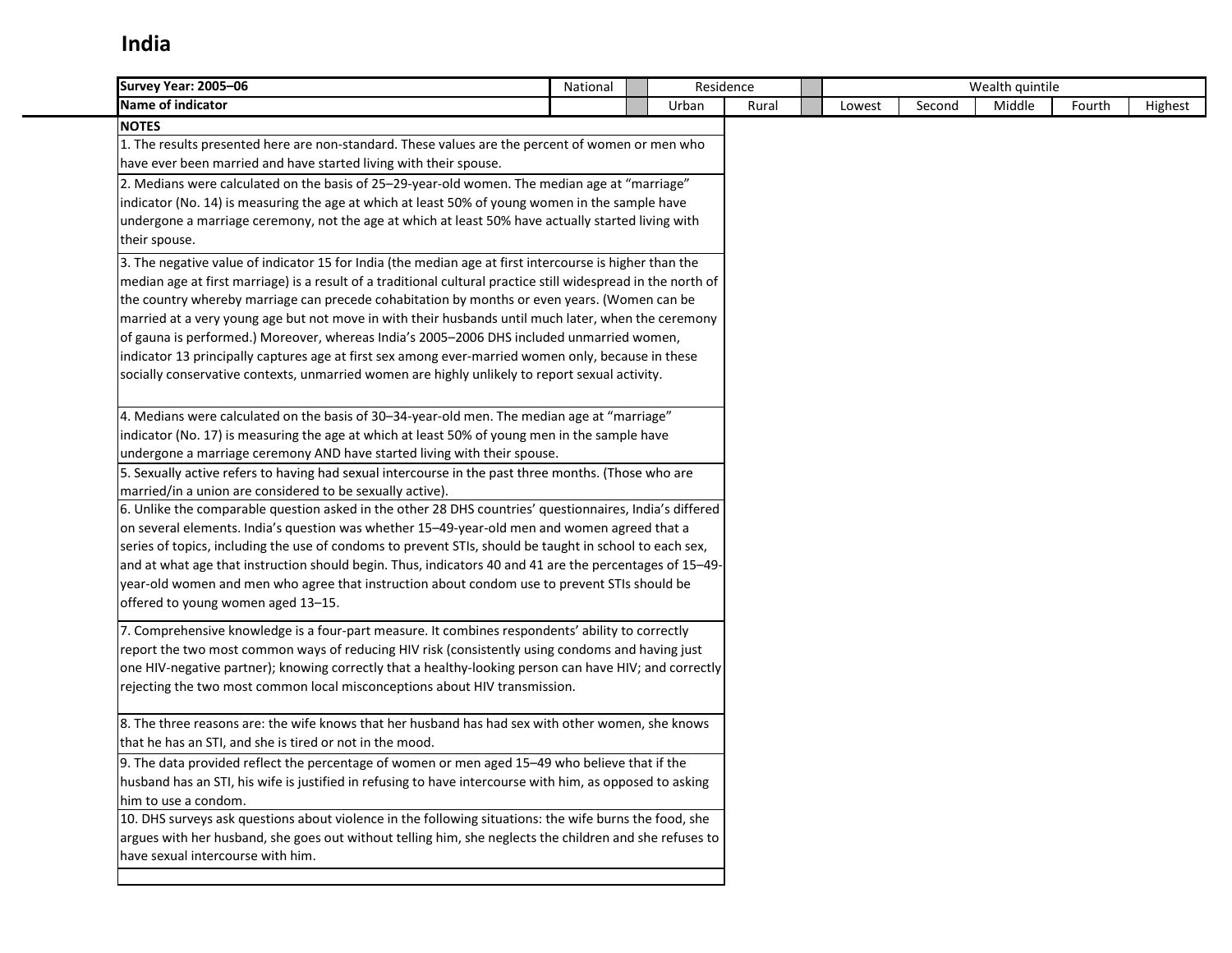# India

| Survey Year: 2005–06 | National | | Residence | | | Wealth quintile | | | | |
|---|---|---|---|---|---|---|---|---|---|---|
| Name of indicator | | | Urban | Rural | | Lowest | Second | Middle | Fourth | Highest |

**NOTES**

1. The results presented here are non-standard. These values are the percent of women or men who have ever been married and have started living with their spouse.

2. Medians were calculated on the basis of 25–29-year-old women. The median age at "marriage" indicator (No. 14) is measuring the age at which at least 50% of young women in the sample have undergone a marriage ceremony, not the age at which at least 50% have actually started living with their spouse.

3. The negative value of indicator 15 for India (the median age at first intercourse is higher than the median age at first marriage) is a result of a traditional cultural practice still widespread in the north of the country whereby marriage can precede cohabitation by months or even years. (Women can be married at a very young age but not move in with their husbands until much later, when the ceremony of gauna is performed.) Moreover, whereas India's 2005–2006 DHS included unmarried women, indicator 13 principally captures age at first sex among ever-married women only, because in these socially conservative contexts, unmarried women are highly unlikely to report sexual activity.

4. Medians were calculated on the basis of 30–34-year-old men. The median age at "marriage" indicator (No. 17) is measuring the age at which at least 50% of young men in the sample have undergone a marriage ceremony AND have started living with their spouse.

5. Sexually active refers to having had sexual intercourse in the past three months. (Those who are married/in a union are considered to be sexually active).

6. Unlike the comparable question asked in the other 28 DHS countries' questionnaires, India's differed on several elements. India's question was whether 15–49-year-old men and women agreed that a series of topics, including the use of condoms to prevent STIs, should be taught in school to each sex, and at what age that instruction should begin. Thus, indicators 40 and 41 are the percentages of 15–49-year-old women and men who agree that instruction about condom use to prevent STIs should be offered to young women aged 13–15.

7. Comprehensive knowledge is a four-part measure. It combines respondents' ability to correctly report the two most common ways of reducing HIV risk (consistently using condoms and having just one HIV-negative partner); knowing correctly that a healthy-looking person can have HIV; and correctly rejecting the two most common local misconceptions about HIV transmission.

8. The three reasons are: the wife knows that her husband has had sex with other women, she knows that he has an STI, and she is tired or not in the mood.

9. The data provided reflect the percentage of women or men aged 15–49 who believe that if the husband has an STI, his wife is justified in refusing to have intercourse with him, as opposed to asking him to use a condom.

10. DHS surveys ask questions about violence in the following situations: the wife burns the food, she argues with her husband, she goes out without telling him, she neglects the children and she refuses to have sexual intercourse with him.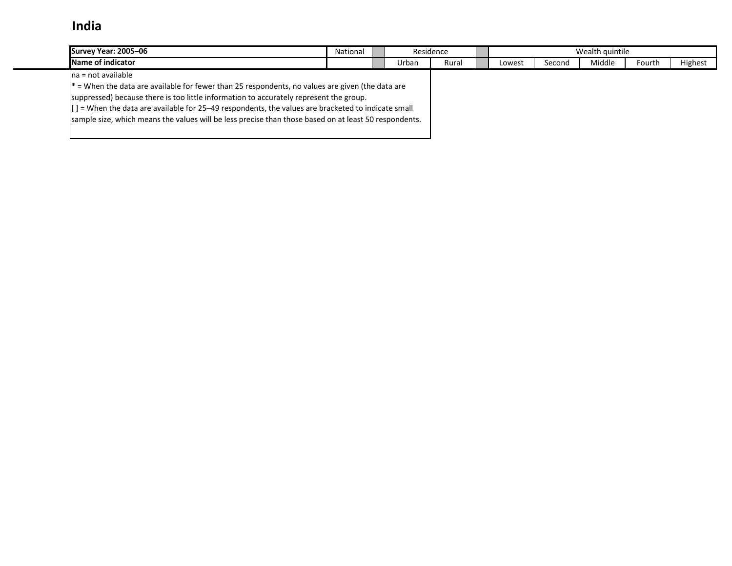# India

| Survey Year: 2005–06 | National | | Residence | | | Wealth quintile | | | | |
|---|---|---|---|---|---|---|---|---|---|---|
| Name of indicator | | | Urban | Rural | | Lowest | Second | Middle | Fourth | Highest |

na = not available

* = When the data are available for fewer than 25 respondents, no values are given (the data are suppressed) because there is too little information to accurately represent the group.

[ ] = When the data are available for 25–49 respondents, the values are bracketed to indicate small sample size, which means the values will be less precise than those based on at least 50 respondents.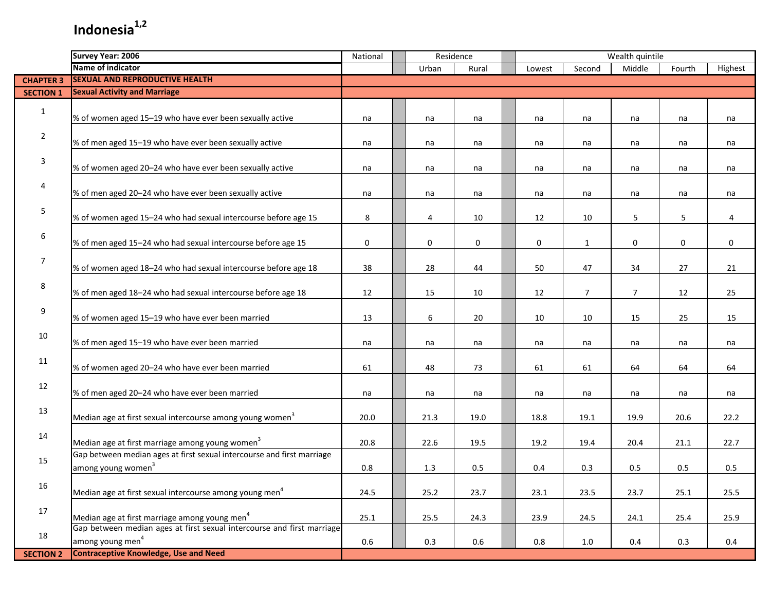# Indonesia[1,2]

| | Survey Year: 2006 | National | Residence | | Wealth quintile | | | | |
|---|---|---|---|---|---|---|---|---|---|
| | Name of indicator | | Urban | Rural | Lowest | Second | Middle | Fourth | Highest |
| CHAPTER 3 | SEXUAL AND REPRODUCTIVE HEALTH | | | | | | | | |
| SECTION 1 | Sexual Activity and Marriage | | | | | | | | |
| 1 | % of women aged 15–19 who have ever been sexually active | na | na | na | na | na | na | na | na |
| 2 | % of men aged 15–19 who have ever been sexually active | na | na | na | na | na | na | na | na |
| 3 | % of women aged 20–24 who have ever been sexually active | na | na | na | na | na | na | na | na |
| 4 | % of men aged 20–24 who have ever been sexually active | na | na | na | na | na | na | na | na |
| 5 | % of women aged 15–24 who had sexual intercourse before age 15 | 8 | 4 | 10 | 12 | 10 | 5 | 5 | 4 |
| 6 | % of men aged 15–24 who had sexual intercourse before age 15 | 0 | 0 | 0 | 0 | 1 | 0 | 0 | 0 |
| 7 | % of women aged 18–24 who had sexual intercourse before age 18 | 38 | 28 | 44 | 50 | 47 | 34 | 27 | 21 |
| 8 | % of men aged 18–24 who had sexual intercourse before age 18 | 12 | 15 | 10 | 12 | 7 | 7 | 12 | 25 |
| 9 | % of women aged 15–19 who have ever been married | 13 | 6 | 20 | 10 | 10 | 15 | 25 | 15 |
| 10 | % of men aged 15–19 who have ever been married | na | na | na | na | na | na | na | na |
| 11 | % of women aged 20–24 who have ever been married | 61 | 48 | 73 | 61 | 61 | 64 | 64 | 64 |
| 12 | % of men aged 20–24 who have ever been married | na | na | na | na | na | na | na | na |
| 13 | Median age at first sexual intercourse among young women[3] | 20.0 | 21.3 | 19.0 | 18.8 | 19.1 | 19.9 | 20.6 | 22.2 |
| 14 | Median age at first marriage among young women[3] | 20.8 | 22.6 | 19.5 | 19.2 | 19.4 | 20.4 | 21.1 | 22.7 |
| 15 | Gap between median ages at first sexual intercourse and first marriage among young women[3] | 0.8 | 1.3 | 0.5 | 0.4 | 0.3 | 0.5 | 0.5 | 0.5 |
| 16 | Median age at first sexual intercourse among young men[4] | 24.5 | 25.2 | 23.7 | 23.1 | 23.5 | 23.7 | 25.1 | 25.5 |
| 17 | Median age at first marriage among young men[4] | 25.1 | 25.5 | 24.3 | 23.9 | 24.5 | 24.1 | 25.4 | 25.9 |
| 18 | Gap between median ages at first sexual intercourse and first marriage among young men[4] | 0.6 | 0.3 | 0.6 | 0.8 | 1.0 | 0.4 | 0.3 | 0.4 |
| SECTION 2 | Contraceptive Knowledge, Use and Need | | | | | | | | |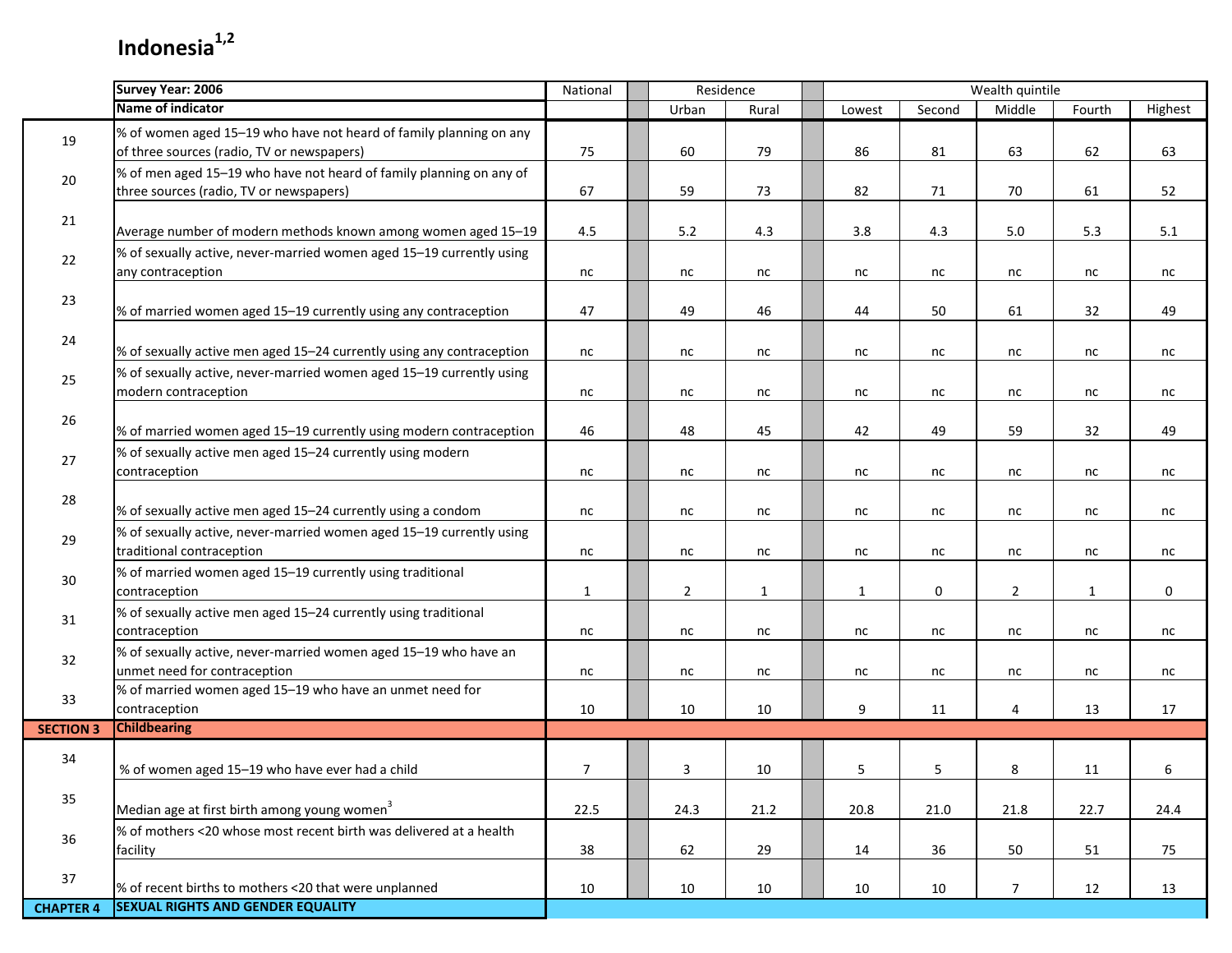# Indonesia[1,2]

| | Survey Year: 2006 | National | Residence | | Wealth quintile | | | | |
|---|---|---|---|---|---|---|---|---|---|
| | Name of indicator | | Urban | Rural | Lowest | Second | Middle | Fourth | Highest |
| 19 | % of women aged 15–19 who have not heard of family planning on any of three sources (radio, TV or newspapers) | 75 | 60 | 79 | 86 | 81 | 63 | 62 | 63 |
| 20 | % of men aged 15–19 who have not heard of family planning on any of three sources (radio, TV or newspapers) | 67 | 59 | 73 | 82 | 71 | 70 | 61 | 52 |
| 21 | Average number of modern methods known among women aged 15–19 | 4.5 | 5.2 | 4.3 | 3.8 | 4.3 | 5.0 | 5.3 | 5.1 |
| 22 | % of sexually active, never-married women aged 15–19 currently using any contraception | nc | nc | nc | nc | nc | nc | nc | nc |
| 23 | % of married women aged 15–19 currently using any contraception | 47 | 49 | 46 | 44 | 50 | 61 | 32 | 49 |
| 24 | % of sexually active men aged 15–24 currently using any contraception | nc | nc | nc | nc | nc | nc | nc | nc |
| 25 | % of sexually active, never-married women aged 15–19 currently using modern contraception | nc | nc | nc | nc | nc | nc | nc | nc |
| 26 | % of married women aged 15–19 currently using modern contraception | 46 | 48 | 45 | 42 | 49 | 59 | 32 | 49 |
| 27 | % of sexually active men aged 15–24 currently using modern contraception | nc | nc | nc | nc | nc | nc | nc | nc |
| 28 | % of sexually active men aged 15–24 currently using a condom | nc | nc | nc | nc | nc | nc | nc | nc |
| 29 | % of sexually active, never-married women aged 15–19 currently using traditional contraception | nc | nc | nc | nc | nc | nc | nc | nc |
| 30 | % of married women aged 15–19 currently using traditional contraception | 1 | 2 | 1 | 1 | 0 | 2 | 1 | 0 |
| 31 | % of sexually active men aged 15–24 currently using traditional contraception | nc | nc | nc | nc | nc | nc | nc | nc |
| 32 | % of sexually active, never-married women aged 15–19 who have an unmet need for contraception | nc | nc | nc | nc | nc | nc | nc | nc |
| 33 | % of married women aged 15–19 who have an unmet need for contraception | 10 | 10 | 10 | 9 | 11 | 4 | 13 | 17 |
| **SECTION 3** | **Childbearing** | | | | | | | | |
| 34 | % of women aged 15–19 who have ever had a child | 7 | 3 | 10 | 5 | 5 | 8 | 11 | 6 |
| 35 | Median age at first birth among young women[3] | 22.5 | 24.3 | 21.2 | 20.8 | 21.0 | 21.8 | 22.7 | 24.4 |
| 36 | % of mothers <20 whose most recent birth was delivered at a health facility | 38 | 62 | 29 | 14 | 36 | 50 | 51 | 75 |
| 37 | % of recent births to mothers <20 that were unplanned | 10 | 10 | 10 | 10 | 10 | 7 | 12 | 13 |
| **CHAPTER 4** | **SEXUAL RIGHTS AND GENDER EQUALITY** | | | | | | | | |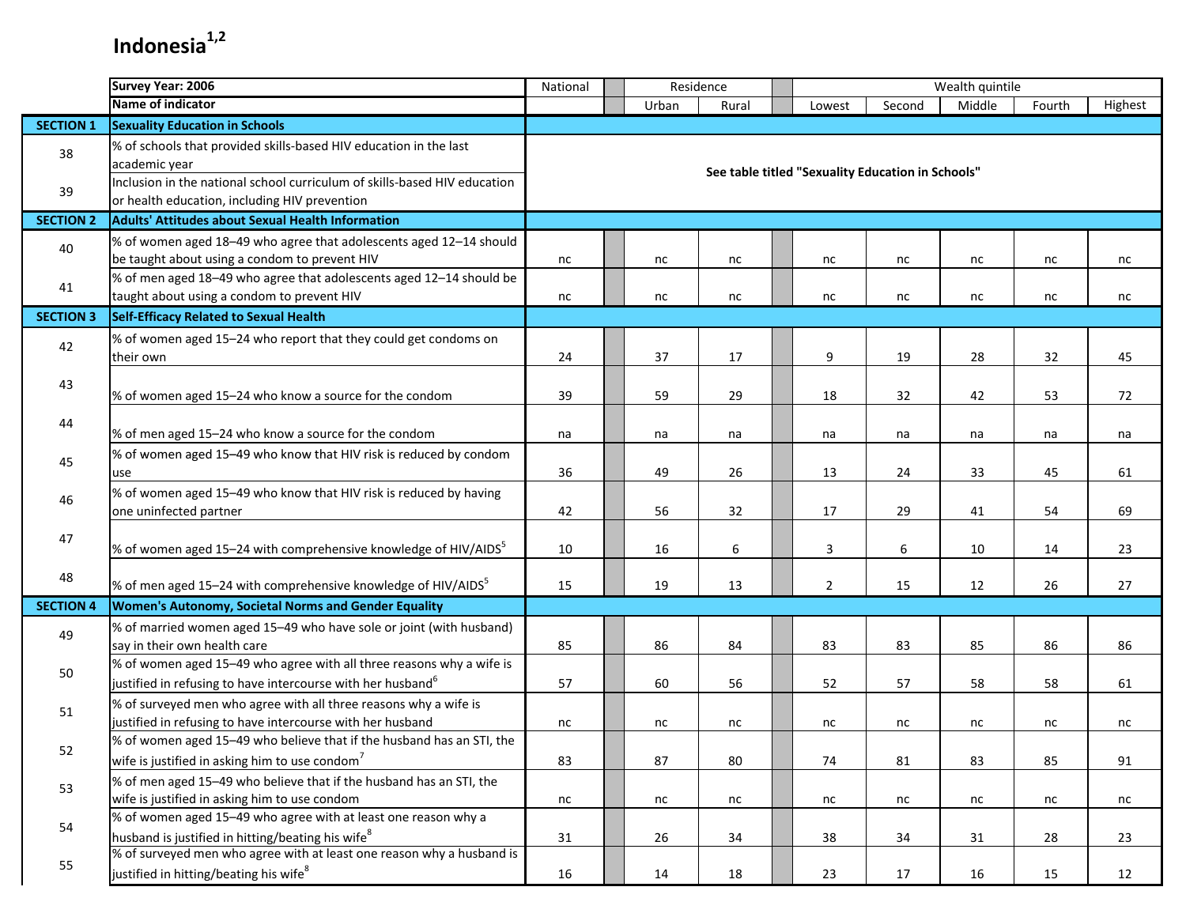# Indonesia[1,2]

| | Survey Year: 2006 | National | Residence | | Wealth quintile | | | | |
|---|---|---|---|---|---|---|---|---|---|
| | Name of indicator | | Urban | Rural | Lowest | Second | Middle | Fourth | Highest |
| **SECTION 1** | **Sexuality Education in Schools** | | | | | | | | |
| 38 | % of schools that provided skills-based HIV education in the last academic year | See table titled "Sexuality Education in Schools" | | | | | | | |
| 39 | Inclusion in the national school curriculum of skills-based HIV education or health education, including HIV prevention | See table titled "Sexuality Education in Schools" | | | | | | | |
| **SECTION 2** | **Adults' Attitudes about Sexual Health Information** | | | | | | | | |
| 40 | % of women aged 18–49 who agree that adolescents aged 12–14 should be taught about using a condom to prevent HIV | nc | nc | nc | nc | nc | nc | nc | nc |
| 41 | % of men aged 18–49 who agree that adolescents aged 12–14 should be taught about using a condom to prevent HIV | nc | nc | nc | nc | nc | nc | nc | nc |
| **SECTION 3** | **Self-Efficacy Related to Sexual Health** | | | | | | | | |
| 42 | % of women aged 15–24 who report that they could get condoms on their own | 24 | 37 | 17 | 9 | 19 | 28 | 32 | 45 |
| 43 | % of women aged 15–24 who know a source for the condom | 39 | 59 | 29 | 18 | 32 | 42 | 53 | 72 |
| 44 | % of men aged 15–24 who know a source for the condom | na | na | na | na | na | na | na | na |
| 45 | % of women aged 15–49 who know that HIV risk is reduced by condom use | 36 | 49 | 26 | 13 | 24 | 33 | 45 | 61 |
| 46 | % of women aged 15–49 who know that HIV risk is reduced by having one uninfected partner | 42 | 56 | 32 | 17 | 29 | 41 | 54 | 69 |
| 47 | % of women aged 15–24 with comprehensive knowledge of HIV/AIDS[5] | 10 | 16 | 6 | 3 | 6 | 10 | 14 | 23 |
| 48 | % of men aged 15–24 with comprehensive knowledge of HIV/AIDS[5] | 15 | 19 | 13 | 2 | 15 | 12 | 26 | 27 |
| **SECTION 4** | **Women's Autonomy, Societal Norms and Gender Equality** | | | | | | | | |
| 49 | % of married women aged 15–49 who have sole or joint (with husband) say in their own health care | 85 | 86 | 84 | 83 | 83 | 85 | 86 | 86 |
| 50 | % of women aged 15–49 who agree with all three reasons why a wife is justified in refusing to have intercourse with her husband[6] | 57 | 60 | 56 | 52 | 57 | 58 | 58 | 61 |
| 51 | % of surveyed men who agree with all three reasons why a wife is justified in refusing to have intercourse with her husband | nc | nc | nc | nc | nc | nc | nc | nc |
| 52 | % of women aged 15–49 who believe that if the husband has an STI, the wife is justified in asking him to use condom[7] | 83 | 87 | 80 | 74 | 81 | 83 | 85 | 91 |
| 53 | % of men aged 15–49 who believe that if the husband has an STI, the wife is justified in asking him to use condom | nc | nc | nc | nc | nc | nc | nc | nc |
| 54 | % of women aged 15–49 who agree with at least one reason why a husband is justified in hitting/beating his wife[8] | 31 | 26 | 34 | 38 | 34 | 31 | 28 | 23 |
| 55 | % of surveyed men who agree with at least one reason why a husband is justified in hitting/beating his wife[8] | 16 | 14 | 18 | 23 | 17 | 16 | 15 | 12 |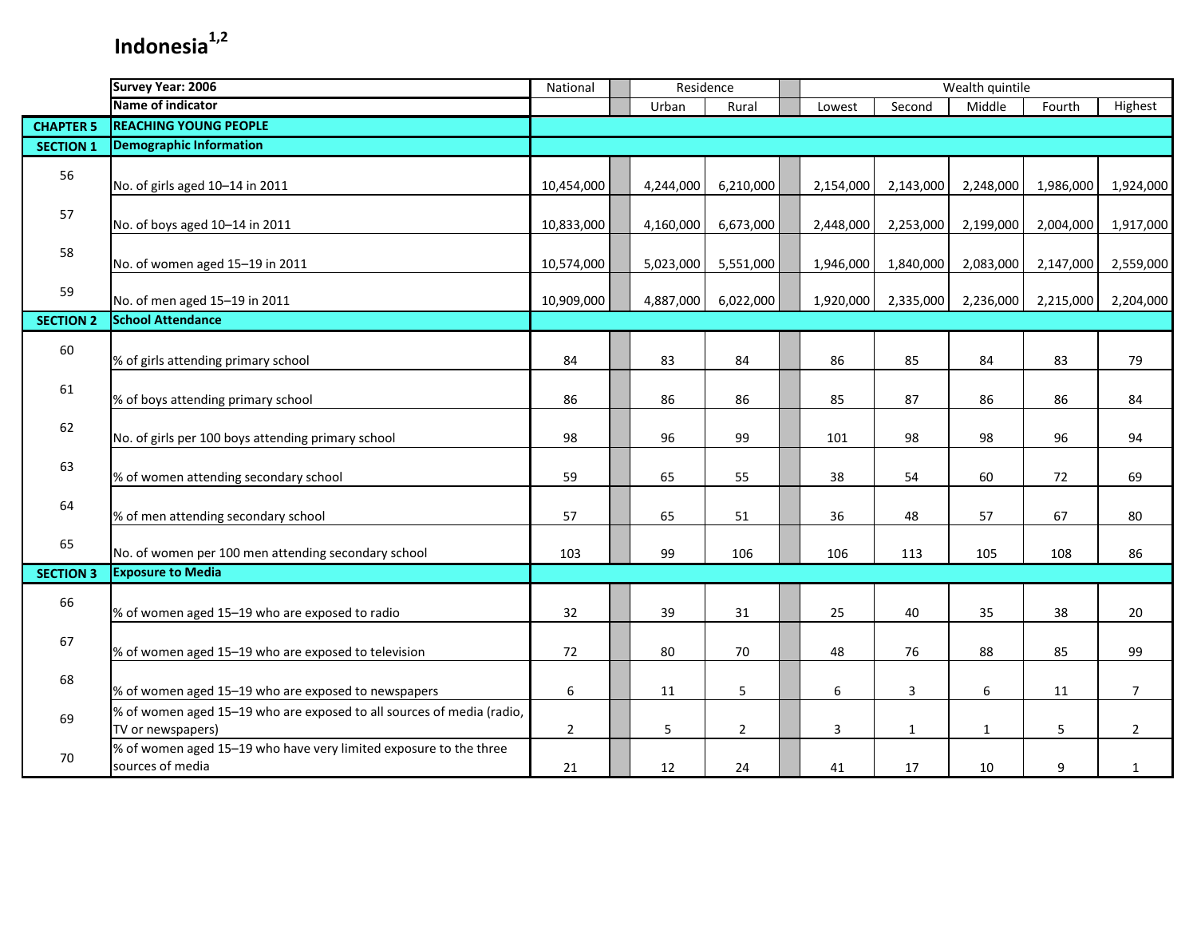# Indonesia[1,2]

| | Survey Year: 2006 | National | Residence | | Wealth quintile | | | | |
|---|---|---|---|---|---|---|---|---|---|
| | Name of indicator | | Urban | Rural | Lowest | Second | Middle | Fourth | Highest |
| **CHAPTER 5** | **REACHING YOUNG PEOPLE** | | | | | | | | |
| **SECTION 1** | **Demographic Information** | | | | | | | | |
| 56 | No. of girls aged 10–14 in 2011 | 10,454,000 | 4,244,000 | 6,210,000 | 2,154,000 | 2,143,000 | 2,248,000 | 1,986,000 | 1,924,000 |
| 57 | No. of boys aged 10–14 in 2011 | 10,833,000 | 4,160,000 | 6,673,000 | 2,448,000 | 2,253,000 | 2,199,000 | 2,004,000 | 1,917,000 |
| 58 | No. of women aged 15–19 in 2011 | 10,574,000 | 5,023,000 | 5,551,000 | 1,946,000 | 1,840,000 | 2,083,000 | 2,147,000 | 2,559,000 |
| 59 | No. of men aged 15–19 in 2011 | 10,909,000 | 4,887,000 | 6,022,000 | 1,920,000 | 2,335,000 | 2,236,000 | 2,215,000 | 2,204,000 |
| **SECTION 2** | **School Attendance** | | | | | | | | |
| 60 | % of girls attending primary school | 84 | 83 | 84 | 86 | 85 | 84 | 83 | 79 |
| 61 | % of boys attending primary school | 86 | 86 | 86 | 85 | 87 | 86 | 86 | 84 |
| 62 | No. of girls per 100 boys attending primary school | 98 | 96 | 99 | 101 | 98 | 98 | 96 | 94 |
| 63 | % of women attending secondary school | 59 | 65 | 55 | 38 | 54 | 60 | 72 | 69 |
| 64 | % of men attending secondary school | 57 | 65 | 51 | 36 | 48 | 57 | 67 | 80 |
| 65 | No. of women per 100 men attending secondary school | 103 | 99 | 106 | 106 | 113 | 105 | 108 | 86 |
| **SECTION 3** | **Exposure to Media** | | | | | | | | |
| 66 | % of women aged 15–19 who are exposed to radio | 32 | 39 | 31 | 25 | 40 | 35 | 38 | 20 |
| 67 | % of women aged 15–19 who are exposed to television | 72 | 80 | 70 | 48 | 76 | 88 | 85 | 99 |
| 68 | % of women aged 15–19 who are exposed to newspapers | 6 | 11 | 5 | 6 | 3 | 6 | 11 | 7 |
| 69 | % of women aged 15–19 who are exposed to all sources of media (radio, TV or newspapers) | 2 | 5 | 2 | 3 | 1 | 1 | 5 | 2 |
| 70 | % of women aged 15–19 who have very limited exposure to the three sources of media | 21 | 12 | 24 | 41 | 17 | 10 | 9 | 1 |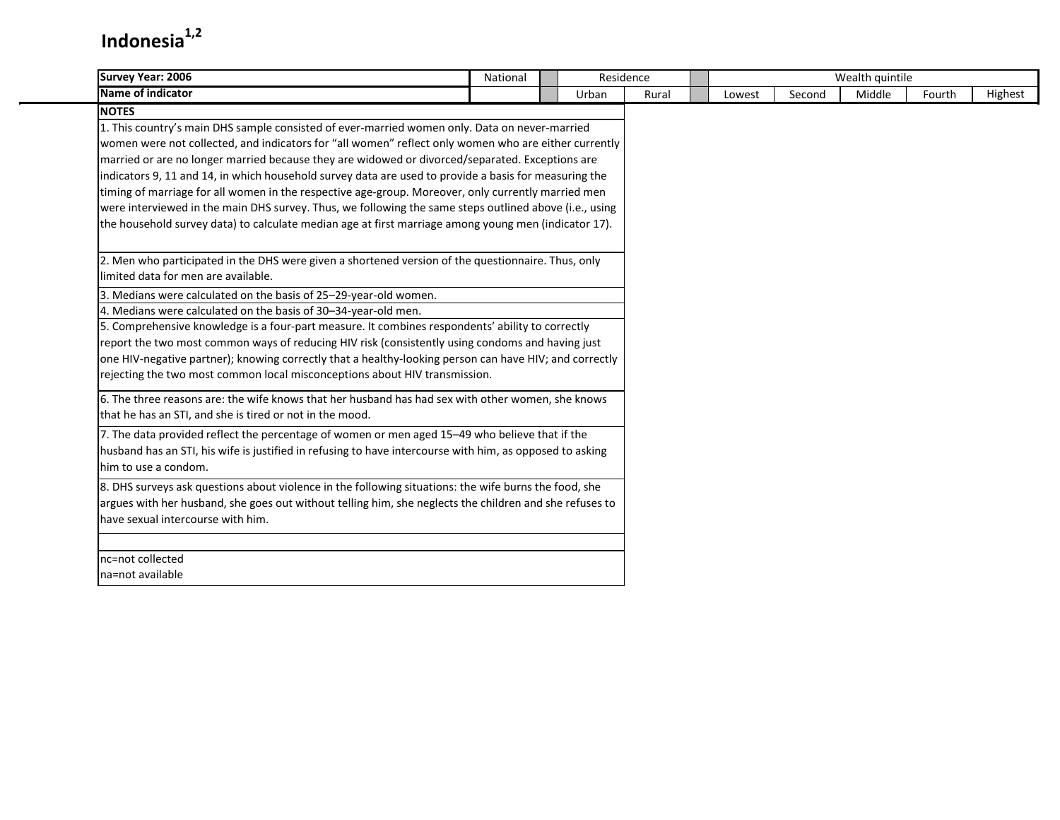# Indonesia[1,2]

| Survey Year: 2006 | National | | Residence | | | Wealth quintile | | | | |
|---|---|---|---|---|---|---|---|---|---|---|
| Name of indicator | | | Urban | Rural | | Lowest | Second | Middle | Fourth | Highest |

**NOTES**

1. This country's main DHS sample consisted of ever-married women only. Data on never-married women were not collected, and indicators for "all women" reflect only women who are either currently married or are no longer married because they are widowed or divorced/separated. Exceptions are indicators 9, 11 and 14, in which household survey data are used to provide a basis for measuring the timing of marriage for all women in the respective age-group. Moreover, only currently married men were interviewed in the main DHS survey. Thus, we following the same steps outlined above (i.e., using the household survey data) to calculate median age at first marriage among young men (indicator 17).

2. Men who participated in the DHS were given a shortened version of the questionnaire. Thus, only limited data for men are available.

3. Medians were calculated on the basis of 25–29-year-old women.

4. Medians were calculated on the basis of 30–34-year-old men.

5. Comprehensive knowledge is a four-part measure. It combines respondents' ability to correctly report the two most common ways of reducing HIV risk (consistently using condoms and having just one HIV-negative partner); knowing correctly that a healthy-looking person can have HIV; and correctly rejecting the two most common local misconceptions about HIV transmission.

6. The three reasons are: the wife knows that her husband has had sex with other women, she knows that he has an STI, and she is tired or not in the mood.

7. The data provided reflect the percentage of women or men aged 15–49 who believe that if the husband has an STI, his wife is justified in refusing to have intercourse with him, as opposed to asking him to use a condom.

8. DHS surveys ask questions about violence in the following situations: the wife burns the food, she argues with her husband, she goes out without telling him, she neglects the children and she refuses to have sexual intercourse with him.

nc=not collected
na=not available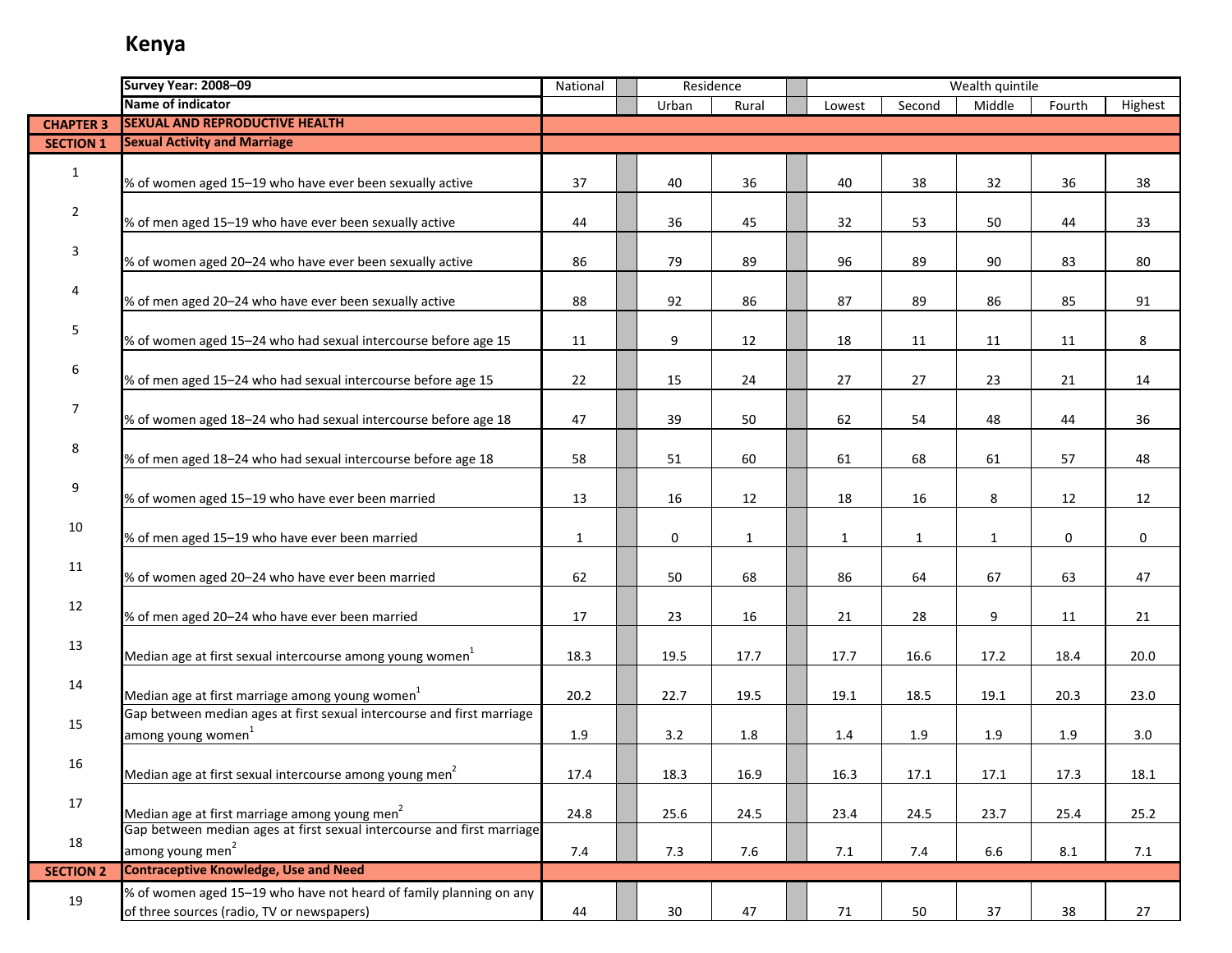# Kenya

| | Survey Year: 2008–09 | National | Residence | | Wealth quintile | | | | |
|---|---|---|---|---|---|---|---|---|---|
| | Name of indicator | | Urban | Rural | Lowest | Second | Middle | Fourth | Highest |
| **CHAPTER 3** | **SEXUAL AND REPRODUCTIVE HEALTH** | | | | | | | | |
| **SECTION 1** | **Sexual Activity and Marriage** | | | | | | | | |
| 1 | % of women aged 15–19 who have ever been sexually active | 37 | 40 | 36 | 40 | 38 | 32 | 36 | 38 |
| 2 | % of men aged 15–19 who have ever been sexually active | 44 | 36 | 45 | 32 | 53 | 50 | 44 | 33 |
| 3 | % of women aged 20–24 who have ever been sexually active | 86 | 79 | 89 | 96 | 89 | 90 | 83 | 80 |
| 4 | % of men aged 20–24 who have ever been sexually active | 88 | 92 | 86 | 87 | 89 | 86 | 85 | 91 |
| 5 | % of women aged 15–24 who had sexual intercourse before age 15 | 11 | 9 | 12 | 18 | 11 | 11 | 11 | 8 |
| 6 | % of men aged 15–24 who had sexual intercourse before age 15 | 22 | 15 | 24 | 27 | 27 | 23 | 21 | 14 |
| 7 | % of women aged 18–24 who had sexual intercourse before age 18 | 47 | 39 | 50 | 62 | 54 | 48 | 44 | 36 |
| 8 | % of men aged 18–24 who had sexual intercourse before age 18 | 58 | 51 | 60 | 61 | 68 | 61 | 57 | 48 |
| 9 | % of women aged 15–19 who have ever been married | 13 | 16 | 12 | 18 | 16 | 8 | 12 | 12 |
| 10 | % of men aged 15–19 who have ever been married | 1 | 0 | 1 | 1 | 1 | 1 | 0 | 0 |
| 11 | % of women aged 20–24 who have ever been married | 62 | 50 | 68 | 86 | 64 | 67 | 63 | 47 |
| 12 | % of men aged 20–24 who have ever been married | 17 | 23 | 16 | 21 | 28 | 9 | 11 | 21 |
| 13 | Median age at first sexual intercourse among young women[1] | 18.3 | 19.5 | 17.7 | 17.7 | 16.6 | 17.2 | 18.4 | 20.0 |
| 14 | Median age at first marriage among young women[1] | 20.2 | 22.7 | 19.5 | 19.1 | 18.5 | 19.1 | 20.3 | 23.0 |
| 15 | Gap between median ages at first sexual intercourse and first marriage among young women[1] | 1.9 | 3.2 | 1.8 | 1.4 | 1.9 | 1.9 | 1.9 | 3.0 |
| 16 | Median age at first sexual intercourse among young men[2] | 17.4 | 18.3 | 16.9 | 16.3 | 17.1 | 17.1 | 17.3 | 18.1 |
| 17 | Median age at first marriage among young men[2] | 24.8 | 25.6 | 24.5 | 23.4 | 24.5 | 23.7 | 25.4 | 25.2 |
| 18 | Gap between median ages at first sexual intercourse and first marriage among young men[2] | 7.4 | 7.3 | 7.6 | 7.1 | 7.4 | 6.6 | 8.1 | 7.1 |
| **SECTION 2** | **Contraceptive Knowledge, Use and Need** | | | | | | | | |
| 19 | % of women aged 15–19 who have not heard of family planning on any of three sources (radio, TV or newspapers) | 44 | 30 | 47 | 71 | 50 | 37 | 38 | 27 |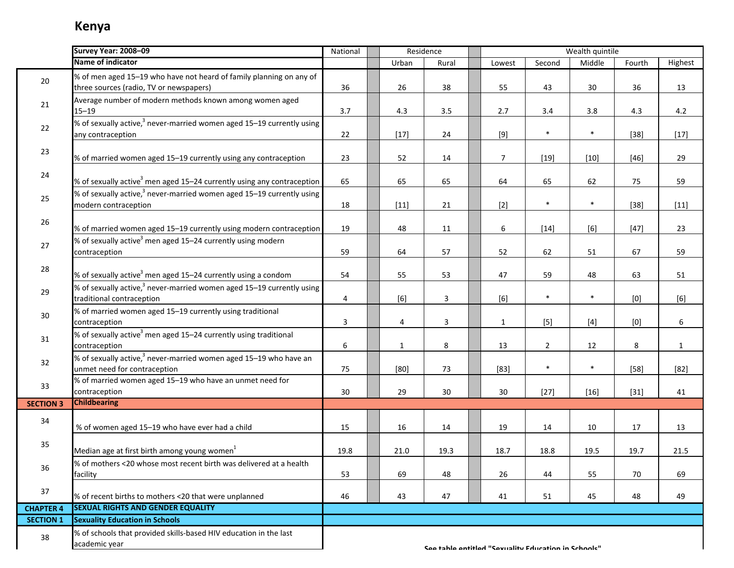# Kenya

| | Survey Year: 2008–09 | National | Residence | | Wealth quintile | | | | |
|---|---|---|---|---|---|---|---|---|---|
| | Name of indicator | | Urban | Rural | Lowest | Second | Middle | Fourth | Highest |
| 20 | % of men aged 15–19 who have not heard of family planning on any of three sources (radio, TV or newspapers) | 36 | 26 | 38 | 55 | 43 | 30 | 36 | 13 |
| 21 | Average number of modern methods known among women aged 15–19 | 3.7 | 4.3 | 3.5 | 2.7 | 3.4 | 3.8 | 4.3 | 4.2 |
| 22 | % of sexually active,[3] never-married women aged 15–19 currently using any contraception | 22 | [17] | 24 | [9] | * | * | [38] | [17] |
| 23 | % of married women aged 15–19 currently using any contraception | 23 | 52 | 14 | 7 | [19] | [10] | [46] | 29 |
| 24 | % of sexually active[3] men aged 15–24 currently using any contraception | 65 | 65 | 65 | 64 | 65 | 62 | 75 | 59 |
| 25 | % of sexually active,[3] never-married women aged 15–19 currently using modern contraception | 18 | [11] | 21 | [2] | * | * | [38] | [11] |
| 26 | % of married women aged 15–19 currently using modern contraception | 19 | 48 | 11 | 6 | [14] | [6] | [47] | 23 |
| 27 | % of sexually active[3] men aged 15–24 currently using modern contraception | 59 | 64 | 57 | 52 | 62 | 51 | 67 | 59 |
| 28 | % of sexually active[3] men aged 15–24 currently using a condom | 54 | 55 | 53 | 47 | 59 | 48 | 63 | 51 |
| 29 | % of sexually active,[3] never-married women aged 15–19 currently using traditional contraception | 4 | [6] | 3 | [6] | * | * | [0] | [6] |
| 30 | % of married women aged 15–19 currently using traditional contraception | 3 | 4 | 3 | 1 | [5] | [4] | [0] | 6 |
| 31 | % of sexually active[3] men aged 15–24 currently using traditional contraception | 6 | 1 | 8 | 13 | 2 | 12 | 8 | 1 |
| 32 | % of sexually active,[3] never-married women aged 15–19 who have an unmet need for contraception | 75 | [80] | 73 | [83] | * | * | [58] | [82] |
| 33 | % of married women aged 15–19 who have an unmet need for contraception | 30 | 29 | 30 | 30 | [27] | [16] | [31] | 41 |
| **SECTION 3** | **Childbearing** | | | | | | | | |
| 34 | % of women aged 15–19 who have ever had a child | 15 | 16 | 14 | 19 | 14 | 10 | 17 | 13 |
| 35 | Median age at first birth among young women[1] | 19.8 | 21.0 | 19.3 | 18.7 | 18.8 | 19.5 | 19.7 | 21.5 |
| 36 | % of mothers <20 whose most recent birth was delivered at a health facility | 53 | 69 | 48 | 26 | 44 | 55 | 70 | 69 |
| 37 | % of recent births to mothers <20 that were unplanned | 46 | 43 | 47 | 41 | 51 | 45 | 48 | 49 |
| **CHAPTER 4** | **SEXUAL RIGHTS AND GENDER EQUALITY** | | | | | | | | |
| **SECTION 1** | **Sexuality Education in Schools** | | | | | | | | |
| 38 | % of schools that provided skills-based HIV education in the last academic year | See table entitled "Sexuality Education in Schools" | | | | | | | |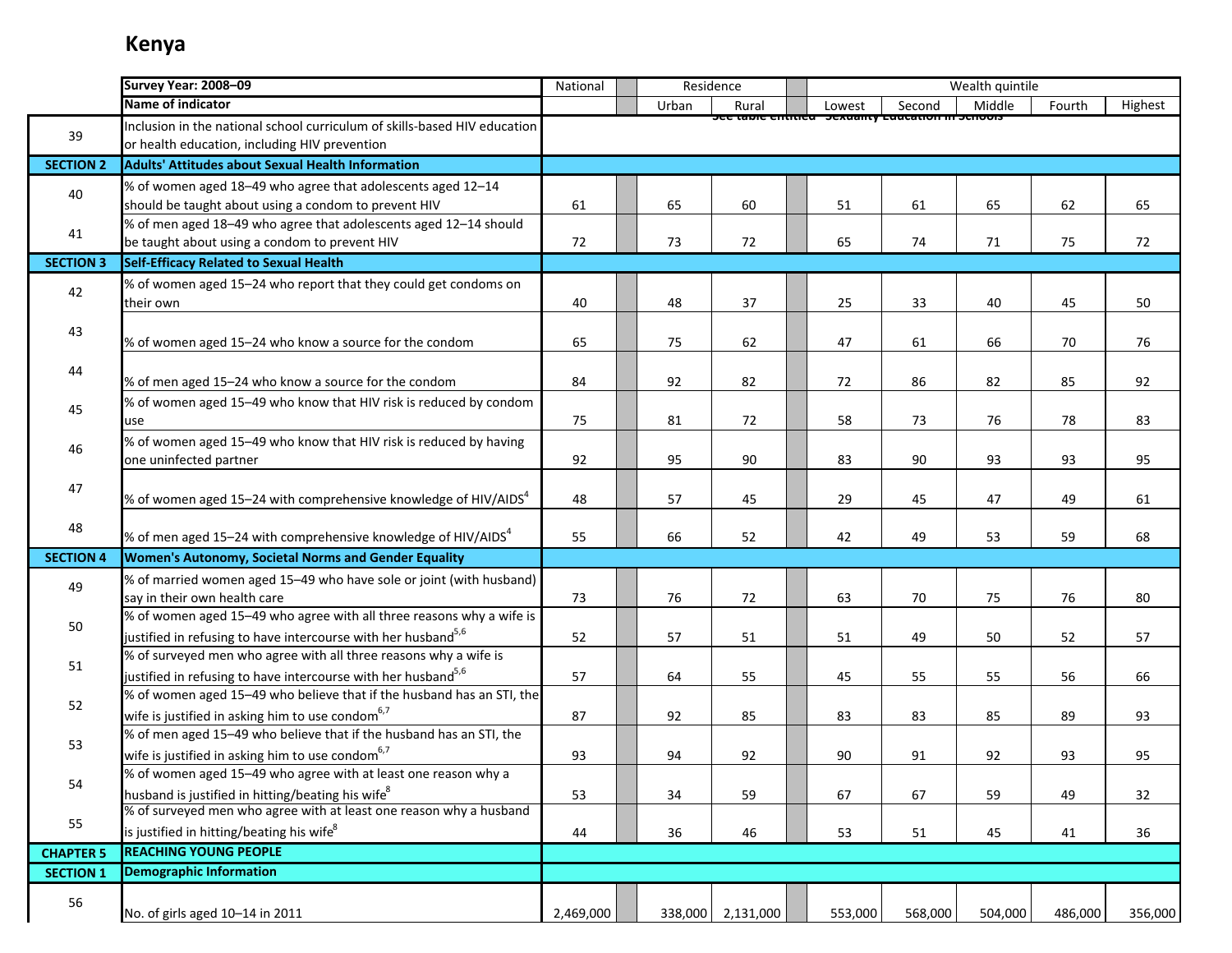# Kenya

| | Survey Year: 2008–09 | National | | Residence | | | Wealth quintile | | | | |
|---|---|---|---|---|---|---|---|---|---|---|---|
| | Name of indicator | | | Urban | Rural | | Lowest | Second | Middle | Fourth | Highest |
| 39 | Inclusion in the national school curriculum of skills-based HIV education or health education, including HIV prevention | See table entitled "Sexuality Education in Schools" | | | | | | | | | |
| SECTION 2 | Adults' Attitudes about Sexual Health Information | | | | | | | | | | |
| 40 | % of women aged 18–49 who agree that adolescents aged 12–14 should be taught about using a condom to prevent HIV | 61 | | 65 | 60 | | 51 | 61 | 65 | 62 | 65 |
| 41 | % of men aged 18–49 who agree that adolescents aged 12–14 should be taught about using a condom to prevent HIV | 72 | | 73 | 72 | | 65 | 74 | 71 | 75 | 72 |
| SECTION 3 | Self-Efficacy Related to Sexual Health | | | | | | | | | | |
| 42 | % of women aged 15–24 who report that they could get condoms on their own | 40 | | 48 | 37 | | 25 | 33 | 40 | 45 | 50 |
| 43 | % of women aged 15–24 who know a source for the condom | 65 | | 75 | 62 | | 47 | 61 | 66 | 70 | 76 |
| 44 | % of men aged 15–24 who know a source for the condom | 84 | | 92 | 82 | | 72 | 86 | 82 | 85 | 92 |
| 45 | % of women aged 15–49 who know that HIV risk is reduced by condom use | 75 | | 81 | 72 | | 58 | 73 | 76 | 78 | 83 |
| 46 | % of women aged 15–49 who know that HIV risk is reduced by having one uninfected partner | 92 | | 95 | 90 | | 83 | 90 | 93 | 93 | 95 |
| 47 | % of women aged 15–24 with comprehensive knowledge of HIV/AIDS[4] | 48 | | 57 | 45 | | 29 | 45 | 47 | 49 | 61 |
| 48 | % of men aged 15–24 with comprehensive knowledge of HIV/AIDS[4] | 55 | | 66 | 52 | | 42 | 49 | 53 | 59 | 68 |
| SECTION 4 | Women's Autonomy, Societal Norms and Gender Equality | | | | | | | | | | |
| 49 | % of married women aged 15–49 who have sole or joint (with husband) say in their own health care | 73 | | 76 | 72 | | 63 | 70 | 75 | 76 | 80 |
| 50 | % of women aged 15–49 who agree with all three reasons why a wife is justified in refusing to have intercourse with her husband[5,6] | 52 | | 57 | 51 | | 51 | 49 | 50 | 52 | 57 |
| 51 | % of surveyed men who agree with all three reasons why a wife is justified in refusing to have intercourse with her husband[5,6] | 57 | | 64 | 55 | | 45 | 55 | 55 | 56 | 66 |
| 52 | % of women aged 15–49 who believe that if the husband has an STI, the wife is justified in asking him to use condom[6,7] | 87 | | 92 | 85 | | 83 | 83 | 85 | 89 | 93 |
| 53 | % of men aged 15–49 who believe that if the husband has an STI, the wife is justified in asking him to use condom[6,7] | 93 | | 94 | 92 | | 90 | 91 | 92 | 93 | 95 |
| 54 | % of women aged 15–49 who agree with at least one reason why a husband is justified in hitting/beating his wife[8] | 53 | | 34 | 59 | | 67 | 67 | 59 | 49 | 32 |
| 55 | % of surveyed men who agree with at least one reason why a husband is justified in hitting/beating his wife[8] | 44 | | 36 | 46 | | 53 | 51 | 45 | 41 | 36 |
| CHAPTER 5 | REACHING YOUNG PEOPLE | | | | | | | | | | |
| SECTION 1 | Demographic Information | | | | | | | | | | |
| 56 | No. of girls aged 10–14 in 2011 | 2,469,000 | | 338,000 | 2,131,000 | | 553,000 | 568,000 | 504,000 | 486,000 | 356,000 |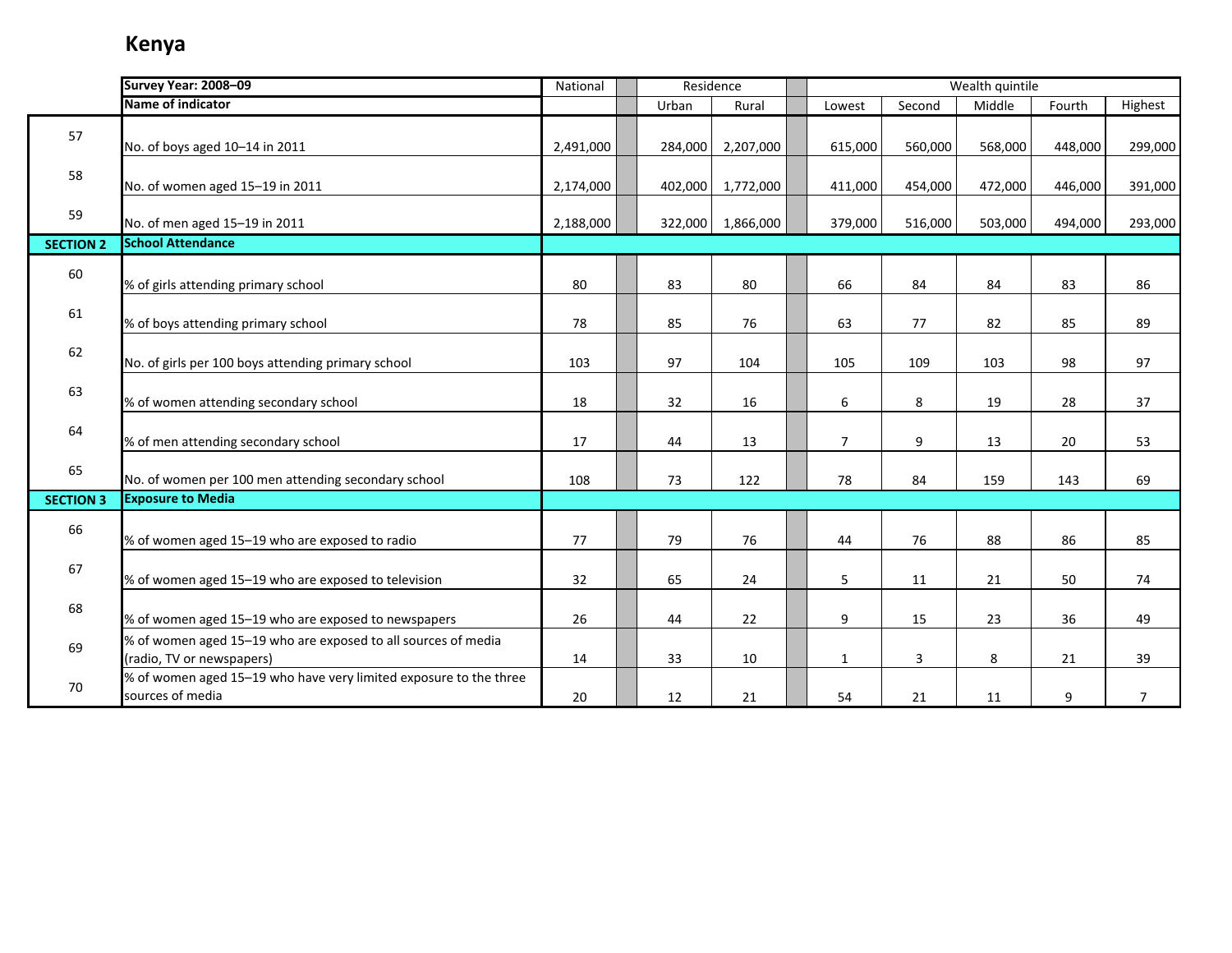# Kenya

| | Survey Year: 2008–09 | National | Residence | | Wealth quintile | | | | |
|---|---|---|---|---|---|---|---|---|---|
| | Name of indicator | | Urban | Rural | Lowest | Second | Middle | Fourth | Highest |
| 57 | No. of boys aged 10–14 in 2011 | 2,491,000 | 284,000 | 2,207,000 | 615,000 | 560,000 | 568,000 | 448,000 | 299,000 |
| 58 | No. of women aged 15–19 in 2011 | 2,174,000 | 402,000 | 1,772,000 | 411,000 | 454,000 | 472,000 | 446,000 | 391,000 |
| 59 | No. of men aged 15–19 in 2011 | 2,188,000 | 322,000 | 1,866,000 | 379,000 | 516,000 | 503,000 | 494,000 | 293,000 |
| **SECTION 2** | **School Attendance** | | | | | | | | |
| 60 | % of girls attending primary school | 80 | 83 | 80 | 66 | 84 | 84 | 83 | 86 |
| 61 | % of boys attending primary school | 78 | 85 | 76 | 63 | 77 | 82 | 85 | 89 |
| 62 | No. of girls per 100 boys attending primary school | 103 | 97 | 104 | 105 | 109 | 103 | 98 | 97 |
| 63 | % of women attending secondary school | 18 | 32 | 16 | 6 | 8 | 19 | 28 | 37 |
| 64 | % of men attending secondary school | 17 | 44 | 13 | 7 | 9 | 13 | 20 | 53 |
| 65 | No. of women per 100 men attending secondary school | 108 | 73 | 122 | 78 | 84 | 159 | 143 | 69 |
| **SECTION 3** | **Exposure to Media** | | | | | | | | |
| 66 | % of women aged 15–19 who are exposed to radio | 77 | 79 | 76 | 44 | 76 | 88 | 86 | 85 |
| 67 | % of women aged 15–19 who are exposed to television | 32 | 65 | 24 | 5 | 11 | 21 | 50 | 74 |
| 68 | % of women aged 15–19 who are exposed to newspapers | 26 | 44 | 22 | 9 | 15 | 23 | 36 | 49 |
| 69 | % of women aged 15–19 who are exposed to all sources of media (radio, TV or newspapers) | 14 | 33 | 10 | 1 | 3 | 8 | 21 | 39 |
| 70 | % of women aged 15–19 who have very limited exposure to the three sources of media | 20 | 12 | 21 | 54 | 21 | 11 | 9 | 7 |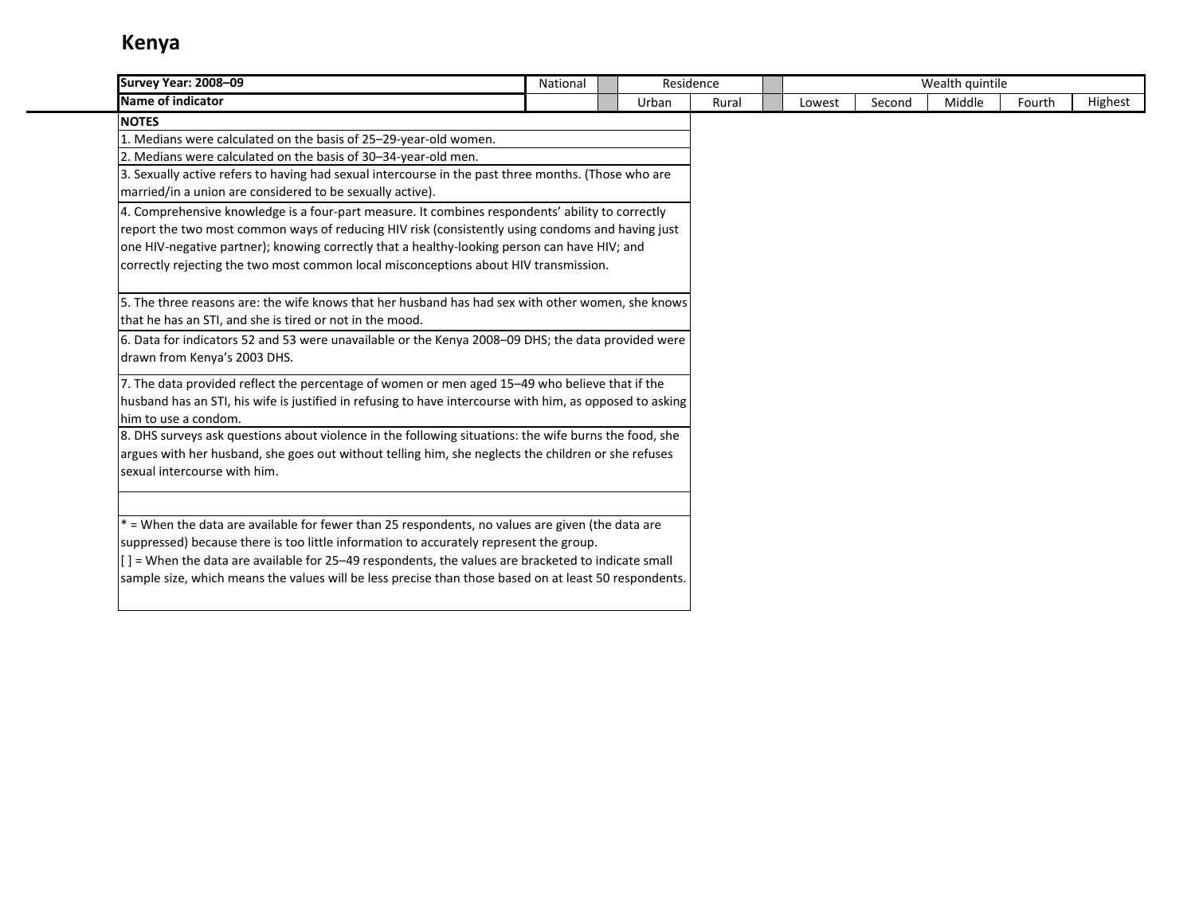# Kenya

| Survey Year: 2008–09 | National | | Residence | | | Wealth quintile | | | | |
|---|---|---|---|---|---|---|---|---|---|---|
| Name of indicator | | | Urban | Rural | | Lowest | Second | Middle | Fourth | Highest |

**NOTES**

1. Medians were calculated on the basis of 25–29-year-old women.
2. Medians were calculated on the basis of 30–34-year-old men.
3. Sexually active refers to having had sexual intercourse in the past three months. (Those who are married/in a union are considered to be sexually active).
4. Comprehensive knowledge is a four-part measure. It combines respondents' ability to correctly report the two most common ways of reducing HIV risk (consistently using condoms and having just one HIV-negative partner); knowing correctly that a healthy-looking person can have HIV; and correctly rejecting the two most common local misconceptions about HIV transmission.
5. The three reasons are: the wife knows that her husband has had sex with other women, she knows that he has an STI, and she is tired or not in the mood.
6. Data for indicators 52 and 53 were unavailable or the Kenya 2008–09 DHS; the data provided were drawn from Kenya's 2003 DHS.
7. The data provided reflect the percentage of women or men aged 15–49 who believe that if the husband has an STI, his wife is justified in refusing to have intercourse with him, as opposed to asking him to use a condom.
8. DHS surveys ask questions about violence in the following situations: the wife burns the food, she argues with her husband, she goes out without telling him, she neglects the children or she refuses sexual intercourse with him.

* = When the data are available for fewer than 25 respondents, no values are given (the data are suppressed) because there is too little information to accurately represent the group.
[ ] = When the data are available for 25–49 respondents, the values are bracketed to indicate small sample size, which means the values will be less precise than those based on at least 50 respondents.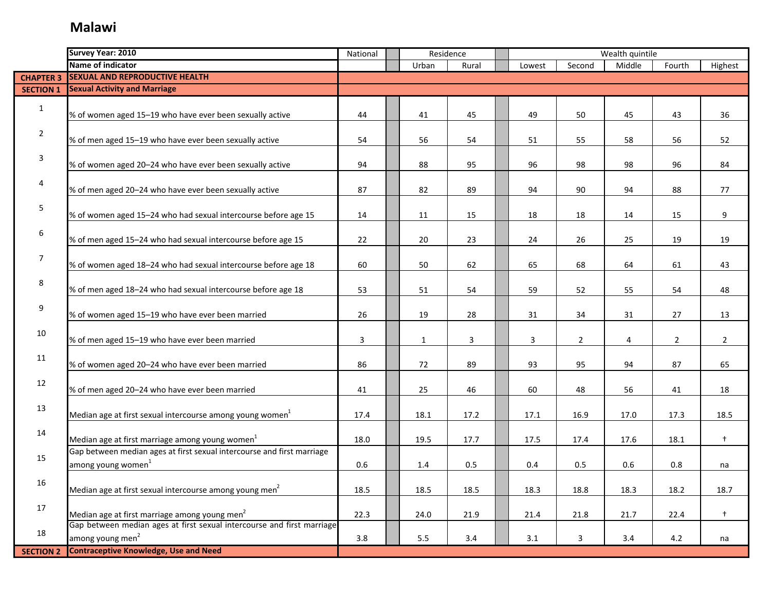# Malawi

| | Survey Year: 2010 | National | Residence | | Wealth quintile | | | | |
|---|---|---|---|---|---|---|---|---|---|
| | Name of indicator | | Urban | Rural | Lowest | Second | Middle | Fourth | Highest |
| **CHAPTER 3** | **SEXUAL AND REPRODUCTIVE HEALTH** | | | | | | | | |
| **SECTION 1** | **Sexual Activity and Marriage** | | | | | | | | |
| 1 | % of women aged 15–19 who have ever been sexually active | 44 | 41 | 45 | 49 | 50 | 45 | 43 | 36 |
| 2 | % of men aged 15–19 who have ever been sexually active | 54 | 56 | 54 | 51 | 55 | 58 | 56 | 52 |
| 3 | % of women aged 20–24 who have ever been sexually active | 94 | 88 | 95 | 96 | 98 | 98 | 96 | 84 |
| 4 | % of men aged 20–24 who have ever been sexually active | 87 | 82 | 89 | 94 | 90 | 94 | 88 | 77 |
| 5 | % of women aged 15–24 who had sexual intercourse before age 15 | 14 | 11 | 15 | 18 | 18 | 14 | 15 | 9 |
| 6 | % of men aged 15–24 who had sexual intercourse before age 15 | 22 | 20 | 23 | 24 | 26 | 25 | 19 | 19 |
| 7 | % of women aged 18–24 who had sexual intercourse before age 18 | 60 | 50 | 62 | 65 | 68 | 64 | 61 | 43 |
| 8 | % of men aged 18–24 who had sexual intercourse before age 18 | 53 | 51 | 54 | 59 | 52 | 55 | 54 | 48 |
| 9 | % of women aged 15–19 who have ever been married | 26 | 19 | 28 | 31 | 34 | 31 | 27 | 13 |
| 10 | % of men aged 15–19 who have ever been married | 3 | 1 | 3 | 3 | 2 | 4 | 2 | 2 |
| 11 | % of women aged 20–24 who have ever been married | 86 | 72 | 89 | 93 | 95 | 94 | 87 | 65 |
| 12 | % of men aged 20–24 who have ever been married | 41 | 25 | 46 | 60 | 48 | 56 | 41 | 18 |
| 13 | Median age at first sexual intercourse among young women[1] | 17.4 | 18.1 | 17.2 | 17.1 | 16.9 | 17.0 | 17.3 | 18.5 |
| 14 | Median age at first marriage among young women[1] | 18.0 | 19.5 | 17.7 | 17.5 | 17.4 | 17.6 | 18.1 | † |
| 15 | Gap between median ages at first sexual intercourse and first marriage among young women[1] | 0.6 | 1.4 | 0.5 | 0.4 | 0.5 | 0.6 | 0.8 | na |
| 16 | Median age at first sexual intercourse among young men[2] | 18.5 | 18.5 | 18.5 | 18.3 | 18.8 | 18.3 | 18.2 | 18.7 |
| 17 | Median age at first marriage among young men[2] | 22.3 | 24.0 | 21.9 | 21.4 | 21.8 | 21.7 | 22.4 | † |
| 18 | Gap between median ages at first sexual intercourse and first marriage among young men[2] | 3.8 | 5.5 | 3.4 | 3.1 | 3 | 3.4 | 4.2 | na |
| **SECTION 2** | **Contraceptive Knowledge, Use and Need** | | | | | | | | |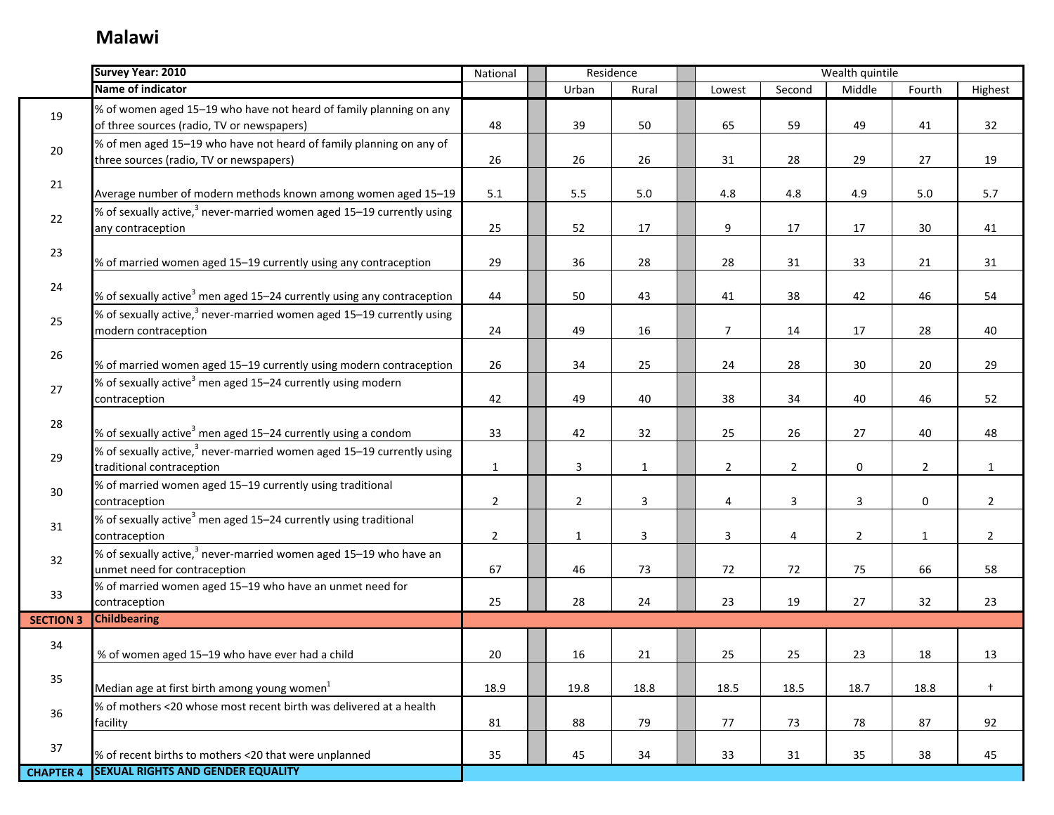# Malawi

| | Survey Year: 2010 | National | Residence | | Wealth quintile | | | | |
|---|---|---|---|---|---|---|---|---|---|
| | Name of indicator | | Urban | Rural | Lowest | Second | Middle | Fourth | Highest |
| 19 | % of women aged 15–19 who have not heard of family planning on any of three sources (radio, TV or newspapers) | 48 | 39 | 50 | 65 | 59 | 49 | 41 | 32 |
| 20 | % of men aged 15–19 who have not heard of family planning on any of three sources (radio, TV or newspapers) | 26 | 26 | 26 | 31 | 28 | 29 | 27 | 19 |
| 21 | Average number of modern methods known among women aged 15–19 | 5.1 | 5.5 | 5.0 | 4.8 | 4.8 | 4.9 | 5.0 | 5.7 |
| 22 | % of sexually active,[3] never-married women aged 15–19 currently using any contraception | 25 | 52 | 17 | 9 | 17 | 17 | 30 | 41 |
| 23 | % of married women aged 15–19 currently using any contraception | 29 | 36 | 28 | 28 | 31 | 33 | 21 | 31 |
| 24 | % of sexually active[3] men aged 15–24 currently using any contraception | 44 | 50 | 43 | 41 | 38 | 42 | 46 | 54 |
| 25 | % of sexually active,[3] never-married women aged 15–19 currently using modern contraception | 24 | 49 | 16 | 7 | 14 | 17 | 28 | 40 |
| 26 | % of married women aged 15–19 currently using modern contraception | 26 | 34 | 25 | 24 | 28 | 30 | 20 | 29 |
| 27 | % of sexually active[3] men aged 15–24 currently using modern contraception | 42 | 49 | 40 | 38 | 34 | 40 | 46 | 52 |
| 28 | % of sexually active[3] men aged 15–24 currently using a condom | 33 | 42 | 32 | 25 | 26 | 27 | 40 | 48 |
| 29 | % of sexually active,[3] never-married women aged 15–19 currently using traditional contraception | 1 | 3 | 1 | 2 | 2 | 0 | 2 | 1 |
| 30 | % of married women aged 15–19 currently using traditional contraception | 2 | 2 | 3 | 4 | 3 | 3 | 0 | 2 |
| 31 | % of sexually active[3] men aged 15–24 currently using traditional contraception | 2 | 1 | 3 | 3 | 4 | 2 | 1 | 2 |
| 32 | % of sexually active,[3] never-married women aged 15–19 who have an unmet need for contraception | 67 | 46 | 73 | 72 | 72 | 75 | 66 | 58 |
| 33 | % of married women aged 15–19 who have an unmet need for contraception | 25 | 28 | 24 | 23 | 19 | 27 | 32 | 23 |
| **SECTION 3** | **Childbearing** | | | | | | | | |
| 34 | % of women aged 15–19 who have ever had a child | 20 | 16 | 21 | 25 | 25 | 23 | 18 | 13 |
| 35 | Median age at first birth among young women[1] | 18.9 | 19.8 | 18.8 | 18.5 | 18.5 | 18.7 | 18.8 | † |
| 36 | % of mothers <20 whose most recent birth was delivered at a health facility | 81 | 88 | 79 | 77 | 73 | 78 | 87 | 92 |
| 37 | % of recent births to mothers <20 that were unplanned | 35 | 45 | 34 | 33 | 31 | 35 | 38 | 45 |
| **CHAPTER 4** | **SEXUAL RIGHTS AND GENDER EQUALITY** | | | | | | | | |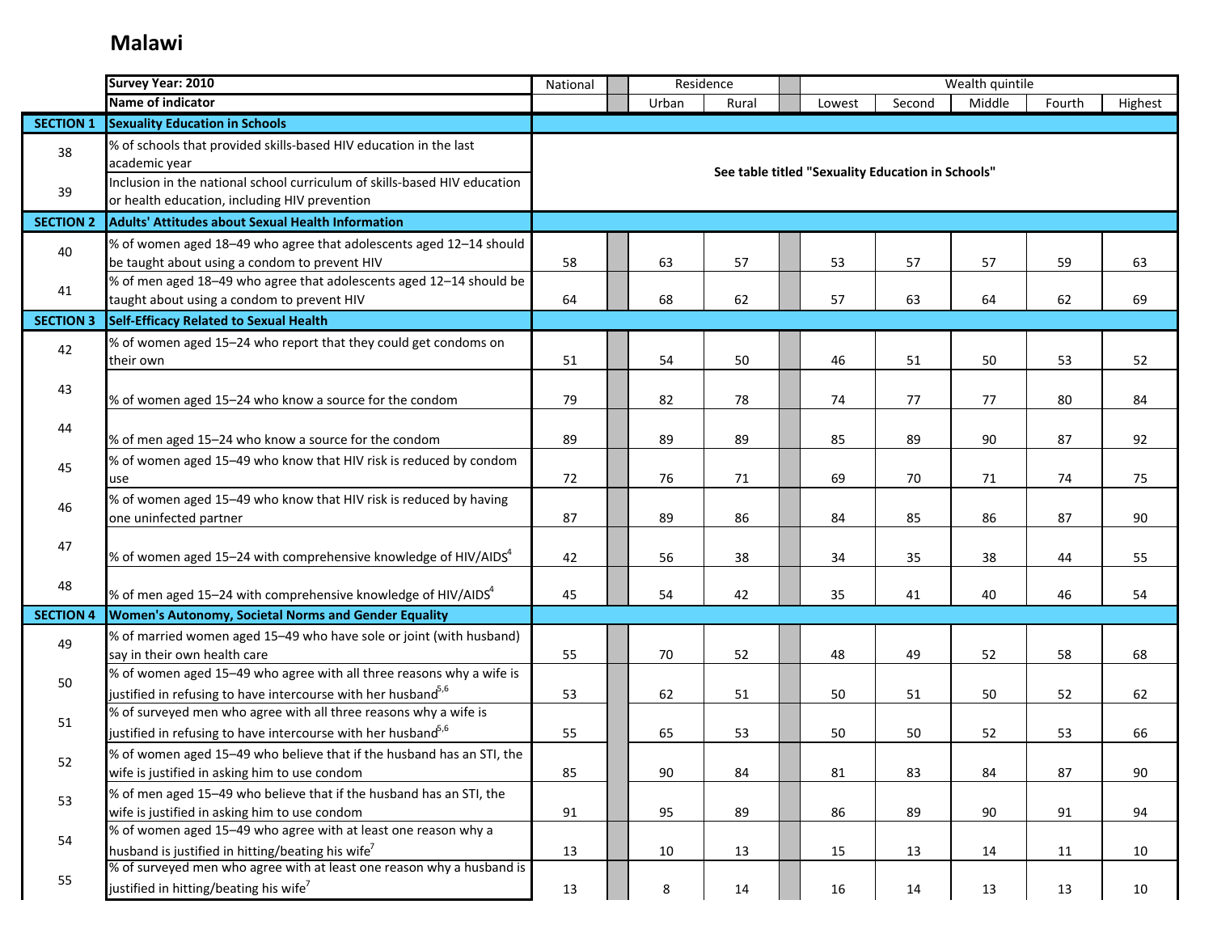# Malawi

| Survey Year: 2010 | | National | Residence | | Wealth quintile | | | | |
|---|---|---|---|---|---|---|---|---|---|
| | Name of indicator | | Urban | Rural | Lowest | Second | Middle | Fourth | Highest |
| **SECTION 1** | **Sexuality Education in Schools** | | | | | | | | |
| 38 | % of schools that provided skills-based HIV education in the last academic year | **See table titled "Sexuality Education in Schools"** | | | | | | | |
| 39 | Inclusion in the national school curriculum of skills-based HIV education or health education, including HIV prevention | | | | | | | | |
| **SECTION 2** | **Adults' Attitudes about Sexual Health Information** | | | | | | | | |
| 40 | % of women aged 18–49 who agree that adolescents aged 12–14 should be taught about using a condom to prevent HIV | 58 | 63 | 57 | 53 | 57 | 57 | 59 | 63 |
| 41 | % of men aged 18–49 who agree that adolescents aged 12–14 should be taught about using a condom to prevent HIV | 64 | 68 | 62 | 57 | 63 | 64 | 62 | 69 |
| **SECTION 3** | **Self-Efficacy Related to Sexual Health** | | | | | | | | |
| 42 | % of women aged 15–24 who report that they could get condoms on their own | 51 | 54 | 50 | 46 | 51 | 50 | 53 | 52 |
| 43 | % of women aged 15–24 who know a source for the condom | 79 | 82 | 78 | 74 | 77 | 77 | 80 | 84 |
| 44 | % of men aged 15–24 who know a source for the condom | 89 | 89 | 89 | 85 | 89 | 90 | 87 | 92 |
| 45 | % of women aged 15–49 who know that HIV risk is reduced by condom use | 72 | 76 | 71 | 69 | 70 | 71 | 74 | 75 |
| 46 | % of women aged 15–49 who know that HIV risk is reduced by having one uninfected partner | 87 | 89 | 86 | 84 | 85 | 86 | 87 | 90 |
| 47 | % of women aged 15–24 with comprehensive knowledge of HIV/AIDS[4] | 42 | 56 | 38 | 34 | 35 | 38 | 44 | 55 |
| 48 | % of men aged 15–24 with comprehensive knowledge of HIV/AIDS[4] | 45 | 54 | 42 | 35 | 41 | 40 | 46 | 54 |
| **SECTION 4** | **Women's Autonomy, Societal Norms and Gender Equality** | | | | | | | | |
| 49 | % of married women aged 15–49 who have sole or joint (with husband) say in their own health care | 55 | 70 | 52 | 48 | 49 | 52 | 58 | 68 |
| 50 | % of women aged 15–49 who agree with all three reasons why a wife is justified in refusing to have intercourse with her husband[5,6] | 53 | 62 | 51 | 50 | 51 | 50 | 52 | 62 |
| 51 | % of surveyed men who agree with all three reasons why a wife is justified in refusing to have intercourse with her husband[5,6] | 55 | 65 | 53 | 50 | 50 | 52 | 53 | 66 |
| 52 | % of women aged 15–49 who believe that if the husband has an STI, the wife is justified in asking him to use condom | 85 | 90 | 84 | 81 | 83 | 84 | 87 | 90 |
| 53 | % of men aged 15–49 who believe that if the husband has an STI, the wife is justified in asking him to use condom | 91 | 95 | 89 | 86 | 89 | 90 | 91 | 94 |
| 54 | % of women aged 15–49 who agree with at least one reason why a husband is justified in hitting/beating his wife[7] | 13 | 10 | 13 | 15 | 13 | 14 | 11 | 10 |
| 55 | % of surveyed men who agree with at least one reason why a husband is justified in hitting/beating his wife[7] | 13 | 8 | 14 | 16 | 14 | 13 | 13 | 10 |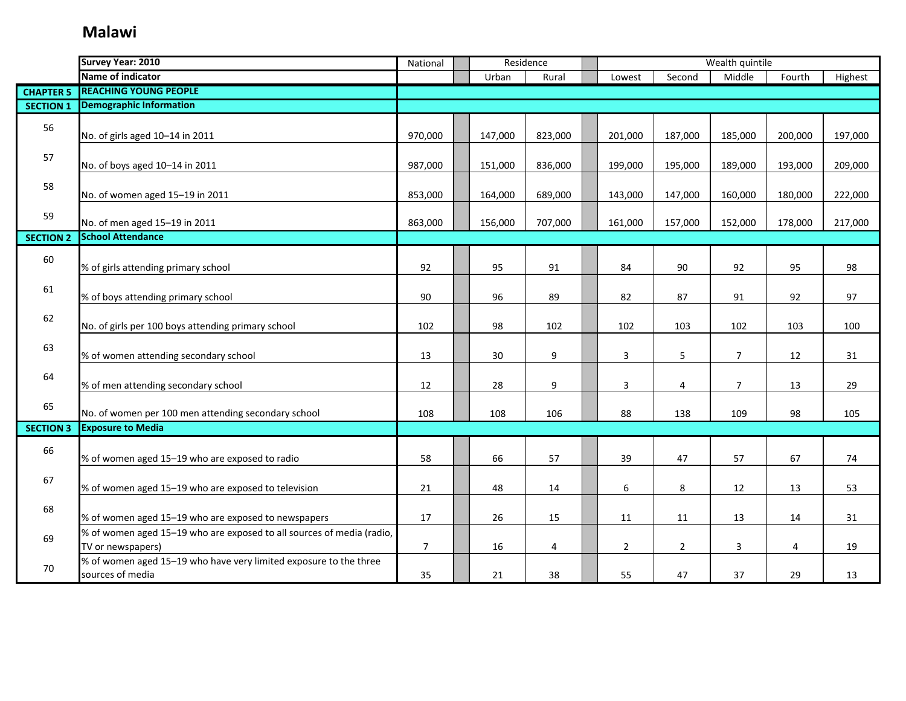# Malawi

| | Survey Year: 2010 | National | Residence | | Wealth quintile | | | | |
|---|---|---|---|---|---|---|---|---|---|
| | Name of indicator | | Urban | Rural | Lowest | Second | Middle | Fourth | Highest |
| **CHAPTER 5** | **REACHING YOUNG PEOPLE** | | | | | | | | |
| **SECTION 1** | **Demographic Information** | | | | | | | | |
| 56 | No. of girls aged 10–14 in 2011 | 970,000 | 147,000 | 823,000 | 201,000 | 187,000 | 185,000 | 200,000 | 197,000 |
| 57 | No. of boys aged 10–14 in 2011 | 987,000 | 151,000 | 836,000 | 199,000 | 195,000 | 189,000 | 193,000 | 209,000 |
| 58 | No. of women aged 15–19 in 2011 | 853,000 | 164,000 | 689,000 | 143,000 | 147,000 | 160,000 | 180,000 | 222,000 |
| 59 | No. of men aged 15–19 in 2011 | 863,000 | 156,000 | 707,000 | 161,000 | 157,000 | 152,000 | 178,000 | 217,000 |
| **SECTION 2** | **School Attendance** | | | | | | | | |
| 60 | % of girls attending primary school | 92 | 95 | 91 | 84 | 90 | 92 | 95 | 98 |
| 61 | % of boys attending primary school | 90 | 96 | 89 | 82 | 87 | 91 | 92 | 97 |
| 62 | No. of girls per 100 boys attending primary school | 102 | 98 | 102 | 102 | 103 | 102 | 103 | 100 |
| 63 | % of women attending secondary school | 13 | 30 | 9 | 3 | 5 | 7 | 12 | 31 |
| 64 | % of men attending secondary school | 12 | 28 | 9 | 3 | 4 | 7 | 13 | 29 |
| 65 | No. of women per 100 men attending secondary school | 108 | 108 | 106 | 88 | 138 | 109 | 98 | 105 |
| **SECTION 3** | **Exposure to Media** | | | | | | | | |
| 66 | % of women aged 15–19 who are exposed to radio | 58 | 66 | 57 | 39 | 47 | 57 | 67 | 74 |
| 67 | % of women aged 15–19 who are exposed to television | 21 | 48 | 14 | 6 | 8 | 12 | 13 | 53 |
| 68 | % of women aged 15–19 who are exposed to newspapers | 17 | 26 | 15 | 11 | 11 | 13 | 14 | 31 |
| 69 | % of women aged 15–19 who are exposed to all sources of media (radio, TV or newspapers) | 7 | 16 | 4 | 2 | 2 | 3 | 4 | 19 |
| 70 | % of women aged 15–19 who have very limited exposure to the three sources of media | 35 | 21 | 38 | 55 | 47 | 37 | 29 | 13 |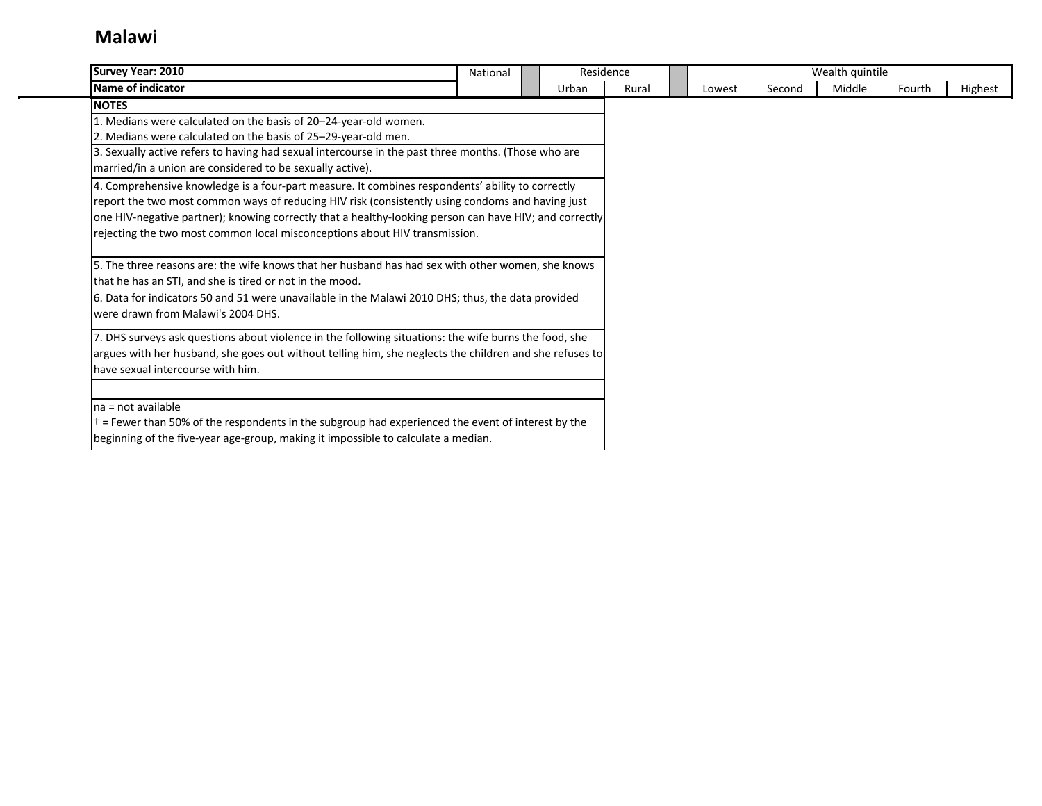# Malawi

| Survey Year: 2010 | National | | Residence | | | Wealth quintile | | | | |
|---|---|---|---|---|---|---|---|---|---|---|
| Name of indicator | | | Urban | Rural | | Lowest | Second | Middle | Fourth | Highest |

**NOTES**

1. Medians were calculated on the basis of 20–24-year-old women.
2. Medians were calculated on the basis of 25–29-year-old men.
3. Sexually active refers to having had sexual intercourse in the past three months. (Those who are married/in a union are considered to be sexually active).
4. Comprehensive knowledge is a four-part measure. It combines respondents' ability to correctly report the two most common ways of reducing HIV risk (consistently using condoms and having just one HIV-negative partner); knowing correctly that a healthy-looking person can have HIV; and correctly rejecting the two most common local misconceptions about HIV transmission.
5. The three reasons are: the wife knows that her husband has had sex with other women, she knows that he has an STI, and she is tired or not in the mood.
6. Data for indicators 50 and 51 were unavailable in the Malawi 2010 DHS; thus, the data provided were drawn from Malawi's 2004 DHS.
7. DHS surveys ask questions about violence in the following situations: the wife burns the food, she argues with her husband, she goes out without telling him, she neglects the children and she refuses to have sexual intercourse with him.

na = not available

† = Fewer than 50% of the respondents in the subgroup had experienced the event of interest by the beginning of the five-year age-group, making it impossible to calculate a median.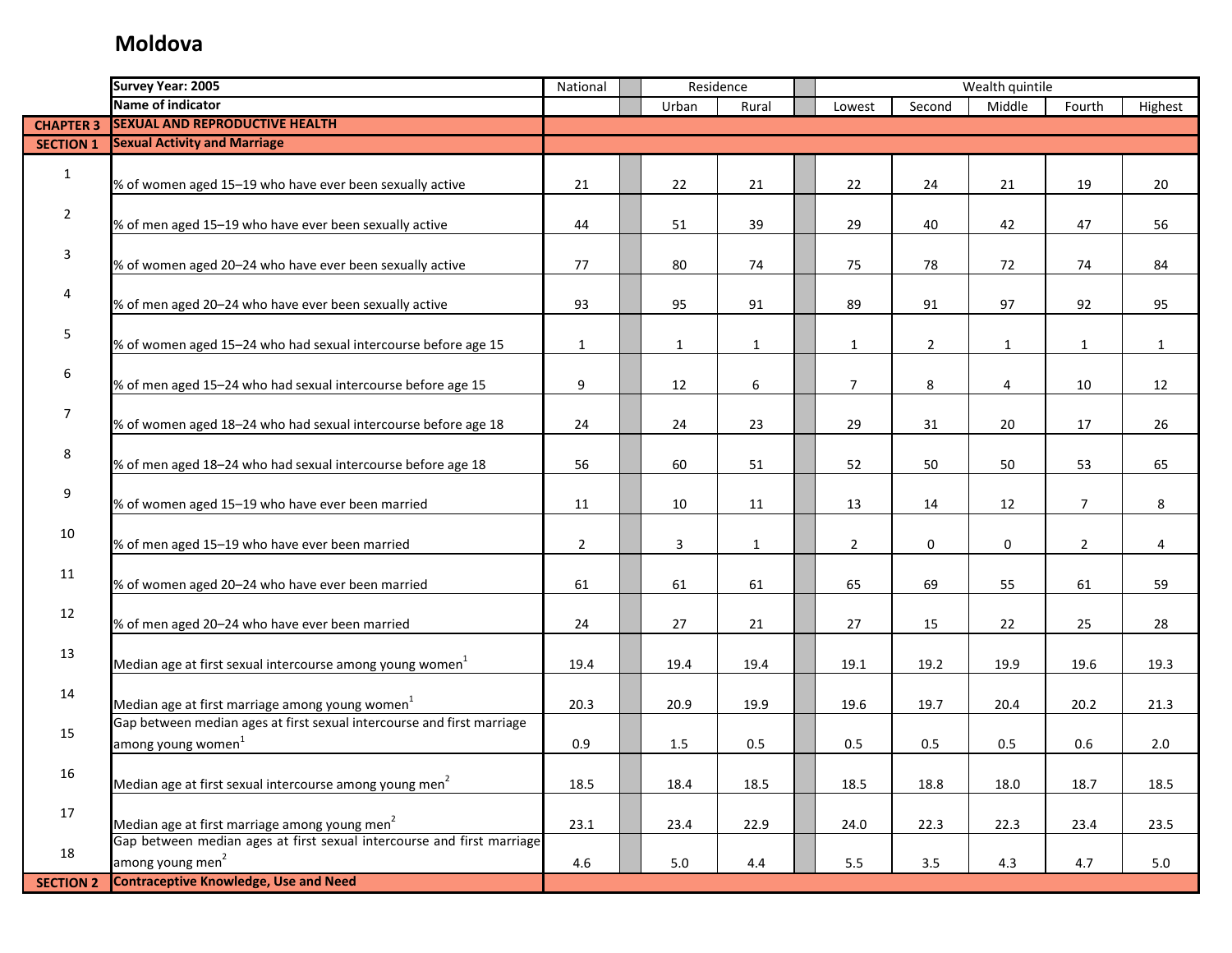# Moldova

| | Survey Year: 2005 | National | Residence | | Wealth quintile | | | | |
|---|---|---|---|---|---|---|---|---|---|
| | Name of indicator | | Urban | Rural | Lowest | Second | Middle | Fourth | Highest |
| CHAPTER 3 | **SEXUAL AND REPRODUCTIVE HEALTH** | | | | | | | | |
| SECTION 1 | **Sexual Activity and Marriage** | | | | | | | | |
| 1 | % of women aged 15–19 who have ever been sexually active | 21 | 22 | 21 | 22 | 24 | 21 | 19 | 20 |
| 2 | % of men aged 15–19 who have ever been sexually active | 44 | 51 | 39 | 29 | 40 | 42 | 47 | 56 |
| 3 | % of women aged 20–24 who have ever been sexually active | 77 | 80 | 74 | 75 | 78 | 72 | 74 | 84 |
| 4 | % of men aged 20–24 who have ever been sexually active | 93 | 95 | 91 | 89 | 91 | 97 | 92 | 95 |
| 5 | % of women aged 15–24 who had sexual intercourse before age 15 | 1 | 1 | 1 | 1 | 2 | 1 | 1 | 1 |
| 6 | % of men aged 15–24 who had sexual intercourse before age 15 | 9 | 12 | 6 | 7 | 8 | 4 | 10 | 12 |
| 7 | % of women aged 18–24 who had sexual intercourse before age 18 | 24 | 24 | 23 | 29 | 31 | 20 | 17 | 26 |
| 8 | % of men aged 18–24 who had sexual intercourse before age 18 | 56 | 60 | 51 | 52 | 50 | 50 | 53 | 65 |
| 9 | % of women aged 15–19 who have ever been married | 11 | 10 | 11 | 13 | 14 | 12 | 7 | 8 |
| 10 | % of men aged 15–19 who have ever been married | 2 | 3 | 1 | 2 | 0 | 0 | 2 | 4 |
| 11 | % of women aged 20–24 who have ever been married | 61 | 61 | 61 | 65 | 69 | 55 | 61 | 59 |
| 12 | % of men aged 20–24 who have ever been married | 24 | 27 | 21 | 27 | 15 | 22 | 25 | 28 |
| 13 | Median age at first sexual intercourse among young women[1] | 19.4 | 19.4 | 19.4 | 19.1 | 19.2 | 19.9 | 19.6 | 19.3 |
| 14 | Median age at first marriage among young women[1] | 20.3 | 20.9 | 19.9 | 19.6 | 19.7 | 20.4 | 20.2 | 21.3 |
| 15 | Gap between median ages at first sexual intercourse and first marriage among young women[1] | 0.9 | 1.5 | 0.5 | 0.5 | 0.5 | 0.5 | 0.6 | 2.0 |
| 16 | Median age at first sexual intercourse among young men[2] | 18.5 | 18.4 | 18.5 | 18.5 | 18.8 | 18.0 | 18.7 | 18.5 |
| 17 | Median age at first marriage among young men[2] | 23.1 | 23.4 | 22.9 | 24.0 | 22.3 | 22.3 | 23.4 | 23.5 |
| 18 | Gap between median ages at first sexual intercourse and first marriage among young men[2] | 4.6 | 5.0 | 4.4 | 5.5 | 3.5 | 4.3 | 4.7 | 5.0 |
| SECTION 2 | **Contraceptive Knowledge, Use and Need** | | | | | | | | |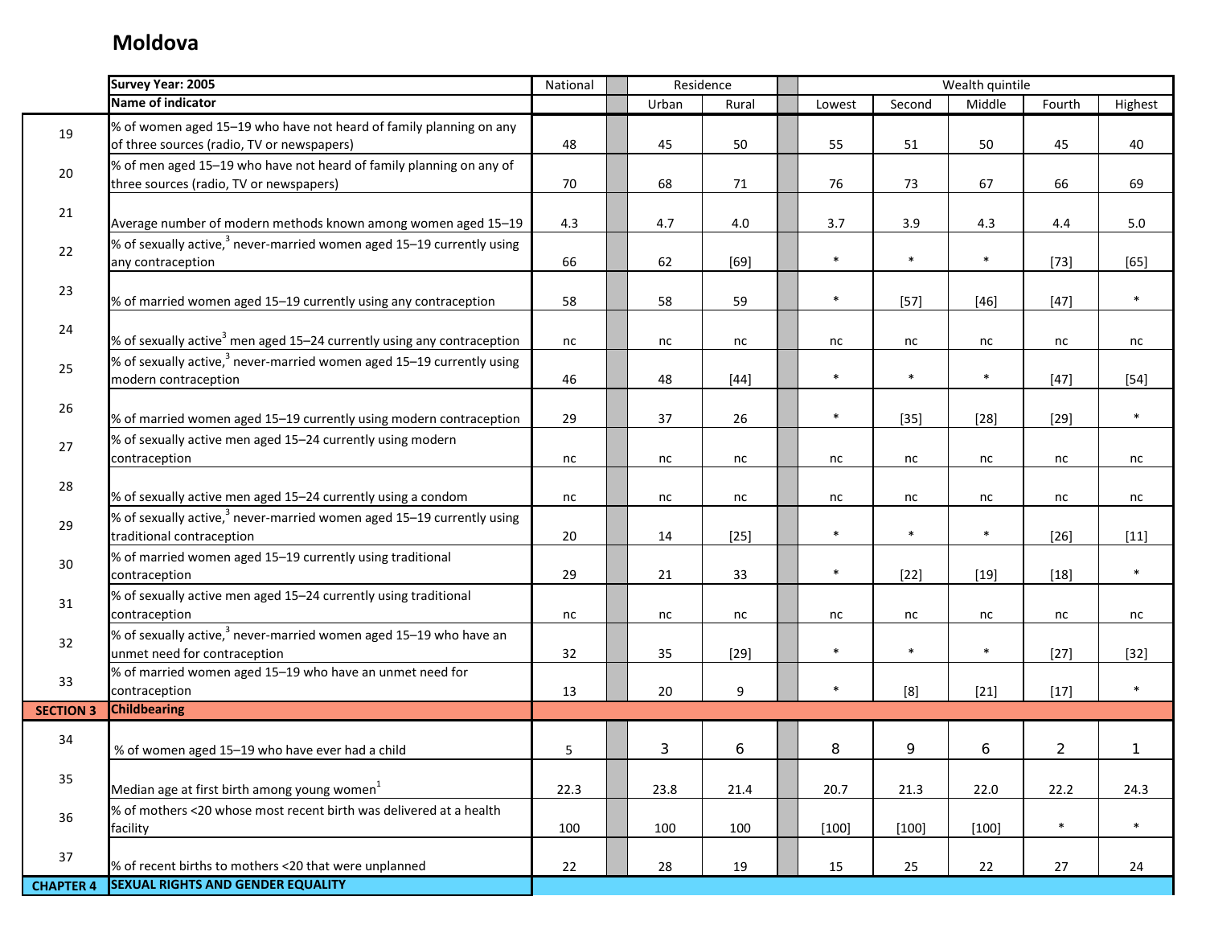## Moldova

| | Survey Year: 2005 | National | Residence | | Wealth quintile | | | | |
|---|---|---|---|---|---|---|---|---|---|
| | Name of indicator | | Urban | Rural | Lowest | Second | Middle | Fourth | Highest |
| 19 | % of women aged 15–19 who have not heard of family planning on any of three sources (radio, TV or newspapers) | 48 | 45 | 50 | 55 | 51 | 50 | 45 | 40 |
| 20 | % of men aged 15–19 who have not heard of family planning on any of three sources (radio, TV or newspapers) | 70 | 68 | 71 | 76 | 73 | 67 | 66 | 69 |
| 21 | Average number of modern methods known among women aged 15–19 | 4.3 | 4.7 | 4.0 | 3.7 | 3.9 | 4.3 | 4.4 | 5.0 |
| 22 | % of sexually active,[3] never-married women aged 15–19 currently using any contraception | 66 | 62 | [69] | * | * | * | [73] | [65] |
| 23 | % of married women aged 15–19 currently using any contraception | 58 | 58 | 59 | * | [57] | [46] | [47] | * |
| 24 | % of sexually active[3] men aged 15–24 currently using any contraception | nc | nc | nc | nc | nc | nc | nc | nc |
| 25 | % of sexually active,[3] never-married women aged 15–19 currently using modern contraception | 46 | 48 | [44] | * | * | * | [47] | [54] |
| 26 | % of married women aged 15–19 currently using modern contraception | 29 | 37 | 26 | * | [35] | [28] | [29] | * |
| 27 | % of sexually active men aged 15–24 currently using modern contraception | nc | nc | nc | nc | nc | nc | nc | nc |
| 28 | % of sexually active men aged 15–24 currently using a condom | nc | nc | nc | nc | nc | nc | nc | nc |
| 29 | % of sexually active,[3] never-married women aged 15–19 currently using traditional contraception | 20 | 14 | [25] | * | * | * | [26] | [11] |
| 30 | % of married women aged 15–19 currently using traditional contraception | 29 | 21 | 33 | * | [22] | [19] | [18] | * |
| 31 | % of sexually active men aged 15–24 currently using traditional contraception | nc | nc | nc | nc | nc | nc | nc | nc |
| 32 | % of sexually active,[3] never-married women aged 15–19 who have an unmet need for contraception | 32 | 35 | [29] | * | * | * | [27] | [32] |
| 33 | % of married women aged 15–19 who have an unmet need for contraception | 13 | 20 | 9 | * | [8] | [21] | [17] | * |
| SECTION 3 | Childbearing | | | | | | | | |
| 34 | % of women aged 15–19 who have ever had a child | 5 | 3 | 6 | 8 | 9 | 6 | 2 | 1 |
| 35 | Median age at first birth among young women[1] | 22.3 | 23.8 | 21.4 | 20.7 | 21.3 | 22.0 | 22.2 | 24.3 |
| 36 | % of mothers <20 whose most recent birth was delivered at a health facility | 100 | 100 | 100 | [100] | [100] | [100] | * | * |
| 37 | % of recent births to mothers <20 that were unplanned | 22 | 28 | 19 | 15 | 25 | 22 | 27 | 24 |
| CHAPTER 4 | SEXUAL RIGHTS AND GENDER EQUALITY | | | | | | | | |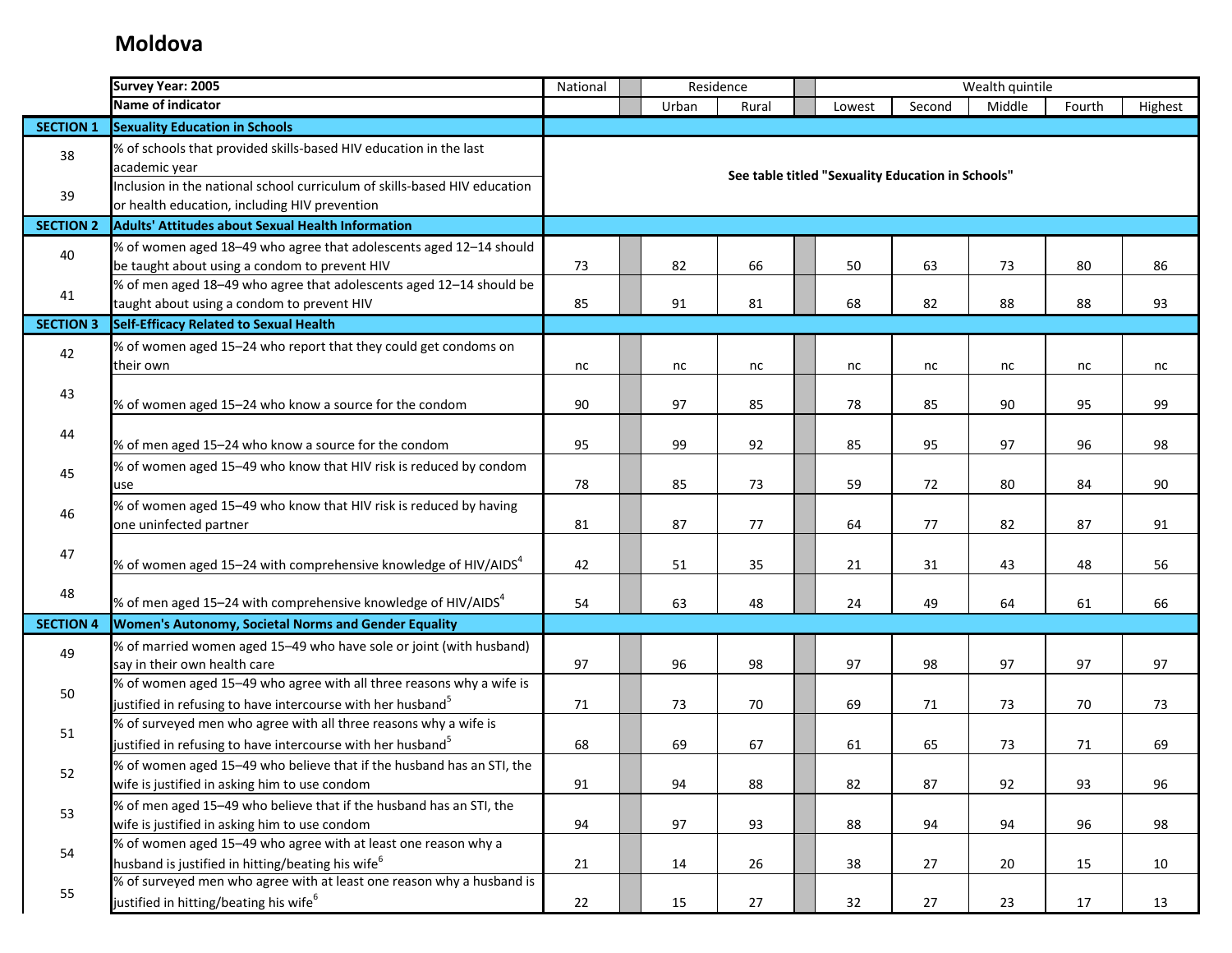# Moldova

| | Survey Year: 2005 | National | | Residence | | | Wealth quintile | | | | |
|---|---|---|---|---|---|---|---|---|---|---|---|
| | Name of indicator | | | Urban | Rural | | Lowest | Second | Middle | Fourth | Highest |
| **SECTION 1** | **Sexuality Education in Schools** | | | | | | | | | | |
| 38 | % of schools that provided skills-based HIV education in the last academic year | **See table titled "Sexuality Education in Schools"** | | | | | | | | | |
| 39 | Inclusion in the national school curriculum of skills-based HIV education or health education, including HIV prevention | | | | | | | | | | |
| **SECTION 2** | **Adults' Attitudes about Sexual Health Information** | | | | | | | | | | |
| 40 | % of women aged 18–49 who agree that adolescents aged 12–14 should be taught about using a condom to prevent HIV | 73 | | 82 | 66 | | 50 | 63 | 73 | 80 | 86 |
| 41 | % of men aged 18–49 who agree that adolescents aged 12–14 should be taught about using a condom to prevent HIV | 85 | | 91 | 81 | | 68 | 82 | 88 | 88 | 93 |
| **SECTION 3** | **Self-Efficacy Related to Sexual Health** | | | | | | | | | | |
| 42 | % of women aged 15–24 who report that they could get condoms on their own | nc | | nc | nc | | nc | nc | nc | nc | nc |
| 43 | % of women aged 15–24 who know a source for the condom | 90 | | 97 | 85 | | 78 | 85 | 90 | 95 | 99 |
| 44 | % of men aged 15–24 who know a source for the condom | 95 | | 99 | 92 | | 85 | 95 | 97 | 96 | 98 |
| 45 | % of women aged 15–49 who know that HIV risk is reduced by condom use | 78 | | 85 | 73 | | 59 | 72 | 80 | 84 | 90 |
| 46 | % of women aged 15–49 who know that HIV risk is reduced by having one uninfected partner | 81 | | 87 | 77 | | 64 | 77 | 82 | 87 | 91 |
| 47 | % of women aged 15–24 with comprehensive knowledge of HIV/AIDS[4] | 42 | | 51 | 35 | | 21 | 31 | 43 | 48 | 56 |
| 48 | % of men aged 15–24 with comprehensive knowledge of HIV/AIDS[4] | 54 | | 63 | 48 | | 24 | 49 | 64 | 61 | 66 |
| **SECTION 4** | **Women's Autonomy, Societal Norms and Gender Equality** | | | | | | | | | | |
| 49 | % of married women aged 15–49 who have sole or joint (with husband) say in their own health care | 97 | | 96 | 98 | | 97 | 98 | 97 | 97 | 97 |
| 50 | % of women aged 15–49 who agree with all three reasons why a wife is justified in refusing to have intercourse with her husband[5] | 71 | | 73 | 70 | | 69 | 71 | 73 | 70 | 73 |
| 51 | % of surveyed men who agree with all three reasons why a wife is justified in refusing to have intercourse with her husband[5] | 68 | | 69 | 67 | | 61 | 65 | 73 | 71 | 69 |
| 52 | % of women aged 15–49 who believe that if the husband has an STI, the wife is justified in asking him to use condom | 91 | | 94 | 88 | | 82 | 87 | 92 | 93 | 96 |
| 53 | % of men aged 15–49 who believe that if the husband has an STI, the wife is justified in asking him to use condom | 94 | | 97 | 93 | | 88 | 94 | 94 | 96 | 98 |
| 54 | % of women aged 15–49 who agree with at least one reason why a husband is justified in hitting/beating his wife[6] | 21 | | 14 | 26 | | 38 | 27 | 20 | 15 | 10 |
| 55 | % of surveyed men who agree with at least one reason why a husband is justified in hitting/beating his wife[6] | 22 | | 15 | 27 | | 32 | 27 | 23 | 17 | 13 |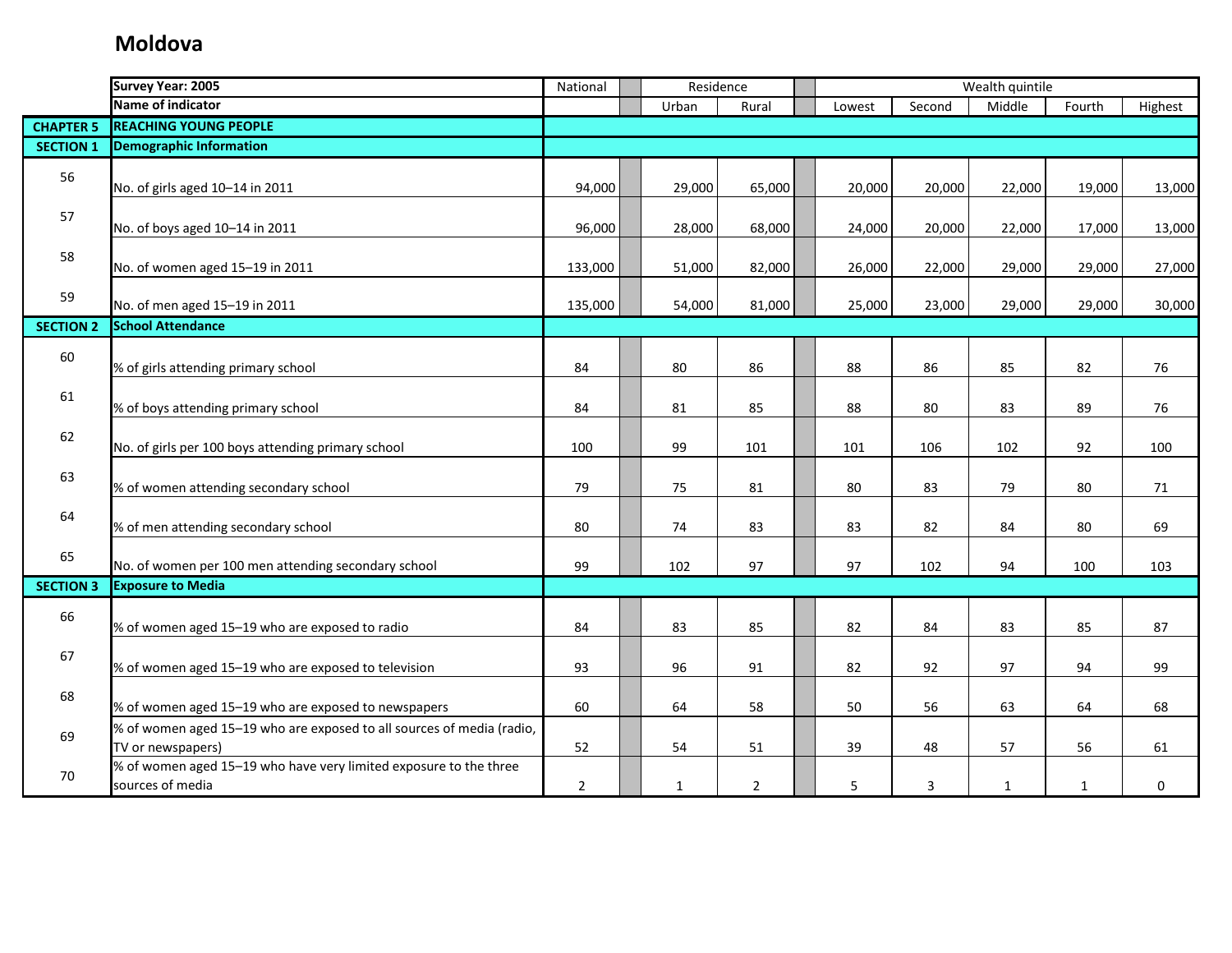# Moldova

| | Survey Year: 2005 | National | Residence | | Wealth quintile | | | | |
|---|---|---|---|---|---|---|---|---|---|
| | Name of indicator | | Urban | Rural | Lowest | Second | Middle | Fourth | Highest |
| CHAPTER 5 | REACHING YOUNG PEOPLE | | | | | | | | |
| SECTION 1 | Demographic Information | | | | | | | | |
| 56 | No. of girls aged 10–14 in 2011 | 94,000 | 29,000 | 65,000 | 20,000 | 20,000 | 22,000 | 19,000 | 13,000 |
| 57 | No. of boys aged 10–14 in 2011 | 96,000 | 28,000 | 68,000 | 24,000 | 20,000 | 22,000 | 17,000 | 13,000 |
| 58 | No. of women aged 15–19 in 2011 | 133,000 | 51,000 | 82,000 | 26,000 | 22,000 | 29,000 | 29,000 | 27,000 |
| 59 | No. of men aged 15–19 in 2011 | 135,000 | 54,000 | 81,000 | 25,000 | 23,000 | 29,000 | 29,000 | 30,000 |
| SECTION 2 | School Attendance | | | | | | | | |
| 60 | % of girls attending primary school | 84 | 80 | 86 | 88 | 86 | 85 | 82 | 76 |
| 61 | % of boys attending primary school | 84 | 81 | 85 | 88 | 80 | 83 | 89 | 76 |
| 62 | No. of girls per 100 boys attending primary school | 100 | 99 | 101 | 101 | 106 | 102 | 92 | 100 |
| 63 | % of women attending secondary school | 79 | 75 | 81 | 80 | 83 | 79 | 80 | 71 |
| 64 | % of men attending secondary school | 80 | 74 | 83 | 83 | 82 | 84 | 80 | 69 |
| 65 | No. of women per 100 men attending secondary school | 99 | 102 | 97 | 97 | 102 | 94 | 100 | 103 |
| SECTION 3 | Exposure to Media | | | | | | | | |
| 66 | % of women aged 15–19 who are exposed to radio | 84 | 83 | 85 | 82 | 84 | 83 | 85 | 87 |
| 67 | % of women aged 15–19 who are exposed to television | 93 | 96 | 91 | 82 | 92 | 97 | 94 | 99 |
| 68 | % of women aged 15–19 who are exposed to newspapers | 60 | 64 | 58 | 50 | 56 | 63 | 64 | 68 |
| 69 | % of women aged 15–19 who are exposed to all sources of media (radio, TV or newspapers) | 52 | 54 | 51 | 39 | 48 | 57 | 56 | 61 |
| 70 | % of women aged 15–19 who have very limited exposure to the three sources of media | 2 | 1 | 2 | 5 | 3 | 1 | 1 | 0 |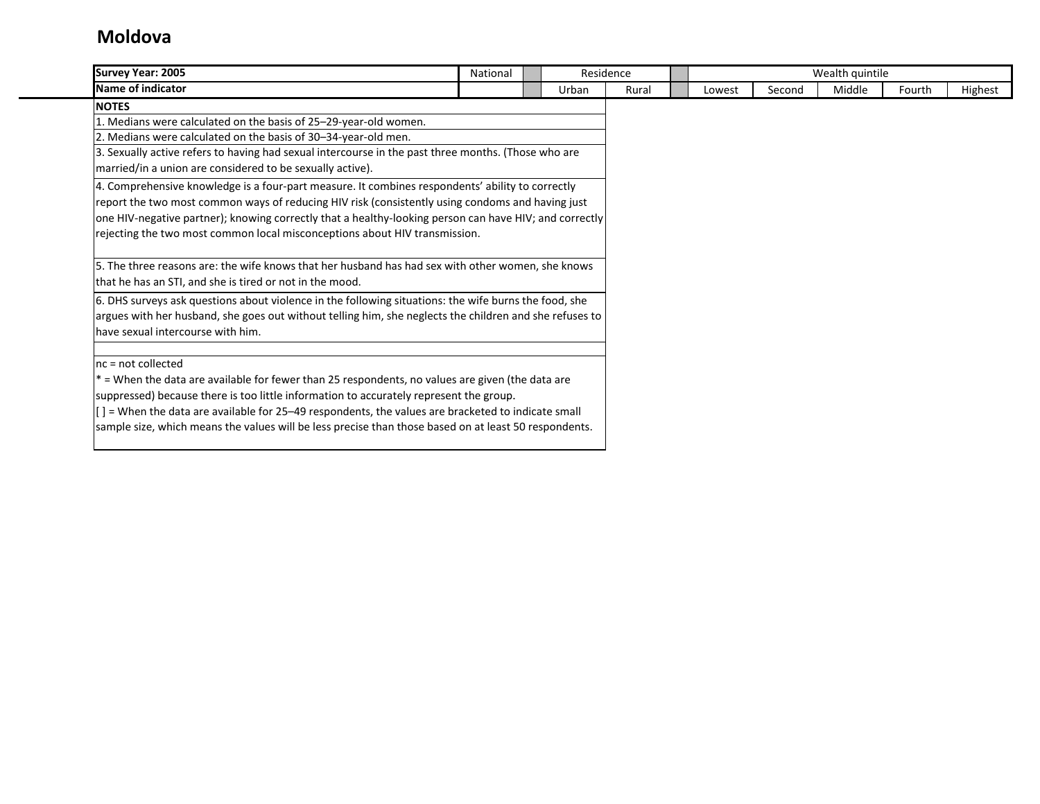# Moldova

| Survey Year: 2005 | National | | Residence | | | Wealth quintile | | | | |
|---|---|---|---|---|---|---|---|---|---|---|
| Name of indicator | | | Urban | Rural | | Lowest | Second | Middle | Fourth | Highest |

**NOTES**

1. Medians were calculated on the basis of 25–29-year-old women.
2. Medians were calculated on the basis of 30–34-year-old men.
3. Sexually active refers to having had sexual intercourse in the past three months. (Those who are married/in a union are considered to be sexually active).
4. Comprehensive knowledge is a four-part measure. It combines respondents' ability to correctly report the two most common ways of reducing HIV risk (consistently using condoms and having just one HIV-negative partner); knowing correctly that a healthy-looking person can have HIV; and correctly rejecting the two most common local misconceptions about HIV transmission.
5. The three reasons are: the wife knows that her husband has had sex with other women, she knows that he has an STI, and she is tired or not in the mood.
6. DHS surveys ask questions about violence in the following situations: the wife burns the food, she argues with her husband, she goes out without telling him, she neglects the children and she refuses to have sexual intercourse with him.

nc = not collected
* = When the data are available for fewer than 25 respondents, no values are given (the data are suppressed) because there is too little information to accurately represent the group.
[ ] = When the data are available for 25–49 respondents, the values are bracketed to indicate small sample size, which means the values will be less precise than those based on at least 50 respondents.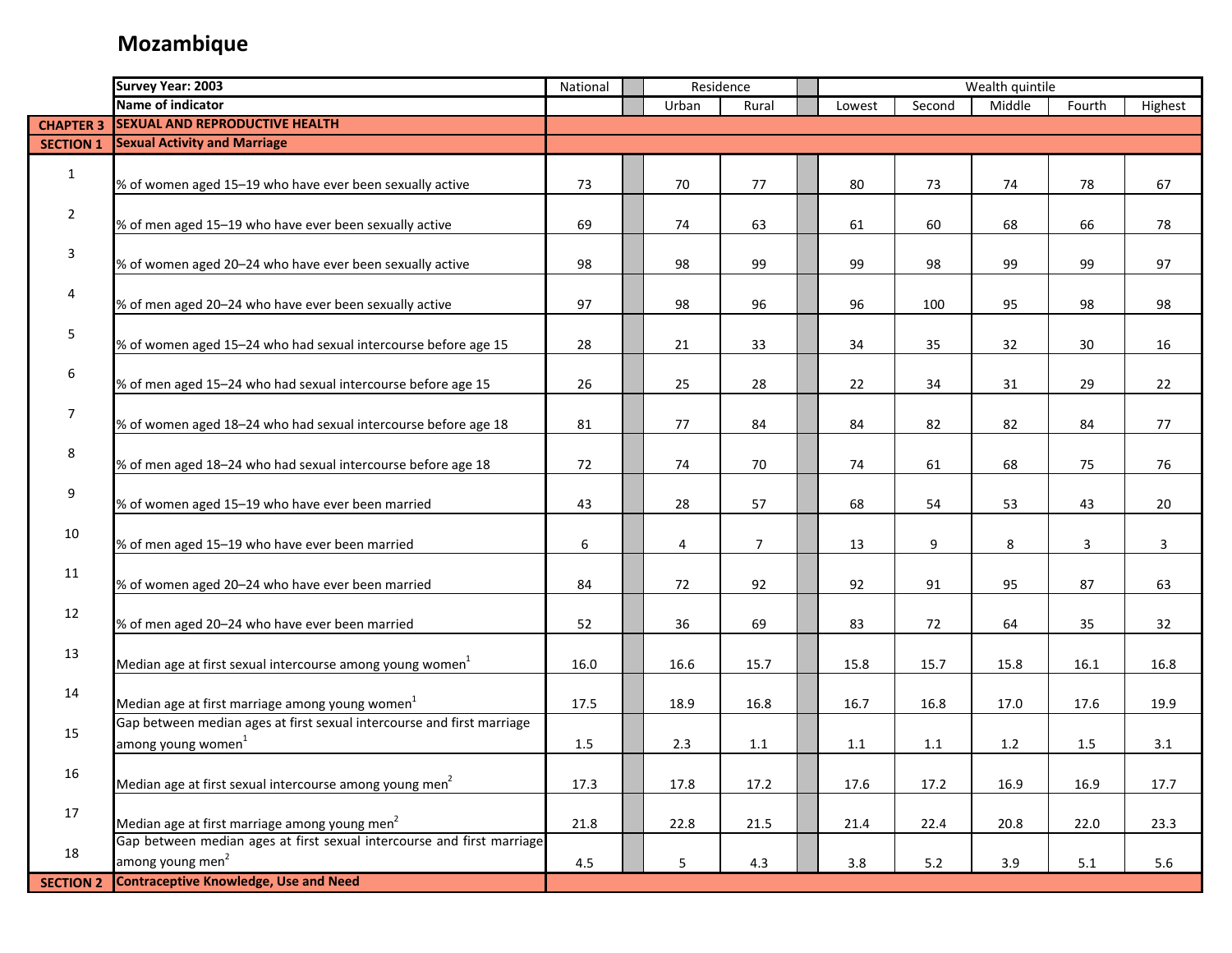# Mozambique

| | Survey Year: 2003 | National | Residence | | Wealth quintile | | | | |
|---|---|---|---|---|---|---|---|---|---|
| | Name of indicator | | Urban | Rural | Lowest | Second | Middle | Fourth | Highest |
| CHAPTER 3 | SEXUAL AND REPRODUCTIVE HEALTH | | | | | | | | |
| SECTION 1 | Sexual Activity and Marriage | | | | | | | | |
| 1 | % of women aged 15–19 who have ever been sexually active | 73 | 70 | 77 | 80 | 73 | 74 | 78 | 67 |
| 2 | % of men aged 15–19 who have ever been sexually active | 69 | 74 | 63 | 61 | 60 | 68 | 66 | 78 |
| 3 | % of women aged 20–24 who have ever been sexually active | 98 | 98 | 99 | 99 | 98 | 99 | 99 | 97 |
| 4 | % of men aged 20–24 who have ever been sexually active | 97 | 98 | 96 | 96 | 100 | 95 | 98 | 98 |
| 5 | % of women aged 15–24 who had sexual intercourse before age 15 | 28 | 21 | 33 | 34 | 35 | 32 | 30 | 16 |
| 6 | % of men aged 15–24 who had sexual intercourse before age 15 | 26 | 25 | 28 | 22 | 34 | 31 | 29 | 22 |
| 7 | % of women aged 18–24 who had sexual intercourse before age 18 | 81 | 77 | 84 | 84 | 82 | 82 | 84 | 77 |
| 8 | % of men aged 18–24 who had sexual intercourse before age 18 | 72 | 74 | 70 | 74 | 61 | 68 | 75 | 76 |
| 9 | % of women aged 15–19 who have ever been married | 43 | 28 | 57 | 68 | 54 | 53 | 43 | 20 |
| 10 | % of men aged 15–19 who have ever been married | 6 | 4 | 7 | 13 | 9 | 8 | 3 | 3 |
| 11 | % of women aged 20–24 who have ever been married | 84 | 72 | 92 | 92 | 91 | 95 | 87 | 63 |
| 12 | % of men aged 20–24 who have ever been married | 52 | 36 | 69 | 83 | 72 | 64 | 35 | 32 |
| 13 | Median age at first sexual intercourse among young women[1] | 16.0 | 16.6 | 15.7 | 15.8 | 15.7 | 15.8 | 16.1 | 16.8 |
| 14 | Median age at first marriage among young women[1] | 17.5 | 18.9 | 16.8 | 16.7 | 16.8 | 17.0 | 17.6 | 19.9 |
| 15 | Gap between median ages at first sexual intercourse and first marriage among young women[1] | 1.5 | 2.3 | 1.1 | 1.1 | 1.1 | 1.2 | 1.5 | 3.1 |
| 16 | Median age at first sexual intercourse among young men[2] | 17.3 | 17.8 | 17.2 | 17.6 | 17.2 | 16.9 | 16.9 | 17.7 |
| 17 | Median age at first marriage among young men[2] | 21.8 | 22.8 | 21.5 | 21.4 | 22.4 | 20.8 | 22.0 | 23.3 |
| 18 | Gap between median ages at first sexual intercourse and first marriage among young men[2] | 4.5 | 5 | 4.3 | 3.8 | 5.2 | 3.9 | 5.1 | 5.6 |
| SECTION 2 | Contraceptive Knowledge, Use and Need | | | | | | | | |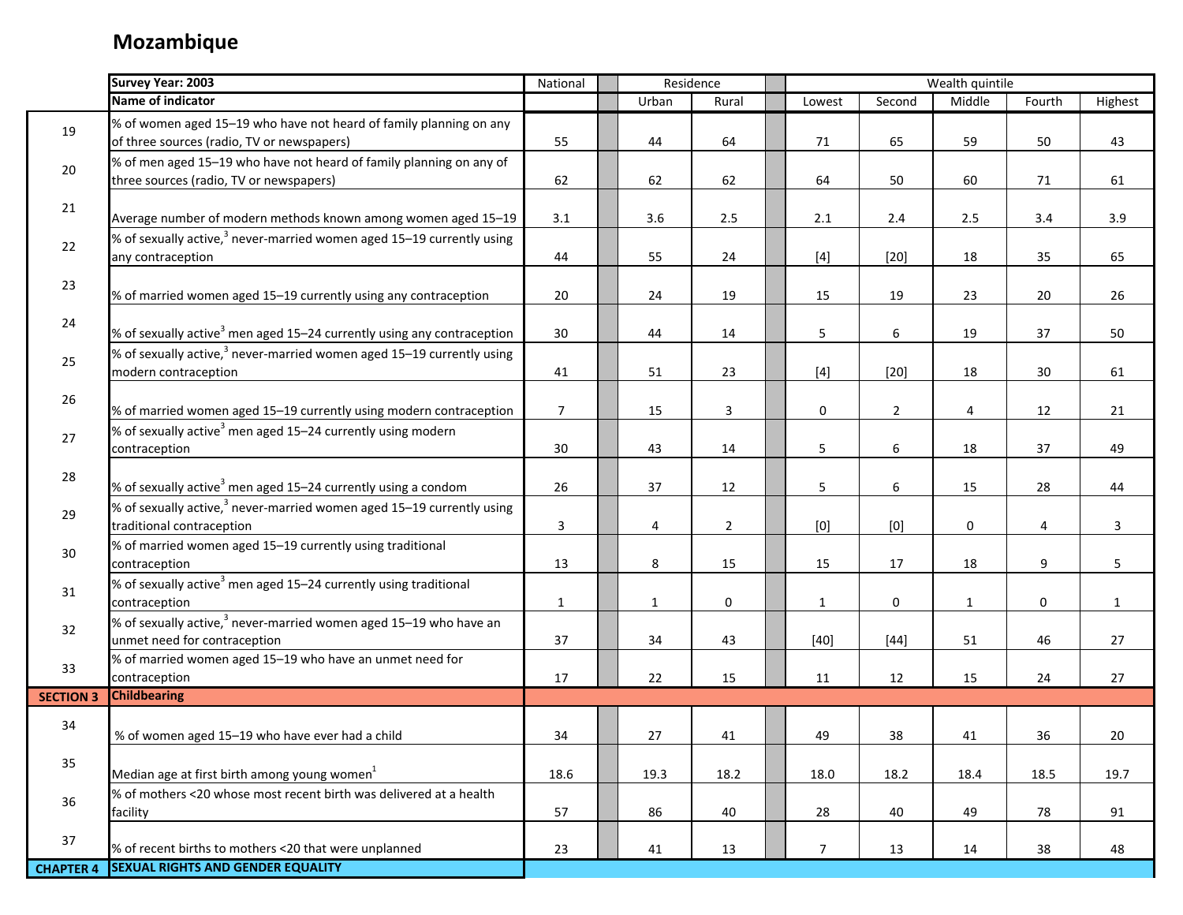# Mozambique

| | Survey Year: 2003 | National | Residence | | Wealth quintile | | | | |
|---|---|---|---|---|---|---|---|---|---|
| | Name of indicator | | Urban | Rural | Lowest | Second | Middle | Fourth | Highest |
| 19 | % of women aged 15–19 who have not heard of family planning on any of three sources (radio, TV or newspapers) | 55 | 44 | 64 | 71 | 65 | 59 | 50 | 43 |
| 20 | % of men aged 15–19 who have not heard of family planning on any of three sources (radio, TV or newspapers) | 62 | 62 | 62 | 64 | 50 | 60 | 71 | 61 |
| 21 | Average number of modern methods known among women aged 15–19 | 3.1 | 3.6 | 2.5 | 2.1 | 2.4 | 2.5 | 3.4 | 3.9 |
| 22 | % of sexually active,[3] never-married women aged 15–19 currently using any contraception | 44 | 55 | 24 | [4] | [20] | 18 | 35 | 65 |
| 23 | % of married women aged 15–19 currently using any contraception | 20 | 24 | 19 | 15 | 19 | 23 | 20 | 26 |
| 24 | % of sexually active[3] men aged 15–24 currently using any contraception | 30 | 44 | 14 | 5 | 6 | 19 | 37 | 50 |
| 25 | % of sexually active,[3] never-married women aged 15–19 currently using modern contraception | 41 | 51 | 23 | [4] | [20] | 18 | 30 | 61 |
| 26 | % of married women aged 15–19 currently using modern contraception | 7 | 15 | 3 | 0 | 2 | 4 | 12 | 21 |
| 27 | % of sexually active[3] men aged 15–24 currently using modern contraception | 30 | 43 | 14 | 5 | 6 | 18 | 37 | 49 |
| 28 | % of sexually active[3] men aged 15–24 currently using a condom | 26 | 37 | 12 | 5 | 6 | 15 | 28 | 44 |
| 29 | % of sexually active,[3] never-married women aged 15–19 currently using traditional contraception | 3 | 4 | 2 | [0] | [0] | 0 | 4 | 3 |
| 30 | % of married women aged 15–19 currently using traditional contraception | 13 | 8 | 15 | 15 | 17 | 18 | 9 | 5 |
| 31 | % of sexually active[3] men aged 15–24 currently using traditional contraception | 1 | 1 | 0 | 1 | 0 | 1 | 0 | 1 |
| 32 | % of sexually active,[3] never-married women aged 15–19 who have an unmet need for contraception | 37 | 34 | 43 | [40] | [44] | 51 | 46 | 27 |
| 33 | % of married women aged 15–19 who have an unmet need for contraception | 17 | 22 | 15 | 11 | 12 | 15 | 24 | 27 |
| SECTION 3 | Childbearing | | | | | | | | |
| 34 | % of women aged 15–19 who have ever had a child | 34 | 27 | 41 | 49 | 38 | 41 | 36 | 20 |
| 35 | Median age at first birth among young women[1] | 18.6 | 19.3 | 18.2 | 18.0 | 18.2 | 18.4 | 18.5 | 19.7 |
| 36 | % of mothers <20 whose most recent birth was delivered at a health facility | 57 | 86 | 40 | 28 | 40 | 49 | 78 | 91 |
| 37 | % of recent births to mothers <20 that were unplanned | 23 | 41 | 13 | 7 | 13 | 14 | 38 | 48 |
| CHAPTER 4 | SEXUAL RIGHTS AND GENDER EQUALITY | | | | | | | | |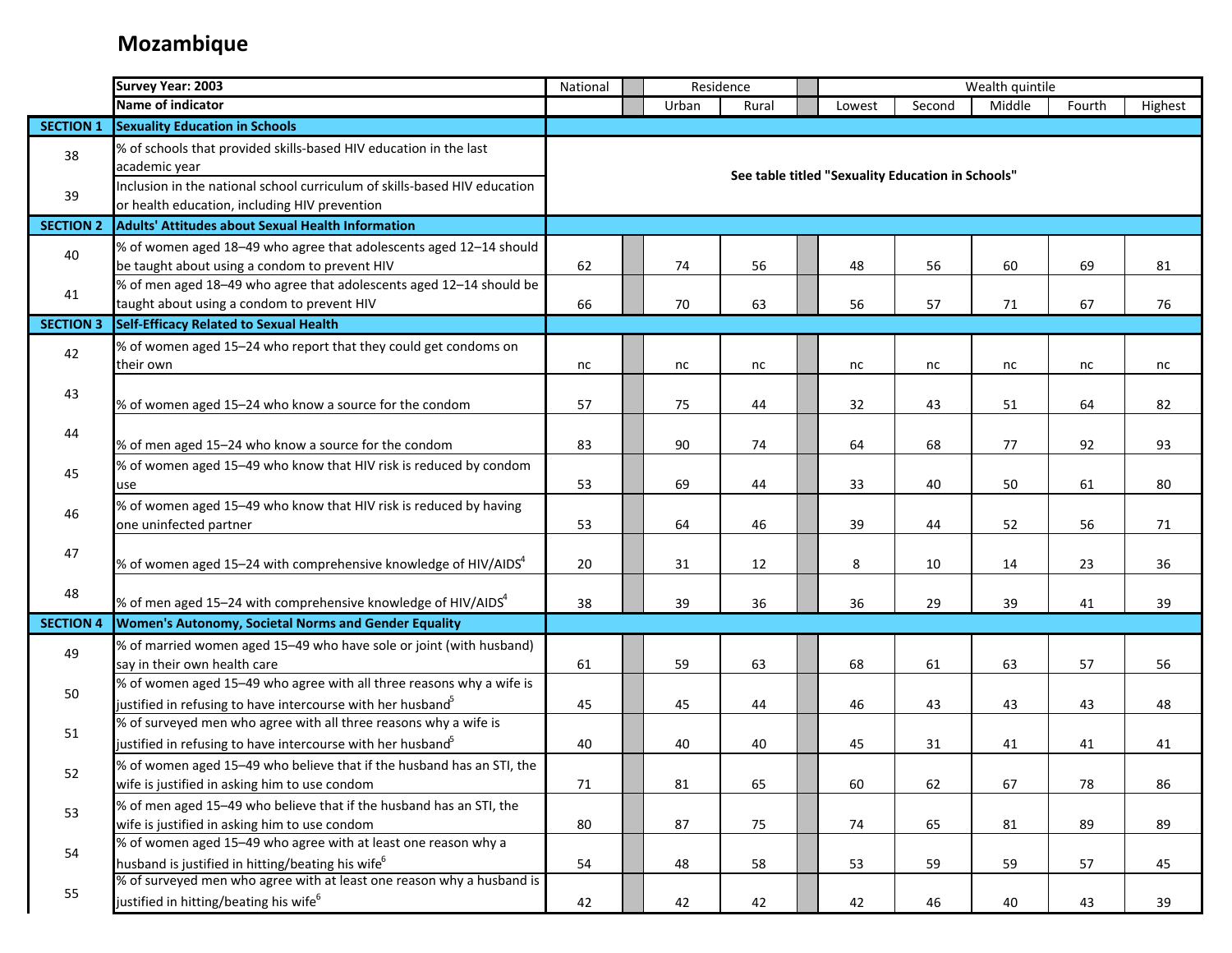# Mozambique

| | Survey Year: 2003 | National | Residence | | Wealth quintile | | | | |
|---|---|---|---|---|---|---|---|---|---|
| | Name of indicator | | Urban | Rural | Lowest | Second | Middle | Fourth | Highest |
| SECTION 1 | Sexuality Education in Schools | | | | | | | | |
| 38 | % of schools that provided skills-based HIV education in the last academic year | See table titled "Sexuality Education in Schools" | | | | | | | |
| 39 | Inclusion in the national school curriculum of skills-based HIV education or health education, including HIV prevention | | | | | | | | |
| SECTION 2 | Adults' Attitudes about Sexual Health Information | | | | | | | | |
| 40 | % of women aged 18–49 who agree that adolescents aged 12–14 should be taught about using a condom to prevent HIV | 62 | 74 | 56 | 48 | 56 | 60 | 69 | 81 |
| 41 | % of men aged 18–49 who agree that adolescents aged 12–14 should be taught about using a condom to prevent HIV | 66 | 70 | 63 | 56 | 57 | 71 | 67 | 76 |
| SECTION 3 | Self-Efficacy Related to Sexual Health | | | | | | | | |
| 42 | % of women aged 15–24 who report that they could get condoms on their own | nc | nc | nc | nc | nc | nc | nc | nc |
| 43 | % of women aged 15–24 who know a source for the condom | 57 | 75 | 44 | 32 | 43 | 51 | 64 | 82 |
| 44 | % of men aged 15–24 who know a source for the condom | 83 | 90 | 74 | 64 | 68 | 77 | 92 | 93 |
| 45 | % of women aged 15–49 who know that HIV risk is reduced by condom use | 53 | 69 | 44 | 33 | 40 | 50 | 61 | 80 |
| 46 | % of women aged 15–49 who know that HIV risk is reduced by having one uninfected partner | 53 | 64 | 46 | 39 | 44 | 52 | 56 | 71 |
| 47 | % of women aged 15–24 with comprehensive knowledge of HIV/AIDS[4] | 20 | 31 | 12 | 8 | 10 | 14 | 23 | 36 |
| 48 | % of men aged 15–24 with comprehensive knowledge of HIV/AIDS[4] | 38 | 39 | 36 | 36 | 29 | 39 | 41 | 39 |
| SECTION 4 | Women's Autonomy, Societal Norms and Gender Equality | | | | | | | | |
| 49 | % of married women aged 15–49 who have sole or joint (with husband) say in their own health care | 61 | 59 | 63 | 68 | 61 | 63 | 57 | 56 |
| 50 | % of women aged 15–49 who agree with all three reasons why a wife is justified in refusing to have intercourse with her husband[5] | 45 | 45 | 44 | 46 | 43 | 43 | 43 | 48 |
| 51 | % of surveyed men who agree with all three reasons why a wife is justified in refusing to have intercourse with her husband[5] | 40 | 40 | 40 | 45 | 31 | 41 | 41 | 41 |
| 52 | % of women aged 15–49 who believe that if the husband has an STI, the wife is justified in asking him to use condom | 71 | 81 | 65 | 60 | 62 | 67 | 78 | 86 |
| 53 | % of men aged 15–49 who believe that if the husband has an STI, the wife is justified in asking him to use condom | 80 | 87 | 75 | 74 | 65 | 81 | 89 | 89 |
| 54 | % of women aged 15–49 who agree with at least one reason why a husband is justified in hitting/beating his wife[6] | 54 | 48 | 58 | 53 | 59 | 59 | 57 | 45 |
| 55 | % of surveyed men who agree with at least one reason why a husband is justified in hitting/beating his wife[6] | 42 | 42 | 42 | 42 | 46 | 40 | 43 | 39 |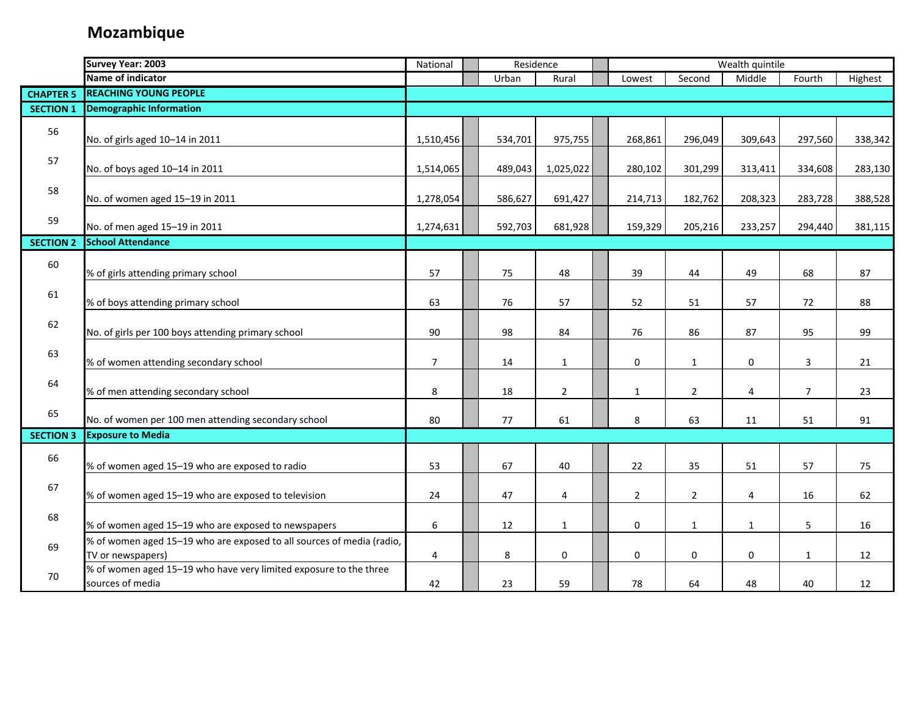# Mozambique

| | Survey Year: 2003 | National | | Residence | | | Wealth quintile | | | | |
|---|---|---|---|---|---|---|---|---|---|---|---|
| | Name of indicator | | | Urban | Rural | | Lowest | Second | Middle | Fourth | Highest |
| CHAPTER 5 | REACHING YOUNG PEOPLE | | | | | | | | | | |
| SECTION 1 | Demographic Information | | | | | | | | | | |
| 56 | No. of girls aged 10–14 in 2011 | 1,510,456 | | 534,701 | 975,755 | | 268,861 | 296,049 | 309,643 | 297,560 | 338,342 |
| 57 | No. of boys aged 10–14 in 2011 | 1,514,065 | | 489,043 | 1,025,022 | | 280,102 | 301,299 | 313,411 | 334,608 | 283,130 |
| 58 | No. of women aged 15–19 in 2011 | 1,278,054 | | 586,627 | 691,427 | | 214,713 | 182,762 | 208,323 | 283,728 | 388,528 |
| 59 | No. of men aged 15–19 in 2011 | 1,274,631 | | 592,703 | 681,928 | | 159,329 | 205,216 | 233,257 | 294,440 | 381,115 |
| SECTION 2 | School Attendance | | | | | | | | | | |
| 60 | % of girls attending primary school | 57 | | 75 | 48 | | 39 | 44 | 49 | 68 | 87 |
| 61 | % of boys attending primary school | 63 | | 76 | 57 | | 52 | 51 | 57 | 72 | 88 |
| 62 | No. of girls per 100 boys attending primary school | 90 | | 98 | 84 | | 76 | 86 | 87 | 95 | 99 |
| 63 | % of women attending secondary school | 7 | | 14 | 1 | | 0 | 1 | 0 | 3 | 21 |
| 64 | % of men attending secondary school | 8 | | 18 | 2 | | 1 | 2 | 4 | 7 | 23 |
| 65 | No. of women per 100 men attending secondary school | 80 | | 77 | 61 | | 8 | 63 | 11 | 51 | 91 |
| SECTION 3 | Exposure to Media | | | | | | | | | | |
| 66 | % of women aged 15–19 who are exposed to radio | 53 | | 67 | 40 | | 22 | 35 | 51 | 57 | 75 |
| 67 | % of women aged 15–19 who are exposed to television | 24 | | 47 | 4 | | 2 | 2 | 4 | 16 | 62 |
| 68 | % of women aged 15–19 who are exposed to newspapers | 6 | | 12 | 1 | | 0 | 1 | 1 | 5 | 16 |
| 69 | % of women aged 15–19 who are exposed to all sources of media (radio, TV or newspapers) | 4 | | 8 | 0 | | 0 | 0 | 0 | 1 | 12 |
| 70 | % of women aged 15–19 who have very limited exposure to the three sources of media | 42 | | 23 | 59 | | 78 | 64 | 48 | 40 | 12 |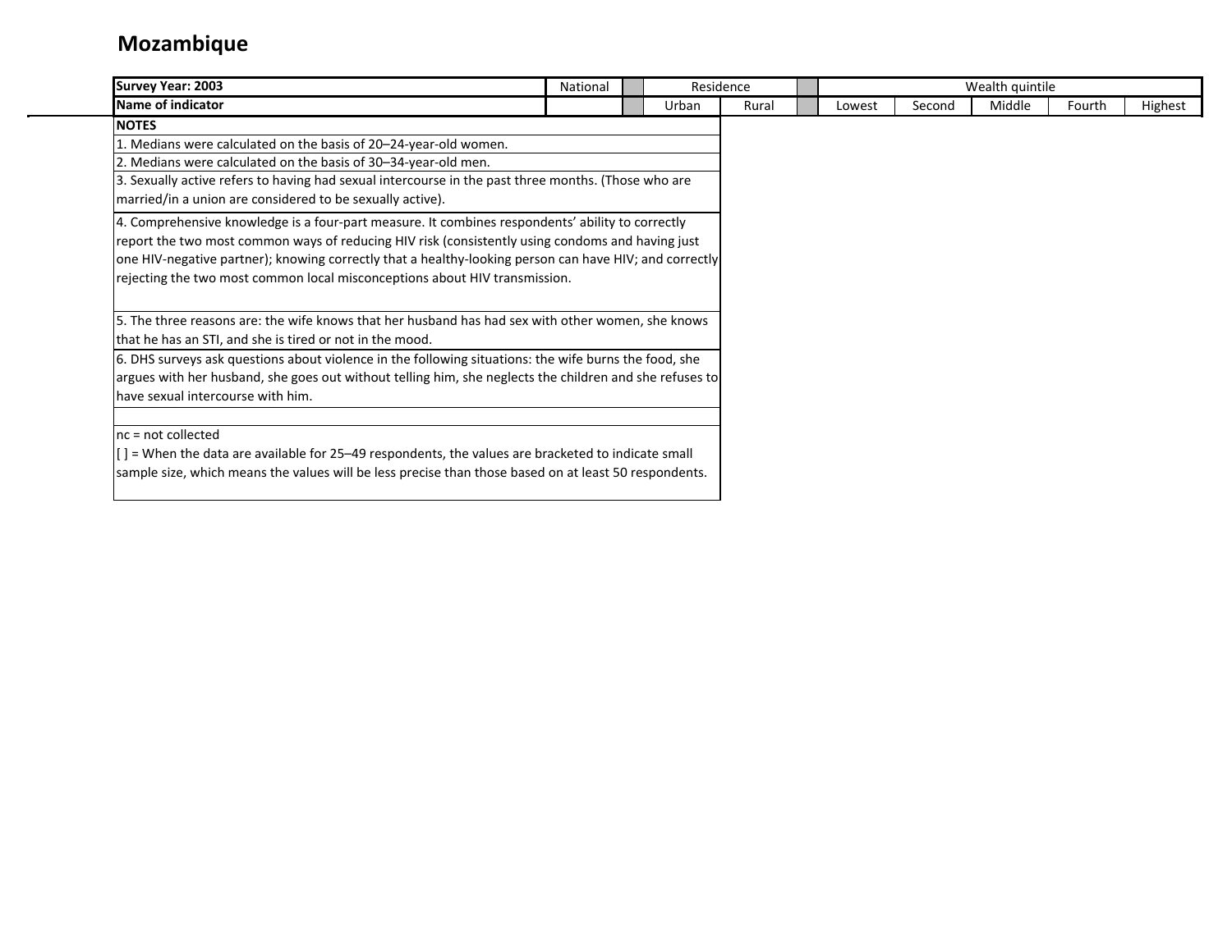# Mozambique

| Survey Year: 2003 | National | | Residence | | | Wealth quintile | | | | |
|---|---|---|---|---|---|---|---|---|---|---|
| Name of indicator | | | Urban | Rural | | Lowest | Second | Middle | Fourth | Highest |

**NOTES**

1. Medians were calculated on the basis of 20–24-year-old women.
2. Medians were calculated on the basis of 30–34-year-old men.
3. Sexually active refers to having had sexual intercourse in the past three months. (Those who are married/in a union are considered to be sexually active).
4. Comprehensive knowledge is a four-part measure. It combines respondents' ability to correctly report the two most common ways of reducing HIV risk (consistently using condoms and having just one HIV-negative partner); knowing correctly that a healthy-looking person can have HIV; and correctly rejecting the two most common local misconceptions about HIV transmission.
5. The three reasons are: the wife knows that her husband has had sex with other women, she knows that he has an STI, and she is tired or not in the mood.
6. DHS surveys ask questions about violence in the following situations: the wife burns the food, she argues with her husband, she goes out without telling him, she neglects the children and she refuses to have sexual intercourse with him.

nc = not collected

[ ] = When the data are available for 25–49 respondents, the values are bracketed to indicate small sample size, which means the values will be less precise than those based on at least 50 respondents.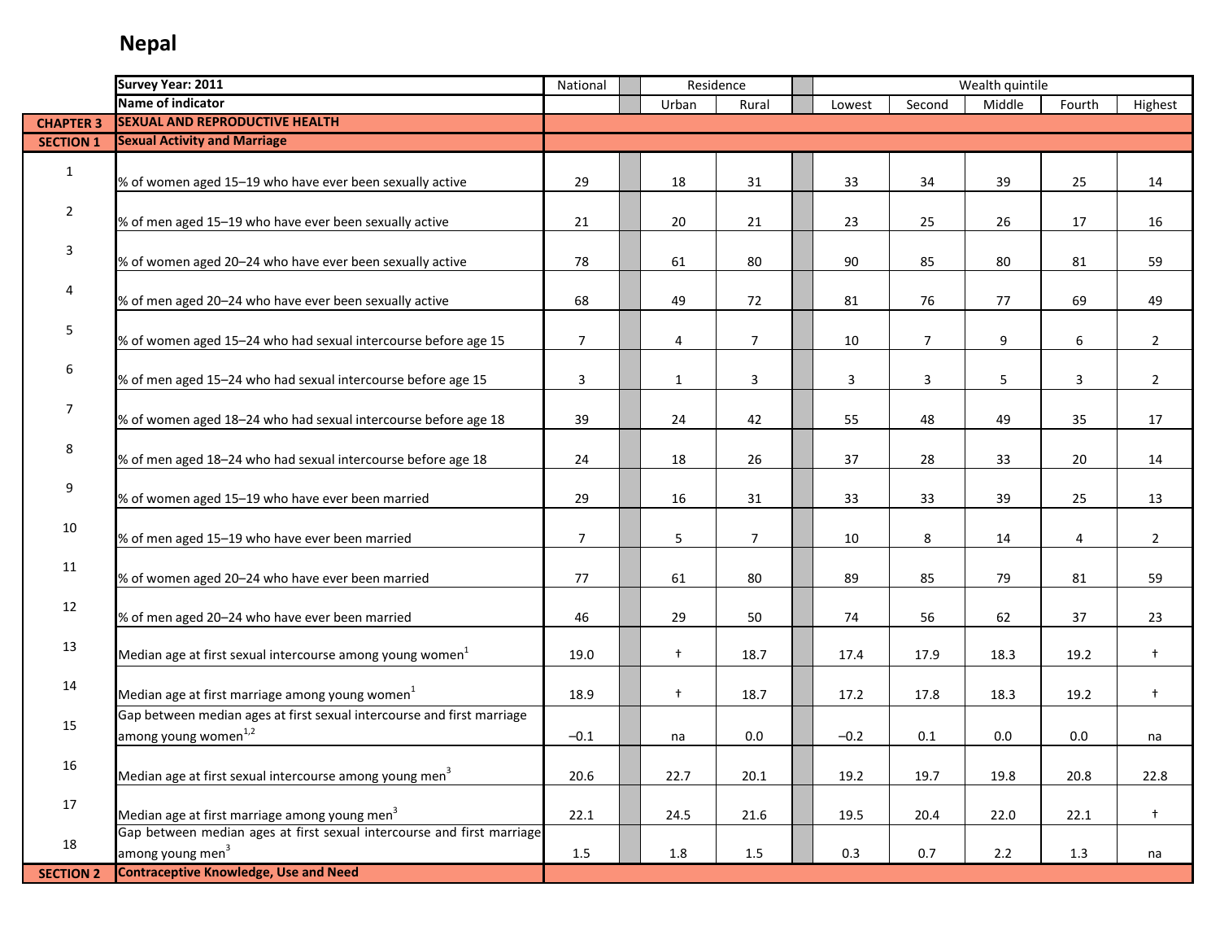# Nepal

| | Survey Year: 2011 | National | Residence | | Wealth quintile | | | | |
|---|---|---|---|---|---|---|---|---|---|
| | Name of indicator | | Urban | Rural | Lowest | Second | Middle | Fourth | Highest |
| **CHAPTER 3** | **SEXUAL AND REPRODUCTIVE HEALTH** | | | | | | | | |
| **SECTION 1** | **Sexual Activity and Marriage** | | | | | | | | |
| 1 | % of women aged 15–19 who have ever been sexually active | 29 | 18 | 31 | 33 | 34 | 39 | 25 | 14 |
| 2 | % of men aged 15–19 who have ever been sexually active | 21 | 20 | 21 | 23 | 25 | 26 | 17 | 16 |
| 3 | % of women aged 20–24 who have ever been sexually active | 78 | 61 | 80 | 90 | 85 | 80 | 81 | 59 |
| 4 | % of men aged 20–24 who have ever been sexually active | 68 | 49 | 72 | 81 | 76 | 77 | 69 | 49 |
| 5 | % of women aged 15–24 who had sexual intercourse before age 15 | 7 | 4 | 7 | 10 | 7 | 9 | 6 | 2 |
| 6 | % of men aged 15–24 who had sexual intercourse before age 15 | 3 | 1 | 3 | 3 | 3 | 5 | 3 | 2 |
| 7 | % of women aged 18–24 who had sexual intercourse before age 18 | 39 | 24 | 42 | 55 | 48 | 49 | 35 | 17 |
| 8 | % of men aged 18–24 who had sexual intercourse before age 18 | 24 | 18 | 26 | 37 | 28 | 33 | 20 | 14 |
| 9 | % of women aged 15–19 who have ever been married | 29 | 16 | 31 | 33 | 33 | 39 | 25 | 13 |
| 10 | % of men aged 15–19 who have ever been married | 7 | 5 | 7 | 10 | 8 | 14 | 4 | 2 |
| 11 | % of women aged 20–24 who have ever been married | 77 | 61 | 80 | 89 | 85 | 79 | 81 | 59 |
| 12 | % of men aged 20–24 who have ever been married | 46 | 29 | 50 | 74 | 56 | 62 | 37 | 23 |
| 13 | Median age at first sexual intercourse among young women[1] | 19.0 | † | 18.7 | 17.4 | 17.9 | 18.3 | 19.2 | † |
| 14 | Median age at first marriage among young women[1] | 18.9 | † | 18.7 | 17.2 | 17.8 | 18.3 | 19.2 | † |
| 15 | Gap between median ages at first sexual intercourse and first marriage among young women[1,2] | –0.1 | na | 0.0 | –0.2 | 0.1 | 0.0 | 0.0 | na |
| 16 | Median age at first sexual intercourse among young men[3] | 20.6 | 22.7 | 20.1 | 19.2 | 19.7 | 19.8 | 20.8 | 22.8 |
| 17 | Median age at first marriage among young men[3] | 22.1 | 24.5 | 21.6 | 19.5 | 20.4 | 22.0 | 22.1 | † |
| 18 | Gap between median ages at first sexual intercourse and first marriage among young men[3] | 1.5 | 1.8 | 1.5 | 0.3 | 0.7 | 2.2 | 1.3 | na |
| **SECTION 2** | **Contraceptive Knowledge, Use and Need** | | | | | | | | |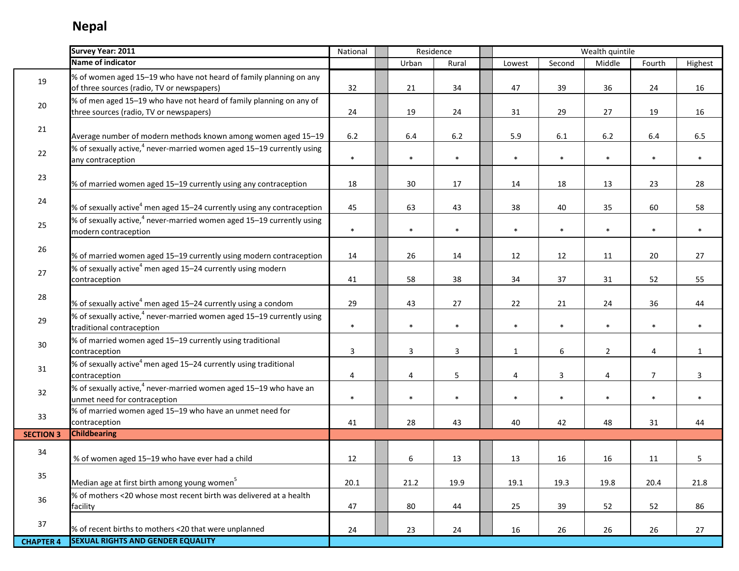## Nepal

| | Survey Year: 2011 | National | Residence | | Wealth quintile | | | | |
|---|---|---|---|---|---|---|---|---|---|
| | Name of indicator | | Urban | Rural | Lowest | Second | Middle | Fourth | Highest |
| 19 | % of women aged 15–19 who have not heard of family planning on any of three sources (radio, TV or newspapers) | 32 | 21 | 34 | 47 | 39 | 36 | 24 | 16 |
| 20 | % of men aged 15–19 who have not heard of family planning on any of three sources (radio, TV or newspapers) | 24 | 19 | 24 | 31 | 29 | 27 | 19 | 16 |
| 21 | Average number of modern methods known among women aged 15–19 | 6.2 | 6.4 | 6.2 | 5.9 | 6.1 | 6.2 | 6.4 | 6.5 |
| 22 | % of sexually active,[4] never-married women aged 15–19 currently using any contraception | * | * | * | * | * | * | * | * |
| 23 | % of married women aged 15–19 currently using any contraception | 18 | 30 | 17 | 14 | 18 | 13 | 23 | 28 |
| 24 | % of sexually active[4] men aged 15–24 currently using any contraception | 45 | 63 | 43 | 38 | 40 | 35 | 60 | 58 |
| 25 | % of sexually active,[4] never-married women aged 15–19 currently using modern contraception | * | * | * | * | * | * | * | * |
| 26 | % of married women aged 15–19 currently using modern contraception | 14 | 26 | 14 | 12 | 12 | 11 | 20 | 27 |
| 27 | % of sexually active[4] men aged 15–24 currently using modern contraception | 41 | 58 | 38 | 34 | 37 | 31 | 52 | 55 |
| 28 | % of sexually active[4] men aged 15–24 currently using a condom | 29 | 43 | 27 | 22 | 21 | 24 | 36 | 44 |
| 29 | % of sexually active,[4] never-married women aged 15–19 currently using traditional contraception | * | * | * | * | * | * | * | * |
| 30 | % of married women aged 15–19 currently using traditional contraception | 3 | 3 | 3 | 1 | 6 | 2 | 4 | 1 |
| 31 | % of sexually active[4] men aged 15–24 currently using traditional contraception | 4 | 4 | 5 | 4 | 3 | 4 | 7 | 3 |
| 32 | % of sexually active,[4] never-married women aged 15–19 who have an unmet need for contraception | * | * | * | * | * | * | * | * |
| 33 | % of married women aged 15–19 who have an unmet need for contraception | 41 | 28 | 43 | 40 | 42 | 48 | 31 | 44 |
| SECTION 3 | Childbearing | | | | | | | | |
| 34 | % of women aged 15–19 who have ever had a child | 12 | 6 | 13 | 13 | 16 | 16 | 11 | 5 |
| 35 | Median age at first birth among young women[5] | 20.1 | 21.2 | 19.9 | 19.1 | 19.3 | 19.8 | 20.4 | 21.8 |
| 36 | % of mothers <20 whose most recent birth was delivered at a health facility | 47 | 80 | 44 | 25 | 39 | 52 | 52 | 86 |
| 37 | % of recent births to mothers <20 that were unplanned | 24 | 23 | 24 | 16 | 26 | 26 | 26 | 27 |
| CHAPTER 4 | SEXUAL RIGHTS AND GENDER EQUALITY | | | | | | | | |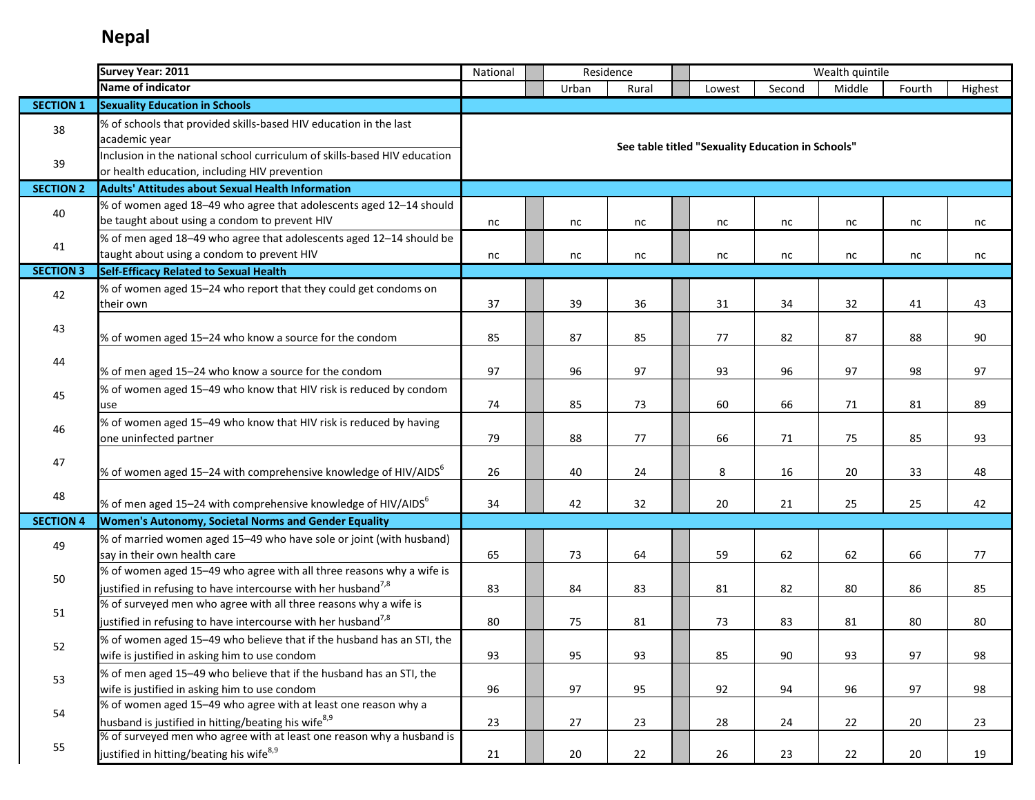# Nepal

| | Survey Year: 2011 | National | Residence | | Wealth quintile | | | | |
|---|---|---|---|---|---|---|---|---|---|
| | Name of indicator | | Urban | Rural | Lowest | Second | Middle | Fourth | Highest |
| SECTION 1 | Sexuality Education in Schools | | | | | | | | |
| 38 | % of schools that provided skills-based HIV education in the last academic year | See table titled "Sexuality Education in Schools" | | | | | | | |
| 39 | Inclusion in the national school curriculum of skills-based HIV education or health education, including HIV prevention | | | | | | | | |
| SECTION 2 | Adults' Attitudes about Sexual Health Information | | | | | | | | |
| 40 | % of women aged 18–49 who agree that adolescents aged 12–14 should be taught about using a condom to prevent HIV | nc | nc | nc | nc | nc | nc | nc | nc |
| 41 | % of men aged 18–49 who agree that adolescents aged 12–14 should be taught about using a condom to prevent HIV | nc | nc | nc | nc | nc | nc | nc | nc |
| SECTION 3 | Self-Efficacy Related to Sexual Health | | | | | | | | |
| 42 | % of women aged 15–24 who report that they could get condoms on their own | 37 | 39 | 36 | 31 | 34 | 32 | 41 | 43 |
| 43 | % of women aged 15–24 who know a source for the condom | 85 | 87 | 85 | 77 | 82 | 87 | 88 | 90 |
| 44 | % of men aged 15–24 who know a source for the condom | 97 | 96 | 97 | 93 | 96 | 97 | 98 | 97 |
| 45 | % of women aged 15–49 who know that HIV risk is reduced by condom use | 74 | 85 | 73 | 60 | 66 | 71 | 81 | 89 |
| 46 | % of women aged 15–49 who know that HIV risk is reduced by having one uninfected partner | 79 | 88 | 77 | 66 | 71 | 75 | 85 | 93 |
| 47 | % of women aged 15–24 with comprehensive knowledge of HIV/AIDS[6] | 26 | 40 | 24 | 8 | 16 | 20 | 33 | 48 |
| 48 | % of men aged 15–24 with comprehensive knowledge of HIV/AIDS[6] | 34 | 42 | 32 | 20 | 21 | 25 | 25 | 42 |
| SECTION 4 | Women's Autonomy, Societal Norms and Gender Equality | | | | | | | | |
| 49 | % of married women aged 15–49 who have sole or joint (with husband) say in their own health care | 65 | 73 | 64 | 59 | 62 | 62 | 66 | 77 |
| 50 | % of women aged 15–49 who agree with all three reasons why a wife is justified in refusing to have intercourse with her husband[7,8] | 83 | 84 | 83 | 81 | 82 | 80 | 86 | 85 |
| 51 | % of surveyed men who agree with all three reasons why a wife is justified in refusing to have intercourse with her husband[7,8] | 80 | 75 | 81 | 73 | 83 | 81 | 80 | 80 |
| 52 | % of women aged 15–49 who believe that if the husband has an STI, the wife is justified in asking him to use condom | 93 | 95 | 93 | 85 | 90 | 93 | 97 | 98 |
| 53 | % of men aged 15–49 who believe that if the husband has an STI, the wife is justified in asking him to use condom | 96 | 97 | 95 | 92 | 94 | 96 | 97 | 98 |
| 54 | % of women aged 15–49 who agree with at least one reason why a husband is justified in hitting/beating his wife[8,9] | 23 | 27 | 23 | 28 | 24 | 22 | 20 | 23 |
| 55 | % of surveyed men who agree with at least one reason why a husband is justified in hitting/beating his wife[8,9] | 21 | 20 | 22 | 26 | 23 | 22 | 20 | 19 |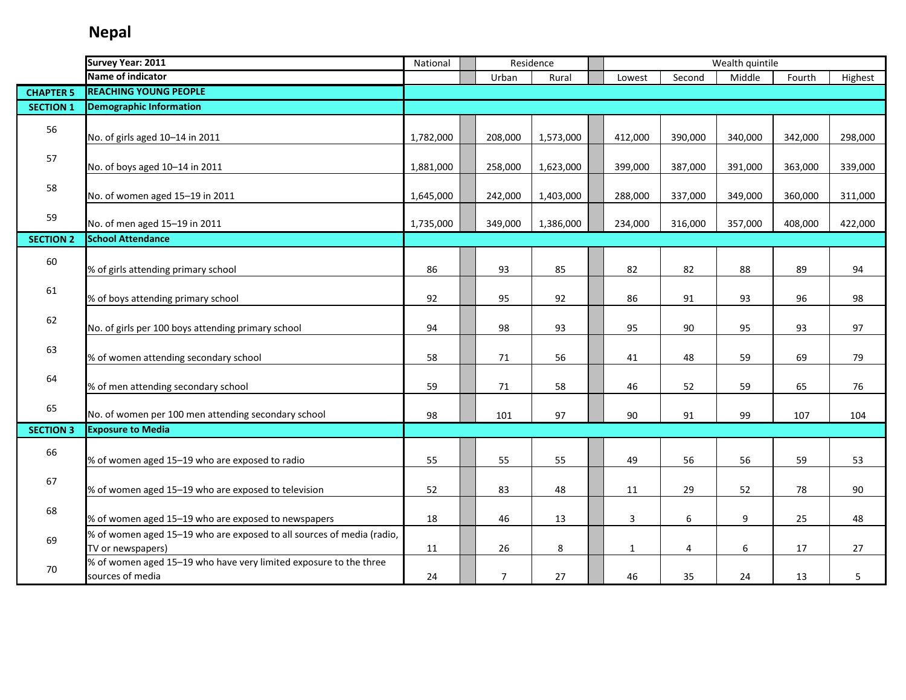# Nepal

| | Survey Year: 2011 | National | Residence | | Wealth quintile | | | | |
|---|---|---|---|---|---|---|---|---|---|
| | Name of indicator | | Urban | Rural | Lowest | Second | Middle | Fourth | Highest |
| **CHAPTER 5** | **REACHING YOUNG PEOPLE** | | | | | | | | |
| **SECTION 1** | **Demographic Information** | | | | | | | | |
| 56 | No. of girls aged 10–14 in 2011 | 1,782,000 | 208,000 | 1,573,000 | 412,000 | 390,000 | 340,000 | 342,000 | 298,000 |
| 57 | No. of boys aged 10–14 in 2011 | 1,881,000 | 258,000 | 1,623,000 | 399,000 | 387,000 | 391,000 | 363,000 | 339,000 |
| 58 | No. of women aged 15–19 in 2011 | 1,645,000 | 242,000 | 1,403,000 | 288,000 | 337,000 | 349,000 | 360,000 | 311,000 |
| 59 | No. of men aged 15–19 in 2011 | 1,735,000 | 349,000 | 1,386,000 | 234,000 | 316,000 | 357,000 | 408,000 | 422,000 |
| **SECTION 2** | **School Attendance** | | | | | | | | |
| 60 | % of girls attending primary school | 86 | 93 | 85 | 82 | 82 | 88 | 89 | 94 |
| 61 | % of boys attending primary school | 92 | 95 | 92 | 86 | 91 | 93 | 96 | 98 |
| 62 | No. of girls per 100 boys attending primary school | 94 | 98 | 93 | 95 | 90 | 95 | 93 | 97 |
| 63 | % of women attending secondary school | 58 | 71 | 56 | 41 | 48 | 59 | 69 | 79 |
| 64 | % of men attending secondary school | 59 | 71 | 58 | 46 | 52 | 59 | 65 | 76 |
| 65 | No. of women per 100 men attending secondary school | 98 | 101 | 97 | 90 | 91 | 99 | 107 | 104 |
| **SECTION 3** | **Exposure to Media** | | | | | | | | |
| 66 | % of women aged 15–19 who are exposed to radio | 55 | 55 | 55 | 49 | 56 | 56 | 59 | 53 |
| 67 | % of women aged 15–19 who are exposed to television | 52 | 83 | 48 | 11 | 29 | 52 | 78 | 90 |
| 68 | % of women aged 15–19 who are exposed to newspapers | 18 | 46 | 13 | 3 | 6 | 9 | 25 | 48 |
| 69 | % of women aged 15–19 who are exposed to all sources of media (radio, TV or newspapers) | 11 | 26 | 8 | 1 | 4 | 6 | 17 | 27 |
| 70 | % of women aged 15–19 who have very limited exposure to the three sources of media | 24 | 7 | 27 | 46 | 35 | 24 | 13 | 5 |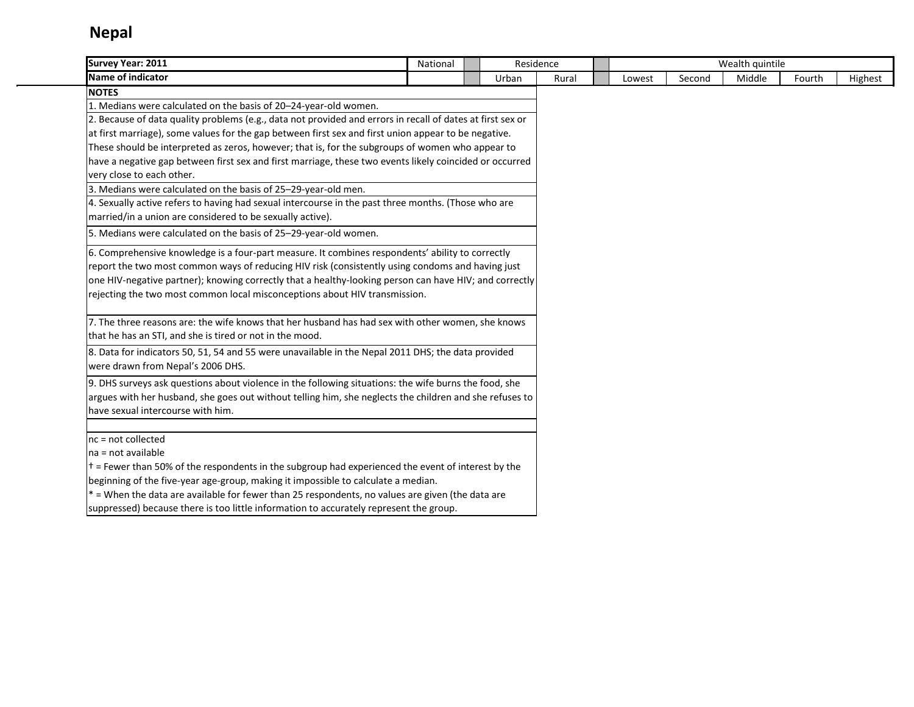# Nepal

| Survey Year: 2011 | National | | Residence | | | Wealth quintile | | | | |
|---|---|---|---|---|---|---|---|---|---|---|
| Name of indicator | | | Urban | Rural | | Lowest | Second | Middle | Fourth | Highest |

**NOTES**

1. Medians were calculated on the basis of 20–24-year-old women.
2. Because of data quality problems (e.g., data not provided and errors in recall of dates at first sex or at first marriage), some values for the gap between first sex and first union appear to be negative. These should be interpreted as zeros, however; that is, for the subgroups of women who appear to have a negative gap between first sex and first marriage, these two events likely coincided or occurred very close to each other.
3. Medians were calculated on the basis of 25–29-year-old men.
4. Sexually active refers to having had sexual intercourse in the past three months. (Those who are married/in a union are considered to be sexually active).
5. Medians were calculated on the basis of 25–29-year-old women.
6. Comprehensive knowledge is a four-part measure. It combines respondents' ability to correctly report the two most common ways of reducing HIV risk (consistently using condoms and having just one HIV-negative partner); knowing correctly that a healthy-looking person can have HIV; and correctly rejecting the two most common local misconceptions about HIV transmission.
7. The three reasons are: the wife knows that her husband has had sex with other women, she knows that he has an STI, and she is tired or not in the mood.
8. Data for indicators 50, 51, 54 and 55 were unavailable in the Nepal 2011 DHS; the data provided were drawn from Nepal's 2006 DHS.
9. DHS surveys ask questions about violence in the following situations: the wife burns the food, she argues with her husband, she goes out without telling him, she neglects the children and she refuses to have sexual intercourse with him.

nc = not collected
na = not available
† = Fewer than 50% of the respondents in the subgroup had experienced the event of interest by the beginning of the five-year age-group, making it impossible to calculate a median.
* = When the data are available for fewer than 25 respondents, no values are given (the data are suppressed) because there is too little information to accurately represent the group.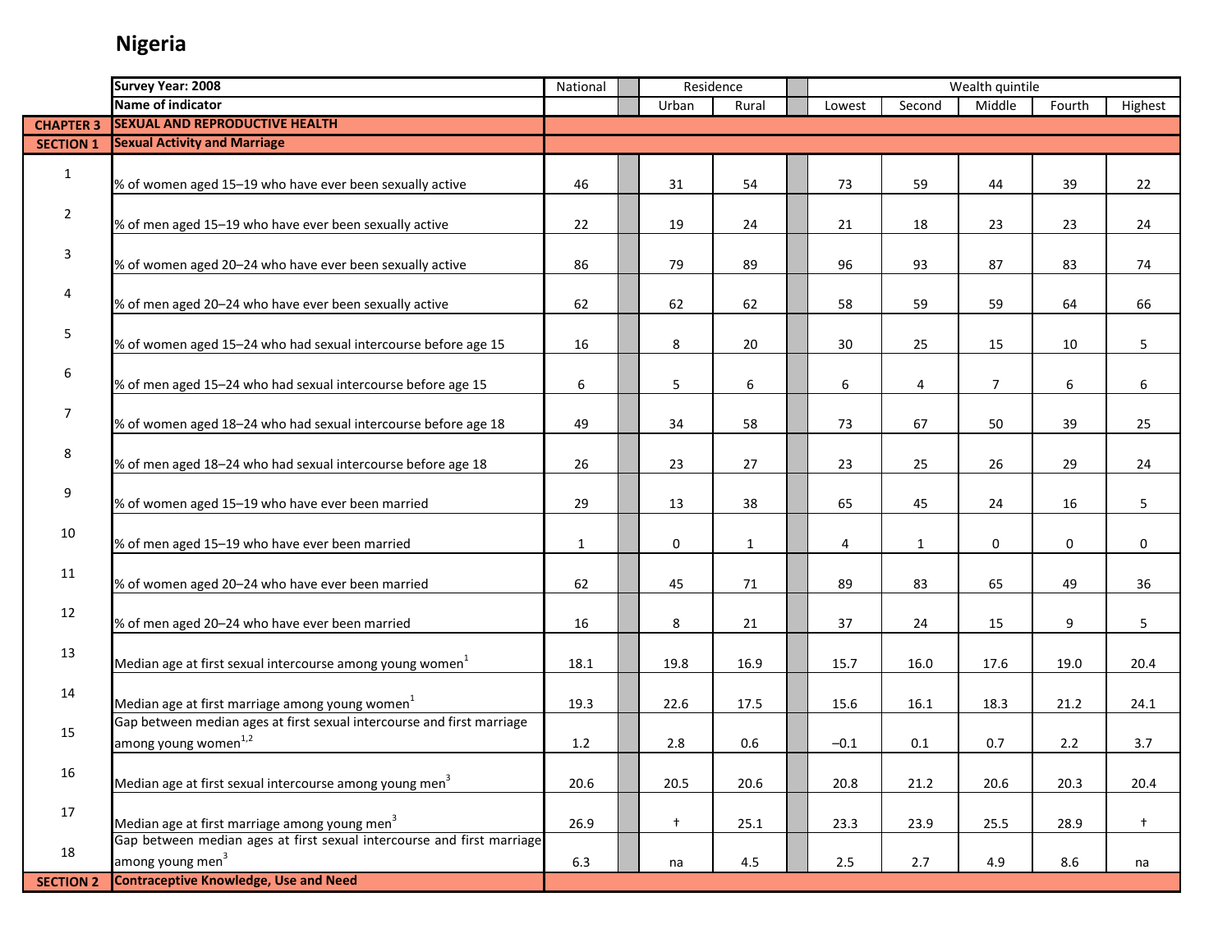# Nigeria

| | Survey Year: 2008 | National | Residence | | Wealth quintile | | | | |
|---|---|---|---|---|---|---|---|---|---|
| | Name of indicator | | Urban | Rural | Lowest | Second | Middle | Fourth | Highest |
| CHAPTER 3 | **SEXUAL AND REPRODUCTIVE HEALTH** | | | | | | | | |
| SECTION 1 | **Sexual Activity and Marriage** | | | | | | | | |
| 1 | % of women aged 15–19 who have ever been sexually active | 46 | 31 | 54 | 73 | 59 | 44 | 39 | 22 |
| 2 | % of men aged 15–19 who have ever been sexually active | 22 | 19 | 24 | 21 | 18 | 23 | 23 | 24 |
| 3 | % of women aged 20–24 who have ever been sexually active | 86 | 79 | 89 | 96 | 93 | 87 | 83 | 74 |
| 4 | % of men aged 20–24 who have ever been sexually active | 62 | 62 | 62 | 58 | 59 | 59 | 64 | 66 |
| 5 | % of women aged 15–24 who had sexual intercourse before age 15 | 16 | 8 | 20 | 30 | 25 | 15 | 10 | 5 |
| 6 | % of men aged 15–24 who had sexual intercourse before age 15 | 6 | 5 | 6 | 6 | 4 | 7 | 6 | 6 |
| 7 | % of women aged 18–24 who had sexual intercourse before age 18 | 49 | 34 | 58 | 73 | 67 | 50 | 39 | 25 |
| 8 | % of men aged 18–24 who had sexual intercourse before age 18 | 26 | 23 | 27 | 23 | 25 | 26 | 29 | 24 |
| 9 | % of women aged 15–19 who have ever been married | 29 | 13 | 38 | 65 | 45 | 24 | 16 | 5 |
| 10 | % of men aged 15–19 who have ever been married | 1 | 0 | 1 | 4 | 1 | 0 | 0 | 0 |
| 11 | % of women aged 20–24 who have ever been married | 62 | 45 | 71 | 89 | 83 | 65 | 49 | 36 |
| 12 | % of men aged 20–24 who have ever been married | 16 | 8 | 21 | 37 | 24 | 15 | 9 | 5 |
| 13 | Median age at first sexual intercourse among young women[1] | 18.1 | 19.8 | 16.9 | 15.7 | 16.0 | 17.6 | 19.0 | 20.4 |
| 14 | Median age at first marriage among young women[1] | 19.3 | 22.6 | 17.5 | 15.6 | 16.1 | 18.3 | 21.2 | 24.1 |
| 15 | Gap between median ages at first sexual intercourse and first marriage among young women[1,2] | 1.2 | 2.8 | 0.6 | –0.1 | 0.1 | 0.7 | 2.2 | 3.7 |
| 16 | Median age at first sexual intercourse among young men[3] | 20.6 | 20.5 | 20.6 | 20.8 | 21.2 | 20.6 | 20.3 | 20.4 |
| 17 | Median age at first marriage among young men[3] | 26.9 | † | 25.1 | 23.3 | 23.9 | 25.5 | 28.9 | † |
| 18 | Gap between median ages at first sexual intercourse and first marriage among young men[3] | 6.3 | na | 4.5 | 2.5 | 2.7 | 4.9 | 8.6 | na |
| SECTION 2 | **Contraceptive Knowledge, Use and Need** | | | | | | | | |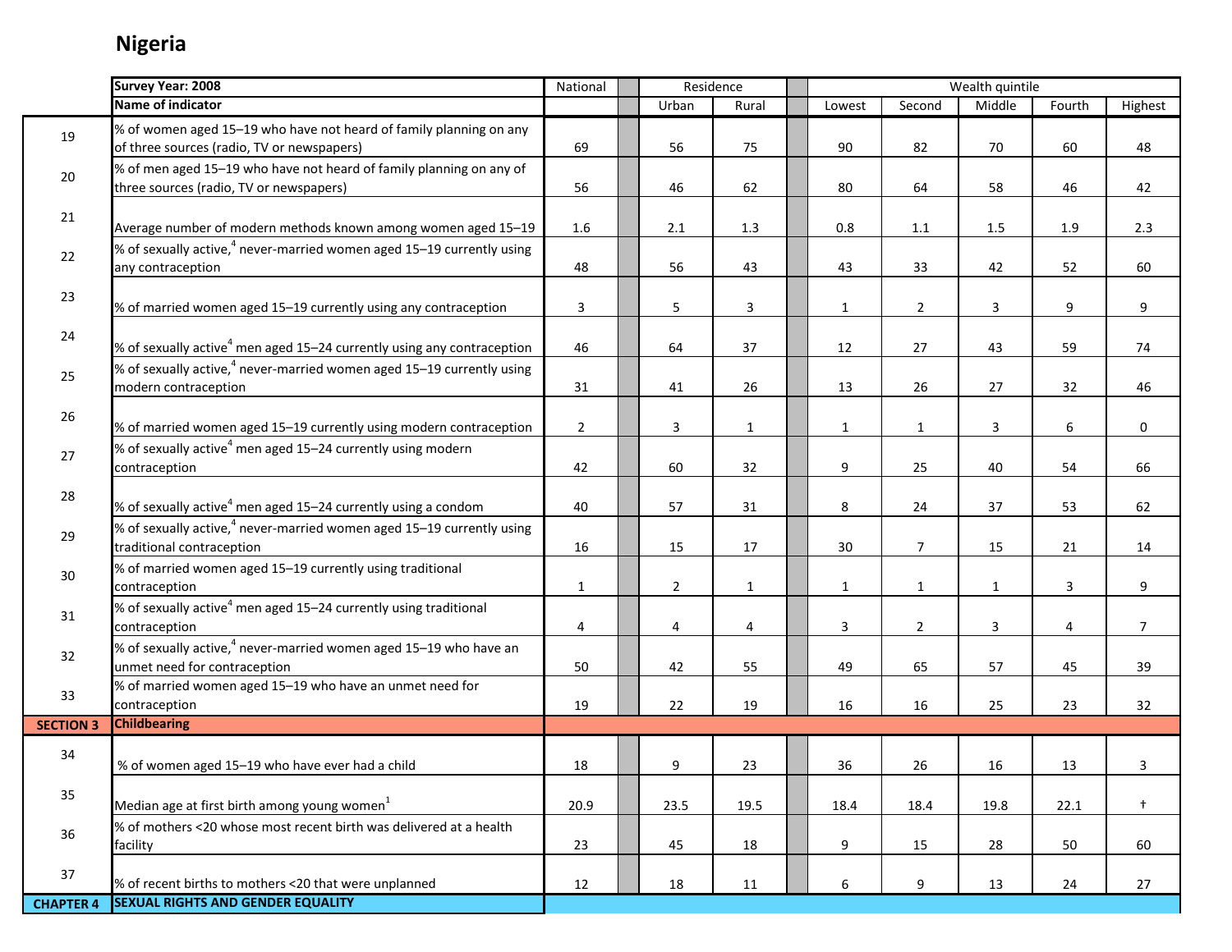# Nigeria

| | Survey Year: 2008 | National | Residence | | Wealth quintile | | | | |
|---|---|---|---|---|---|---|---|---|---|
| | Name of indicator | | Urban | Rural | Lowest | Second | Middle | Fourth | Highest |
| 19 | % of women aged 15–19 who have not heard of family planning on any of three sources (radio, TV or newspapers) | 69 | 56 | 75 | 90 | 82 | 70 | 60 | 48 |
| 20 | % of men aged 15–19 who have not heard of family planning on any of three sources (radio, TV or newspapers) | 56 | 46 | 62 | 80 | 64 | 58 | 46 | 42 |
| 21 | Average number of modern methods known among women aged 15–19 | 1.6 | 2.1 | 1.3 | 0.8 | 1.1 | 1.5 | 1.9 | 2.3 |
| 22 | % of sexually active,[4] never-married women aged 15–19 currently using any contraception | 48 | 56 | 43 | 43 | 33 | 42 | 52 | 60 |
| 23 | % of married women aged 15–19 currently using any contraception | 3 | 5 | 3 | 1 | 2 | 3 | 9 | 9 |
| 24 | % of sexually active[4] men aged 15–24 currently using any contraception | 46 | 64 | 37 | 12 | 27 | 43 | 59 | 74 |
| 25 | % of sexually active,[4] never-married women aged 15–19 currently using modern contraception | 31 | 41 | 26 | 13 | 26 | 27 | 32 | 46 |
| 26 | % of married women aged 15–19 currently using modern contraception | 2 | 3 | 1 | 1 | 1 | 3 | 6 | 0 |
| 27 | % of sexually active[4] men aged 15–24 currently using modern contraception | 42 | 60 | 32 | 9 | 25 | 40 | 54 | 66 |
| 28 | % of sexually active[4] men aged 15–24 currently using a condom | 40 | 57 | 31 | 8 | 24 | 37 | 53 | 62 |
| 29 | % of sexually active,[4] never-married women aged 15–19 currently using traditional contraception | 16 | 15 | 17 | 30 | 7 | 15 | 21 | 14 |
| 30 | % of married women aged 15–19 currently using traditional contraception | 1 | 2 | 1 | 1 | 1 | 1 | 3 | 9 |
| 31 | % of sexually active[4] men aged 15–24 currently using traditional contraception | 4 | 4 | 4 | 3 | 2 | 3 | 4 | 7 |
| 32 | % of sexually active,[4] never-married women aged 15–19 who have an unmet need for contraception | 50 | 42 | 55 | 49 | 65 | 57 | 45 | 39 |
| 33 | % of married women aged 15–19 who have an unmet need for contraception | 19 | 22 | 19 | 16 | 16 | 25 | 23 | 32 |
| SECTION 3 | **Childbearing** | | | | | | | | |
| 34 | % of women aged 15–19 who have ever had a child | 18 | 9 | 23 | 36 | 26 | 16 | 13 | 3 |
| 35 | Median age at first birth among young women[1] | 20.9 | 23.5 | 19.5 | 18.4 | 18.4 | 19.8 | 22.1 | † |
| 36 | % of mothers <20 whose most recent birth was delivered at a health facility | 23 | 45 | 18 | 9 | 15 | 28 | 50 | 60 |
| 37 | % of recent births to mothers <20 that were unplanned | 12 | 18 | 11 | 6 | 9 | 13 | 24 | 27 |
| CHAPTER 4 | **SEXUAL RIGHTS AND GENDER EQUALITY** | | | | | | | | |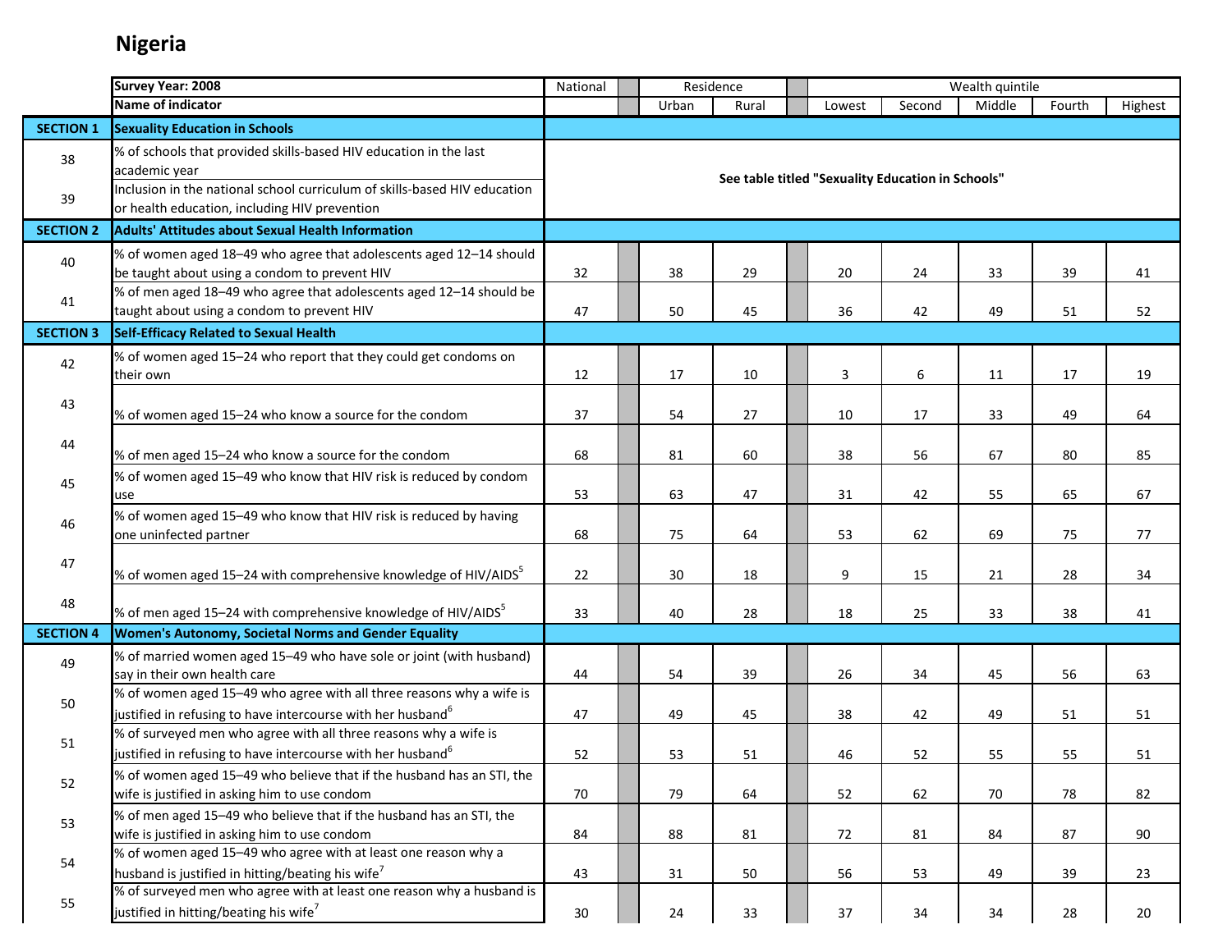# Nigeria

| | Survey Year: 2008 | National | Residence | | Wealth quintile | | | | |
|---|---|---|---|---|---|---|---|---|---|
| | Name of indicator | | Urban | Rural | Lowest | Second | Middle | Fourth | Highest |
| SECTION 1 | Sexuality Education in Schools | | | | | | | | |
| 38 | % of schools that provided skills-based HIV education in the last academic year | See table titled "Sexuality Education in Schools" | | | | | | | |
| 39 | Inclusion in the national school curriculum of skills-based HIV education or health education, including HIV prevention | | | | | | | | |
| SECTION 2 | Adults' Attitudes about Sexual Health Information | | | | | | | | |
| 40 | % of women aged 18–49 who agree that adolescents aged 12–14 should be taught about using a condom to prevent HIV | 32 | 38 | 29 | 20 | 24 | 33 | 39 | 41 |
| 41 | % of men aged 18–49 who agree that adolescents aged 12–14 should be taught about using a condom to prevent HIV | 47 | 50 | 45 | 36 | 42 | 49 | 51 | 52 |
| SECTION 3 | Self-Efficacy Related to Sexual Health | | | | | | | | |
| 42 | % of women aged 15–24 who report that they could get condoms on their own | 12 | 17 | 10 | 3 | 6 | 11 | 17 | 19 |
| 43 | % of women aged 15–24 who know a source for the condom | 37 | 54 | 27 | 10 | 17 | 33 | 49 | 64 |
| 44 | % of men aged 15–24 who know a source for the condom | 68 | 81 | 60 | 38 | 56 | 67 | 80 | 85 |
| 45 | % of women aged 15–49 who know that HIV risk is reduced by condom use | 53 | 63 | 47 | 31 | 42 | 55 | 65 | 67 |
| 46 | % of women aged 15–49 who know that HIV risk is reduced by having one uninfected partner | 68 | 75 | 64 | 53 | 62 | 69 | 75 | 77 |
| 47 | % of women aged 15–24 with comprehensive knowledge of HIV/AIDS[5] | 22 | 30 | 18 | 9 | 15 | 21 | 28 | 34 |
| 48 | % of men aged 15–24 with comprehensive knowledge of HIV/AIDS[5] | 33 | 40 | 28 | 18 | 25 | 33 | 38 | 41 |
| SECTION 4 | Women's Autonomy, Societal Norms and Gender Equality | | | | | | | | |
| 49 | % of married women aged 15–49 who have sole or joint (with husband) say in their own health care | 44 | 54 | 39 | 26 | 34 | 45 | 56 | 63 |
| 50 | % of women aged 15–49 who agree with all three reasons why a wife is justified in refusing to have intercourse with her husband[6] | 47 | 49 | 45 | 38 | 42 | 49 | 51 | 51 |
| 51 | % of surveyed men who agree with all three reasons why a wife is justified in refusing to have intercourse with her husband[6] | 52 | 53 | 51 | 46 | 52 | 55 | 55 | 51 |
| 52 | % of women aged 15–49 who believe that if the husband has an STI, the wife is justified in asking him to use condom | 70 | 79 | 64 | 52 | 62 | 70 | 78 | 82 |
| 53 | % of men aged 15–49 who believe that if the husband has an STI, the wife is justified in asking him to use condom | 84 | 88 | 81 | 72 | 81 | 84 | 87 | 90 |
| 54 | % of women aged 15–49 who agree with at least one reason why a husband is justified in hitting/beating his wife[7] | 43 | 31 | 50 | 56 | 53 | 49 | 39 | 23 |
| 55 | % of surveyed men who agree with at least one reason why a husband is justified in hitting/beating his wife[7] | 30 | 24 | 33 | 37 | 34 | 34 | 28 | 20 |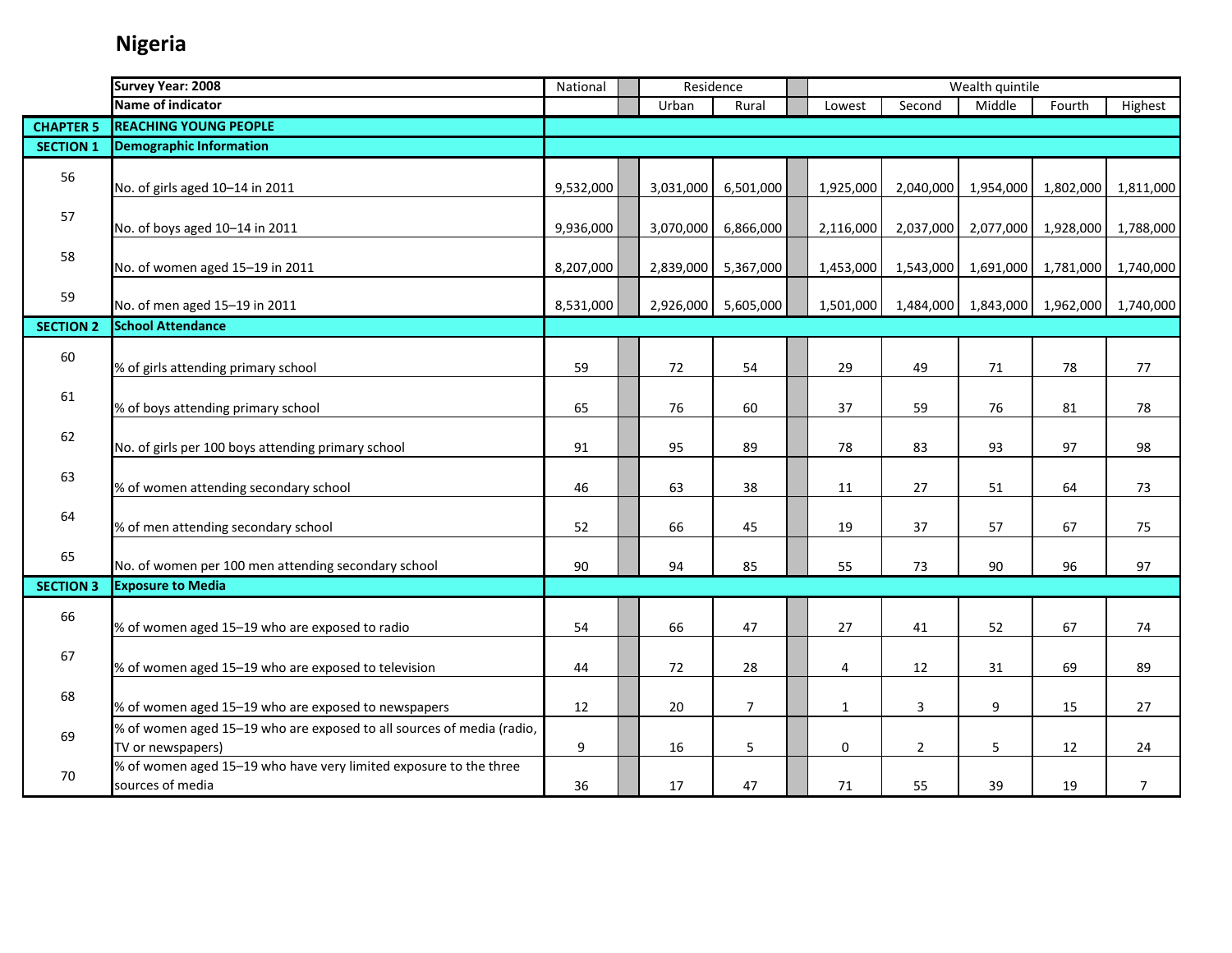# Nigeria

| | Survey Year: 2008 | National | Residence | | Wealth quintile | | | | |
|---|---|---|---|---|---|---|---|---|---|
| | Name of indicator | | Urban | Rural | Lowest | Second | Middle | Fourth | Highest |
| **CHAPTER 5** | **REACHING YOUNG PEOPLE** | | | | | | | | |
| **SECTION 1** | **Demographic Information** | | | | | | | | |
| 56 | No. of girls aged 10–14 in 2011 | 9,532,000 | 3,031,000 | 6,501,000 | 1,925,000 | 2,040,000 | 1,954,000 | 1,802,000 | 1,811,000 |
| 57 | No. of boys aged 10–14 in 2011 | 9,936,000 | 3,070,000 | 6,866,000 | 2,116,000 | 2,037,000 | 2,077,000 | 1,928,000 | 1,788,000 |
| 58 | No. of women aged 15–19 in 2011 | 8,207,000 | 2,839,000 | 5,367,000 | 1,453,000 | 1,543,000 | 1,691,000 | 1,781,000 | 1,740,000 |
| 59 | No. of men aged 15–19 in 2011 | 8,531,000 | 2,926,000 | 5,605,000 | 1,501,000 | 1,484,000 | 1,843,000 | 1,962,000 | 1,740,000 |
| **SECTION 2** | **School Attendance** | | | | | | | | |
| 60 | % of girls attending primary school | 59 | 72 | 54 | 29 | 49 | 71 | 78 | 77 |
| 61 | % of boys attending primary school | 65 | 76 | 60 | 37 | 59 | 76 | 81 | 78 |
| 62 | No. of girls per 100 boys attending primary school | 91 | 95 | 89 | 78 | 83 | 93 | 97 | 98 |
| 63 | % of women attending secondary school | 46 | 63 | 38 | 11 | 27 | 51 | 64 | 73 |
| 64 | % of men attending secondary school | 52 | 66 | 45 | 19 | 37 | 57 | 67 | 75 |
| 65 | No. of women per 100 men attending secondary school | 90 | 94 | 85 | 55 | 73 | 90 | 96 | 97 |
| **SECTION 3** | **Exposure to Media** | | | | | | | | |
| 66 | % of women aged 15–19 who are exposed to radio | 54 | 66 | 47 | 27 | 41 | 52 | 67 | 74 |
| 67 | % of women aged 15–19 who are exposed to television | 44 | 72 | 28 | 4 | 12 | 31 | 69 | 89 |
| 68 | % of women aged 15–19 who are exposed to newspapers | 12 | 20 | 7 | 1 | 3 | 9 | 15 | 27 |
| 69 | % of women aged 15–19 who are exposed to all sources of media (radio, TV or newspapers) | 9 | 16 | 5 | 0 | 2 | 5 | 12 | 24 |
| 70 | % of women aged 15–19 who have very limited exposure to the three sources of media | 36 | 17 | 47 | 71 | 55 | 39 | 19 | 7 |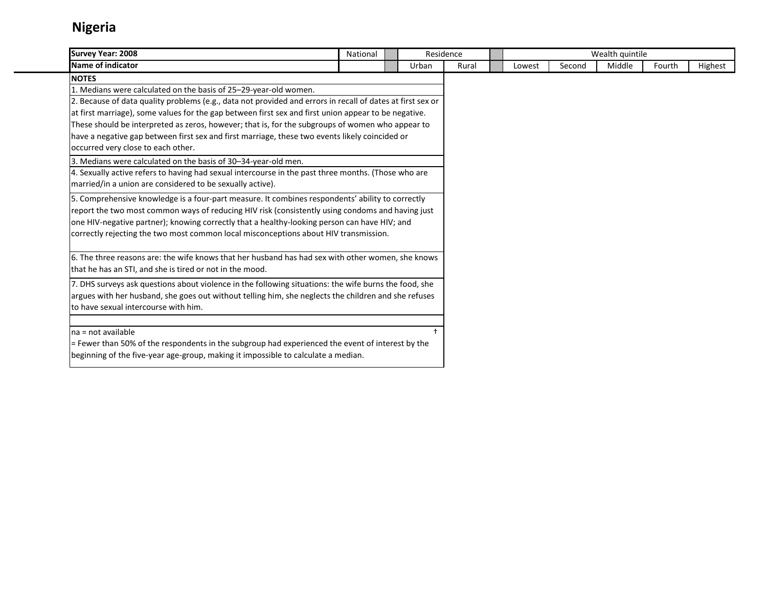# Nigeria

| Survey Year: 2008 | National | | Residence | | | Wealth quintile | | | | |
|---|---|---|---|---|---|---|---|---|---|---|
| Name of indicator | | | Urban | Rural | | Lowest | Second | Middle | Fourth | Highest |

**NOTES**

1. Medians were calculated on the basis of 25–29-year-old women.
2. Because of data quality problems (e.g., data not provided and errors in recall of dates at first sex or at first marriage), some values for the gap between first sex and first union appear to be negative. These should be interpreted as zeros, however; that is, for the subgroups of women who appear to have a negative gap between first sex and first marriage, these two events likely coincided or occurred very close to each other.
3. Medians were calculated on the basis of 30–34-year-old men.
4. Sexually active refers to having had sexual intercourse in the past three months. (Those who are married/in a union are considered to be sexually active).
5. Comprehensive knowledge is a four-part measure. It combines respondents' ability to correctly report the two most common ways of reducing HIV risk (consistently using condoms and having just one HIV-negative partner); knowing correctly that a healthy-looking person can have HIV; and correctly rejecting the two most common local misconceptions about HIV transmission.
6. The three reasons are: the wife knows that her husband has had sex with other women, she knows that he has an STI, and she is tired or not in the mood.
7. DHS surveys ask questions about violence in the following situations: the wife burns the food, she argues with her husband, she goes out without telling him, she neglects the children and she refuses to have sexual intercourse with him.

na = not available

† = Fewer than 50% of the respondents in the subgroup had experienced the event of interest by the beginning of the five-year age-group, making it impossible to calculate a median.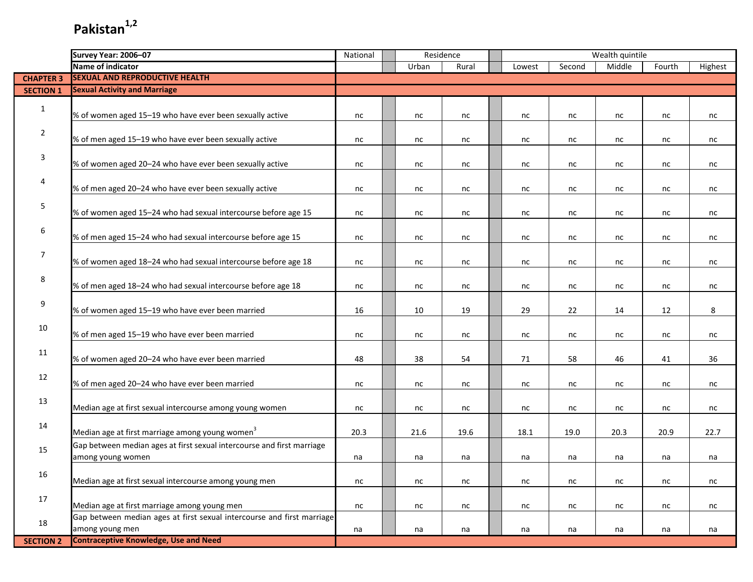# Pakistan[1,2]

| | Survey Year: 2006–07 | National | Residence | | Wealth quintile | | | | |
|---|---|---|---|---|---|---|---|---|---|
| | Name of indicator | | Urban | Rural | Lowest | Second | Middle | Fourth | Highest |
| CHAPTER 3 | SEXUAL AND REPRODUCTIVE HEALTH | | | | | | | | |
| SECTION 1 | Sexual Activity and Marriage | | | | | | | | |
| 1 | % of women aged 15–19 who have ever been sexually active | nc | nc | nc | nc | nc | nc | nc | nc |
| 2 | % of men aged 15–19 who have ever been sexually active | nc | nc | nc | nc | nc | nc | nc | nc |
| 3 | % of women aged 20–24 who have ever been sexually active | nc | nc | nc | nc | nc | nc | nc | nc |
| 4 | % of men aged 20–24 who have ever been sexually active | nc | nc | nc | nc | nc | nc | nc | nc |
| 5 | % of women aged 15–24 who had sexual intercourse before age 15 | nc | nc | nc | nc | nc | nc | nc | nc |
| 6 | % of men aged 15–24 who had sexual intercourse before age 15 | nc | nc | nc | nc | nc | nc | nc | nc |
| 7 | % of women aged 18–24 who had sexual intercourse before age 18 | nc | nc | nc | nc | nc | nc | nc | nc |
| 8 | % of men aged 18–24 who had sexual intercourse before age 18 | nc | nc | nc | nc | nc | nc | nc | nc |
| 9 | % of women aged 15–19 who have ever been married | 16 | 10 | 19 | 29 | 22 | 14 | 12 | 8 |
| 10 | % of men aged 15–19 who have ever been married | nc | nc | nc | nc | nc | nc | nc | nc |
| 11 | % of women aged 20–24 who have ever been married | 48 | 38 | 54 | 71 | 58 | 46 | 41 | 36 |
| 12 | % of men aged 20–24 who have ever been married | nc | nc | nc | nc | nc | nc | nc | nc |
| 13 | Median age at first sexual intercourse among young women | nc | nc | nc | nc | nc | nc | nc | nc |
| 14 | Median age at first marriage among young women[3] | 20.3 | 21.6 | 19.6 | 18.1 | 19.0 | 20.3 | 20.9 | 22.7 |
| 15 | Gap between median ages at first sexual intercourse and first marriage among young women | na | na | na | na | na | na | na | na |
| 16 | Median age at first sexual intercourse among young men | nc | nc | nc | nc | nc | nc | nc | nc |
| 17 | Median age at first marriage among young men | nc | nc | nc | nc | nc | nc | nc | nc |
| 18 | Gap between median ages at first sexual intercourse and first marriage among young men | na | na | na | na | na | na | na | na |
| SECTION 2 | Contraceptive Knowledge, Use and Need | | | | | | | | |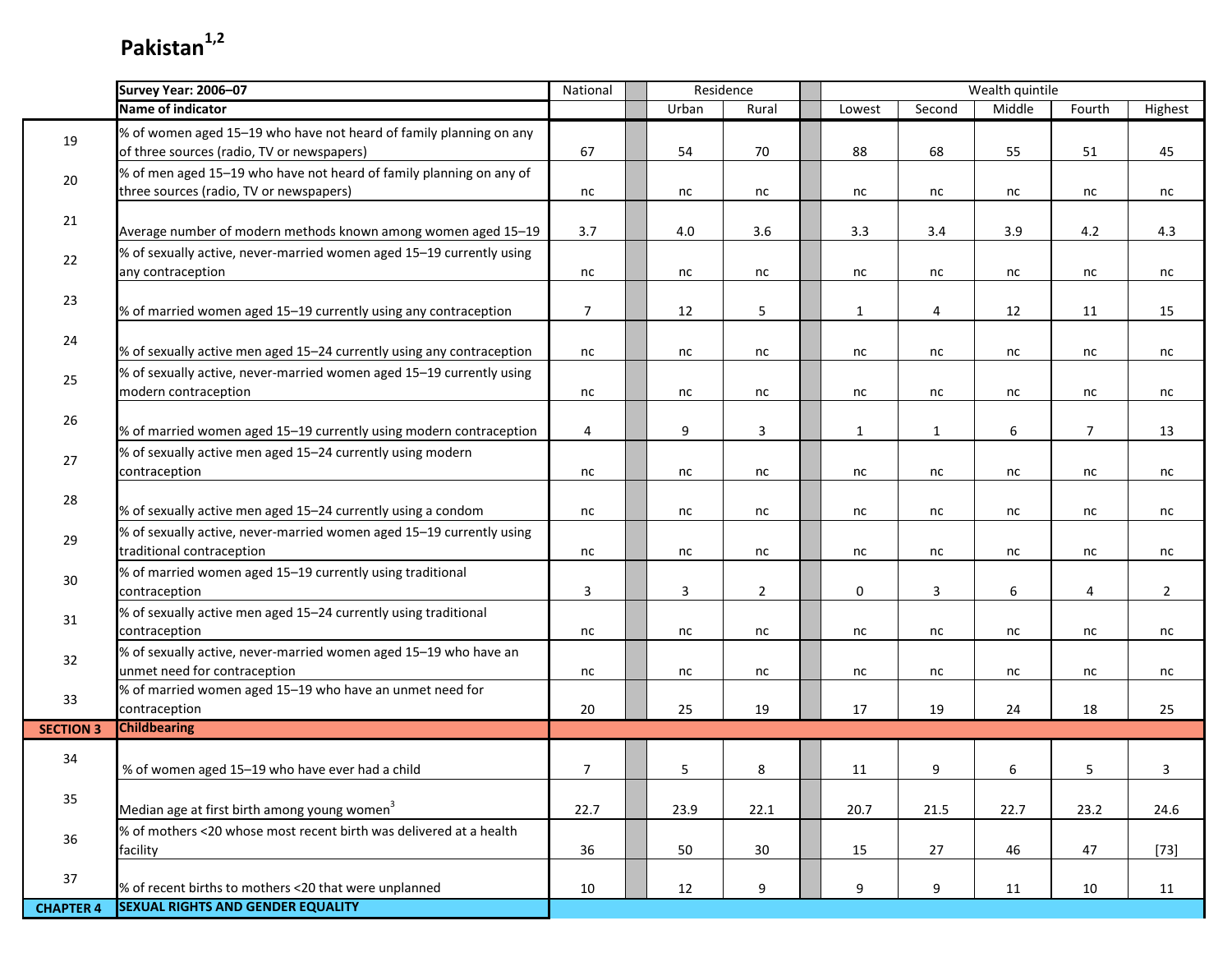# Pakistan[1,2]

| | Survey Year: 2006–07 | National | Residence | | Wealth quintile | | | | |
|---|---|---|---|---|---|---|---|---|---|
| | Name of indicator | | Urban | Rural | Lowest | Second | Middle | Fourth | Highest |
| 19 | % of women aged 15–19 who have not heard of family planning on any of three sources (radio, TV or newspapers) | 67 | 54 | 70 | 88 | 68 | 55 | 51 | 45 |
| 20 | % of men aged 15–19 who have not heard of family planning on any of three sources (radio, TV or newspapers) | nc | nc | nc | nc | nc | nc | nc | nc |
| 21 | Average number of modern methods known among women aged 15–19 | 3.7 | 4.0 | 3.6 | 3.3 | 3.4 | 3.9 | 4.2 | 4.3 |
| 22 | % of sexually active, never-married women aged 15–19 currently using any contraception | nc | nc | nc | nc | nc | nc | nc | nc |
| 23 | % of married women aged 15–19 currently using any contraception | 7 | 12 | 5 | 1 | 4 | 12 | 11 | 15 |
| 24 | % of sexually active men aged 15–24 currently using any contraception | nc | nc | nc | nc | nc | nc | nc | nc |
| 25 | % of sexually active, never-married women aged 15–19 currently using modern contraception | nc | nc | nc | nc | nc | nc | nc | nc |
| 26 | % of married women aged 15–19 currently using modern contraception | 4 | 9 | 3 | 1 | 1 | 6 | 7 | 13 |
| 27 | % of sexually active men aged 15–24 currently using modern contraception | nc | nc | nc | nc | nc | nc | nc | nc |
| 28 | % of sexually active men aged 15–24 currently using a condom | nc | nc | nc | nc | nc | nc | nc | nc |
| 29 | % of sexually active, never-married women aged 15–19 currently using traditional contraception | nc | nc | nc | nc | nc | nc | nc | nc |
| 30 | % of married women aged 15–19 currently using traditional contraception | 3 | 3 | 2 | 0 | 3 | 6 | 4 | 2 |
| 31 | % of sexually active men aged 15–24 currently using traditional contraception | nc | nc | nc | nc | nc | nc | nc | nc |
| 32 | % of sexually active, never-married women aged 15–19 who have an unmet need for contraception | nc | nc | nc | nc | nc | nc | nc | nc |
| 33 | % of married women aged 15–19 who have an unmet need for contraception | 20 | 25 | 19 | 17 | 19 | 24 | 18 | 25 |
| **SECTION 3** | **Childbearing** | | | | | | | | |
| 34 | % of women aged 15–19 who have ever had a child | 7 | 5 | 8 | 11 | 9 | 6 | 5 | 3 |
| 35 | Median age at first birth among young women[3] | 22.7 | 23.9 | 22.1 | 20.7 | 21.5 | 22.7 | 23.2 | 24.6 |
| 36 | % of mothers <20 whose most recent birth was delivered at a health facility | 36 | 50 | 30 | 15 | 27 | 46 | 47 | [73] |
| 37 | % of recent births to mothers <20 that were unplanned | 10 | 12 | 9 | 9 | 9 | 11 | 10 | 11 |
| **CHAPTER 4** | **SEXUAL RIGHTS AND GENDER EQUALITY** | | | | | | | | |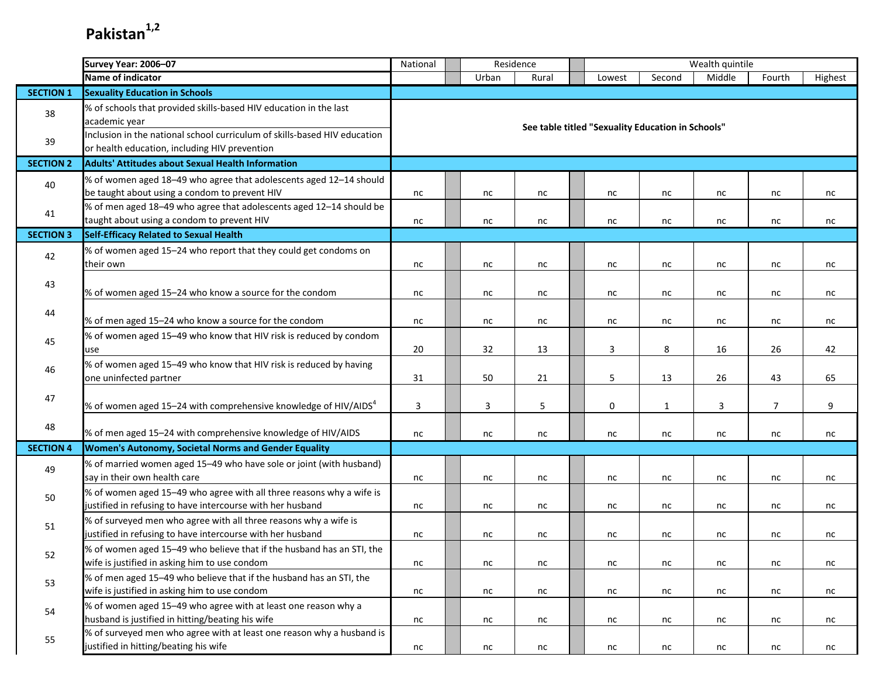# Pakistan[1,2]

| | Survey Year: 2006–07 | National | Residence | | Wealth quintile | | | | |
|---|---|---|---|---|---|---|---|---|---|
| | Name of indicator | | Urban | Rural | Lowest | Second | Middle | Fourth | Highest |
| **SECTION 1** | **Sexuality Education in Schools** | | | | | | | | |
| 38 | % of schools that provided skills-based HIV education in the last academic year | **See table titled "Sexuality Education in Schools"** | | | | | | | |
| 39 | Inclusion in the national school curriculum of skills-based HIV education or health education, including HIV prevention | | | | | | | | |
| **SECTION 2** | **Adults' Attitudes about Sexual Health Information** | | | | | | | | |
| 40 | % of women aged 18–49 who agree that adolescents aged 12–14 should be taught about using a condom to prevent HIV | nc | nc | nc | nc | nc | nc | nc | nc |
| 41 | % of men aged 18–49 who agree that adolescents aged 12–14 should be taught about using a condom to prevent HIV | nc | nc | nc | nc | nc | nc | nc | nc |
| **SECTION 3** | **Self-Efficacy Related to Sexual Health** | | | | | | | | |
| 42 | % of women aged 15–24 who report that they could get condoms on their own | nc | nc | nc | nc | nc | nc | nc | nc |
| 43 | % of women aged 15–24 who know a source for the condom | nc | nc | nc | nc | nc | nc | nc | nc |
| 44 | % of men aged 15–24 who know a source for the condom | nc | nc | nc | nc | nc | nc | nc | nc |
| 45 | % of women aged 15–49 who know that HIV risk is reduced by condom use | 20 | 32 | 13 | 3 | 8 | 16 | 26 | 42 |
| 46 | % of women aged 15–49 who know that HIV risk is reduced by having one uninfected partner | 31 | 50 | 21 | 5 | 13 | 26 | 43 | 65 |
| 47 | % of women aged 15–24 with comprehensive knowledge of HIV/AIDS[4] | 3 | 3 | 5 | 0 | 1 | 3 | 7 | 9 |
| 48 | % of men aged 15–24 with comprehensive knowledge of HIV/AIDS | nc | nc | nc | nc | nc | nc | nc | nc |
| **SECTION 4** | **Women's Autonomy, Societal Norms and Gender Equality** | | | | | | | | |
| 49 | % of married women aged 15–49 who have sole or joint (with husband) say in their own health care | nc | nc | nc | nc | nc | nc | nc | nc |
| 50 | % of women aged 15–49 who agree with all three reasons why a wife is justified in refusing to have intercourse with her husband | nc | nc | nc | nc | nc | nc | nc | nc |
| 51 | % of surveyed men who agree with all three reasons why a wife is justified in refusing to have intercourse with her husband | nc | nc | nc | nc | nc | nc | nc | nc |
| 52 | % of women aged 15–49 who believe that if the husband has an STI, the wife is justified in asking him to use condom | nc | nc | nc | nc | nc | nc | nc | nc |
| 53 | % of men aged 15–49 who believe that if the husband has an STI, the wife is justified in asking him to use condom | nc | nc | nc | nc | nc | nc | nc | nc |
| 54 | % of women aged 15–49 who agree with at least one reason why a husband is justified in hitting/beating his wife | nc | nc | nc | nc | nc | nc | nc | nc |
| 55 | % of surveyed men who agree with at least one reason why a husband is justified in hitting/beating his wife | nc | nc | nc | nc | nc | nc | nc | nc |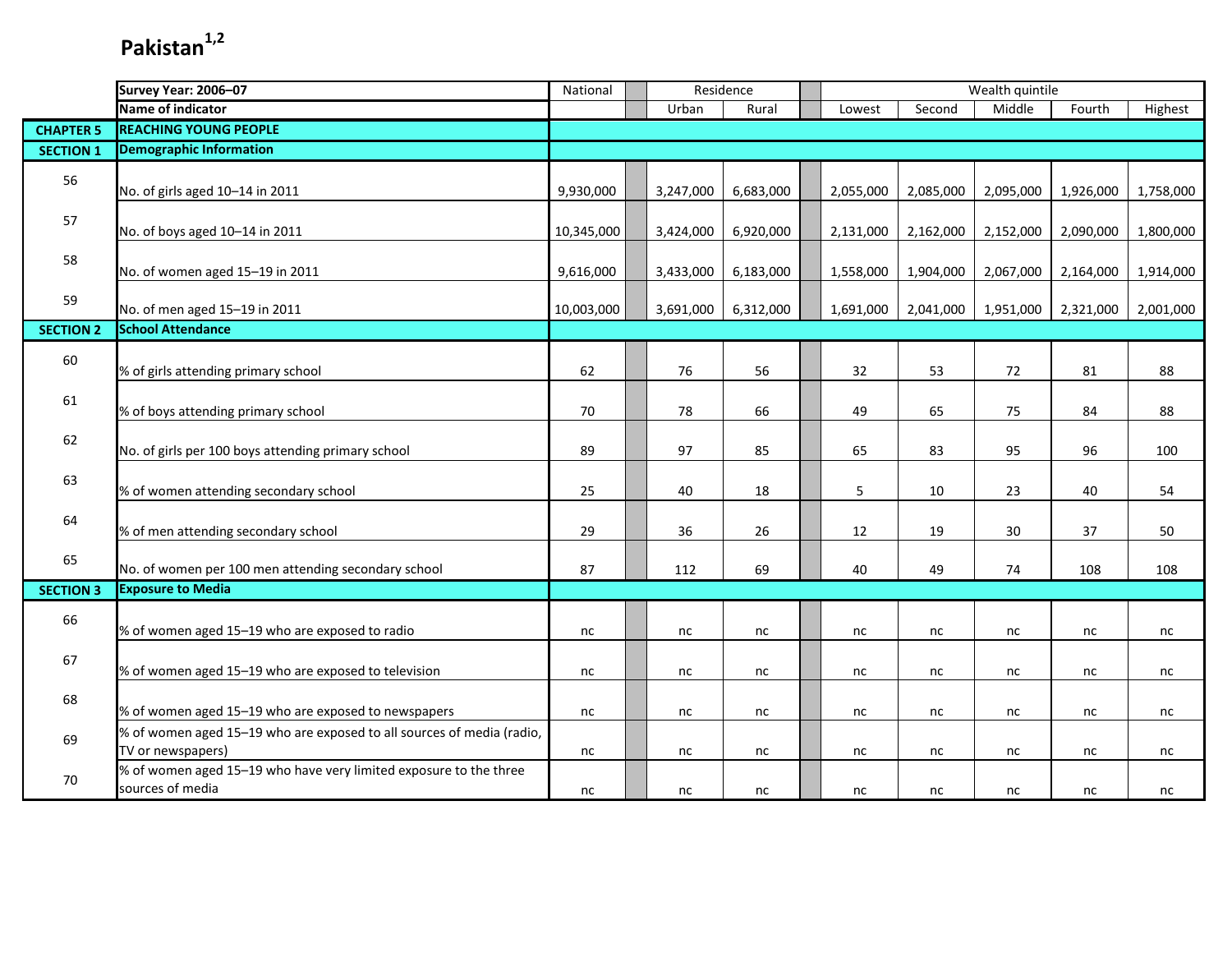# Pakistan[1,2]

| | Survey Year: 2006–07 | National | | Residence | | | Wealth quintile | | | | |
|---|---|---|---|---|---|---|---|---|---|---|---|
| | Name of indicator | | | Urban | Rural | | Lowest | Second | Middle | Fourth | Highest |
| CHAPTER 5 | REACHING YOUNG PEOPLE | | | | | | | | | | |
| SECTION 1 | Demographic Information | | | | | | | | | | |
| 56 | No. of girls aged 10–14 in 2011 | 9,930,000 | | 3,247,000 | 6,683,000 | | 2,055,000 | 2,085,000 | 2,095,000 | 1,926,000 | 1,758,000 |
| 57 | No. of boys aged 10–14 in 2011 | 10,345,000 | | 3,424,000 | 6,920,000 | | 2,131,000 | 2,162,000 | 2,152,000 | 2,090,000 | 1,800,000 |
| 58 | No. of women aged 15–19 in 2011 | 9,616,000 | | 3,433,000 | 6,183,000 | | 1,558,000 | 1,904,000 | 2,067,000 | 2,164,000 | 1,914,000 |
| 59 | No. of men aged 15–19 in 2011 | 10,003,000 | | 3,691,000 | 6,312,000 | | 1,691,000 | 2,041,000 | 1,951,000 | 2,321,000 | 2,001,000 |
| SECTION 2 | School Attendance | | | | | | | | | | |
| 60 | % of girls attending primary school | 62 | | 76 | 56 | | 32 | 53 | 72 | 81 | 88 |
| 61 | % of boys attending primary school | 70 | | 78 | 66 | | 49 | 65 | 75 | 84 | 88 |
| 62 | No. of girls per 100 boys attending primary school | 89 | | 97 | 85 | | 65 | 83 | 95 | 96 | 100 |
| 63 | % of women attending secondary school | 25 | | 40 | 18 | | 5 | 10 | 23 | 40 | 54 |
| 64 | % of men attending secondary school | 29 | | 36 | 26 | | 12 | 19 | 30 | 37 | 50 |
| 65 | No. of women per 100 men attending secondary school | 87 | | 112 | 69 | | 40 | 49 | 74 | 108 | 108 |
| SECTION 3 | Exposure to Media | | | | | | | | | | |
| 66 | % of women aged 15–19 who are exposed to radio | nc | | nc | nc | | nc | nc | nc | nc | nc |
| 67 | % of women aged 15–19 who are exposed to television | nc | | nc | nc | | nc | nc | nc | nc | nc |
| 68 | % of women aged 15–19 who are exposed to newspapers | nc | | nc | nc | | nc | nc | nc | nc | nc |
| 69 | % of women aged 15–19 who are exposed to all sources of media (radio, TV or newspapers) | nc | | nc | nc | | nc | nc | nc | nc | nc |
| 70 | % of women aged 15–19 who have very limited exposure to the three sources of media | nc | | nc | nc | | nc | nc | nc | nc | nc |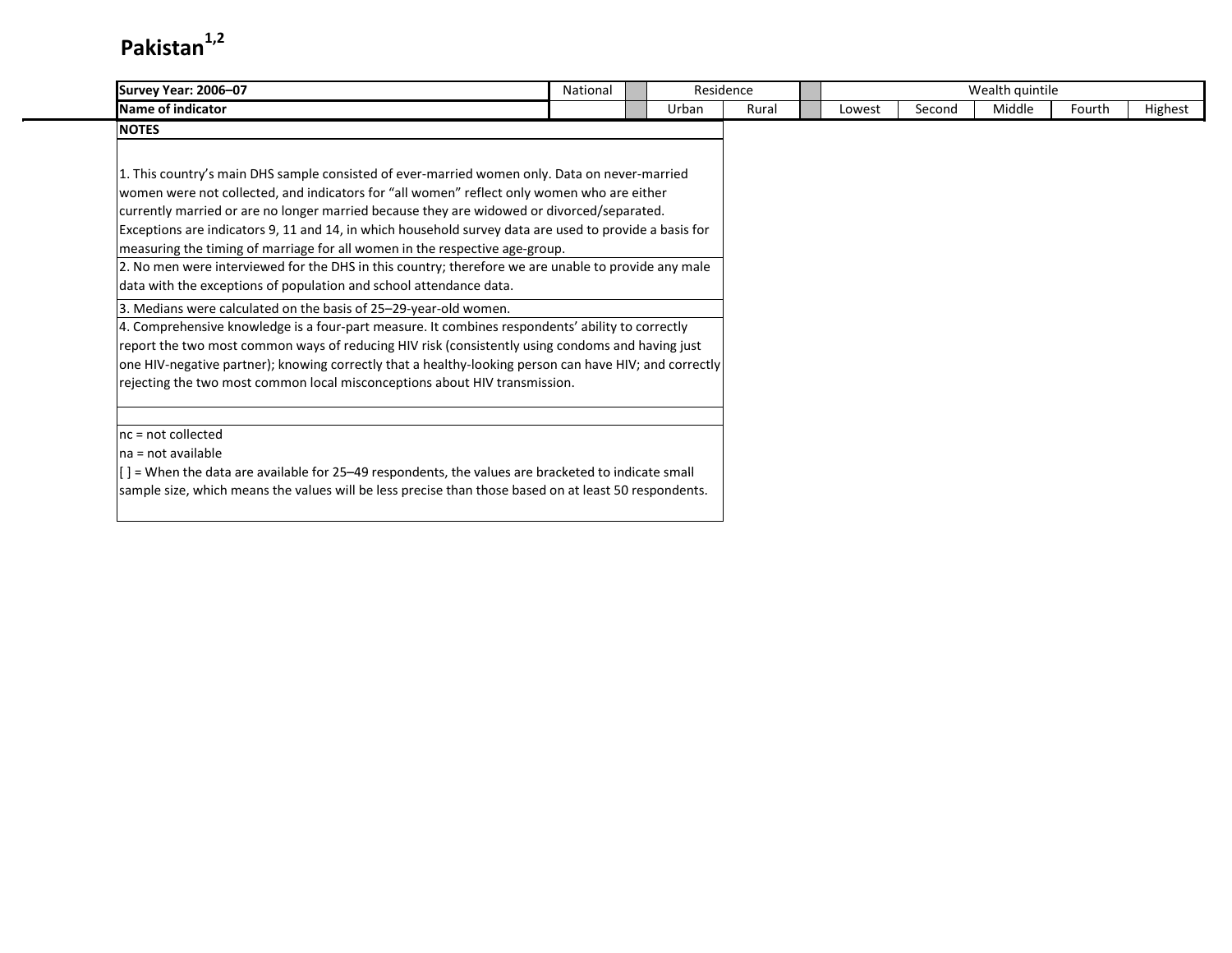# Pakistan[1,2]

| Survey Year: 2006–07 | National | | Residence | | | Wealth quintile | | | | |
|---|---|---|---|---|---|---|---|---|---|---|
| Name of indicator | | | Urban | Rural | | Lowest | Second | Middle | Fourth | Highest |

**NOTES**

1. This country's main DHS sample consisted of ever-married women only. Data on never-married women were not collected, and indicators for "all women" reflect only women who are either currently married or are no longer married because they are widowed or divorced/separated. Exceptions are indicators 9, 11 and 14, in which household survey data are used to provide a basis for measuring the timing of marriage for all women in the respective age-group.
2. No men were interviewed for the DHS in this country; therefore we are unable to provide any male data with the exceptions of population and school attendance data.
3. Medians were calculated on the basis of 25–29-year-old women.
4. Comprehensive knowledge is a four-part measure. It combines respondents' ability to correctly report the two most common ways of reducing HIV risk (consistently using condoms and having just one HIV-negative partner); knowing correctly that a healthy-looking person can have HIV; and correctly rejecting the two most common local misconceptions about HIV transmission.

nc = not collected

na = not available

[ ] = When the data are available for 25–49 respondents, the values are bracketed to indicate small sample size, which means the values will be less precise than those based on at least 50 respondents.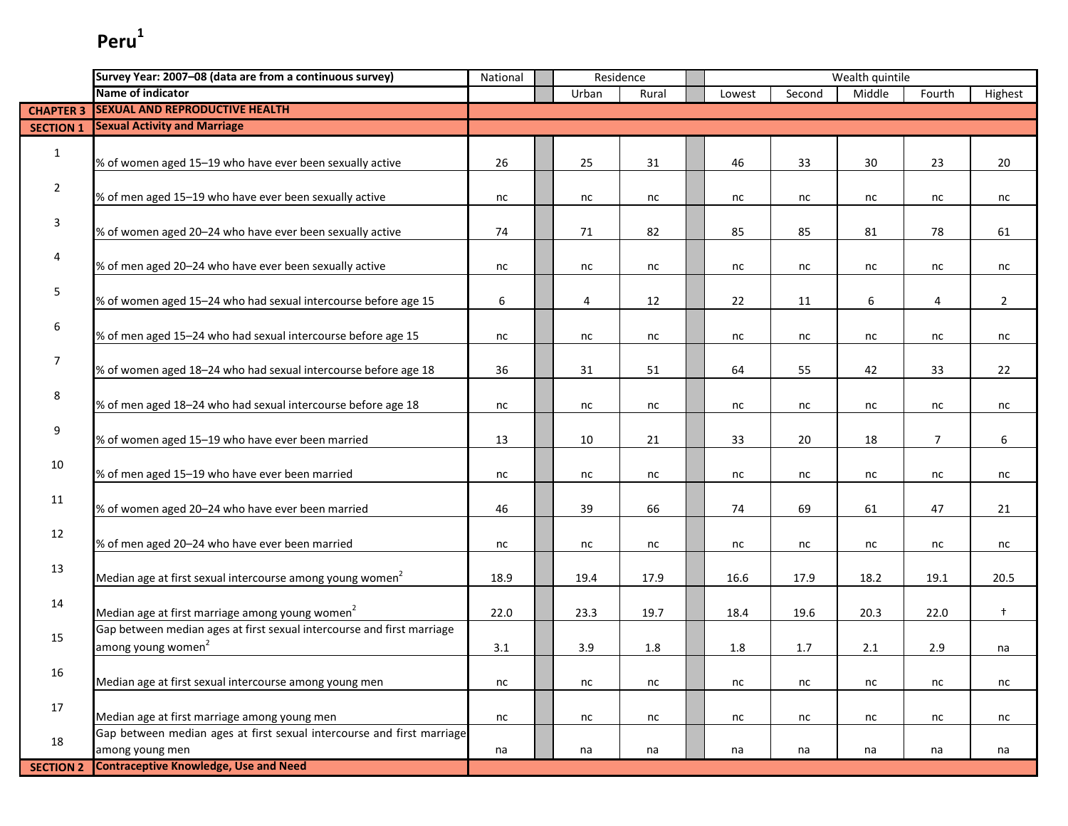# Peru[1]

| | Survey Year: 2007–08 (data are from a continuous survey) | National | Residence | | Wealth quintile | | | | |
|---|---|---|---|---|---|---|---|---|---|
| | Name of indicator | | Urban | Rural | Lowest | Second | Middle | Fourth | Highest |
| **CHAPTER 3** | **SEXUAL AND REPRODUCTIVE HEALTH** | | | | | | | | |
| **SECTION 1** | **Sexual Activity and Marriage** | | | | | | | | |
| 1 | % of women aged 15–19 who have ever been sexually active | 26 | 25 | 31 | 46 | 33 | 30 | 23 | 20 |
| 2 | % of men aged 15–19 who have ever been sexually active | nc | nc | nc | nc | nc | nc | nc | nc |
| 3 | % of women aged 20–24 who have ever been sexually active | 74 | 71 | 82 | 85 | 85 | 81 | 78 | 61 |
| 4 | % of men aged 20–24 who have ever been sexually active | nc | nc | nc | nc | nc | nc | nc | nc |
| 5 | % of women aged 15–24 who had sexual intercourse before age 15 | 6 | 4 | 12 | 22 | 11 | 6 | 4 | 2 |
| 6 | % of men aged 15–24 who had sexual intercourse before age 15 | nc | nc | nc | nc | nc | nc | nc | nc |
| 7 | % of women aged 18–24 who had sexual intercourse before age 18 | 36 | 31 | 51 | 64 | 55 | 42 | 33 | 22 |
| 8 | % of men aged 18–24 who had sexual intercourse before age 18 | nc | nc | nc | nc | nc | nc | nc | nc |
| 9 | % of women aged 15–19 who have ever been married | 13 | 10 | 21 | 33 | 20 | 18 | 7 | 6 |
| 10 | % of men aged 15–19 who have ever been married | nc | nc | nc | nc | nc | nc | nc | nc |
| 11 | % of women aged 20–24 who have ever been married | 46 | 39 | 66 | 74 | 69 | 61 | 47 | 21 |
| 12 | % of men aged 20–24 who have ever been married | nc | nc | nc | nc | nc | nc | nc | nc |
| 13 | Median age at first sexual intercourse among young women[2] | 18.9 | 19.4 | 17.9 | 16.6 | 17.9 | 18.2 | 19.1 | 20.5 |
| 14 | Median age at first marriage among young women[2] | 22.0 | 23.3 | 19.7 | 18.4 | 19.6 | 20.3 | 22.0 | † |
| 15 | Gap between median ages at first sexual intercourse and first marriage among young women[2] | 3.1 | 3.9 | 1.8 | 1.8 | 1.7 | 2.1 | 2.9 | na |
| 16 | Median age at first sexual intercourse among young men | nc | nc | nc | nc | nc | nc | nc | nc |
| 17 | Median age at first marriage among young men | nc | nc | nc | nc | nc | nc | nc | nc |
| 18 | Gap between median ages at first sexual intercourse and first marriage among young men | na | na | na | na | na | na | na | na |
| **SECTION 2** | **Contraceptive Knowledge, Use and Need** | | | | | | | | |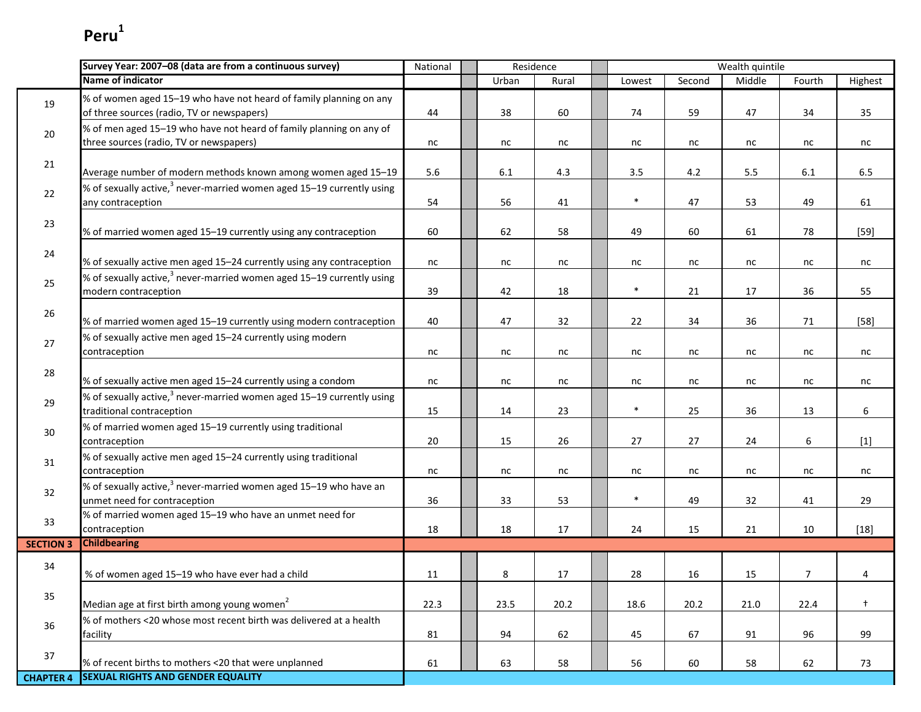# Peru[1]

| | Survey Year: 2007–08 (data are from a continuous survey) | National | Residence | | Wealth quintile | | | | |
|---|---|---|---|---|---|---|---|---|---|
| | Name of indicator | | Urban | Rural | Lowest | Second | Middle | Fourth | Highest |
| 19 | % of women aged 15–19 who have not heard of family planning on any of three sources (radio, TV or newspapers) | 44 | 38 | 60 | 74 | 59 | 47 | 34 | 35 |
| 20 | % of men aged 15–19 who have not heard of family planning on any of three sources (radio, TV or newspapers) | nc | nc | nc | nc | nc | nc | nc | nc |
| 21 | Average number of modern methods known among women aged 15–19 | 5.6 | 6.1 | 4.3 | 3.5 | 4.2 | 5.5 | 6.1 | 6.5 |
| 22 | % of sexually active,[3] never-married women aged 15–19 currently using any contraception | 54 | 56 | 41 | * | 47 | 53 | 49 | 61 |
| 23 | % of married women aged 15–19 currently using any contraception | 60 | 62 | 58 | 49 | 60 | 61 | 78 | [59] |
| 24 | % of sexually active men aged 15–24 currently using any contraception | nc | nc | nc | nc | nc | nc | nc | nc |
| 25 | % of sexually active,[3] never-married women aged 15–19 currently using modern contraception | 39 | 42 | 18 | * | 21 | 17 | 36 | 55 |
| 26 | % of married women aged 15–19 currently using modern contraception | 40 | 47 | 32 | 22 | 34 | 36 | 71 | [58] |
| 27 | % of sexually active men aged 15–24 currently using modern contraception | nc | nc | nc | nc | nc | nc | nc | nc |
| 28 | % of sexually active men aged 15–24 currently using a condom | nc | nc | nc | nc | nc | nc | nc | nc |
| 29 | % of sexually active,[3] never-married women aged 15–19 currently using traditional contraception | 15 | 14 | 23 | * | 25 | 36 | 13 | 6 |
| 30 | % of married women aged 15–19 currently using traditional contraception | 20 | 15 | 26 | 27 | 27 | 24 | 6 | [1] |
| 31 | % of sexually active men aged 15–24 currently using traditional contraception | nc | nc | nc | nc | nc | nc | nc | nc |
| 32 | % of sexually active,[3] never-married women aged 15–19 who have an unmet need for contraception | 36 | 33 | 53 | * | 49 | 32 | 41 | 29 |
| 33 | % of married women aged 15–19 who have an unmet need for contraception | 18 | 18 | 17 | 24 | 15 | 21 | 10 | [18] |
| **SECTION 3** | **Childbearing** | | | | | | | | |
| 34 | % of women aged 15–19 who have ever had a child | 11 | 8 | 17 | 28 | 16 | 15 | 7 | 4 |
| 35 | Median age at first birth among young women[2] | 22.3 | 23.5 | 20.2 | 18.6 | 20.2 | 21.0 | 22.4 | † |
| 36 | % of mothers <20 whose most recent birth was delivered at a health facility | 81 | 94 | 62 | 45 | 67 | 91 | 96 | 99 |
| 37 | % of recent births to mothers <20 that were unplanned | 61 | 63 | 58 | 56 | 60 | 58 | 62 | 73 |
| **CHAPTER 4** | **SEXUAL RIGHTS AND GENDER EQUALITY** | | | | | | | | |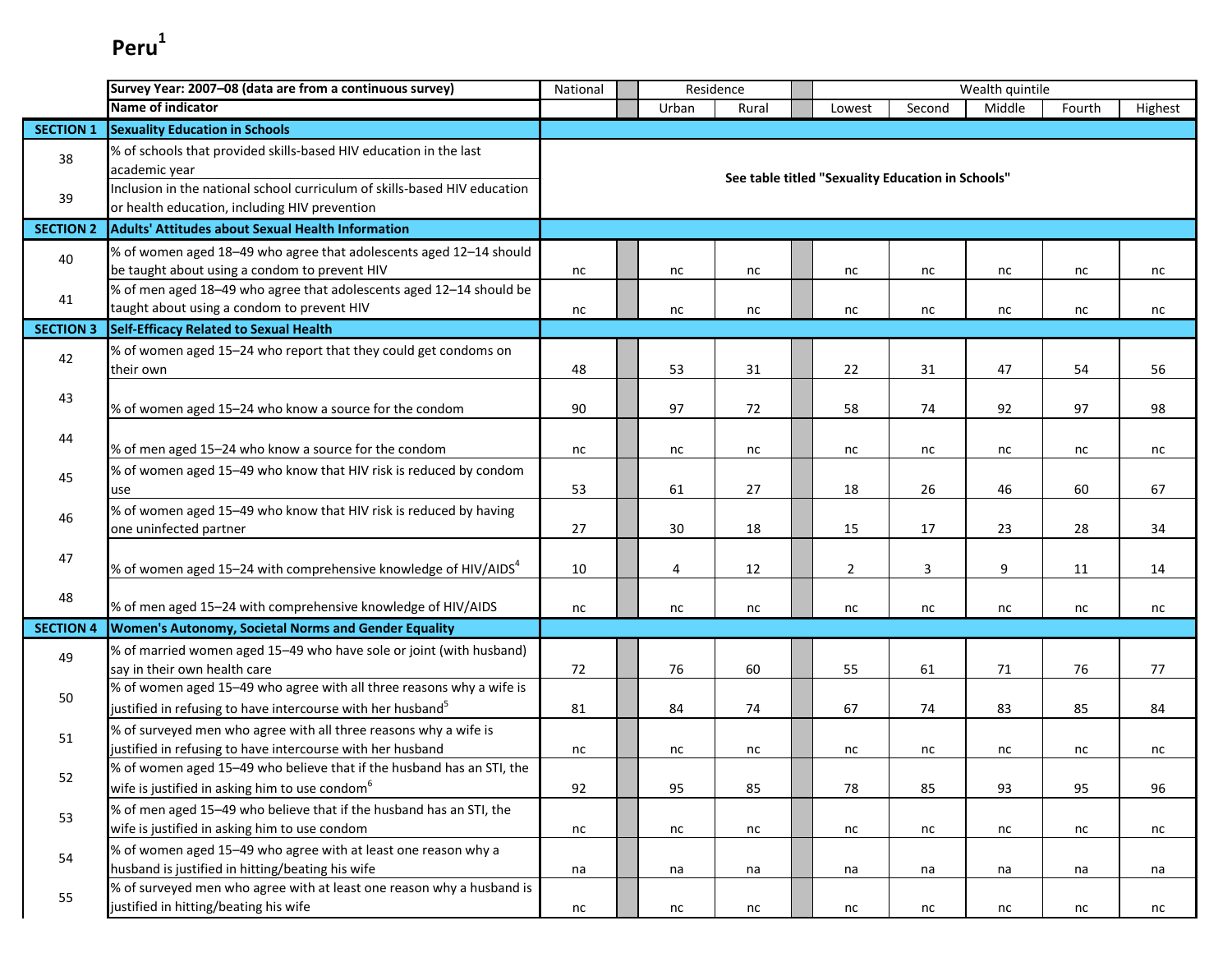# Peru[1]

| | Survey Year: 2007–08 (data are from a continuous survey) | National | Residence | | Wealth quintile | | | | |
|---|---|---|---|---|---|---|---|---|---|
| | Name of indicator | | Urban | Rural | Lowest | Second | Middle | Fourth | Highest |
| **SECTION 1** | **Sexuality Education in Schools** | | | | | | | | |
| 38 | % of schools that provided skills-based HIV education in the last academic year | **See table titled "Sexuality Education in Schools"** | | | | | | | |
| 39 | Inclusion in the national school curriculum of skills-based HIV education or health education, including HIV prevention | | | | | | | | |
| **SECTION 2** | **Adults' Attitudes about Sexual Health Information** | | | | | | | | |
| 40 | % of women aged 18–49 who agree that adolescents aged 12–14 should be taught about using a condom to prevent HIV | nc | nc | nc | nc | nc | nc | nc | nc |
| 41 | % of men aged 18–49 who agree that adolescents aged 12–14 should be taught about using a condom to prevent HIV | nc | nc | nc | nc | nc | nc | nc | nc |
| **SECTION 3** | **Self-Efficacy Related to Sexual Health** | | | | | | | | |
| 42 | % of women aged 15–24 who report that they could get condoms on their own | 48 | 53 | 31 | 22 | 31 | 47 | 54 | 56 |
| 43 | % of women aged 15–24 who know a source for the condom | 90 | 97 | 72 | 58 | 74 | 92 | 97 | 98 |
| 44 | % of men aged 15–24 who know a source for the condom | nc | nc | nc | nc | nc | nc | nc | nc |
| 45 | % of women aged 15–49 who know that HIV risk is reduced by condom use | 53 | 61 | 27 | 18 | 26 | 46 | 60 | 67 |
| 46 | % of women aged 15–49 who know that HIV risk is reduced by having one uninfected partner | 27 | 30 | 18 | 15 | 17 | 23 | 28 | 34 |
| 47 | % of women aged 15–24 with comprehensive knowledge of HIV/AIDS[4] | 10 | 4 | 12 | 2 | 3 | 9 | 11 | 14 |
| 48 | % of men aged 15–24 with comprehensive knowledge of HIV/AIDS | nc | nc | nc | nc | nc | nc | nc | nc |
| **SECTION 4** | **Women's Autonomy, Societal Norms and Gender Equality** | | | | | | | | |
| 49 | % of married women aged 15–49 who have sole or joint (with husband) say in their own health care | 72 | 76 | 60 | 55 | 61 | 71 | 76 | 77 |
| 50 | % of women aged 15–49 who agree with all three reasons why a wife is justified in refusing to have intercourse with her husband[5] | 81 | 84 | 74 | 67 | 74 | 83 | 85 | 84 |
| 51 | % of surveyed men who agree with all three reasons why a wife is justified in refusing to have intercourse with her husband | nc | nc | nc | nc | nc | nc | nc | nc |
| 52 | % of women aged 15–49 who believe that if the husband has an STI, the wife is justified in asking him to use condom[6] | 92 | 95 | 85 | 78 | 85 | 93 | 95 | 96 |
| 53 | % of men aged 15–49 who believe that if the husband has an STI, the wife is justified in asking him to use condom | nc | nc | nc | nc | nc | nc | nc | nc |
| 54 | % of women aged 15–49 who agree with at least one reason why a husband is justified in hitting/beating his wife | na | na | na | na | na | na | na | na |
| 55 | % of surveyed men who agree with at least one reason why a husband is justified in hitting/beating his wife | nc | nc | nc | nc | nc | nc | nc | nc |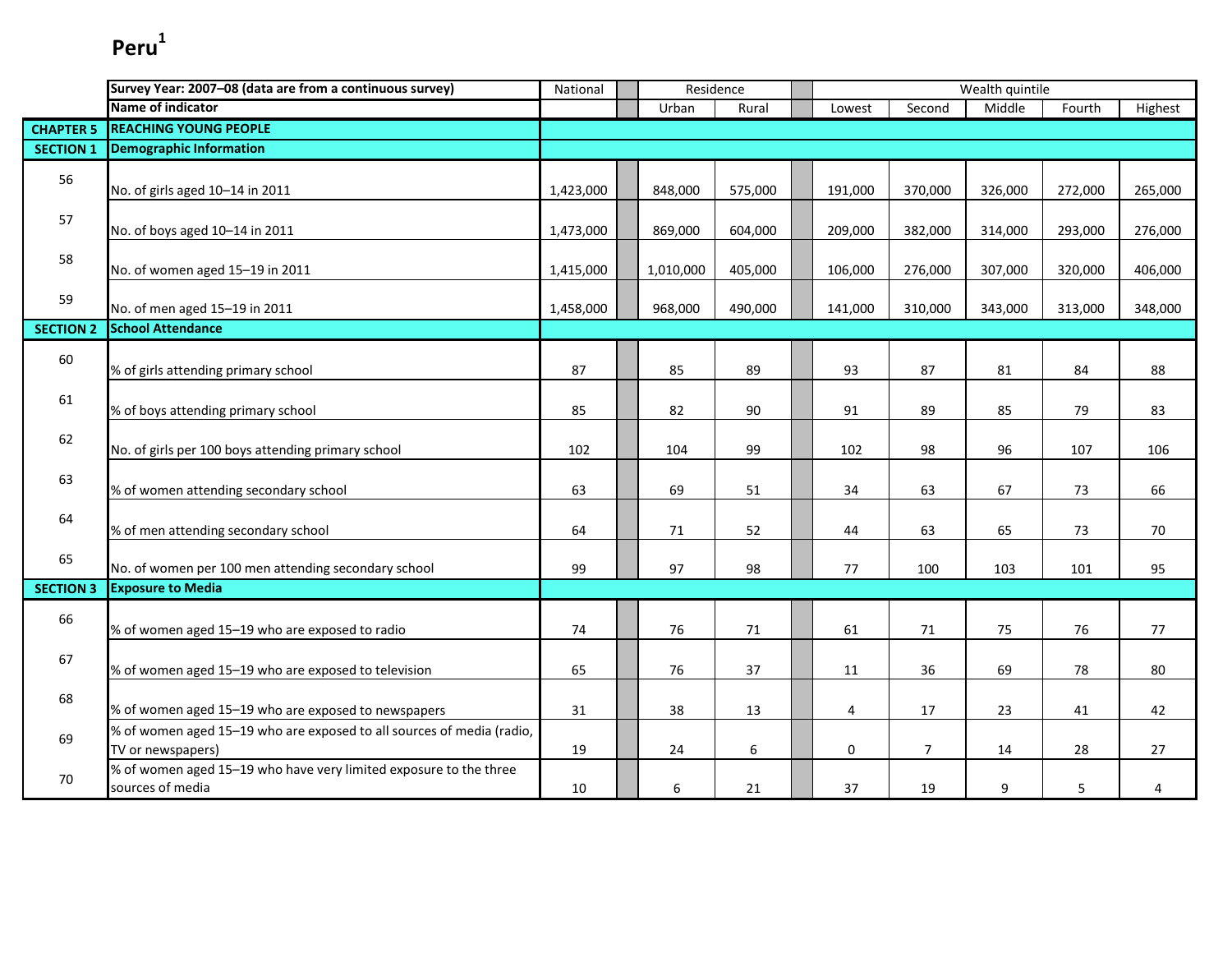# Peru[1]

| | Survey Year: 2007–08 (data are from a continuous survey) | National | Residence | | Wealth quintile | | | | |
|---|---|---|---|---|---|---|---|---|---|
| | Name of indicator | | Urban | Rural | Lowest | Second | Middle | Fourth | Highest |
| **CHAPTER 5** | **REACHING YOUNG PEOPLE** | | | | | | | | |
| **SECTION 1** | **Demographic Information** | | | | | | | | |
| 56 | No. of girls aged 10–14 in 2011 | 1,423,000 | 848,000 | 575,000 | 191,000 | 370,000 | 326,000 | 272,000 | 265,000 |
| 57 | No. of boys aged 10–14 in 2011 | 1,473,000 | 869,000 | 604,000 | 209,000 | 382,000 | 314,000 | 293,000 | 276,000 |
| 58 | No. of women aged 15–19 in 2011 | 1,415,000 | 1,010,000 | 405,000 | 106,000 | 276,000 | 307,000 | 320,000 | 406,000 |
| 59 | No. of men aged 15–19 in 2011 | 1,458,000 | 968,000 | 490,000 | 141,000 | 310,000 | 343,000 | 313,000 | 348,000 |
| **SECTION 2** | **School Attendance** | | | | | | | | |
| 60 | % of girls attending primary school | 87 | 85 | 89 | 93 | 87 | 81 | 84 | 88 |
| 61 | % of boys attending primary school | 85 | 82 | 90 | 91 | 89 | 85 | 79 | 83 |
| 62 | No. of girls per 100 boys attending primary school | 102 | 104 | 99 | 102 | 98 | 96 | 107 | 106 |
| 63 | % of women attending secondary school | 63 | 69 | 51 | 34 | 63 | 67 | 73 | 66 |
| 64 | % of men attending secondary school | 64 | 71 | 52 | 44 | 63 | 65 | 73 | 70 |
| 65 | No. of women per 100 men attending secondary school | 99 | 97 | 98 | 77 | 100 | 103 | 101 | 95 |
| **SECTION 3** | **Exposure to Media** | | | | | | | | |
| 66 | % of women aged 15–19 who are exposed to radio | 74 | 76 | 71 | 61 | 71 | 75 | 76 | 77 |
| 67 | % of women aged 15–19 who are exposed to television | 65 | 76 | 37 | 11 | 36 | 69 | 78 | 80 |
| 68 | % of women aged 15–19 who are exposed to newspapers | 31 | 38 | 13 | 4 | 17 | 23 | 41 | 42 |
| 69 | % of women aged 15–19 who are exposed to all sources of media (radio, TV or newspapers) | 19 | 24 | 6 | 0 | 7 | 14 | 28 | 27 |
| 70 | % of women aged 15–19 who have very limited exposure to the three sources of media | 10 | 6 | 21 | 37 | 19 | 9 | 5 | 4 |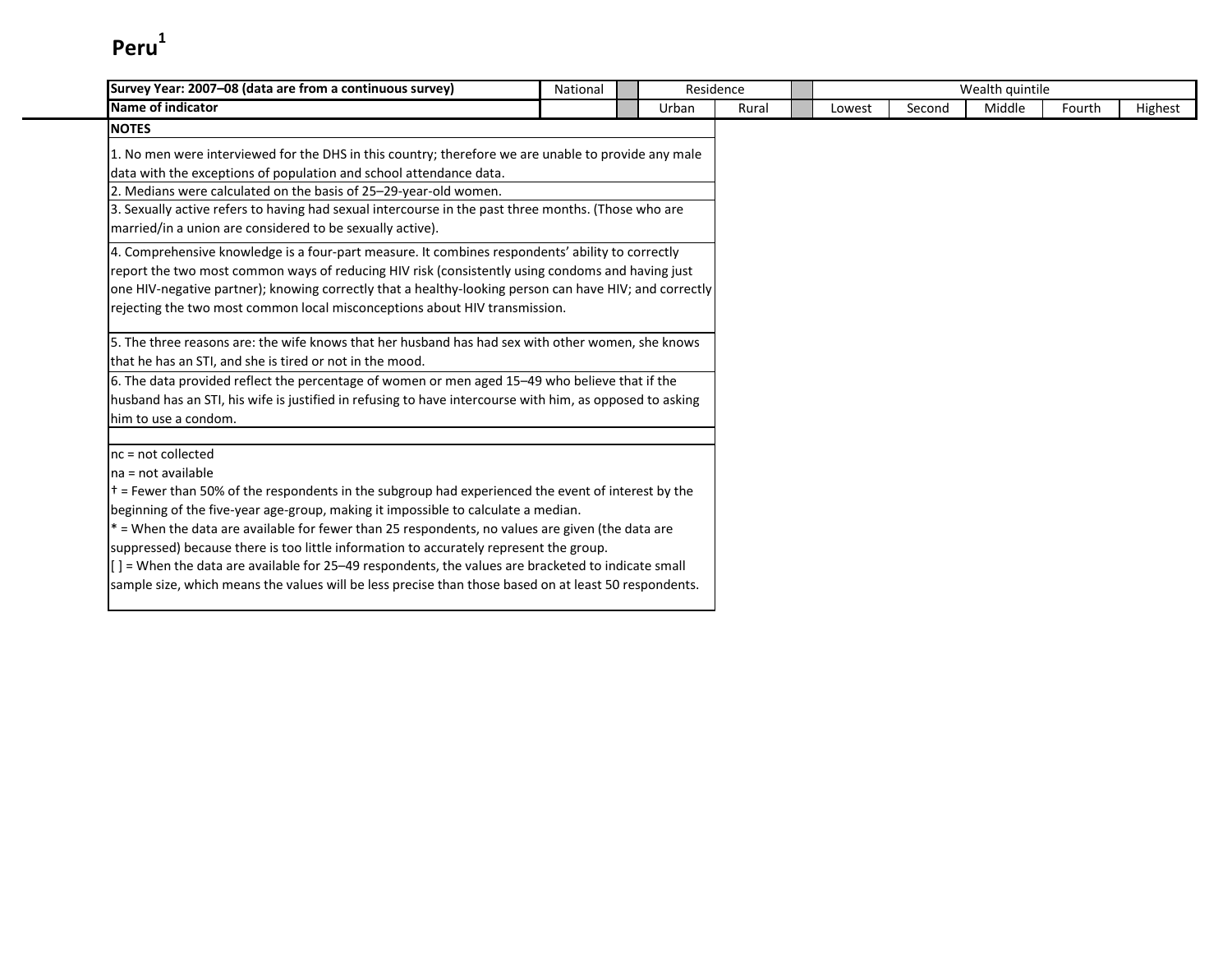# Peru[1]

| Survey Year: 2007–08 (data are from a continuous survey) | National | | Residence | | | Wealth quintile | | | | |
|---|---|---|---|---|---|---|---|---|---|---|
| **Name of indicator** | | | Urban | Rural | | Lowest | Second | Middle | Fourth | Highest |

**NOTES**

1. No men were interviewed for the DHS in this country; therefore we are unable to provide any male data with the exceptions of population and school attendance data.
2. Medians were calculated on the basis of 25–29-year-old women.
3. Sexually active refers to having had sexual intercourse in the past three months. (Those who are married/in a union are considered to be sexually active).
4. Comprehensive knowledge is a four-part measure. It combines respondents' ability to correctly report the two most common ways of reducing HIV risk (consistently using condoms and having just one HIV-negative partner); knowing correctly that a healthy-looking person can have HIV; and correctly rejecting the two most common local misconceptions about HIV transmission.
5. The three reasons are: the wife knows that her husband has had sex with other women, she knows that he has an STI, and she is tired or not in the mood.
6. The data provided reflect the percentage of women or men aged 15–49 who believe that if the husband has an STI, his wife is justified in refusing to have intercourse with him, as opposed to asking him to use a condom.

nc = not collected
na = not available
† = Fewer than 50% of the respondents in the subgroup had experienced the event of interest by the beginning of the five-year age-group, making it impossible to calculate a median.
* = When the data are available for fewer than 25 respondents, no values are given (the data are suppressed) because there is too little information to accurately represent the group.
[ ] = When the data are available for 25–49 respondents, the values are bracketed to indicate small sample size, which means the values will be less precise than those based on at least 50 respondents.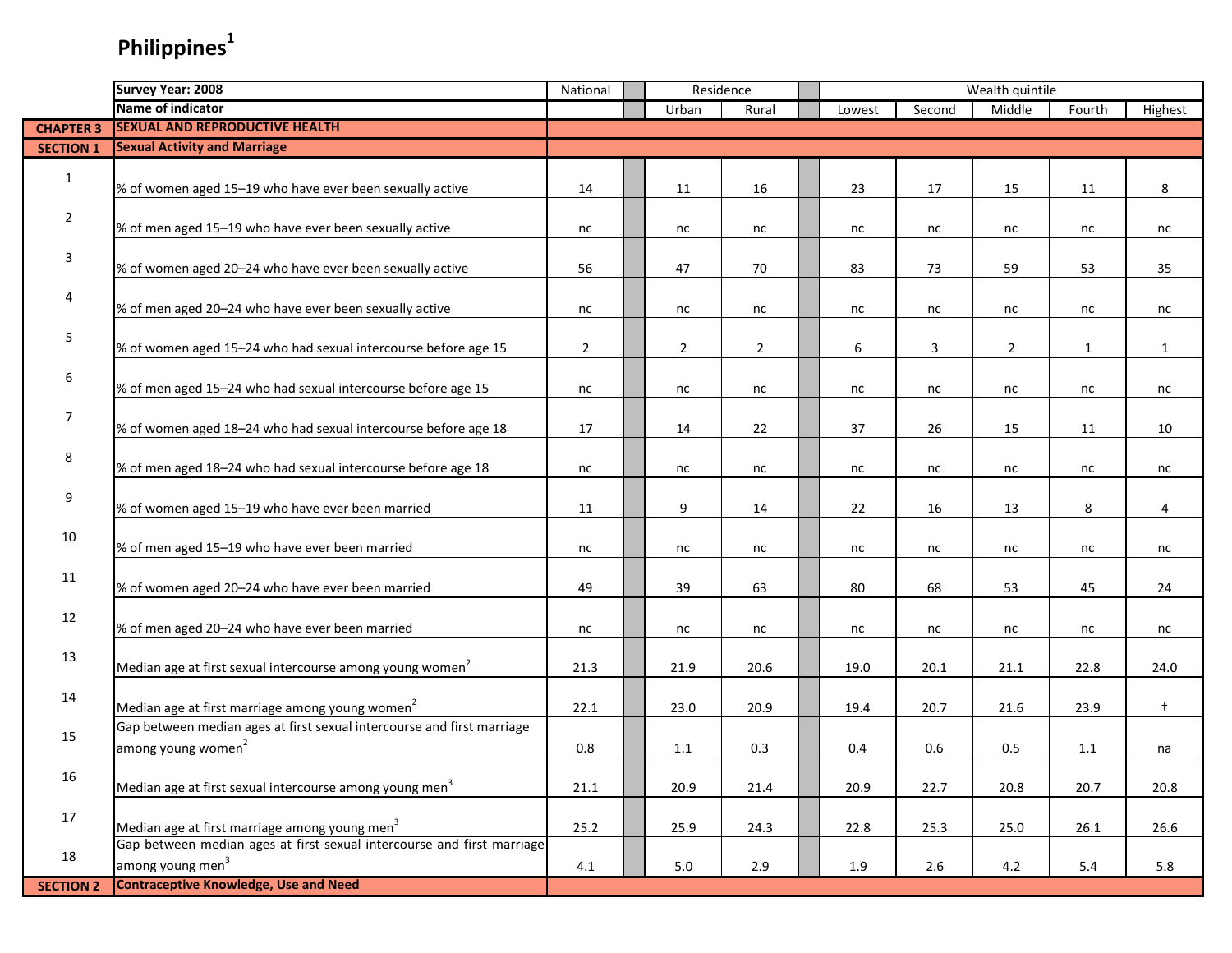# Philippines[1]

| | Survey Year: 2008 | National | Residence | | Wealth quintile | | | | |
|---|---|---|---|---|---|---|---|---|---|
| | Name of indicator | | Urban | Rural | Lowest | Second | Middle | Fourth | Highest |
| **CHAPTER 3** | **SEXUAL AND REPRODUCTIVE HEALTH** | | | | | | | | |
| **SECTION 1** | **Sexual Activity and Marriage** | | | | | | | | |
| 1 | % of women aged 15–19 who have ever been sexually active | 14 | 11 | 16 | 23 | 17 | 15 | 11 | 8 |
| 2 | % of men aged 15–19 who have ever been sexually active | nc | nc | nc | nc | nc | nc | nc | nc |
| 3 | % of women aged 20–24 who have ever been sexually active | 56 | 47 | 70 | 83 | 73 | 59 | 53 | 35 |
| 4 | % of men aged 20–24 who have ever been sexually active | nc | nc | nc | nc | nc | nc | nc | nc |
| 5 | % of women aged 15–24 who had sexual intercourse before age 15 | 2 | 2 | 2 | 6 | 3 | 2 | 1 | 1 |
| 6 | % of men aged 15–24 who had sexual intercourse before age 15 | nc | nc | nc | nc | nc | nc | nc | nc |
| 7 | % of women aged 18–24 who had sexual intercourse before age 18 | 17 | 14 | 22 | 37 | 26 | 15 | 11 | 10 |
| 8 | % of men aged 18–24 who had sexual intercourse before age 18 | nc | nc | nc | nc | nc | nc | nc | nc |
| 9 | % of women aged 15–19 who have ever been married | 11 | 9 | 14 | 22 | 16 | 13 | 8 | 4 |
| 10 | % of men aged 15–19 who have ever been married | nc | nc | nc | nc | nc | nc | nc | nc |
| 11 | % of women aged 20–24 who have ever been married | 49 | 39 | 63 | 80 | 68 | 53 | 45 | 24 |
| 12 | % of men aged 20–24 who have ever been married | nc | nc | nc | nc | nc | nc | nc | nc |
| 13 | Median age at first sexual intercourse among young women[2] | 21.3 | 21.9 | 20.6 | 19.0 | 20.1 | 21.1 | 22.8 | 24.0 |
| 14 | Median age at first marriage among young women[2] | 22.1 | 23.0 | 20.9 | 19.4 | 20.7 | 21.6 | 23.9 | † |
| 15 | Gap between median ages at first sexual intercourse and first marriage among young women[2] | 0.8 | 1.1 | 0.3 | 0.4 | 0.6 | 0.5 | 1.1 | na |
| 16 | Median age at first sexual intercourse among young men[3] | 21.1 | 20.9 | 21.4 | 20.9 | 22.7 | 20.8 | 20.7 | 20.8 |
| 17 | Median age at first marriage among young men[3] | 25.2 | 25.9 | 24.3 | 22.8 | 25.3 | 25.0 | 26.1 | 26.6 |
| 18 | Gap between median ages at first sexual intercourse and first marriage among young men[3] | 4.1 | 5.0 | 2.9 | 1.9 | 2.6 | 4.2 | 5.4 | 5.8 |
| **SECTION 2** | **Contraceptive Knowledge, Use and Need** | | | | | | | | |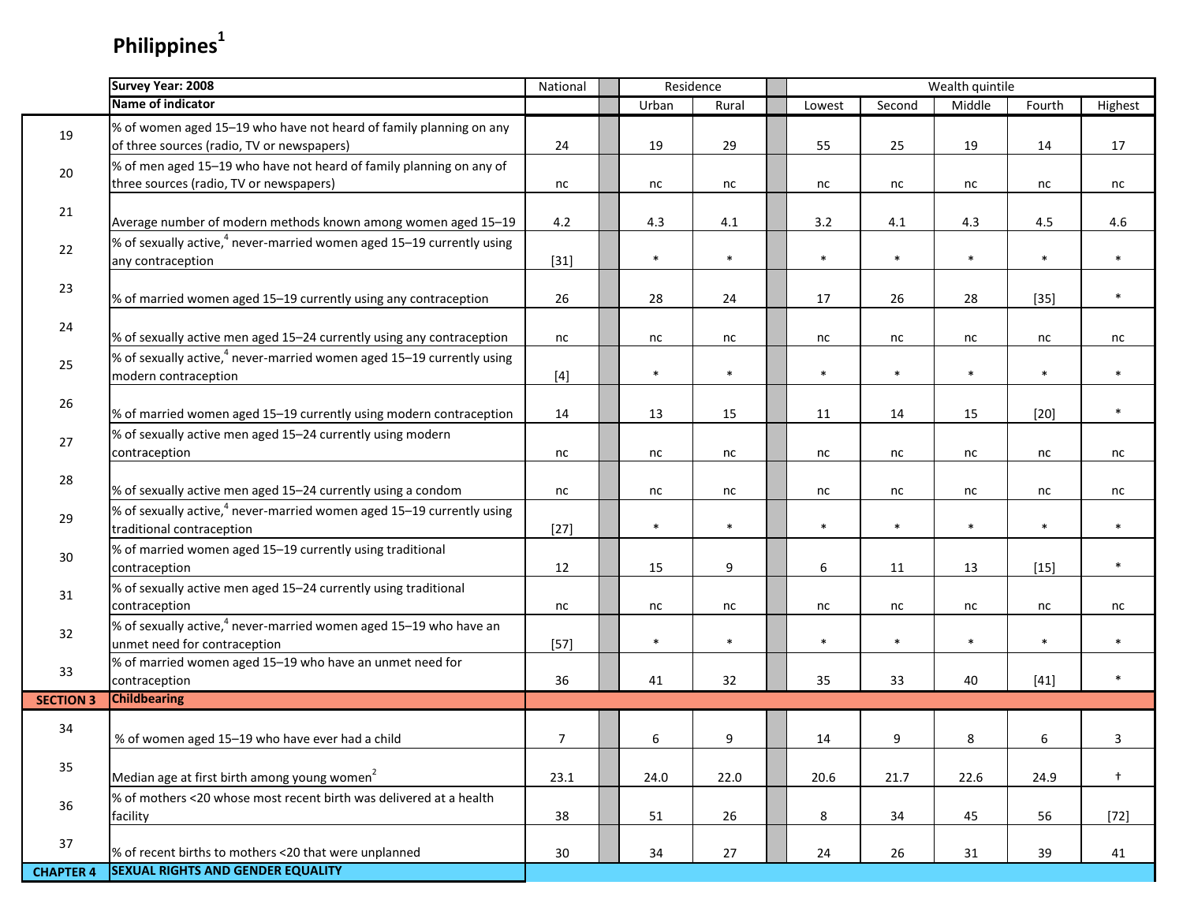# Philippines[1]

| | Survey Year: 2008 | National | Residence | | Wealth quintile | | | | |
|---|---|---|---|---|---|---|---|---|---|
| | Name of indicator | | Urban | Rural | Lowest | Second | Middle | Fourth | Highest |
| 19 | % of women aged 15–19 who have not heard of family planning on any of three sources (radio, TV or newspapers) | 24 | 19 | 29 | 55 | 25 | 19 | 14 | 17 |
| 20 | % of men aged 15–19 who have not heard of family planning on any of three sources (radio, TV or newspapers) | nc | nc | nc | nc | nc | nc | nc | nc |
| 21 | Average number of modern methods known among women aged 15–19 | 4.2 | 4.3 | 4.1 | 3.2 | 4.1 | 4.3 | 4.5 | 4.6 |
| 22 | % of sexually active,[4] never-married women aged 15–19 currently using any contraception | [31] | * | * | * | * | * | * | * |
| 23 | % of married women aged 15–19 currently using any contraception | 26 | 28 | 24 | 17 | 26 | 28 | [35] | * |
| 24 | % of sexually active men aged 15–24 currently using any contraception | nc | nc | nc | nc | nc | nc | nc | nc |
| 25 | % of sexually active,[4] never-married women aged 15–19 currently using modern contraception | [4] | * | * | * | * | * | * | * |
| 26 | % of married women aged 15–19 currently using modern contraception | 14 | 13 | 15 | 11 | 14 | 15 | [20] | * |
| 27 | % of sexually active men aged 15–24 currently using modern contraception | nc | nc | nc | nc | nc | nc | nc | nc |
| 28 | % of sexually active men aged 15–24 currently using a condom | nc | nc | nc | nc | nc | nc | nc | nc |
| 29 | % of sexually active,[4] never-married women aged 15–19 currently using traditional contraception | [27] | * | * | * | * | * | * | * |
| 30 | % of married women aged 15–19 currently using traditional contraception | 12 | 15 | 9 | 6 | 11 | 13 | [15] | * |
| 31 | % of sexually active men aged 15–24 currently using traditional contraception | nc | nc | nc | nc | nc | nc | nc | nc |
| 32 | % of sexually active,[4] never-married women aged 15–19 who have an unmet need for contraception | [57] | * | * | * | * | * | * | * |
| 33 | % of married women aged 15–19 who have an unmet need for contraception | 36 | 41 | 32 | 35 | 33 | 40 | [41] | * |
| **SECTION 3** | **Childbearing** | | | | | | | | |
| 34 | % of women aged 15–19 who have ever had a child | 7 | 6 | 9 | 14 | 9 | 8 | 6 | 3 |
| 35 | Median age at first birth among young women[2] | 23.1 | 24.0 | 22.0 | 20.6 | 21.7 | 22.6 | 24.9 | † |
| 36 | % of mothers <20 whose most recent birth was delivered at a health facility | 38 | 51 | 26 | 8 | 34 | 45 | 56 | [72] |
| 37 | % of recent births to mothers <20 that were unplanned | 30 | 34 | 27 | 24 | 26 | 31 | 39 | 41 |
| **CHAPTER 4** | **SEXUAL RIGHTS AND GENDER EQUALITY** | | | | | | | | |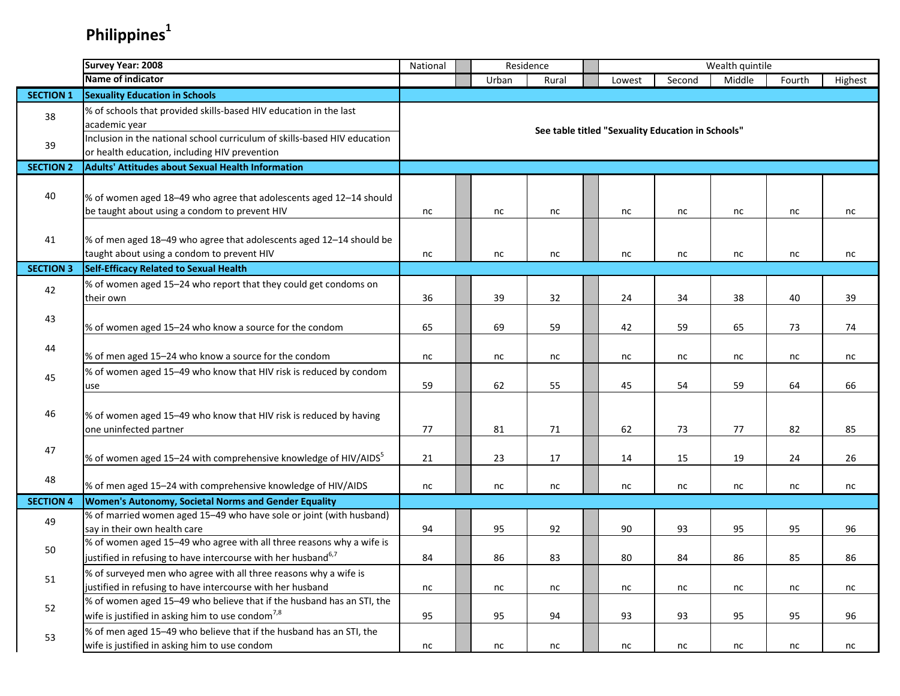# Philippines[1]

| | Survey Year: 2008 | National | | Residence | | | Wealth quintile | | | | |
|---|---|---|---|---|---|---|---|---|---|---|---|
| | Name of indicator | | | Urban | Rural | | Lowest | Second | Middle | Fourth | Highest |
| **SECTION 1** | **Sexuality Education in Schools** | | | | | | | | | | |
| 38 | % of schools that provided skills-based HIV education in the last academic year | See table titled "Sexuality Education in Schools" | | | | | | | | | |
| 39 | Inclusion in the national school curriculum of skills-based HIV education or health education, including HIV prevention | See table titled "Sexuality Education in Schools" | | | | | | | | | |
| **SECTION 2** | **Adults' Attitudes about Sexual Health Information** | | | | | | | | | | |
| 40 | % of women aged 18–49 who agree that adolescents aged 12–14 should be taught about using a condom to prevent HIV | nc | | nc | nc | | nc | nc | nc | nc | nc |
| 41 | % of men aged 18–49 who agree that adolescents aged 12–14 should be taught about using a condom to prevent HIV | nc | | nc | nc | | nc | nc | nc | nc | nc |
| **SECTION 3** | **Self-Efficacy Related to Sexual Health** | | | | | | | | | | |
| 42 | % of women aged 15–24 who report that they could get condoms on their own | 36 | | 39 | 32 | | 24 | 34 | 38 | 40 | 39 |
| 43 | % of women aged 15–24 who know a source for the condom | 65 | | 69 | 59 | | 42 | 59 | 65 | 73 | 74 |
| 44 | % of men aged 15–24 who know a source for the condom | nc | | nc | nc | | nc | nc | nc | nc | nc |
| 45 | % of women aged 15–49 who know that HIV risk is reduced by condom use | 59 | | 62 | 55 | | 45 | 54 | 59 | 64 | 66 |
| 46 | % of women aged 15–49 who know that HIV risk is reduced by having one uninfected partner | 77 | | 81 | 71 | | 62 | 73 | 77 | 82 | 85 |
| 47 | % of women aged 15–24 with comprehensive knowledge of HIV/AIDS[5] | 21 | | 23 | 17 | | 14 | 15 | 19 | 24 | 26 |
| 48 | % of men aged 15–24 with comprehensive knowledge of HIV/AIDS | nc | | nc | nc | | nc | nc | nc | nc | nc |
| **SECTION 4** | **Women's Autonomy, Societal Norms and Gender Equality** | | | | | | | | | | |
| 49 | % of married women aged 15–49 who have sole or joint (with husband) say in their own health care | 94 | | 95 | 92 | | 90 | 93 | 95 | 95 | 96 |
| 50 | % of women aged 15–49 who agree with all three reasons why a wife is justified in refusing to have intercourse with her husband[6,7] | 84 | | 86 | 83 | | 80 | 84 | 86 | 85 | 86 |
| 51 | % of surveyed men who agree with all three reasons why a wife is justified in refusing to have intercourse with her husband | nc | | nc | nc | | nc | nc | nc | nc | nc |
| 52 | % of women aged 15–49 who believe that if the husband has an STI, the wife is justified in asking him to use condom[7,8] | 95 | | 95 | 94 | | 93 | 93 | 95 | 95 | 96 |
| 53 | % of men aged 15–49 who believe that if the husband has an STI, the wife is justified in asking him to use condom | nc | | nc | nc | | nc | nc | nc | nc | nc |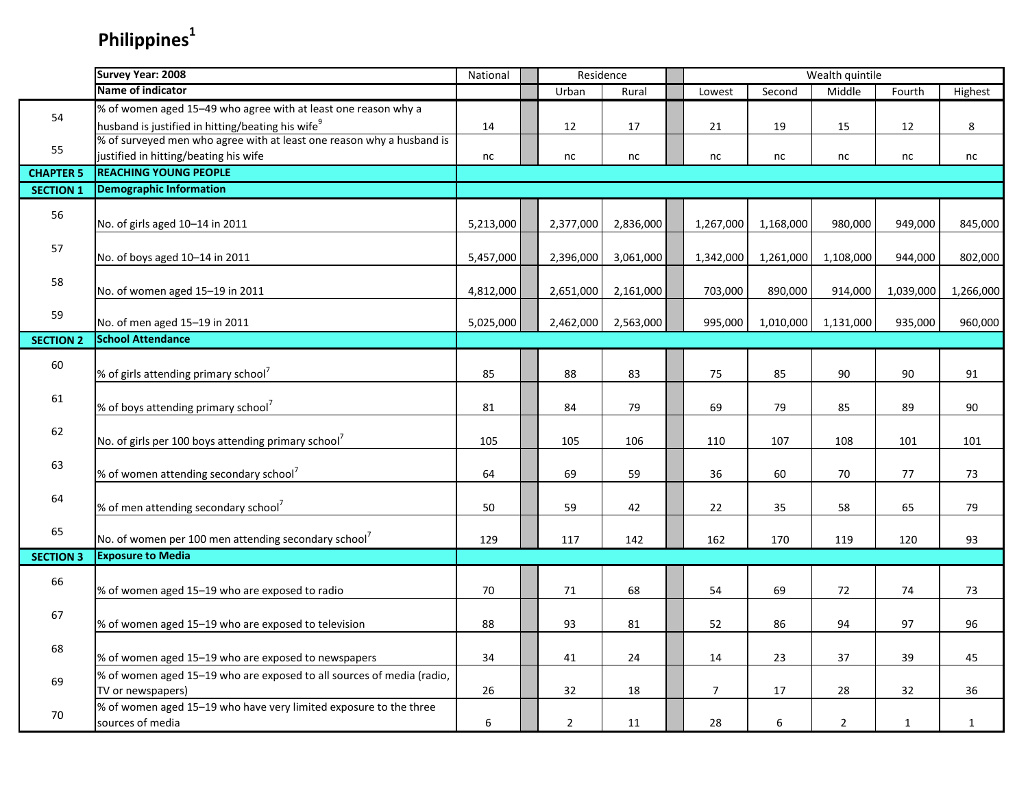# Philippines[1]

| | Survey Year: 2008 | National | | Residence | | | Wealth quintile | | | | |
|---|---|---|---|---|---|---|---|---|---|---|---|
| | Name of indicator | | | Urban | Rural | | Lowest | Second | Middle | Fourth | Highest |
| 54 | % of women aged 15–49 who agree with at least one reason why a husband is justified in hitting/beating his wife[9] | 14 | | 12 | 17 | | 21 | 19 | 15 | 12 | 8 |
| 55 | % of surveyed men who agree with at least one reason why a husband is justified in hitting/beating his wife | nc | | nc | nc | | nc | nc | nc | nc | nc |
| CHAPTER 5 | REACHING YOUNG PEOPLE | | | | | | | | | | |
| SECTION 1 | Demographic Information | | | | | | | | | | |
| 56 | No. of girls aged 10–14 in 2011 | 5,213,000 | | 2,377,000 | 2,836,000 | | 1,267,000 | 1,168,000 | 980,000 | 949,000 | 845,000 |
| 57 | No. of boys aged 10–14 in 2011 | 5,457,000 | | 2,396,000 | 3,061,000 | | 1,342,000 | 1,261,000 | 1,108,000 | 944,000 | 802,000 |
| 58 | No. of women aged 15–19 in 2011 | 4,812,000 | | 2,651,000 | 2,161,000 | | 703,000 | 890,000 | 914,000 | 1,039,000 | 1,266,000 |
| 59 | No. of men aged 15–19 in 2011 | 5,025,000 | | 2,462,000 | 2,563,000 | | 995,000 | 1,010,000 | 1,131,000 | 935,000 | 960,000 |
| SECTION 2 | School Attendance | | | | | | | | | | |
| 60 | % of girls attending primary school[7] | 85 | | 88 | 83 | | 75 | 85 | 90 | 90 | 91 |
| 61 | % of boys attending primary school[7] | 81 | | 84 | 79 | | 69 | 79 | 85 | 89 | 90 |
| 62 | No. of girls per 100 boys attending primary school[7] | 105 | | 105 | 106 | | 110 | 107 | 108 | 101 | 101 |
| 63 | % of women attending secondary school[7] | 64 | | 69 | 59 | | 36 | 60 | 70 | 77 | 73 |
| 64 | % of men attending secondary school[7] | 50 | | 59 | 42 | | 22 | 35 | 58 | 65 | 79 |
| 65 | No. of women per 100 men attending secondary school[7] | 129 | | 117 | 142 | | 162 | 170 | 119 | 120 | 93 |
| SECTION 3 | Exposure to Media | | | | | | | | | | |
| 66 | % of women aged 15–19 who are exposed to radio | 70 | | 71 | 68 | | 54 | 69 | 72 | 74 | 73 |
| 67 | % of women aged 15–19 who are exposed to television | 88 | | 93 | 81 | | 52 | 86 | 94 | 97 | 96 |
| 68 | % of women aged 15–19 who are exposed to newspapers | 34 | | 41 | 24 | | 14 | 23 | 37 | 39 | 45 |
| 69 | % of women aged 15–19 who are exposed to all sources of media (radio, TV or newspapers) | 26 | | 32 | 18 | | 7 | 17 | 28 | 32 | 36 |
| 70 | % of women aged 15–19 who have very limited exposure to the three sources of media | 6 | | 2 | 11 | | 28 | 6 | 2 | 1 | 1 |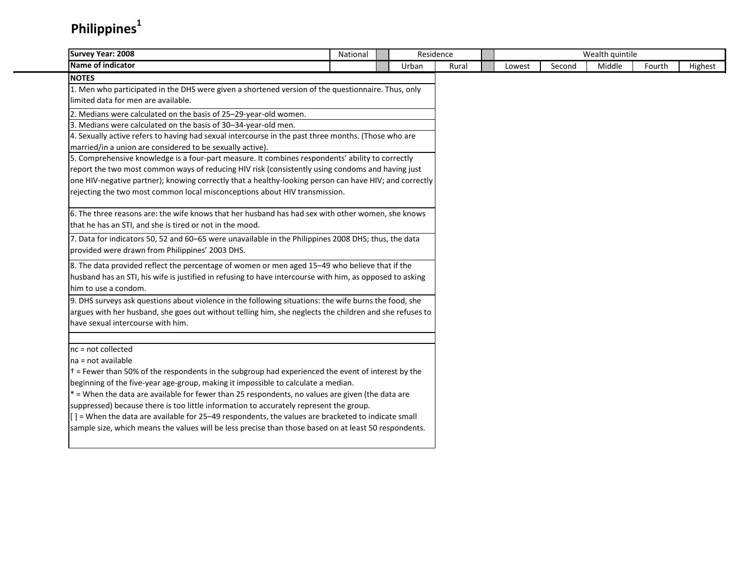# Philippines[1]

| Survey Year: 2008 | National | | Residence | | | Wealth quintile | | | | |
|---|---|---|---|---|---|---|---|---|---|---|
| Name of indicator | | | Urban | Rural | | Lowest | Second | Middle | Fourth | Highest |

**NOTES**

1. Men who participated in the DHS were given a shortened version of the questionnaire. Thus, only limited data for men are available.
2. Medians were calculated on the basis of 25–29-year-old women.
3. Medians were calculated on the basis of 30–34-year-old men.
4. Sexually active refers to having had sexual intercourse in the past three months. (Those who are married/in a union are considered to be sexually active).
5. Comprehensive knowledge is a four-part measure. It combines respondents' ability to correctly report the two most common ways of reducing HIV risk (consistently using condoms and having just one HIV-negative partner); knowing correctly that a healthy-looking person can have HIV; and correctly rejecting the two most common local misconceptions about HIV transmission.
6. The three reasons are: the wife knows that her husband has had sex with other women, she knows that he has an STI, and she is tired or not in the mood.
7. Data for indicators 50, 52 and 60–65 were unavailable in the Philippines 2008 DHS; thus, the data provided were drawn from Philippines' 2003 DHS.
8. The data provided reflect the percentage of women or men aged 15–49 who believe that if the husband has an STI, his wife is justified in refusing to have intercourse with him, as opposed to asking him to use a condom.
9. DHS surveys ask questions about violence in the following situations: the wife burns the food, she argues with her husband, she goes out without telling him, she neglects the children and she refuses to have sexual intercourse with him.

nc = not collected
na = not available
† = Fewer than 50% of the respondents in the subgroup had experienced the event of interest by the beginning of the five-year age-group, making it impossible to calculate a median.
* = When the data are available for fewer than 25 respondents, no values are given (the data are suppressed) because there is too little information to accurately represent the group.
[ ] = When the data are available for 25–49 respondents, the values are bracketed to indicate small sample size, which means the values will be less precise than those based on at least 50 respondents.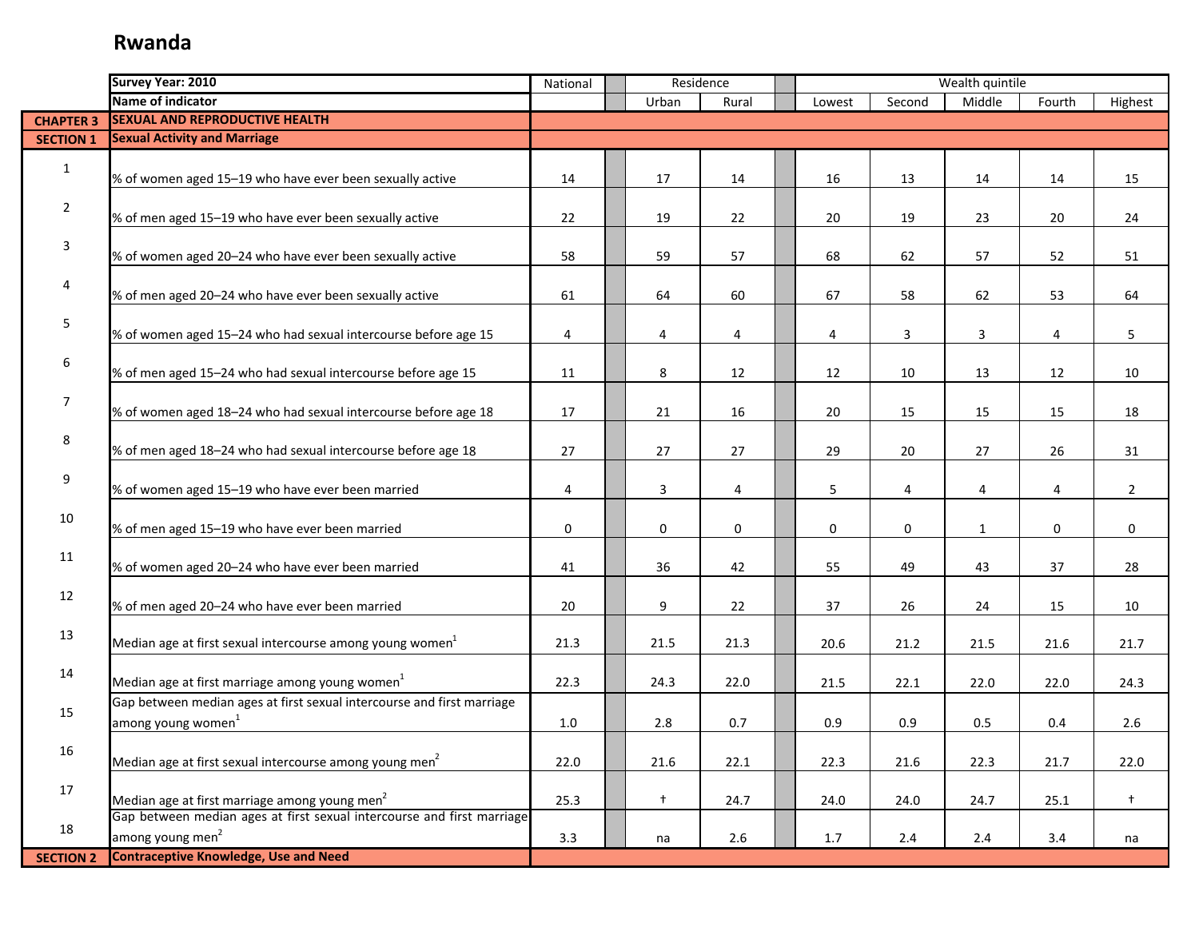# Rwanda

| | Survey Year: 2010 | National | Residence | | Wealth quintile | | | | |
|---|---|---|---|---|---|---|---|---|---|
| | Name of indicator | | Urban | Rural | Lowest | Second | Middle | Fourth | Highest |
| **CHAPTER 3** | **SEXUAL AND REPRODUCTIVE HEALTH** | | | | | | | | |
| **SECTION 1** | **Sexual Activity and Marriage** | | | | | | | | |
| 1 | % of women aged 15–19 who have ever been sexually active | 14 | 17 | 14 | 16 | 13 | 14 | 14 | 15 |
| 2 | % of men aged 15–19 who have ever been sexually active | 22 | 19 | 22 | 20 | 19 | 23 | 20 | 24 |
| 3 | % of women aged 20–24 who have ever been sexually active | 58 | 59 | 57 | 68 | 62 | 57 | 52 | 51 |
| 4 | % of men aged 20–24 who have ever been sexually active | 61 | 64 | 60 | 67 | 58 | 62 | 53 | 64 |
| 5 | % of women aged 15–24 who had sexual intercourse before age 15 | 4 | 4 | 4 | 4 | 3 | 3 | 4 | 5 |
| 6 | % of men aged 15–24 who had sexual intercourse before age 15 | 11 | 8 | 12 | 12 | 10 | 13 | 12 | 10 |
| 7 | % of women aged 18–24 who had sexual intercourse before age 18 | 17 | 21 | 16 | 20 | 15 | 15 | 15 | 18 |
| 8 | % of men aged 18–24 who had sexual intercourse before age 18 | 27 | 27 | 27 | 29 | 20 | 27 | 26 | 31 |
| 9 | % of women aged 15–19 who have ever been married | 4 | 3 | 4 | 5 | 4 | 4 | 4 | 2 |
| 10 | % of men aged 15–19 who have ever been married | 0 | 0 | 0 | 0 | 0 | 1 | 0 | 0 |
| 11 | % of women aged 20–24 who have ever been married | 41 | 36 | 42 | 55 | 49 | 43 | 37 | 28 |
| 12 | % of men aged 20–24 who have ever been married | 20 | 9 | 22 | 37 | 26 | 24 | 15 | 10 |
| 13 | Median age at first sexual intercourse among young women[1] | 21.3 | 21.5 | 21.3 | 20.6 | 21.2 | 21.5 | 21.6 | 21.7 |
| 14 | Median age at first marriage among young women[1] | 22.3 | 24.3 | 22.0 | 21.5 | 22.1 | 22.0 | 22.0 | 24.3 |
| 15 | Gap between median ages at first sexual intercourse and first marriage among young women[1] | 1.0 | 2.8 | 0.7 | 0.9 | 0.9 | 0.5 | 0.4 | 2.6 |
| 16 | Median age at first sexual intercourse among young men[2] | 22.0 | 21.6 | 22.1 | 22.3 | 21.6 | 22.3 | 21.7 | 22.0 |
| 17 | Median age at first marriage among young men[2] | 25.3 | † | 24.7 | 24.0 | 24.0 | 24.7 | 25.1 | † |
| 18 | Gap between median ages at first sexual intercourse and first marriage among young men[2] | 3.3 | na | 2.6 | 1.7 | 2.4 | 2.4 | 3.4 | na |
| **SECTION 2** | **Contraceptive Knowledge, Use and Need** | | | | | | | | |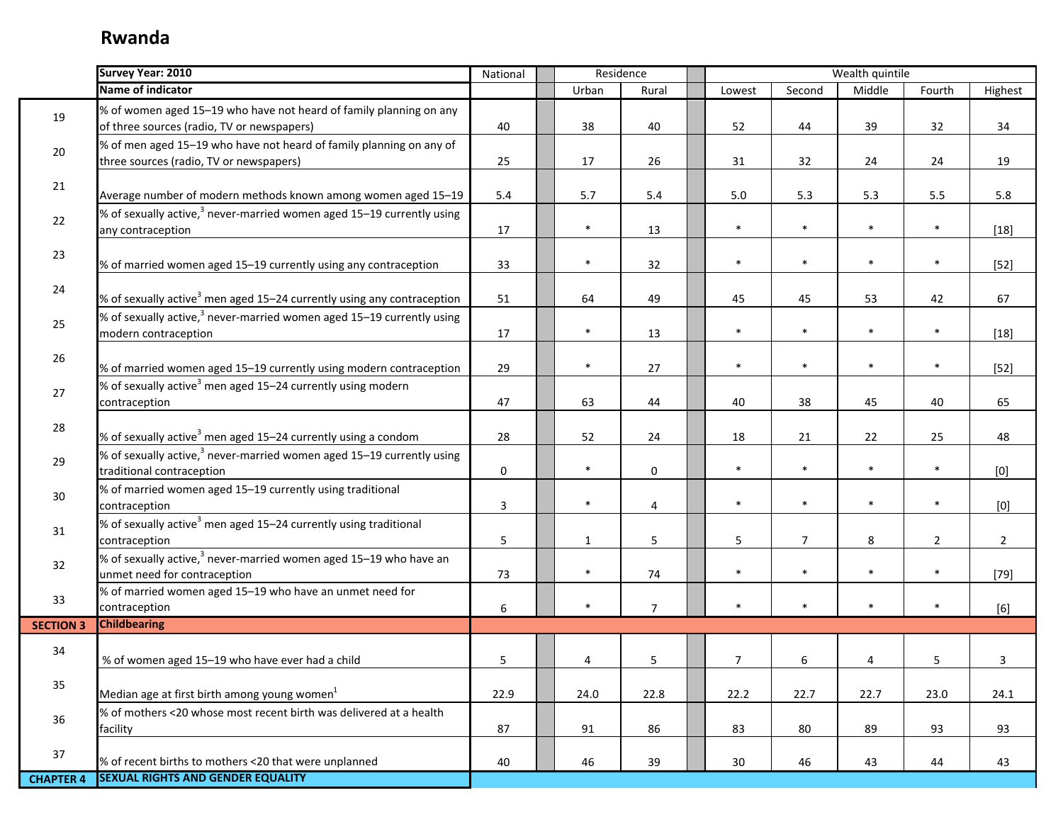# Rwanda

| | Survey Year: 2010 | National | Residence | | Wealth quintile | | | | |
|---|---|---|---|---|---|---|---|---|---|
| | Name of indicator | | Urban | Rural | Lowest | Second | Middle | Fourth | Highest |
| 19 | % of women aged 15–19 who have not heard of family planning on any of three sources (radio, TV or newspapers) | 40 | 38 | 40 | 52 | 44 | 39 | 32 | 34 |
| 20 | % of men aged 15–19 who have not heard of family planning on any of three sources (radio, TV or newspapers) | 25 | 17 | 26 | 31 | 32 | 24 | 24 | 19 |
| 21 | Average number of modern methods known among women aged 15–19 | 5.4 | 5.7 | 5.4 | 5.0 | 5.3 | 5.3 | 5.5 | 5.8 |
| 22 | % of sexually active,[3] never-married women aged 15–19 currently using any contraception | 17 | * | 13 | * | * | * | * | [18] |
| 23 | % of married women aged 15–19 currently using any contraception | 33 | * | 32 | * | * | * | * | [52] |
| 24 | % of sexually active[3] men aged 15–24 currently using any contraception | 51 | 64 | 49 | 45 | 45 | 53 | 42 | 67 |
| 25 | % of sexually active,[3] never-married women aged 15–19 currently using modern contraception | 17 | * | 13 | * | * | * | * | [18] |
| 26 | % of married women aged 15–19 currently using modern contraception | 29 | * | 27 | * | * | * | * | [52] |
| 27 | % of sexually active[3] men aged 15–24 currently using modern contraception | 47 | 63 | 44 | 40 | 38 | 45 | 40 | 65 |
| 28 | % of sexually active[3] men aged 15–24 currently using a condom | 28 | 52 | 24 | 18 | 21 | 22 | 25 | 48 |
| 29 | % of sexually active,[3] never-married women aged 15–19 currently using traditional contraception | 0 | * | 0 | * | * | * | * | [0] |
| 30 | % of married women aged 15–19 currently using traditional contraception | 3 | * | 4 | * | * | * | * | [0] |
| 31 | % of sexually active[3] men aged 15–24 currently using traditional contraception | 5 | 1 | 5 | 5 | 7 | 8 | 2 | 2 |
| 32 | % of sexually active,[3] never-married women aged 15–19 who have an unmet need for contraception | 73 | * | 74 | * | * | * | * | [79] |
| 33 | % of married women aged 15–19 who have an unmet need for contraception | 6 | * | 7 | * | * | * | * | [6] |
| SECTION 3 | Childbearing | | | | | | | | |
| 34 | % of women aged 15–19 who have ever had a child | 5 | 4 | 5 | 7 | 6 | 4 | 5 | 3 |
| 35 | Median age at first birth among young women[1] | 22.9 | 24.0 | 22.8 | 22.2 | 22.7 | 22.7 | 23.0 | 24.1 |
| 36 | % of mothers <20 whose most recent birth was delivered at a health facility | 87 | 91 | 86 | 83 | 80 | 89 | 93 | 93 |
| 37 | % of recent births to mothers <20 that were unplanned | 40 | 46 | 39 | 30 | 46 | 43 | 44 | 43 |
| CHAPTER 4 | SEXUAL RIGHTS AND GENDER EQUALITY | | | | | | | | |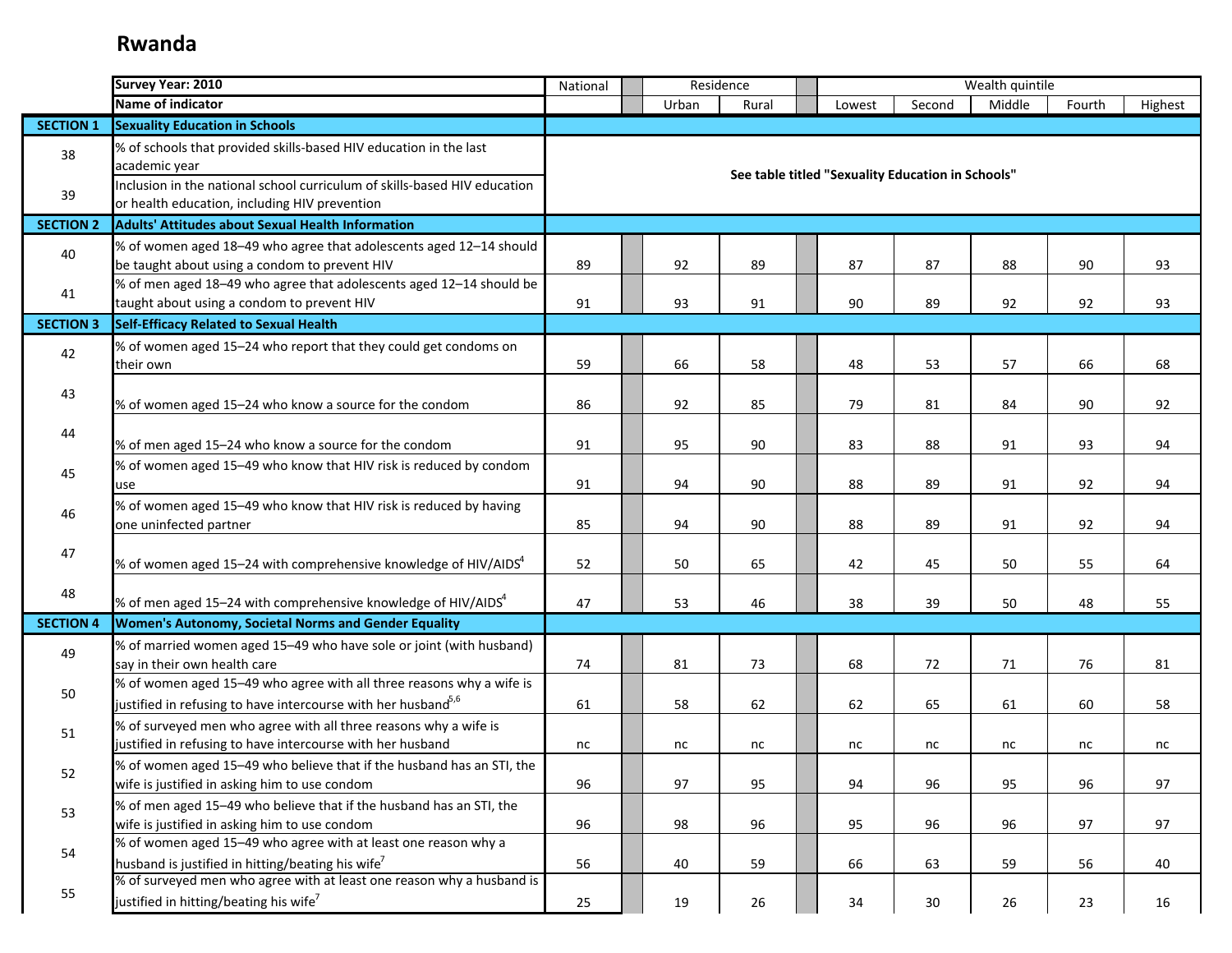# Rwanda

| | Survey Year: 2010 | National | Residence | | Wealth quintile | | | | |
|---|---|---|---|---|---|---|---|---|---|
| | Name of indicator | | Urban | Rural | Lowest | Second | Middle | Fourth | Highest |
| **SECTION 1** | **Sexuality Education in Schools** | | | | | | | | |
| 38 | % of schools that provided skills-based HIV education in the last academic year | **See table titled "Sexuality Education in Schools"** | | | | | | | |
| 39 | Inclusion in the national school curriculum of skills-based HIV education or health education, including HIV prevention | | | | | | | | |
| **SECTION 2** | **Adults' Attitudes about Sexual Health Information** | | | | | | | | |
| 40 | % of women aged 18–49 who agree that adolescents aged 12–14 should be taught about using a condom to prevent HIV | 89 | 92 | 89 | 87 | 87 | 88 | 90 | 93 |
| 41 | % of men aged 18–49 who agree that adolescents aged 12–14 should be taught about using a condom to prevent HIV | 91 | 93 | 91 | 90 | 89 | 92 | 92 | 93 |
| **SECTION 3** | **Self-Efficacy Related to Sexual Health** | | | | | | | | |
| 42 | % of women aged 15–24 who report that they could get condoms on their own | 59 | 66 | 58 | 48 | 53 | 57 | 66 | 68 |
| 43 | % of women aged 15–24 who know a source for the condom | 86 | 92 | 85 | 79 | 81 | 84 | 90 | 92 |
| 44 | % of men aged 15–24 who know a source for the condom | 91 | 95 | 90 | 83 | 88 | 91 | 93 | 94 |
| 45 | % of women aged 15–49 who know that HIV risk is reduced by condom use | 91 | 94 | 90 | 88 | 89 | 91 | 92 | 94 |
| 46 | % of women aged 15–49 who know that HIV risk is reduced by having one uninfected partner | 85 | 94 | 90 | 88 | 89 | 91 | 92 | 94 |
| 47 | % of women aged 15–24 with comprehensive knowledge of HIV/AIDS[4] | 52 | 50 | 65 | 42 | 45 | 50 | 55 | 64 |
| 48 | % of men aged 15–24 with comprehensive knowledge of HIV/AIDS[4] | 47 | 53 | 46 | 38 | 39 | 50 | 48 | 55 |
| **SECTION 4** | **Women's Autonomy, Societal Norms and Gender Equality** | | | | | | | | |
| 49 | % of married women aged 15–49 who have sole or joint (with husband) say in their own health care | 74 | 81 | 73 | 68 | 72 | 71 | 76 | 81 |
| 50 | % of women aged 15–49 who agree with all three reasons why a wife is justified in refusing to have intercourse with her husband[5,6] | 61 | 58 | 62 | 62 | 65 | 61 | 60 | 58 |
| 51 | % of surveyed men who agree with all three reasons why a wife is justified in refusing to have intercourse with her husband | nc | nc | nc | nc | nc | nc | nc | nc |
| 52 | % of women aged 15–49 who believe that if the husband has an STI, the wife is justified in asking him to use condom | 96 | 97 | 95 | 94 | 96 | 95 | 96 | 97 |
| 53 | % of men aged 15–49 who believe that if the husband has an STI, the wife is justified in asking him to use condom | 96 | 98 | 96 | 95 | 96 | 96 | 97 | 97 |
| 54 | % of women aged 15–49 who agree with at least one reason why a husband is justified in hitting/beating his wife[7] | 56 | 40 | 59 | 66 | 63 | 59 | 56 | 40 |
| 55 | % of surveyed men who agree with at least one reason why a husband is justified in hitting/beating his wife[7] | 25 | 19 | 26 | 34 | 30 | 26 | 23 | 16 |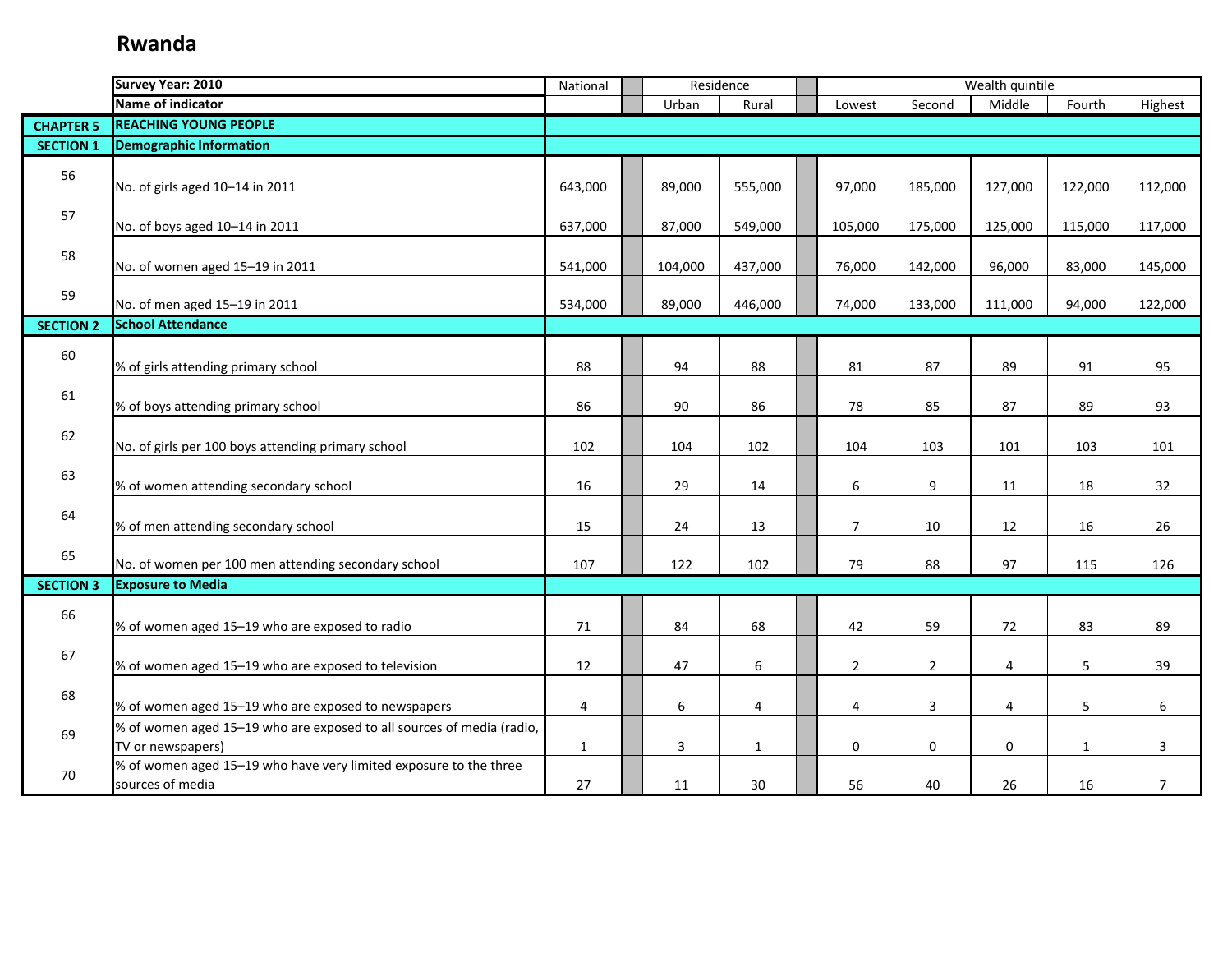# Rwanda

| | Survey Year: 2010 | National | Residence | | Wealth quintile | | | | |
|---|---|---|---|---|---|---|---|---|---|
| | Name of indicator | | Urban | Rural | Lowest | Second | Middle | Fourth | Highest |
| **CHAPTER 5** | **REACHING YOUNG PEOPLE** | | | | | | | | |
| **SECTION 1** | **Demographic Information** | | | | | | | | |
| 56 | No. of girls aged 10–14 in 2011 | 643,000 | 89,000 | 555,000 | 97,000 | 185,000 | 127,000 | 122,000 | 112,000 |
| 57 | No. of boys aged 10–14 in 2011 | 637,000 | 87,000 | 549,000 | 105,000 | 175,000 | 125,000 | 115,000 | 117,000 |
| 58 | No. of women aged 15–19 in 2011 | 541,000 | 104,000 | 437,000 | 76,000 | 142,000 | 96,000 | 83,000 | 145,000 |
| 59 | No. of men aged 15–19 in 2011 | 534,000 | 89,000 | 446,000 | 74,000 | 133,000 | 111,000 | 94,000 | 122,000 |
| **SECTION 2** | **School Attendance** | | | | | | | | |
| 60 | % of girls attending primary school | 88 | 94 | 88 | 81 | 87 | 89 | 91 | 95 |
| 61 | % of boys attending primary school | 86 | 90 | 86 | 78 | 85 | 87 | 89 | 93 |
| 62 | No. of girls per 100 boys attending primary school | 102 | 104 | 102 | 104 | 103 | 101 | 103 | 101 |
| 63 | % of women attending secondary school | 16 | 29 | 14 | 6 | 9 | 11 | 18 | 32 |
| 64 | % of men attending secondary school | 15 | 24 | 13 | 7 | 10 | 12 | 16 | 26 |
| 65 | No. of women per 100 men attending secondary school | 107 | 122 | 102 | 79 | 88 | 97 | 115 | 126 |
| **SECTION 3** | **Exposure to Media** | | | | | | | | |
| 66 | % of women aged 15–19 who are exposed to radio | 71 | 84 | 68 | 42 | 59 | 72 | 83 | 89 |
| 67 | % of women aged 15–19 who are exposed to television | 12 | 47 | 6 | 2 | 2 | 4 | 5 | 39 |
| 68 | % of women aged 15–19 who are exposed to newspapers | 4 | 6 | 4 | 4 | 3 | 4 | 5 | 6 |
| 69 | % of women aged 15–19 who are exposed to all sources of media (radio, TV or newspapers) | 1 | 3 | 1 | 0 | 0 | 0 | 1 | 3 |
| 70 | % of women aged 15–19 who have very limited exposure to the three sources of media | 27 | 11 | 30 | 56 | 40 | 26 | 16 | 7 |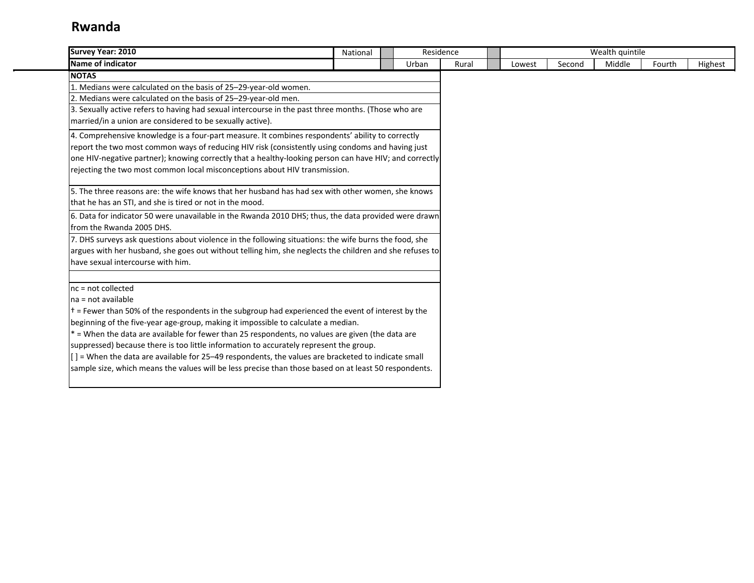## Rwanda

| Survey Year: 2010 | National | | Residence | | | Wealth quintile | | | | |
|---|---|---|---|---|---|---|---|---|---|---|
| Name of indicator | | | Urban | Rural | | Lowest | Second | Middle | Fourth | Highest |

**NOTAS**

1. Medians were calculated on the basis of 25–29-year-old women.
2. Medians were calculated on the basis of 25–29-year-old men.
3. Sexually active refers to having had sexual intercourse in the past three months. (Those who are married/in a union are considered to be sexually active).
4. Comprehensive knowledge is a four-part measure. It combines respondents' ability to correctly report the two most common ways of reducing HIV risk (consistently using condoms and having just one HIV-negative partner); knowing correctly that a healthy-looking person can have HIV; and correctly rejecting the two most common local misconceptions about HIV transmission.
5. The three reasons are: the wife knows that her husband has had sex with other women, she knows that he has an STI, and she is tired or not in the mood.
6. Data for indicator 50 were unavailable in the Rwanda 2010 DHS; thus, the data provided were drawn from the Rwanda 2005 DHS.
7. DHS surveys ask questions about violence in the following situations: the wife burns the food, she argues with her husband, she goes out without telling him, she neglects the children and she refuses to have sexual intercourse with him.

nc = not collected

na = not available

† = Fewer than 50% of the respondents in the subgroup had experienced the event of interest by the beginning of the five-year age-group, making it impossible to calculate a median.

* = When the data are available for fewer than 25 respondents, no values are given (the data are suppressed) because there is too little information to accurately represent the group.

[ ] = When the data are available for 25–49 respondents, the values are bracketed to indicate small sample size, which means the values will be less precise than those based on at least 50 respondents.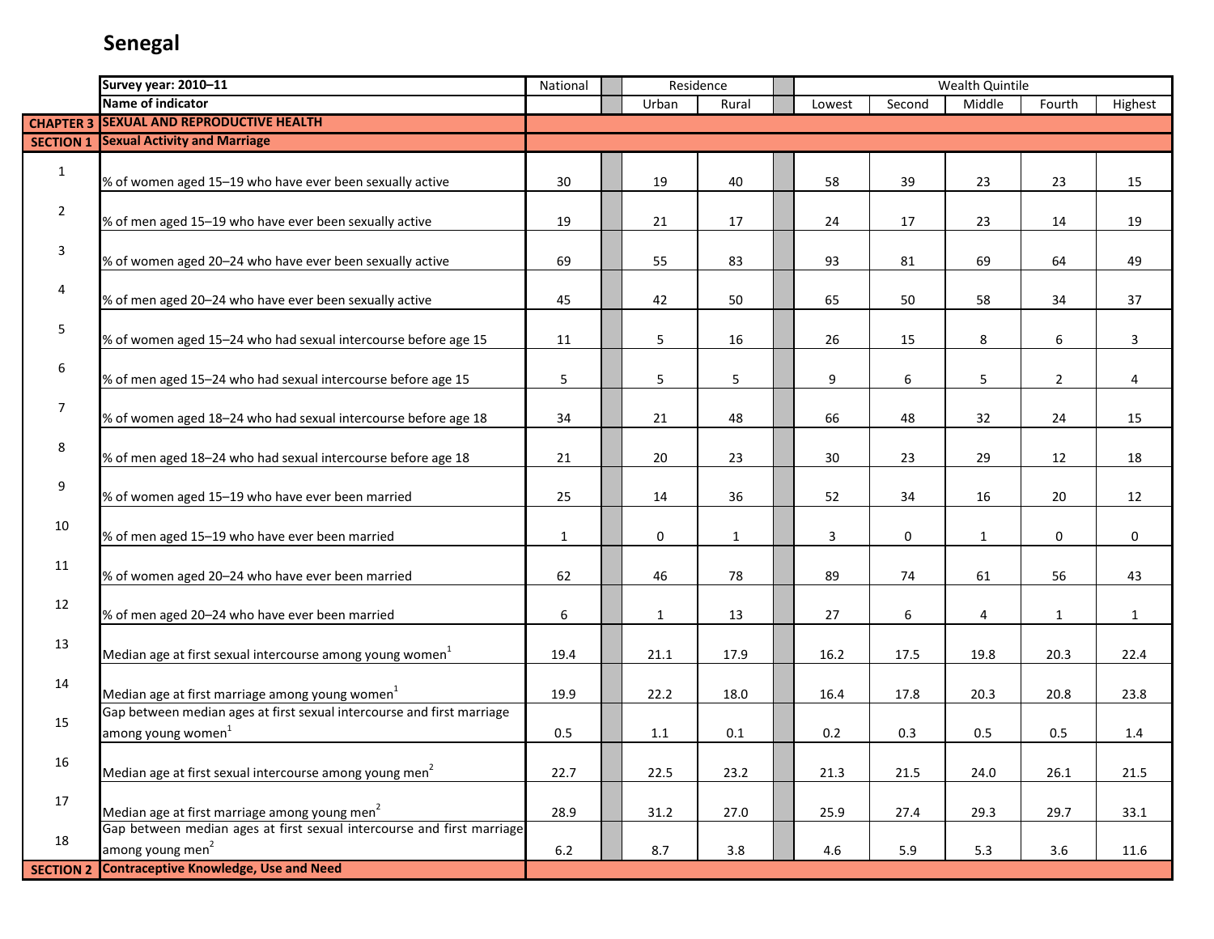# Senegal

| | Survey year: 2010–11 | National | Residence | | Wealth Quintile | | | | |
|---|---|---|---|---|---|---|---|---|---|
| | Name of indicator | | Urban | Rural | Lowest | Second | Middle | Fourth | Highest |
| **CHAPTER 3** | **SEXUAL AND REPRODUCTIVE HEALTH** | | | | | | | | |
| **SECTION 1** | **Sexual Activity and Marriage** | | | | | | | | |
| 1 | % of women aged 15–19 who have ever been sexually active | 30 | 19 | 40 | 58 | 39 | 23 | 23 | 15 |
| 2 | % of men aged 15–19 who have ever been sexually active | 19 | 21 | 17 | 24 | 17 | 23 | 14 | 19 |
| 3 | % of women aged 20–24 who have ever been sexually active | 69 | 55 | 83 | 93 | 81 | 69 | 64 | 49 |
| 4 | % of men aged 20–24 who have ever been sexually active | 45 | 42 | 50 | 65 | 50 | 58 | 34 | 37 |
| 5 | % of women aged 15–24 who had sexual intercourse before age 15 | 11 | 5 | 16 | 26 | 15 | 8 | 6 | 3 |
| 6 | % of men aged 15–24 who had sexual intercourse before age 15 | 5 | 5 | 5 | 9 | 6 | 5 | 2 | 4 |
| 7 | % of women aged 18–24 who had sexual intercourse before age 18 | 34 | 21 | 48 | 66 | 48 | 32 | 24 | 15 |
| 8 | % of men aged 18–24 who had sexual intercourse before age 18 | 21 | 20 | 23 | 30 | 23 | 29 | 12 | 18 |
| 9 | % of women aged 15–19 who have ever been married | 25 | 14 | 36 | 52 | 34 | 16 | 20 | 12 |
| 10 | % of men aged 15–19 who have ever been married | 1 | 0 | 1 | 3 | 0 | 1 | 0 | 0 |
| 11 | % of women aged 20–24 who have ever been married | 62 | 46 | 78 | 89 | 74 | 61 | 56 | 43 |
| 12 | % of men aged 20–24 who have ever been married | 6 | 1 | 13 | 27 | 6 | 4 | 1 | 1 |
| 13 | Median age at first sexual intercourse among young women[1] | 19.4 | 21.1 | 17.9 | 16.2 | 17.5 | 19.8 | 20.3 | 22.4 |
| 14 | Median age at first marriage among young women[1] | 19.9 | 22.2 | 18.0 | 16.4 | 17.8 | 20.3 | 20.8 | 23.8 |
| 15 | Gap between median ages at first sexual intercourse and first marriage among young women[1] | 0.5 | 1.1 | 0.1 | 0.2 | 0.3 | 0.5 | 0.5 | 1.4 |
| 16 | Median age at first sexual intercourse among young men[2] | 22.7 | 22.5 | 23.2 | 21.3 | 21.5 | 24.0 | 26.1 | 21.5 |
| 17 | Median age at first marriage among young men[2] | 28.9 | 31.2 | 27.0 | 25.9 | 27.4 | 29.3 | 29.7 | 33.1 |
| 18 | Gap between median ages at first sexual intercourse and first marriage among young men[2] | 6.2 | 8.7 | 3.8 | 4.6 | 5.9 | 5.3 | 3.6 | 11.6 |
| **SECTION 2** | **Contraceptive Knowledge, Use and Need** | | | | | | | | |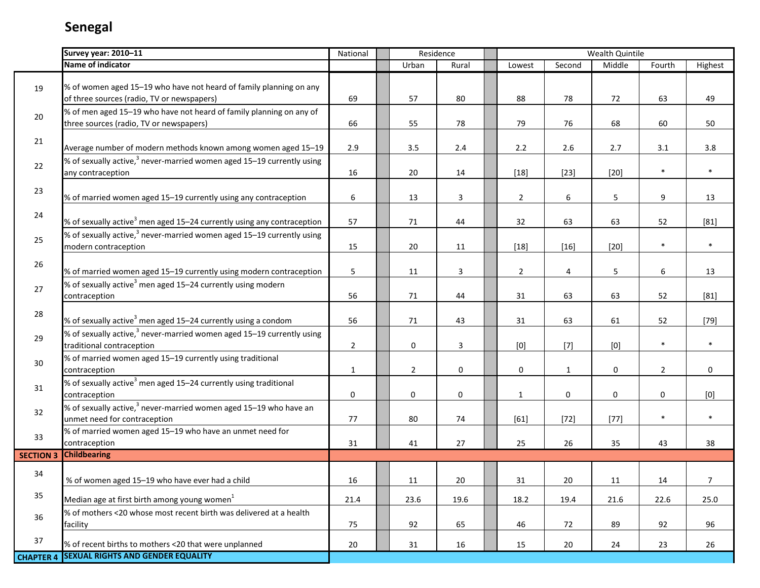# Senegal

| | Survey year: 2010–11 | National | Residence | | Wealth Quintile | | | | |
|---|---|---|---|---|---|---|---|---|---|
| | Name of indicator | | Urban | Rural | Lowest | Second | Middle | Fourth | Highest |
| 19 | % of women aged 15–19 who have not heard of family planning on any of three sources (radio, TV or newspapers) | 69 | 57 | 80 | 88 | 78 | 72 | 63 | 49 |
| 20 | % of men aged 15–19 who have not heard of family planning on any of three sources (radio, TV or newspapers) | 66 | 55 | 78 | 79 | 76 | 68 | 60 | 50 |
| 21 | Average number of modern methods known among women aged 15–19 | 2.9 | 3.5 | 2.4 | 2.2 | 2.6 | 2.7 | 3.1 | 3.8 |
| 22 | % of sexually active,[3] never-married women aged 15–19 currently using any contraception | 16 | 20 | 14 | [18] | [23] | [20] | * | * |
| 23 | % of married women aged 15–19 currently using any contraception | 6 | 13 | 3 | 2 | 6 | 5 | 9 | 13 |
| 24 | % of sexually active[3] men aged 15–24 currently using any contraception | 57 | 71 | 44 | 32 | 63 | 63 | 52 | [81] |
| 25 | % of sexually active,[3] never-married women aged 15–19 currently using modern contraception | 15 | 20 | 11 | [18] | [16] | [20] | * | * |
| 26 | % of married women aged 15–19 currently using modern contraception | 5 | 11 | 3 | 2 | 4 | 5 | 6 | 13 |
| 27 | % of sexually active[3] men aged 15–24 currently using modern contraception | 56 | 71 | 44 | 31 | 63 | 63 | 52 | [81] |
| 28 | % of sexually active[3] men aged 15–24 currently using a condom | 56 | 71 | 43 | 31 | 63 | 61 | 52 | [79] |
| 29 | % of sexually active,[3] never-married women aged 15–19 currently using traditional contraception | 2 | 0 | 3 | [0] | [7] | [0] | * | * |
| 30 | % of married women aged 15–19 currently using traditional contraception | 1 | 2 | 0 | 0 | 1 | 0 | 2 | 0 |
| 31 | % of sexually active[3] men aged 15–24 currently using traditional contraception | 0 | 0 | 0 | 1 | 0 | 0 | 0 | [0] |
| 32 | % of sexually active,[3] never-married women aged 15–19 who have an unmet need for contraception | 77 | 80 | 74 | [61] | [72] | [77] | * | * |
| 33 | % of married women aged 15–19 who have an unmet need for contraception | 31 | 41 | 27 | 25 | 26 | 35 | 43 | 38 |
| **SECTION 3** | **Childbearing** | | | | | | | | |
| 34 | % of women aged 15–19 who have ever had a child | 16 | 11 | 20 | 31 | 20 | 11 | 14 | 7 |
| 35 | Median age at first birth among young women[1] | 21.4 | 23.6 | 19.6 | 18.2 | 19.4 | 21.6 | 22.6 | 25.0 |
| 36 | % of mothers <20 whose most recent birth was delivered at a health facility | 75 | 92 | 65 | 46 | 72 | 89 | 92 | 96 |
| 37 | % of recent births to mothers <20 that were unplanned | 20 | 31 | 16 | 15 | 20 | 24 | 23 | 26 |
| **CHAPTER 4** | **SEXUAL RIGHTS AND GENDER EQUALITY** | | | | | | | | |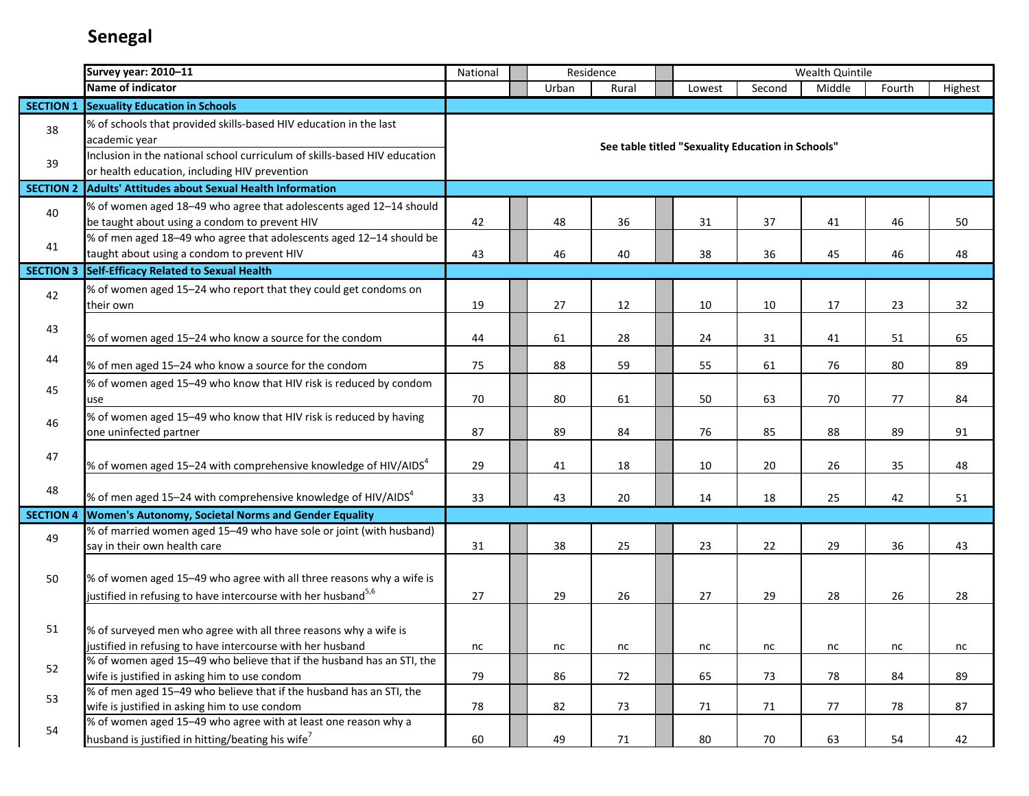# Senegal

| | Survey year: 2010–11 | National | Residence | | Wealth Quintile | | | | |
|---|---|---|---|---|---|---|---|---|---|
| | Name of indicator | | Urban | Rural | Lowest | Second | Middle | Fourth | Highest |
| **SECTION 1** | **Sexuality Education in Schools** | | | | | | | | |
| 38 | % of schools that provided skills-based HIV education in the last academic year | **See table titled "Sexuality Education in Schools"** | | | | | | | |
| 39 | Inclusion in the national school curriculum of skills-based HIV education or health education, including HIV prevention | | | | | | | | |
| **SECTION 2** | **Adults' Attitudes about Sexual Health Information** | | | | | | | | |
| 40 | % of women aged 18–49 who agree that adolescents aged 12–14 should be taught about using a condom to prevent HIV | 42 | 48 | 36 | 31 | 37 | 41 | 46 | 50 |
| 41 | % of men aged 18–49 who agree that adolescents aged 12–14 should be taught about using a condom to prevent HIV | 43 | 46 | 40 | 38 | 36 | 45 | 46 | 48 |
| **SECTION 3** | **Self-Efficacy Related to Sexual Health** | | | | | | | | |
| 42 | % of women aged 15–24 who report that they could get condoms on their own | 19 | 27 | 12 | 10 | 10 | 17 | 23 | 32 |
| 43 | % of women aged 15–24 who know a source for the condom | 44 | 61 | 28 | 24 | 31 | 41 | 51 | 65 |
| 44 | % of men aged 15–24 who know a source for the condom | 75 | 88 | 59 | 55 | 61 | 76 | 80 | 89 |
| 45 | % of women aged 15–49 who know that HIV risk is reduced by condom use | 70 | 80 | 61 | 50 | 63 | 70 | 77 | 84 |
| 46 | % of women aged 15–49 who know that HIV risk is reduced by having one uninfected partner | 87 | 89 | 84 | 76 | 85 | 88 | 89 | 91 |
| 47 | % of women aged 15–24 with comprehensive knowledge of HIV/AIDS[4] | 29 | 41 | 18 | 10 | 20 | 26 | 35 | 48 |
| 48 | % of men aged 15–24 with comprehensive knowledge of HIV/AIDS[4] | 33 | 43 | 20 | 14 | 18 | 25 | 42 | 51 |
| **SECTION 4** | **Women's Autonomy, Societal Norms and Gender Equality** | | | | | | | | |
| 49 | % of married women aged 15–49 who have sole or joint (with husband) say in their own health care | 31 | 38 | 25 | 23 | 22 | 29 | 36 | 43 |
| 50 | % of women aged 15–49 who agree with all three reasons why a wife is justified in refusing to have intercourse with her husband[5,6] | 27 | 29 | 26 | 27 | 29 | 28 | 26 | 28 |
| 51 | % of surveyed men who agree with all three reasons why a wife is justified in refusing to have intercourse with her husband | nc | nc | nc | nc | nc | nc | nc | nc |
| 52 | % of women aged 15–49 who believe that if the husband has an STI, the wife is justified in asking him to use condom | 79 | 86 | 72 | 65 | 73 | 78 | 84 | 89 |
| 53 | % of men aged 15–49 who believe that if the husband has an STI, the wife is justified in asking him to use condom | 78 | 82 | 73 | 71 | 71 | 77 | 78 | 87 |
| 54 | % of women aged 15–49 who agree with at least one reason why a husband is justified in hitting/beating his wife[7] | 60 | 49 | 71 | 80 | 70 | 63 | 54 | 42 |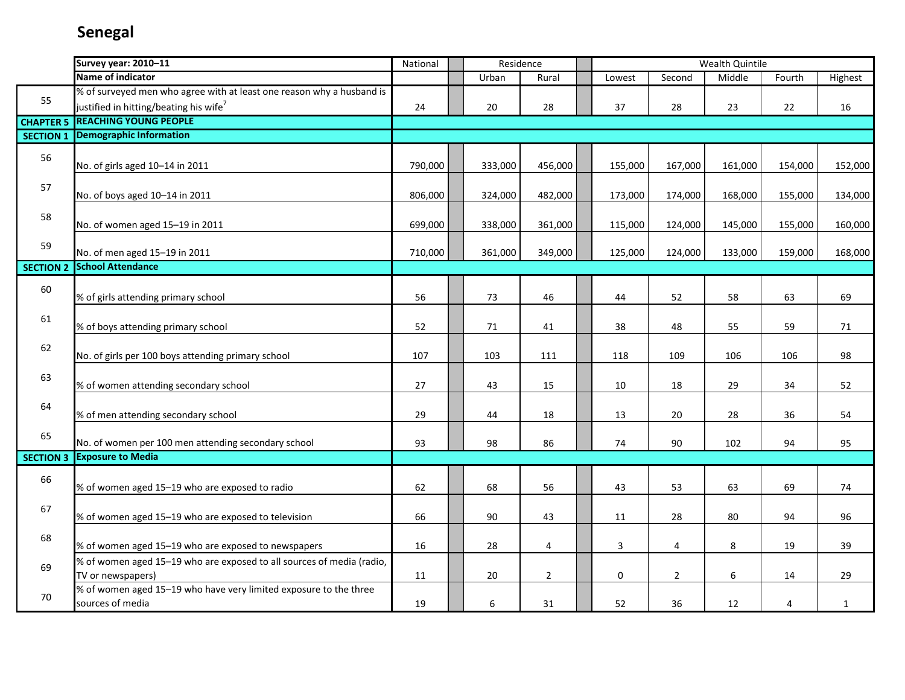# Senegal

| | Survey year: 2010–11 | National | Residence | | Wealth Quintile | | | | |
|---|---|---|---|---|---|---|---|---|---|
| | Name of indicator | | Urban | Rural | Lowest | Second | Middle | Fourth | Highest |
| 55 | % of surveyed men who agree with at least one reason why a husband is justified in hitting/beating his wife[7] | 24 | 20 | 28 | 37 | 28 | 23 | 22 | 16 |
| **CHAPTER 5** | **REACHING YOUNG PEOPLE** | | | | | | | | |
| **SECTION 1** | **Demographic Information** | | | | | | | | |
| 56 | No. of girls aged 10–14 in 2011 | 790,000 | 333,000 | 456,000 | 155,000 | 167,000 | 161,000 | 154,000 | 152,000 |
| 57 | No. of boys aged 10–14 in 2011 | 806,000 | 324,000 | 482,000 | 173,000 | 174,000 | 168,000 | 155,000 | 134,000 |
| 58 | No. of women aged 15–19 in 2011 | 699,000 | 338,000 | 361,000 | 115,000 | 124,000 | 145,000 | 155,000 | 160,000 |
| 59 | No. of men aged 15–19 in 2011 | 710,000 | 361,000 | 349,000 | 125,000 | 124,000 | 133,000 | 159,000 | 168,000 |
| **SECTION 2** | **School Attendance** | | | | | | | | |
| 60 | % of girls attending primary school | 56 | 73 | 46 | 44 | 52 | 58 | 63 | 69 |
| 61 | % of boys attending primary school | 52 | 71 | 41 | 38 | 48 | 55 | 59 | 71 |
| 62 | No. of girls per 100 boys attending primary school | 107 | 103 | 111 | 118 | 109 | 106 | 106 | 98 |
| 63 | % of women attending secondary school | 27 | 43 | 15 | 10 | 18 | 29 | 34 | 52 |
| 64 | % of men attending secondary school | 29 | 44 | 18 | 13 | 20 | 28 | 36 | 54 |
| 65 | No. of women per 100 men attending secondary school | 93 | 98 | 86 | 74 | 90 | 102 | 94 | 95 |
| **SECTION 3** | **Exposure to Media** | | | | | | | | |
| 66 | % of women aged 15–19 who are exposed to radio | 62 | 68 | 56 | 43 | 53 | 63 | 69 | 74 |
| 67 | % of women aged 15–19 who are exposed to television | 66 | 90 | 43 | 11 | 28 | 80 | 94 | 96 |
| 68 | % of women aged 15–19 who are exposed to newspapers | 16 | 28 | 4 | 3 | 4 | 8 | 19 | 39 |
| 69 | % of women aged 15–19 who are exposed to all sources of media (radio, TV or newspapers) | 11 | 20 | 2 | 0 | 2 | 6 | 14 | 29 |
| 70 | % of women aged 15–19 who have very limited exposure to the three sources of media | 19 | 6 | 31 | 52 | 36 | 12 | 4 | 1 |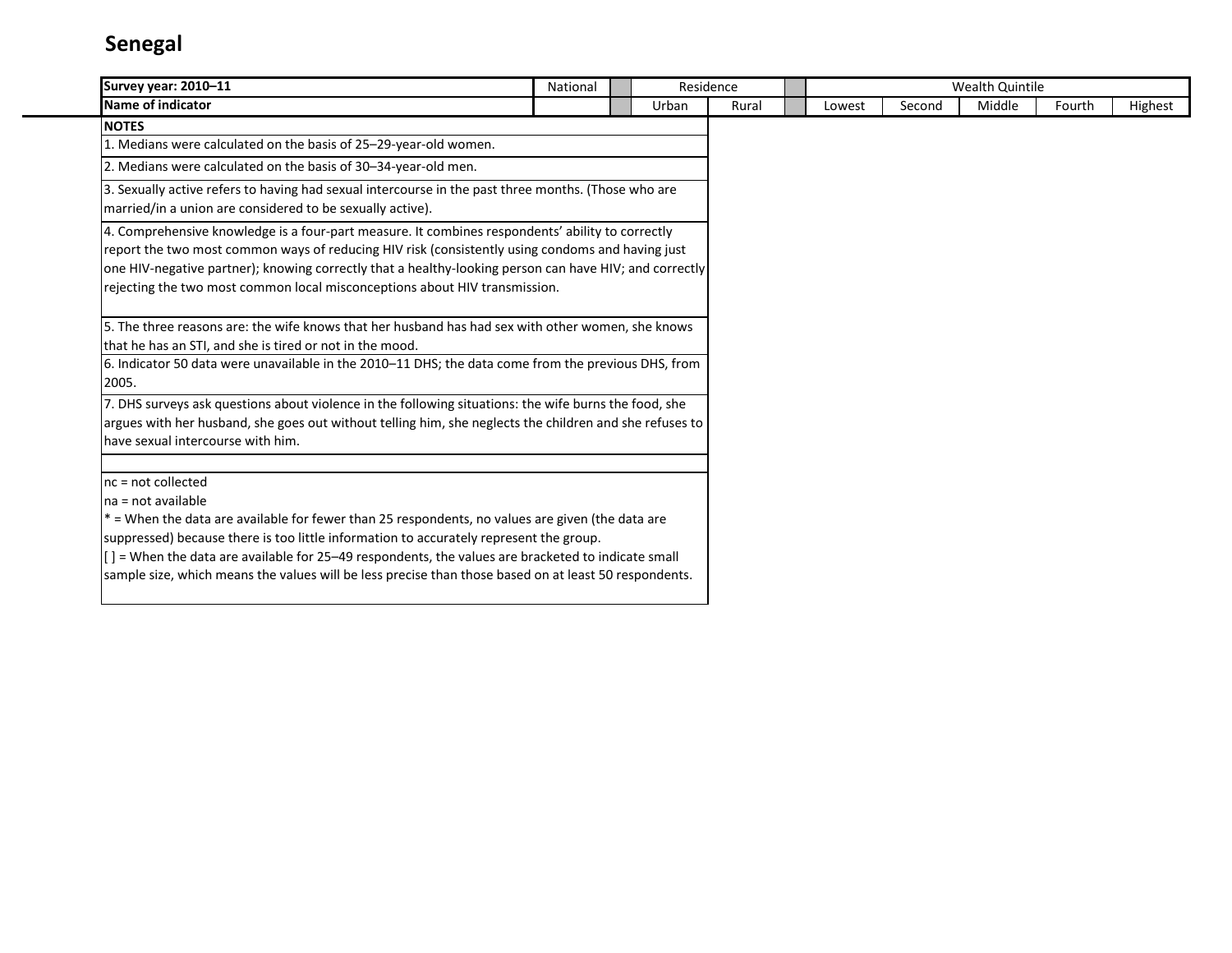# Senegal

| Survey year: 2010–11 | National | | Residence | | | Wealth Quintile | | | | |
|---|---|---|---|---|---|---|---|---|---|---|
| Name of indicator | | | Urban | Rural | | Lowest | Second | Middle | Fourth | Highest |

**NOTES**

1. Medians were calculated on the basis of 25–29-year-old women.

2. Medians were calculated on the basis of 30–34-year-old men.

3. Sexually active refers to having had sexual intercourse in the past three months. (Those who are married/in a union are considered to be sexually active).

4. Comprehensive knowledge is a four-part measure. It combines respondents' ability to correctly report the two most common ways of reducing HIV risk (consistently using condoms and having just one HIV-negative partner); knowing correctly that a healthy-looking person can have HIV; and correctly rejecting the two most common local misconceptions about HIV transmission.

5. The three reasons are: the wife knows that her husband has had sex with other women, she knows that he has an STI, and she is tired or not in the mood.

6. Indicator 50 data were unavailable in the 2010–11 DHS; the data come from the previous DHS, from 2005.

7. DHS surveys ask questions about violence in the following situations: the wife burns the food, she argues with her husband, she goes out without telling him, she neglects the children and she refuses to have sexual intercourse with him.

nc = not collected

na = not available

* = When the data are available for fewer than 25 respondents, no values are given (the data are suppressed) because there is too little information to accurately represent the group.

[ ] = When the data are available for 25–49 respondents, the values are bracketed to indicate small sample size, which means the values will be less precise than those based on at least 50 respondents.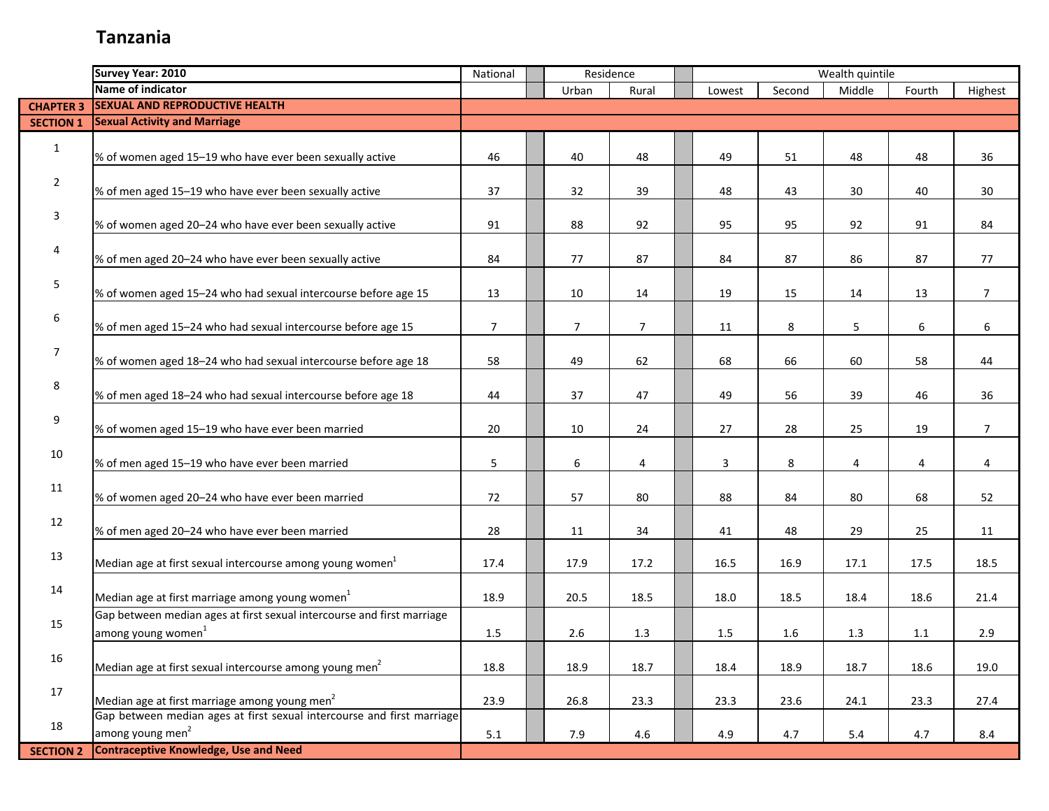# Tanzania

| | Survey Year: 2010 | National | Residence | | Wealth quintile | | | | |
|---|---|---|---|---|---|---|---|---|---|
| | Name of indicator | | Urban | Rural | Lowest | Second | Middle | Fourth | Highest |
| **CHAPTER 3** | **SEXUAL AND REPRODUCTIVE HEALTH** | | | | | | | | |
| **SECTION 1** | **Sexual Activity and Marriage** | | | | | | | | |
| 1 | % of women aged 15–19 who have ever been sexually active | 46 | 40 | 48 | 49 | 51 | 48 | 48 | 36 |
| 2 | % of men aged 15–19 who have ever been sexually active | 37 | 32 | 39 | 48 | 43 | 30 | 40 | 30 |
| 3 | % of women aged 20–24 who have ever been sexually active | 91 | 88 | 92 | 95 | 95 | 92 | 91 | 84 |
| 4 | % of men aged 20–24 who have ever been sexually active | 84 | 77 | 87 | 84 | 87 | 86 | 87 | 77 |
| 5 | % of women aged 15–24 who had sexual intercourse before age 15 | 13 | 10 | 14 | 19 | 15 | 14 | 13 | 7 |
| 6 | % of men aged 15–24 who had sexual intercourse before age 15 | 7 | 7 | 7 | 11 | 8 | 5 | 6 | 6 |
| 7 | % of women aged 18–24 who had sexual intercourse before age 18 | 58 | 49 | 62 | 68 | 66 | 60 | 58 | 44 |
| 8 | % of men aged 18–24 who had sexual intercourse before age 18 | 44 | 37 | 47 | 49 | 56 | 39 | 46 | 36 |
| 9 | % of women aged 15–19 who have ever been married | 20 | 10 | 24 | 27 | 28 | 25 | 19 | 7 |
| 10 | % of men aged 15–19 who have ever been married | 5 | 6 | 4 | 3 | 8 | 4 | 4 | 4 |
| 11 | % of women aged 20–24 who have ever been married | 72 | 57 | 80 | 88 | 84 | 80 | 68 | 52 |
| 12 | % of men aged 20–24 who have ever been married | 28 | 11 | 34 | 41 | 48 | 29 | 25 | 11 |
| 13 | Median age at first sexual intercourse among young women[1] | 17.4 | 17.9 | 17.2 | 16.5 | 16.9 | 17.1 | 17.5 | 18.5 |
| 14 | Median age at first marriage among young women[1] | 18.9 | 20.5 | 18.5 | 18.0 | 18.5 | 18.4 | 18.6 | 21.4 |
| 15 | Gap between median ages at first sexual intercourse and first marriage among young women[1] | 1.5 | 2.6 | 1.3 | 1.5 | 1.6 | 1.3 | 1.1 | 2.9 |
| 16 | Median age at first sexual intercourse among young men[2] | 18.8 | 18.9 | 18.7 | 18.4 | 18.9 | 18.7 | 18.6 | 19.0 |
| 17 | Median age at first marriage among young men[2] | 23.9 | 26.8 | 23.3 | 23.3 | 23.6 | 24.1 | 23.3 | 27.4 |
| 18 | Gap between median ages at first sexual intercourse and first marriage among young men[2] | 5.1 | 7.9 | 4.6 | 4.9 | 4.7 | 5.4 | 4.7 | 8.4 |
| **SECTION 2** | **Contraceptive Knowledge, Use and Need** | | | | | | | | |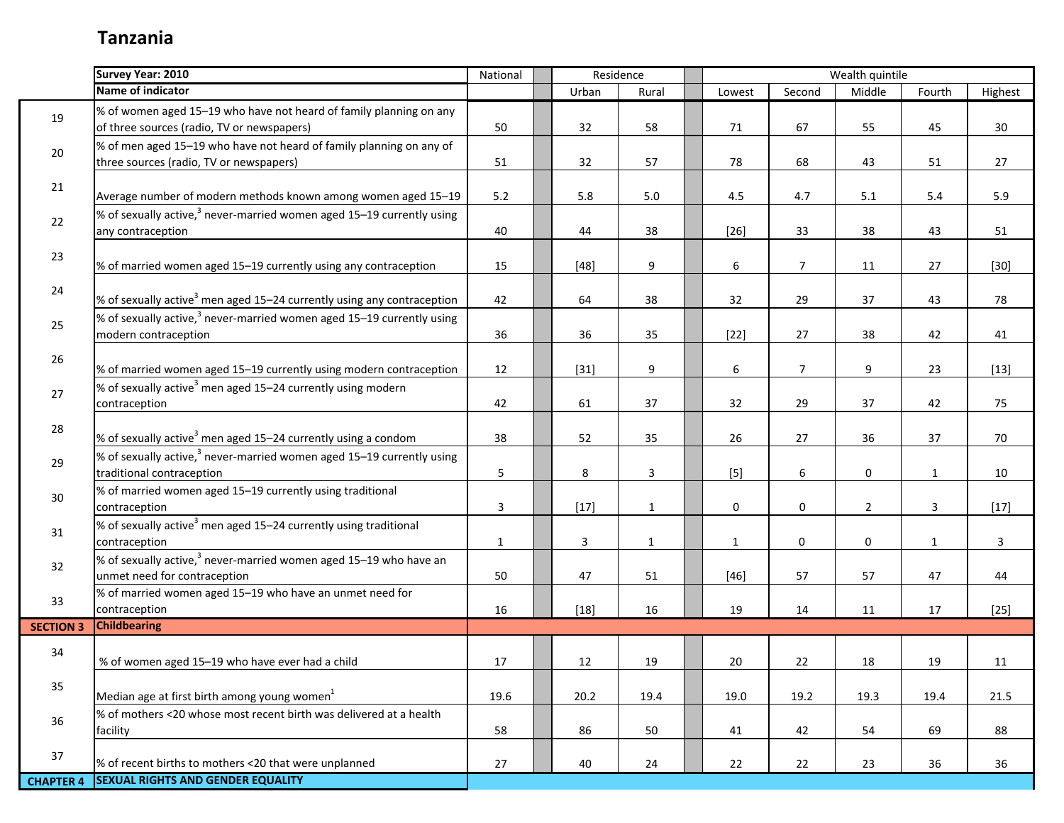# Tanzania

| | Survey Year: 2010 | National | Residence | | Wealth quintile | | | | |
|---|---|---|---|---|---|---|---|---|---|
| | Name of indicator | | Urban | Rural | Lowest | Second | Middle | Fourth | Highest |
| 19 | % of women aged 15–19 who have not heard of family planning on any of three sources (radio, TV or newspapers) | 50 | 32 | 58 | 71 | 67 | 55 | 45 | 30 |
| 20 | % of men aged 15–19 who have not heard of family planning on any of three sources (radio, TV or newspapers) | 51 | 32 | 57 | 78 | 68 | 43 | 51 | 27 |
| 21 | Average number of modern methods known among women aged 15–19 | 5.2 | 5.8 | 5.0 | 4.5 | 4.7 | 5.1 | 5.4 | 5.9 |
| 22 | % of sexually active,[3] never-married women aged 15–19 currently using any contraception | 40 | 44 | 38 | [26] | 33 | 38 | 43 | 51 |
| 23 | % of married women aged 15–19 currently using any contraception | 15 | [48] | 9 | 6 | 7 | 11 | 27 | [30] |
| 24 | % of sexually active[3] men aged 15–24 currently using any contraception | 42 | 64 | 38 | 32 | 29 | 37 | 43 | 78 |
| 25 | % of sexually active,[3] never-married women aged 15–19 currently using modern contraception | 36 | 36 | 35 | [22] | 27 | 38 | 42 | 41 |
| 26 | % of married women aged 15–19 currently using modern contraception | 12 | [31] | 9 | 6 | 7 | 9 | 23 | [13] |
| 27 | % of sexually active[3] men aged 15–24 currently using modern contraception | 42 | 61 | 37 | 32 | 29 | 37 | 42 | 75 |
| 28 | % of sexually active[3] men aged 15–24 currently using a condom | 38 | 52 | 35 | 26 | 27 | 36 | 37 | 70 |
| 29 | % of sexually active,[3] never-married women aged 15–19 currently using traditional contraception | 5 | 8 | 3 | [5] | 6 | 0 | 1 | 10 |
| 30 | % of married women aged 15–19 currently using traditional contraception | 3 | [17] | 1 | 0 | 0 | 2 | 3 | [17] |
| 31 | % of sexually active[3] men aged 15–24 currently using traditional contraception | 1 | 3 | 1 | 1 | 0 | 0 | 1 | 3 |
| 32 | % of sexually active,[3] never-married women aged 15–19 who have an unmet need for contraception | 50 | 47 | 51 | [46] | 57 | 57 | 47 | 44 |
| 33 | % of married women aged 15–19 who have an unmet need for contraception | 16 | [18] | 16 | 19 | 14 | 11 | 17 | [25] |
| SECTION 3 | Childbearing | | | | | | | | |
| 34 | % of women aged 15–19 who have ever had a child | 17 | 12 | 19 | 20 | 22 | 18 | 19 | 11 |
| 35 | Median age at first birth among young women[1] | 19.6 | 20.2 | 19.4 | 19.0 | 19.2 | 19.3 | 19.4 | 21.5 |
| 36 | % of mothers <20 whose most recent birth was delivered at a health facility | 58 | 86 | 50 | 41 | 42 | 54 | 69 | 88 |
| 37 | % of recent births to mothers <20 that were unplanned | 27 | 40 | 24 | 22 | 22 | 23 | 36 | 36 |
| CHAPTER 4 | SEXUAL RIGHTS AND GENDER EQUALITY | | | | | | | | |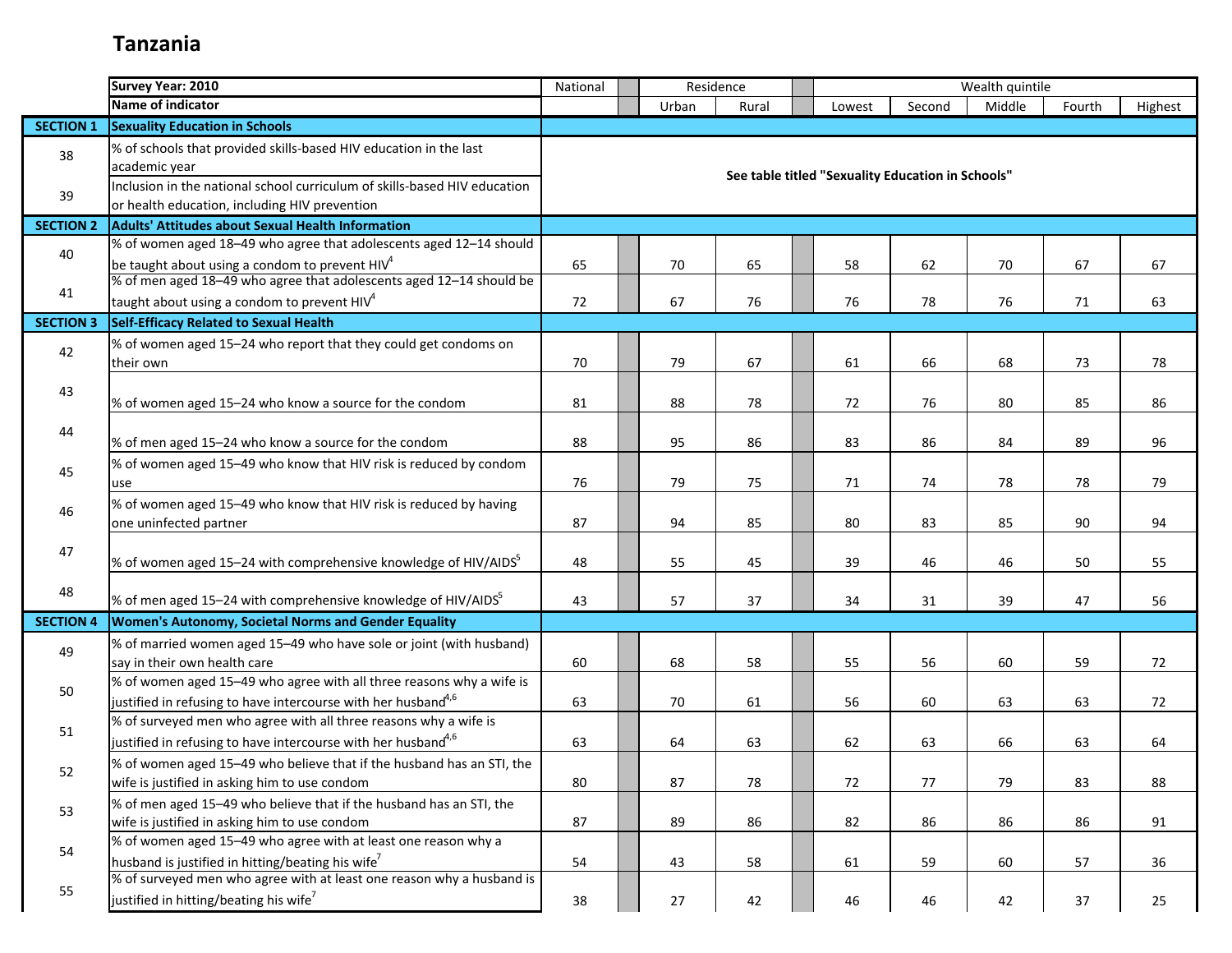# Tanzania

| | Survey Year: 2010 | National | Residence | | Wealth quintile | | | | |
|---|---|---|---|---|---|---|---|---|---|
| | Name of indicator | | Urban | Rural | Lowest | Second | Middle | Fourth | Highest |
| **SECTION 1** | **Sexuality Education in Schools** | | | | | | | | |
| 38 | % of schools that provided skills-based HIV education in the last academic year | See table titled "Sexuality Education in Schools" | | | | | | | |
| 39 | Inclusion in the national school curriculum of skills-based HIV education or health education, including HIV prevention | See table titled "Sexuality Education in Schools" | | | | | | | |
| **SECTION 2** | **Adults' Attitudes about Sexual Health Information** | | | | | | | | |
| 40 | % of women aged 18–49 who agree that adolescents aged 12–14 should be taught about using a condom to prevent HIV[4] | 65 | 70 | 65 | 58 | 62 | 70 | 67 | 67 |
| 41 | % of men aged 18–49 who agree that adolescents aged 12–14 should be taught about using a condom to prevent HIV[4] | 72 | 67 | 76 | 76 | 78 | 76 | 71 | 63 |
| **SECTION 3** | **Self-Efficacy Related to Sexual Health** | | | | | | | | |
| 42 | % of women aged 15–24 who report that they could get condoms on their own | 70 | 79 | 67 | 61 | 66 | 68 | 73 | 78 |
| 43 | % of women aged 15–24 who know a source for the condom | 81 | 88 | 78 | 72 | 76 | 80 | 85 | 86 |
| 44 | % of men aged 15–24 who know a source for the condom | 88 | 95 | 86 | 83 | 86 | 84 | 89 | 96 |
| 45 | % of women aged 15–49 who know that HIV risk is reduced by condom use | 76 | 79 | 75 | 71 | 74 | 78 | 78 | 79 |
| 46 | % of women aged 15–49 who know that HIV risk is reduced by having one uninfected partner | 87 | 94 | 85 | 80 | 83 | 85 | 90 | 94 |
| 47 | % of women aged 15–24 with comprehensive knowledge of HIV/AIDS[5] | 48 | 55 | 45 | 39 | 46 | 46 | 50 | 55 |
| 48 | % of men aged 15–24 with comprehensive knowledge of HIV/AIDS[5] | 43 | 57 | 37 | 34 | 31 | 39 | 47 | 56 |
| **SECTION 4** | **Women's Autonomy, Societal Norms and Gender Equality** | | | | | | | | |
| 49 | % of married women aged 15–49 who have sole or joint (with husband) say in their own health care | 60 | 68 | 58 | 55 | 56 | 60 | 59 | 72 |
| 50 | % of women aged 15–49 who agree with all three reasons why a wife is justified in refusing to have intercourse with her husband[4,6] | 63 | 70 | 61 | 56 | 60 | 63 | 63 | 72 |
| 51 | % of surveyed men who agree with all three reasons why a wife is justified in refusing to have intercourse with her husband[4,6] | 63 | 64 | 63 | 62 | 63 | 66 | 63 | 64 |
| 52 | % of women aged 15–49 who believe that if the husband has an STI, the wife is justified in asking him to use condom | 80 | 87 | 78 | 72 | 77 | 79 | 83 | 88 |
| 53 | % of men aged 15–49 who believe that if the husband has an STI, the wife is justified in asking him to use condom | 87 | 89 | 86 | 82 | 86 | 86 | 86 | 91 |
| 54 | % of women aged 15–49 who agree with at least one reason why a husband is justified in hitting/beating his wife[7] | 54 | 43 | 58 | 61 | 59 | 60 | 57 | 36 |
| 55 | % of surveyed men who agree with at least one reason why a husband is justified in hitting/beating his wife[7] | 38 | 27 | 42 | 46 | 46 | 42 | 37 | 25 |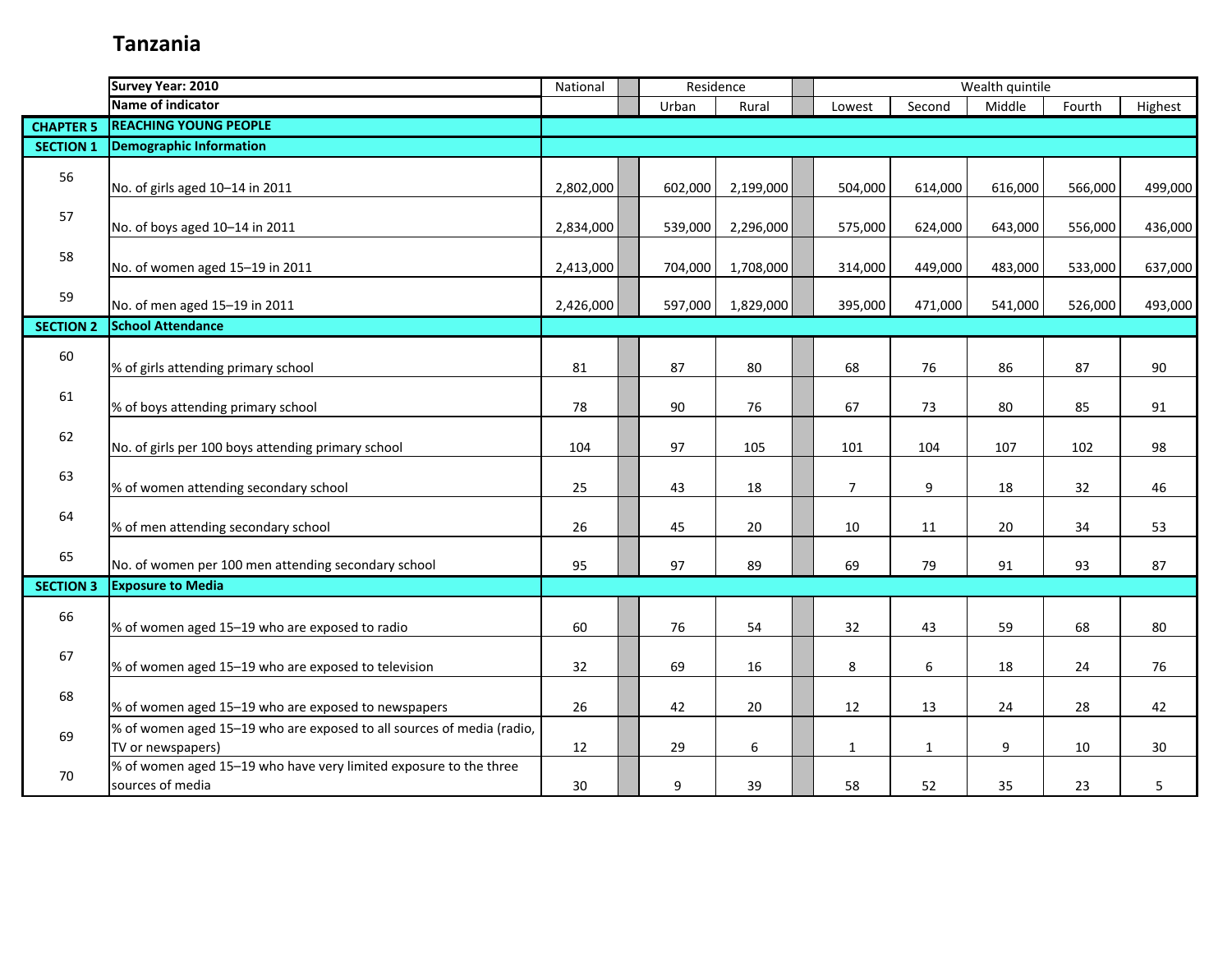# Tanzania

| | Survey Year: 2010 | National | Residence | | Wealth quintile | | | | |
|---|---|---|---|---|---|---|---|---|---|
| | Name of indicator | | Urban | Rural | Lowest | Second | Middle | Fourth | Highest |
| **CHAPTER 5** | **REACHING YOUNG PEOPLE** | | | | | | | | |
| **SECTION 1** | **Demographic Information** | | | | | | | | |
| 56 | No. of girls aged 10–14 in 2011 | 2,802,000 | 602,000 | 2,199,000 | 504,000 | 614,000 | 616,000 | 566,000 | 499,000 |
| 57 | No. of boys aged 10–14 in 2011 | 2,834,000 | 539,000 | 2,296,000 | 575,000 | 624,000 | 643,000 | 556,000 | 436,000 |
| 58 | No. of women aged 15–19 in 2011 | 2,413,000 | 704,000 | 1,708,000 | 314,000 | 449,000 | 483,000 | 533,000 | 637,000 |
| 59 | No. of men aged 15–19 in 2011 | 2,426,000 | 597,000 | 1,829,000 | 395,000 | 471,000 | 541,000 | 526,000 | 493,000 |
| **SECTION 2** | **School Attendance** | | | | | | | | |
| 60 | % of girls attending primary school | 81 | 87 | 80 | 68 | 76 | 86 | 87 | 90 |
| 61 | % of boys attending primary school | 78 | 90 | 76 | 67 | 73 | 80 | 85 | 91 |
| 62 | No. of girls per 100 boys attending primary school | 104 | 97 | 105 | 101 | 104 | 107 | 102 | 98 |
| 63 | % of women attending secondary school | 25 | 43 | 18 | 7 | 9 | 18 | 32 | 46 |
| 64 | % of men attending secondary school | 26 | 45 | 20 | 10 | 11 | 20 | 34 | 53 |
| 65 | No. of women per 100 men attending secondary school | 95 | 97 | 89 | 69 | 79 | 91 | 93 | 87 |
| **SECTION 3** | **Exposure to Media** | | | | | | | | |
| 66 | % of women aged 15–19 who are exposed to radio | 60 | 76 | 54 | 32 | 43 | 59 | 68 | 80 |
| 67 | % of women aged 15–19 who are exposed to television | 32 | 69 | 16 | 8 | 6 | 18 | 24 | 76 |
| 68 | % of women aged 15–19 who are exposed to newspapers | 26 | 42 | 20 | 12 | 13 | 24 | 28 | 42 |
| 69 | % of women aged 15–19 who are exposed to all sources of media (radio, TV or newspapers) | 12 | 29 | 6 | 1 | 1 | 9 | 10 | 30 |
| 70 | % of women aged 15–19 who have very limited exposure to the three sources of media | 30 | 9 | 39 | 58 | 52 | 35 | 23 | 5 |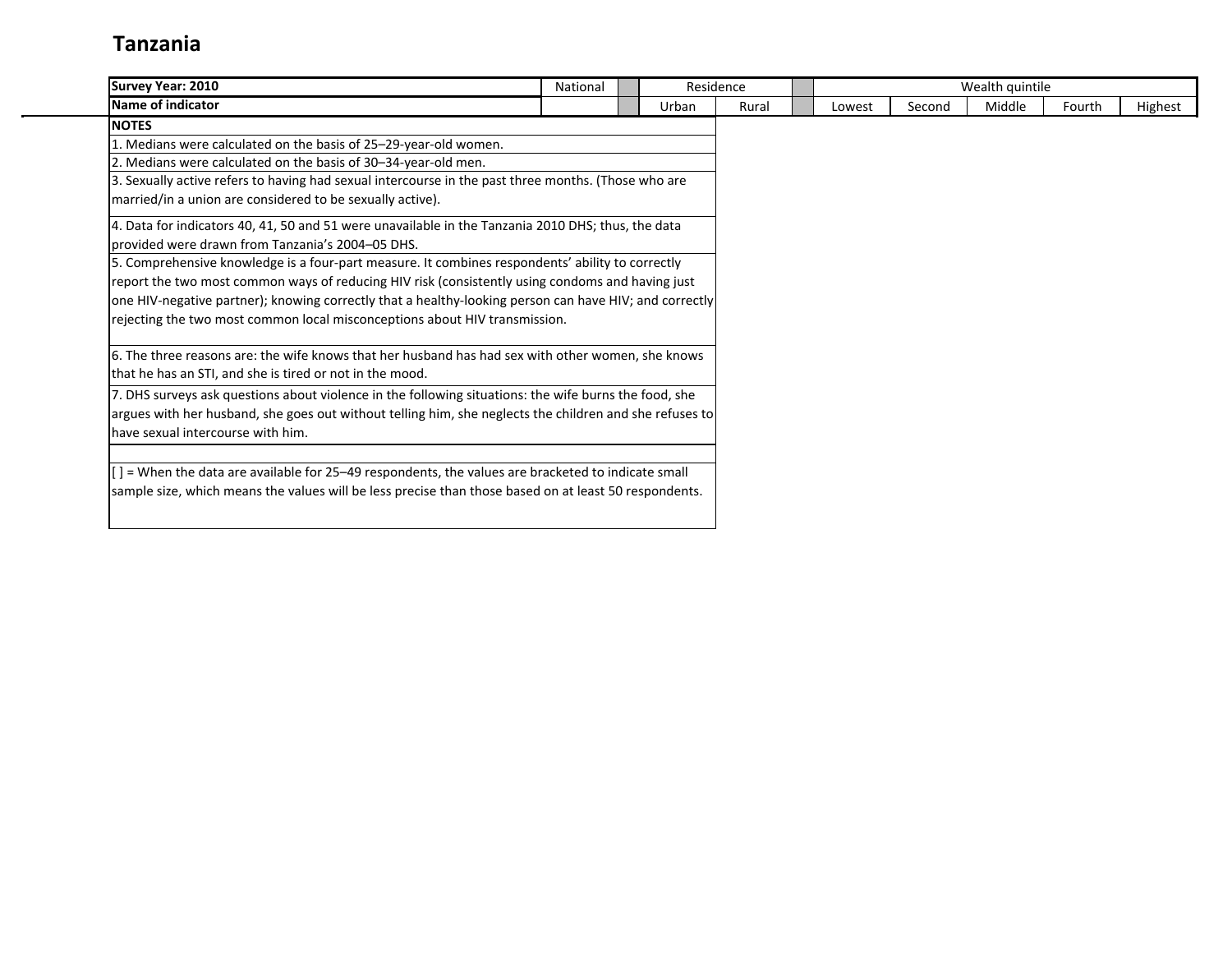# Tanzania

| Survey Year: 2010 | National | | Residence | | | Wealth quintile | | | | |
|---|---|---|---|---|---|---|---|---|---|---|
| Name of indicator | | | Urban | Rural | | Lowest | Second | Middle | Fourth | Highest |

**NOTES**

1. Medians were calculated on the basis of 25–29-year-old women.
2. Medians were calculated on the basis of 30–34-year-old men.
3. Sexually active refers to having had sexual intercourse in the past three months. (Those who are married/in a union are considered to be sexually active).
4. Data for indicators 40, 41, 50 and 51 were unavailable in the Tanzania 2010 DHS; thus, the data provided were drawn from Tanzania's 2004–05 DHS.
5. Comprehensive knowledge is a four-part measure. It combines respondents' ability to correctly report the two most common ways of reducing HIV risk (consistently using condoms and having just one HIV-negative partner); knowing correctly that a healthy-looking person can have HIV; and correctly rejecting the two most common local misconceptions about HIV transmission.
6. The three reasons are: the wife knows that her husband has had sex with other women, she knows that he has an STI, and she is tired or not in the mood.
7. DHS surveys ask questions about violence in the following situations: the wife burns the food, she argues with her husband, she goes out without telling him, she neglects the children and she refuses to have sexual intercourse with him.

[ ] = When the data are available for 25–49 respondents, the values are bracketed to indicate small sample size, which means the values will be less precise than those based on at least 50 respondents.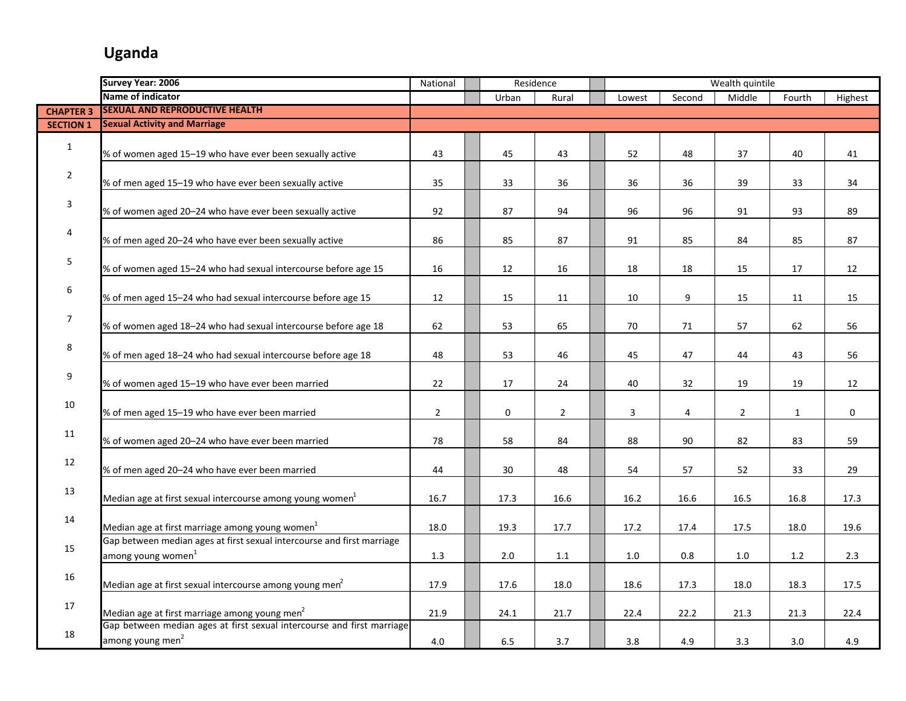# Uganda

| | Survey Year: 2006 | National | | Residence | | | Wealth quintile | | | | |
|---|---|---|---|---|---|---|---|---|---|---|---|
| | Name of indicator | | | Urban | Rural | | Lowest | Second | Middle | Fourth | Highest |
| CHAPTER 3 | SEXUAL AND REPRODUCTIVE HEALTH | | | | | | | | | | |
| SECTION 1 | Sexual Activity and Marriage | | | | | | | | | | |
| 1 | % of women aged 15–19 who have ever been sexually active | 43 | | 45 | 43 | | 52 | 48 | 37 | 40 | 41 |
| 2 | % of men aged 15–19 who have ever been sexually active | 35 | | 33 | 36 | | 36 | 36 | 39 | 33 | 34 |
| 3 | % of women aged 20–24 who have ever been sexually active | 92 | | 87 | 94 | | 96 | 96 | 91 | 93 | 89 |
| 4 | % of men aged 20–24 who have ever been sexually active | 86 | | 85 | 87 | | 91 | 85 | 84 | 85 | 87 |
| 5 | % of women aged 15–24 who had sexual intercourse before age 15 | 16 | | 12 | 16 | | 18 | 18 | 15 | 17 | 12 |
| 6 | % of men aged 15–24 who had sexual intercourse before age 15 | 12 | | 15 | 11 | | 10 | 9 | 15 | 11 | 15 |
| 7 | % of women aged 18–24 who had sexual intercourse before age 18 | 62 | | 53 | 65 | | 70 | 71 | 57 | 62 | 56 |
| 8 | % of men aged 18–24 who had sexual intercourse before age 18 | 48 | | 53 | 46 | | 45 | 47 | 44 | 43 | 56 |
| 9 | % of women aged 15–19 who have ever been married | 22 | | 17 | 24 | | 40 | 32 | 19 | 19 | 12 |
| 10 | % of men aged 15–19 who have ever been married | 2 | | 0 | 2 | | 3 | 4 | 2 | 1 | 0 |
| 11 | % of women aged 20–24 who have ever been married | 78 | | 58 | 84 | | 88 | 90 | 82 | 83 | 59 |
| 12 | % of men aged 20–24 who have ever been married | 44 | | 30 | 48 | | 54 | 57 | 52 | 33 | 29 |
| 13 | Median age at first sexual intercourse among young women[1] | 16.7 | | 17.3 | 16.6 | | 16.2 | 16.6 | 16.5 | 16.8 | 17.3 |
| 14 | Median age at first marriage among young women[1] | 18.0 | | 19.3 | 17.7 | | 17.2 | 17.4 | 17.5 | 18.0 | 19.6 |
| 15 | Gap between median ages at first sexual intercourse and first marriage among young women[1] | 1.3 | | 2.0 | 1.1 | | 1.0 | 0.8 | 1.0 | 1.2 | 2.3 |
| 16 | Median age at first sexual intercourse among young men[2] | 17.9 | | 17.6 | 18.0 | | 18.6 | 17.3 | 18.0 | 18.3 | 17.5 |
| 17 | Median age at first marriage among young men[2] | 21.9 | | 24.1 | 21.7 | | 22.4 | 22.2 | 21.3 | 21.3 | 22.4 |
| 18 | Gap between median ages at first sexual intercourse and first marriage among young men[2] | 4.0 | | 6.5 | 3.7 | | 3.8 | 4.9 | 3.3 | 3.0 | 4.9 |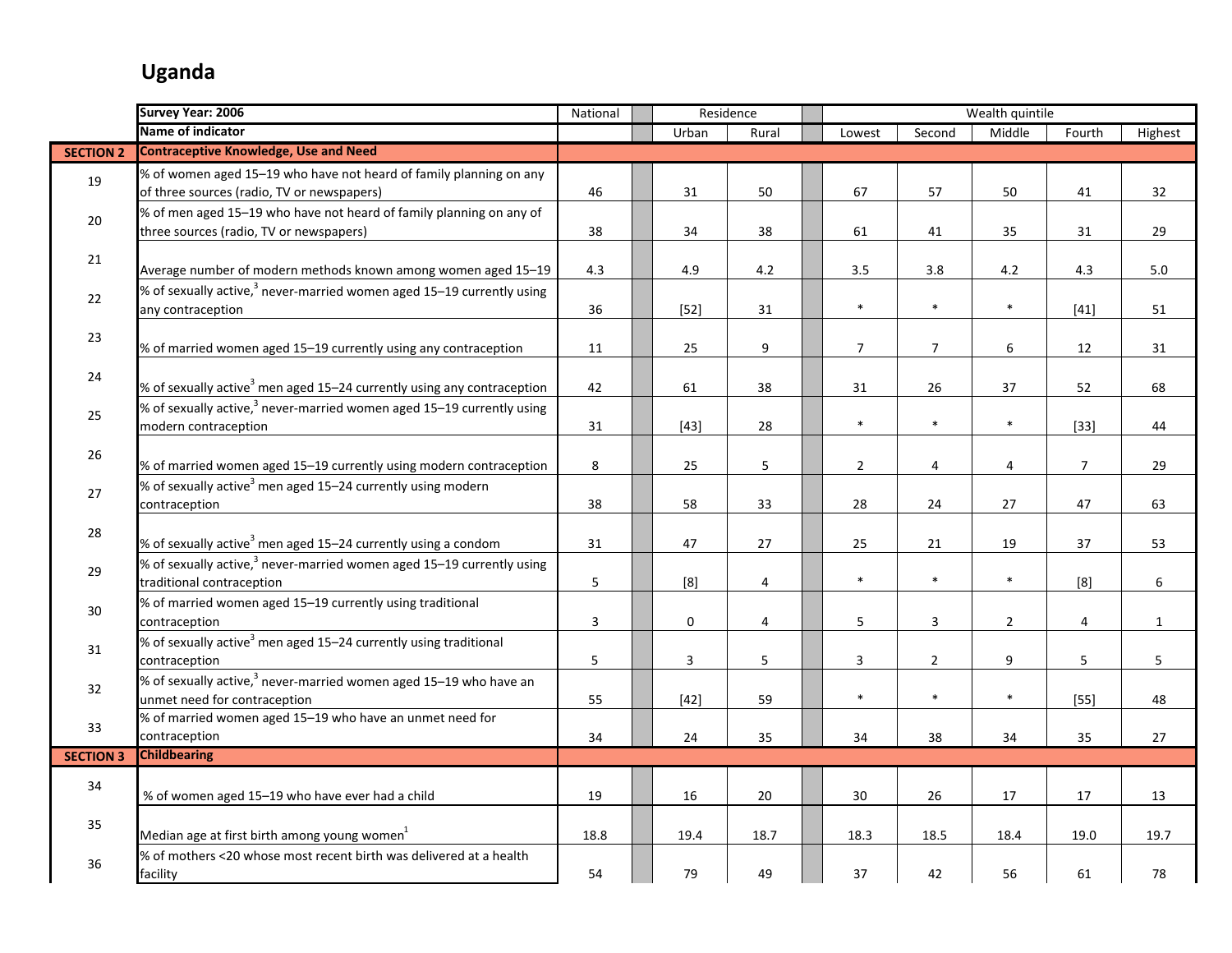# Uganda

| | Survey Year: 2006 | National | Residence | | Wealth quintile | | | | |
|---|---|---|---|---|---|---|---|---|---|
| | Name of indicator | | Urban | Rural | Lowest | Second | Middle | Fourth | Highest |
| **SECTION 2** | **Contraceptive Knowledge, Use and Need** | | | | | | | | |
| 19 | % of women aged 15–19 who have not heard of family planning on any of three sources (radio, TV or newspapers) | 46 | 31 | 50 | 67 | 57 | 50 | 41 | 32 |
| 20 | % of men aged 15–19 who have not heard of family planning on any of three sources (radio, TV or newspapers) | 38 | 34 | 38 | 61 | 41 | 35 | 31 | 29 |
| 21 | Average number of modern methods known among women aged 15–19 | 4.3 | 4.9 | 4.2 | 3.5 | 3.8 | 4.2 | 4.3 | 5.0 |
| 22 | % of sexually active,[3] never-married women aged 15–19 currently using any contraception | 36 | [52] | 31 | * | * | * | [41] | 51 |
| 23 | % of married women aged 15–19 currently using any contraception | 11 | 25 | 9 | 7 | 7 | 6 | 12 | 31 |
| 24 | % of sexually active[3] men aged 15–24 currently using any contraception | 42 | 61 | 38 | 31 | 26 | 37 | 52 | 68 |
| 25 | % of sexually active,[3] never-married women aged 15–19 currently using modern contraception | 31 | [43] | 28 | * | * | * | [33] | 44 |
| 26 | % of married women aged 15–19 currently using modern contraception | 8 | 25 | 5 | 2 | 4 | 4 | 7 | 29 |
| 27 | % of sexually active[3] men aged 15–24 currently using modern contraception | 38 | 58 | 33 | 28 | 24 | 27 | 47 | 63 |
| 28 | % of sexually active[3] men aged 15–24 currently using a condom | 31 | 47 | 27 | 25 | 21 | 19 | 37 | 53 |
| 29 | % of sexually active,[3] never-married women aged 15–19 currently using traditional contraception | 5 | [8] | 4 | * | * | * | [8] | 6 |
| 30 | % of married women aged 15–19 currently using traditional contraception | 3 | 0 | 4 | 5 | 3 | 2 | 4 | 1 |
| 31 | % of sexually active[3] men aged 15–24 currently using traditional contraception | 5 | 3 | 5 | 3 | 2 | 9 | 5 | 5 |
| 32 | % of sexually active,[3] never-married women aged 15–19 who have an unmet need for contraception | 55 | [42] | 59 | * | * | * | [55] | 48 |
| 33 | % of married women aged 15–19 who have an unmet need for contraception | 34 | 24 | 35 | 34 | 38 | 34 | 35 | 27 |
| **SECTION 3** | **Childbearing** | | | | | | | | |
| 34 | % of women aged 15–19 who have ever had a child | 19 | 16 | 20 | 30 | 26 | 17 | 17 | 13 |
| 35 | Median age at first birth among young women[1] | 18.8 | 19.4 | 18.7 | 18.3 | 18.5 | 18.4 | 19.0 | 19.7 |
| 36 | % of mothers <20 whose most recent birth was delivered at a health facility | 54 | 79 | 49 | 37 | 42 | 56 | 61 | 78 |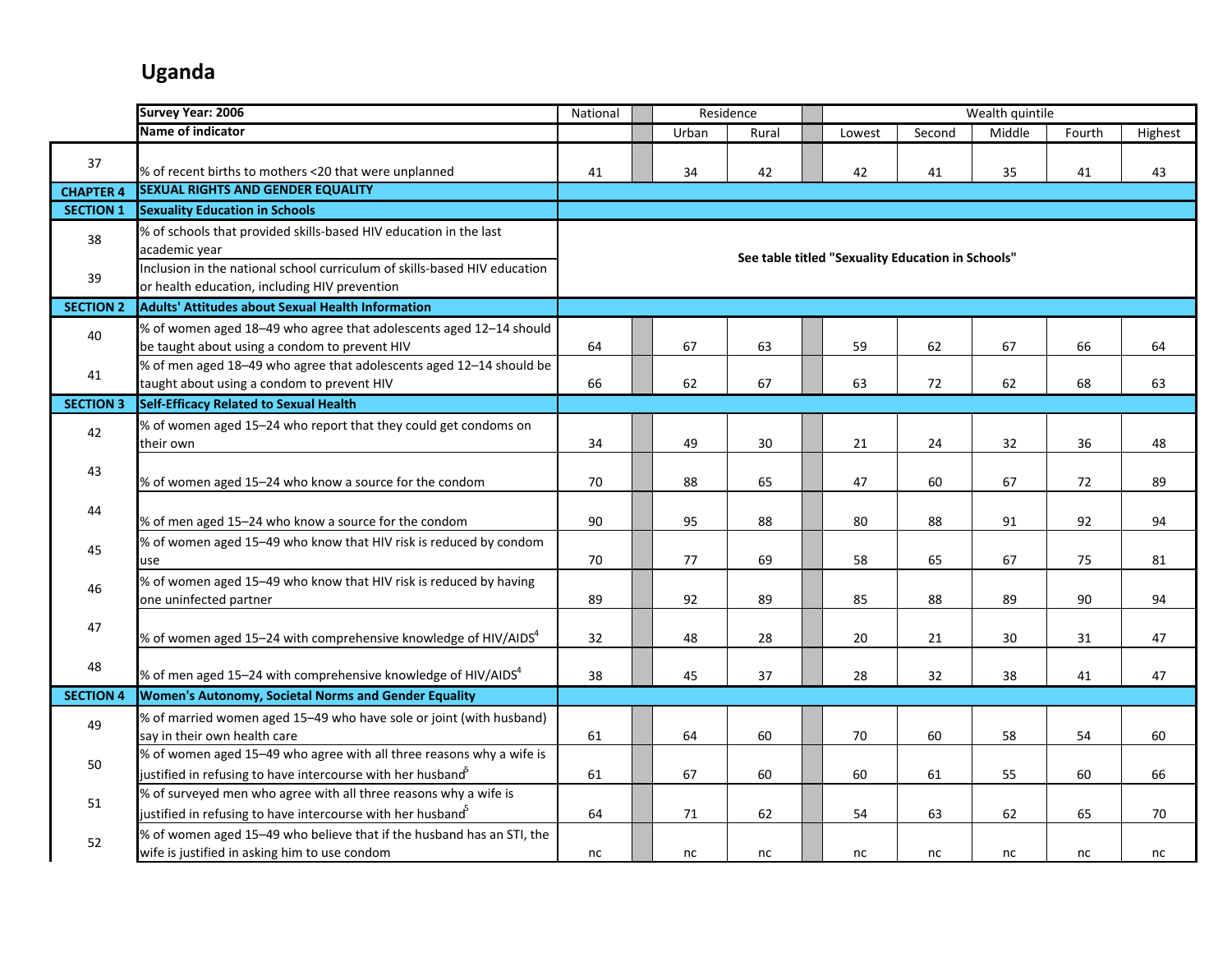## Uganda

| | Survey Year: 2006 | National | | Residence | | | Wealth quintile | | | | |
|---|---|---|---|---|---|---|---|---|---|---|---|
| | Name of indicator | | | Urban | Rural | | Lowest | Second | Middle | Fourth | Highest |
| 37 | % of recent births to mothers <20 that were unplanned | 41 | | 34 | 42 | | 42 | 41 | 35 | 41 | 43 |
| **CHAPTER 4** | **SEXUAL RIGHTS AND GENDER EQUALITY** | | | | | | | | | | |
| **SECTION 1** | **Sexuality Education in Schools** | | | | | | | | | | |
| 38 | % of schools that provided skills-based HIV education in the last academic year | **See table titled "Sexuality Education in Schools"** | | | | | | | | | |
| 39 | Inclusion in the national school curriculum of skills-based HIV education or health education, including HIV prevention | | | | | | | | | | |
| **SECTION 2** | **Adults' Attitudes about Sexual Health Information** | | | | | | | | | | |
| 40 | % of women aged 18–49 who agree that adolescents aged 12–14 should be taught about using a condom to prevent HIV | 64 | | 67 | 63 | | 59 | 62 | 67 | 66 | 64 |
| 41 | % of men aged 18–49 who agree that adolescents aged 12–14 should be taught about using a condom to prevent HIV | 66 | | 62 | 67 | | 63 | 72 | 62 | 68 | 63 |
| **SECTION 3** | **Self-Efficacy Related to Sexual Health** | | | | | | | | | | |
| 42 | % of women aged 15–24 who report that they could get condoms on their own | 34 | | 49 | 30 | | 21 | 24 | 32 | 36 | 48 |
| 43 | % of women aged 15–24 who know a source for the condom | 70 | | 88 | 65 | | 47 | 60 | 67 | 72 | 89 |
| 44 | % of men aged 15–24 who know a source for the condom | 90 | | 95 | 88 | | 80 | 88 | 91 | 92 | 94 |
| 45 | % of women aged 15–49 who know that HIV risk is reduced by condom use | 70 | | 77 | 69 | | 58 | 65 | 67 | 75 | 81 |
| 46 | % of women aged 15–49 who know that HIV risk is reduced by having one uninfected partner | 89 | | 92 | 89 | | 85 | 88 | 89 | 90 | 94 |
| 47 | % of women aged 15–24 with comprehensive knowledge of HIV/AIDS[4] | 32 | | 48 | 28 | | 20 | 21 | 30 | 31 | 47 |
| 48 | % of men aged 15–24 with comprehensive knowledge of HIV/AIDS[4] | 38 | | 45 | 37 | | 28 | 32 | 38 | 41 | 47 |
| **SECTION 4** | **Women's Autonomy, Societal Norms and Gender Equality** | | | | | | | | | | |
| 49 | % of married women aged 15–49 who have sole or joint (with husband) say in their own health care | 61 | | 64 | 60 | | 70 | 60 | 58 | 54 | 60 |
| 50 | % of women aged 15–49 who agree with all three reasons why a wife is justified in refusing to have intercourse with her husband[5] | 61 | | 67 | 60 | | 60 | 61 | 55 | 60 | 66 |
| 51 | % of surveyed men who agree with all three reasons why a wife is justified in refusing to have intercourse with her husband[5] | 64 | | 71 | 62 | | 54 | 63 | 62 | 65 | 70 |
| 52 | % of women aged 15–49 who believe that if the husband has an STI, the wife is justified in asking him to use condom | nc | | nc | nc | | nc | nc | nc | nc | nc |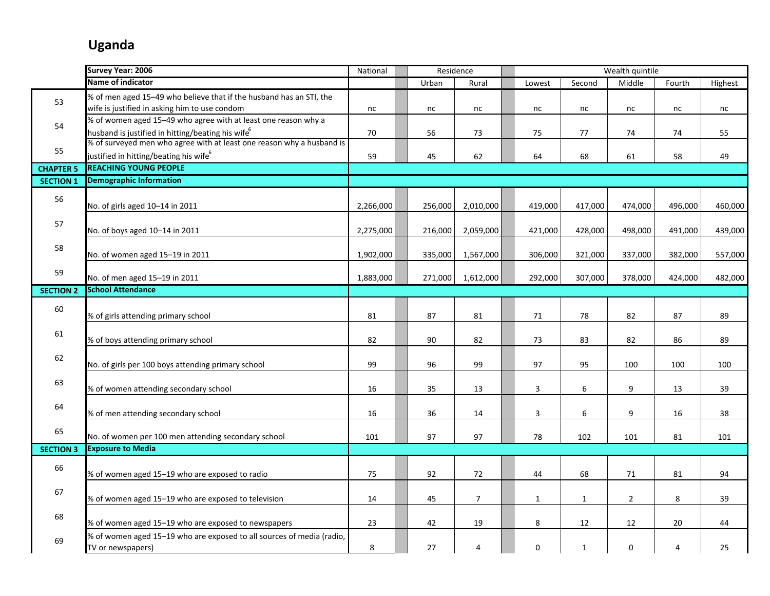## Uganda

| | Survey Year: 2006 | National | Residence | | Wealth quintile | | | | |
|---|---|---|---|---|---|---|---|---|---|
| | Name of indicator | | Urban | Rural | Lowest | Second | Middle | Fourth | Highest |
| 53 | % of men aged 15–49 who believe that if the husband has an STI, the wife is justified in asking him to use condom | nc | nc | nc | nc | nc | nc | nc | nc |
| 54 | % of women aged 15–49 who agree with at least one reason why a husband is justified in hitting/beating his wife[6] | 70 | 56 | 73 | 75 | 77 | 74 | 74 | 55 |
| 55 | % of surveyed men who agree with at least one reason why a husband is justified in hitting/beating his wife[6] | 59 | 45 | 62 | 64 | 68 | 61 | 58 | 49 |
| **CHAPTER 5** | **REACHING YOUNG PEOPLE** | | | | | | | | |
| **SECTION 1** | **Demographic Information** | | | | | | | | |
| 56 | No. of girls aged 10–14 in 2011 | 2,266,000 | 256,000 | 2,010,000 | 419,000 | 417,000 | 474,000 | 496,000 | 460,000 |
| 57 | No. of boys aged 10–14 in 2011 | 2,275,000 | 216,000 | 2,059,000 | 421,000 | 428,000 | 498,000 | 491,000 | 439,000 |
| 58 | No. of women aged 15–19 in 2011 | 1,902,000 | 335,000 | 1,567,000 | 306,000 | 321,000 | 337,000 | 382,000 | 557,000 |
| 59 | No. of men aged 15–19 in 2011 | 1,883,000 | 271,000 | 1,612,000 | 292,000 | 307,000 | 378,000 | 424,000 | 482,000 |
| **SECTION 2** | **School Attendance** | | | | | | | | |
| 60 | % of girls attending primary school | 81 | 87 | 81 | 71 | 78 | 82 | 87 | 89 |
| 61 | % of boys attending primary school | 82 | 90 | 82 | 73 | 83 | 82 | 86 | 89 |
| 62 | No. of girls per 100 boys attending primary school | 99 | 96 | 99 | 97 | 95 | 100 | 100 | 100 |
| 63 | % of women attending secondary school | 16 | 35 | 13 | 3 | 6 | 9 | 13 | 39 |
| 64 | % of men attending secondary school | 16 | 36 | 14 | 3 | 6 | 9 | 16 | 38 |
| 65 | No. of women per 100 men attending secondary school | 101 | 97 | 97 | 78 | 102 | 101 | 81 | 101 |
| **SECTION 3** | **Exposure to Media** | | | | | | | | |
| 66 | % of women aged 15–19 who are exposed to radio | 75 | 92 | 72 | 44 | 68 | 71 | 81 | 94 |
| 67 | % of women aged 15–19 who are exposed to television | 14 | 45 | 7 | 1 | 1 | 2 | 8 | 39 |
| 68 | % of women aged 15–19 who are exposed to newspapers | 23 | 42 | 19 | 8 | 12 | 12 | 20 | 44 |
| 69 | % of women aged 15–19 who are exposed to all sources of media (radio, TV or newspapers) | 8 | 27 | 4 | 0 | 1 | 0 | 4 | 25 |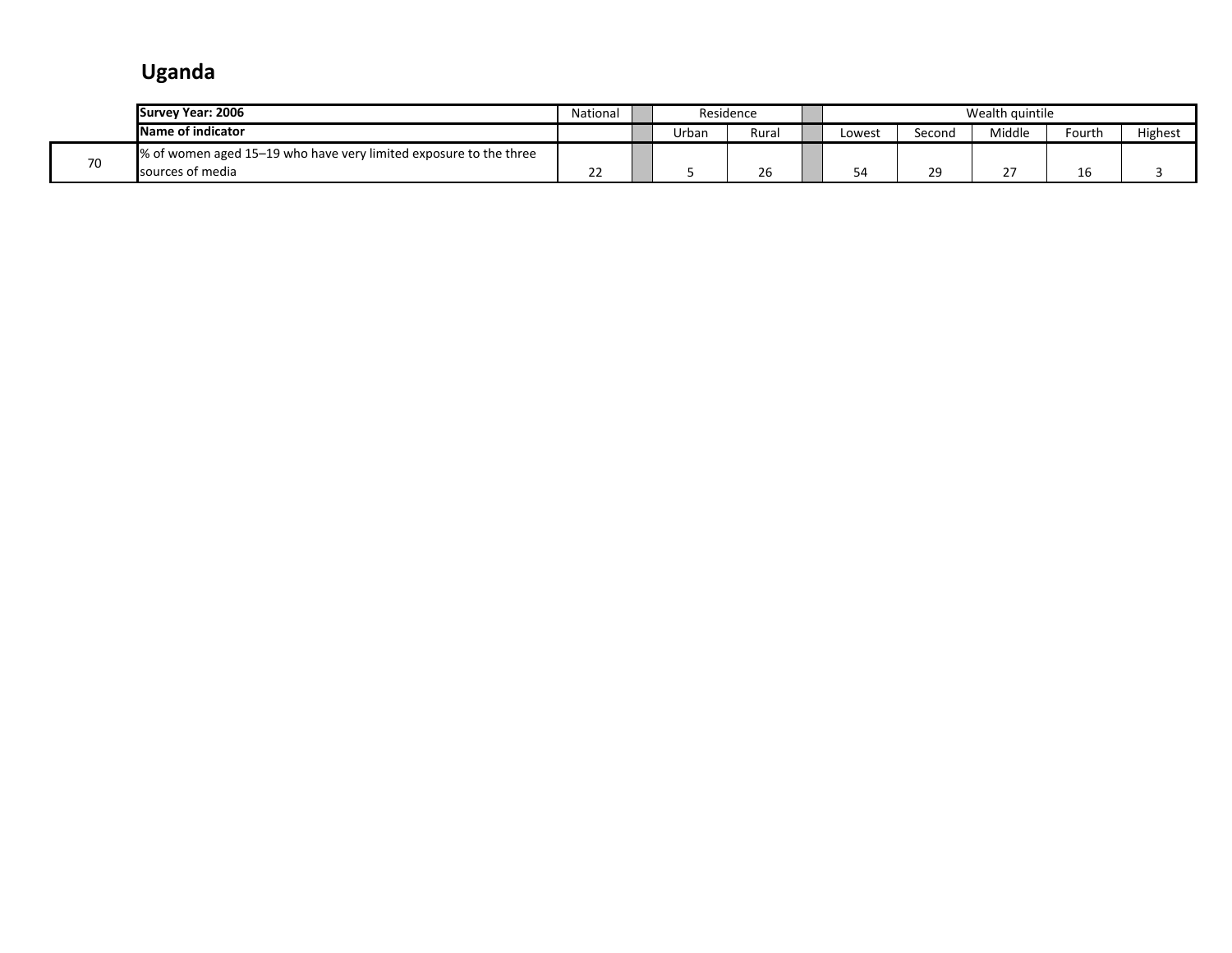## Uganda

| | Survey Year: 2006 | National | | Residence | | | Wealth quintile | | | | |
|---|---|---|---|---|---|---|---|---|---|---|---|
| | Name of indicator | | | Urban | Rural | | Lowest | Second | Middle | Fourth | Highest |
| 70 | % of women aged 15–19 who have very limited exposure to the three sources of media | 22 | | 5 | 26 | | 54 | 29 | 27 | 16 | 3 |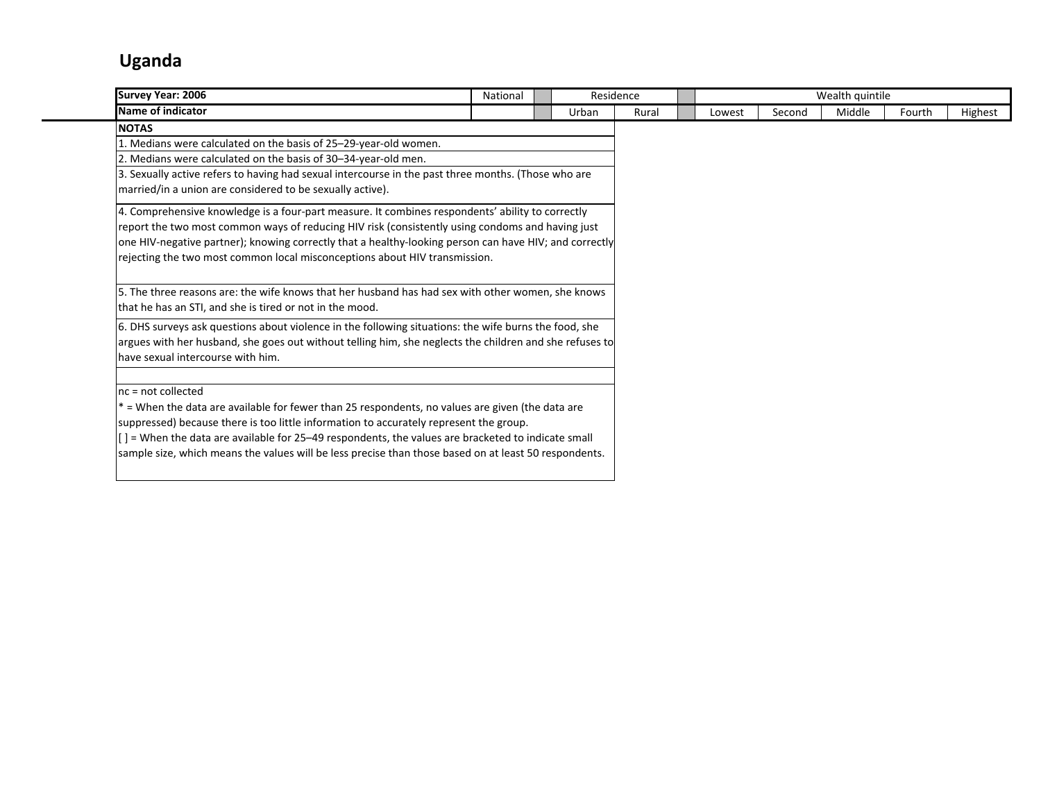## Uganda

| Survey Year: 2006 | National | | Residence | | | Wealth quintile | | | | |
|---|---|---|---|---|---|---|---|---|---|---|
| Name of indicator | | | Urban | Rural | | Lowest | Second | Middle | Fourth | Highest |

| NOTAS |
|---|
| 1. Medians were calculated on the basis of 25–29-year-old women. |
| 2. Medians were calculated on the basis of 30–34-year-old men. |
| 3. Sexually active refers to having had sexual intercourse in the past three months. (Those who are married/in a union are considered to be sexually active). |
| 4. Comprehensive knowledge is a four-part measure. It combines respondents' ability to correctly report the two most common ways of reducing HIV risk (consistently using condoms and having just one HIV-negative partner); knowing correctly that a healthy-looking person can have HIV; and correctly rejecting the two most common local misconceptions about HIV transmission. |
| 5. The three reasons are: the wife knows that her husband has had sex with other women, she knows that he has an STI, and she is tired or not in the mood. |
| 6. DHS surveys ask questions about violence in the following situations: the wife burns the food, she argues with her husband, she goes out without telling him, she neglects the children and she refuses to have sexual intercourse with him. |
| |
| nc = not collected<br>* = When the data are available for fewer than 25 respondents, no values are given (the data are suppressed) because there is too little information to accurately represent the group.<br>[ ] = When the data are available for 25–49 respondents, the values are bracketed to indicate small sample size, which means the values will be less precise than those based on at least 50 respondents. |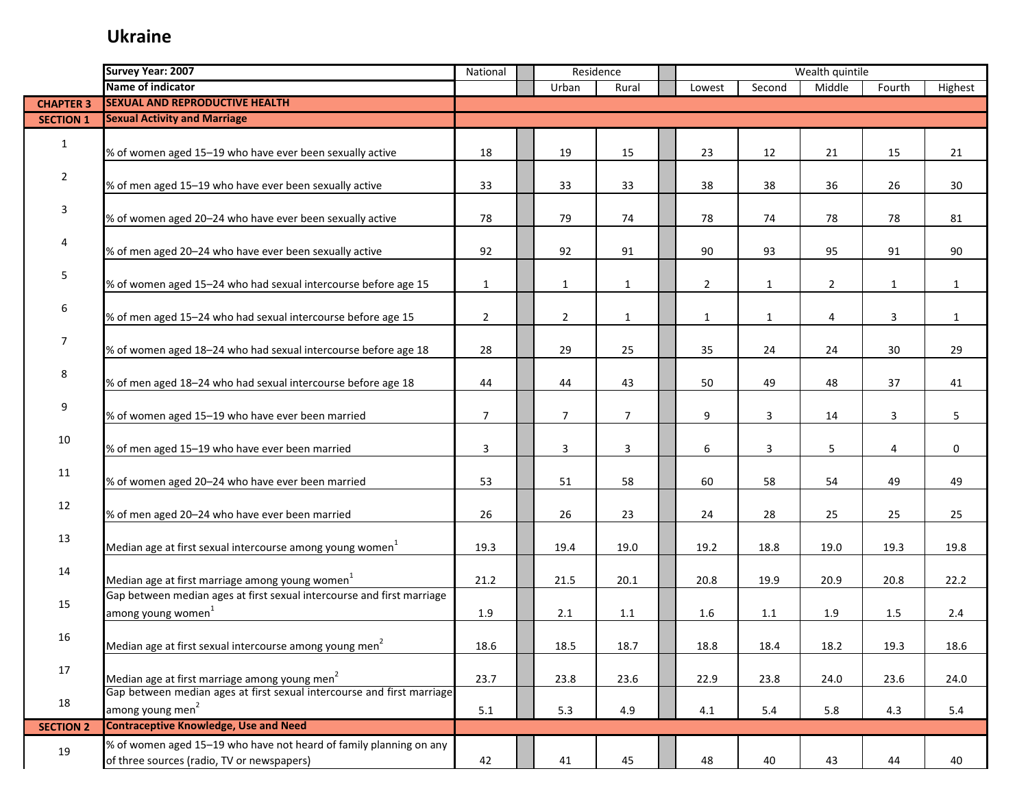# Ukraine

| | Survey Year: 2007 | National | Residence | | Wealth quintile | | | | |
|---|---|---|---|---|---|---|---|---|---|
| | Name of indicator | | Urban | Rural | Lowest | Second | Middle | Fourth | Highest |
| **CHAPTER 3** | **SEXUAL AND REPRODUCTIVE HEALTH** | | | | | | | | |
| **SECTION 1** | **Sexual Activity and Marriage** | | | | | | | | |
| 1 | % of women aged 15–19 who have ever been sexually active | 18 | 19 | 15 | 23 | 12 | 21 | 15 | 21 |
| 2 | % of men aged 15–19 who have ever been sexually active | 33 | 33 | 33 | 38 | 38 | 36 | 26 | 30 |
| 3 | % of women aged 20–24 who have ever been sexually active | 78 | 79 | 74 | 78 | 74 | 78 | 78 | 81 |
| 4 | % of men aged 20–24 who have ever been sexually active | 92 | 92 | 91 | 90 | 93 | 95 | 91 | 90 |
| 5 | % of women aged 15–24 who had sexual intercourse before age 15 | 1 | 1 | 1 | 2 | 1 | 2 | 1 | 1 |
| 6 | % of men aged 15–24 who had sexual intercourse before age 15 | 2 | 2 | 1 | 1 | 1 | 4 | 3 | 1 |
| 7 | % of women aged 18–24 who had sexual intercourse before age 18 | 28 | 29 | 25 | 35 | 24 | 24 | 30 | 29 |
| 8 | % of men aged 18–24 who had sexual intercourse before age 18 | 44 | 44 | 43 | 50 | 49 | 48 | 37 | 41 |
| 9 | % of women aged 15–19 who have ever been married | 7 | 7 | 7 | 9 | 3 | 14 | 3 | 5 |
| 10 | % of men aged 15–19 who have ever been married | 3 | 3 | 3 | 6 | 3 | 5 | 4 | 0 |
| 11 | % of women aged 20–24 who have ever been married | 53 | 51 | 58 | 60 | 58 | 54 | 49 | 49 |
| 12 | % of men aged 20–24 who have ever been married | 26 | 26 | 23 | 24 | 28 | 25 | 25 | 25 |
| 13 | Median age at first sexual intercourse among young women[1] | 19.3 | 19.4 | 19.0 | 19.2 | 18.8 | 19.0 | 19.3 | 19.8 |
| 14 | Median age at first marriage among young women[1] | 21.2 | 21.5 | 20.1 | 20.8 | 19.9 | 20.9 | 20.8 | 22.2 |
| 15 | Gap between median ages at first sexual intercourse and first marriage among young women[1] | 1.9 | 2.1 | 1.1 | 1.6 | 1.1 | 1.9 | 1.5 | 2.4 |
| 16 | Median age at first sexual intercourse among young men[2] | 18.6 | 18.5 | 18.7 | 18.8 | 18.4 | 18.2 | 19.3 | 18.6 |
| 17 | Median age at first marriage among young men[2] | 23.7 | 23.8 | 23.6 | 22.9 | 23.8 | 24.0 | 23.6 | 24.0 |
| 18 | Gap between median ages at first sexual intercourse and first marriage among young men[2] | 5.1 | 5.3 | 4.9 | 4.1 | 5.4 | 5.8 | 4.3 | 5.4 |
| **SECTION 2** | **Contraceptive Knowledge, Use and Need** | | | | | | | | |
| 19 | % of women aged 15–19 who have not heard of family planning on any of three sources (radio, TV or newspapers) | 42 | 41 | 45 | 48 | 40 | 43 | 44 | 40 |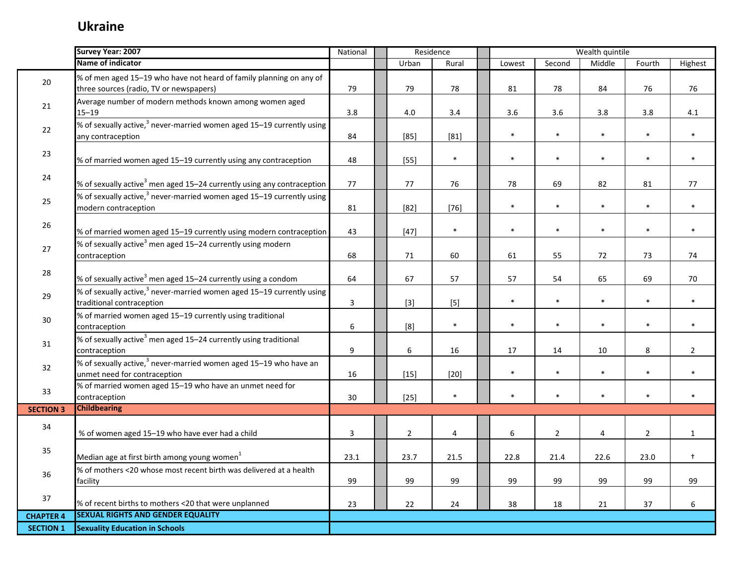# Ukraine

| | Survey Year: 2007 | National | Residence | | Wealth quintile | | | | |
|---|---|---|---|---|---|---|---|---|---|
| | Name of indicator | | Urban | Rural | Lowest | Second | Middle | Fourth | Highest |
| 20 | % of men aged 15–19 who have not heard of family planning on any of three sources (radio, TV or newspapers) | 79 | 79 | 78 | 81 | 78 | 84 | 76 | 76 |
| 21 | Average number of modern methods known among women aged 15–19 | 3.8 | 4.0 | 3.4 | 3.6 | 3.6 | 3.8 | 3.8 | 4.1 |
| 22 | % of sexually active,[3] never-married women aged 15–19 currently using any contraception | 84 | [85] | [81] | * | * | * | * | * |
| 23 | % of married women aged 15–19 currently using any contraception | 48 | [55] | * | * | * | * | * | * |
| 24 | % of sexually active[3] men aged 15–24 currently using any contraception | 77 | 77 | 76 | 78 | 69 | 82 | 81 | 77 |
| 25 | % of sexually active,[3] never-married women aged 15–19 currently using modern contraception | 81 | [82] | [76] | * | * | * | * | * |
| 26 | % of married women aged 15–19 currently using modern contraception | 43 | [47] | * | * | * | * | * | * |
| 27 | % of sexually active[3] men aged 15–24 currently using modern contraception | 68 | 71 | 60 | 61 | 55 | 72 | 73 | 74 |
| 28 | % of sexually active[3] men aged 15–24 currently using a condom | 64 | 67 | 57 | 57 | 54 | 65 | 69 | 70 |
| 29 | % of sexually active,[3] never-married women aged 15–19 currently using traditional contraception | 3 | [3] | [5] | * | * | * | * | * |
| 30 | % of married women aged 15–19 currently using traditional contraception | 6 | [8] | * | * | * | * | * | * |
| 31 | % of sexually active[3] men aged 15–24 currently using traditional contraception | 9 | 6 | 16 | 17 | 14 | 10 | 8 | 2 |
| 32 | % of sexually active,[3] never-married women aged 15–19 who have an unmet need for contraception | 16 | [15] | [20] | * | * | * | * | * |
| 33 | % of married women aged 15–19 who have an unmet need for contraception | 30 | [25] | * | * | * | * | * | * |
| **SECTION 3** | **Childbearing** | | | | | | | | |
| 34 | % of women aged 15–19 who have ever had a child | 3 | 2 | 4 | 6 | 2 | 4 | 2 | 1 |
| 35 | Median age at first birth among young women[1] | 23.1 | 23.7 | 21.5 | 22.8 | 21.4 | 22.6 | 23.0 | † |
| 36 | % of mothers <20 whose most recent birth was delivered at a health facility | 99 | 99 | 99 | 99 | 99 | 99 | 99 | 99 |
| 37 | % of recent births to mothers <20 that were unplanned | 23 | 22 | 24 | 38 | 18 | 21 | 37 | 6 |
| **CHAPTER 4** | **SEXUAL RIGHTS AND GENDER EQUALITY** | | | | | | | | |
| **SECTION 1** | **Sexuality Education in Schools** | | | | | | | | |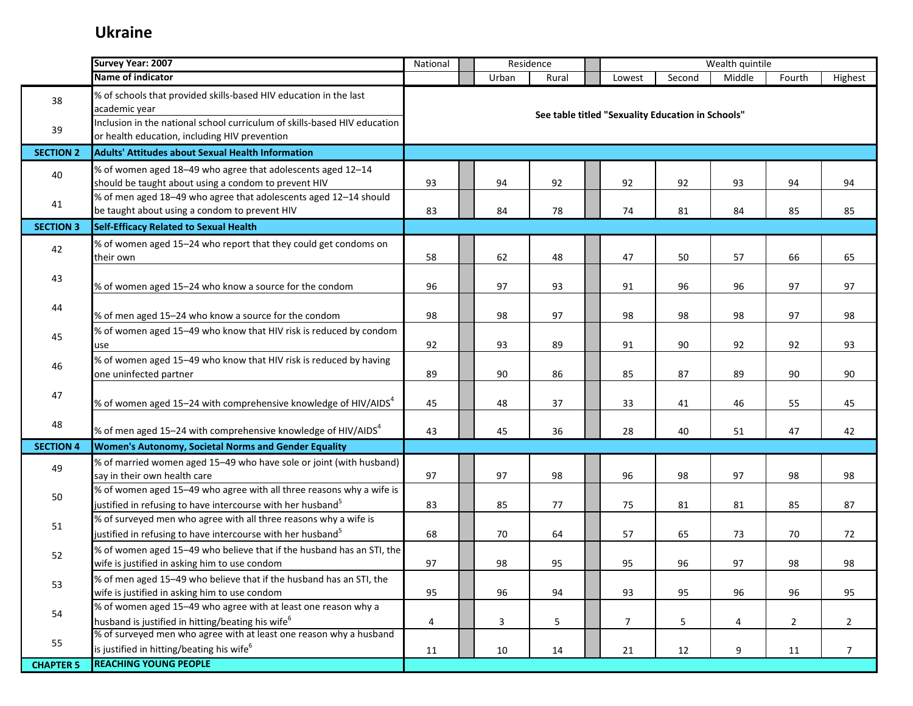## Ukraine

| | Survey Year: 2007 | National | Residence | | Wealth quintile | | | | |
|---|---|---|---|---|---|---|---|---|---|
| | Name of indicator | | Urban | Rural | Lowest | Second | Middle | Fourth | Highest |
| 38 | % of schools that provided skills-based HIV education in the last academic year | See table titled "Sexuality Education in Schools" | | | | | | | |
| 39 | Inclusion in the national school curriculum of skills-based HIV education or health education, including HIV prevention | See table titled "Sexuality Education in Schools" | | | | | | | |
| **SECTION 2** | **Adults' Attitudes about Sexual Health Information** | | | | | | | | |
| 40 | % of women aged 18–49 who agree that adolescents aged 12–14 should be taught about using a condom to prevent HIV | 93 | 94 | 92 | 92 | 92 | 93 | 94 | 94 |
| 41 | % of men aged 18–49 who agree that adolescents aged 12–14 should be taught about using a condom to prevent HIV | 83 | 84 | 78 | 74 | 81 | 84 | 85 | 85 |
| **SECTION 3** | **Self-Efficacy Related to Sexual Health** | | | | | | | | |
| 42 | % of women aged 15–24 who report that they could get condoms on their own | 58 | 62 | 48 | 47 | 50 | 57 | 66 | 65 |
| 43 | % of women aged 15–24 who know a source for the condom | 96 | 97 | 93 | 91 | 96 | 96 | 97 | 97 |
| 44 | % of men aged 15–24 who know a source for the condom | 98 | 98 | 97 | 98 | 98 | 98 | 97 | 98 |
| 45 | % of women aged 15–49 who know that HIV risk is reduced by condom use | 92 | 93 | 89 | 91 | 90 | 92 | 92 | 93 |
| 46 | % of women aged 15–49 who know that HIV risk is reduced by having one uninfected partner | 89 | 90 | 86 | 85 | 87 | 89 | 90 | 90 |
| 47 | % of women aged 15–24 with comprehensive knowledge of HIV/AIDS[4] | 45 | 48 | 37 | 33 | 41 | 46 | 55 | 45 |
| 48 | % of men aged 15–24 with comprehensive knowledge of HIV/AIDS[4] | 43 | 45 | 36 | 28 | 40 | 51 | 47 | 42 |
| **SECTION 4** | **Women's Autonomy, Societal Norms and Gender Equality** | | | | | | | | |
| 49 | % of married women aged 15–49 who have sole or joint (with husband) say in their own health care | 97 | 97 | 98 | 96 | 98 | 97 | 98 | 98 |
| 50 | % of women aged 15–49 who agree with all three reasons why a wife is justified in refusing to have intercourse with her husband[5] | 83 | 85 | 77 | 75 | 81 | 81 | 85 | 87 |
| 51 | % of surveyed men who agree with all three reasons why a wife is justified in refusing to have intercourse with her husband[5] | 68 | 70 | 64 | 57 | 65 | 73 | 70 | 72 |
| 52 | % of women aged 15–49 who believe that if the husband has an STI, the wife is justified in asking him to use condom | 97 | 98 | 95 | 95 | 96 | 97 | 98 | 98 |
| 53 | % of men aged 15–49 who believe that if the husband has an STI, the wife is justified in asking him to use condom | 95 | 96 | 94 | 93 | 95 | 96 | 96 | 95 |
| 54 | % of women aged 15–49 who agree with at least one reason why a husband is justified in hitting/beating his wife[6] | 4 | 3 | 5 | 7 | 5 | 4 | 2 | 2 |
| 55 | % of surveyed men who agree with at least one reason why a husband is justified in hitting/beating his wife[6] | 11 | 10 | 14 | 21 | 12 | 9 | 11 | 7 |
| **CHAPTER 5** | **REACHING YOUNG PEOPLE** | | | | | | | | |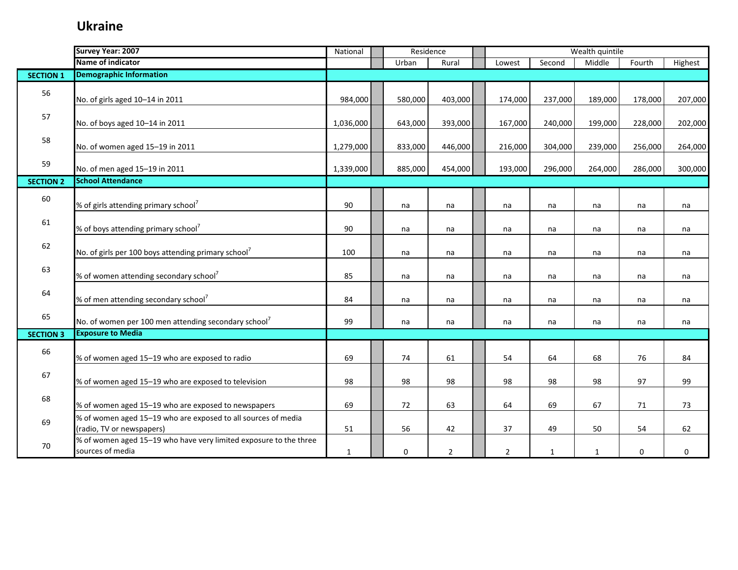# Ukraine

| | Survey Year: 2007 | National | Residence | | Wealth quintile | | | | |
|---|---|---|---|---|---|---|---|---|---|
| | Name of indicator | | Urban | Rural | Lowest | Second | Middle | Fourth | Highest |
| **SECTION 1** | **Demographic Information** | | | | | | | | |
| 56 | No. of girls aged 10–14 in 2011 | 984,000 | 580,000 | 403,000 | 174,000 | 237,000 | 189,000 | 178,000 | 207,000 |
| 57 | No. of boys aged 10–14 in 2011 | 1,036,000 | 643,000 | 393,000 | 167,000 | 240,000 | 199,000 | 228,000 | 202,000 |
| 58 | No. of women aged 15–19 in 2011 | 1,279,000 | 833,000 | 446,000 | 216,000 | 304,000 | 239,000 | 256,000 | 264,000 |
| 59 | No. of men aged 15–19 in 2011 | 1,339,000 | 885,000 | 454,000 | 193,000 | 296,000 | 264,000 | 286,000 | 300,000 |
| **SECTION 2** | **School Attendance** | | | | | | | | |
| 60 | % of girls attending primary school[7] | 90 | na | na | na | na | na | na | na |
| 61 | % of boys attending primary school[7] | 90 | na | na | na | na | na | na | na |
| 62 | No. of girls per 100 boys attending primary school[7] | 100 | na | na | na | na | na | na | na |
| 63 | % of women attending secondary school[7] | 85 | na | na | na | na | na | na | na |
| 64 | % of men attending secondary school[7] | 84 | na | na | na | na | na | na | na |
| 65 | No. of women per 100 men attending secondary school[7] | 99 | na | na | na | na | na | na | na |
| **SECTION 3** | **Exposure to Media** | | | | | | | | |
| 66 | % of women aged 15–19 who are exposed to radio | 69 | 74 | 61 | 54 | 64 | 68 | 76 | 84 |
| 67 | % of women aged 15–19 who are exposed to television | 98 | 98 | 98 | 98 | 98 | 98 | 97 | 99 |
| 68 | % of women aged 15–19 who are exposed to newspapers | 69 | 72 | 63 | 64 | 69 | 67 | 71 | 73 |
| 69 | % of women aged 15–19 who are exposed to all sources of media (radio, TV or newspapers) | 51 | 56 | 42 | 37 | 49 | 50 | 54 | 62 |
| 70 | % of women aged 15–19 who have very limited exposure to the three sources of media | 1 | 0 | 2 | 2 | 1 | 1 | 0 | 0 |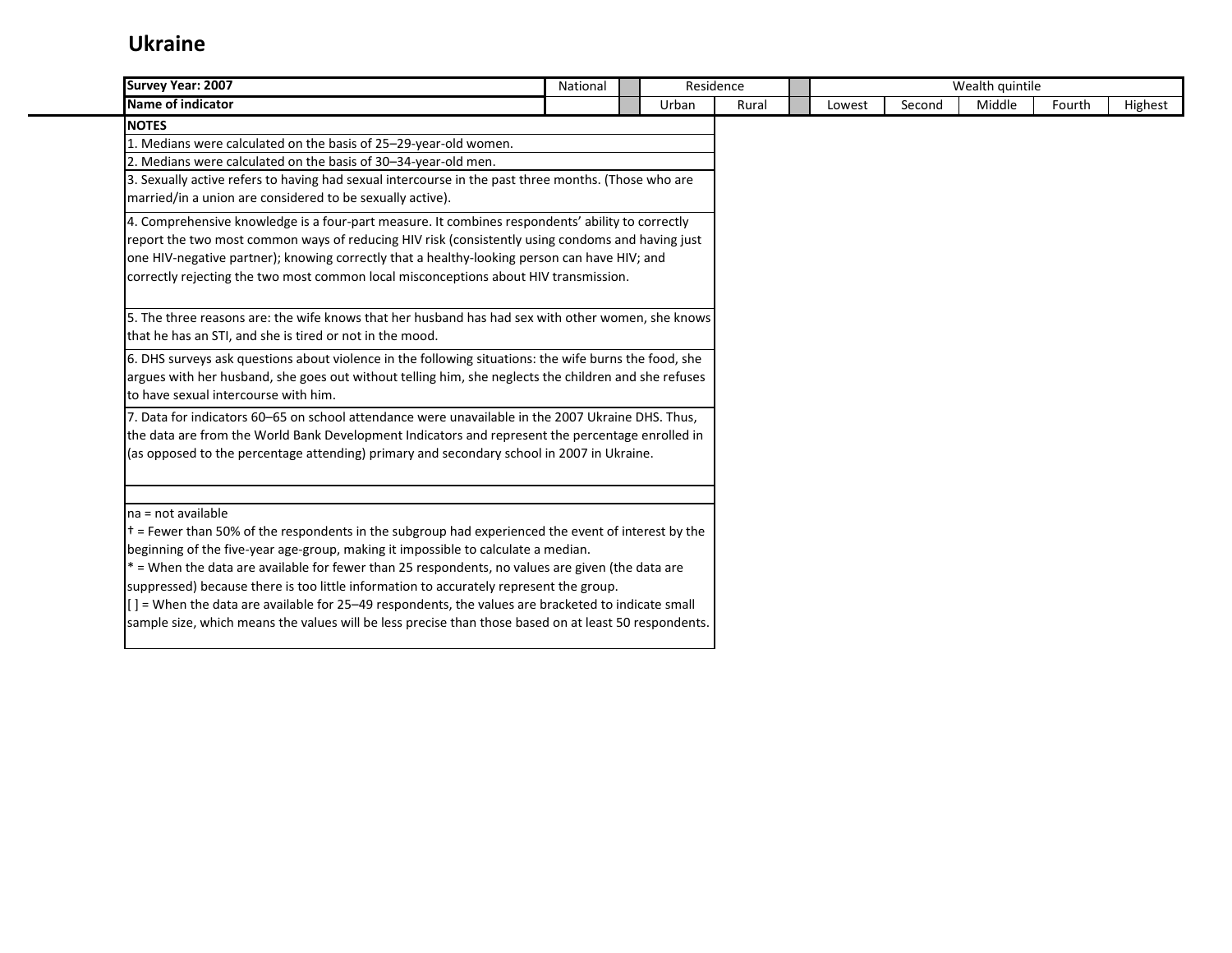# Ukraine

| Survey Year: 2007 | National | | Residence | | | Wealth quintile | | | | |
|---|---|---|---|---|---|---|---|---|---|---|
| Name of indicator | | | Urban | Rural | | Lowest | Second | Middle | Fourth | Highest |

**NOTES**

1. Medians were calculated on the basis of 25–29-year-old women.
2. Medians were calculated on the basis of 30–34-year-old men.
3. Sexually active refers to having had sexual intercourse in the past three months. (Those who are married/in a union are considered to be sexually active).
4. Comprehensive knowledge is a four-part measure. It combines respondents' ability to correctly report the two most common ways of reducing HIV risk (consistently using condoms and having just one HIV-negative partner); knowing correctly that a healthy-looking person can have HIV; and correctly rejecting the two most common local misconceptions about HIV transmission.
5. The three reasons are: the wife knows that her husband has had sex with other women, she knows that he has an STI, and she is tired or not in the mood.
6. DHS surveys ask questions about violence in the following situations: the wife burns the food, she argues with her husband, she goes out without telling him, she neglects the children and she refuses to have sexual intercourse with him.
7. Data for indicators 60–65 on school attendance were unavailable in the 2007 Ukraine DHS. Thus, the data are from the World Bank Development Indicators and represent the percentage enrolled in (as opposed to the percentage attending) primary and secondary school in 2007 in Ukraine.

na = not available

† = Fewer than 50% of the respondents in the subgroup had experienced the event of interest by the beginning of the five-year age-group, making it impossible to calculate a median.

* = When the data are available for fewer than 25 respondents, no values are given (the data are suppressed) because there is too little information to accurately represent the group.

[ ] = When the data are available for 25–49 respondents, the values are bracketed to indicate small sample size, which means the values will be less precise than those based on at least 50 respondents.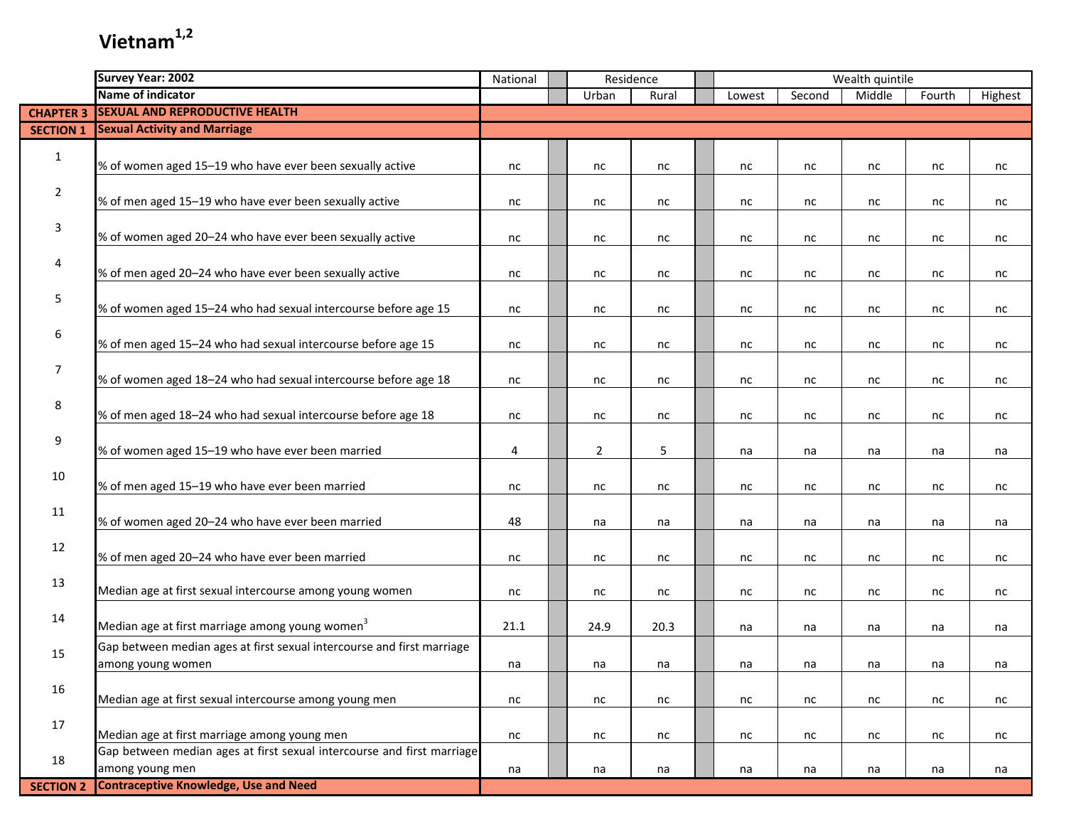# Vietnam[1,2]

| | Survey Year: 2002 | National | Residence | | Wealth quintile | | | | |
|---|---|---|---|---|---|---|---|---|---|
| | Name of indicator | | Urban | Rural | Lowest | Second | Middle | Fourth | Highest |
| CHAPTER 3 | SEXUAL AND REPRODUCTIVE HEALTH | | | | | | | | |
| SECTION 1 | Sexual Activity and Marriage | | | | | | | | |
| 1 | % of women aged 15–19 who have ever been sexually active | nc | nc | nc | nc | nc | nc | nc | nc |
| 2 | % of men aged 15–19 who have ever been sexually active | nc | nc | nc | nc | nc | nc | nc | nc |
| 3 | % of women aged 20–24 who have ever been sexually active | nc | nc | nc | nc | nc | nc | nc | nc |
| 4 | % of men aged 20–24 who have ever been sexually active | nc | nc | nc | nc | nc | nc | nc | nc |
| 5 | % of women aged 15–24 who had sexual intercourse before age 15 | nc | nc | nc | nc | nc | nc | nc | nc |
| 6 | % of men aged 15–24 who had sexual intercourse before age 15 | nc | nc | nc | nc | nc | nc | nc | nc |
| 7 | % of women aged 18–24 who had sexual intercourse before age 18 | nc | nc | nc | nc | nc | nc | nc | nc |
| 8 | % of men aged 18–24 who had sexual intercourse before age 18 | nc | nc | nc | nc | nc | nc | nc | nc |
| 9 | % of women aged 15–19 who have ever been married | 4 | 2 | 5 | na | na | na | na | na |
| 10 | % of men aged 15–19 who have ever been married | nc | nc | nc | nc | nc | nc | nc | nc |
| 11 | % of women aged 20–24 who have ever been married | 48 | na | na | na | na | na | na | na |
| 12 | % of men aged 20–24 who have ever been married | nc | nc | nc | nc | nc | nc | nc | nc |
| 13 | Median age at first sexual intercourse among young women | nc | nc | nc | nc | nc | nc | nc | nc |
| 14 | Median age at first marriage among young women[3] | 21.1 | 24.9 | 20.3 | na | na | na | na | na |
| 15 | Gap between median ages at first sexual intercourse and first marriage among young women | na | na | na | na | na | na | na | na |
| 16 | Median age at first sexual intercourse among young men | nc | nc | nc | nc | nc | nc | nc | nc |
| 17 | Median age at first marriage among young men | nc | nc | nc | nc | nc | nc | nc | nc |
| 18 | Gap between median ages at first sexual intercourse and first marriage among young men | na | na | na | na | na | na | na | na |
| SECTION 2 | Contraceptive Knowledge, Use and Need | | | | | | | | |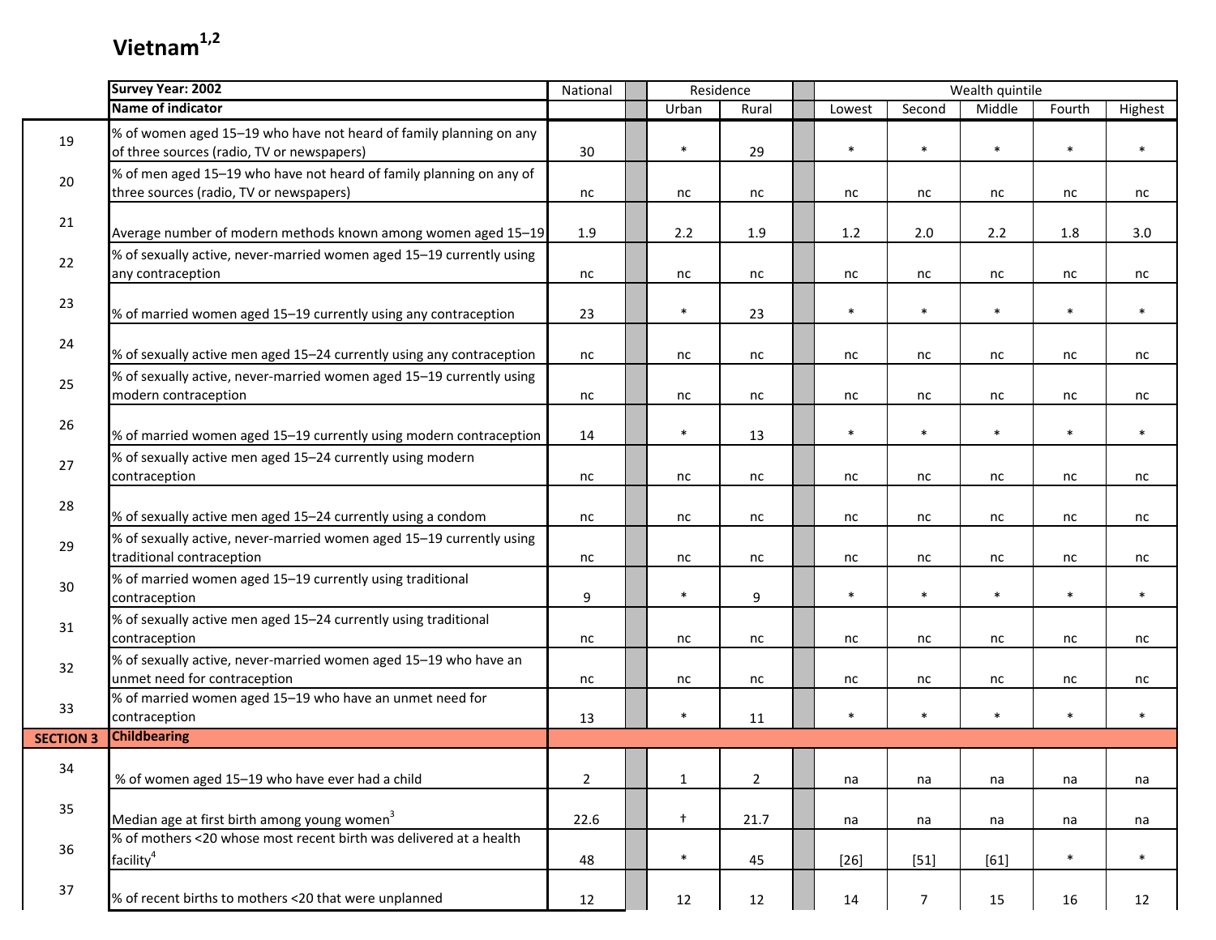# Vietnam[1,2]

| | Survey Year: 2002 | National | Residence | | Wealth quintile | | | | |
|---|---|---|---|---|---|---|---|---|---|
| | Name of indicator | | Urban | Rural | Lowest | Second | Middle | Fourth | Highest |
| 19 | % of women aged 15–19 who have not heard of family planning on any of three sources (radio, TV or newspapers) | 30 | * | 29 | * | * | * | * | * |
| 20 | % of men aged 15–19 who have not heard of family planning on any of three sources (radio, TV or newspapers) | nc | nc | nc | nc | nc | nc | nc | nc |
| 21 | Average number of modern methods known among women aged 15–19 | 1.9 | 2.2 | 1.9 | 1.2 | 2.0 | 2.2 | 1.8 | 3.0 |
| 22 | % of sexually active, never-married women aged 15–19 currently using any contraception | nc | nc | nc | nc | nc | nc | nc | nc |
| 23 | % of married women aged 15–19 currently using any contraception | 23 | * | 23 | * | * | * | * | * |
| 24 | % of sexually active men aged 15–24 currently using any contraception | nc | nc | nc | nc | nc | nc | nc | nc |
| 25 | % of sexually active, never-married women aged 15–19 currently using modern contraception | nc | nc | nc | nc | nc | nc | nc | nc |
| 26 | % of married women aged 15–19 currently using modern contraception | 14 | * | 13 | * | * | * | * | * |
| 27 | % of sexually active men aged 15–24 currently using modern contraception | nc | nc | nc | nc | nc | nc | nc | nc |
| 28 | % of sexually active men aged 15–24 currently using a condom | nc | nc | nc | nc | nc | nc | nc | nc |
| 29 | % of sexually active, never-married women aged 15–19 currently using traditional contraception | nc | nc | nc | nc | nc | nc | nc | nc |
| 30 | % of married women aged 15–19 currently using traditional contraception | 9 | * | 9 | * | * | * | * | * |
| 31 | % of sexually active men aged 15–24 currently using traditional contraception | nc | nc | nc | nc | nc | nc | nc | nc |
| 32 | % of sexually active, never-married women aged 15–19 who have an unmet need for contraception | nc | nc | nc | nc | nc | nc | nc | nc |
| 33 | % of married women aged 15–19 who have an unmet need for contraception | 13 | * | 11 | * | * | * | * | * |
| **SECTION 3** | **Childbearing** | | | | | | | | |
| 34 | % of women aged 15–19 who have ever had a child | 2 | 1 | 2 | na | na | na | na | na |
| 35 | Median age at first birth among young women[3] | 22.6 | † | 21.7 | na | na | na | na | na |
| 36 | % of mothers <20 whose most recent birth was delivered at a health facility[4] | 48 | * | 45 | [26] | [51] | [61] | * | * |
| 37 | % of recent births to mothers <20 that were unplanned | 12 | 12 | 12 | 14 | 7 | 15 | 16 | 12 |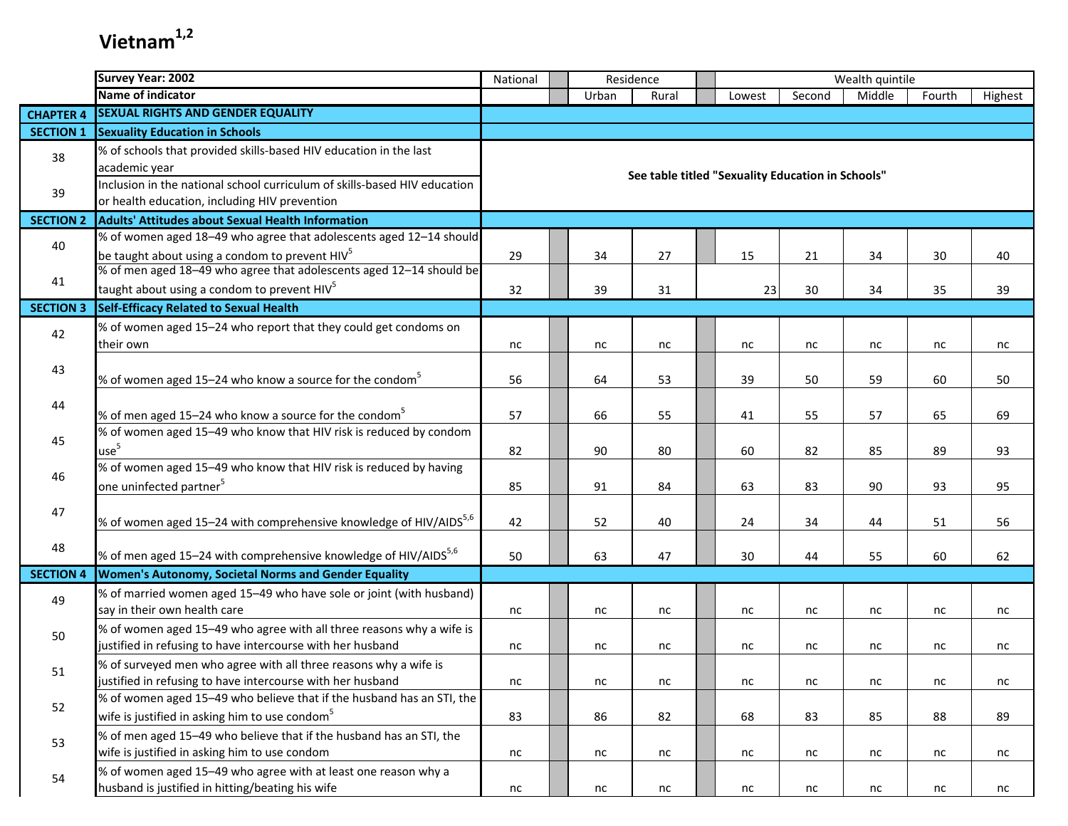# Vietnam[1,2]

| | Survey Year: 2002 | National | Residence | | Wealth quintile | | | | |
|---|---|---|---|---|---|---|---|---|---|
| | Name of indicator | | Urban | Rural | Lowest | Second | Middle | Fourth | Highest |
| **CHAPTER 4** | **SEXUAL RIGHTS AND GENDER EQUALITY** | | | | | | | | |
| **SECTION 1** | **Sexuality Education in Schools** | | | | | | | | |
| 38 | % of schools that provided skills-based HIV education in the last academic year | **See table titled "Sexuality Education in Schools"** | | | | | | | |
| 39 | Inclusion in the national school curriculum of skills-based HIV education or health education, including HIV prevention | | | | | | | | |
| **SECTION 2** | **Adults' Attitudes about Sexual Health Information** | | | | | | | | |
| 40 | % of women aged 18–49 who agree that adolescents aged 12–14 should be taught about using a condom to prevent HIV[5] | 29 | 34 | 27 | 15 | 21 | 34 | 30 | 40 |
| 41 | % of men aged 18–49 who agree that adolescents aged 12–14 should be taught about using a condom to prevent HIV[5] | 32 | 39 | 31 | 23 | 30 | 34 | 35 | 39 |
| **SECTION 3** | **Self-Efficacy Related to Sexual Health** | | | | | | | | |
| 42 | % of women aged 15–24 who report that they could get condoms on their own | nc | nc | nc | nc | nc | nc | nc | nc |
| 43 | % of women aged 15–24 who know a source for the condom[5] | 56 | 64 | 53 | 39 | 50 | 59 | 60 | 50 |
| 44 | % of men aged 15–24 who know a source for the condom[5] | 57 | 66 | 55 | 41 | 55 | 57 | 65 | 69 |
| 45 | % of women aged 15–49 who know that HIV risk is reduced by condom use[5] | 82 | 90 | 80 | 60 | 82 | 85 | 89 | 93 |
| 46 | % of women aged 15–49 who know that HIV risk is reduced by having one uninfected partner[5] | 85 | 91 | 84 | 63 | 83 | 90 | 93 | 95 |
| 47 | % of women aged 15–24 with comprehensive knowledge of HIV/AIDS[5,6] | 42 | 52 | 40 | 24 | 34 | 44 | 51 | 56 |
| 48 | % of men aged 15–24 with comprehensive knowledge of HIV/AIDS[5,6] | 50 | 63 | 47 | 30 | 44 | 55 | 60 | 62 |
| **SECTION 4** | **Women's Autonomy, Societal Norms and Gender Equality** | | | | | | | | |
| 49 | % of married women aged 15–49 who have sole or joint (with husband) say in their own health care | nc | nc | nc | nc | nc | nc | nc | nc |
| 50 | % of women aged 15–49 who agree with all three reasons why a wife is justified in refusing to have intercourse with her husband | nc | nc | nc | nc | nc | nc | nc | nc |
| 51 | % of surveyed men who agree with all three reasons why a wife is justified in refusing to have intercourse with her husband | nc | nc | nc | nc | nc | nc | nc | nc |
| 52 | % of women aged 15–49 who believe that if the husband has an STI, the wife is justified in asking him to use condom[5] | 83 | 86 | 82 | 68 | 83 | 85 | 88 | 89 |
| 53 | % of men aged 15–49 who believe that if the husband has an STI, the wife is justified in asking him to use condom | nc | nc | nc | nc | nc | nc | nc | nc |
| 54 | % of women aged 15–49 who agree with at least one reason why a husband is justified in hitting/beating his wife | nc | nc | nc | nc | nc | nc | nc | nc |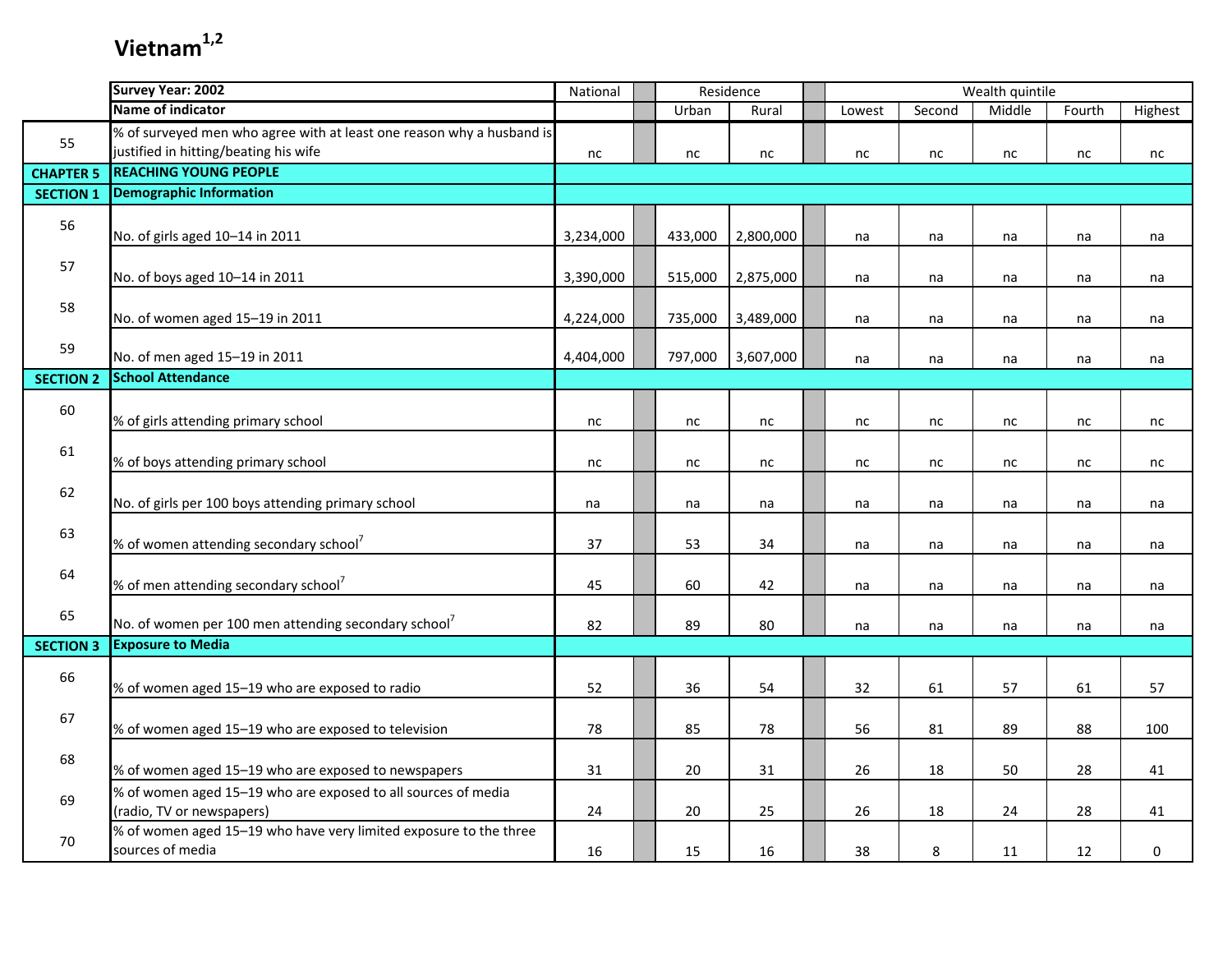# Vietnam[1,2]

| | Survey Year: 2002 | National | | Residence | | | Wealth quintile | | | | |
|---|---|---|---|---|---|---|---|---|---|---|---|
| | Name of indicator | | | Urban | Rural | | Lowest | Second | Middle | Fourth | Highest |
| 55 | % of surveyed men who agree with at least one reason why a husband is justified in hitting/beating his wife | nc | | nc | nc | | nc | nc | nc | nc | nc |
| CHAPTER 5 | REACHING YOUNG PEOPLE | | | | | | | | | | |
| SECTION 1 | Demographic Information | | | | | | | | | | |
| 56 | No. of girls aged 10–14 in 2011 | 3,234,000 | | 433,000 | 2,800,000 | | na | na | na | na | na |
| 57 | No. of boys aged 10–14 in 2011 | 3,390,000 | | 515,000 | 2,875,000 | | na | na | na | na | na |
| 58 | No. of women aged 15–19 in 2011 | 4,224,000 | | 735,000 | 3,489,000 | | na | na | na | na | na |
| 59 | No. of men aged 15–19 in 2011 | 4,404,000 | | 797,000 | 3,607,000 | | na | na | na | na | na |
| SECTION 2 | School Attendance | | | | | | | | | | |
| 60 | % of girls attending primary school | nc | | nc | nc | | nc | nc | nc | nc | nc |
| 61 | % of boys attending primary school | nc | | nc | nc | | nc | nc | nc | nc | nc |
| 62 | No. of girls per 100 boys attending primary school | na | | na | na | | na | na | na | na | na |
| 63 | % of women attending secondary school[7] | 37 | | 53 | 34 | | na | na | na | na | na |
| 64 | % of men attending secondary school[7] | 45 | | 60 | 42 | | na | na | na | na | na |
| 65 | No. of women per 100 men attending secondary school[7] | 82 | | 89 | 80 | | na | na | na | na | na |
| SECTION 3 | Exposure to Media | | | | | | | | | | |
| 66 | % of women aged 15–19 who are exposed to radio | 52 | | 36 | 54 | | 32 | 61 | 57 | 61 | 57 |
| 67 | % of women aged 15–19 who are exposed to television | 78 | | 85 | 78 | | 56 | 81 | 89 | 88 | 100 |
| 68 | % of women aged 15–19 who are exposed to newspapers | 31 | | 20 | 31 | | 26 | 18 | 50 | 28 | 41 |
| 69 | % of women aged 15–19 who are exposed to all sources of media (radio, TV or newspapers) | 24 | | 20 | 25 | | 26 | 18 | 24 | 28 | 41 |
| 70 | % of women aged 15–19 who have very limited exposure to the three sources of media | 16 | | 15 | 16 | | 38 | 8 | 11 | 12 | 0 |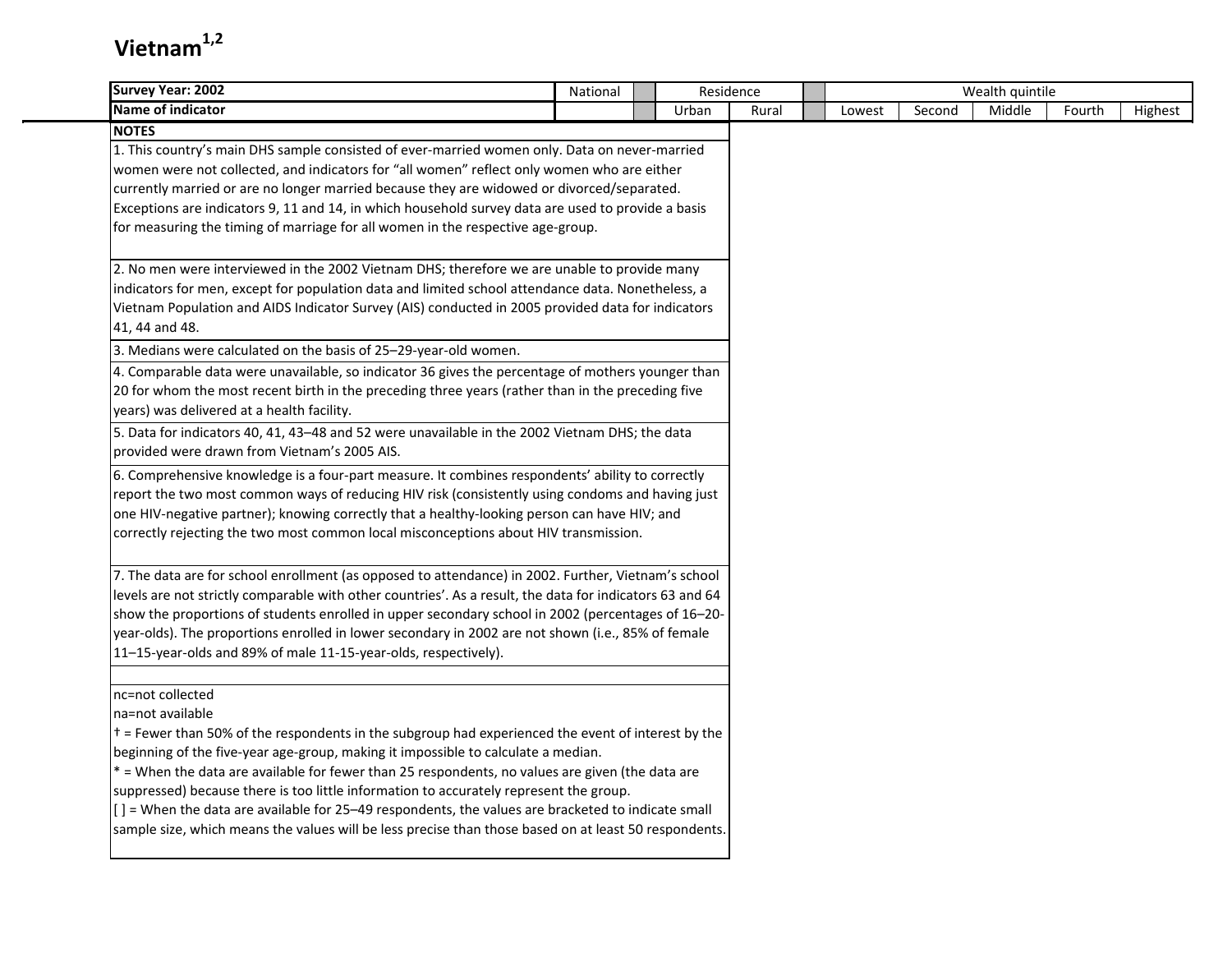# Vietnam[1,2]

| Survey Year: 2002 | National | | Residence | | | Wealth quintile | | | | |
|---|---|---|---|---|---|---|---|---|---|---|
| Name of indicator | | | Urban | Rural | | Lowest | Second | Middle | Fourth | Highest |

**NOTES**

1. This country's main DHS sample consisted of ever-married women only. Data on never-married women were not collected, and indicators for "all women" reflect only women who are either currently married or are no longer married because they are widowed or divorced/separated. Exceptions are indicators 9, 11 and 14, in which household survey data are used to provide a basis for measuring the timing of marriage for all women in the respective age-group.

2. No men were interviewed in the 2002 Vietnam DHS; therefore we are unable to provide many indicators for men, except for population data and limited school attendance data. Nonetheless, a Vietnam Population and AIDS Indicator Survey (AIS) conducted in 2005 provided data for indicators 41, 44 and 48.

3. Medians were calculated on the basis of 25–29-year-old women.

4. Comparable data were unavailable, so indicator 36 gives the percentage of mothers younger than 20 for whom the most recent birth in the preceding three years (rather than in the preceding five years) was delivered at a health facility.

5. Data for indicators 40, 41, 43–48 and 52 were unavailable in the 2002 Vietnam DHS; the data provided were drawn from Vietnam's 2005 AIS.

6. Comprehensive knowledge is a four-part measure. It combines respondents' ability to correctly report the two most common ways of reducing HIV risk (consistently using condoms and having just one HIV-negative partner); knowing correctly that a healthy-looking person can have HIV; and correctly rejecting the two most common local misconceptions about HIV transmission.

7. The data are for school enrollment (as opposed to attendance) in 2002. Further, Vietnam's school levels are not strictly comparable with other countries'. As a result, the data for indicators 63 and 64 show the proportions of students enrolled in upper secondary school in 2002 (percentages of 16–20-year-olds). The proportions enrolled in lower secondary in 2002 are not shown (i.e., 85% of female 11–15-year-olds and 89% of male 11-15-year-olds, respectively).

nc=not collected
na=not available
† = Fewer than 50% of the respondents in the subgroup had experienced the event of interest by the beginning of the five-year age-group, making it impossible to calculate a median.
* = When the data are available for fewer than 25 respondents, no values are given (the data are suppressed) because there is too little information to accurately represent the group.
[ ] = When the data are available for 25–49 respondents, the values are bracketed to indicate small sample size, which means the values will be less precise than those based on at least 50 respondents.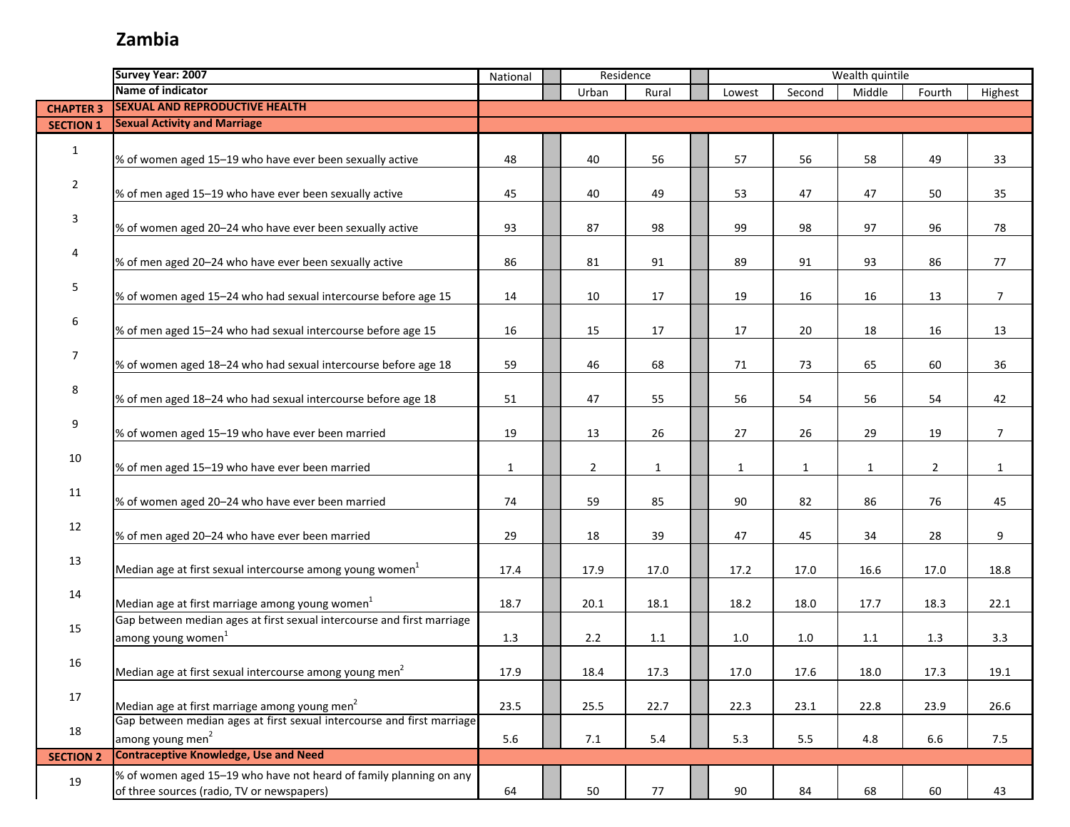# Zambia

| | Survey Year: 2007 | National | Residence | | Wealth quintile | | | | |
|---|---|---|---|---|---|---|---|---|---|
| | Name of indicator | | Urban | Rural | Lowest | Second | Middle | Fourth | Highest |
| CHAPTER 3 | **SEXUAL AND REPRODUCTIVE HEALTH** | | | | | | | | |
| SECTION 1 | **Sexual Activity and Marriage** | | | | | | | | |
| 1 | % of women aged 15–19 who have ever been sexually active | 48 | 40 | 56 | 57 | 56 | 58 | 49 | 33 |
| 2 | % of men aged 15–19 who have ever been sexually active | 45 | 40 | 49 | 53 | 47 | 47 | 50 | 35 |
| 3 | % of women aged 20–24 who have ever been sexually active | 93 | 87 | 98 | 99 | 98 | 97 | 96 | 78 |
| 4 | % of men aged 20–24 who have ever been sexually active | 86 | 81 | 91 | 89 | 91 | 93 | 86 | 77 |
| 5 | % of women aged 15–24 who had sexual intercourse before age 15 | 14 | 10 | 17 | 19 | 16 | 16 | 13 | 7 |
| 6 | % of men aged 15–24 who had sexual intercourse before age 15 | 16 | 15 | 17 | 17 | 20 | 18 | 16 | 13 |
| 7 | % of women aged 18–24 who had sexual intercourse before age 18 | 59 | 46 | 68 | 71 | 73 | 65 | 60 | 36 |
| 8 | % of men aged 18–24 who had sexual intercourse before age 18 | 51 | 47 | 55 | 56 | 54 | 56 | 54 | 42 |
| 9 | % of women aged 15–19 who have ever been married | 19 | 13 | 26 | 27 | 26 | 29 | 19 | 7 |
| 10 | % of men aged 15–19 who have ever been married | 1 | 2 | 1 | 1 | 1 | 1 | 2 | 1 |
| 11 | % of women aged 20–24 who have ever been married | 74 | 59 | 85 | 90 | 82 | 86 | 76 | 45 |
| 12 | % of men aged 20–24 who have ever been married | 29 | 18 | 39 | 47 | 45 | 34 | 28 | 9 |
| 13 | Median age at first sexual intercourse among young women[1] | 17.4 | 17.9 | 17.0 | 17.2 | 17.0 | 16.6 | 17.0 | 18.8 |
| 14 | Median age at first marriage among young women[1] | 18.7 | 20.1 | 18.1 | 18.2 | 18.0 | 17.7 | 18.3 | 22.1 |
| 15 | Gap between median ages at first sexual intercourse and first marriage among young women[1] | 1.3 | 2.2 | 1.1 | 1.0 | 1.0 | 1.1 | 1.3 | 3.3 |
| 16 | Median age at first sexual intercourse among young men[2] | 17.9 | 18.4 | 17.3 | 17.0 | 17.6 | 18.0 | 17.3 | 19.1 |
| 17 | Median age at first marriage among young men[2] | 23.5 | 25.5 | 22.7 | 22.3 | 23.1 | 22.8 | 23.9 | 26.6 |
| 18 | Gap between median ages at first sexual intercourse and first marriage among young men[2] | 5.6 | 7.1 | 5.4 | 5.3 | 5.5 | 4.8 | 6.6 | 7.5 |
| SECTION 2 | **Contraceptive Knowledge, Use and Need** | | | | | | | | |
| 19 | % of women aged 15–19 who have not heard of family planning on any of three sources (radio, TV or newspapers) | 64 | 50 | 77 | 90 | 84 | 68 | 60 | 43 |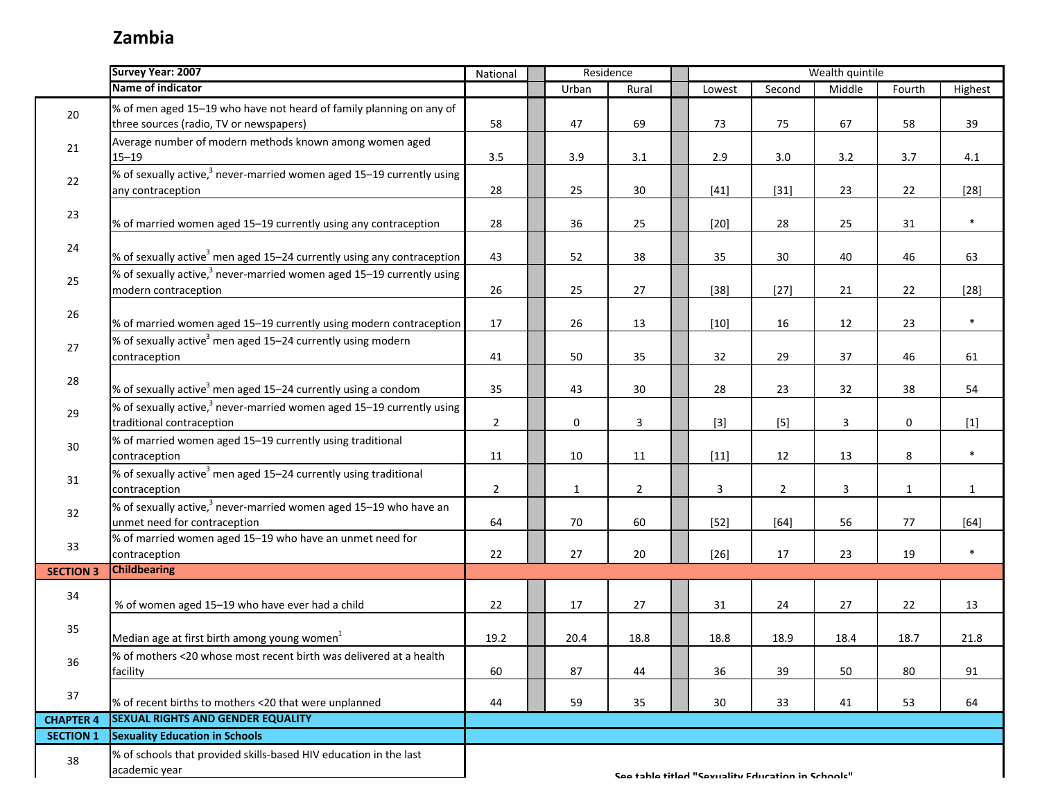# Zambia

| | Survey Year: 2007 | National | Residence | | Wealth quintile | | | | |
|---|---|---|---|---|---|---|---|---|---|
| | Name of indicator | | Urban | Rural | Lowest | Second | Middle | Fourth | Highest |
| 20 | % of men aged 15–19 who have not heard of family planning on any of three sources (radio, TV or newspapers) | 58 | 47 | 69 | 73 | 75 | 67 | 58 | 39 |
| 21 | Average number of modern methods known among women aged 15–19 | 3.5 | 3.9 | 3.1 | 2.9 | 3.0 | 3.2 | 3.7 | 4.1 |
| 22 | % of sexually active,[3] never-married women aged 15–19 currently using any contraception | 28 | 25 | 30 | [41] | [31] | 23 | 22 | [28] |
| 23 | % of married women aged 15–19 currently using any contraception | 28 | 36 | 25 | [20] | 28 | 25 | 31 | * |
| 24 | % of sexually active[3] men aged 15–24 currently using any contraception | 43 | 52 | 38 | 35 | 30 | 40 | 46 | 63 |
| 25 | % of sexually active,[3] never-married women aged 15–19 currently using modern contraception | 26 | 25 | 27 | [38] | [27] | 21 | 22 | [28] |
| 26 | % of married women aged 15–19 currently using modern contraception | 17 | 26 | 13 | [10] | 16 | 12 | 23 | * |
| 27 | % of sexually active[3] men aged 15–24 currently using modern contraception | 41 | 50 | 35 | 32 | 29 | 37 | 46 | 61 |
| 28 | % of sexually active[3] men aged 15–24 currently using a condom | 35 | 43 | 30 | 28 | 23 | 32 | 38 | 54 |
| 29 | % of sexually active,[3] never-married women aged 15–19 currently using traditional contraception | 2 | 0 | 3 | [3] | [5] | 3 | 0 | [1] |
| 30 | % of married women aged 15–19 currently using traditional contraception | 11 | 10 | 11 | [11] | 12 | 13 | 8 | * |
| 31 | % of sexually active[3] men aged 15–24 currently using traditional contraception | 2 | 1 | 2 | 3 | 2 | 3 | 1 | 1 |
| 32 | % of sexually active,[3] never-married women aged 15–19 who have an unmet need for contraception | 64 | 70 | 60 | [52] | [64] | 56 | 77 | [64] |
| 33 | % of married women aged 15–19 who have an unmet need for contraception | 22 | 27 | 20 | [26] | 17 | 23 | 19 | * |
| **SECTION 3** | **Childbearing** | | | | | | | | |
| 34 | % of women aged 15–19 who have ever had a child | 22 | 17 | 27 | 31 | 24 | 27 | 22 | 13 |
| 35 | Median age at first birth among young women[1] | 19.2 | 20.4 | 18.8 | 18.8 | 18.9 | 18.4 | 18.7 | 21.8 |
| 36 | % of mothers <20 whose most recent birth was delivered at a health facility | 60 | 87 | 44 | 36 | 39 | 50 | 80 | 91 |
| 37 | % of recent births to mothers <20 that were unplanned | 44 | 59 | 35 | 30 | 33 | 41 | 53 | 64 |
| **CHAPTER 4** | **SEXUAL RIGHTS AND GENDER EQUALITY** | | | | | | | | |
| **SECTION 1** | **Sexuality Education in Schools** | | | | | | | | |
| 38 | % of schools that provided skills-based HIV education in the last academic year | See table titled "Sexuality Education in Schools" | | | | | | | |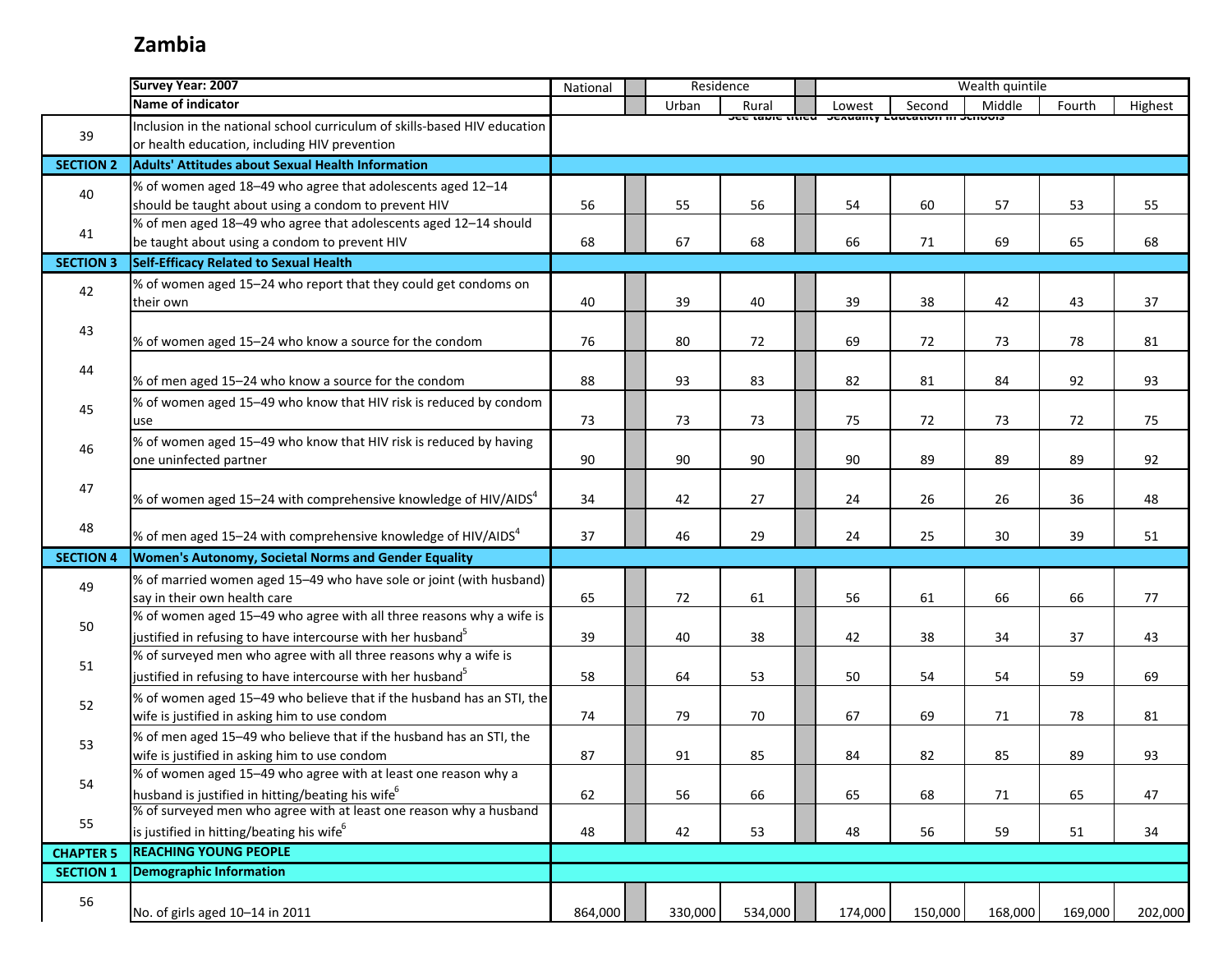## Zambia

| | Survey Year: 2007 | National | | Residence | | | Wealth quintile | | | | |
|---|---|---|---|---|---|---|---|---|---|---|---|
| | Name of indicator | | | Urban | Rural | | Lowest | Second | Middle | Fourth | Highest |
| 39 | Inclusion in the national school curriculum of skills-based HIV education or health education, including HIV prevention | See table titled "Sexuality Education in Schools" | | | | | | | | | |
| SECTION 2 | Adults' Attitudes about Sexual Health Information | | | | | | | | | | |
| 40 | % of women aged 18–49 who agree that adolescents aged 12–14 should be taught about using a condom to prevent HIV | 56 | | 55 | 56 | | 54 | 60 | 57 | 53 | 55 |
| 41 | % of men aged 18–49 who agree that adolescents aged 12–14 should be taught about using a condom to prevent HIV | 68 | | 67 | 68 | | 66 | 71 | 69 | 65 | 68 |
| SECTION 3 | Self-Efficacy Related to Sexual Health | | | | | | | | | | |
| 42 | % of women aged 15–24 who report that they could get condoms on their own | 40 | | 39 | 40 | | 39 | 38 | 42 | 43 | 37 |
| 43 | % of women aged 15–24 who know a source for the condom | 76 | | 80 | 72 | | 69 | 72 | 73 | 78 | 81 |
| 44 | % of men aged 15–24 who know a source for the condom | 88 | | 93 | 83 | | 82 | 81 | 84 | 92 | 93 |
| 45 | % of women aged 15–49 who know that HIV risk is reduced by condom use | 73 | | 73 | 73 | | 75 | 72 | 73 | 72 | 75 |
| 46 | % of women aged 15–49 who know that HIV risk is reduced by having one uninfected partner | 90 | | 90 | 90 | | 90 | 89 | 89 | 89 | 92 |
| 47 | % of women aged 15–24 with comprehensive knowledge of HIV/AIDS[4] | 34 | | 42 | 27 | | 24 | 26 | 26 | 36 | 48 |
| 48 | % of men aged 15–24 with comprehensive knowledge of HIV/AIDS[4] | 37 | | 46 | 29 | | 24 | 25 | 30 | 39 | 51 |
| SECTION 4 | Women's Autonomy, Societal Norms and Gender Equality | | | | | | | | | | |
| 49 | % of married women aged 15–49 who have sole or joint (with husband) say in their own health care | 65 | | 72 | 61 | | 56 | 61 | 66 | 66 | 77 |
| 50 | % of women aged 15–49 who agree with all three reasons why a wife is justified in refusing to have intercourse with her husband[5] | 39 | | 40 | 38 | | 42 | 38 | 34 | 37 | 43 |
| 51 | % of surveyed men who agree with all three reasons why a wife is justified in refusing to have intercourse with her husband[5] | 58 | | 64 | 53 | | 50 | 54 | 54 | 59 | 69 |
| 52 | % of women aged 15–49 who believe that if the husband has an STI, the wife is justified in asking him to use condom | 74 | | 79 | 70 | | 67 | 69 | 71 | 78 | 81 |
| 53 | % of men aged 15–49 who believe that if the husband has an STI, the wife is justified in asking him to use condom | 87 | | 91 | 85 | | 84 | 82 | 85 | 89 | 93 |
| 54 | % of women aged 15–49 who agree with at least one reason why a husband is justified in hitting/beating his wife[6] | 62 | | 56 | 66 | | 65 | 68 | 71 | 65 | 47 |
| 55 | % of surveyed men who agree with at least one reason why a husband is justified in hitting/beating his wife[6] | 48 | | 42 | 53 | | 48 | 56 | 59 | 51 | 34 |
| CHAPTER 5 | REACHING YOUNG PEOPLE | | | | | | | | | | |
| SECTION 1 | Demographic Information | | | | | | | | | | |
| 56 | No. of girls aged 10–14 in 2011 | 864,000 | | 330,000 | 534,000 | | 174,000 | 150,000 | 168,000 | 169,000 | 202,000 |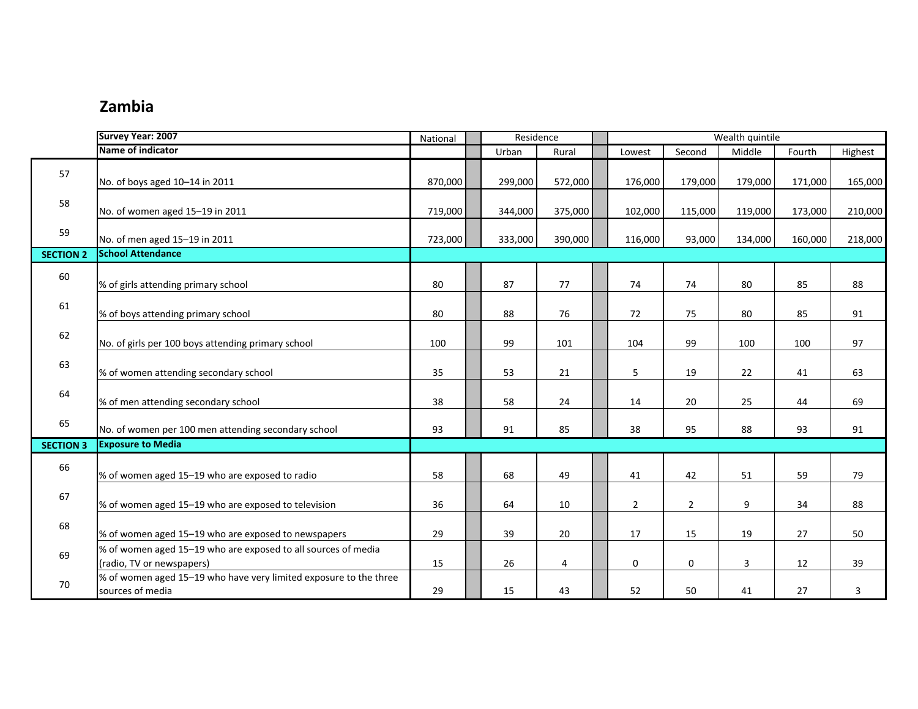# Zambia

| | Survey Year: 2007 | National | Residence | | Wealth quintile | | | | |
|---|---|---|---|---|---|---|---|---|---|
| | Name of indicator | | Urban | Rural | Lowest | Second | Middle | Fourth | Highest |
| 57 | No. of boys aged 10–14 in 2011 | 870,000 | 299,000 | 572,000 | 176,000 | 179,000 | 179,000 | 171,000 | 165,000 |
| 58 | No. of women aged 15–19 in 2011 | 719,000 | 344,000 | 375,000 | 102,000 | 115,000 | 119,000 | 173,000 | 210,000 |
| 59 | No. of men aged 15–19 in 2011 | 723,000 | 333,000 | 390,000 | 116,000 | 93,000 | 134,000 | 160,000 | 218,000 |
| **SECTION 2** | **School Attendance** | | | | | | | | |
| 60 | % of girls attending primary school | 80 | 87 | 77 | 74 | 74 | 80 | 85 | 88 |
| 61 | % of boys attending primary school | 80 | 88 | 76 | 72 | 75 | 80 | 85 | 91 |
| 62 | No. of girls per 100 boys attending primary school | 100 | 99 | 101 | 104 | 99 | 100 | 100 | 97 |
| 63 | % of women attending secondary school | 35 | 53 | 21 | 5 | 19 | 22 | 41 | 63 |
| 64 | % of men attending secondary school | 38 | 58 | 24 | 14 | 20 | 25 | 44 | 69 |
| 65 | No. of women per 100 men attending secondary school | 93 | 91 | 85 | 38 | 95 | 88 | 93 | 91 |
| **SECTION 3** | **Exposure to Media** | | | | | | | | |
| 66 | % of women aged 15–19 who are exposed to radio | 58 | 68 | 49 | 41 | 42 | 51 | 59 | 79 |
| 67 | % of women aged 15–19 who are exposed to television | 36 | 64 | 10 | 2 | 2 | 9 | 34 | 88 |
| 68 | % of women aged 15–19 who are exposed to newspapers | 29 | 39 | 20 | 17 | 15 | 19 | 27 | 50 |
| 69 | % of women aged 15–19 who are exposed to all sources of media (radio, TV or newspapers) | 15 | 26 | 4 | 0 | 0 | 3 | 12 | 39 |
| 70 | % of women aged 15–19 who have very limited exposure to the three sources of media | 29 | 15 | 43 | 52 | 50 | 41 | 27 | 3 |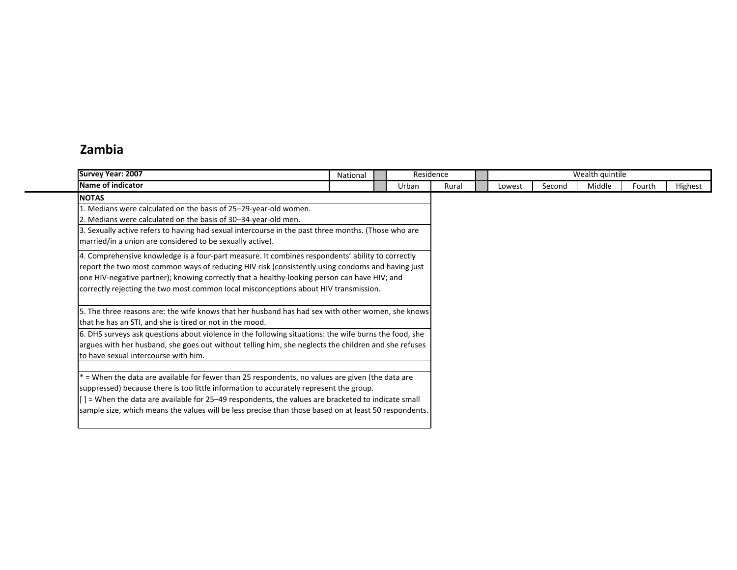## Zambia

| Survey Year: 2007 | National | | Residence | | | Wealth quintile | | | | |
|---|---|---|---|---|---|---|---|---|---|---|
| Name of indicator | | | Urban | Rural | | Lowest | Second | Middle | Fourth | Highest |

**NOTAS**

1. Medians were calculated on the basis of 25–29-year-old women.
2. Medians were calculated on the basis of 30–34-year-old men.
3. Sexually active refers to having had sexual intercourse in the past three months. (Those who are married/in a union are considered to be sexually active).
4. Comprehensive knowledge is a four-part measure. It combines respondents' ability to correctly report the two most common ways of reducing HIV risk (consistently using condoms and having just one HIV-negative partner); knowing correctly that a healthy-looking person can have HIV; and correctly rejecting the two most common local misconceptions about HIV transmission.
5. The three reasons are: the wife knows that her husband has had sex with other women, she knows that he has an STI, and she is tired or not in the mood.
6. DHS surveys ask questions about violence in the following situations: the wife burns the food, she argues with her husband, she goes out without telling him, she neglects the children and she refuses to have sexual intercourse with him.

* = When the data are available for fewer than 25 respondents, no values are given (the data are suppressed) because there is too little information to accurately represent the group.
[ ] = When the data are available for 25–49 respondents, the values are bracketed to indicate small sample size, which means the values will be less precise than those based on at least 50 respondents.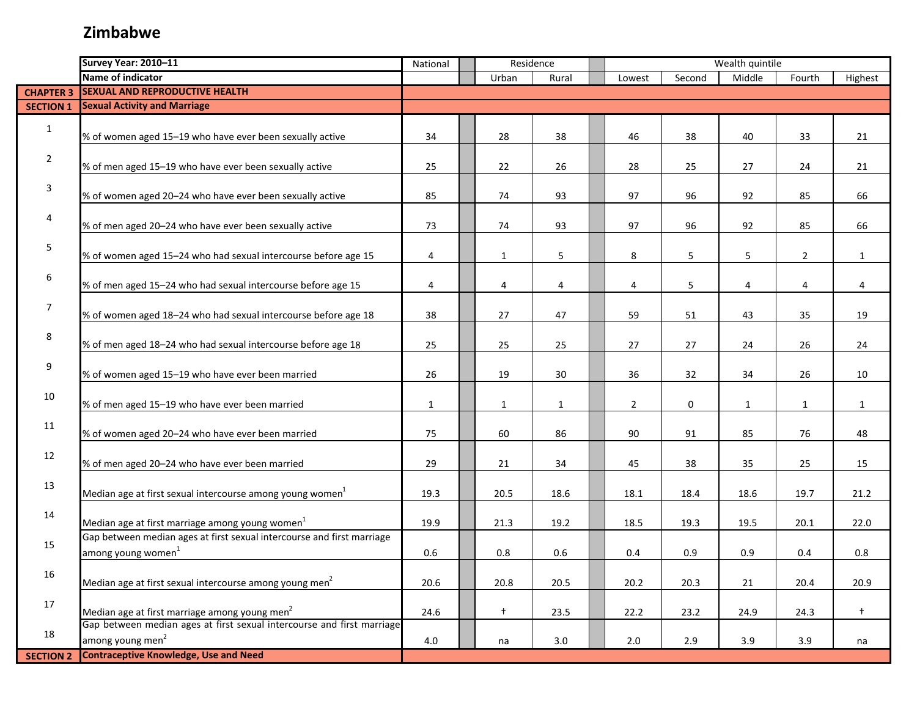# Zimbabwe

| | Survey Year: 2010–11 | National | Residence | | Wealth quintile | | | | |
|---|---|---|---|---|---|---|---|---|---|
| | Name of indicator | | Urban | Rural | Lowest | Second | Middle | Fourth | Highest |
| CHAPTER 3 | SEXUAL AND REPRODUCTIVE HEALTH | | | | | | | | |
| SECTION 1 | Sexual Activity and Marriage | | | | | | | | |
| 1 | % of women aged 15–19 who have ever been sexually active | 34 | 28 | 38 | 46 | 38 | 40 | 33 | 21 |
| 2 | % of men aged 15–19 who have ever been sexually active | 25 | 22 | 26 | 28 | 25 | 27 | 24 | 21 |
| 3 | % of women aged 20–24 who have ever been sexually active | 85 | 74 | 93 | 97 | 96 | 92 | 85 | 66 |
| 4 | % of men aged 20–24 who have ever been sexually active | 73 | 74 | 93 | 97 | 96 | 92 | 85 | 66 |
| 5 | % of women aged 15–24 who had sexual intercourse before age 15 | 4 | 1 | 5 | 8 | 5 | 5 | 2 | 1 |
| 6 | % of men aged 15–24 who had sexual intercourse before age 15 | 4 | 4 | 4 | 4 | 5 | 4 | 4 | 4 |
| 7 | % of women aged 18–24 who had sexual intercourse before age 18 | 38 | 27 | 47 | 59 | 51 | 43 | 35 | 19 |
| 8 | % of men aged 18–24 who had sexual intercourse before age 18 | 25 | 25 | 25 | 27 | 27 | 24 | 26 | 24 |
| 9 | % of women aged 15–19 who have ever been married | 26 | 19 | 30 | 36 | 32 | 34 | 26 | 10 |
| 10 | % of men aged 15–19 who have ever been married | 1 | 1 | 1 | 2 | 0 | 1 | 1 | 1 |
| 11 | % of women aged 20–24 who have ever been married | 75 | 60 | 86 | 90 | 91 | 85 | 76 | 48 |
| 12 | % of men aged 20–24 who have ever been married | 29 | 21 | 34 | 45 | 38 | 35 | 25 | 15 |
| 13 | Median age at first sexual intercourse among young women[1] | 19.3 | 20.5 | 18.6 | 18.1 | 18.4 | 18.6 | 19.7 | 21.2 |
| 14 | Median age at first marriage among young women[1] | 19.9 | 21.3 | 19.2 | 18.5 | 19.3 | 19.5 | 20.1 | 22.0 |
| 15 | Gap between median ages at first sexual intercourse and first marriage among young women[1] | 0.6 | 0.8 | 0.6 | 0.4 | 0.9 | 0.9 | 0.4 | 0.8 |
| 16 | Median age at first sexual intercourse among young men[2] | 20.6 | 20.8 | 20.5 | 20.2 | 20.3 | 21 | 20.4 | 20.9 |
| 17 | Median age at first marriage among young men[2] | 24.6 | † | 23.5 | 22.2 | 23.2 | 24.9 | 24.3 | † |
| 18 | Gap between median ages at first sexual intercourse and first marriage among young men[2] | 4.0 | na | 3.0 | 2.0 | 2.9 | 3.9 | 3.9 | na |
| SECTION 2 | Contraceptive Knowledge, Use and Need | | | | | | | | |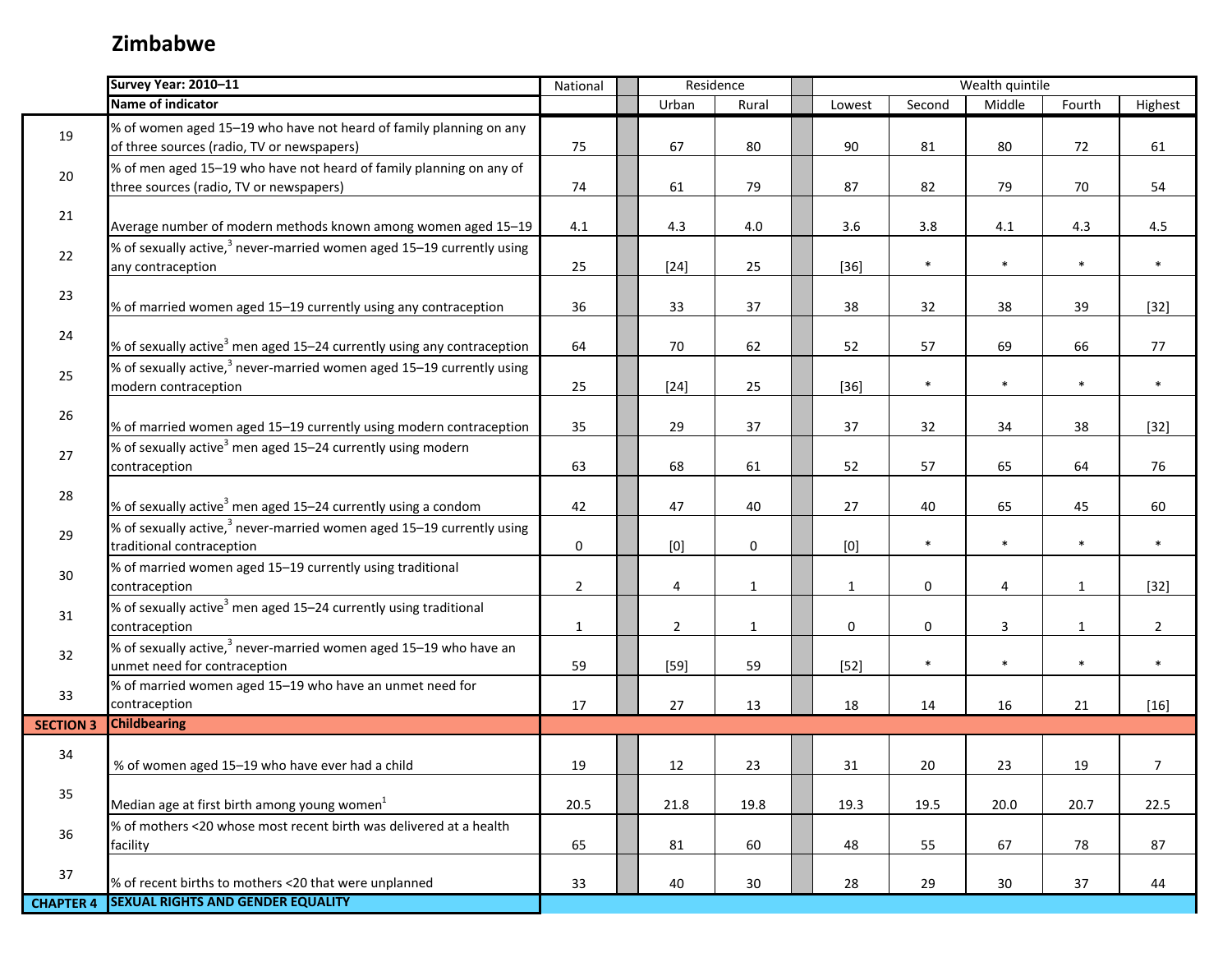# Zimbabwe

| | Survey Year: 2010–11 | National | Residence | | Wealth quintile | | | | |
|---|---|---|---|---|---|---|---|---|---|
| | Name of indicator | | Urban | Rural | Lowest | Second | Middle | Fourth | Highest |
| 19 | % of women aged 15–19 who have not heard of family planning on any of three sources (radio, TV or newspapers) | 75 | 67 | 80 | 90 | 81 | 80 | 72 | 61 |
| 20 | % of men aged 15–19 who have not heard of family planning on any of three sources (radio, TV or newspapers) | 74 | 61 | 79 | 87 | 82 | 79 | 70 | 54 |
| 21 | Average number of modern methods known among women aged 15–19 | 4.1 | 4.3 | 4.0 | 3.6 | 3.8 | 4.1 | 4.3 | 4.5 |
| 22 | % of sexually active,[3] never-married women aged 15–19 currently using any contraception | 25 | [24] | 25 | [36] | * | * | * | * |
| 23 | % of married women aged 15–19 currently using any contraception | 36 | 33 | 37 | 38 | 32 | 38 | 39 | [32] |
| 24 | % of sexually active[3] men aged 15–24 currently using any contraception | 64 | 70 | 62 | 52 | 57 | 69 | 66 | 77 |
| 25 | % of sexually active,[3] never-married women aged 15–19 currently using modern contraception | 25 | [24] | 25 | [36] | * | * | * | * |
| 26 | % of married women aged 15–19 currently using modern contraception | 35 | 29 | 37 | 37 | 32 | 34 | 38 | [32] |
| 27 | % of sexually active[3] men aged 15–24 currently using modern contraception | 63 | 68 | 61 | 52 | 57 | 65 | 64 | 76 |
| 28 | % of sexually active[3] men aged 15–24 currently using a condom | 42 | 47 | 40 | 27 | 40 | 65 | 45 | 60 |
| 29 | % of sexually active,[3] never-married women aged 15–19 currently using traditional contraception | 0 | [0] | 0 | [0] | * | * | * | * |
| 30 | % of married women aged 15–19 currently using traditional contraception | 2 | 4 | 1 | 1 | 0 | 4 | 1 | [32] |
| 31 | % of sexually active[3] men aged 15–24 currently using traditional contraception | 1 | 2 | 1 | 0 | 0 | 3 | 1 | 2 |
| 32 | % of sexually active,[3] never-married women aged 15–19 who have an unmet need for contraception | 59 | [59] | 59 | [52] | * | * | * | * |
| 33 | % of married women aged 15–19 who have an unmet need for contraception | 17 | 27 | 13 | 18 | 14 | 16 | 21 | [16] |
| **SECTION 3** | **Childbearing** | | | | | | | | |
| 34 | % of women aged 15–19 who have ever had a child | 19 | 12 | 23 | 31 | 20 | 23 | 19 | 7 |
| 35 | Median age at first birth among young women[1] | 20.5 | 21.8 | 19.8 | 19.3 | 19.5 | 20.0 | 20.7 | 22.5 |
| 36 | % of mothers <20 whose most recent birth was delivered at a health facility | 65 | 81 | 60 | 48 | 55 | 67 | 78 | 87 |
| 37 | % of recent births to mothers <20 that were unplanned | 33 | 40 | 30 | 28 | 29 | 30 | 37 | 44 |
| **CHAPTER 4** | **SEXUAL RIGHTS AND GENDER EQUALITY** | | | | | | | | |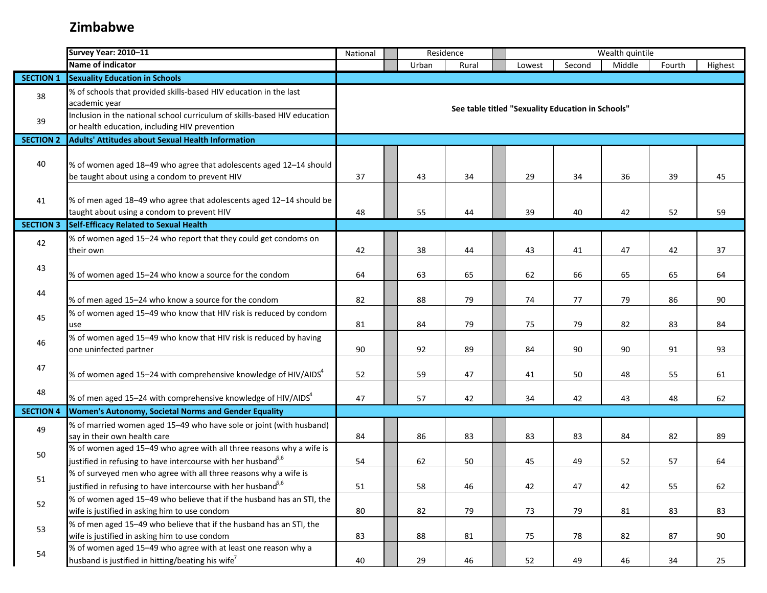# Zimbabwe

| | Survey Year: 2010–11 | National | Residence | | Wealth quintile | | | | |
|---|---|---|---|---|---|---|---|---|---|
| | Name of indicator | | Urban | Rural | Lowest | Second | Middle | Fourth | Highest |
| SECTION 1 | Sexuality Education in Schools | | | | | | | | |
| 38 | % of schools that provided skills-based HIV education in the last academic year | See table titled "Sexuality Education in Schools" | | | | | | | |
| 39 | Inclusion in the national school curriculum of skills-based HIV education or health education, including HIV prevention | See table titled "Sexuality Education in Schools" | | | | | | | |
| SECTION 2 | Adults' Attitudes about Sexual Health Information | | | | | | | | |
| 40 | % of women aged 18–49 who agree that adolescents aged 12–14 should be taught about using a condom to prevent HIV | 37 | 43 | 34 | 29 | 34 | 36 | 39 | 45 |
| 41 | % of men aged 18–49 who agree that adolescents aged 12–14 should be taught about using a condom to prevent HIV | 48 | 55 | 44 | 39 | 40 | 42 | 52 | 59 |
| SECTION 3 | Self-Efficacy Related to Sexual Health | | | | | | | | |
| 42 | % of women aged 15–24 who report that they could get condoms on their own | 42 | 38 | 44 | 43 | 41 | 47 | 42 | 37 |
| 43 | % of women aged 15–24 who know a source for the condom | 64 | 63 | 65 | 62 | 66 | 65 | 65 | 64 |
| 44 | % of men aged 15–24 who know a source for the condom | 82 | 88 | 79 | 74 | 77 | 79 | 86 | 90 |
| 45 | % of women aged 15–49 who know that HIV risk is reduced by condom use | 81 | 84 | 79 | 75 | 79 | 82 | 83 | 84 |
| 46 | % of women aged 15–49 who know that HIV risk is reduced by having one uninfected partner | 90 | 92 | 89 | 84 | 90 | 90 | 91 | 93 |
| 47 | % of women aged 15–24 with comprehensive knowledge of HIV/AIDS[4] | 52 | 59 | 47 | 41 | 50 | 48 | 55 | 61 |
| 48 | % of men aged 15–24 with comprehensive knowledge of HIV/AIDS[4] | 47 | 57 | 42 | 34 | 42 | 43 | 48 | 62 |
| SECTION 4 | Women's Autonomy, Societal Norms and Gender Equality | | | | | | | | |
| 49 | % of married women aged 15–49 who have sole or joint (with husband) say in their own health care | 84 | 86 | 83 | 83 | 83 | 84 | 82 | 89 |
| 50 | % of women aged 15–49 who agree with all three reasons why a wife is justified in refusing to have intercourse with her husband[5,6] | 54 | 62 | 50 | 45 | 49 | 52 | 57 | 64 |
| 51 | % of surveyed men who agree with all three reasons why a wife is justified in refusing to have intercourse with her husband[5,6] | 51 | 58 | 46 | 42 | 47 | 42 | 55 | 62 |
| 52 | % of women aged 15–49 who believe that if the husband has an STI, the wife is justified in asking him to use condom | 80 | 82 | 79 | 73 | 79 | 81 | 83 | 83 |
| 53 | % of men aged 15–49 who believe that if the husband has an STI, the wife is justified in asking him to use condom | 83 | 88 | 81 | 75 | 78 | 82 | 87 | 90 |
| 54 | % of women aged 15–49 who agree with at least one reason why a husband is justified in hitting/beating his wife[7] | 40 | 29 | 46 | 52 | 49 | 46 | 34 | 25 |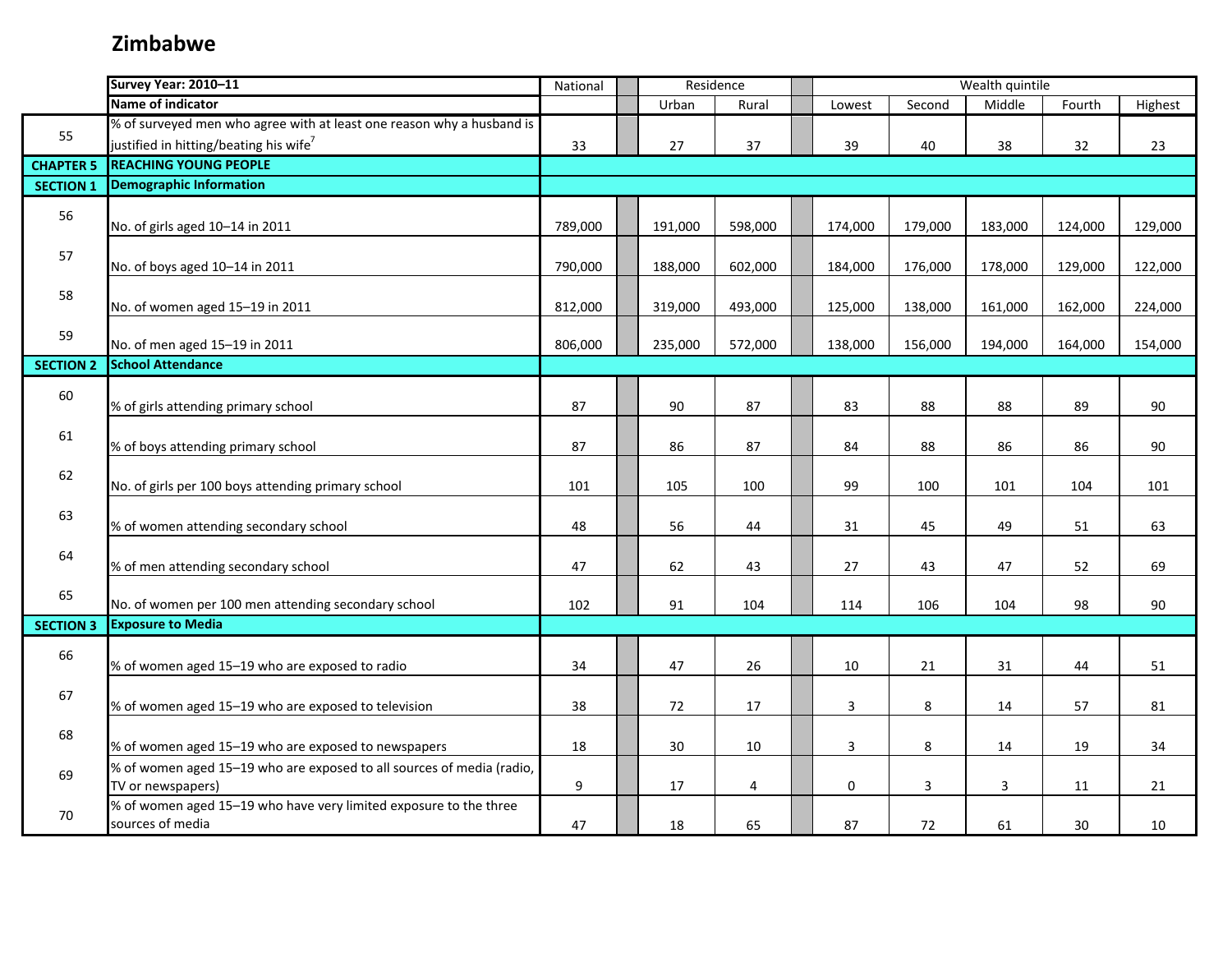# Zimbabwe

| | Survey Year: 2010–11 | National | Residence | | Wealth quintile | | | | |
|---|---|---|---|---|---|---|---|---|---|
| | Name of indicator | | Urban | Rural | Lowest | Second | Middle | Fourth | Highest |
| 55 | % of surveyed men who agree with at least one reason why a husband is justified in hitting/beating his wife[7] | 33 | 27 | 37 | 39 | 40 | 38 | 32 | 23 |
| **CHAPTER 5** | **REACHING YOUNG PEOPLE** | | | | | | | | |
| **SECTION 1** | **Demographic Information** | | | | | | | | |
| 56 | No. of girls aged 10–14 in 2011 | 789,000 | 191,000 | 598,000 | 174,000 | 179,000 | 183,000 | 124,000 | 129,000 |
| 57 | No. of boys aged 10–14 in 2011 | 790,000 | 188,000 | 602,000 | 184,000 | 176,000 | 178,000 | 129,000 | 122,000 |
| 58 | No. of women aged 15–19 in 2011 | 812,000 | 319,000 | 493,000 | 125,000 | 138,000 | 161,000 | 162,000 | 224,000 |
| 59 | No. of men aged 15–19 in 2011 | 806,000 | 235,000 | 572,000 | 138,000 | 156,000 | 194,000 | 164,000 | 154,000 |
| **SECTION 2** | **School Attendance** | | | | | | | | |
| 60 | % of girls attending primary school | 87 | 90 | 87 | 83 | 88 | 88 | 89 | 90 |
| 61 | % of boys attending primary school | 87 | 86 | 87 | 84 | 88 | 86 | 86 | 90 |
| 62 | No. of girls per 100 boys attending primary school | 101 | 105 | 100 | 99 | 100 | 101 | 104 | 101 |
| 63 | % of women attending secondary school | 48 | 56 | 44 | 31 | 45 | 49 | 51 | 63 |
| 64 | % of men attending secondary school | 47 | 62 | 43 | 27 | 43 | 47 | 52 | 69 |
| 65 | No. of women per 100 men attending secondary school | 102 | 91 | 104 | 114 | 106 | 104 | 98 | 90 |
| **SECTION 3** | **Exposure to Media** | | | | | | | | |
| 66 | % of women aged 15–19 who are exposed to radio | 34 | 47 | 26 | 10 | 21 | 31 | 44 | 51 |
| 67 | % of women aged 15–19 who are exposed to television | 38 | 72 | 17 | 3 | 8 | 14 | 57 | 81 |
| 68 | % of women aged 15–19 who are exposed to newspapers | 18 | 30 | 10 | 3 | 8 | 14 | 19 | 34 |
| 69 | % of women aged 15–19 who are exposed to all sources of media (radio, TV or newspapers) | 9 | 17 | 4 | 0 | 3 | 3 | 11 | 21 |
| 70 | % of women aged 15–19 who have very limited exposure to the three sources of media | 47 | 18 | 65 | 87 | 72 | 61 | 30 | 10 |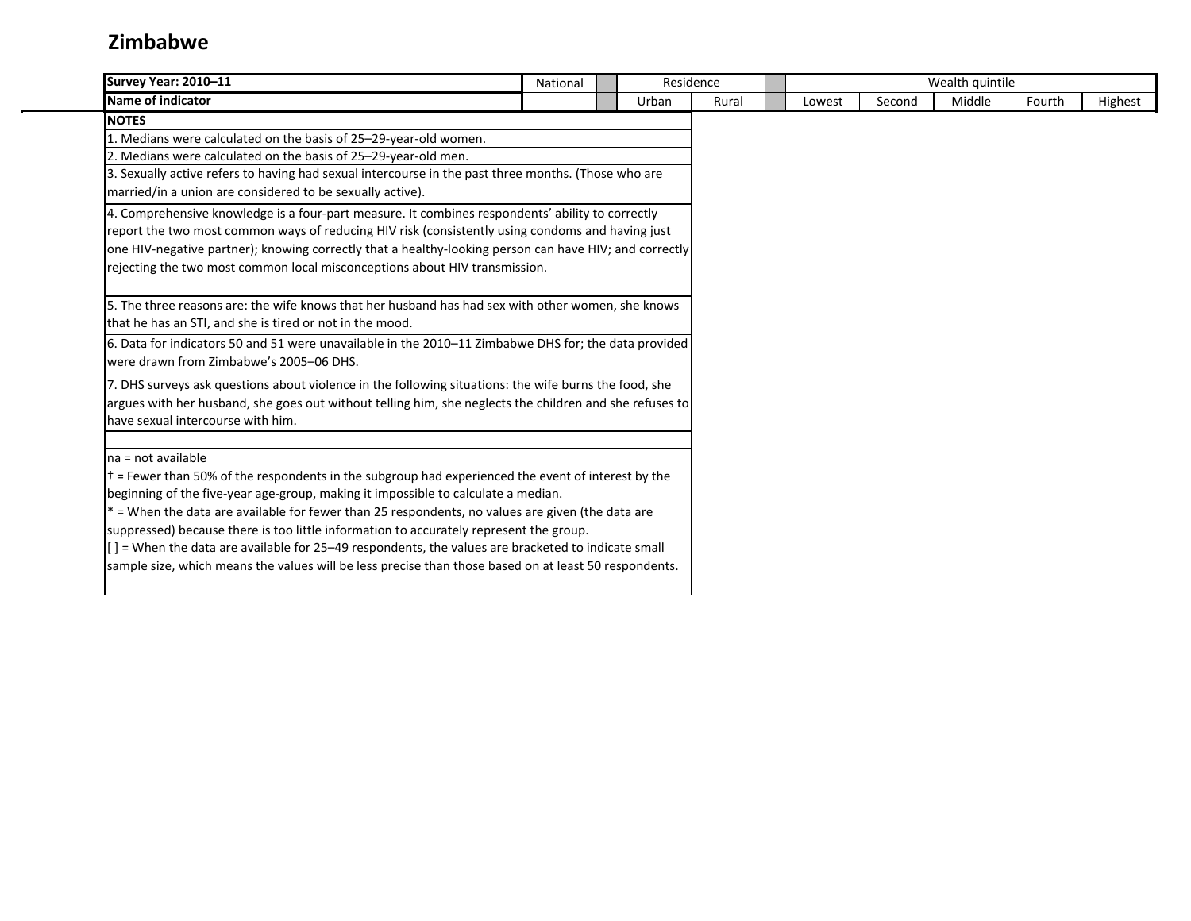# Zimbabwe

| Survey Year: 2010–11 | National | | Residence | | | Wealth quintile | | | | |
|---|---|---|---|---|---|---|---|---|---|---|
| Name of indicator | | | Urban | Rural | | Lowest | Second | Middle | Fourth | Highest |

**NOTES**

1. Medians were calculated on the basis of 25–29-year-old women.
2. Medians were calculated on the basis of 25–29-year-old men.
3. Sexually active refers to having had sexual intercourse in the past three months. (Those who are married/in a union are considered to be sexually active).
4. Comprehensive knowledge is a four-part measure. It combines respondents' ability to correctly report the two most common ways of reducing HIV risk (consistently using condoms and having just one HIV-negative partner); knowing correctly that a healthy-looking person can have HIV; and correctly rejecting the two most common local misconceptions about HIV transmission.
5. The three reasons are: the wife knows that her husband has had sex with other women, she knows that he has an STI, and she is tired or not in the mood.
6. Data for indicators 50 and 51 were unavailable in the 2010–11 Zimbabwe DHS for; the data provided were drawn from Zimbabwe's 2005–06 DHS.
7. DHS surveys ask questions about violence in the following situations: the wife burns the food, she argues with her husband, she goes out without telling him, she neglects the children and she refuses to have sexual intercourse with him.

na = not available
† = Fewer than 50% of the respondents in the subgroup had experienced the event of interest by the beginning of the five-year age-group, making it impossible to calculate a median.
* = When the data are available for fewer than 25 respondents, no values are given (the data are suppressed) because there is too little information to accurately represent the group.
[ ] = When the data are available for 25–49 respondents, the values are bracketed to indicate small sample size, which means the values will be less precise than those based on at least 50 respondents.